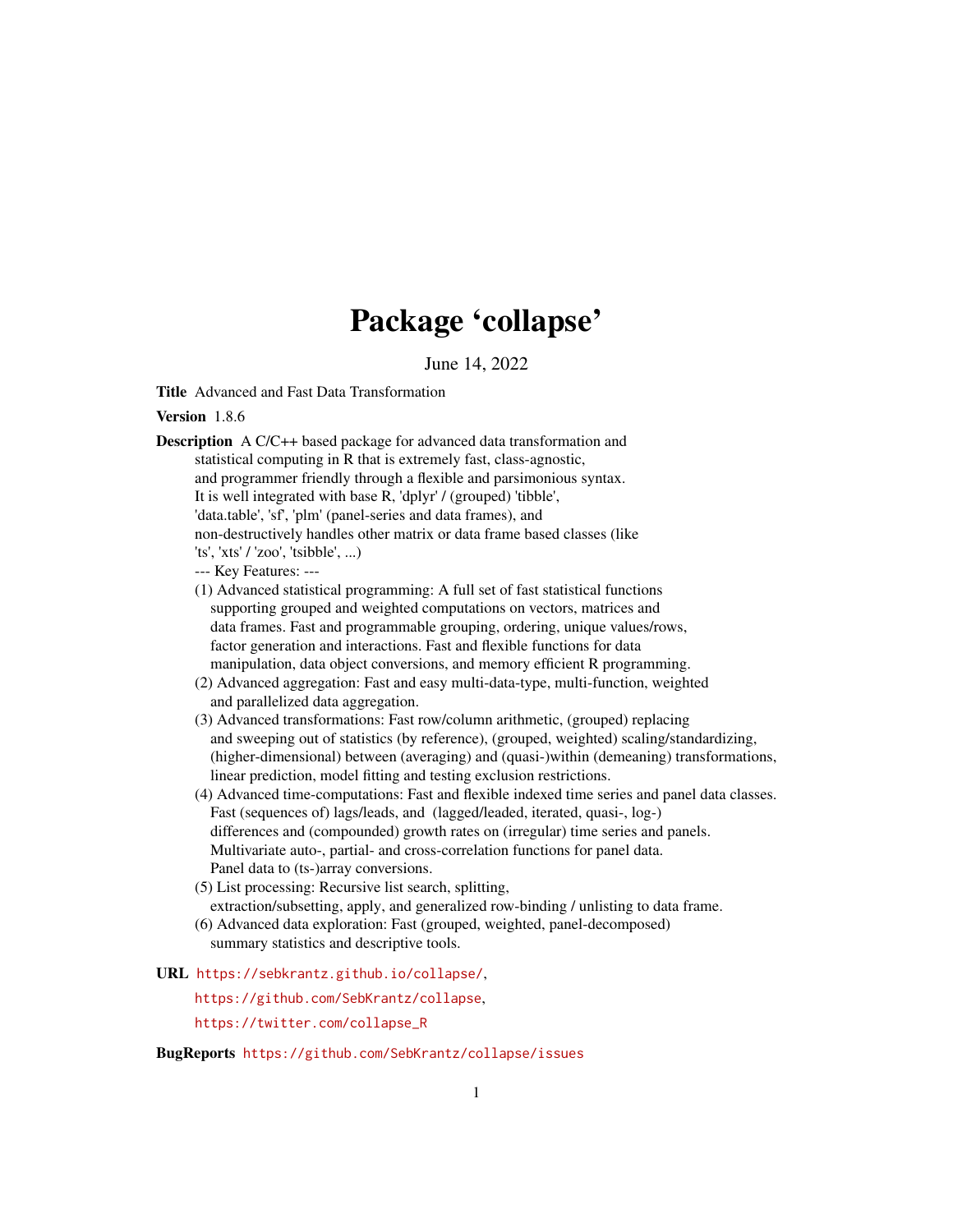# Package 'collapse'

June 14, 2022

**Title** Advanced and Fast Data Transformation

**Version** 1.8.6

**Description** A C/C++ based package for advanced data transformation and statistical computing in R that is extremely fast, class-agnostic, and programmer friendly through a flexible and parsimonious syntax. It is well integrated with base R, 'dplyr' / (grouped) 'tibble', 'data.table', 'sf', 'plm' (panel-series and data frames), and non-destructively handles other matrix or data frame based classes (like 'ts', 'xts' / 'zoo', 'tsibble', ...)

--- Key Features: ---

(1) Advanced statistical programming: A full set of fast statistical functions supporting grouped and weighted computations on vectors, matrices and data frames. Fast and programmable grouping, ordering, unique values/rows, factor generation and interactions. Fast and flexible functions for data manipulation, data object conversions, and memory efficient R programming.

(2) Advanced aggregation: Fast and easy multi-data-type, multi-function, weighted and parallelized data aggregation.

(3) Advanced transformations: Fast row/column arithmetic, (grouped) replacing and sweeping out of statistics (by reference), (grouped, weighted) scaling/standardizing, (higher-dimensional) between (averaging) and (quasi-)within (demeaning) transformations, linear prediction, model fitting and testing exclusion restrictions.

(4) Advanced time-computations: Fast and flexible indexed time series and panel data classes. Fast (sequences of) lags/leads, and (lagged/leaded, iterated, quasi-, log-) differences and (compounded) growth rates on (irregular) time series and panels. Multivariate auto-, partial- and cross-correlation functions for panel data. Panel data to (ts-)array conversions.

(5) List processing: Recursive list search, splitting, extraction/subsetting, apply, and generalized row-binding / unlisting to data frame.

(6) Advanced data exploration: Fast (grouped, weighted, panel-decomposed) summary statistics and descriptive tools.

**URL** https://sebkrantz.github.io/collapse/,
https://github.com/SebKrantz/collapse,
https://twitter.com/collapse_R

**BugReports** https://github.com/SebKrantz/collapse/issues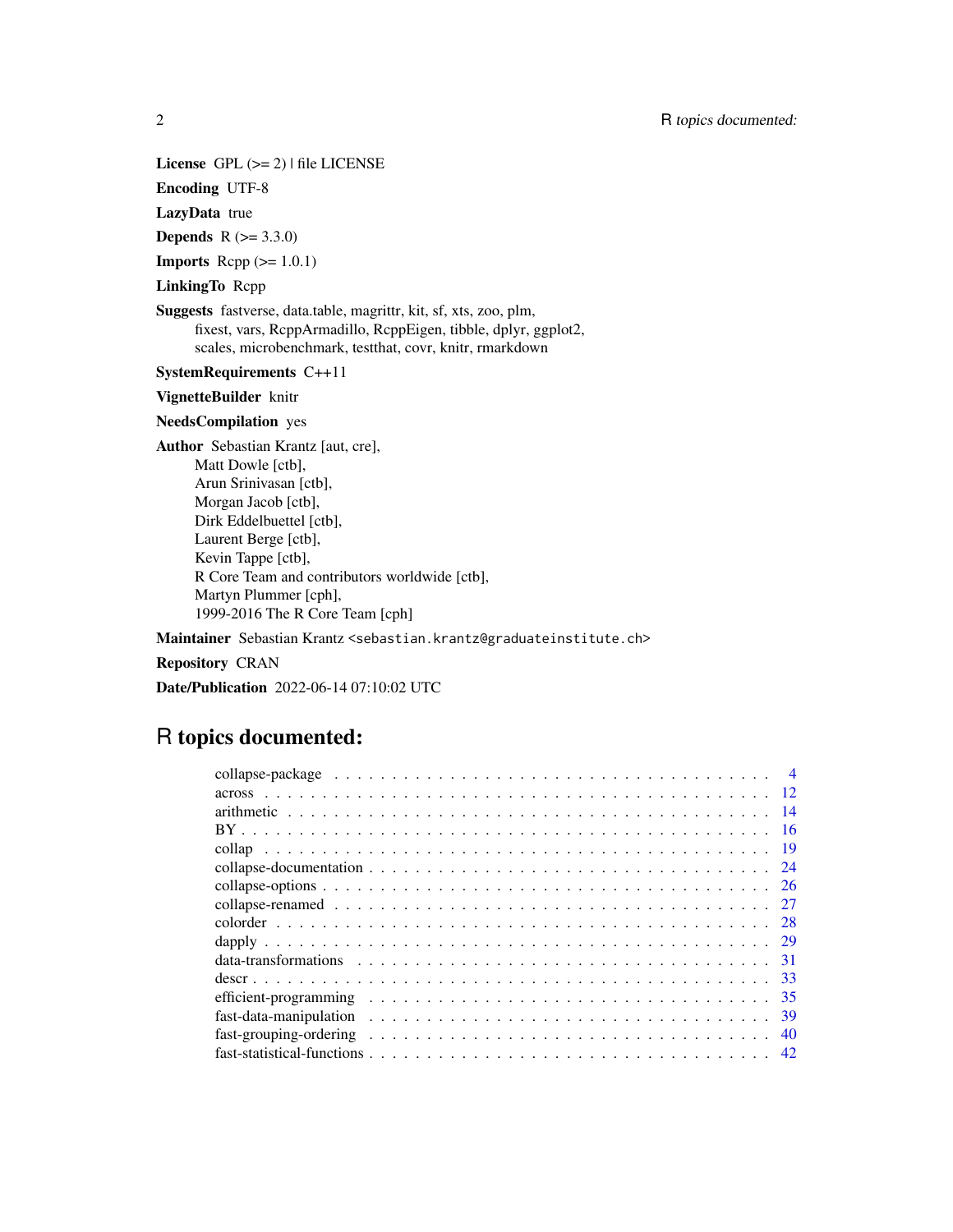**License** GPL (>= 2) | file LICENSE

**Encoding** UTF-8

**LazyData** true

**Depends** R (>= 3.3.0)

**Imports** Rcpp (>= 1.0.1)

**LinkingTo** Rcpp

**Suggests** fastverse, data.table, magrittr, kit, sf, xts, zoo, plm, fixest, vars, RcppArmadillo, RcppEigen, tibble, dplyr, ggplot2, scales, microbenchmark, testthat, covr, knitr, rmarkdown

**SystemRequirements** C++11

**VignetteBuilder** knitr

**NeedsCompilation** yes

**Author** Sebastian Krantz [aut, cre],
Matt Dowle [ctb],
Arun Srinivasan [ctb],
Morgan Jacob [ctb],
Dirk Eddelbuettel [ctb],
Laurent Berge [ctb],
Kevin Tappe [ctb],
R Core Team and contributors worldwide [ctb],
Martyn Plummer [cph],
1999-2016 The R Core Team [cph]

**Maintainer** Sebastian Krantz <sebastian.krantz@graduateinstitute.ch>

**Repository** CRAN

**Date/Publication** 2022-06-14 07:10:02 UTC

# R topics documented:

- collapse-package . . . . . 4
- across . . . . . 12
- arithmetic . . . . . 14
- BY . . . . . 16
- collap . . . . . 19
- collapse-documentation . . . . . 24
- collapse-options . . . . . 26
- collapse-renamed . . . . . 27
- colorder . . . . . 28
- dapply . . . . . 29
- data-transformations . . . . . 31
- descr . . . . . 33
- efficient-programming . . . . . 35
- fast-data-manipulation . . . . . 39
- fast-grouping-ordering . . . . . 40
- fast-statistical-functions . . . . . 42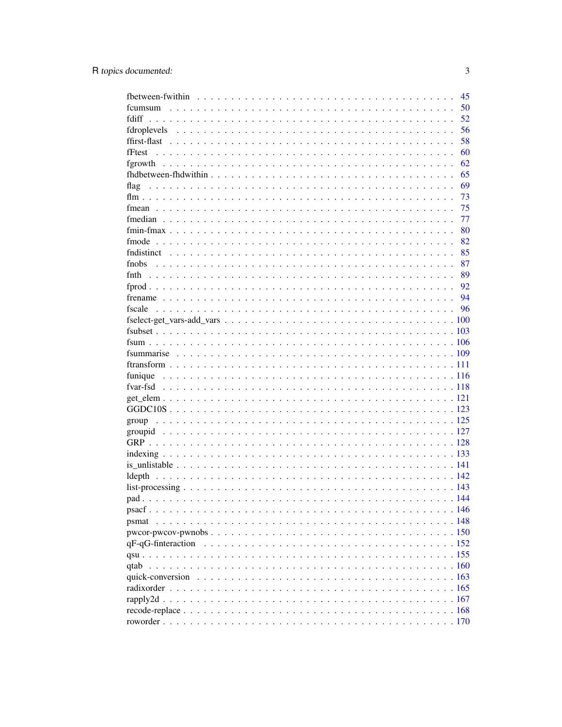fbetween-fwithin . . . . . . . . . . . . . . . . . . . . . . . . . . . . . . . . . . 45
fcumsum . . . . . . . . . . . . . . . . . . . . . . . . . . . . . . . . . . . . . . 50
fdiff . . . . . . . . . . . . . . . . . . . . . . . . . . . . . . . . . . . . . . . . 52
fdroplevels . . . . . . . . . . . . . . . . . . . . . . . . . . . . . . . . . . . . 56
ffirst-flast . . . . . . . . . . . . . . . . . . . . . . . . . . . . . . . . . . . . 58
fFtest . . . . . . . . . . . . . . . . . . . . . . . . . . . . . . . . . . . . . . . 60
fgrowth . . . . . . . . . . . . . . . . . . . . . . . . . . . . . . . . . . . . . . 62
fhdbetween-fhdwithin . . . . . . . . . . . . . . . . . . . . . . . . . . . . . . . 65
flag . . . . . . . . . . . . . . . . . . . . . . . . . . . . . . . . . . . . . . . . 69
flm . . . . . . . . . . . . . . . . . . . . . . . . . . . . . . . . . . . . . . . . 73
fmean . . . . . . . . . . . . . . . . . . . . . . . . . . . . . . . . . . . . . . . 75
fmedian . . . . . . . . . . . . . . . . . . . . . . . . . . . . . . . . . . . . . . 77
fmin-fmax . . . . . . . . . . . . . . . . . . . . . . . . . . . . . . . . . . . . . 80
fmode . . . . . . . . . . . . . . . . . . . . . . . . . . . . . . . . . . . . . . . 82
fndistinct . . . . . . . . . . . . . . . . . . . . . . . . . . . . . . . . . . . . . 85
fnobs . . . . . . . . . . . . . . . . . . . . . . . . . . . . . . . . . . . . . . . . 87
fnth . . . . . . . . . . . . . . . . . . . . . . . . . . . . . . . . . . . . . . . . 89
fprod . . . . . . . . . . . . . . . . . . . . . . . . . . . . . . . . . . . . . . . . 92
frename . . . . . . . . . . . . . . . . . . . . . . . . . . . . . . . . . . . . . . 94
fscale . . . . . . . . . . . . . . . . . . . . . . . . . . . . . . . . . . . . . . . 96
fselect-get_vars-add_vars . . . . . . . . . . . . . . . . . . . . . . . . . . . . . . 100
fsubset . . . . . . . . . . . . . . . . . . . . . . . . . . . . . . . . . . . . . . 103
fsum . . . . . . . . . . . . . . . . . . . . . . . . . . . . . . . . . . . . . . . . 106
fsummarise . . . . . . . . . . . . . . . . . . . . . . . . . . . . . . . . . . . . 109
ftransform . . . . . . . . . . . . . . . . . . . . . . . . . . . . . . . . . . . . 111
funique . . . . . . . . . . . . . . . . . . . . . . . . . . . . . . . . . . . . . . 116
fvar-fsd . . . . . . . . . . . . . . . . . . . . . . . . . . . . . . . . . . . . . . 118
get_elem . . . . . . . . . . . . . . . . . . . . . . . . . . . . . . . . . . . . . . 121
GGDC10S . . . . . . . . . . . . . . . . . . . . . . . . . . . . . . . . . . . . . . 123
group . . . . . . . . . . . . . . . . . . . . . . . . . . . . . . . . . . . . . . . 125
groupid . . . . . . . . . . . . . . . . . . . . . . . . . . . . . . . . . . . . . . 127
GRP . . . . . . . . . . . . . . . . . . . . . . . . . . . . . . . . . . . . . . . . 128
indexing . . . . . . . . . . . . . . . . . . . . . . . . . . . . . . . . . . . . . . 133
is_unlistable . . . . . . . . . . . . . . . . . . . . . . . . . . . . . . . . . . . . 141
ldepth . . . . . . . . . . . . . . . . . . . . . . . . . . . . . . . . . . . . . . . 142
list-processing . . . . . . . . . . . . . . . . . . . . . . . . . . . . . . . . . . . 143
pad . . . . . . . . . . . . . . . . . . . . . . . . . . . . . . . . . . . . . . . . . 144
psacf . . . . . . . . . . . . . . . . . . . . . . . . . . . . . . . . . . . . . . . . 146
psmat . . . . . . . . . . . . . . . . . . . . . . . . . . . . . . . . . . . . . . . . 148
pwcor-pwcov-pwnobs . . . . . . . . . . . . . . . . . . . . . . . . . . . . . . . . 150
qF-qG-finteraction . . . . . . . . . . . . . . . . . . . . . . . . . . . . . . . . . 152
qsu . . . . . . . . . . . . . . . . . . . . . . . . . . . . . . . . . . . . . . . . . 155
qtab . . . . . . . . . . . . . . . . . . . . . . . . . . . . . . . . . . . . . . . . 160
quick-conversion . . . . . . . . . . . . . . . . . . . . . . . . . . . . . . . . . . 163
radixorder . . . . . . . . . . . . . . . . . . . . . . . . . . . . . . . . . . . . . 165
rapply2d . . . . . . . . . . . . . . . . . . . . . . . . . . . . . . . . . . . . . . 167
recode-replace . . . . . . . . . . . . . . . . . . . . . . . . . . . . . . . . . . . 168
roworder . . . . . . . . . . . . . . . . . . . . . . . . . . . . . . . . . . . . . . 170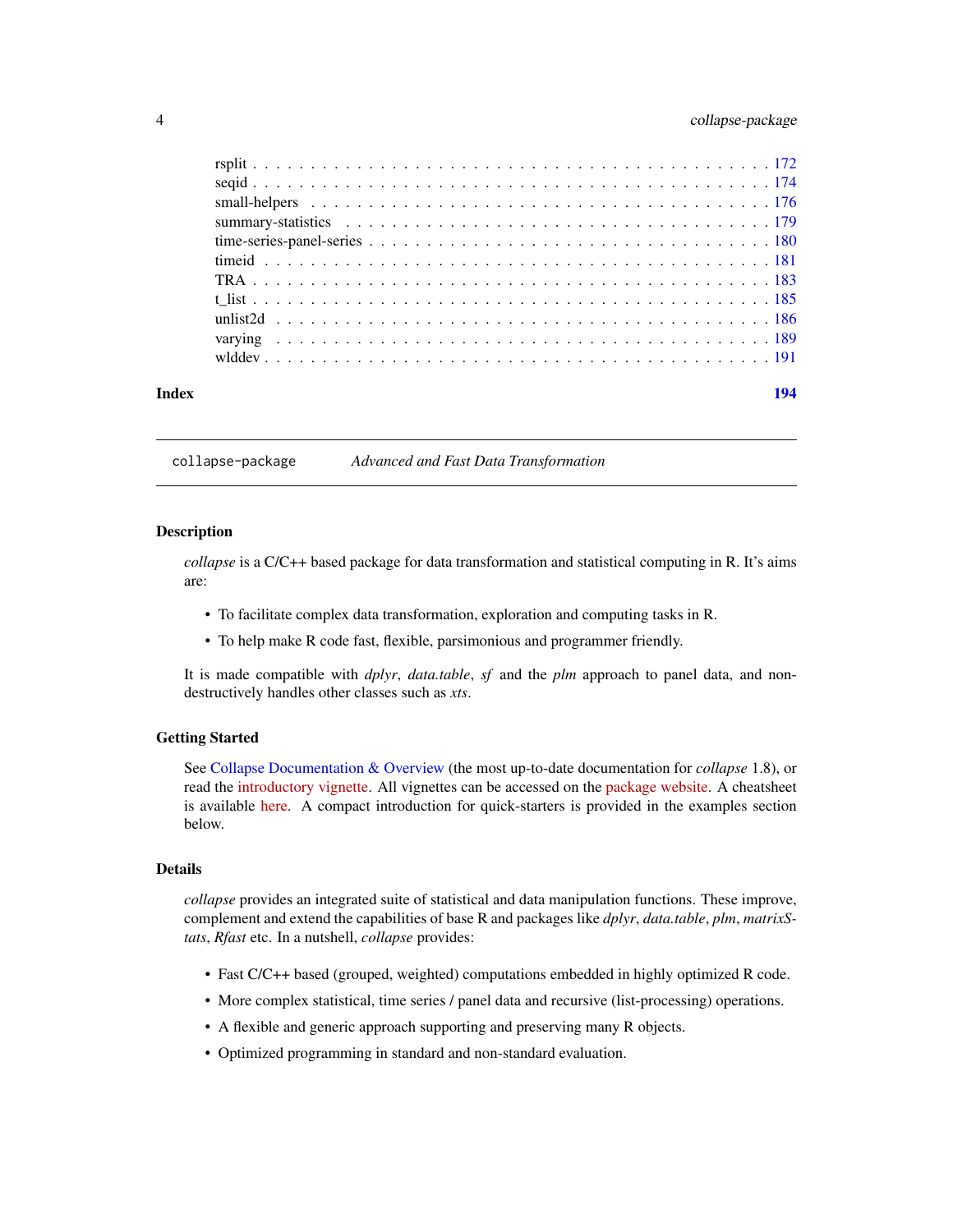rsplit . . . . . . . . . . . . . . . . . . . . . . . . . . . . . . . . . . . . . . . . . . . 172
seqid . . . . . . . . . . . . . . . . . . . . . . . . . . . . . . . . . . . . . . . . . . . 174
small-helpers . . . . . . . . . . . . . . . . . . . . . . . . . . . . . . . . . . . . . . . 176
summary-statistics . . . . . . . . . . . . . . . . . . . . . . . . . . . . . . . . . . . . 179
time-series-panel-series . . . . . . . . . . . . . . . . . . . . . . . . . . . . . . . . . 180
timeid . . . . . . . . . . . . . . . . . . . . . . . . . . . . . . . . . . . . . . . . . . . 181
TRA . . . . . . . . . . . . . . . . . . . . . . . . . . . . . . . . . . . . . . . . . . . . 183
t_list . . . . . . . . . . . . . . . . . . . . . . . . . . . . . . . . . . . . . . . . . . . 185
unlist2d . . . . . . . . . . . . . . . . . . . . . . . . . . . . . . . . . . . . . . . . . . 186
varying . . . . . . . . . . . . . . . . . . . . . . . . . . . . . . . . . . . . . . . . . . 189
wlddev . . . . . . . . . . . . . . . . . . . . . . . . . . . . . . . . . . . . . . . . . . . 191

**Index** **194**

---

`collapse-package` *Advanced and Fast Data Transformation*

---

## Description

*collapse* is a C/C++ based package for data transformation and statistical computing in R. It's aims are:

- To facilitate complex data transformation, exploration and computing tasks in R.
- To help make R code fast, flexible, parsimonious and programmer friendly.

It is made compatible with *dplyr*, *data.table*, *sf* and the *plm* approach to panel data, and non-destructively handles other classes such as *xts*.

## Getting Started

See Collapse Documentation & Overview (the most up-to-date documentation for *collapse* 1.8), or read the introductory vignette. All vignettes can be accessed on the package website. A cheatsheet is available here. A compact introduction for quick-starters is provided in the examples section below.

## Details

*collapse* provides an integrated suite of statistical and data manipulation functions. These improve, complement and extend the capabilities of base R and packages like *dplyr*, *data.table*, *plm*, *matrixStats*, *Rfast* etc. In a nutshell, *collapse* provides:

- Fast C/C++ based (grouped, weighted) computations embedded in highly optimized R code.
- More complex statistical, time series / panel data and recursive (list-processing) operations.
- A flexible and generic approach supporting and preserving many R objects.
- Optimized programming in standard and non-standard evaluation.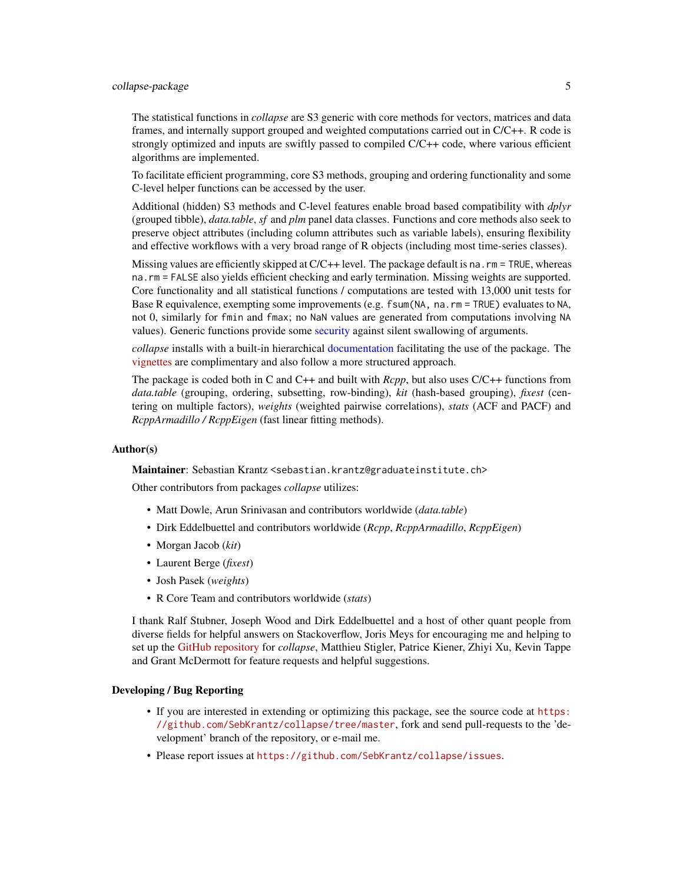The statistical functions in *collapse* are S3 generic with core methods for vectors, matrices and data frames, and internally support grouped and weighted computations carried out in C/C++. R code is strongly optimized and inputs are swiftly passed to compiled C/C++ code, where various efficient algorithms are implemented.

To facilitate efficient programming, core S3 methods, grouping and ordering functionality and some C-level helper functions can be accessed by the user.

Additional (hidden) S3 methods and C-level features enable broad based compatibility with *dplyr* (grouped tibble), *data.table*, *sf* and *plm* panel data classes. Functions and core methods also seek to preserve object attributes (including column attributes such as variable labels), ensuring flexibility and effective workflows with a very broad range of R objects (including most time-series classes).

Missing values are efficiently skipped at C/C++ level. The package default is `na.rm = TRUE`, whereas `na.rm = FALSE` also yields efficient checking and early termination. Missing weights are supported. Core functionality and all statistical functions / computations are tested with 13,000 unit tests for Base R equivalence, exempting some improvements (e.g. `fsum(NA, na.rm = TRUE)` evaluates to `NA`, not 0, similarly for `fmin` and `fmax`; no `NaN` values are generated from computations involving `NA` values). Generic functions provide some security against silent swallowing of arguments.

*collapse* installs with a built-in hierarchical documentation facilitating the use of the package. The vignettes are complimentary and also follow a more structured approach.

The package is coded both in C and C++ and built with *Rcpp*, but also uses C/C++ functions from *data.table* (grouping, ordering, subsetting, row-binding), *kit* (hash-based grouping), *fixest* (centering on multiple factors), *weights* (weighted pairwise correlations), *stats* (ACF and PACF) and *RcppArmadillo / RcppEigen* (fast linear fitting methods).

### Author(s)

**Maintainer**: Sebastian Krantz <sebastian.krantz@graduateinstitute.ch>

Other contributors from packages *collapse* utilizes:

- Matt Dowle, Arun Srinivasan and contributors worldwide (*data.table*)
- Dirk Eddelbuettel and contributors worldwide (*Rcpp*, *RcppArmadillo*, *RcppEigen*)
- Morgan Jacob (*kit*)
- Laurent Berge (*fixest*)
- Josh Pasek (*weights*)
- R Core Team and contributors worldwide (*stats*)

I thank Ralf Stubner, Joseph Wood and Dirk Eddelbuettel and a host of other quant people from diverse fields for helpful answers on Stackoverflow, Joris Meys for encouraging me and helping to set up the GitHub repository for *collapse*, Matthieu Stigler, Patrice Kiener, Zhiyi Xu, Kevin Tappe and Grant McDermott for feature requests and helpful suggestions.

### Developing / Bug Reporting

- If you are interested in extending or optimizing this package, see the source code at https://github.com/SebKrantz/collapse/tree/master, fork and send pull-requests to the 'development' branch of the repository, or e-mail me.
- Please report issues at https://github.com/SebKrantz/collapse/issues.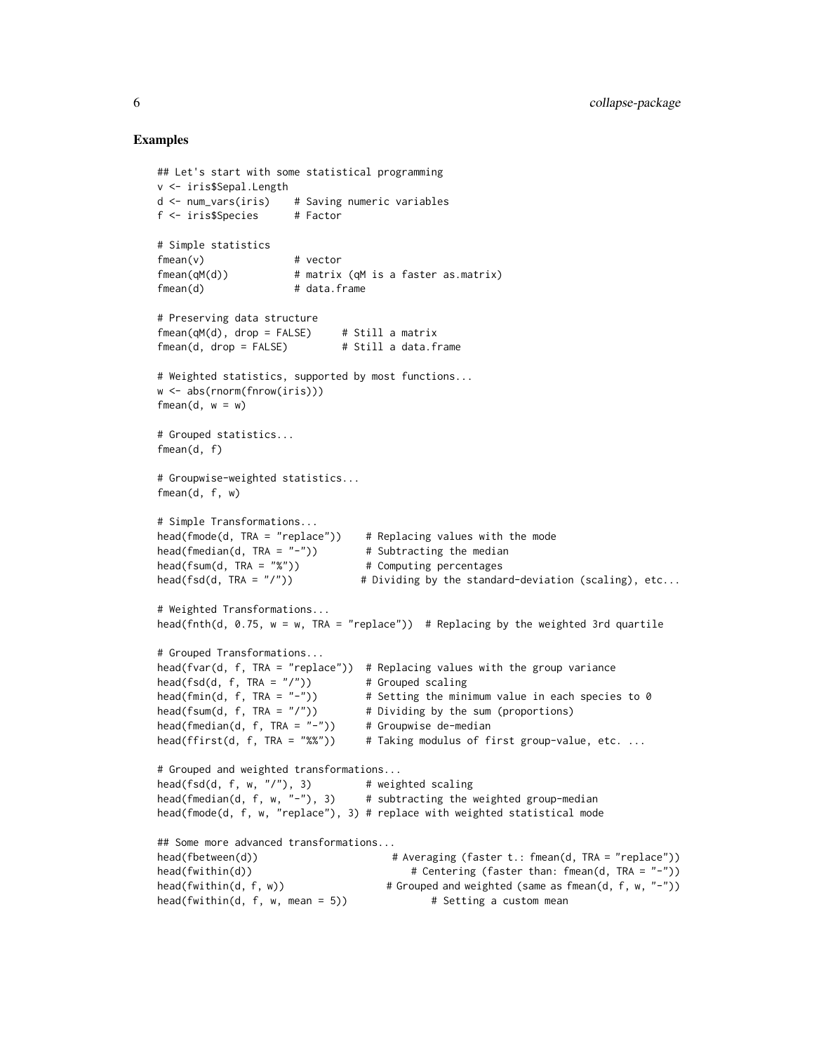## Examples

```
## Let's start with some statistical programming
v <- iris$Sepal.Length
d <- num_vars(iris)    # Saving numeric variables
f <- iris$Species      # Factor

# Simple statistics
fmean(v)               # vector
fmean(qM(d))           # matrix (qM is a faster as.matrix)
fmean(d)               # data.frame

# Preserving data structure
fmean(qM(d), drop = FALSE)     # Still a matrix
fmean(d, drop = FALSE)         # Still a data.frame

# Weighted statistics, supported by most functions...
w <- abs(rnorm(fnrow(iris)))
fmean(d, w = w)

# Grouped statistics...
fmean(d, f)

# Groupwise-weighted statistics...
fmean(d, f, w)

# Simple Transformations...
head(fmode(d, TRA = "replace"))    # Replacing values with the mode
head(fmedian(d, TRA = "-"))        # Subtracting the median
head(fsum(d, TRA = "%"))           # Computing percentages
head(fsd(d, TRA = "/"))           # Dividing by the standard-deviation (scaling), etc...

# Weighted Transformations...
head(fnth(d, 0.75, w = w, TRA = "replace"))  # Replacing by the weighted 3rd quartile

# Grouped Transformations...
head(fvar(d, f, TRA = "replace"))  # Replacing values with the group variance
head(fsd(d, f, TRA = "/"))         # Grouped scaling
head(fmin(d, f, TRA = "-"))        # Setting the minimum value in each species to 0
head(fsum(d, f, TRA = "/"))        # Dividing by the sum (proportions)
head(fmedian(d, f, TRA = "-"))     # Groupwise de-median
head(ffirst(d, f, TRA = "%%"))     # Taking modulus of first group-value, etc. ...

# Grouped and weighted transformations...
head(fsd(d, f, w, "/"), 3)         # weighted scaling
head(fmedian(d, f, w, "-"), 3)     # subtracting the weighted group-median
head(fmode(d, f, w, "replace"), 3) # replace with weighted statistical mode

## Some more advanced transformations...
head(fbetween(d))                       # Averaging (faster t.: fmean(d, TRA = "replace"))
head(fwithin(d))                           # Centering (faster than: fmean(d, TRA = "-"))
head(fwithin(d, f, w))                 # Grouped and weighted (same as fmean(d, f, w, "-"))
head(fwithin(d, f, w, mean = 5))              # Setting a custom mean
```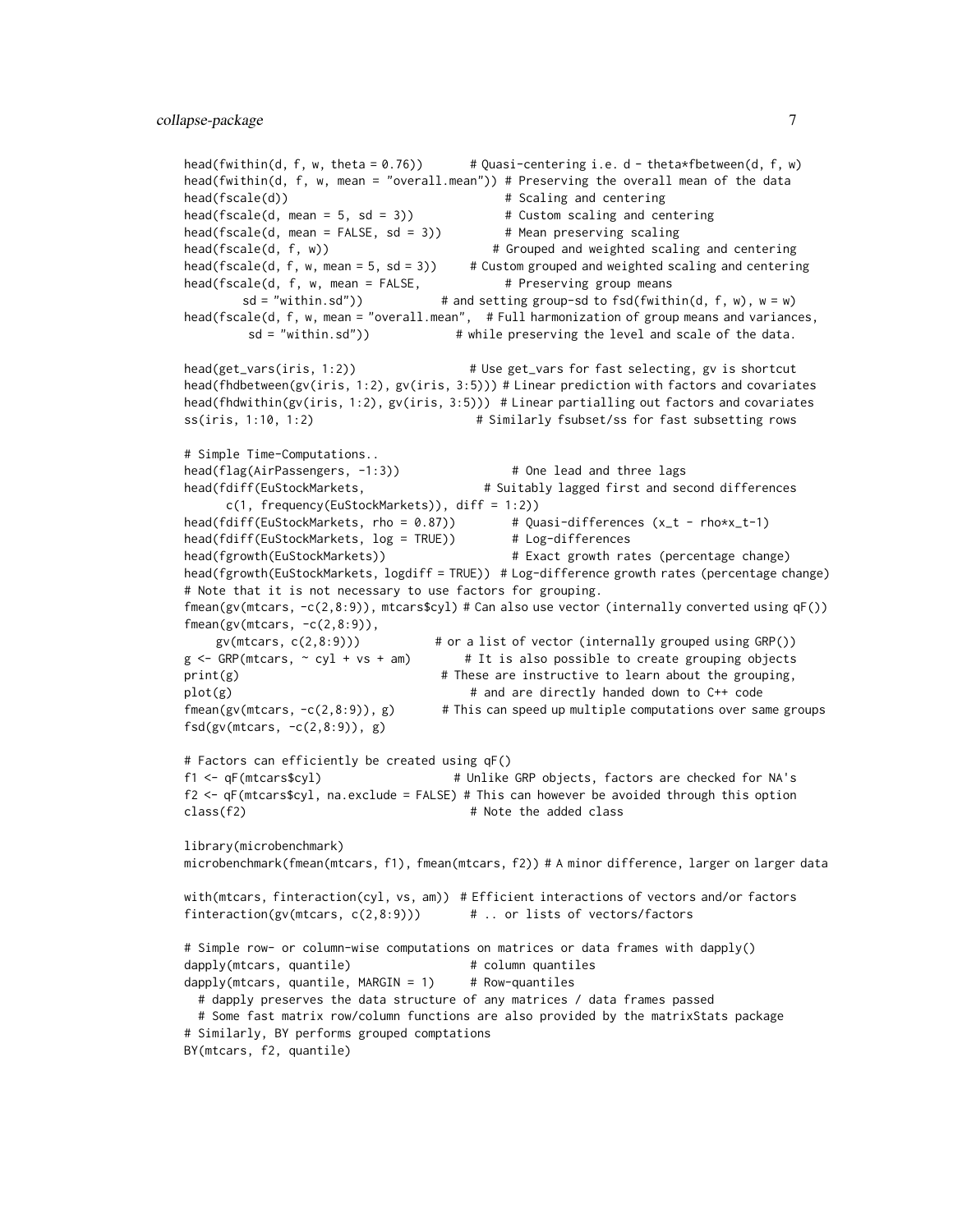```
head(fwithin(d, f, w, theta = 0.76))       # Quasi-centering i.e. d - theta*fbetween(d, f, w)
head(fwithin(d, f, w, mean = "overall.mean")) # Preserving the overall mean of the data
head(fscale(d))                             # Scaling and centering
head(fscale(d, mean = 5, sd = 3))           # Custom scaling and centering
head(fscale(d, mean = FALSE, sd = 3))       # Mean preserving scaling
head(fscale(d, f, w))                      # Grouped and weighted scaling and centering
head(fscale(d, f, w, mean = 5, sd = 3))    # Custom grouped and weighted scaling and centering
head(fscale(d, f, w, mean = FALSE,          # Preserving group means
       sd = "within.sd"))              # and setting group-sd to fsd(fwithin(d, f, w), w = w)
head(fscale(d, f, w, mean = "overall.mean",  # Full harmonization of group means and variances,
        sd = "within.sd"))             # while preserving the level and scale of the data.

head(get_vars(iris, 1:2))                # Use get_vars for fast selecting, gv is shortcut
head(fhdbetween(gv(iris, 1:2), gv(iris, 3:5))) # Linear prediction with factors and covariates
head(fhdwithin(gv(iris, 1:2), gv(iris, 3:5)))  # Linear partialling out factors and covariates
ss(iris, 1:10, 1:2)                       # Similarly fsubset/ss for fast subsetting rows

# Simple Time-Computations..
head(flag(AirPassengers, -1:3))                # One lead and three lags
head(fdiff(EuStockMarkets,                   # Suitably lagged first and second differences
      c(1, frequency(EuStockMarkets)), diff = 1:2))
head(fdiff(EuStockMarkets, rho = 0.87))        # Quasi-differences (x_t - rho*x_t-1)
head(fdiff(EuStockMarkets, log = TRUE))        # Log-differences
head(fgrowth(EuStockMarkets))                  # Exact growth rates (percentage change)
head(fgrowth(EuStockMarkets, logdiff = TRUE))  # Log-difference growth rates (percentage change)
# Note that it is not necessary to use factors for grouping.
fmean(gv(mtcars, -c(2,8:9)), mtcars$cyl) # Can also use vector (internally converted using qF())
fmean(gv(mtcars, -c(2,8:9)),
    gv(mtcars, c(2,8:9)))           # or a list of vector (internally grouped using GRP())
g <- GRP(mtcars, ~ cyl + vs + am)        # It is also possible to create grouping objects
print(g)                              # These are instructive to learn about the grouping,
plot(g)                                    # and are directly handed down to C++ code
fmean(gv(mtcars, -c(2,8:9)), g)       # This can speed up multiple computations over same groups
fsd(gv(mtcars, -c(2,8:9)), g)

# Factors can efficiently be created using qF()
f1 <- qF(mtcars$cyl)                   # Unlike GRP objects, factors are checked for NA's
f2 <- qF(mtcars$cyl, na.exclude = FALSE) # This can however be avoided through this option
class(f2)                                # Note the added class

library(microbenchmark)
microbenchmark(fmean(mtcars, f1), fmean(mtcars, f2)) # A minor difference, larger on larger data

with(mtcars, finteraction(cyl, vs, am))  # Efficient interactions of vectors and/or factors
finteraction(gv(mtcars, c(2,8:9)))       # .. or lists of vectors/factors

# Simple row- or column-wise computations on matrices or data frames with dapply()
dapply(mtcars, quantile)                # column quantiles
dapply(mtcars, quantile, MARGIN = 1)     # Row-quantiles
  # dapply preserves the data structure of any matrices / data frames passed
  # Some fast matrix row/column functions are also provided by the matrixStats package
# Similarly, BY performs grouped comptations
BY(mtcars, f2, quantile)
```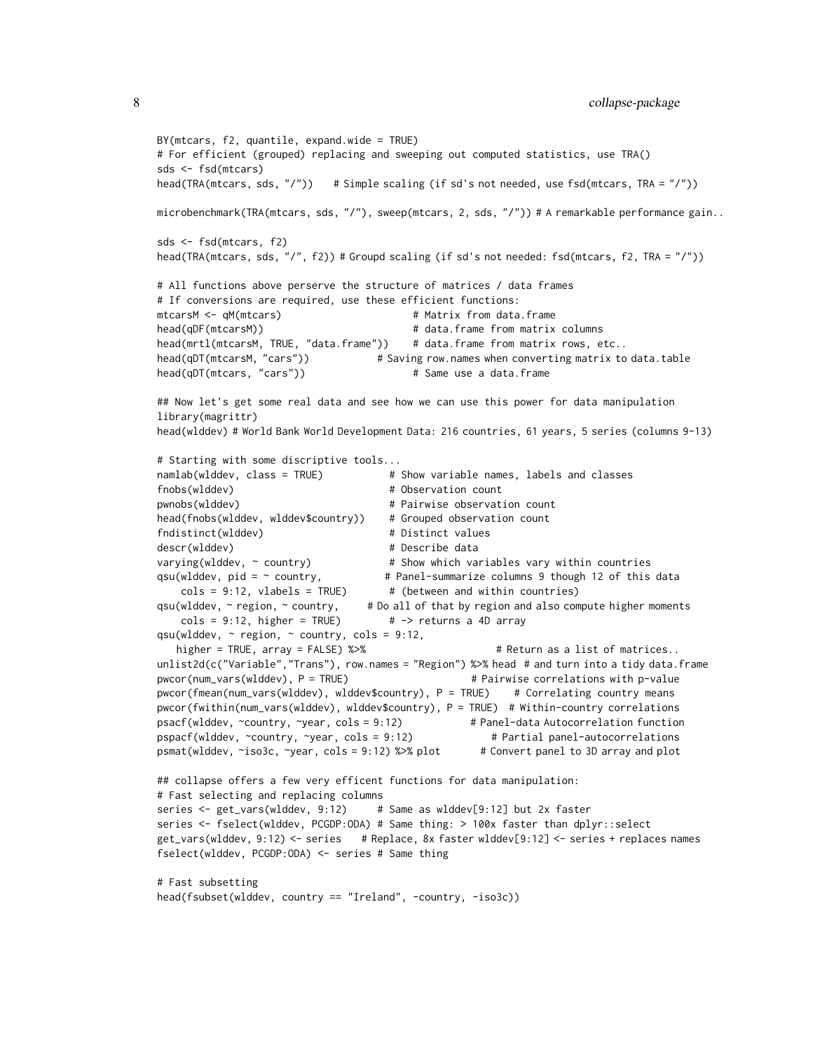```
BY(mtcars, f2, quantile, expand.wide = TRUE)
# For efficient (grouped) replacing and sweeping out computed statistics, use TRA()
sds <- fsd(mtcars)
head(TRA(mtcars, sds, "/"))    # Simple scaling (if sd's not needed, use fsd(mtcars, TRA = "/"))

microbenchmark(TRA(mtcars, sds, "/"), sweep(mtcars, 2, sds, "/")) # A remarkable performance gain..

sds <- fsd(mtcars, f2)
head(TRA(mtcars, sds, "/", f2)) # Groupd scaling (if sd's not needed: fsd(mtcars, f2, TRA = "/"))

# All functions above perserve the structure of matrices / data frames
# If conversions are required, use these efficient functions:
mtcarsM <- qM(mtcars)                      # Matrix from data.frame
head(qDF(mtcarsM))                         # data.frame from matrix columns
head(mrtl(mtcarsM, TRUE, "data.frame"))    # data.frame from matrix rows, etc..
head(qDT(mtcarsM, "cars"))           # Saving row.names when converting matrix to data.table
head(qDT(mtcars, "cars"))                  # Same use a data.frame

## Now let's get some real data and see how we can use this power for data manipulation
library(magrittr)
head(wlddev) # World Bank World Development Data: 216 countries, 61 years, 5 series (columns 9-13)

# Starting with some discriptive tools...
namlab(wlddev, class = TRUE)           # Show variable names, labels and classes
fnobs(wlddev)                          # Observation count
pwnobs(wlddev)                         # Pairwise observation count
head(fnobs(wlddev, wlddev$country))    # Grouped observation count
fndistinct(wlddev)                     # Distinct values
descr(wlddev)                          # Describe data
varying(wlddev, ~ country)             # Show which variables vary within countries
qsu(wlddev, pid = ~ country,          # Panel-summarize columns 9 though 12 of this data
    cols = 9:12, vlabels = TRUE)       # (between and within countries)
qsu(wlddev, ~ region, ~ country,     # Do all of that by region and also compute higher moments
    cols = 9:12, higher = TRUE)        # -> returns a 4D array
qsu(wlddev, ~ region, ~ country, cols = 9:12,
   higher = TRUE, array = FALSE) %>%                      # Return as a list of matrices..
unlist2d(c("Variable","Trans"), row.names = "Region") %>% head  # and turn into a tidy data.frame
pwcor(num_vars(wlddev), P = TRUE)                    # Pairwise correlations with p-value
pwcor(fmean(num_vars(wlddev), wlddev$country), P = TRUE)    # Correlating country means
pwcor(fwithin(num_vars(wlddev), wlddev$country), P = TRUE)  # Within-country correlations
psacf(wlddev, ~country, ~year, cols = 9:12)           # Panel-data Autocorrelation function
pspacf(wlddev, ~country, ~year, cols = 9:12)              # Partial panel-autocorrelations
psmat(wlddev, ~iso3c, ~year, cols = 9:12) %>% plot       # Convert panel to 3D array and plot

## collapse offers a few very efficent functions for data manipulation:
# Fast selecting and replacing columns
series <- get_vars(wlddev, 9:12)     # Same as wlddev[9:12] but 2x faster
series <- fselect(wlddev, PCGDP:ODA) # Same thing: > 100x faster than dplyr::select
get_vars(wlddev, 9:12) <- series    # Replace, 8x faster wlddev[9:12] <- series + replaces names
fselect(wlddev, PCGDP:ODA) <- series # Same thing

# Fast subsetting
head(fsubset(wlddev, country == "Ireland", -country, -iso3c))
```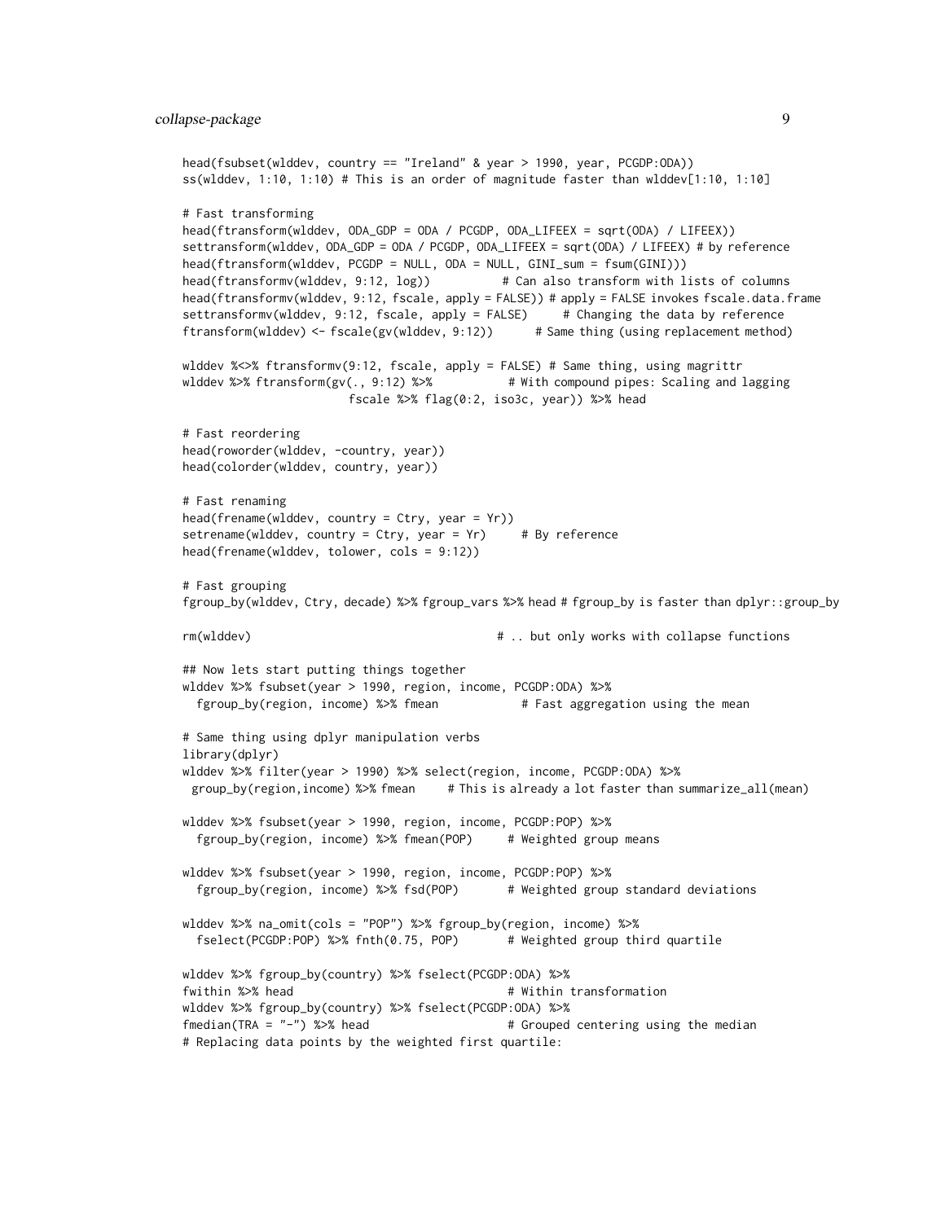```
head(fsubset(wlddev, country == "Ireland" & year > 1990, year, PCGDP:ODA))
ss(wlddev, 1:10, 1:10) # This is an order of magnitude faster than wlddev[1:10, 1:10]

# Fast transforming
head(ftransform(wlddev, ODA_GDP = ODA / PCGDP, ODA_LIFEEX = sqrt(ODA) / LIFEEX))
settransform(wlddev, ODA_GDP = ODA / PCGDP, ODA_LIFEEX = sqrt(ODA) / LIFEEX) # by reference
head(ftransform(wlddev, PCGDP = NULL, ODA = NULL, GINI_sum = fsum(GINI)))
head(ftransformv(wlddev, 9:12, log))          # Can also transform with lists of columns
head(ftransformv(wlddev, 9:12, fscale, apply = FALSE)) # apply = FALSE invokes fscale.data.frame
settransformv(wlddev, 9:12, fscale, apply = FALSE)     # Changing the data by reference
ftransform(wlddev) <- fscale(gv(wlddev, 9:12))      # Same thing (using replacement method)

wlddev %<>% ftransformv(9:12, fscale, apply = FALSE) # Same thing, using magrittr
wlddev %>% ftransform(gv(., 9:12) %>%           # With compound pipes: Scaling and lagging
                        fscale %>% flag(0:2, iso3c, year)) %>% head

# Fast reordering
head(roworder(wlddev, -country, year))
head(colorder(wlddev, country, year))

# Fast renaming
head(frename(wlddev, country = Ctry, year = Yr))
setrename(wlddev, country = Ctry, year = Yr)     # By reference
head(frename(wlddev, tolower, cols = 9:12))

# Fast grouping
fgroup_by(wlddev, Ctry, decade) %>% fgroup_vars %>% head # fgroup_by is faster than dplyr::group_by

rm(wlddev)                                    # .. but only works with collapse functions

## Now lets start putting things together
wlddev %>% fsubset(year > 1990, region, income, PCGDP:ODA) %>%
  fgroup_by(region, income) %>% fmean            # Fast aggregation using the mean

# Same thing using dplyr manipulation verbs
library(dplyr)
wlddev %>% filter(year > 1990) %>% select(region, income, PCGDP:ODA) %>%
 group_by(region,income) %>% fmean     # This is already a lot faster than summarize_all(mean)

wlddev %>% fsubset(year > 1990, region, income, PCGDP:POP) %>%
  fgroup_by(region, income) %>% fmean(POP)     # Weighted group means

wlddev %>% fsubset(year > 1990, region, income, PCGDP:POP) %>%
  fgroup_by(region, income) %>% fsd(POP)       # Weighted group standard deviations

wlddev %>% na_omit(cols = "POP") %>% fgroup_by(region, income) %>%
  fselect(PCGDP:POP) %>% fnth(0.75, POP)       # Weighted group third quartile

wlddev %>% fgroup_by(country) %>% fselect(PCGDP:ODA) %>%
fwithin %>% head                               # Within transformation
wlddev %>% fgroup_by(country) %>% fselect(PCGDP:ODA) %>%
fmedian(TRA = "-") %>% head                    # Grouped centering using the median
# Replacing data points by the weighted first quartile:
```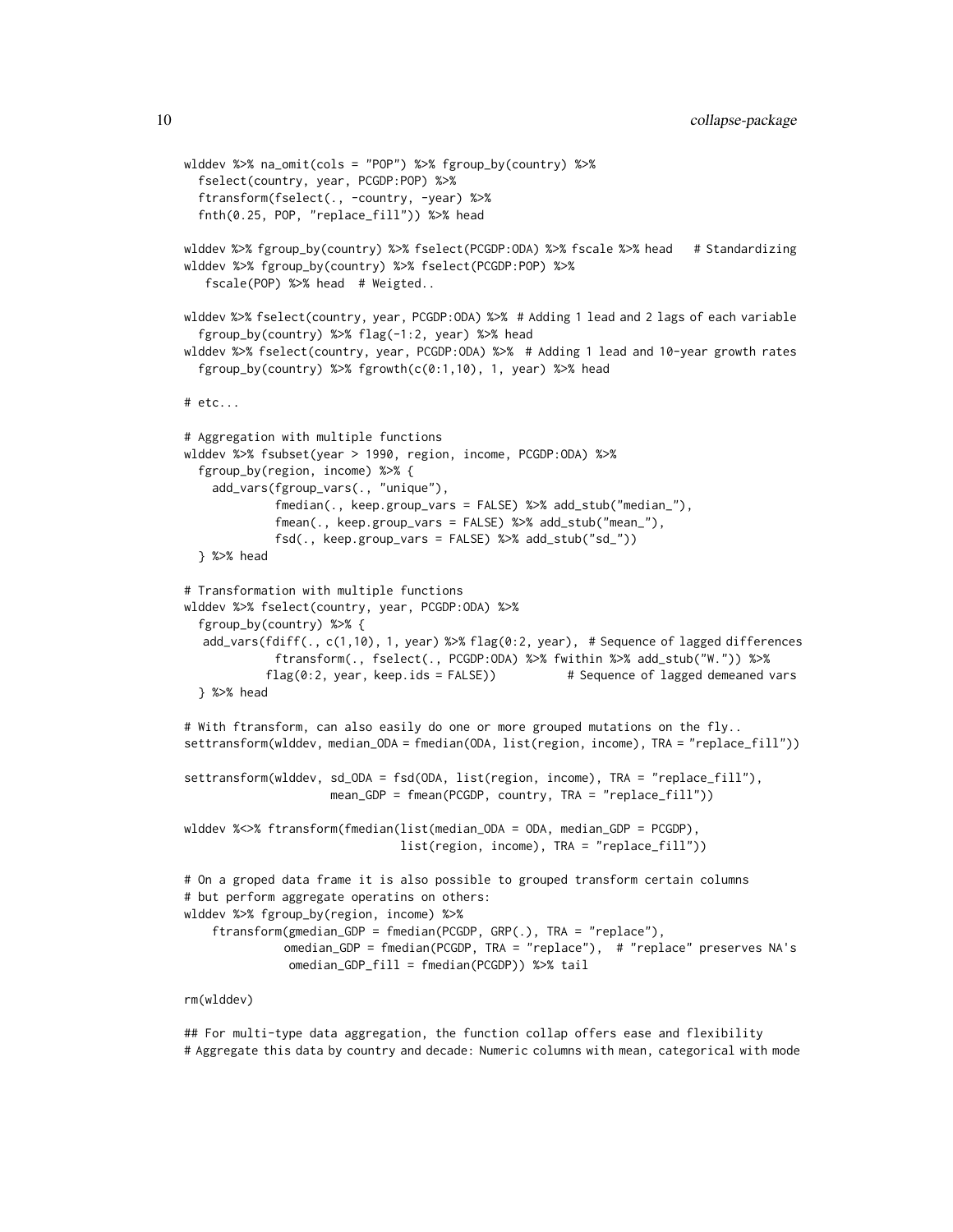```
wlddev %>% na_omit(cols = "POP") %>% fgroup_by(country) %>%
  fselect(country, year, PCGDP:POP) %>%
  ftransform(fselect(., -country, -year) %>%
  fnth(0.25, POP, "replace_fill")) %>% head

wlddev %>% fgroup_by(country) %>% fselect(PCGDP:ODA) %>% fscale %>% head   # Standardizing
wlddev %>% fgroup_by(country) %>% fselect(PCGDP:POP) %>%
   fscale(POP) %>% head  # Weigted..

wlddev %>% fselect(country, year, PCGDP:ODA) %>%  # Adding 1 lead and 2 lags of each variable
  fgroup_by(country) %>% flag(-1:2, year) %>% head
wlddev %>% fselect(country, year, PCGDP:ODA) %>%  # Adding 1 lead and 10-year growth rates
  fgroup_by(country) %>% fgrowth(c(0:1,10), 1, year) %>% head

# etc...

# Aggregation with multiple functions
wlddev %>% fsubset(year > 1990, region, income, PCGDP:ODA) %>%
  fgroup_by(region, income) %>% {
    add_vars(fgroup_vars(., "unique"),
             fmedian(., keep.group_vars = FALSE) %>% add_stub("median_"),
             fmean(., keep.group_vars = FALSE) %>% add_stub("mean_"),
             fsd(., keep.group_vars = FALSE) %>% add_stub("sd_"))
  } %>% head

# Transformation with multiple functions
wlddev %>% fselect(country, year, PCGDP:ODA) %>%
  fgroup_by(country) %>% {
   add_vars(fdiff(., c(1,10), 1, year) %>% flag(0:2, year),  # Sequence of lagged differences
             ftransform(., fselect(., PCGDP:ODA) %>% fwithin %>% add_stub("W.")) %>%
            flag(0:2, year, keep.ids = FALSE))           # Sequence of lagged demeaned vars
  } %>% head

# With ftransform, can also easily do one or more grouped mutations on the fly..
settransform(wlddev, median_ODA = fmedian(ODA, list(region, income), TRA = "replace_fill"))

settransform(wlddev, sd_ODA = fsd(ODA, list(region, income), TRA = "replace_fill"),
                     mean_GDP = fmean(PCGDP, country, TRA = "replace_fill"))

wlddev %<>% ftransform(fmedian(list(median_ODA = ODA, median_GDP = PCGDP),
                               list(region, income), TRA = "replace_fill"))

# On a groped data frame it is also possible to grouped transform certain columns
# but perform aggregate operatins on others:
wlddev %>% fgroup_by(region, income) %>%
    ftransform(gmedian_GDP = fmedian(PCGDP, GRP(.), TRA = "replace"),
               omedian_GDP = fmedian(PCGDP, TRA = "replace"),  # "replace" preserves NA's
               omedian_GDP_fill = fmedian(PCGDP)) %>% tail

rm(wlddev)

## For multi-type data aggregation, the function collap offers ease and flexibility
# Aggregate this data by country and decade: Numeric columns with mean, categorical with mode
```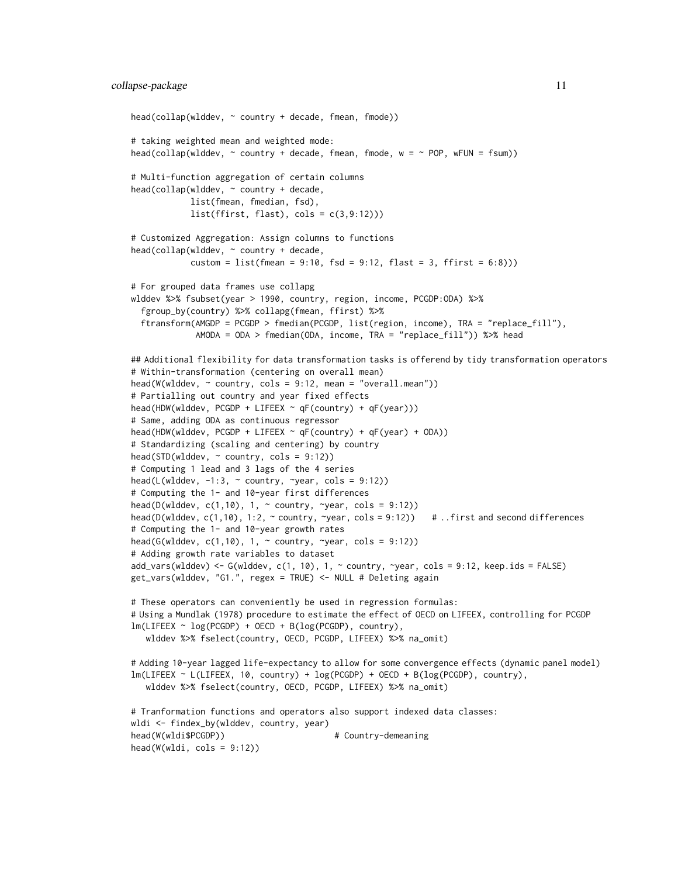```r
head(collap(wlddev, ~ country + decade, fmean, fmode))

# taking weighted mean and weighted mode:
head(collap(wlddev, ~ country + decade, fmean, fmode, w = ~ POP, wFUN = fsum))

# Multi-function aggregation of certain columns
head(collap(wlddev, ~ country + decade,
            list(fmean, fmedian, fsd),
            list(ffirst, flast), cols = c(3,9:12)))

# Customized Aggregation: Assign columns to functions
head(collap(wlddev, ~ country + decade,
            custom = list(fmean = 9:10, fsd = 9:12, flast = 3, ffirst = 6:8)))

# For grouped data frames use collapg
wlddev %>% fsubset(year > 1990, country, region, income, PCGDP:ODA) %>%
  fgroup_by(country) %>% collapg(fmean, ffirst) %>%
  ftransform(AMGDP = PCGDP > fmedian(PCGDP, list(region, income), TRA = "replace_fill"),
             AMODA = ODA > fmedian(ODA, income, TRA = "replace_fill")) %>% head

## Additional flexibility for data transformation tasks is offerend by tidy transformation operators
# Within-transformation (centering on overall mean)
head(W(wlddev, ~ country, cols = 9:12, mean = "overall.mean"))
# Partialling out country and year fixed effects
head(HDW(wlddev, PCGDP + LIFEEX ~ qF(country) + qF(year)))
# Same, adding ODA as continuous regressor
head(HDW(wlddev, PCGDP + LIFEEX ~ qF(country) + qF(year) + ODA))
# Standardizing (scaling and centering) by country
head(STD(wlddev, ~ country, cols = 9:12))
# Computing 1 lead and 3 lags of the 4 series
head(L(wlddev, -1:3, ~ country, ~year, cols = 9:12))
# Computing the 1- and 10-year first differences
head(D(wlddev, c(1,10), 1, ~ country, ~year, cols = 9:12))
head(D(wlddev, c(1,10), 1:2, ~ country, ~year, cols = 9:12))   # ..first and second differences
# Computing the 1- and 10-year growth rates
head(G(wlddev, c(1,10), 1, ~ country, ~year, cols = 9:12))
# Adding growth rate variables to dataset
add_vars(wlddev) <- G(wlddev, c(1, 10), 1, ~ country, ~year, cols = 9:12, keep.ids = FALSE)
get_vars(wlddev, "G1.", regex = TRUE) <- NULL # Deleting again

# These operators can conveniently be used in regression formulas:
# Using a Mundlak (1978) procedure to estimate the effect of OECD on LIFEEX, controlling for PCGDP
lm(LIFEEX ~ log(PCGDP) + OECD + B(log(PCGDP), country),
   wlddev %>% fselect(country, OECD, PCGDP, LIFEEX) %>% na_omit)

# Adding 10-year lagged life-expectancy to allow for some convergence effects (dynamic panel model)
lm(LIFEEX ~ L(LIFEEX, 10, country) + log(PCGDP) + OECD + B(log(PCGDP), country),
   wlddev %>% fselect(country, OECD, PCGDP, LIFEEX) %>% na_omit)

# Tranformation functions and operators also support indexed data classes:
wldi <- findex_by(wlddev, country, year)
head(W(wldi$PCGDP))                      # Country-demeaning
head(W(wldi, cols = 9:12))
```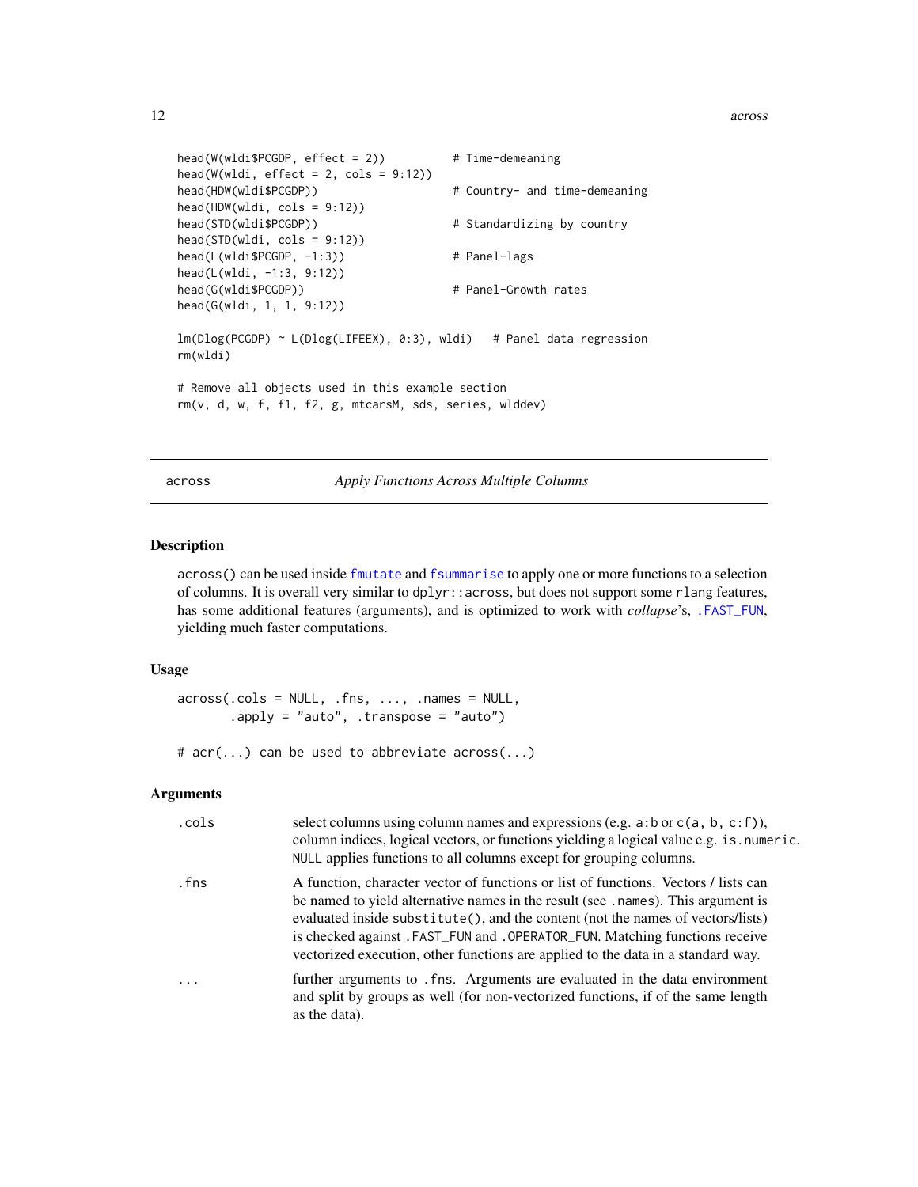```
head(W(wldi$PCGDP, effect = 2))          # Time-demeaning
head(W(wldi, effect = 2, cols = 9:12))
head(HDW(wldi$PCGDP))                    # Country- and time-demeaning
head(HDW(wldi, cols = 9:12))
head(STD(wldi$PCGDP))                    # Standardizing by country
head(STD(wldi, cols = 9:12))
head(L(wldi$PCGDP, -1:3))                # Panel-lags
head(L(wldi, -1:3, 9:12))
head(G(wldi$PCGDP))                      # Panel-Growth rates
head(G(wldi, 1, 1, 9:12))

lm(Dlog(PCGDP) ~ L(Dlog(LIFEEX), 0:3), wldi)   # Panel data regression
rm(wldi)

# Remove all objects used in this example section
rm(v, d, w, f, f1, f2, g, mtcarsM, sds, series, wlddev)
```

---

## across — *Apply Functions Across Multiple Columns*

### Description

`across()` can be used inside `fmutate` and `fsummarise` to apply one or more functions to a selection of columns. It is overall very similar to `dplyr::across`, but does not support some `rlang` features, has some additional features (arguments), and is optimized to work with *collapse*'s, `.FAST_FUN`, yielding much faster computations.

### Usage

```
across(.cols = NULL, .fns, ..., .names = NULL,
       .apply = "auto", .transpose = "auto")

# acr(...) can be used to abbreviate across(...)
```

### Arguments

| | |
|---|---|
| `.cols` | select columns using column names and expressions (e.g. `a:b` or `c(a, b, c:f)`), column indices, logical vectors, or functions yielding a logical value e.g. `is.numeric`. `NULL` applies functions to all columns except for grouping columns. |
| `.fns` | A function, character vector of functions or list of functions. Vectors / lists can be named to yield alternative names in the result (see `.names`). This argument is evaluated inside `substitute()`, and the content (not the names of vectors/lists) is checked against `.FAST_FUN` and `.OPERATOR_FUN`. Matching functions receive vectorized execution, other functions are applied to the data in a standard way. |
| `...` | further arguments to `.fns`. Arguments are evaluated in the data environment and split by groups as well (for non-vectorized functions, if of the same length as the data). |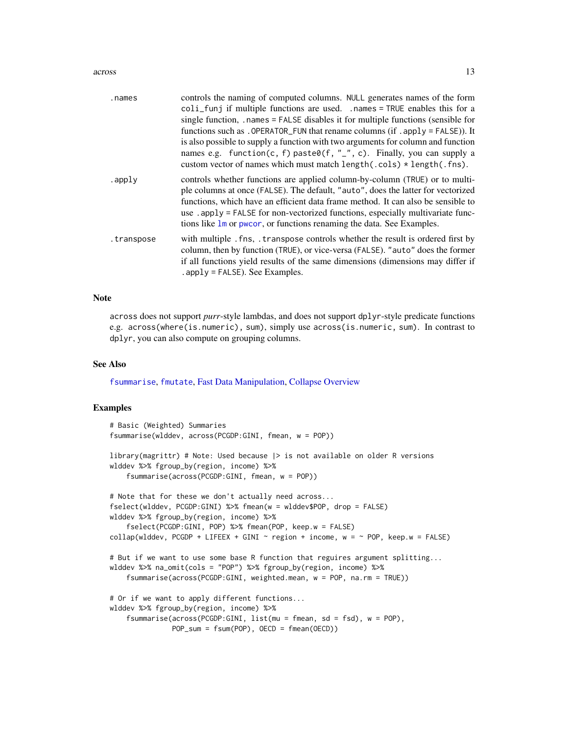| | |
|---|---|
| `.names` | controls the naming of computed columns. `NULL` generates names of the form `coli_funj` if multiple functions are used. `.names = TRUE` enables this for a single function, `.names = FALSE` disables it for multiple functions (sensible for functions such as `.OPERATOR_FUN` that rename columns (if `.apply = FALSE`)). It is also possible to supply a function with two arguments for column and function names e.g. `function(c, f) paste0(f, "_", c)`. Finally, you can supply a custom vector of names which must match `length(.cols) * length(.fns)`. |
| `.apply` | controls whether functions are applied column-by-column (`TRUE`) or to multiple columns at once (`FALSE`). The default, `"auto"`, does the latter for vectorized functions, which have an efficient data frame method. It can also be sensible to use `.apply = FALSE` for non-vectorized functions, especially multivariate functions like `lm` or `pwcor`, or functions renaming the data. See Examples. |
| `.transpose` | with multiple `.fns`, `.transpose` controls whether the result is ordered first by column, then by function (`TRUE`), or vice-versa (`FALSE`). `"auto"` does the former if all functions yield results of the same dimensions (dimensions may differ if `.apply = FALSE`). See Examples. |

## Note

`across` does not support *purr*-style lambdas, and does not support `dplyr`-style predicate functions e.g. `across(where(is.numeric), sum)`, simply use `across(is.numeric, sum)`. In contrast to `dplyr`, you can also compute on grouping columns.

## See Also

`fsummarise`, `fmutate`, Fast Data Manipulation, Collapse Overview

## Examples

```
# Basic (Weighted) Summaries
fsummarise(wlddev, across(PCGDP:GINI, fmean, w = POP))

library(magrittr) # Note: Used because |> is not available on older R versions
wlddev %>% fgroup_by(region, income) %>%
    fsummarise(across(PCGDP:GINI, fmean, w = POP))

# Note that for these we don't actually need across...
fselect(wlddev, PCGDP:GINI) %>% fmean(w = wlddev$POP, drop = FALSE)
wlddev %>% fgroup_by(region, income) %>%
    fselect(PCGDP:GINI, POP) %>% fmean(POP, keep.w = FALSE)
collap(wlddev, PCGDP + LIFEEX + GINI ~ region + income, w = ~ POP, keep.w = FALSE)

# But if we want to use some base R function that reguires argument splitting...
wlddev %>% na_omit(cols = "POP") %>% fgroup_by(region, income) %>%
    fsummarise(across(PCGDP:GINI, weighted.mean, w = POP, na.rm = TRUE))

# Or if we want to apply different functions...
wlddev %>% fgroup_by(region, income) %>%
    fsummarise(across(PCGDP:GINI, list(mu = fmean, sd = fsd), w = POP),
               POP_sum = fsum(POP), OECD = fmean(OECD))
```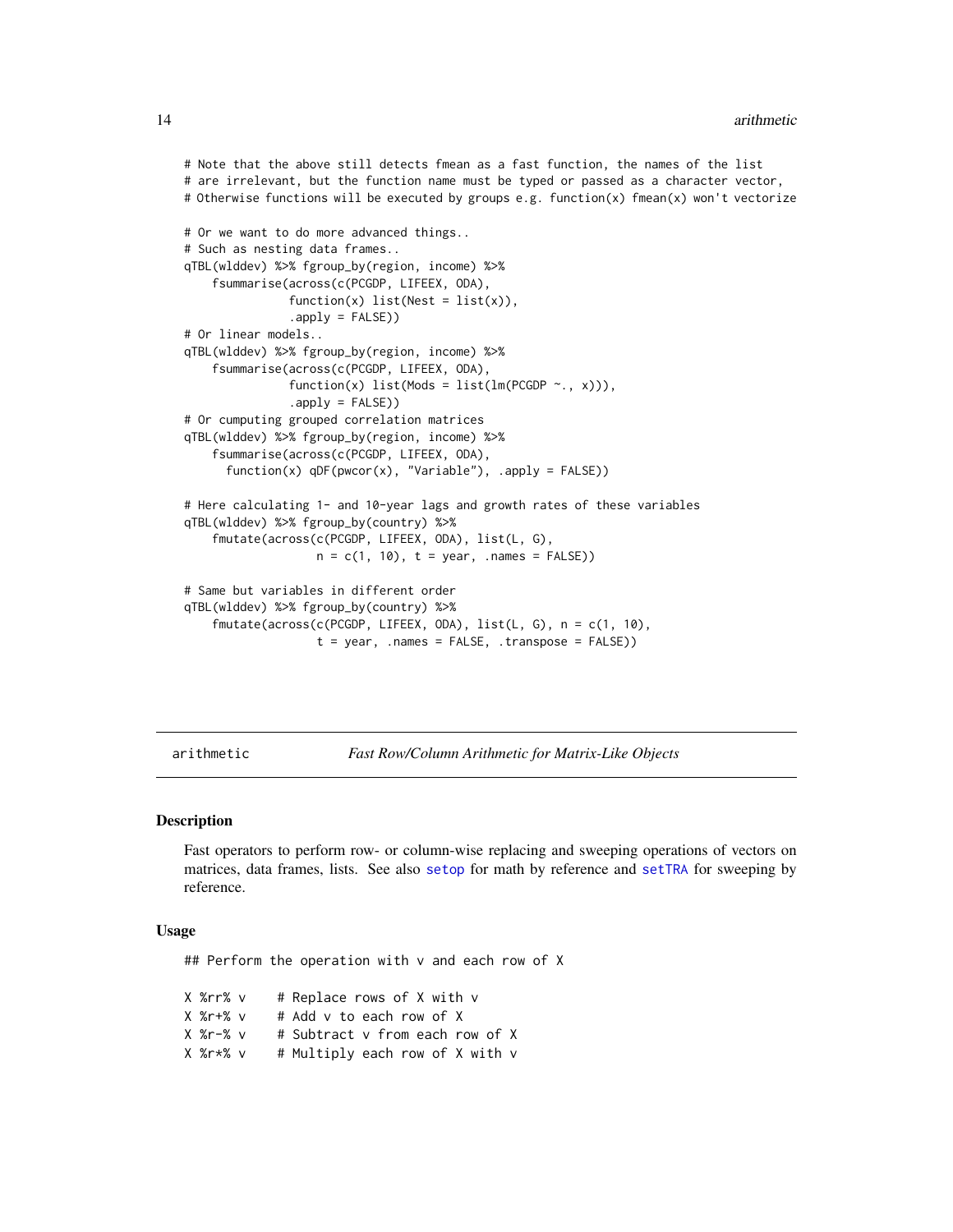```
# Note that the above still detects fmean as a fast function, the names of the list
# are irrelevant, but the function name must be typed or passed as a character vector,
# Otherwise functions will be executed by groups e.g. function(x) fmean(x) won't vectorize

# Or we want to do more advanced things..
# Such as nesting data frames..
qTBL(wlddev) %>% fgroup_by(region, income) %>%
    fsummarise(across(c(PCGDP, LIFEEX, ODA),
               function(x) list(Nest = list(x)),
               .apply = FALSE))
# Or linear models..
qTBL(wlddev) %>% fgroup_by(region, income) %>%
    fsummarise(across(c(PCGDP, LIFEEX, ODA),
               function(x) list(Mods = list(lm(PCGDP ~., x))),
               .apply = FALSE))
# Or cumputing grouped correlation matrices
qTBL(wlddev) %>% fgroup_by(region, income) %>%
    fsummarise(across(c(PCGDP, LIFEEX, ODA),
      function(x) qDF(pwcor(x), "Variable"), .apply = FALSE))

# Here calculating 1- and 10-year lags and growth rates of these variables
qTBL(wlddev) %>% fgroup_by(country) %>%
    fmutate(across(c(PCGDP, LIFEEX, ODA), list(L, G),
                   n = c(1, 10), t = year, .names = FALSE))

# Same but variables in different order
qTBL(wlddev) %>% fgroup_by(country) %>%
    fmutate(across(c(PCGDP, LIFEEX, ODA), list(L, G), n = c(1, 10),
                   t = year, .names = FALSE, .transpose = FALSE))
```

---

arithmetic — *Fast Row/Column Arithmetic for Matrix-Like Objects*

---

## Description

Fast operators to perform row- or column-wise replacing and sweeping operations of vectors on matrices, data frames, lists. See also setop for math by reference and setTRA for sweeping by reference.

## Usage

```
## Perform the operation with v and each row of X

X %rr% v    # Replace rows of X with v
X %r+% v    # Add v to each row of X
X %r-% v    # Subtract v from each row of X
X %r*% v    # Multiply each row of X with v
```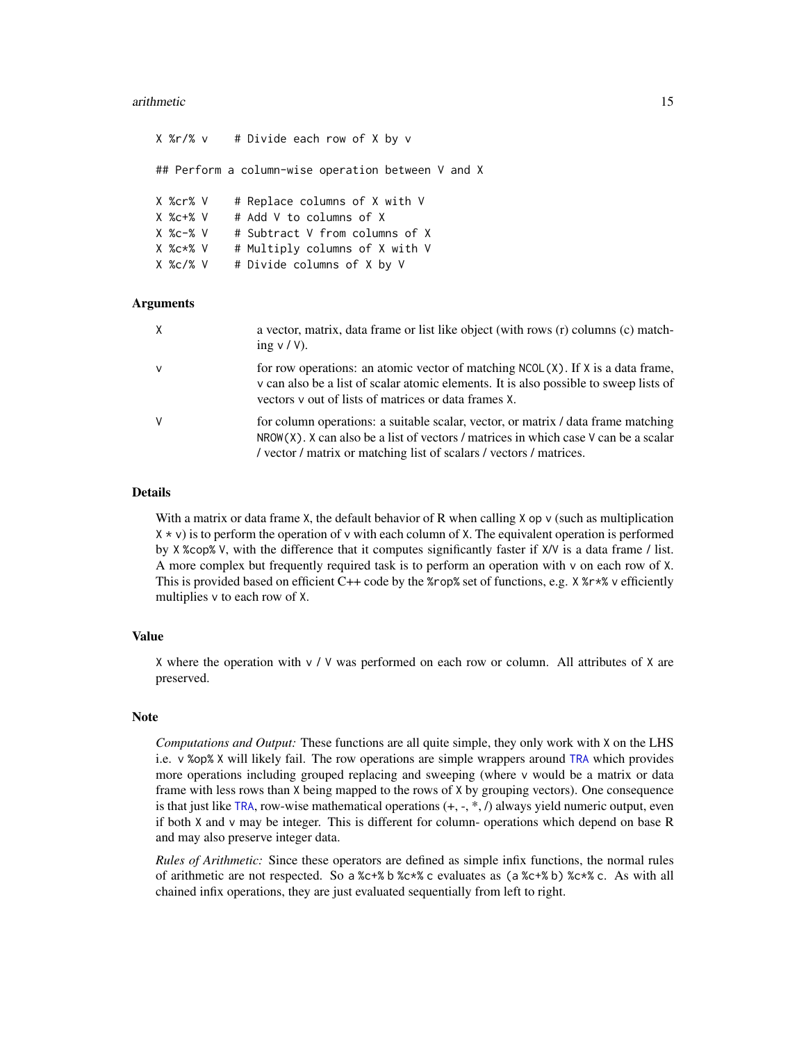```
X %r/% v    # Divide each row of X by v

## Perform a column-wise operation between V and X

X %cr% V    # Replace columns of X with V
X %c+% V    # Add V to columns of X
X %c-% V    # Subtract V from columns of X
X %c*% V    # Multiply columns of X with V
X %c/% V    # Divide columns of X by V
```

### Arguments

| | |
|---|---|
| X | a vector, matrix, data frame or list like object (with rows (r) columns (c) matching v / V). |
| v | for row operations: an atomic vector of matching `NCOL(X)`. If X is a data frame, v can also be a list of scalar atomic elements. It is also possible to sweep lists of vectors v out of lists of matrices or data frames X. |
| V | for column operations: a suitable scalar, vector, or matrix / data frame matching `NROW(X)`. X can also be a list of vectors / matrices in which case V can be a scalar / vector / matrix or matching list of scalars / vectors / matrices. |

### Details

With a matrix or data frame X, the default behavior of R when calling `X op v` (such as multiplication `X * v`) is to perform the operation of v with each column of X. The equivalent operation is performed by `X %cop% V`, with the difference that it computes significantly faster if X/V is a data frame / list. A more complex but frequently required task is to perform an operation with v on each row of X. This is provided based on efficient C++ code by the `%rop%` set of functions, e.g. `X %r*% v` efficiently multiplies v to each row of X.

### Value

X where the operation with v / V was performed on each row or column. All attributes of X are preserved.

### Note

*Computations and Output:* These functions are all quite simple, they only work with X on the LHS i.e. `v %op% X` will likely fail. The row operations are simple wrappers around TRA which provides more operations including grouped replacing and sweeping (where v would be a matrix or data frame with less rows than X being mapped to the rows of X by grouping vectors). One consequence is that just like TRA, row-wise mathematical operations (+, -, *, /) always yield numeric output, even if both X and v may be integer. This is different for column- operations which depend on base R and may also preserve integer data.

*Rules of Arithmetic:* Since these operators are defined as simple infix functions, the normal rules of arithmetic are not respected. So `a %c+% b %c*% c` evaluates as `(a %c+% b) %c*% c`. As with all chained infix operations, they are just evaluated sequentially from left to right.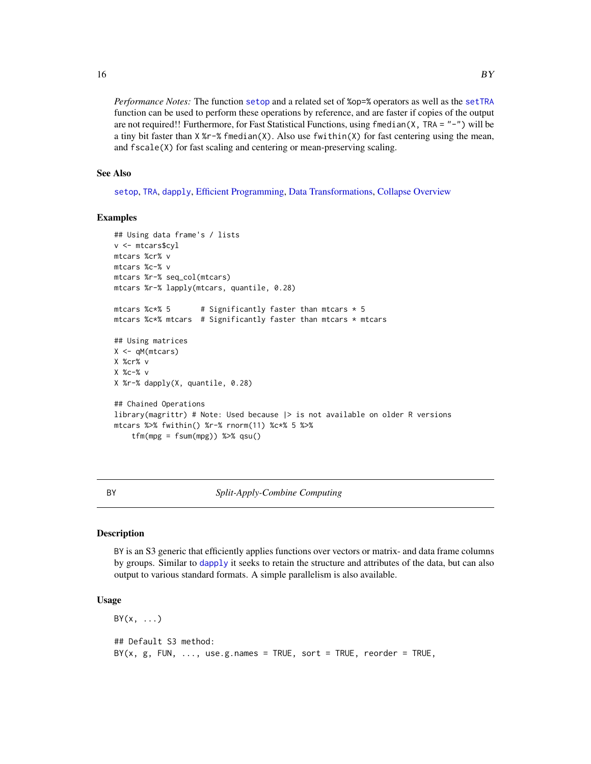*Performance Notes:* The function setop and a related set of %op=% operators as well as the setTRA function can be used to perform these operations by reference, and are faster if copies of the output are not required!! Furthermore, for Fast Statistical Functions, using `fmedian(X, TRA = "-")` will be a tiny bit faster than `X %r-% fmedian(X)`. Also use `fwithin(X)` for fast centering using the mean, and `fscale(X)` for fast scaling and centering or mean-preserving scaling.

### See Also

setop, TRA, dapply, Efficient Programming, Data Transformations, Collapse Overview

### Examples

```
## Using data frame's / lists
v <- mtcars$cyl
mtcars %cr% v
mtcars %c-% v
mtcars %r-% seq_col(mtcars)
mtcars %r-% lapply(mtcars, quantile, 0.28)

mtcars %c*% 5       # Significantly faster than mtcars * 5
mtcars %c*% mtcars  # Significantly faster than mtcars * mtcars

## Using matrices
X <- qM(mtcars)
X %cr% v
X %c-% v
X %r-% dapply(X, quantile, 0.28)

## Chained Operations
library(magrittr) # Note: Used because |> is not available on older R versions
mtcars %>% fwithin() %r-% rnorm(11) %c*% 5 %>%
    tfm(mpg = fsum(mpg)) %>% qsu()
```

---

## BY — *Split-Apply-Combine Computing*

### Description

BY is an S3 generic that efficiently applies functions over vectors or matrix- and data frame columns by groups. Similar to dapply it seeks to retain the structure and attributes of the data, but can also output to various standard formats. A simple parallelism is also available.

### Usage

```
BY(x, ...)

## Default S3 method:
BY(x, g, FUN, ..., use.g.names = TRUE, sort = TRUE, reorder = TRUE,
```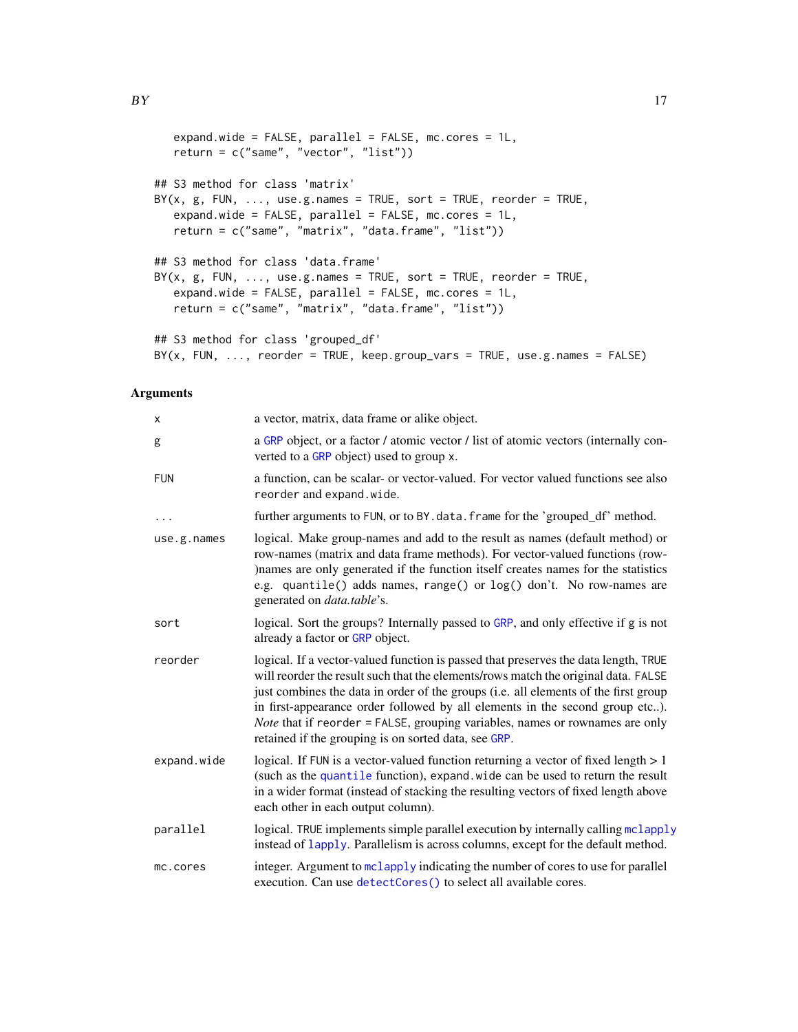```
   expand.wide = FALSE, parallel = FALSE, mc.cores = 1L,
   return = c("same", "vector", "list"))

## S3 method for class 'matrix'
BY(x, g, FUN, ..., use.g.names = TRUE, sort = TRUE, reorder = TRUE,
   expand.wide = FALSE, parallel = FALSE, mc.cores = 1L,
   return = c("same", "matrix", "data.frame", "list"))

## S3 method for class 'data.frame'
BY(x, g, FUN, ..., use.g.names = TRUE, sort = TRUE, reorder = TRUE,
   expand.wide = FALSE, parallel = FALSE, mc.cores = 1L,
   return = c("same", "matrix", "data.frame", "list"))

## S3 method for class 'grouped_df'
BY(x, FUN, ..., reorder = TRUE, keep.group_vars = TRUE, use.g.names = FALSE)
```

## Arguments

| | |
|---|---|
| `x` | a vector, matrix, data frame or alike object. |
| `g` | a `GRP` object, or a factor / atomic vector / list of atomic vectors (internally converted to a `GRP` object) used to group `x`. |
| `FUN` | a function, can be scalar- or vector-valued. For vector valued functions see also `reorder` and `expand.wide`. |
| `...` | further arguments to `FUN`, or to `BY.data.frame` for the 'grouped_df' method. |
| `use.g.names` | logical. Make group-names and add to the result as names (default method) or row-names (matrix and data frame methods). For vector-valued functions (row-)names are only generated if the function itself creates names for the statistics e.g. `quantile()` adds names, `range()` or `log()` don't. No row-names are generated on *data.table*'s. |
| `sort` | logical. Sort the groups? Internally passed to `GRP`, and only effective if `g` is not already a factor or `GRP` object. |
| `reorder` | logical. If a vector-valued function is passed that preserves the data length, `TRUE` will reorder the result such that the elements/rows match the original data. `FALSE` just combines the data in order of the groups (i.e. all elements of the first group in first-appearance order followed by all elements in the second group etc..). *Note* that if `reorder = FALSE`, grouping variables, names or rownames are only retained if the grouping is on sorted data, see `GRP`. |
| `expand.wide` | logical. If `FUN` is a vector-valued function returning a vector of fixed length > 1 (such as the `quantile` function), `expand.wide` can be used to return the result in a wider format (instead of stacking the resulting vectors of fixed length above each other in each output column). |
| `parallel` | logical. `TRUE` implements simple parallel execution by internally calling `mclapply` instead of `lapply`. Parallelism is across columns, except for the default method. |
| `mc.cores` | integer. Argument to `mclapply` indicating the number of cores to use for parallel execution. Can use `detectCores()` to select all available cores. |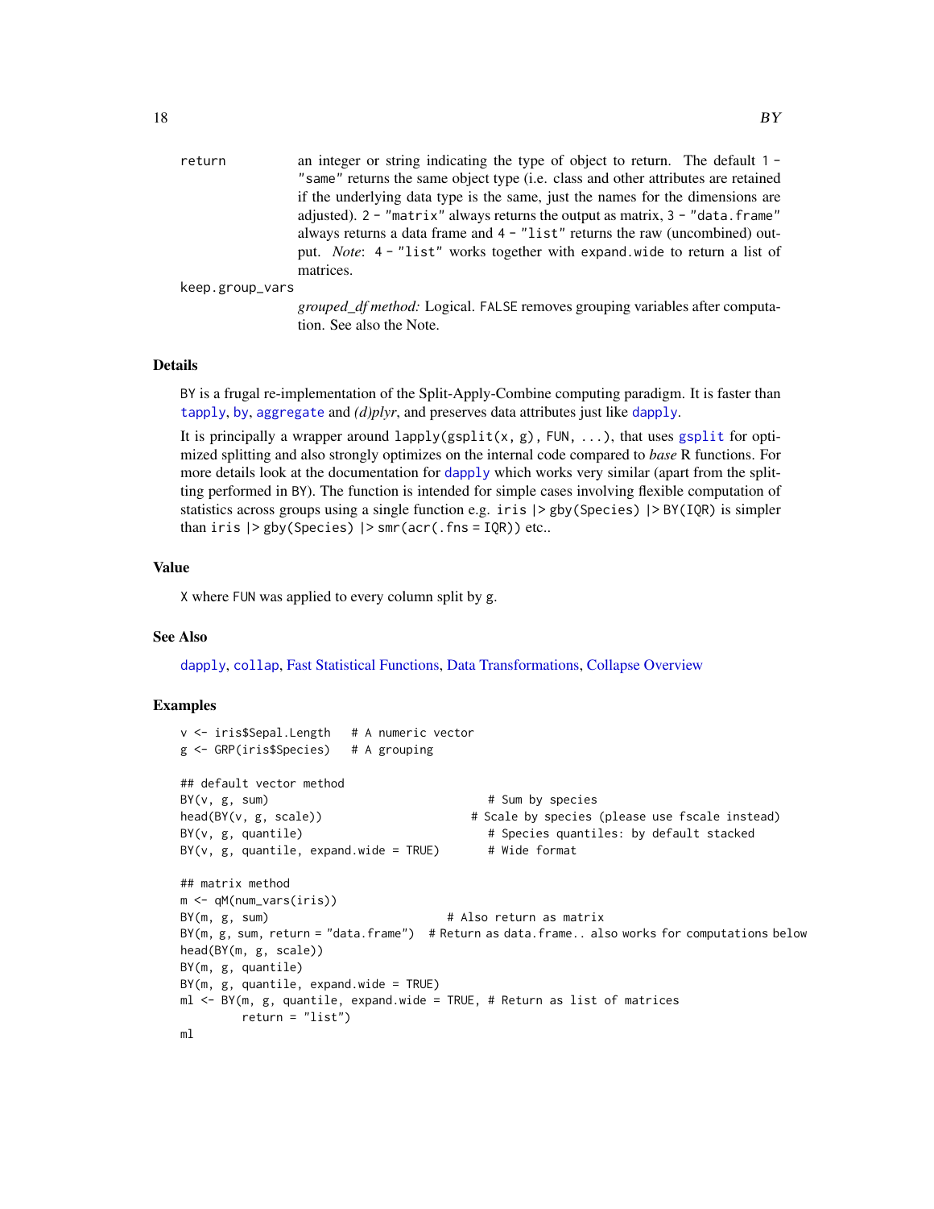`return` an integer or string indicating the type of object to return. The default 1 - "same" returns the same object type (i.e. class and other attributes are retained if the underlying data type is the same, just the names for the dimensions are adjusted). 2 - "matrix" always returns the output as matrix, 3 - "data.frame" always returns a data frame and 4 - "list" returns the raw (uncombined) output. *Note*: 4 - "list" works together with expand.wide to return a list of matrices.

`keep.group_vars` *grouped_df method:* Logical. FALSE removes grouping variables after computation. See also the Note.

## Details

BY is a frugal re-implementation of the Split-Apply-Combine computing paradigm. It is faster than tapply, by, aggregate and *(d)plyr*, and preserves data attributes just like dapply.

It is principally a wrapper around lapply(gsplit(x, g), FUN, ...), that uses gsplit for optimized splitting and also strongly optimizes on the internal code compared to *base* R functions. For more details look at the documentation for dapply which works very similar (apart from the splitting performed in BY). The function is intended for simple cases involving flexible computation of statistics across groups using a single function e.g. iris |> gby(Species) |> BY(IQR) is simpler than iris |> gby(Species) |> smr(acr(.fns = IQR)) etc..

## Value

X where FUN was applied to every column split by g.

## See Also

dapply, collap, Fast Statistical Functions, Data Transformations, Collapse Overview

## Examples

```
v <- iris$Sepal.Length   # A numeric vector
g <- GRP(iris$Species)   # A grouping

## default vector method
BY(v, g, sum)                                # Sum by species
head(BY(v, g, scale))                      # Scale by species (please use fscale instead)
BY(v, g, quantile)                           # Species quantiles: by default stacked
BY(v, g, quantile, expand.wide = TRUE)       # Wide format

## matrix method
m <- qM(num_vars(iris))
BY(m, g, sum)                          # Also return as matrix
BY(m, g, sum, return = "data.frame")  # Return as data.frame.. also works for computations below
head(BY(m, g, scale))
BY(m, g, quantile)
BY(m, g, quantile, expand.wide = TRUE)
ml <- BY(m, g, quantile, expand.wide = TRUE, # Return as list of matrices
         return = "list")
ml
```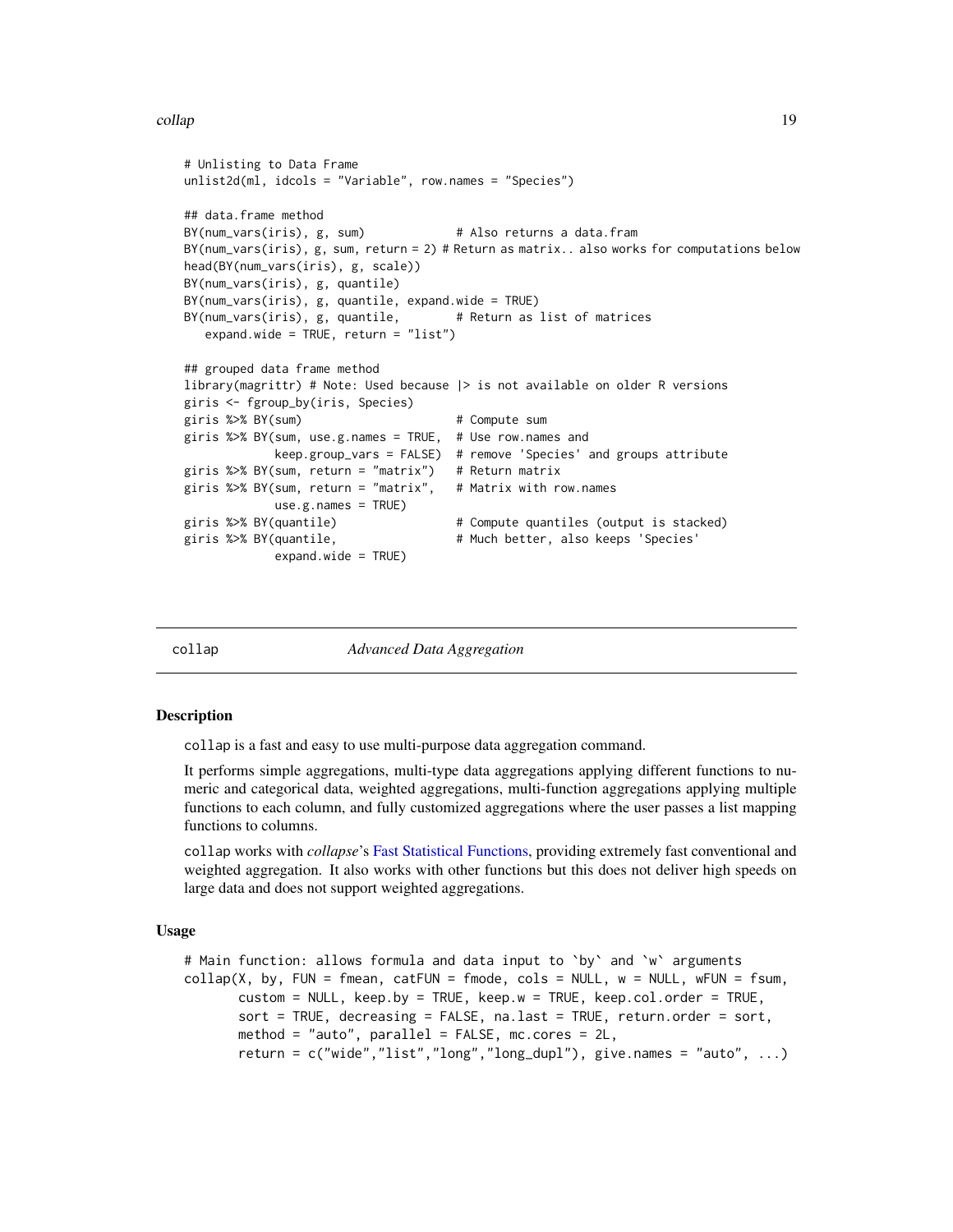```
# Unlisting to Data Frame
unlist2d(ml, idcols = "Variable", row.names = "Species")

## data.frame method
BY(num_vars(iris), g, sum)              # Also returns a data.fram
BY(num_vars(iris), g, sum, return = 2) # Return as matrix.. also works for computations below
head(BY(num_vars(iris), g, scale))
BY(num_vars(iris), g, quantile)
BY(num_vars(iris), g, quantile, expand.wide = TRUE)
BY(num_vars(iris), g, quantile,         # Return as list of matrices
   expand.wide = TRUE, return = "list")

## grouped data frame method
library(magrittr) # Note: Used because |> is not available on older R versions
giris <- fgroup_by(iris, Species)
giris %>% BY(sum)                       # Compute sum
giris %>% BY(sum, use.g.names = TRUE,   # Use row.names and
             keep.group_vars = FALSE)   # remove 'Species' and groups attribute
giris %>% BY(sum, return = "matrix")    # Return matrix
giris %>% BY(sum, return = "matrix",    # Matrix with row.names
             use.g.names = TRUE)
giris %>% BY(quantile)                  # Compute quantiles (output is stacked)
giris %>% BY(quantile,                  # Much better, also keeps 'Species'
             expand.wide = TRUE)
```

# collap — *Advanced Data Aggregation*

## Description

collap is a fast and easy to use multi-purpose data aggregation command.

It performs simple aggregations, multi-type data aggregations applying different functions to numeric and categorical data, weighted aggregations, multi-function aggregations applying multiple functions to each column, and fully customized aggregations where the user passes a list mapping functions to columns.

collap works with *collapse*'s Fast Statistical Functions, providing extremely fast conventional and weighted aggregation. It also works with other functions but this does not deliver high speeds on large data and does not support weighted aggregations.

## Usage

```
# Main function: allows formula and data input to `by` and `w` arguments
collap(X, by, FUN = fmean, catFUN = fmode, cols = NULL, w = NULL, wFUN = fsum,
       custom = NULL, keep.by = TRUE, keep.w = TRUE, keep.col.order = TRUE,
       sort = TRUE, decreasing = FALSE, na.last = TRUE, return.order = sort,
       method = "auto", parallel = FALSE, mc.cores = 2L,
       return = c("wide","list","long","long_dupl"), give.names = "auto", ...)
```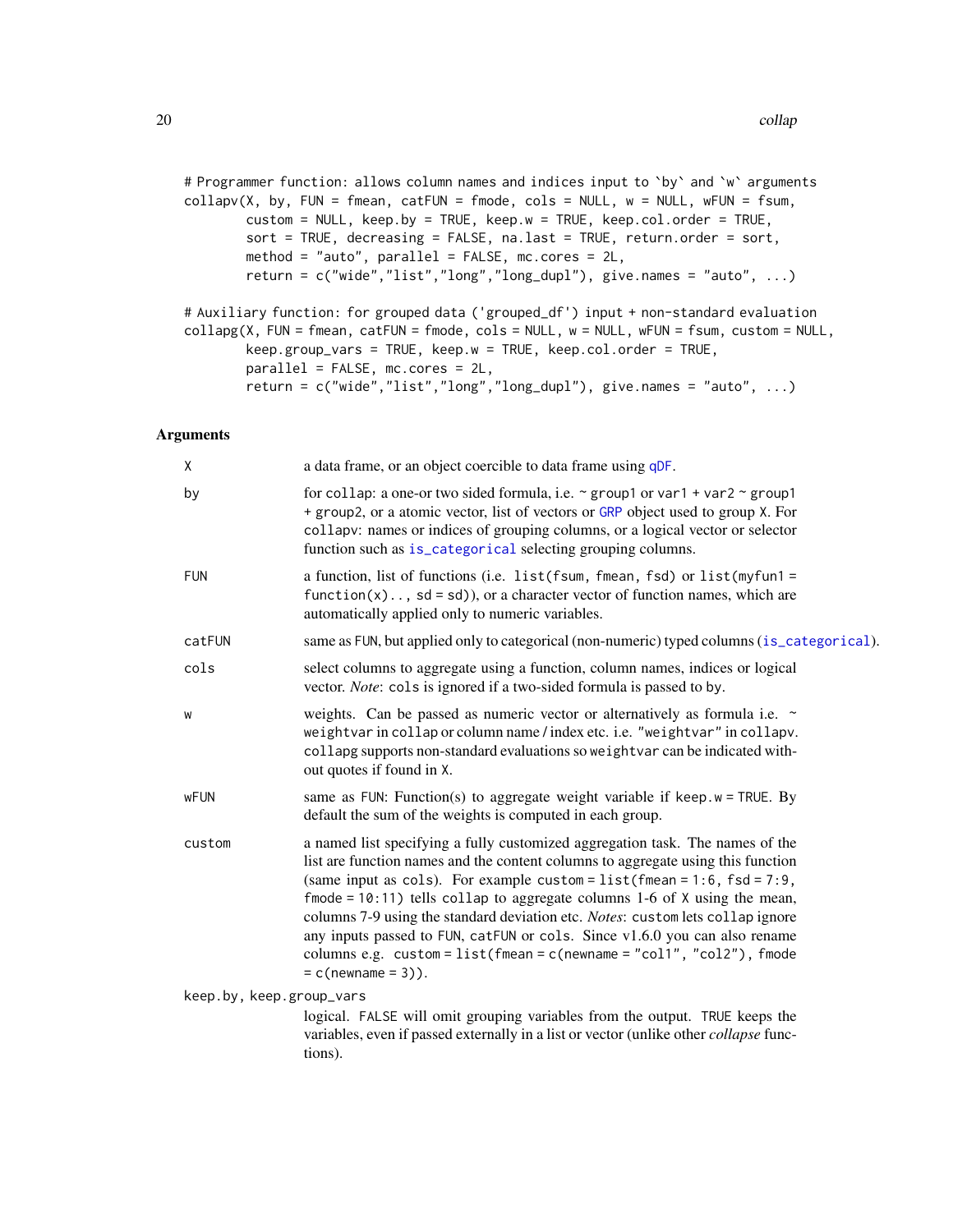```
# Programmer function: allows column names and indices input to `by` and `w` arguments
collapv(X, by, FUN = fmean, catFUN = fmode, cols = NULL, w = NULL, wFUN = fsum,
        custom = NULL, keep.by = TRUE, keep.w = TRUE, keep.col.order = TRUE,
        sort = TRUE, decreasing = FALSE, na.last = TRUE, return.order = sort,
        method = "auto", parallel = FALSE, mc.cores = 2L,
        return = c("wide","list","long","long_dupl"), give.names = "auto", ...)

# Auxiliary function: for grouped data ('grouped_df') input + non-standard evaluation
collapg(X, FUN = fmean, catFUN = fmode, cols = NULL, w = NULL, wFUN = fsum, custom = NULL,
        keep.group_vars = TRUE, keep.w = TRUE, keep.col.order = TRUE,
        parallel = FALSE, mc.cores = 2L,
        return = c("wide","list","long","long_dupl"), give.names = "auto", ...)
```

## Arguments

| | |
|---|---|
| `X` | a data frame, or an object coercible to data frame using `qDF`. |
| `by` | for `collap`: a one-or two sided formula, i.e. `~ group1` or `var1 + var2 ~ group1 + group2`, or a atomic vector, list of vectors or `GRP` object used to group `X`. For `collapv`: names or indices of grouping columns, or a logical vector or selector function such as `is_categorical` selecting grouping columns. |
| `FUN` | a function, list of functions (i.e. `list(fsum, fmean, fsd)` or `list(myfun1 = function(x).., sd = sd)`), or a character vector of function names, which are automatically applied only to numeric variables. |
| `catFUN` | same as `FUN`, but applied only to categorical (non-numeric) typed columns (`is_categorical`). |
| `cols` | select columns to aggregate using a function, column names, indices or logical vector. *Note*: `cols` is ignored if a two-sided formula is passed to `by`. |
| `w` | weights. Can be passed as numeric vector or alternatively as formula i.e. `~ weightvar` in `collap` or column name / index etc. i.e. `"weightvar"` in `collapv`. `collapg` supports non-standard evaluations so `weightvar` can be indicated without quotes if found in `X`. |
| `wFUN` | same as `FUN`: Function(s) to aggregate weight variable if `keep.w = TRUE`. By default the sum of the weights is computed in each group. |
| `custom` | a named list specifying a fully customized aggregation task. The names of the list are function names and the content columns to aggregate using this function (same input as `cols`). For example `custom = list(fmean = 1:6, fsd = 7:9, fmode = 10:11)` tells `collap` to aggregate columns 1-6 of `X` using the mean, columns 7-9 using the standard deviation etc. *Notes*: `custom` lets `collap` ignore any inputs passed to `FUN`, `catFUN` or `cols`. Since v1.6.0 you can also rename columns e.g. `custom = list(fmean = c(newname = "col1", "col2"), fmode = c(newname = 3))`. |
| `keep.by, keep.group_vars` | logical. `FALSE` will omit grouping variables from the output. `TRUE` keeps the variables, even if passed externally in a list or vector (unlike other *collapse* functions). |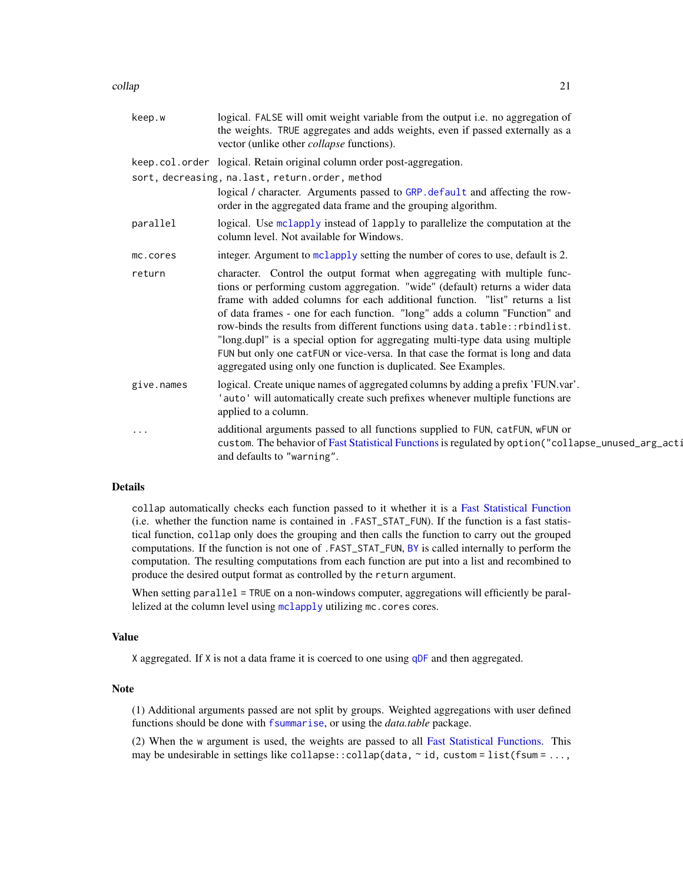| | |
|---|---|
| keep.w | logical. FALSE will omit weight variable from the output i.e. no aggregation of the weights. TRUE aggregates and adds weights, even if passed externally as a vector (unlike other *collapse* functions). |
| keep.col.order | logical. Retain original column order post-aggregation. |
| sort, decreasing, na.last, return.order, method | logical / character. Arguments passed to GRP.default and affecting the row-order in the aggregated data frame and the grouping algorithm. |
| parallel | logical. Use mclapply instead of lapply to parallelize the computation at the column level. Not available for Windows. |
| mc.cores | integer. Argument to mclapply setting the number of cores to use, default is 2. |
| return | character. Control the output format when aggregating with multiple functions or performing custom aggregation. "wide" (default) returns a wider data frame with added columns for each additional function. "list" returns a list of data frames - one for each function. "long" adds a column "Function" and row-binds the results from different functions using data.table::rbindlist. "long.dupl" is a special option for aggregating multi-type data using multiple FUN but only one catFUN or vice-versa. In that case the format is long and data aggregated using only one function is duplicated. See Examples. |
| give.names | logical. Create unique names of aggregated columns by adding a prefix 'FUN.var'. 'auto' will automatically create such prefixes whenever multiple functions are applied to a column. |
| ... | additional arguments passed to all functions supplied to FUN, catFUN, wFUN or custom. The behavior of Fast Statistical Functions is regulated by option("collapse_unused_arg_acti and defaults to "warning". |

## Details

collap automatically checks each function passed to it whether it is a Fast Statistical Function (i.e. whether the function name is contained in .FAST_STAT_FUN). If the function is a fast statistical function, collap only does the grouping and then calls the function to carry out the grouped computations. If the function is not one of .FAST_STAT_FUN, BY is called internally to perform the computation. The resulting computations from each function are put into a list and recombined to produce the desired output format as controlled by the return argument.

When setting parallel = TRUE on a non-windows computer, aggregations will efficiently be parallelized at the column level using mclapply utilizing mc.cores cores.

## Value

X aggregated. If X is not a data frame it is coerced to one using qDF and then aggregated.

## Note

(1) Additional arguments passed are not split by groups. Weighted aggregations with user defined functions should be done with fsummarise, or using the *data.table* package.

(2) When the w argument is used, the weights are passed to all Fast Statistical Functions. This may be undesirable in settings like collapse::collap(data, ~ id, custom = list(fsum = ...,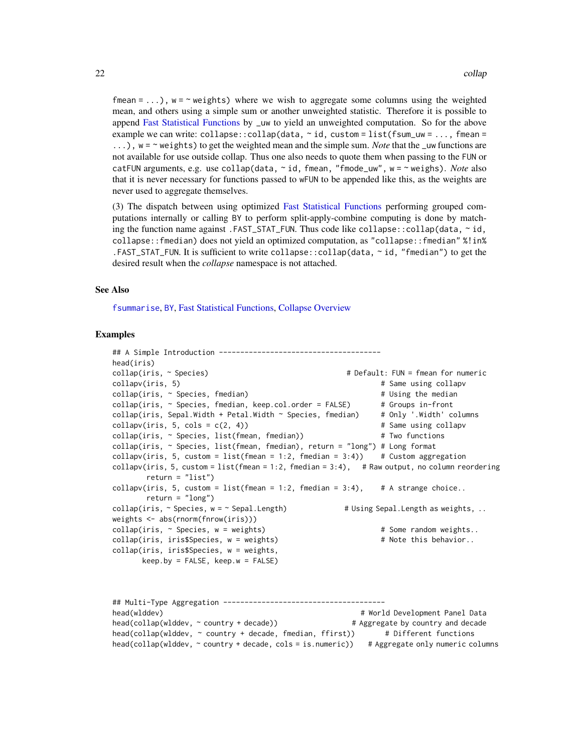fmean = ...), w = ~ weights) where we wish to aggregate some columns using the weighted mean, and others using a simple sum or another unweighted statistic. Therefore it is possible to append Fast Statistical Functions by _uw to yield an unweighted computation. So for the above example we can write: collapse::collap(data, ~ id, custom = list(fsum_uw = ..., fmean = ...), w = ~ weights) to get the weighted mean and the simple sum. *Note* that the _uw functions are not available for use outside collap. Thus one also needs to quote them when passing to the FUN or catFUN arguments, e.g. use collap(data, ~ id, fmean, "fmode_uw", w = ~ weighs). *Note* also that it is never necessary for functions passed to wFUN to be appended like this, as the weights are never used to aggregate themselves.

(3) The dispatch between using optimized Fast Statistical Functions performing grouped computations internally or calling BY to perform split-apply-combine computing is done by matching the function name against .FAST_STAT_FUN. Thus code like collapse::collap(data, ~ id, collapse::fmedian) does not yield an optimized computation, as "collapse::fmedian" %!in% .FAST_STAT_FUN. It is sufficient to write collapse::collap(data, ~ id, "fmedian") to get the desired result when the *collapse* namespace is not attached.

### See Also

fsummarise, BY, Fast Statistical Functions, Collapse Overview

### Examples

```
## A Simple Introduction --------------------------------------
head(iris)
collap(iris, ~ Species)                                        # Default: FUN = fmean for numeric
collapv(iris, 5)                                               # Same using collapv
collap(iris, ~ Species, fmedian)                               # Using the median
collap(iris, ~ Species, fmedian, keep.col.order = FALSE)       # Groups in-front
collap(iris, Sepal.Width + Petal.Width ~ Species, fmedian)     # Only '.Width' columns
collapv(iris, 5, cols = c(2, 4))                               # Same using collapv
collap(iris, ~ Species, list(fmean, fmedian))                  # Two functions
collap(iris, ~ Species, list(fmean, fmedian), return = "long") # Long format
collapv(iris, 5, custom = list(fmean = 1:2, fmedian = 3:4))    # Custom aggregation
collapv(iris, 5, custom = list(fmean = 1:2, fmedian = 3:4),   # Raw output, no column reordering
        return = "list")
collapv(iris, 5, custom = list(fmean = 1:2, fmedian = 3:4),    # A strange choice..
        return = "long")
collap(iris, ~ Species, w = ~ Sepal.Length)             # Using Sepal.Length as weights, ..
weights <- abs(rnorm(fnrow(iris)))
collap(iris, ~ Species, w = weights)                           # Some random weights..
collap(iris, iris$Species, w = weights)                        # Note this behavior..
collap(iris, iris$Species, w = weights,
       keep.by = FALSE, keep.w = FALSE)



## Multi-Type Aggregation --------------------------------------
head(wlddev)                                                    # World Development Panel Data
head(collap(wlddev, ~ country + decade))                      # Aggregate by country and decade
head(collap(wlddev, ~ country + decade, fmedian, ffirst))       # Different functions
head(collap(wlddev, ~ country + decade, cols = is.numeric))    # Aggregate only numeric columns
```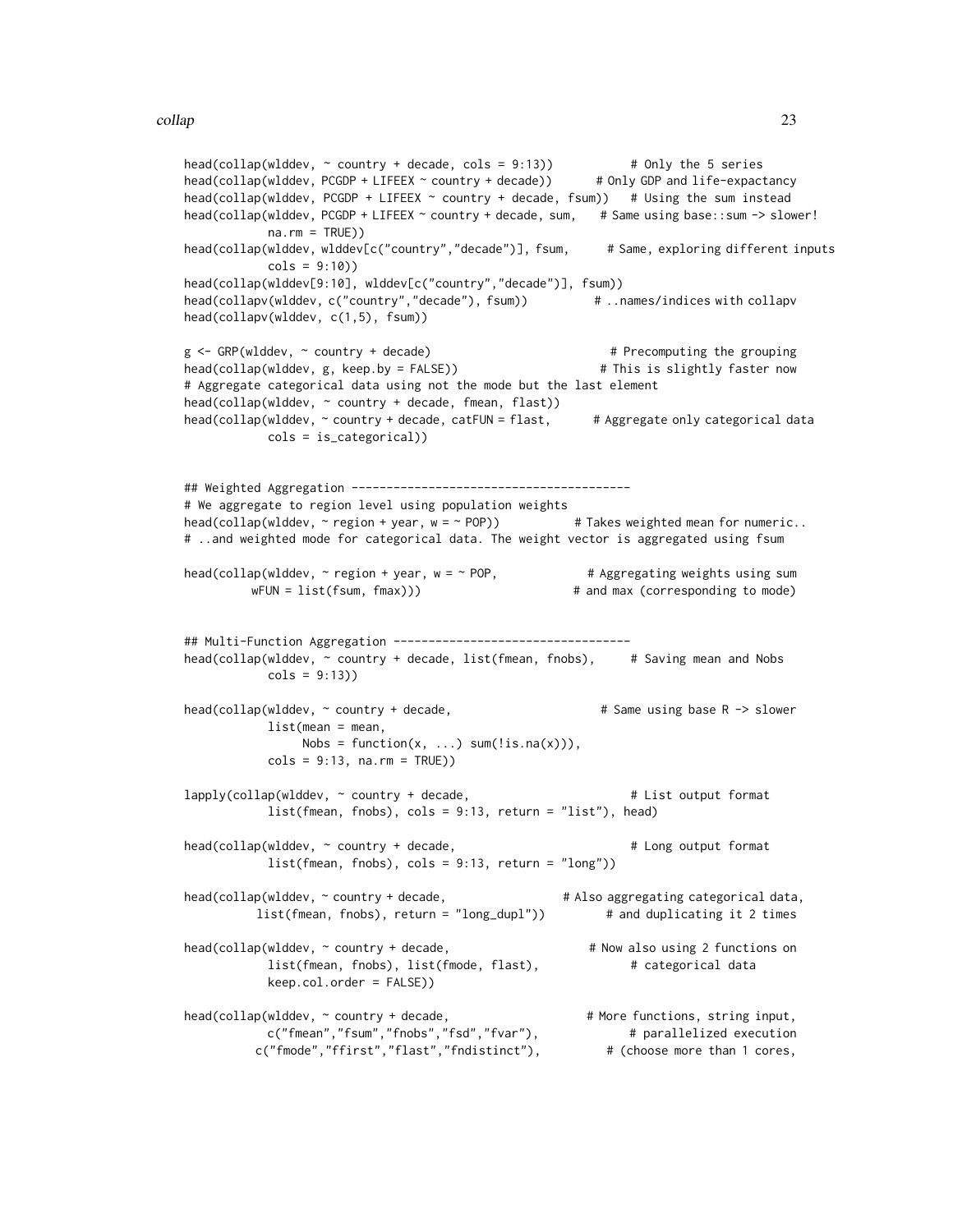```
head(collap(wlddev, ~ country + decade, cols = 9:13))           # Only the 5 series
head(collap(wlddev, PCGDP + LIFEEX ~ country + decade))       # Only GDP and life-expactancy
head(collap(wlddev, PCGDP + LIFEEX ~ country + decade, fsum))   # Using the sum instead
head(collap(wlddev, PCGDP + LIFEEX ~ country + decade, sum,    # Same using base::sum -> slower!
            na.rm = TRUE))
head(collap(wlddev, wlddev[c("country","decade")], fsum,      # Same, exploring different inputs
            cols = 9:10))
head(collap(wlddev[9:10], wlddev[c("country","decade")], fsum))
head(collapv(wlddev, c("country","decade"), fsum))          # ..names/indices with collapv
head(collapv(wlddev, c(1,5), fsum))

g <- GRP(wlddev, ~ country + decade)                          # Precomputing the grouping
head(collap(wlddev, g, keep.by = FALSE))                     # This is slightly faster now
# Aggregate categorical data using not the mode but the last element
head(collap(wlddev, ~ country + decade, fmean, flast))
head(collap(wlddev, ~ country + decade, catFUN = flast,      # Aggregate only categorical data
            cols = is_categorical))


## Weighted Aggregation ----------------------------------------
# We aggregate to region level using population weights
head(collap(wlddev, ~ region + year, w = ~ POP))           # Takes weighted mean for numeric..
# ..and weighted mode for categorical data. The weight vector is aggregated using fsum

head(collap(wlddev, ~ region + year, w = ~ POP,             # Aggregating weights using sum
          wFUN = list(fsum, fmax)))                       # and max (corresponding to mode)


## Multi-Function Aggregation ----------------------------------
head(collap(wlddev, ~ country + decade, list(fmean, fnobs),     # Saving mean and Nobs
            cols = 9:13))

head(collap(wlddev, ~ country + decade,                      # Same using base R -> slower
            list(mean = mean,
                 Nobs = function(x, ...) sum(!is.na(x))),
            cols = 9:13, na.rm = TRUE))

lapply(collap(wlddev, ~ country + decade,                      # List output format
            list(fmean, fnobs), cols = 9:13, return = "list"), head)

head(collap(wlddev, ~ country + decade,                        # Long output format
            list(fmean, fnobs), cols = 9:13, return = "long"))

head(collap(wlddev, ~ country + decade,                 # Also aggregating categorical data,
          list(fmean, fnobs), return = "long_dupl"))         # and duplicating it 2 times

head(collap(wlddev, ~ country + decade,                     # Now also using 2 functions on
            list(fmean, fnobs), list(fmode, flast),             # categorical data
            keep.col.order = FALSE))

head(collap(wlddev, ~ country + decade,                     # More functions, string input,
            c("fmean","fsum","fnobs","fsd","fvar"),             # parallelized execution
          c("fmode","ffirst","flast","fndistinct"),         # (choose more than 1 cores,
```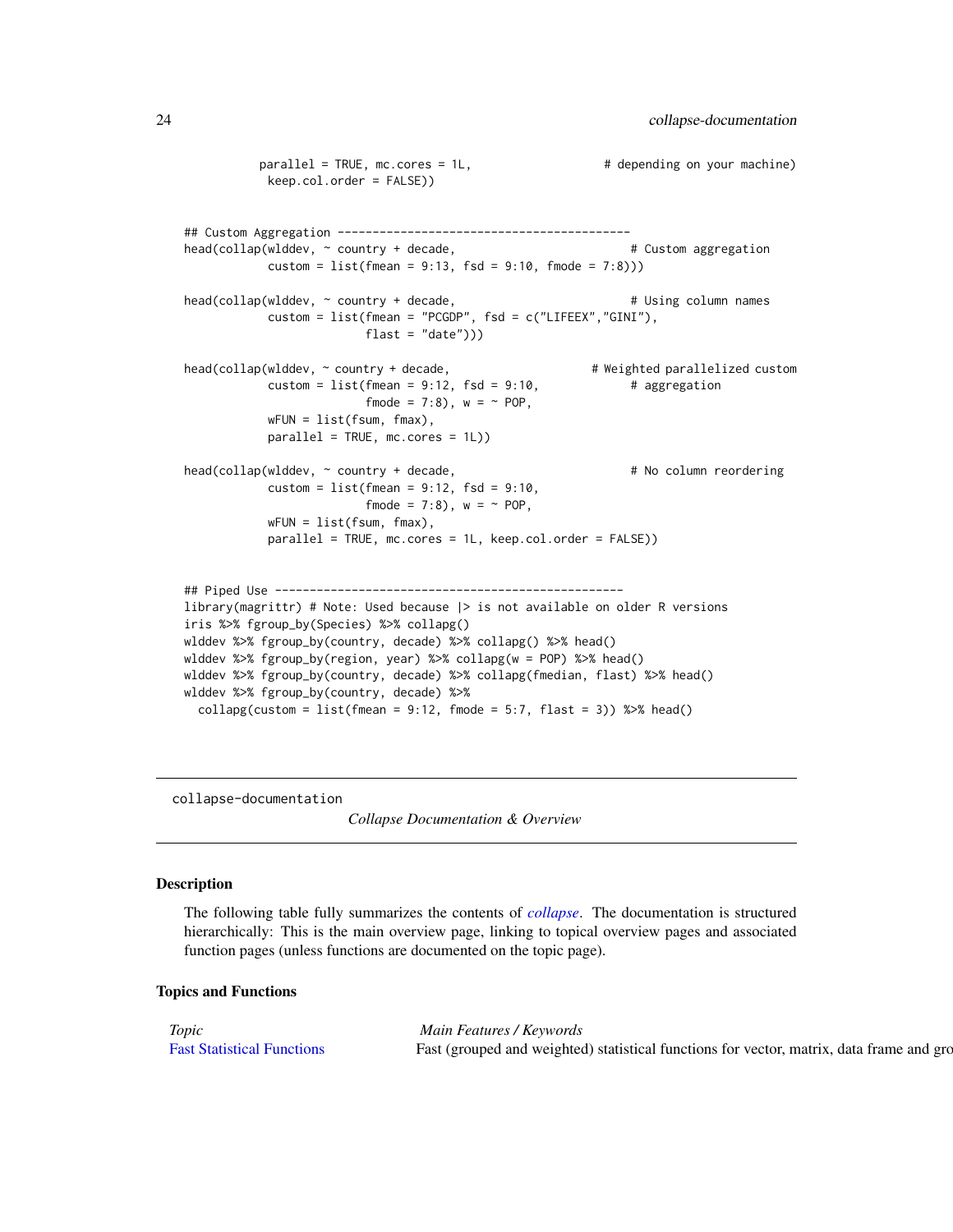```
           parallel = TRUE, mc.cores = 1L,                  # depending on your machine)
           keep.col.order = FALSE))


## Custom Aggregation -----------------------------------------
head(collap(wlddev, ~ country + decade,                        # Custom aggregation
            custom = list(fmean = 9:13, fsd = 9:10, fmode = 7:8)))

head(collap(wlddev, ~ country + decade,                        # Using column names
            custom = list(fmean = "PCGDP", fsd = c("LIFEEX","GINI"),
                          flast = "date")))

head(collap(wlddev, ~ country + decade,                    # Weighted parallelized custom
            custom = list(fmean = 9:12, fsd = 9:10,            # aggregation
                          fmode = 7:8), w = ~ POP,
            wFUN = list(fsum, fmax),
            parallel = TRUE, mc.cores = 1L))

head(collap(wlddev, ~ country + decade,                        # No column reordering
            custom = list(fmean = 9:12, fsd = 9:10,
                          fmode = 7:8), w = ~ POP,
            wFUN = list(fsum, fmax),
            parallel = TRUE, mc.cores = 1L, keep.col.order = FALSE))


## Piped Use --------------------------------------------------
library(magrittr) # Note: Used because |> is not available on older R versions
iris %>% fgroup_by(Species) %>% collapg()
wlddev %>% fgroup_by(country, decade) %>% collapg() %>% head()
wlddev %>% fgroup_by(region, year) %>% collapg(w = POP) %>% head()
wlddev %>% fgroup_by(country, decade) %>% collapg(fmedian, flast) %>% head()
wlddev %>% fgroup_by(country, decade) %>%
  collapg(custom = list(fmean = 9:12, fmode = 5:7, flast = 3)) %>% head()
```

---

collapse-documentation    *Collapse Documentation & Overview*

---

## Description

The following table fully summarizes the contents of *collapse*. The documentation is structured hierarchically: This is the main overview page, linking to topical overview pages and associated function pages (unless functions are documented on the topic page).

## Topics and Functions

| *Topic* | *Main Features / Keywords* |
|---|---|
| Fast Statistical Functions | Fast (grouped and weighted) statistical functions for vector, matrix, data frame and gro |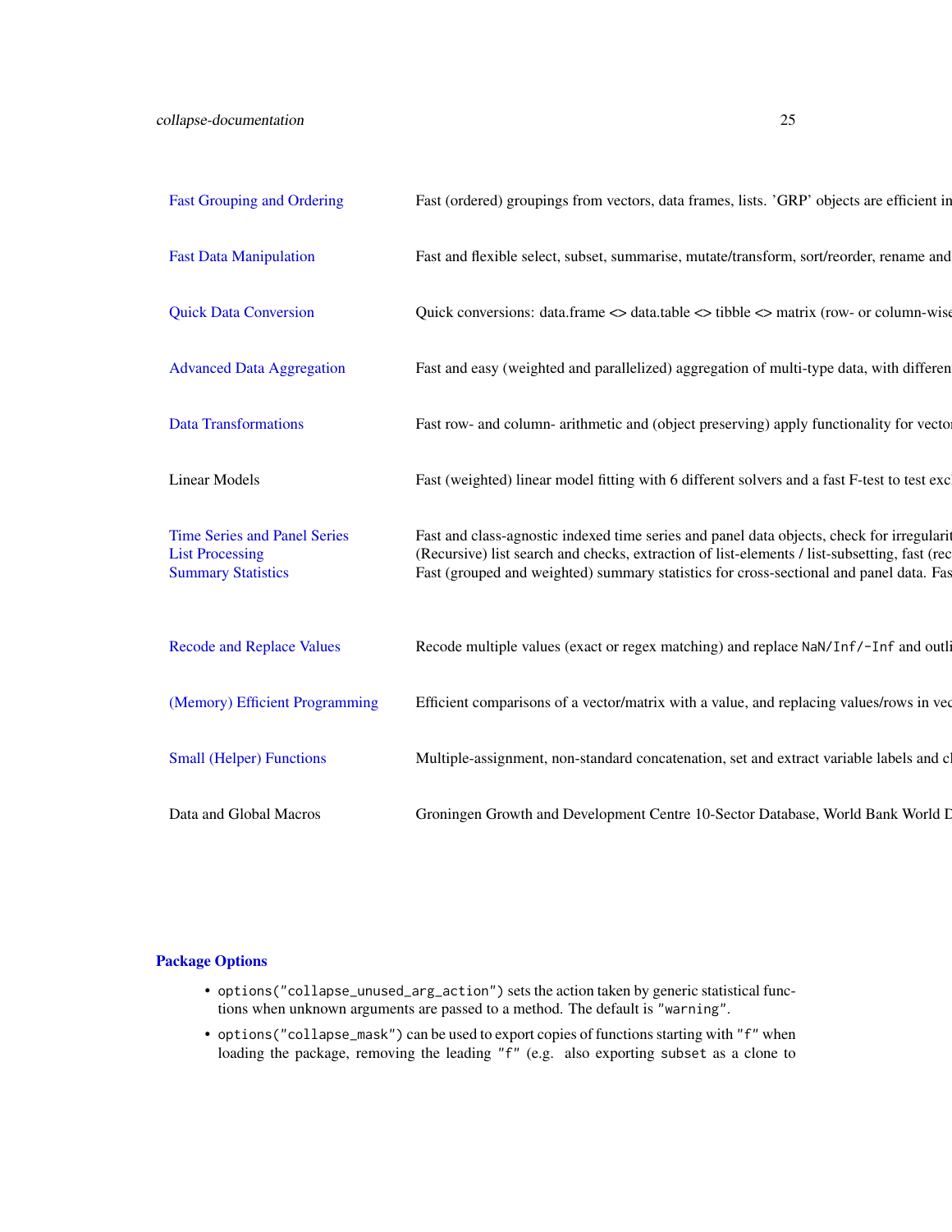| | |
|---|---|
| Fast Grouping and Ordering | Fast (ordered) groupings from vectors, data frames, lists. 'GRP' objects are efficient in |
| Fast Data Manipulation | Fast and flexible select, subset, summarise, mutate/transform, sort/reorder, rename and |
| Quick Data Conversion | Quick conversions: data.frame <> data.table <> tibble <> matrix (row- or column-wise |
| Advanced Data Aggregation | Fast and easy (weighted and parallelized) aggregation of multi-type data, with differen |
| Data Transformations | Fast row- and column- arithmetic and (object preserving) apply functionality for vector |
| Linear Models | Fast (weighted) linear model fitting with 6 different solvers and a fast F-test to test exc |
| Time Series and Panel Series | Fast and class-agnostic indexed time series and panel data objects, check for irregularit |
| List Processing | (Recursive) list search and checks, extraction of list-elements / list-subsetting, fast (rec |
| Summary Statistics | Fast (grouped and weighted) summary statistics for cross-sectional and panel data. Fas |
| Recode and Replace Values | Recode multiple values (exact or regex matching) and replace `NaN/Inf/-Inf` and outli |
| (Memory) Efficient Programming | Efficient comparisons of a vector/matrix with a value, and replacing values/rows in vec |
| Small (Helper) Functions | Multiple-assignment, non-standard concatenation, set and extract variable labels and cl |
| Data and Global Macros | Groningen Growth and Development Centre 10-Sector Database, World Bank World D |

## Package Options

- `options("collapse_unused_arg_action")` sets the action taken by generic statistical functions when unknown arguments are passed to a method. The default is `"warning"`.
- `options("collapse_mask")` can be used to export copies of functions starting with `"f"` when loading the package, removing the leading `"f"` (e.g. also exporting `subset` as a clone to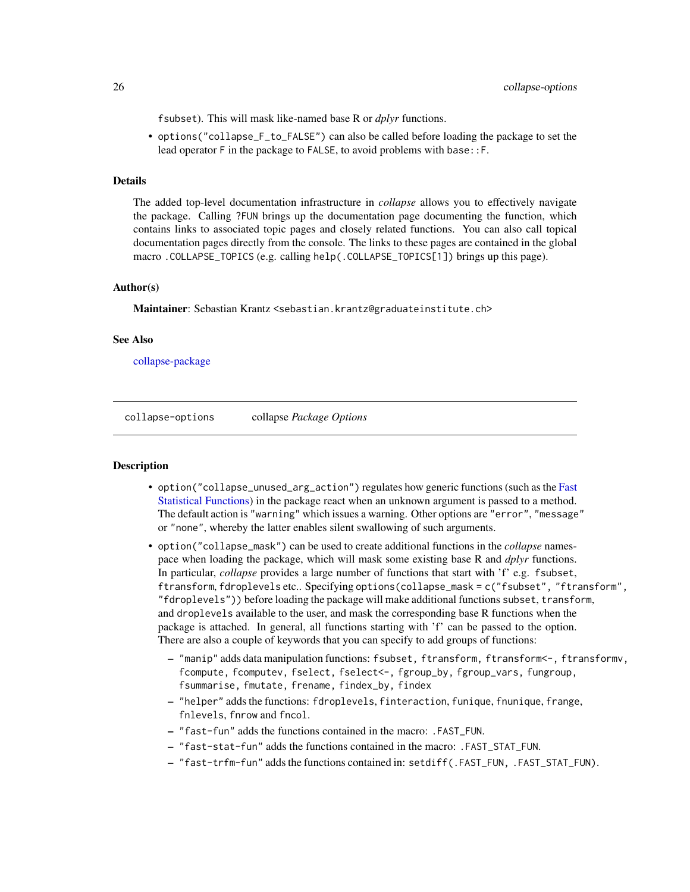fsubset). This will mask like-named base R or *dplyr* functions.

- options("collapse_F_to_FALSE") can also be called before loading the package to set the lead operator F in the package to FALSE, to avoid problems with base::F.

### Details

The added top-level documentation infrastructure in *collapse* allows you to effectively navigate the package. Calling ?FUN brings up the documentation page documenting the function, which contains links to associated topic pages and closely related functions. You can also call topical documentation pages directly from the console. The links to these pages are contained in the global macro .COLLAPSE_TOPICS (e.g. calling help(.COLLAPSE_TOPICS[1]) brings up this page).

### Author(s)

**Maintainer**: Sebastian Krantz <sebastian.krantz@graduateinstitute.ch>

### See Also

collapse-package

---

## collapse-options &nbsp;&nbsp;&nbsp;&nbsp; collapse *Package Options*

### Description

- option("collapse_unused_arg_action") regulates how generic functions (such as the Fast Statistical Functions) in the package react when an unknown argument is passed to a method. The default action is "warning" which issues a warning. Other options are "error", "message" or "none", whereby the latter enables silent swallowing of such arguments.
- option("collapse_mask") can be used to create additional functions in the *collapse* namespace when loading the package, which will mask some existing base R and *dplyr* functions. In particular, *collapse* provides a large number of functions that start with 'f' e.g. fsubset, ftransform, fdroplevels etc.. Specifying options(collapse_mask = c("fsubset", "ftransform", "fdroplevels")) before loading the package will make additional functions subset, transform, and droplevels available to the user, and mask the corresponding base R functions when the package is attached. In general, all functions starting with 'f' can be passed to the option. There are also a couple of keywords that you can specify to add groups of functions:
  - "manip" adds data manipulation functions: fsubset, ftransform, ftransform<-, ftransformv, fcompute, fcomputev, fselect, fselect<-, fgroup_by, fgroup_vars, fungroup, fsummarise, fmutate, frename, findex_by, findex
  - "helper" adds the functions: fdroplevels, finteraction, funique, fnunique, frange, fnlevels, fnrow and fncol.
  - "fast-fun" adds the functions contained in the macro: .FAST_FUN.
  - "fast-stat-fun" adds the functions contained in the macro: .FAST_STAT_FUN.
  - "fast-trfm-fun" adds the functions contained in: setdiff(.FAST_FUN, .FAST_STAT_FUN).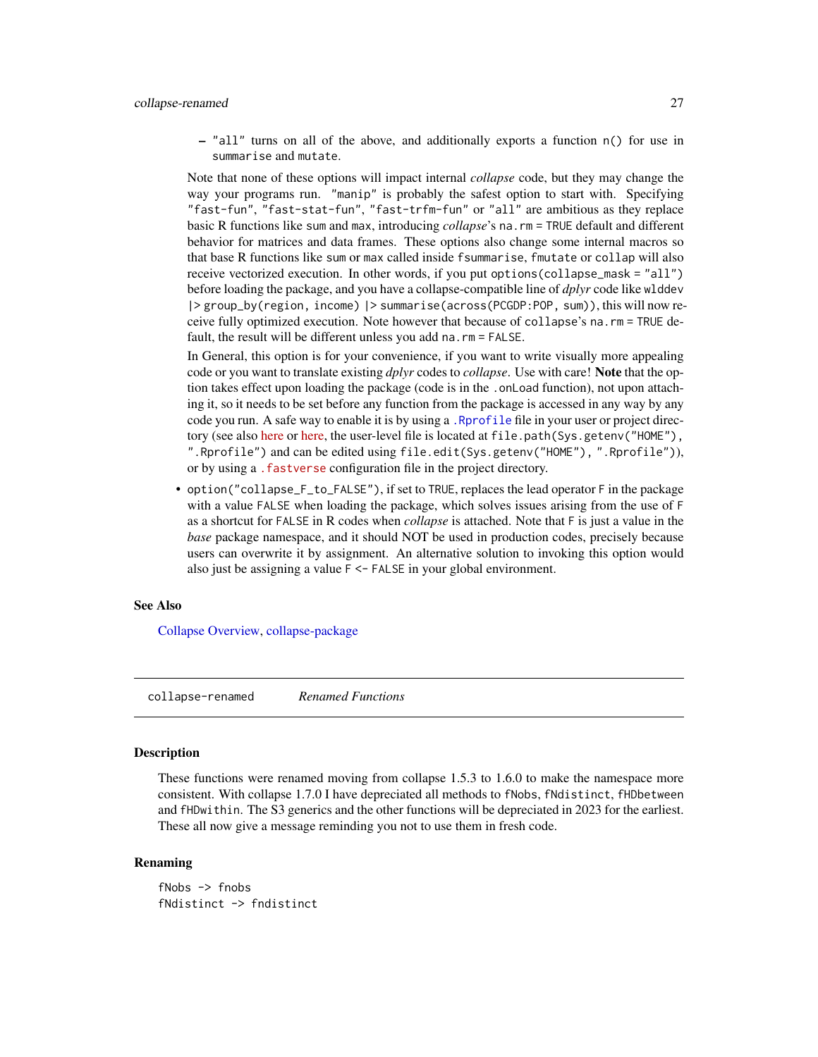- "all" turns on all of the above, and additionally exports a function n() for use in summarise and mutate.

  Note that none of these options will impact internal *collapse* code, but they may change the way your programs run. "manip" is probably the safest option to start with. Specifying "fast-fun", "fast-stat-fun", "fast-trfm-fun" or "all" are ambitious as they replace basic R functions like sum and max, introducing *collapse*'s na.rm = TRUE default and different behavior for matrices and data frames. These options also change some internal macros so that base R functions like sum or max called inside fsummarise, fmutate or collap will also receive vectorized execution. In other words, if you put options(collapse_mask = "all") before loading the package, and you have a collapse-compatible line of *dplyr* code like wlddev |> group_by(region, income) |> summarise(across(PCGDP:POP, sum)), this will now receive fully optimized execution. Note however that because of collapse's na.rm = TRUE default, the result will be different unless you add na.rm = FALSE.

  In General, this option is for your convenience, if you want to write visually more appealing code or you want to translate existing *dplyr* codes to *collapse*. Use with care! **Note** that the option takes effect upon loading the package (code is in the .onLoad function), not upon attaching it, so it needs to be set before any function from the package is accessed in any way by any code you run. A safe way to enable it is by using a .Rprofile file in your user or project directory (see also here or here, the user-level file is located at file.path(Sys.getenv("HOME"), ".Rprofile") and can be edited using file.edit(Sys.getenv("HOME"), ".Rprofile")), or by using a .fastverse configuration file in the project directory.

- option("collapse_F_to_FALSE"), if set to TRUE, replaces the lead operator F in the package with a value FALSE when loading the package, which solves issues arising from the use of F as a shortcut for FALSE in R codes when *collapse* is attached. Note that F is just a value in the *base* package namespace, and it should NOT be used in production codes, precisely because users can overwrite it by assignment. An alternative solution to invoking this option would also just be assigning a value F <- FALSE in your global environment.

### See Also

Collapse Overview, collapse-package

---

## collapse-renamed — *Renamed Functions*

### Description

These functions were renamed moving from collapse 1.5.3 to 1.6.0 to make the namespace more consistent. With collapse 1.7.0 I have depreciated all methods to fNobs, fNdistinct, fHDbetween and fHDwithin. The S3 generics and the other functions will be depreciated in 2023 for the earliest. These all now give a message reminding you not to use them in fresh code.

### Renaming

```
fNobs -> fnobs
fNdistinct -> fndistinct
```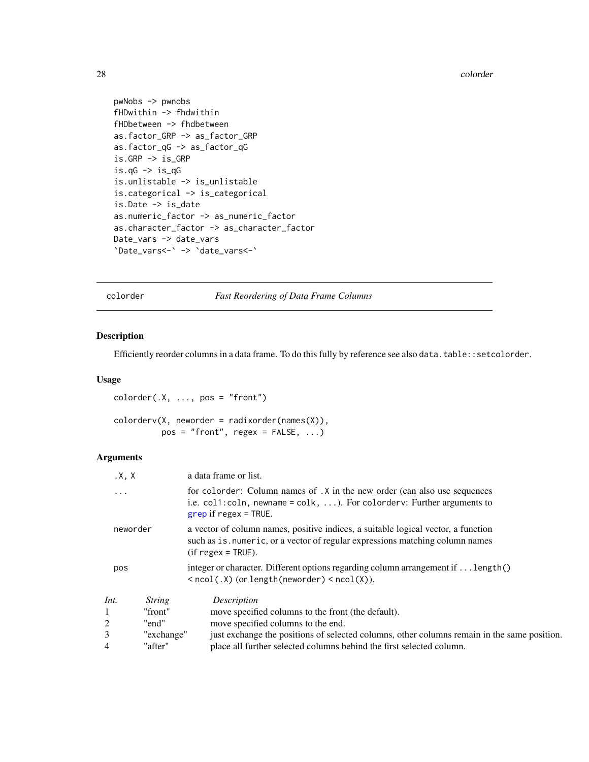```
pwNobs -> pwnobs
fHDwithin -> fhdwithin
fHDbetween -> fhdbetween
as.factor_GRP -> as_factor_GRP
as.factor_qG -> as_factor_qG
is.GRP -> is_GRP
is.qG -> is_qG
is.unlistable -> is_unlistable
is.categorical -> is_categorical
is.Date -> is_date
as.numeric_factor -> as_numeric_factor
as.character_factor -> as_character_factor
Date_vars -> date_vars
`Date_vars<-` -> `date_vars<-`
```

---

colorder — *Fast Reordering of Data Frame Columns*

---

### Description

Efficiently reorder columns in a data frame. To do this fully by reference see also `data.table::setcolorder`.

### Usage

```
colorder(.X, ..., pos = "front")

colorderv(X, neworder = radixorder(names(X)),
          pos = "front", regex = FALSE, ...)
```

### Arguments

| | |
|---|---|
| `.X, X` | a data frame or list. |
| `...` | for `colorder`: Column names of `.X` in the new order (can also use sequences i.e. `col1:coln, newname = colk, ...`). For `colorderv`: Further arguments to `grep` if `regex = TRUE`. |
| `neworder` | a vector of column names, positive indices, a suitable logical vector, a function such as `is.numeric`, or a vector of regular expressions matching column names (if `regex = TRUE`). |
| `pos` | integer or character. Different options regarding column arrangement if `...length() < ncol(.X)` (or `length(neworder) < ncol(X)`). |

| *Int.* | *String* | *Description* |
|---|---|---|
| 1 | "front" | move specified columns to the front (the default). |
| 2 | "end" | move specified columns to the end. |
| 3 | "exchange" | just exchange the positions of selected columns, other columns remain in the same position. |
| 4 | "after" | place all further selected columns behind the first selected column. |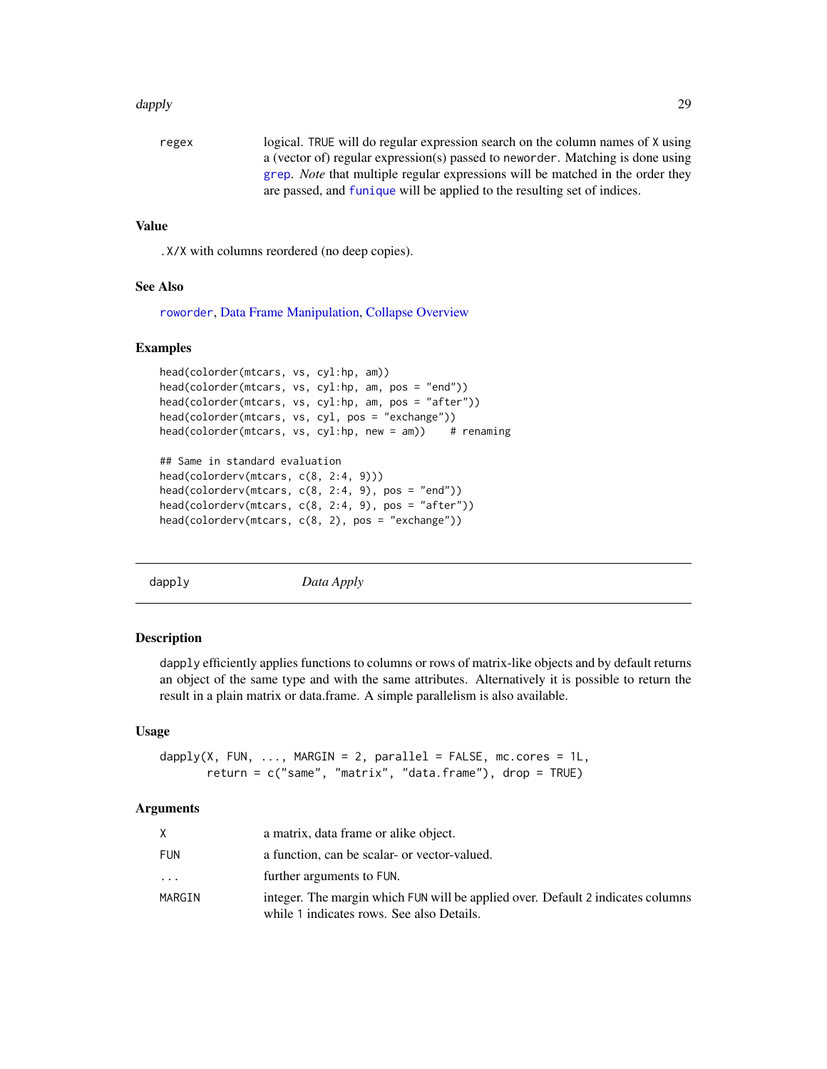| | |
|---|---|
| regex | logical. TRUE will do regular expression search on the column names of X using a (vector of) regular expression(s) passed to neworder. Matching is done using grep. *Note* that multiple regular expressions will be matched in the order they are passed, and funique will be applied to the resulting set of indices. |

### Value

.X/X with columns reordered (no deep copies).

### See Also

roworder, Data Frame Manipulation, Collapse Overview

### Examples

```
head(colorder(mtcars, vs, cyl:hp, am))
head(colorder(mtcars, vs, cyl:hp, am, pos = "end"))
head(colorder(mtcars, vs, cyl:hp, am, pos = "after"))
head(colorder(mtcars, vs, cyl, pos = "exchange"))
head(colorder(mtcars, vs, cyl:hp, new = am))    # renaming

## Same in standard evaluation
head(colorderv(mtcars, c(8, 2:4, 9)))
head(colorderv(mtcars, c(8, 2:4, 9), pos = "end"))
head(colorderv(mtcars, c(8, 2:4, 9), pos = "after"))
head(colorderv(mtcars, c(8, 2), pos = "exchange"))
```

---

## dapply *Data Apply*

---

### Description

dapply efficiently applies functions to columns or rows of matrix-like objects and by default returns an object of the same type and with the same attributes. Alternatively it is possible to return the result in a plain matrix or data.frame. A simple parallelism is also available.

### Usage

```
dapply(X, FUN, ..., MARGIN = 2, parallel = FALSE, mc.cores = 1L,
       return = c("same", "matrix", "data.frame"), drop = TRUE)
```

### Arguments

| | |
|---|---|
| X | a matrix, data frame or alike object. |
| FUN | a function, can be scalar- or vector-valued. |
| ... | further arguments to FUN. |
| MARGIN | integer. The margin which FUN will be applied over. Default 2 indicates columns while 1 indicates rows. See also Details. |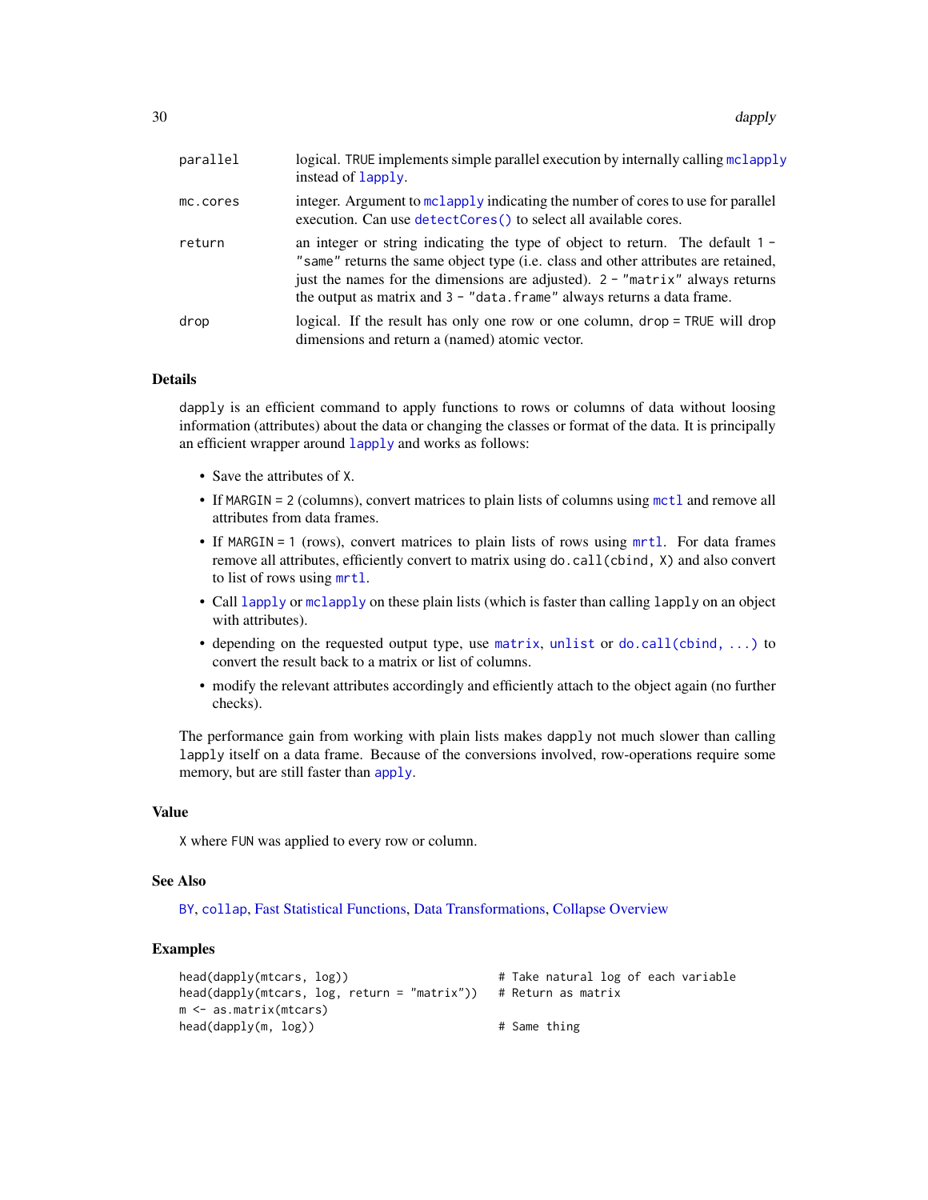| | |
|---|---|
| parallel | logical. TRUE implements simple parallel execution by internally calling mclapply instead of lapply. |
| mc.cores | integer. Argument to mclapply indicating the number of cores to use for parallel execution. Can use detectCores() to select all available cores. |
| return | an integer or string indicating the type of object to return. The default 1 - "same" returns the same object type (i.e. class and other attributes are retained, just the names for the dimensions are adjusted). 2 - "matrix" always returns the output as matrix and 3 - "data.frame" always returns a data frame. |
| drop | logical. If the result has only one row or one column, drop = TRUE will drop dimensions and return a (named) atomic vector. |

## Details

dapply is an efficient command to apply functions to rows or columns of data without loosing information (attributes) about the data or changing the classes or format of the data. It is principally an efficient wrapper around lapply and works as follows:

- Save the attributes of X.
- If MARGIN = 2 (columns), convert matrices to plain lists of columns using mctl and remove all attributes from data frames.
- If MARGIN = 1 (rows), convert matrices to plain lists of rows using mrtl. For data frames remove all attributes, efficiently convert to matrix using do.call(cbind, X) and also convert to list of rows using mrtl.
- Call lapply or mclapply on these plain lists (which is faster than calling lapply on an object with attributes).
- depending on the requested output type, use matrix, unlist or do.call(cbind, ...) to convert the result back to a matrix or list of columns.
- modify the relevant attributes accordingly and efficiently attach to the object again (no further checks).

The performance gain from working with plain lists makes dapply not much slower than calling lapply itself on a data frame. Because of the conversions involved, row-operations require some memory, but are still faster than apply.

## Value

X where FUN was applied to every row or column.

## See Also

BY, collap, Fast Statistical Functions, Data Transformations, Collapse Overview

## Examples

```
head(dapply(mtcars, log))                      # Take natural log of each variable
head(dapply(mtcars, log, return = "matrix"))   # Return as matrix
m <- as.matrix(mtcars)
head(dapply(m, log))                           # Same thing
```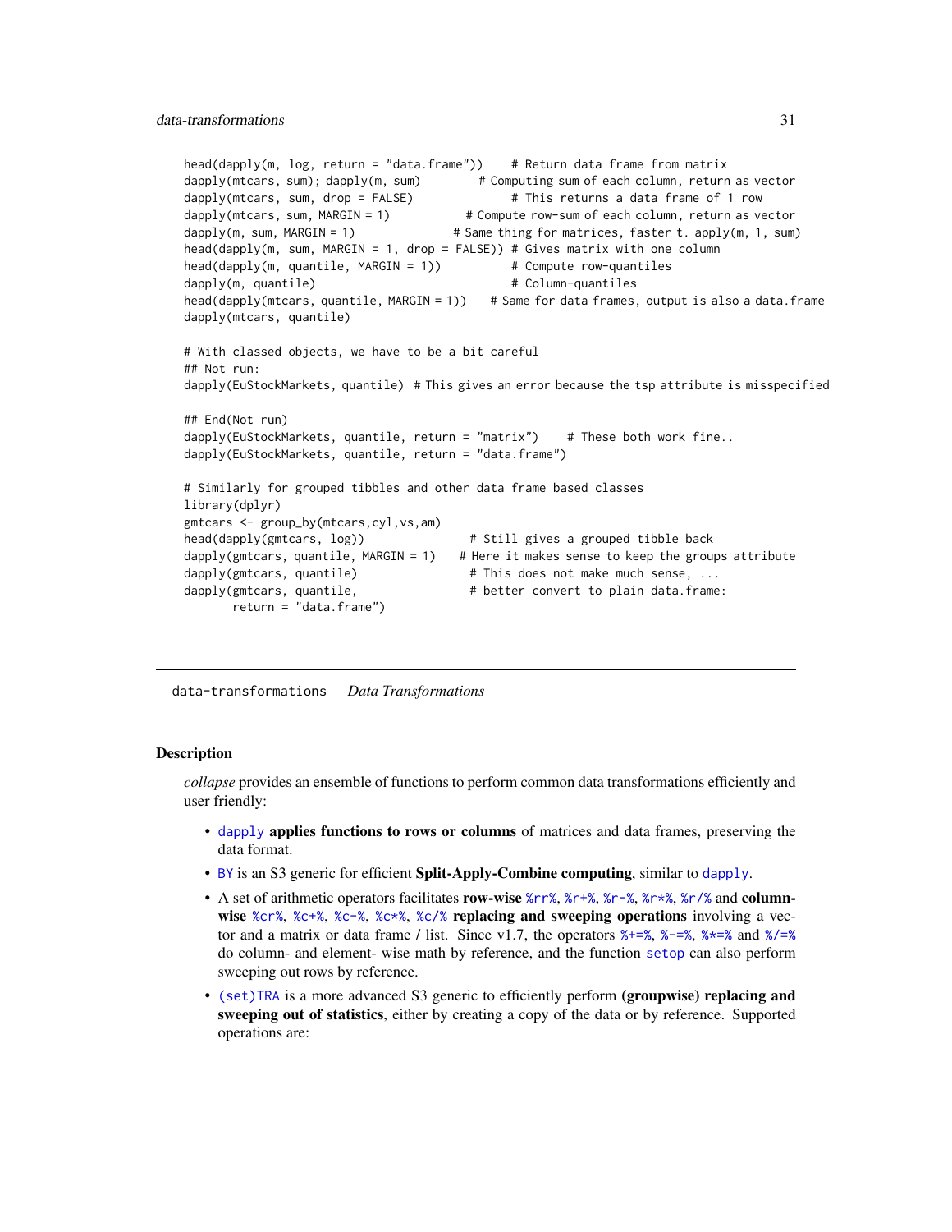```
head(dapply(m, log, return = "data.frame"))    # Return data frame from matrix
dapply(mtcars, sum); dapply(m, sum)        # Computing sum of each column, return as vector
dapply(mtcars, sum, drop = FALSE)              # This returns a data frame of 1 row
dapply(mtcars, sum, MARGIN = 1)           # Compute row-sum of each column, return as vector
dapply(m, sum, MARGIN = 1)              # Same thing for matrices, faster t. apply(m, 1, sum)
head(dapply(m, sum, MARGIN = 1, drop = FALSE)) # Gives matrix with one column
head(dapply(m, quantile, MARGIN = 1))          # Compute row-quantiles
dapply(m, quantile)                            # Column-quantiles
head(dapply(mtcars, quantile, MARGIN = 1))    # Same for data frames, output is also a data.frame
dapply(mtcars, quantile)

# With classed objects, we have to be a bit careful
## Not run:
dapply(EuStockMarkets, quantile)  # This gives an error because the tsp attribute is misspecified

## End(Not run)
dapply(EuStockMarkets, quantile, return = "matrix")    # These both work fine..
dapply(EuStockMarkets, quantile, return = "data.frame")

# Similarly for grouped tibbles and other data frame based classes
library(dplyr)
gmtcars <- group_by(mtcars,cyl,vs,am)
head(dapply(gmtcars, log))               # Still gives a grouped tibble back
dapply(gmtcars, quantile, MARGIN = 1)   # Here it makes sense to keep the groups attribute
dapply(gmtcars, quantile)               # This does not make much sense, ...
dapply(gmtcars, quantile,               # better convert to plain data.frame:
       return = "data.frame")
```

---

data-transformations    *Data Transformations*

---

### Description

*collapse* provides an ensemble of functions to perform common data transformations efficiently and user friendly:

- dapply **applies functions to rows or columns** of matrices and data frames, preserving the data format.
- BY is an S3 generic for efficient **Split-Apply-Combine computing**, similar to dapply.
- A set of arithmetic operators facilitates **row-wise** %rr%, %r+%, %r-%, %r*%, %r/% and **column-wise** %cr%, %c+%, %c-%, %c*%, %c/% **replacing and sweeping operations** involving a vector and a matrix or data frame / list. Since v1.7, the operators %+=%, %-=%, %*=% and %/=% do column- and element- wise math by reference, and the function setop can also perform sweeping out rows by reference.
- (set)TRA is a more advanced S3 generic to efficiently perform **(groupwise) replacing and sweeping out of statistics**, either by creating a copy of the data or by reference. Supported operations are: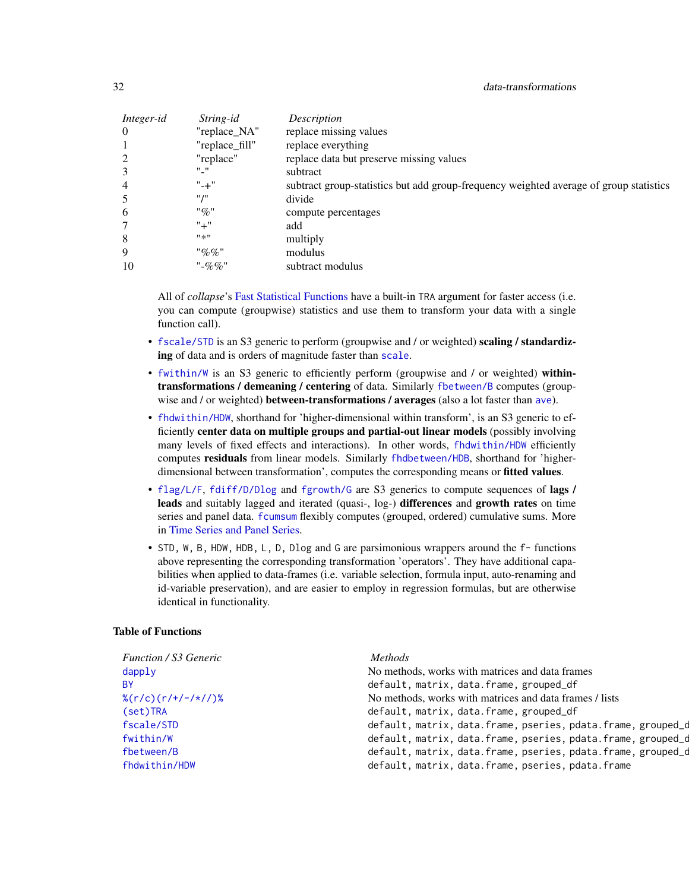| *Integer-id* | *String-id* | *Description* |
|---|---|---|
| 0 | "replace_NA" | replace missing values |
| 1 | "replace_fill" | replace everything |
| 2 | "replace" | replace data but preserve missing values |
| 3 | "-" | subtract |
| 4 | "-+" | subtract group-statistics but add group-frequency weighted average of group statistics |
| 5 | "/" | divide |
| 6 | "%" | compute percentages |
| 7 | "+" | add |
| 8 | "*" | multiply |
| 9 | "%%" | modulus |
| 10 | "-%%" | subtract modulus |

All of *collapse*'s Fast Statistical Functions have a built-in `TRA` argument for faster access (i.e. you can compute (groupwise) statistics and use them to transform your data with a single function call).

- `fscale/STD` is an S3 generic to perform (groupwise and / or weighted) **scaling / standardizing** of data and is orders of magnitude faster than `scale`.
- `fwithin/W` is an S3 generic to efficiently perform (groupwise and / or weighted) **within-transformations / demeaning / centering** of data. Similarly `fbetween/B` computes (groupwise and / or weighted) **between-transformations / averages** (also a lot faster than `ave`).
- `fhdwithin/HDW`, shorthand for 'higher-dimensional within transform', is an S3 generic to efficiently **center data on multiple groups and partial-out linear models** (possibly involving many levels of fixed effects and interactions). In other words, `fhdwithin/HDW` efficiently computes **residuals** from linear models. Similarly `fhdbetween/HDB`, shorthand for 'higher-dimensional between transformation', computes the corresponding means or **fitted values**.
- `flag/L/F`, `fdiff/D/Dlog` and `fgrowth/G` are S3 generics to compute sequences of **lags / leads** and suitably lagged and iterated (quasi-, log-) **differences** and **growth rates** on time series and panel data. `fcumsum` flexibly computes (grouped, ordered) cumulative sums. More in Time Series and Panel Series.
- `STD`, `W`, `B`, `HDW`, `HDB`, `L`, `D`, `Dlog` and `G` are parsimonious wrappers around the `f-` functions above representing the corresponding transformation 'operators'. They have additional capabilities when applied to data-frames (i.e. variable selection, formula input, auto-renaming and id-variable preservation), and are easier to employ in regression formulas, but are otherwise identical in functionality.

## Table of Functions

| *Function / S3 Generic* | *Methods* |
|---|---|
| `dapply` | No methods, works with matrices and data frames |
| `BY` | `default`, `matrix`, `data.frame`, `grouped_df` |
| `%(r/c)(r/+/-/*//)%` | No methods, works with matrices and data frames / lists |
| `(set)TRA` | `default`, `matrix`, `data.frame`, `grouped_df` |
| `fscale/STD` | `default`, `matrix`, `data.frame`, `pseries`, `pdata.frame`, `grouped_d` |
| `fwithin/W` | `default`, `matrix`, `data.frame`, `pseries`, `pdata.frame`, `grouped_d` |
| `fbetween/B` | `default`, `matrix`, `data.frame`, `pseries`, `pdata.frame`, `grouped_d` |
| `fhdwithin/HDW` | `default`, `matrix`, `data.frame`, `pseries`, `pdata.frame` |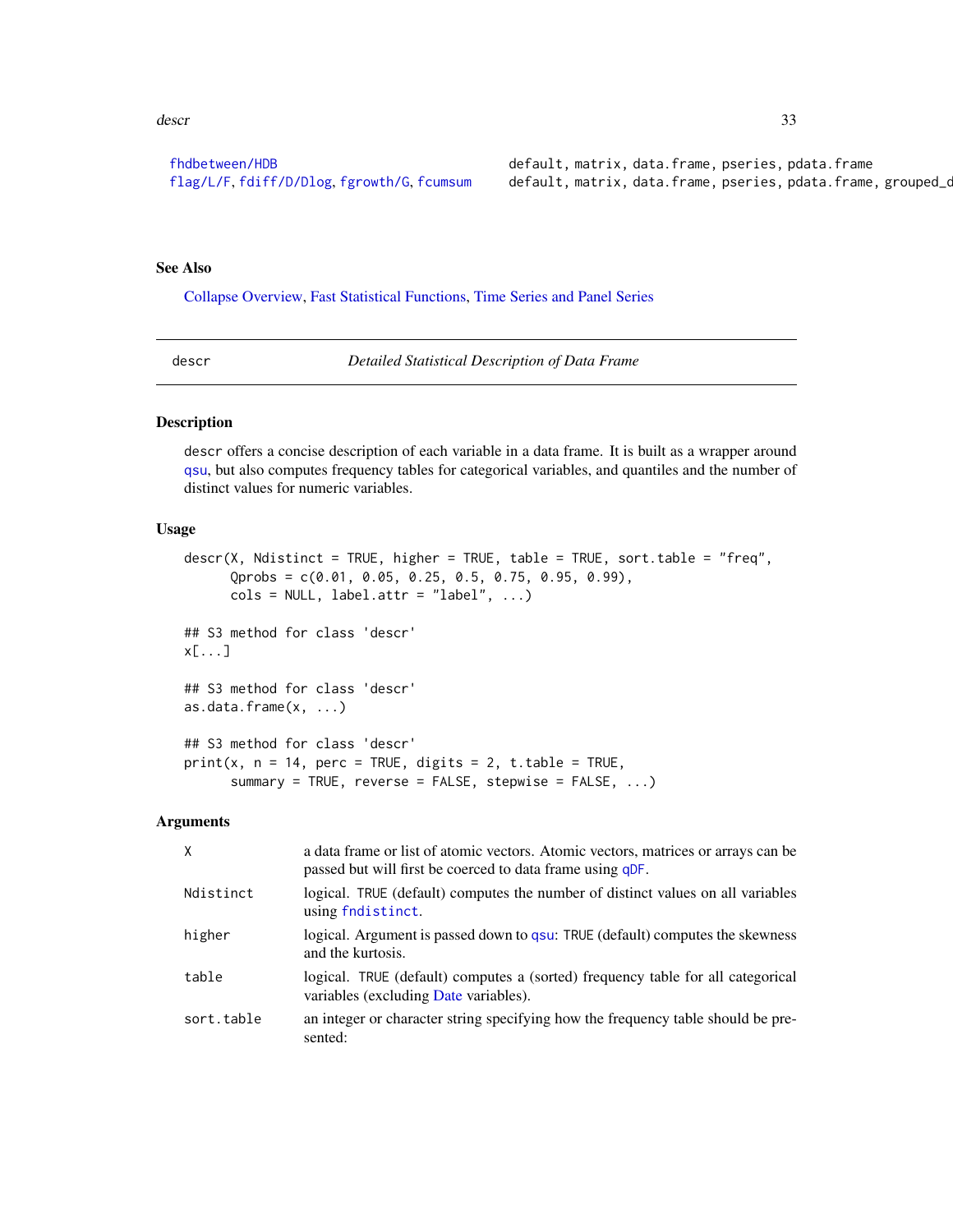| | |
|---|---|
| fhdbetween/HDB | default, matrix, data.frame, pseries, pdata.frame |
| flag/L/F, fdiff/D/Dlog, fgrowth/G, fcumsum | default, matrix, data.frame, pseries, pdata.frame, grouped_d |

## See Also

Collapse Overview, Fast Statistical Functions, Time Series and Panel Series

---

descr &nbsp;&nbsp;&nbsp;&nbsp;&nbsp;&nbsp;&nbsp;&nbsp; *Detailed Statistical Description of Data Frame*

---

## Description

descr offers a concise description of each variable in a data frame. It is built as a wrapper around qsu, but also computes frequency tables for categorical variables, and quantiles and the number of distinct values for numeric variables.

## Usage

```
descr(X, Ndistinct = TRUE, higher = TRUE, table = TRUE, sort.table = "freq",
      Qprobs = c(0.01, 0.05, 0.25, 0.5, 0.75, 0.95, 0.99),
      cols = NULL, label.attr = "label", ...)

## S3 method for class 'descr'
x[...]

## S3 method for class 'descr'
as.data.frame(x, ...)

## S3 method for class 'descr'
print(x, n = 14, perc = TRUE, digits = 2, t.table = TRUE,
      summary = TRUE, reverse = FALSE, stepwise = FALSE, ...)
```

## Arguments

| | |
|---|---|
| X | a data frame or list of atomic vectors. Atomic vectors, matrices or arrays can be passed but will first be coerced to data frame using qDF. |
| Ndistinct | logical. TRUE (default) computes the number of distinct values on all variables using fndistinct. |
| higher | logical. Argument is passed down to qsu: TRUE (default) computes the skewness and the kurtosis. |
| table | logical. TRUE (default) computes a (sorted) frequency table for all categorical variables (excluding Date variables). |
| sort.table | an integer or character string specifying how the frequency table should be presented: |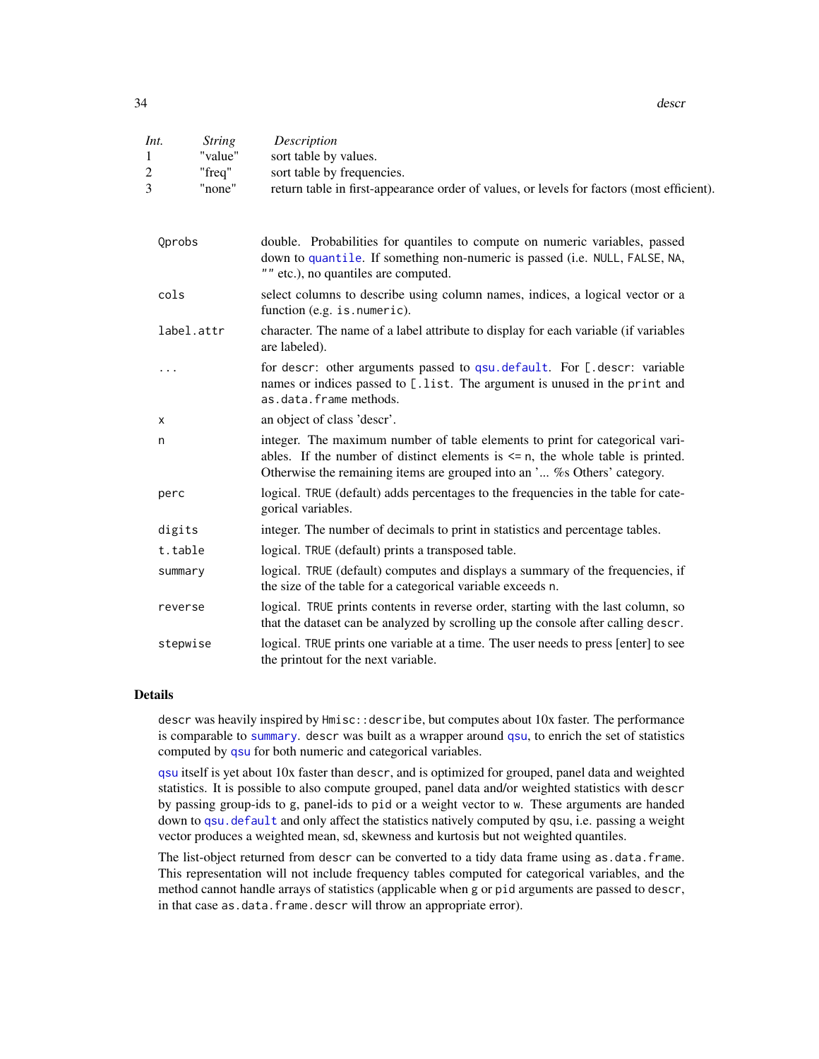| *Int.* | *String* | *Description* |
|---|---|---|
| 1 | "value" | sort table by values. |
| 2 | "freq" | sort table by frequencies. |
| 3 | "none" | return table in first-appearance order of values, or levels for factors (most efficient). |

| | |
|---|---|
| `Qprobs` | double. Probabilities for quantiles to compute on numeric variables, passed down to `quantile`. If something non-numeric is passed (i.e. `NULL`, `FALSE`, `NA`, `""` etc.), no quantiles are computed. |
| `cols` | select columns to describe using column names, indices, a logical vector or a function (e.g. `is.numeric`). |
| `label.attr` | character. The name of a label attribute to display for each variable (if variables are labeled). |
| `...` | for `descr`: other arguments passed to `qsu.default`. For `[.descr`: variable names or indices passed to `[.list`. The argument is unused in the `print` and `as.data.frame` methods. |
| `x` | an object of class 'descr'. |
| `n` | integer. The maximum number of table elements to print for categorical variables. If the number of distinct elements is <= `n`, the whole table is printed. Otherwise the remaining items are grouped into an '... %s Others' category. |
| `perc` | logical. `TRUE` (default) adds percentages to the frequencies in the table for categorical variables. |
| `digits` | integer. The number of decimals to print in statistics and percentage tables. |
| `t.table` | logical. `TRUE` (default) prints a transposed table. |
| `summary` | logical. `TRUE` (default) computes and displays a summary of the frequencies, if the size of the table for a categorical variable exceeds `n`. |
| `reverse` | logical. `TRUE` prints contents in reverse order, starting with the last column, so that the dataset can be analyzed by scrolling up the console after calling `descr`. |
| `stepwise` | logical. `TRUE` prints one variable at a time. The user needs to press [enter] to see the printout for the next variable. |

## Details

`descr` was heavily inspired by `Hmisc::describe`, but computes about 10x faster. The performance is comparable to `summary`. `descr` was built as a wrapper around `qsu`, to enrich the set of statistics computed by `qsu` for both numeric and categorical variables.

`qsu` itself is yet about 10x faster than `descr`, and is optimized for grouped, panel data and weighted statistics. It is possible to also compute grouped, panel data and/or weighted statistics with `descr` by passing group-ids to `g`, panel-ids to `pid` or a weight vector to `w`. These arguments are handed down to `qsu.default` and only affect the statistics natively computed by `qsu`, i.e. passing a weight vector produces a weighted mean, sd, skewness and kurtosis but not weighted quantiles.

The list-object returned from `descr` can be converted to a tidy data frame using `as.data.frame`. This representation will not include frequency tables computed for categorical variables, and the method cannot handle arrays of statistics (applicable when `g` or `pid` arguments are passed to `descr`, in that case `as.data.frame.descr` will throw an appropriate error).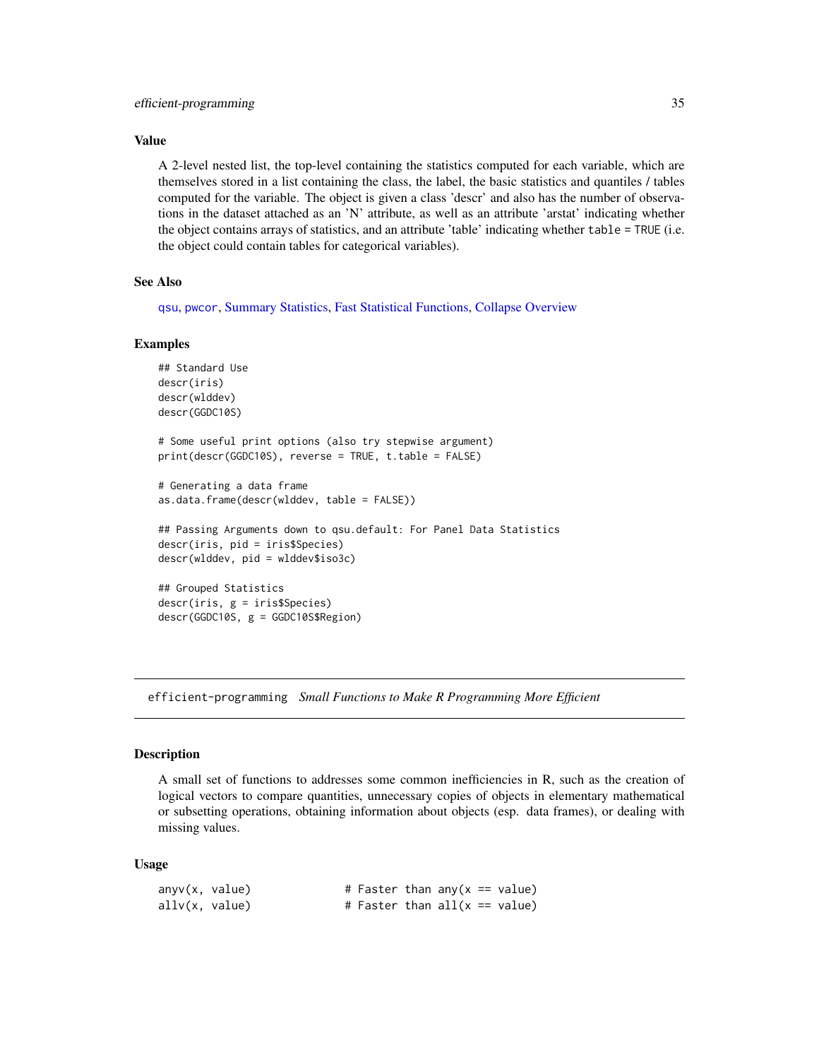### Value

A 2-level nested list, the top-level containing the statistics computed for each variable, which are themselves stored in a list containing the class, the label, the basic statistics and quantiles / tables computed for the variable. The object is given a class 'descr' and also has the number of observations in the dataset attached as an 'N' attribute, as well as an attribute 'arstat' indicating whether the object contains arrays of statistics, and an attribute 'table' indicating whether `table = TRUE` (i.e. the object could contain tables for categorical variables).

### See Also

qsu, pwcor, Summary Statistics, Fast Statistical Functions, Collapse Overview

### Examples

```
## Standard Use
descr(iris)
descr(wlddev)
descr(GGDC10S)

# Some useful print options (also try stepwise argument)
print(descr(GGDC10S), reverse = TRUE, t.table = FALSE)

# Generating a data frame
as.data.frame(descr(wlddev, table = FALSE))

## Passing Arguments down to qsu.default: For Panel Data Statistics
descr(iris, pid = iris$Species)
descr(wlddev, pid = wlddev$iso3c)

## Grouped Statistics
descr(iris, g = iris$Species)
descr(GGDC10S, g = GGDC10S$Region)
```

---

## efficient-programming *Small Functions to Make R Programming More Efficient*

### Description

A small set of functions to addresses some common inefficiencies in R, such as the creation of logical vectors to compare quantities, unnecessary copies of objects in elementary mathematical or subsetting operations, obtaining information about objects (esp. data frames), or dealing with missing values.

### Usage

```
anyv(x, value)              # Faster than any(x == value)
allv(x, value)              # Faster than all(x == value)
```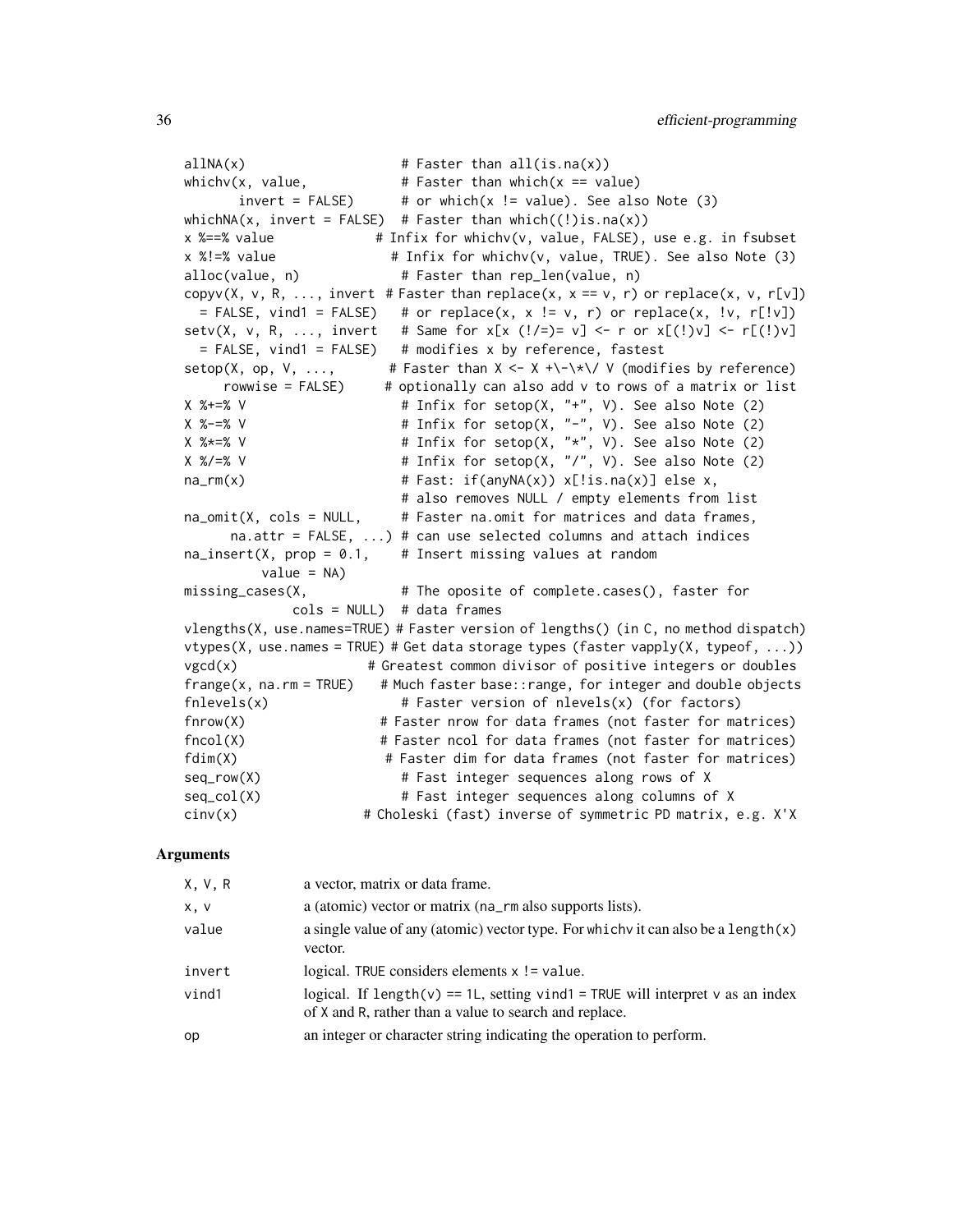```
allNA(x)                    # Faster than all(is.na(x))
whichv(x, value,            # Faster than which(x == value)
       invert = FALSE)      # or which(x != value). See also Note (3)
whichNA(x, invert = FALSE)  # Faster than which((!)is.na(x))
x %==% value               # Infix for whichv(v, value, FALSE), use e.g. in fsubset
x %!=% value                # Infix for whichv(v, value, TRUE). See also Note (3)
alloc(value, n)             # Faster than rep_len(value, n)
copyv(X, v, R, ..., invert  # Faster than replace(x, x == v, r) or replace(x, v, r[v])
  = FALSE, vind1 = FALSE)   # or replace(x, x != v, r) or replace(x, !v, r[!v])
setv(X, v, R, ..., invert   # Same for x[x (!/=)= v] <- r or x[(!)v] <- r[(!)v]
  = FALSE, vind1 = FALSE)   # modifies x by reference, fastest
setop(X, op, V, ...,        # Faster than X <- X +\-\*\/ V (modifies by reference)
     rowwise = FALSE)       # optionally can also add v to rows of a matrix or list
X %+=% V                    # Infix for setop(X, "+", V). See also Note (2)
X %-=% V                    # Infix for setop(X, "-", V). See also Note (2)
X %*=% V                    # Infix for setop(X, "*", V). See also Note (2)
X %/=% V                    # Infix for setop(X, "/", V). See also Note (2)
na_rm(x)                    # Fast: if(anyNA(x)) x[!is.na(x)] else x,
                            # also removes NULL / empty elements from list
na_omit(X, cols = NULL,     # Faster na.omit for matrices and data frames,
      na.attr = FALSE, ...) # can use selected columns and attach indices
na_insert(X, prop = 0.1,    # Insert missing values at random
          value = NA)
missing_cases(X,            # The oposite of complete.cases(), faster for
              cols = NULL)  # data frames
vlengths(X, use.names=TRUE) # Faster version of lengths() (in C, no method dispatch)
vtypes(X, use.names = TRUE) # Get data storage types (faster vapply(X, typeof, ...))
vgcd(x)                   # Greatest common divisor of positive integers or doubles
frange(x, na.rm = TRUE)    # Much faster base::range, for integer and double objects
fnlevels(x)                 # Faster version of nlevels(x) (for factors)
fnrow(X)                  # Faster nrow for data frames (not faster for matrices)
fncol(X)                  # Faster ncol for data frames (not faster for matrices)
fdim(X)                   # Faster dim for data frames (not faster for matrices)
seq_row(X)                  # Fast integer sequences along rows of X
seq_col(X)                  # Fast integer sequences along columns of X
cinv(x)                  # Choleski (fast) inverse of symmetric PD matrix, e.g. X'X
```

## Arguments

| | |
|---|---|
| X, V, R | a vector, matrix or data frame. |
| x, v | a (atomic) vector or matrix (na_rm also supports lists). |
| value | a single value of any (atomic) vector type. For whichv it can also be a length(x) vector. |
| invert | logical. TRUE considers elements x != value. |
| vind1 | logical. If length(v) == 1L, setting vind1 = TRUE will interpret v as an index of X and R, rather than a value to search and replace. |
| op | an integer or character string indicating the operation to perform. |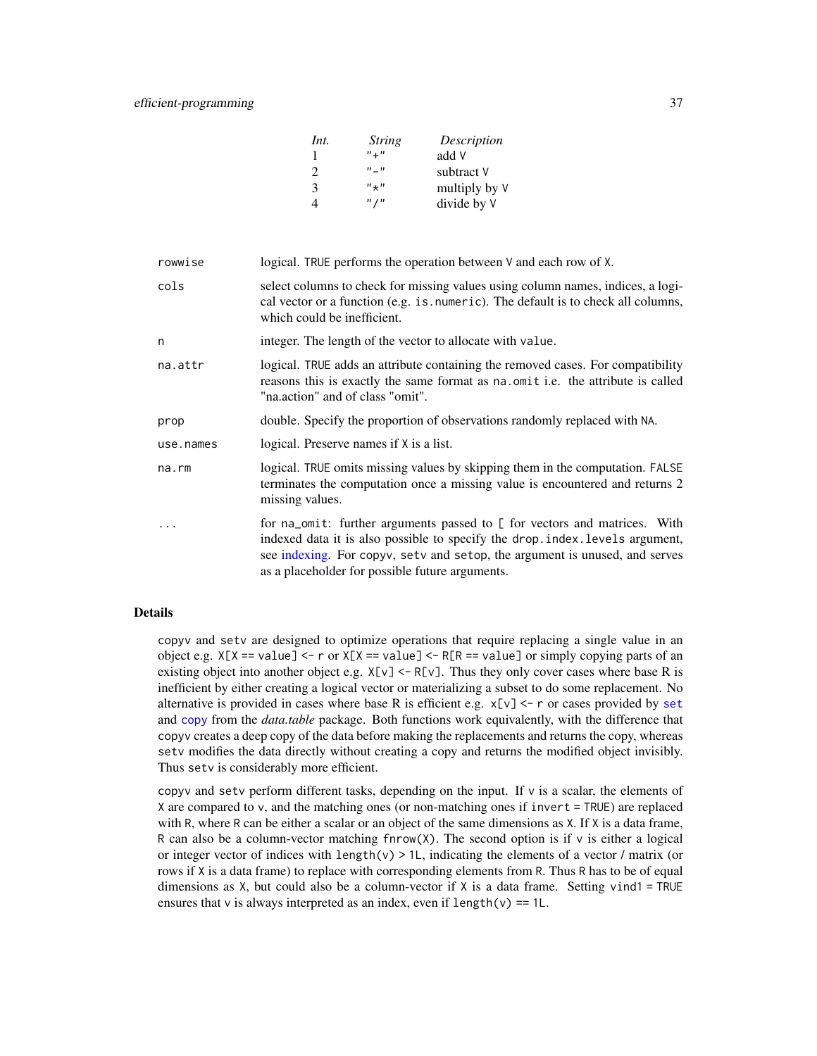| *Int.* | *String* | *Description* |
|---|---|---|
| 1 | "+" | add V |
| 2 | "-" | subtract V |
| 3 | "*" | multiply by V |
| 4 | "/" | divide by V |

| | |
|---|---|
| `rowwise` | logical. TRUE performs the operation between V and each row of X. |
| `cols` | select columns to check for missing values using column names, indices, a logical vector or a function (e.g. `is.numeric`). The default is to check all columns, which could be inefficient. |
| `n` | integer. The length of the vector to allocate with `value`. |
| `na.attr` | logical. TRUE adds an attribute containing the removed cases. For compatibility reasons this is exactly the same format as `na.omit` i.e. the attribute is called "na.action" and of class "omit". |
| `prop` | double. Specify the proportion of observations randomly replaced with NA. |
| `use.names` | logical. Preserve names if X is a list. |
| `na.rm` | logical. TRUE omits missing values by skipping them in the computation. FALSE terminates the computation once a missing value is encountered and returns 2 missing values. |
| `...` | for `na_omit`: further arguments passed to `[` for vectors and matrices. With indexed data it is also possible to specify the `drop.index.levels` argument, see indexing. For `copyv`, `setv` and `setop`, the argument is unused, and serves as a placeholder for possible future arguments. |

## Details

`copyv` and `setv` are designed to optimize operations that require replacing a single value in an object e.g. `X[X == value] <- r` or `X[X == value] <- R[R == value]` or simply copying parts of an existing object into another object e.g. `X[v] <- R[v]`. Thus they only cover cases where base R is inefficient by either creating a logical vector or materializing a subset to do some replacement. No alternative is provided in cases where base R is efficient e.g. `x[v] <- r` or cases provided by `set` and `copy` from the *data.table* package. Both functions work equivalently, with the difference that `copyv` creates a deep copy of the data before making the replacements and returns the copy, whereas `setv` modifies the data directly without creating a copy and returns the modified object invisibly. Thus `setv` is considerably more efficient.

`copyv` and `setv` perform different tasks, depending on the input. If `v` is a scalar, the elements of `X` are compared to `v`, and the matching ones (or non-matching ones if `invert = TRUE`) are replaced with `R`, where `R` can be either a scalar or an object of the same dimensions as `X`. If `X` is a data frame, `R` can also be a column-vector matching `fnrow(X)`. The second option is if `v` is either a logical or integer vector of indices with `length(v) > 1L`, indicating the elements of a vector / matrix (or rows if `X` is a data frame) to replace with corresponding elements from `R`. Thus `R` has to be of equal dimensions as `X`, but could also be a column-vector if `X` is a data frame. Setting `vind1 = TRUE` ensures that `v` is always interpreted as an index, even if `length(v) == 1L`.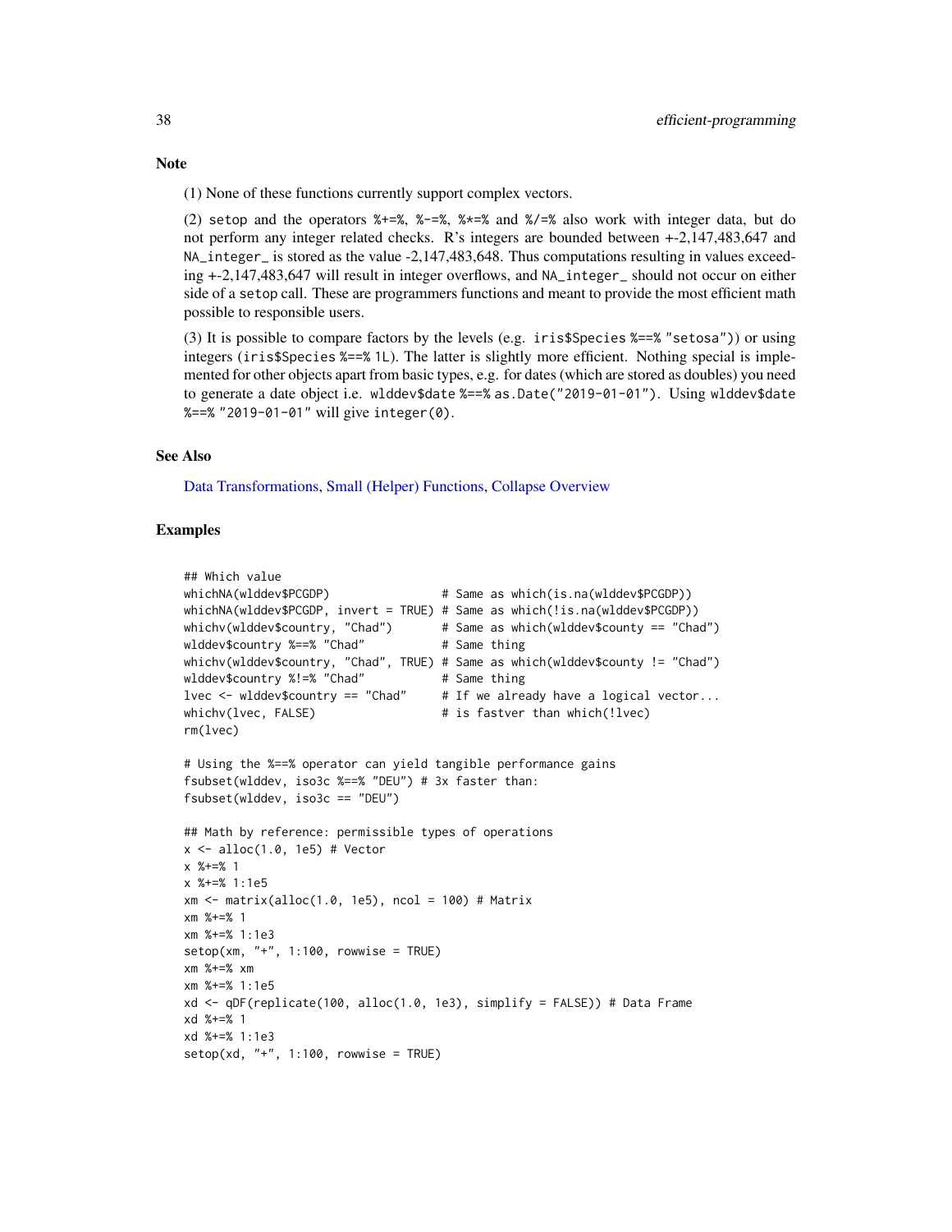### Note

(1) None of these functions currently support complex vectors.

(2) `setop` and the operators `%+=%`, `%-=%`, `%*=%` and `%/=%` also work with integer data, but do not perform any integer related checks. R's integers are bounded between +-2,147,483,647 and `NA_integer_` is stored as the value -2,147,483,648. Thus computations resulting in values exceeding +-2,147,483,647 will result in integer overflows, and `NA_integer_` should not occur on either side of a `setop` call. These are programmers functions and meant to provide the most efficient math possible to responsible users.

(3) It is possible to compare factors by the levels (e.g. `iris$Species %==% "setosa"`)) or using integers (`iris$Species %==% 1L`). The latter is slightly more efficient. Nothing special is implemented for other objects apart from basic types, e.g. for dates (which are stored as doubles) you need to generate a date object i.e. `wlddev$date %==% as.Date("2019-01-01")`. Using `wlddev$date %==% "2019-01-01"` will give `integer(0)`.

### See Also

Data Transformations, Small (Helper) Functions, Collapse Overview

### Examples

```
## Which value
whichNA(wlddev$PCGDP)                # Same as which(is.na(wlddev$PCGDP))
whichNA(wlddev$PCGDP, invert = TRUE) # Same as which(!is.na(wlddev$PCGDP))
whichv(wlddev$country, "Chad")       # Same as which(wlddev$county == "Chad")
wlddev$country %==% "Chad"           # Same thing
whichv(wlddev$country, "Chad", TRUE) # Same as which(wlddev$county != "Chad")
wlddev$country %!=% "Chad"           # Same thing
lvec <- wlddev$country == "Chad"     # If we already have a logical vector...
whichv(lvec, FALSE)                  # is fastver than which(!lvec)
rm(lvec)

# Using the %==% operator can yield tangible performance gains
fsubset(wlddev, iso3c %==% "DEU") # 3x faster than:
fsubset(wlddev, iso3c == "DEU")

## Math by reference: permissible types of operations
x <- alloc(1.0, 1e5) # Vector
x %+=% 1
x %+=% 1:1e5
xm <- matrix(alloc(1.0, 1e5), ncol = 100) # Matrix
xm %+=% 1
xm %+=% 1:1e3
setop(xm, "+", 1:100, rowwise = TRUE)
xm %+=% xm
xm %+=% 1:1e5
xd <- qDF(replicate(100, alloc(1.0, 1e3), simplify = FALSE)) # Data Frame
xd %+=% 1
xd %+=% 1:1e3
setop(xd, "+", 1:100, rowwise = TRUE)
```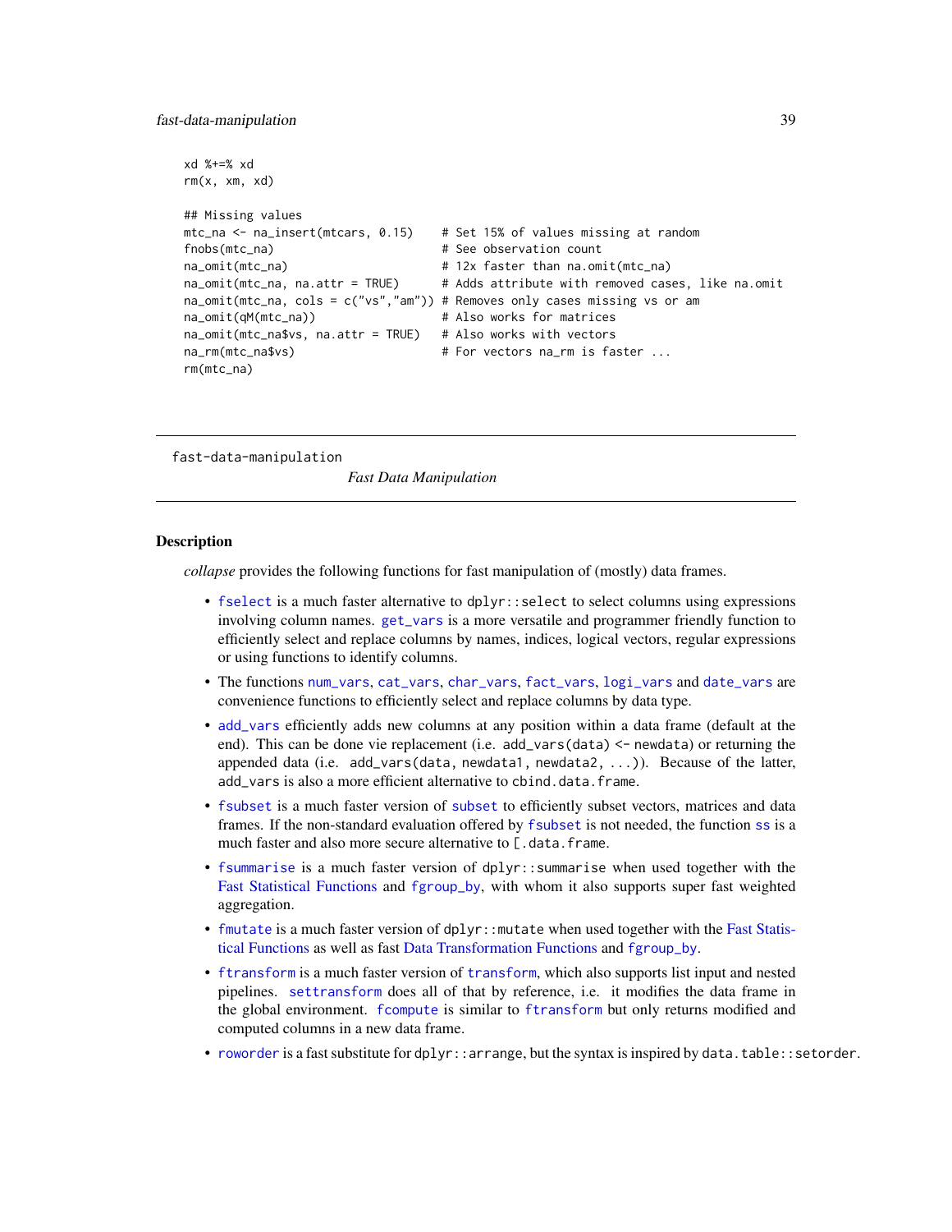```
xd %+=% xd
rm(x, xm, xd)

## Missing values
mtc_na <- na_insert(mtcars, 0.15)    # Set 15% of values missing at random
fnobs(mtc_na)                        # See observation count
na_omit(mtc_na)                      # 12x faster than na.omit(mtc_na)
na_omit(mtc_na, na.attr = TRUE)      # Adds attribute with removed cases, like na.omit
na_omit(mtc_na, cols = c("vs","am")) # Removes only cases missing vs or am
na_omit(qM(mtc_na))                  # Also works for matrices
na_omit(mtc_na$vs, na.attr = TRUE)   # Also works with vectors
na_rm(mtc_na$vs)                     # For vectors na_rm is faster ...
rm(mtc_na)
```

---

fast-data-manipulation    *Fast Data Manipulation*

---

## Description

*collapse* provides the following functions for fast manipulation of (mostly) data frames.

- `fselect` is a much faster alternative to `dplyr::select` to select columns using expressions involving column names. `get_vars` is a more versatile and programmer friendly function to efficiently select and replace columns by names, indices, logical vectors, regular expressions or using functions to identify columns.
- The functions `num_vars`, `cat_vars`, `char_vars`, `fact_vars`, `logi_vars` and `date_vars` are convenience functions to efficiently select and replace columns by data type.
- `add_vars` efficiently adds new columns at any position within a data frame (default at the end). This can be done vie replacement (i.e. `add_vars(data) <- newdata`) or returning the appended data (i.e. `add_vars(data, newdata1, newdata2, ...)`). Because of the latter, `add_vars` is also a more efficient alternative to `cbind.data.frame`.
- `fsubset` is a much faster version of `subset` to efficiently subset vectors, matrices and data frames. If the non-standard evaluation offered by `fsubset` is not needed, the function `ss` is a much faster and also more secure alternative to `[.data.frame`.
- `fsummarise` is a much faster version of `dplyr::summarise` when used together with the Fast Statistical Functions and `fgroup_by`, with whom it also supports super fast weighted aggregation.
- `fmutate` is a much faster version of `dplyr::mutate` when used together with the Fast Statistical Functions as well as fast Data Transformation Functions and `fgroup_by`.
- `ftransform` is a much faster version of `transform`, which also supports list input and nested pipelines. `settransform` does all of that by reference, i.e. it modifies the data frame in the global environment. `fcompute` is similar to `ftransform` but only returns modified and computed columns in a new data frame.
- `roworder` is a fast substitute for `dplyr::arrange`, but the syntax is inspired by `data.table::setorder`.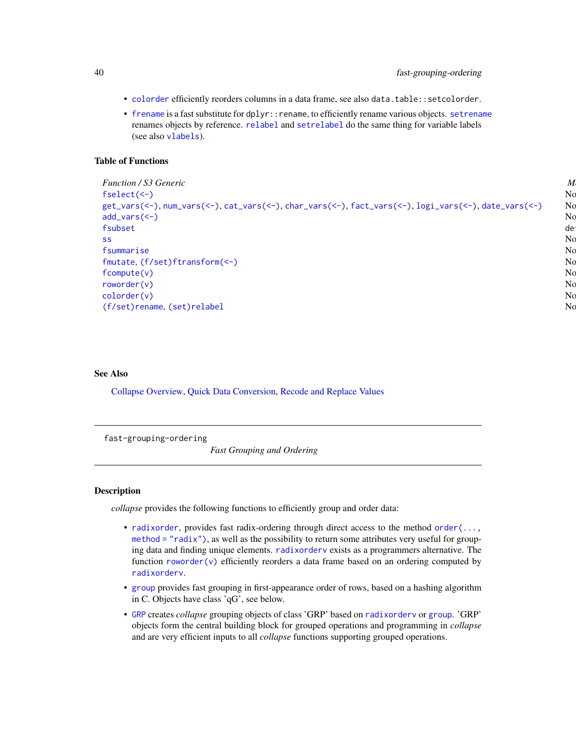- `colorder` efficiently reorders columns in a data frame, see also `data.table::setcolorder`.
- `frename` is a fast substitute for `dplyr::rename`, to efficiently rename various objects. `setrename` renames objects by reference. `relabel` and `setrelabel` do the same thing for variable labels (see also `vlabels`).

### Table of Functions

| *Function / S3 Generic* | *M* |
|---|---|
| `fselect(<-)` | No |
| `get_vars(<-)`, `num_vars(<-)`, `cat_vars(<-)`, `char_vars(<-)`, `fact_vars(<-)`, `logi_vars(<-)`, `date_vars(<-)` | No |
| `add_vars(<-)` | No |
| `fsubset` | de |
| `ss` | No |
| `fsummarise` | No |
| `fmutate`, `(f/set)ftransform(<-)` | No |
| `fcompute(v)` | No |
| `roworder(v)` | No |
| `colorder(v)` | No |
| `(f/set)rename`, `(set)relabel` | No |

### See Also

Collapse Overview, Quick Data Conversion, Recode and Replace Values

---

`fast-grouping-ordering` &nbsp;&nbsp;&nbsp; *Fast Grouping and Ordering*

---

### Description

*collapse* provides the following functions to efficiently group and order data:

- `radixorder`, provides fast radix-ordering through direct access to the method `order(..., method = "radix")`, as well as the possibility to return some attributes very useful for grouping data and finding unique elements. `radixorderv` exists as a programmers alternative. The function `roworder(v)` efficiently reorders a data frame based on an ordering computed by `radixorderv`.
- `group` provides fast grouping in first-appearance order of rows, based on a hashing algorithm in C. Objects have class 'qG', see below.
- `GRP` creates *collapse* grouping objects of class 'GRP' based on `radixorderv` or `group`. 'GRP' objects form the central building block for grouped operations and programming in *collapse* and are very efficient inputs to all *collapse* functions supporting grouped operations.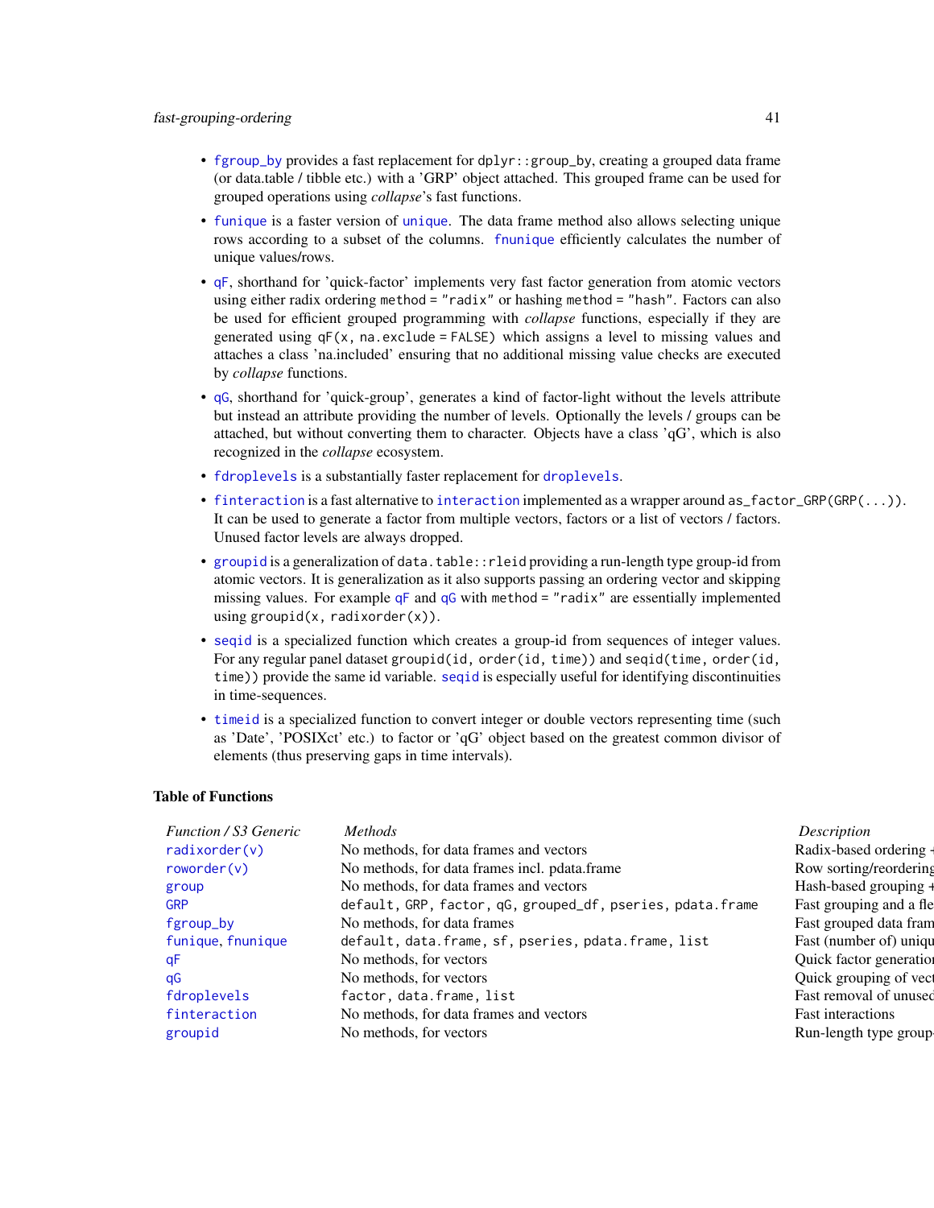- fgroup_by provides a fast replacement for `dplyr::group_by`, creating a grouped data frame (or data.table / tibble etc.) with a 'GRP' object attached. This grouped frame can be used for grouped operations using *collapse*'s fast functions.
- funique is a faster version of unique. The data frame method also allows selecting unique rows according to a subset of the columns. fnunique efficiently calculates the number of unique values/rows.
- qF, shorthand for 'quick-factor' implements very fast factor generation from atomic vectors using either radix ordering `method = "radix"` or hashing `method = "hash"`. Factors can also be used for efficient grouped programming with *collapse* functions, especially if they are generated using `qF(x, na.exclude = FALSE)` which assigns a level to missing values and attaches a class 'na.included' ensuring that no additional missing value checks are executed by *collapse* functions.
- qG, shorthand for 'quick-group', generates a kind of factor-light without the levels attribute but instead an attribute providing the number of levels. Optionally the levels / groups can be attached, but without converting them to character. Objects have a class 'qG', which is also recognized in the *collapse* ecosystem.
- fdroplevels is a substantially faster replacement for droplevels.
- finteraction is a fast alternative to interaction implemented as a wrapper around `as_factor_GRP(GRP(...))`. It can be used to generate a factor from multiple vectors, factors or a list of vectors / factors. Unused factor levels are always dropped.
- groupid is a generalization of `data.table::rleid` providing a run-length type group-id from atomic vectors. It is generalization as it also supports passing an ordering vector and skipping missing values. For example qF and qG with `method = "radix"` are essentially implemented using `groupid(x, radixorder(x))`.
- seqid is a specialized function which creates a group-id from sequences of integer values. For any regular panel dataset `groupid(id, order(id, time))` and `seqid(time, order(id, time))` provide the same id variable. seqid is especially useful for identifying discontinuities in time-sequences.
- timeid is a specialized function to convert integer or double vectors representing time (such as 'Date', 'POSIXct' etc.) to factor or 'qG' object based on the greatest common divisor of elements (thus preserving gaps in time intervals).

### Table of Functions

| *Function / S3 Generic* | *Methods* | *Description* |
|---|---|---|
| radixorder(v) | No methods, for data frames and vectors | Radix-based ordering + |
| roworder(v) | No methods, for data frames incl. pdata.frame | Row sorting/reordering |
| group | No methods, for data frames and vectors | Hash-based grouping + |
| GRP | default, GRP, factor, qG, grouped_df, pseries, pdata.frame | Fast grouping and a fle |
| fgroup_by | No methods, for data frames | Fast grouped data fram |
| funique, fnunique | default, data.frame, sf, pseries, pdata.frame, list | Fast (number of) uniqu |
| qF | No methods, for vectors | Quick factor generatio |
| qG | No methods, for vectors | Quick grouping of vect |
| fdroplevels | factor, data.frame, list | Fast removal of unused |
| finteraction | No methods, for data frames and vectors | Fast interactions |
| groupid | No methods, for vectors | Run-length type group- |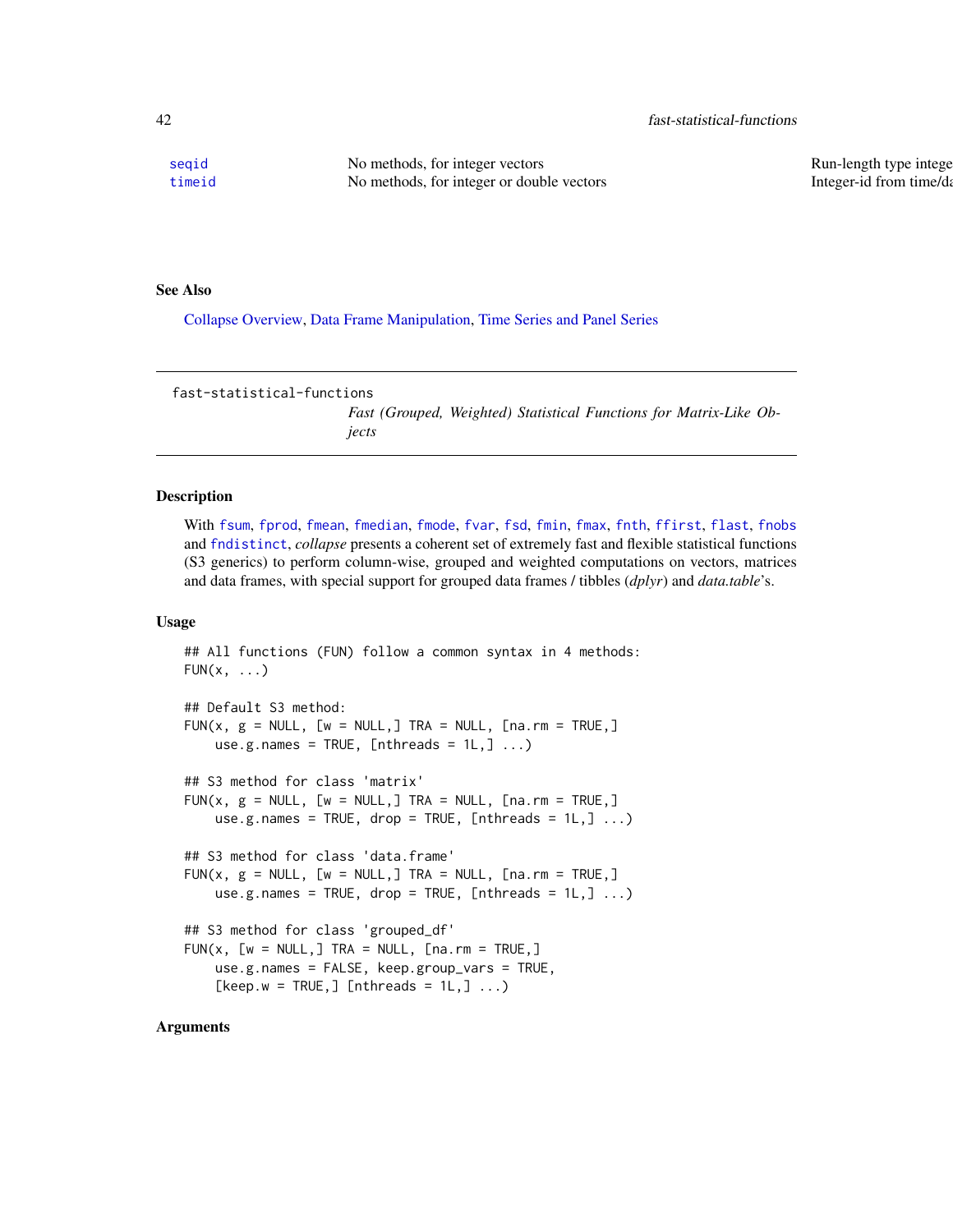| | | |
|---|---|---|
| seqid | No methods, for integer vectors | Run-length type intege |
| timeid | No methods, for integer or double vectors | Integer-id from time/da |

## See Also

Collapse Overview, Data Frame Manipulation, Time Series and Panel Series

---

fast-statistical-functions &emsp; *Fast (Grouped, Weighted) Statistical Functions for Matrix-Like Objects*

---

### Description

With `fsum`, `fprod`, `fmean`, `fmedian`, `fmode`, `fvar`, `fsd`, `fmin`, `fmax`, `fnth`, `ffirst`, `flast`, `fnobs` and `fndistinct`, *collapse* presents a coherent set of extremely fast and flexible statistical functions (S3 generics) to perform column-wise, grouped and weighted computations on vectors, matrices and data frames, with special support for grouped data frames / tibbles (*dplyr*) and *data.table*'s.

### Usage

```
## All functions (FUN) follow a common syntax in 4 methods:
FUN(x, ...)

## Default S3 method:
FUN(x, g = NULL, [w = NULL,] TRA = NULL, [na.rm = TRUE,]
    use.g.names = TRUE, [nthreads = 1L,] ...)

## S3 method for class 'matrix'
FUN(x, g = NULL, [w = NULL,] TRA = NULL, [na.rm = TRUE,]
    use.g.names = TRUE, drop = TRUE, [nthreads = 1L,] ...)

## S3 method for class 'data.frame'
FUN(x, g = NULL, [w = NULL,] TRA = NULL, [na.rm = TRUE,]
    use.g.names = TRUE, drop = TRUE, [nthreads = 1L,] ...)

## S3 method for class 'grouped_df'
FUN(x, [w = NULL,] TRA = NULL, [na.rm = TRUE,]
    use.g.names = FALSE, keep.group_vars = TRUE,
    [keep.w = TRUE,] [nthreads = 1L,] ...)
```

### Arguments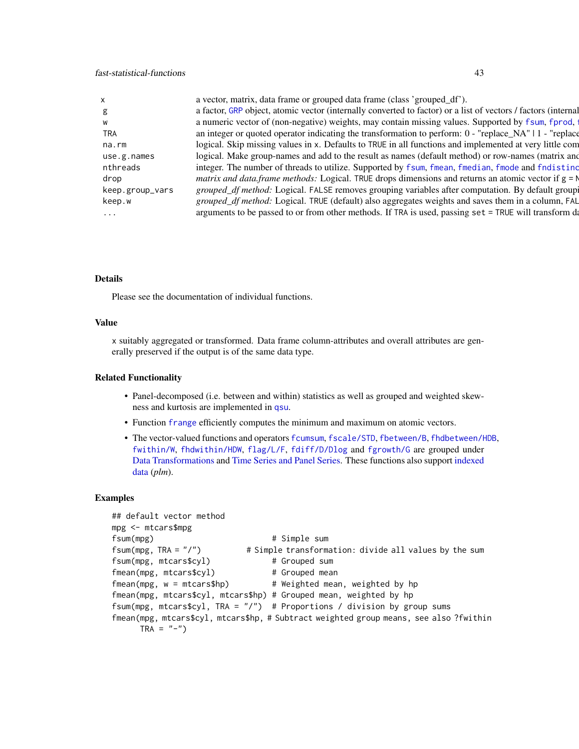| | |
|---|---|
| x | a vector, matrix, data frame or grouped data frame (class 'grouped_df'). |
| g | a factor, GRP object, atomic vector (internally converted to factor) or a list of vectors / factors (internal |
| w | a numeric vector of (non-negative) weights, may contain missing values. Supported by fsum, fprod, f |
| TRA | an integer or quoted operator indicating the transformation to perform: 0 - "replace_NA" \| 1 - "replace |
| na.rm | logical. Skip missing values in x. Defaults to TRUE in all functions and implemented at very little com |
| use.g.names | logical. Make group-names and add to the result as names (default method) or row-names (matrix and |
| nthreads | integer. The number of threads to utilize. Supported by fsum, fmean, fmedian, fmode and fndistinc |
| drop | *matrix and data.frame methods:* Logical. TRUE drops dimensions and returns an atomic vector if g = N |
| keep.group_vars | *grouped_df method:* Logical. FALSE removes grouping variables after computation. By default groupi |
| keep.w | *grouped_df method:* Logical. TRUE (default) also aggregates weights and saves them in a column, FAL |
| ... | arguments to be passed to or from other methods. If TRA is used, passing set = TRUE will transform da |

## Details

Please see the documentation of individual functions.

## Value

x suitably aggregated or transformed. Data frame column-attributes and overall attributes are generally preserved if the output is of the same data type.

## Related Functionality

- Panel-decomposed (i.e. between and within) statistics as well as grouped and weighted skewness and kurtosis are implemented in qsu.
- Function frange efficiently computes the minimum and maximum on atomic vectors.
- The vector-valued functions and operators fcumsum, fscale/STD, fbetween/B, fhdbetween/HDB, fwithin/W, fhdwithin/HDW, flag/L/F, fdiff/D/Dlog and fgrowth/G are grouped under Data Transformations and Time Series and Panel Series. These functions also support indexed data (*plm*).

## Examples

```
## default vector method
mpg <- mtcars$mpg
fsum(mpg)                          # Simple sum
fsum(mpg, TRA = "/")          # Simple transformation: divide all values by the sum
fsum(mpg, mtcars$cyl)              # Grouped sum
fmean(mpg, mtcars$cyl)             # Grouped mean
fmean(mpg, w = mtcars$hp)          # Weighted mean, weighted by hp
fmean(mpg, mtcars$cyl, mtcars$hp)  # Grouped mean, weighted by hp
fsum(mpg, mtcars$cyl, TRA = "/")   # Proportions / division by group sums
fmean(mpg, mtcars$cyl, mtcars$hp, # Subtract weighted group means, see also ?fwithin
      TRA = "-")
```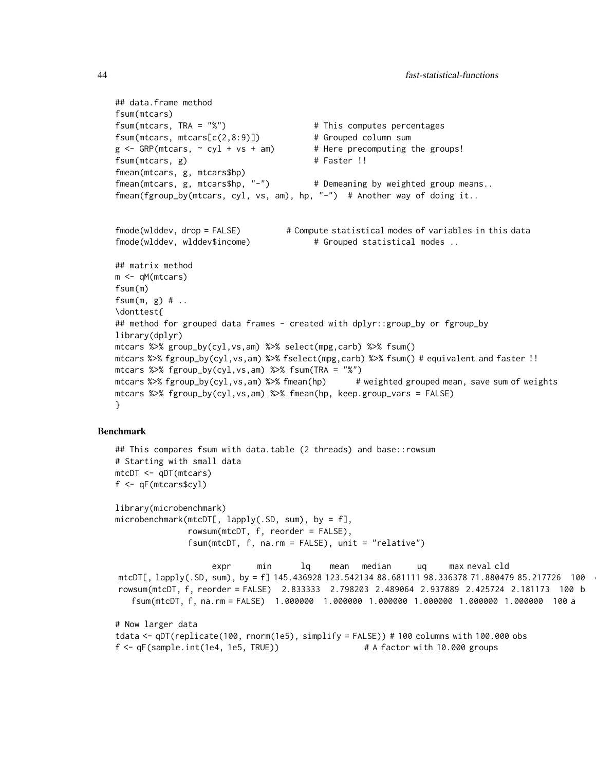```
## data.frame method
fsum(mtcars)
fsum(mtcars, TRA = "%")                  # This computes percentages
fsum(mtcars, mtcars[c(2,8:9)])           # Grouped column sum
g <- GRP(mtcars, ~ cyl + vs + am)        # Here precomputing the groups!
fsum(mtcars, g)                          # Faster !!
fmean(mtcars, g, mtcars$hp)
fmean(mtcars, g, mtcars$hp, "-")         # Demeaning by weighted group means..
fmean(fgroup_by(mtcars, cyl, vs, am), hp, "-")  # Another way of doing it..


fmode(wlddev, drop = FALSE)          # Compute statistical modes of variables in this data
fmode(wlddev, wlddev$income)             # Grouped statistical modes ..

## matrix method
m <- qM(mtcars)
fsum(m)
fsum(m, g) # ..
\donttest{
## method for grouped data frames - created with dplyr::group_by or fgroup_by
library(dplyr)
mtcars %>% group_by(cyl,vs,am) %>% select(mpg,carb) %>% fsum()
mtcars %>% fgroup_by(cyl,vs,am) %>% fselect(mpg,carb) %>% fsum() # equivalent and faster !!
mtcars %>% fgroup_by(cyl,vs,am) %>% fsum(TRA = "%")
mtcars %>% fgroup_by(cyl,vs,am) %>% fmean(hp)       # weighted grouped mean, save sum of weights
mtcars %>% fgroup_by(cyl,vs,am) %>% fmean(hp, keep.group_vars = FALSE)
}
```

### Benchmark

```
## This compares fsum with data.table (2 threads) and base::rowsum
# Starting with small data
mtcDT <- qDT(mtcars)
f <- qF(mtcars$cyl)

library(microbenchmark)
microbenchmark(mtcDT[, lapply(.SD, sum), by = f],
               rowsum(mtcDT, f, reorder = FALSE),
               fsum(mtcDT, f, na.rm = FALSE), unit = "relative")

                     expr        min         lq      mean    median        uq       max neval cld
 mtcDT[, lapply(.SD, sum), by = f] 145.436928 123.542134 88.681111 98.336378 71.880479 85.217726   100   c
 rowsum(mtcDT, f, reorder = FALSE)   2.833333   2.798203  2.489064  2.937889  2.425724  2.181173   100  b
     fsum(mtcDT, f, na.rm = FALSE)   1.000000   1.000000  1.000000  1.000000  1.000000  1.000000   100 a

# Now larger data
tdata <- qDT(replicate(100, rnorm(1e5), simplify = FALSE)) # 100 columns with 100.000 obs
f <- qF(sample.int(1e4, 1e5, TRUE))                  # A factor with 10.000 groups
```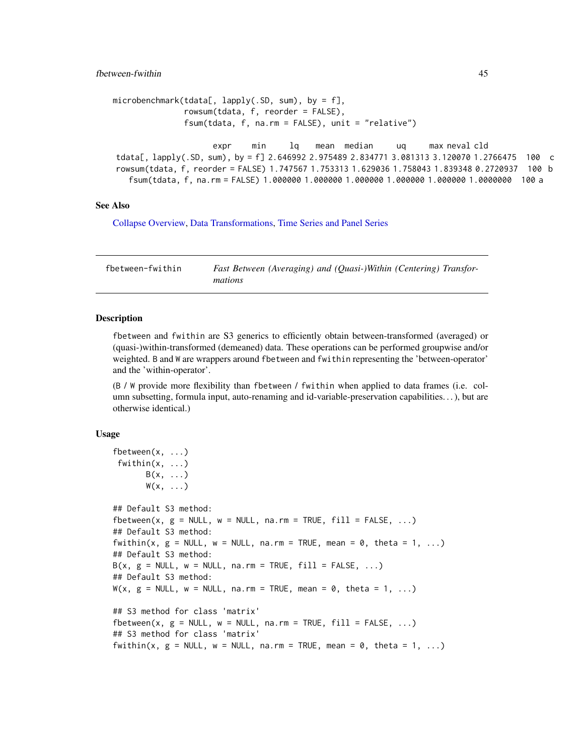```
microbenchmark(tdata[, lapply(.SD, sum), by = f],
               rowsum(tdata, f, reorder = FALSE),
               fsum(tdata, f, na.rm = FALSE), unit = "relative")

                              expr      min       lq     mean   median       uq       max neval cld
 tdata[, lapply(.SD, sum), by = f] 2.646992 2.975489 2.834771 3.081313 3.120070 1.2766475   100   c
 rowsum(tdata, f, reorder = FALSE) 1.747567 1.753313 1.629036 1.758043 1.839348 0.2720937   100  b
     fsum(tdata, f, na.rm = FALSE) 1.000000 1.000000 1.000000 1.000000 1.000000 1.0000000   100 a
```

## See Also

Collapse Overview, Data Transformations, Time Series and Panel Series

---

# fbetween-fwithin — *Fast Between (Averaging) and (Quasi-)Within (Centering) Transformations*

## Description

fbetween and fwithin are S3 generics to efficiently obtain between-transformed (averaged) or (quasi-)within-transformed (demeaned) data. These operations can be performed groupwise and/or weighted. B and W are wrappers around fbetween and fwithin representing the 'between-operator' and the 'within-operator'.

(B / W provide more flexibility than fbetween / fwithin when applied to data frames (i.e. column subsetting, formula input, auto-renaming and id-variable-preservation capabilities…), but are otherwise identical.)

## Usage

```
fbetween(x, ...)
 fwithin(x, ...)
       B(x, ...)
       W(x, ...)

## Default S3 method:
fbetween(x, g = NULL, w = NULL, na.rm = TRUE, fill = FALSE, ...)
## Default S3 method:
fwithin(x, g = NULL, w = NULL, na.rm = TRUE, mean = 0, theta = 1, ...)
## Default S3 method:
B(x, g = NULL, w = NULL, na.rm = TRUE, fill = FALSE, ...)
## Default S3 method:
W(x, g = NULL, w = NULL, na.rm = TRUE, mean = 0, theta = 1, ...)

## S3 method for class 'matrix'
fbetween(x, g = NULL, w = NULL, na.rm = TRUE, fill = FALSE, ...)
## S3 method for class 'matrix'
fwithin(x, g = NULL, w = NULL, na.rm = TRUE, mean = 0, theta = 1, ...)
```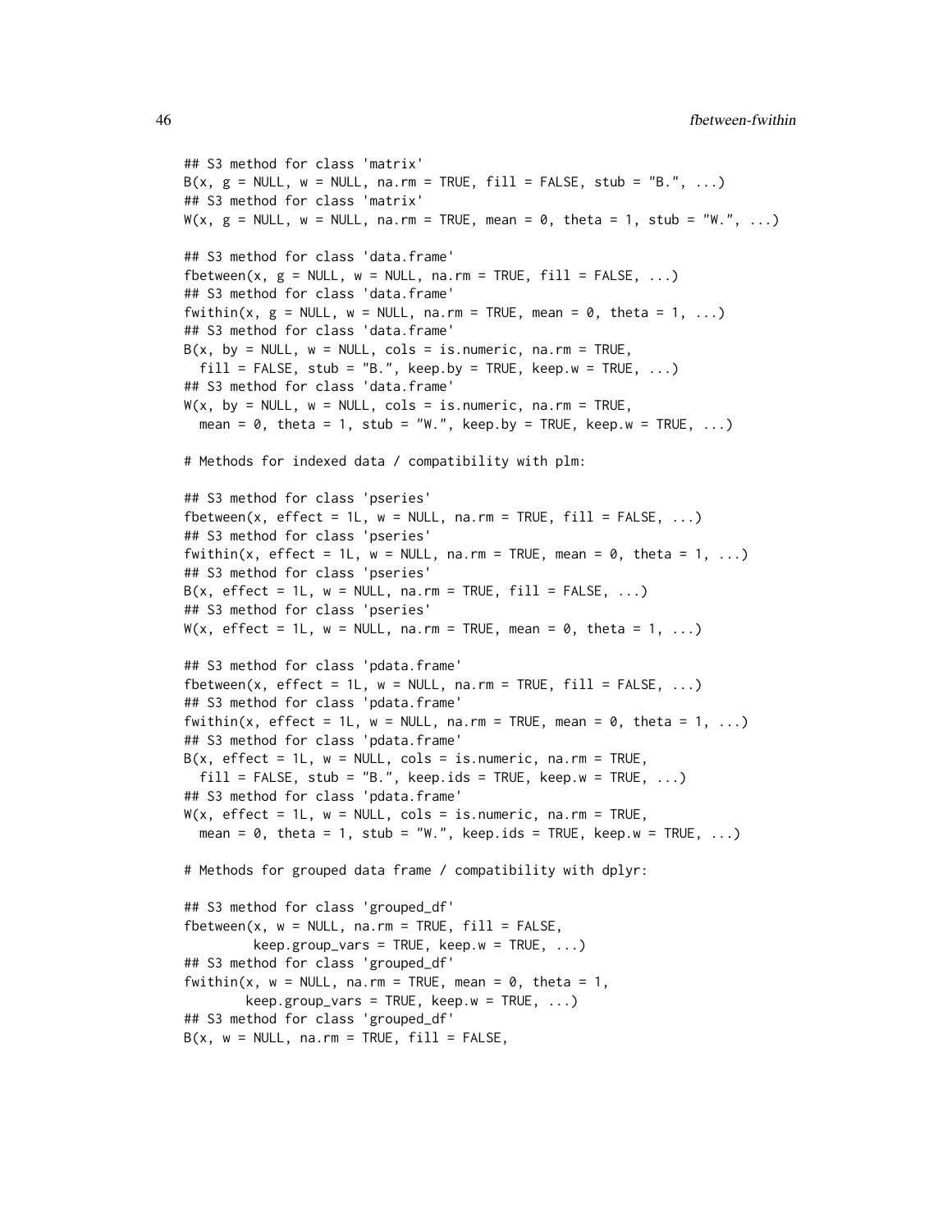```
## S3 method for class 'matrix'
B(x, g = NULL, w = NULL, na.rm = TRUE, fill = FALSE, stub = "B.", ...)
## S3 method for class 'matrix'
W(x, g = NULL, w = NULL, na.rm = TRUE, mean = 0, theta = 1, stub = "W.", ...)

## S3 method for class 'data.frame'
fbetween(x, g = NULL, w = NULL, na.rm = TRUE, fill = FALSE, ...)
## S3 method for class 'data.frame'
fwithin(x, g = NULL, w = NULL, na.rm = TRUE, mean = 0, theta = 1, ...)
## S3 method for class 'data.frame'
B(x, by = NULL, w = NULL, cols = is.numeric, na.rm = TRUE,
  fill = FALSE, stub = "B.", keep.by = TRUE, keep.w = TRUE, ...)
## S3 method for class 'data.frame'
W(x, by = NULL, w = NULL, cols = is.numeric, na.rm = TRUE,
  mean = 0, theta = 1, stub = "W.", keep.by = TRUE, keep.w = TRUE, ...)

# Methods for indexed data / compatibility with plm:

## S3 method for class 'pseries'
fbetween(x, effect = 1L, w = NULL, na.rm = TRUE, fill = FALSE, ...)
## S3 method for class 'pseries'
fwithin(x, effect = 1L, w = NULL, na.rm = TRUE, mean = 0, theta = 1, ...)
## S3 method for class 'pseries'
B(x, effect = 1L, w = NULL, na.rm = TRUE, fill = FALSE, ...)
## S3 method for class 'pseries'
W(x, effect = 1L, w = NULL, na.rm = TRUE, mean = 0, theta = 1, ...)

## S3 method for class 'pdata.frame'
fbetween(x, effect = 1L, w = NULL, na.rm = TRUE, fill = FALSE, ...)
## S3 method for class 'pdata.frame'
fwithin(x, effect = 1L, w = NULL, na.rm = TRUE, mean = 0, theta = 1, ...)
## S3 method for class 'pdata.frame'
B(x, effect = 1L, w = NULL, cols = is.numeric, na.rm = TRUE,
  fill = FALSE, stub = "B.", keep.ids = TRUE, keep.w = TRUE, ...)
## S3 method for class 'pdata.frame'
W(x, effect = 1L, w = NULL, cols = is.numeric, na.rm = TRUE,
  mean = 0, theta = 1, stub = "W.", keep.ids = TRUE, keep.w = TRUE, ...)

# Methods for grouped data frame / compatibility with dplyr:

## S3 method for class 'grouped_df'
fbetween(x, w = NULL, na.rm = TRUE, fill = FALSE,
         keep.group_vars = TRUE, keep.w = TRUE, ...)
## S3 method for class 'grouped_df'
fwithin(x, w = NULL, na.rm = TRUE, mean = 0, theta = 1,
        keep.group_vars = TRUE, keep.w = TRUE, ...)
## S3 method for class 'grouped_df'
B(x, w = NULL, na.rm = TRUE, fill = FALSE,
```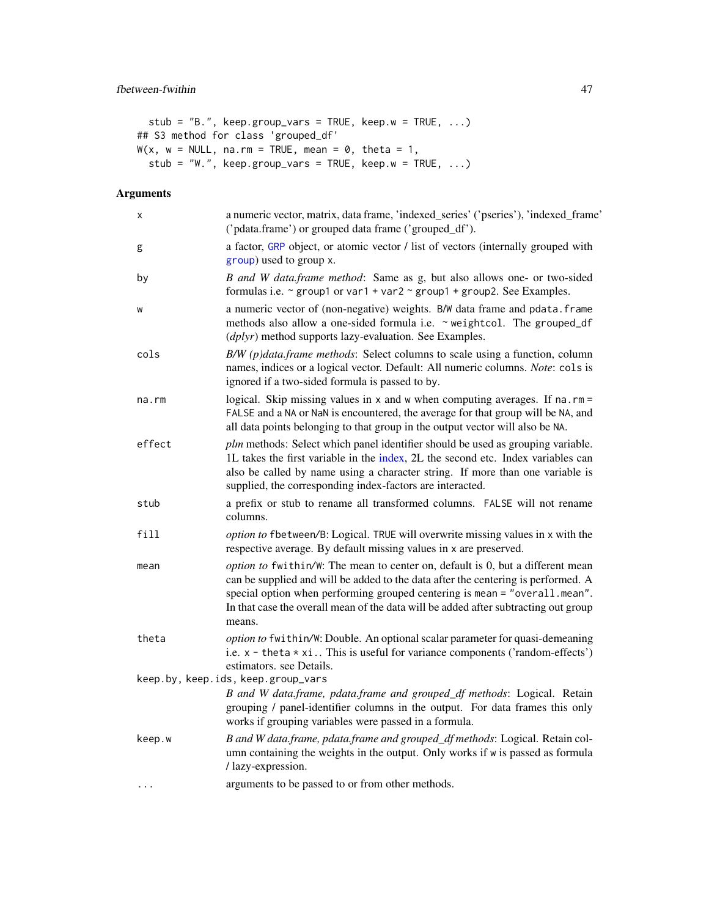```
  stub = "B.", keep.group_vars = TRUE, keep.w = TRUE, ...)
## S3 method for class 'grouped_df'
W(x, w = NULL, na.rm = TRUE, mean = 0, theta = 1,
  stub = "W.", keep.group_vars = TRUE, keep.w = TRUE, ...)
```

## Arguments

| | |
|---|---|
| `x` | a numeric vector, matrix, data frame, 'indexed_series' ('pseries'), 'indexed_frame' ('pdata.frame') or grouped data frame ('grouped_df'). |
| `g` | a factor, `GRP` object, or atomic vector / list of vectors (internally grouped with `group`) used to group `x`. |
| `by` | *B and W data.frame method*: Same as `g`, but also allows one- or two-sided formulas i.e. `~ group1` or `var1 + var2 ~ group1 + group2`. See Examples. |
| `w` | a numeric vector of (non-negative) weights. `B`/`W` data frame and `pdata.frame` methods also allow a one-sided formula i.e. `~ weightcol`. The `grouped_df` (*dplyr*) method supports lazy-evaluation. See Examples. |
| `cols` | *B/W (p)data.frame methods*: Select columns to scale using a function, column names, indices or a logical vector. Default: All numeric columns. *Note*: `cols` is ignored if a two-sided formula is passed to `by`. |
| `na.rm` | logical. Skip missing values in `x` and `w` when computing averages. If `na.rm = FALSE` and a `NA` or `NaN` is encountered, the average for that group will be `NA`, and all data points belonging to that group in the output vector will also be `NA`. |
| `effect` | *plm* methods: Select which panel identifier should be used as grouping variable. 1L takes the first variable in the index, 2L the second etc. Index variables can also be called by name using a character string. If more than one variable is supplied, the corresponding index-factors are interacted. |
| `stub` | a prefix or stub to rename all transformed columns. `FALSE` will not rename columns. |
| `fill` | *option to* `fbetween`/`B`: Logical. `TRUE` will overwrite missing values in `x` with the respective average. By default missing values in `x` are preserved. |
| `mean` | *option to* `fwithin`/`W`: The mean to center on, default is 0, but a different mean can be supplied and will be added to the data after the centering is performed. A special option when performing grouped centering is `mean = "overall.mean"`. In that case the overall mean of the data will be added after subtracting out group means. |
| `theta` | *option to* `fwithin`/`W`: Double. An optional scalar parameter for quasi-demeaning i.e. `x - theta * xi..` This is useful for variance components ('random-effects') estimators. see Details. |
| `keep.by, keep.ids, keep.group_vars` | *B and W data.frame, pdata.frame and grouped_df methods*: Logical. Retain grouping / panel-identifier columns in the output. For data frames this only works if grouping variables were passed in a formula. |
| `keep.w` | *B and W data.frame, pdata.frame and grouped_df methods*: Logical. Retain column containing the weights in the output. Only works if `w` is passed as formula / lazy-expression. |
| `...` | arguments to be passed to or from other methods. |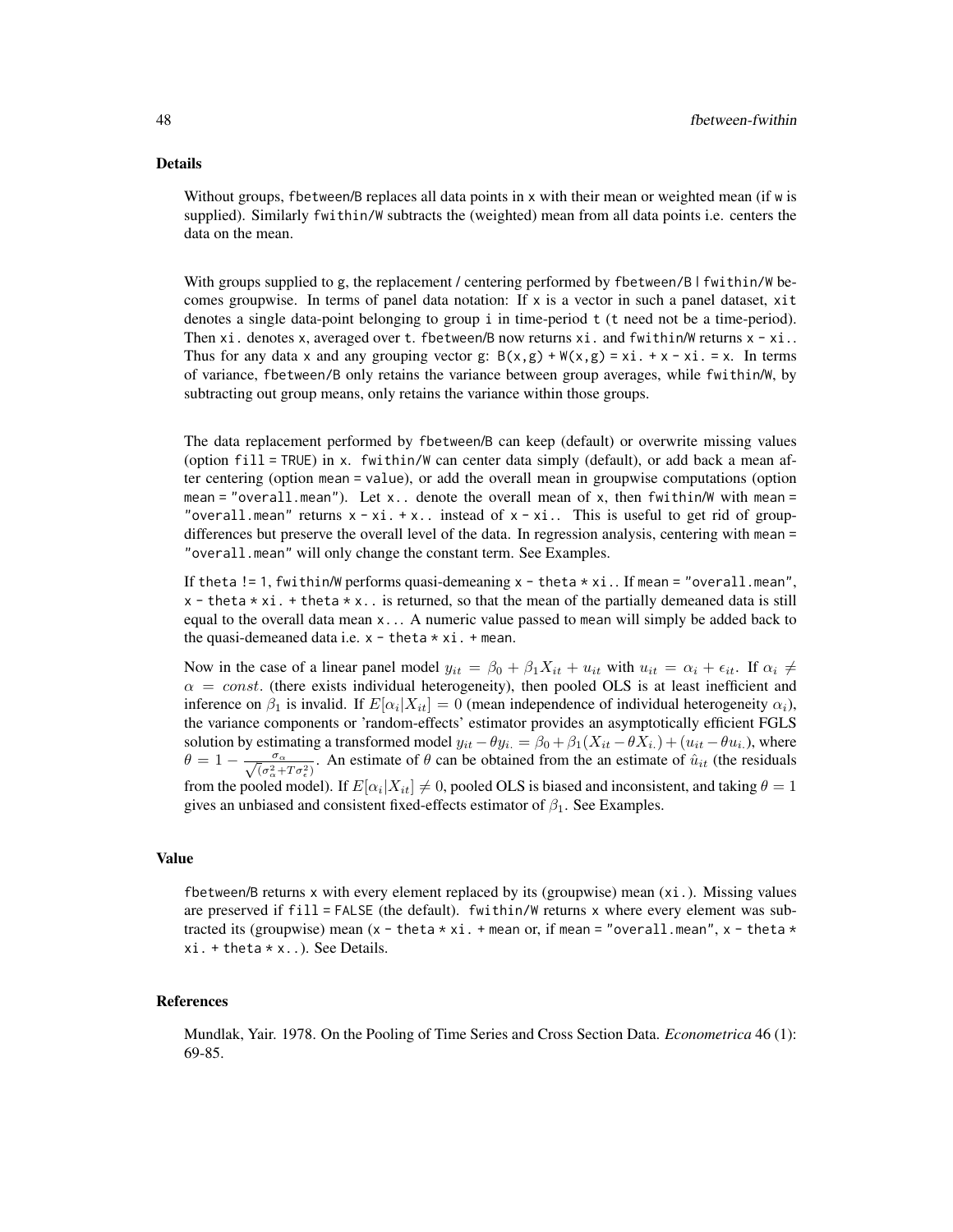### Details

Without groups, fbetween/B replaces all data points in x with their mean or weighted mean (if w is supplied). Similarly fwithin/W subtracts the (weighted) mean from all data points i.e. centers the data on the mean.

With groups supplied to g, the replacement / centering performed by fbetween/B | fwithin/W becomes groupwise. In terms of panel data notation: If x is a vector in such a panel dataset, xit denotes a single data-point belonging to group i in time-period t (t need not be a time-period). Then xi. denotes x, averaged over t. fbetween/B now returns xi. and fwithin/W returns x - xi.. Thus for any data x and any grouping vector g: B(x,g) + W(x,g) = xi. + x - xi. = x. In terms of variance, fbetween/B only retains the variance between group averages, while fwithin/W, by subtracting out group means, only retains the variance within those groups.

The data replacement performed by fbetween/B can keep (default) or overwrite missing values (option fill = TRUE) in x. fwithin/W can center data simply (default), or add back a mean after centering (option mean = value), or add the overall mean in groupwise computations (option mean = "overall.mean"). Let x.. denote the overall mean of x, then fwithin/W with mean = "overall.mean" returns x - xi. + x.. instead of x - xi.. This is useful to get rid of group-differences but preserve the overall level of the data. In regression analysis, centering with mean = "overall.mean" will only change the constant term. See Examples.

If theta != 1, fwithin/W performs quasi-demeaning x - theta * xi.. If mean = "overall.mean", x - theta * xi. + theta * x.. is returned, so that the mean of the partially demeaned data is still equal to the overall data mean x... A numeric value passed to mean will simply be added back to the quasi-demeaned data i.e. x - theta * xi. + mean.

Now in the case of a linear panel model $y_{it} = \beta_0 + \beta_1 X_{it} + u_{it}$ with $u_{it} = \alpha_i + \epsilon_{it}$. If $\alpha_i \neq \alpha = const.$ (there exists individual heterogeneity), then pooled OLS is at least inefficient and inference on $\beta_1$ is invalid. If $E[\alpha_i | X_{it}] = 0$ (mean independence of individual heterogeneity $\alpha_i$), the variance components or 'random-effects' estimator provides an asymptotically efficient FGLS solution by estimating a transformed model $y_{it} - \theta y_{i.} = \beta_0 + \beta_1 (X_{it} - \theta X_{i.}) + (u_{it} - \theta u_{i.})$, where $\theta = 1 - \frac{\sigma_\alpha}{\sqrt{(\sigma_\alpha^2 + T\sigma_\epsilon^2)}}$. An estimate of $\theta$ can be obtained from the an estimate of $\hat{u}_{it}$ (the residuals from the pooled model). If $E[\alpha_i | X_{it}] \neq 0$, pooled OLS is biased and inconsistent, and taking $\theta = 1$ gives an unbiased and consistent fixed-effects estimator of $\beta_1$. See Examples.

### Value

fbetween/B returns x with every element replaced by its (groupwise) mean (xi.). Missing values are preserved if fill = FALSE (the default). fwithin/W returns x where every element was subtracted its (groupwise) mean (x - theta * xi. + mean or, if mean = "overall.mean", x - theta * xi. + theta * x..). See Details.

### References

Mundlak, Yair. 1978. On the Pooling of Time Series and Cross Section Data. *Econometrica* 46 (1): 69-85.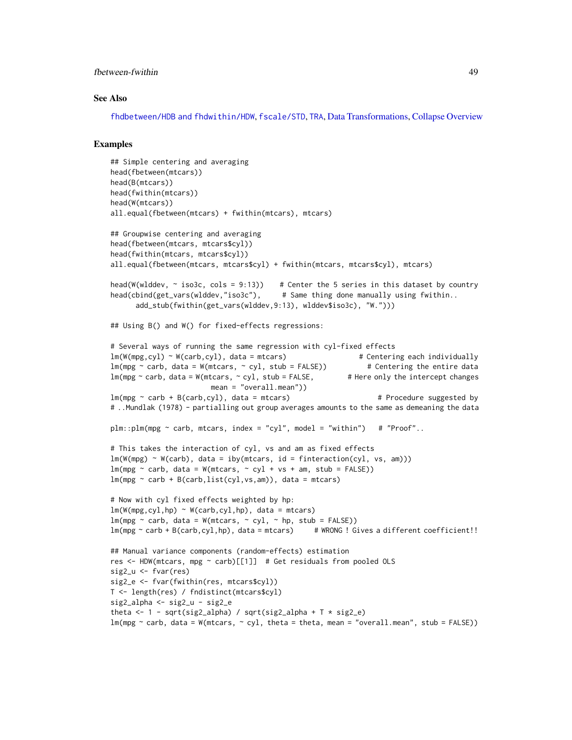### See Also

fhdbetween/HDB and fhdwithin/HDW, fscale/STD, TRA, Data Transformations, Collapse Overview

### Examples

```
## Simple centering and averaging
head(fbetween(mtcars))
head(B(mtcars))
head(fwithin(mtcars))
head(W(mtcars))
all.equal(fbetween(mtcars) + fwithin(mtcars), mtcars)

## Groupwise centering and averaging
head(fbetween(mtcars, mtcars$cyl))
head(fwithin(mtcars, mtcars$cyl))
all.equal(fbetween(mtcars, mtcars$cyl) + fwithin(mtcars, mtcars$cyl), mtcars)

head(W(wlddev, ~ iso3c, cols = 9:13))    # Center the 5 series in this dataset by country
head(cbind(get_vars(wlddev,"iso3c"),     # Same thing done manually using fwithin..
      add_stub(fwithin(get_vars(wlddev,9:13), wlddev$iso3c), "W.")))

## Using B() and W() for fixed-effects regressions:

# Several ways of running the same regression with cyl-fixed effects
lm(W(mpg,cyl) ~ W(carb,cyl), data = mtcars)                 # Centering each individually
lm(mpg ~ carb, data = W(mtcars, ~ cyl, stub = FALSE))          # Centering the entire data
lm(mpg ~ carb, data = W(mtcars, ~ cyl, stub = FALSE,         # Here only the intercept changes
                        mean = "overall.mean"))
lm(mpg ~ carb + B(carb,cyl), data = mtcars)                     # Procedure suggested by
# ..Mundlak (1978) - partialling out group averages amounts to the same as demeaning the data

plm::plm(mpg ~ carb, mtcars, index = "cyl", model = "within")   # "Proof"..

# This takes the interaction of cyl, vs and am as fixed effects
lm(W(mpg) ~ W(carb), data = iby(mtcars, id = finteraction(cyl, vs, am)))
lm(mpg ~ carb, data = W(mtcars, ~ cyl + vs + am, stub = FALSE))
lm(mpg ~ carb + B(carb,list(cyl,vs,am)), data = mtcars)

# Now with cyl fixed effects weighted by hp:
lm(W(mpg,cyl,hp) ~ W(carb,cyl,hp), data = mtcars)
lm(mpg ~ carb, data = W(mtcars, ~ cyl, ~ hp, stub = FALSE))
lm(mpg ~ carb + B(carb,cyl,hp), data = mtcars)     # WRONG ! Gives a different coefficient!!

## Manual variance components (random-effects) estimation
res <- HDW(mtcars, mpg ~ carb)[[1]]  # Get residuals from pooled OLS
sig2_u <- fvar(res)
sig2_e <- fvar(fwithin(res, mtcars$cyl))
T <- length(res) / fndistinct(mtcars$cyl)
sig2_alpha <- sig2_u - sig2_e
theta <- 1 - sqrt(sig2_alpha) / sqrt(sig2_alpha + T * sig2_e)
lm(mpg ~ carb, data = W(mtcars, ~ cyl, theta = theta, mean = "overall.mean", stub = FALSE))
```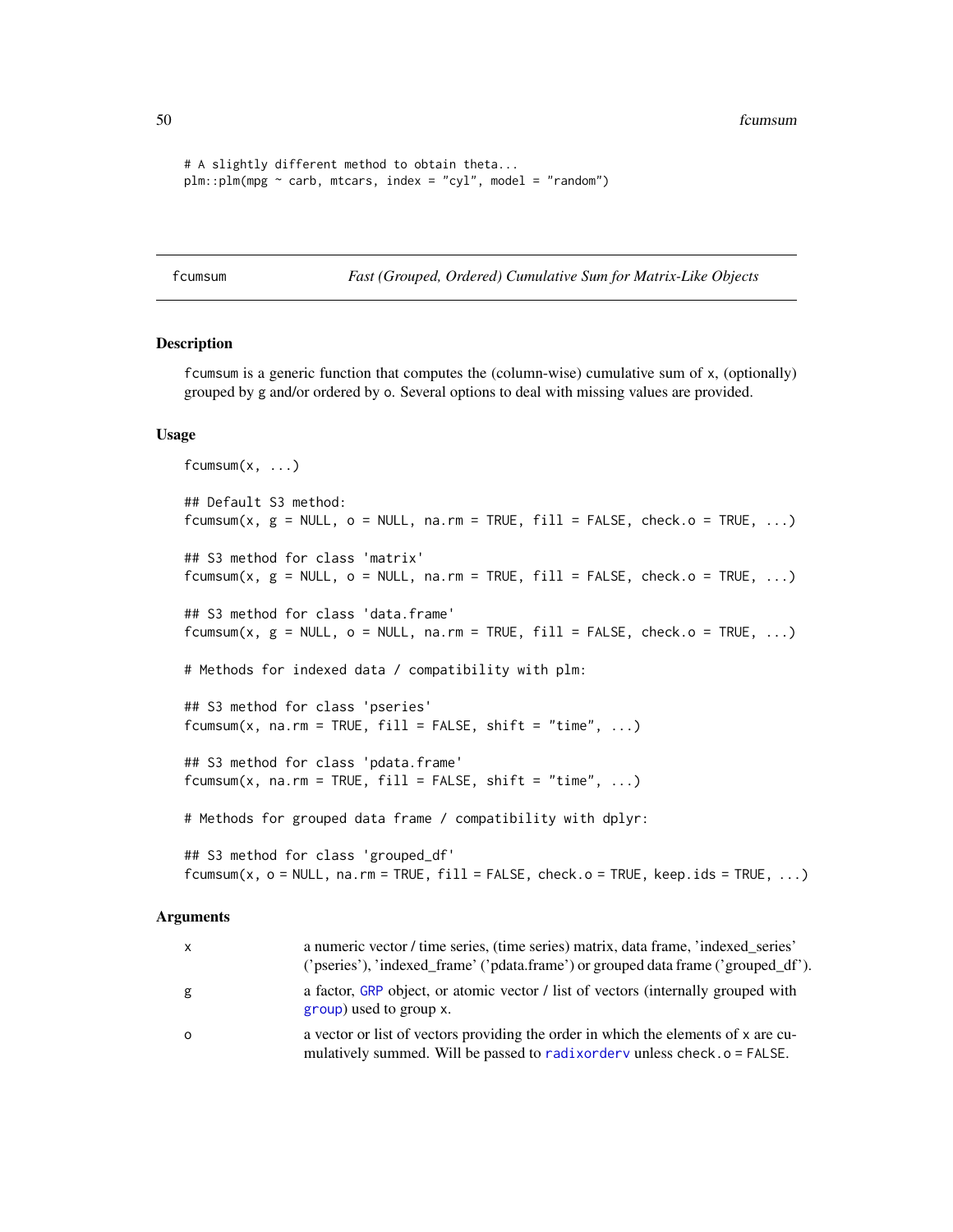```
# A slightly different method to obtain theta...
plm::plm(mpg ~ carb, mtcars, index = "cyl", model = "random")
```

## fcumsum — *Fast (Grouped, Ordered) Cumulative Sum for Matrix-Like Objects*

### Description

fcumsum is a generic function that computes the (column-wise) cumulative sum of x, (optionally) grouped by g and/or ordered by o. Several options to deal with missing values are provided.

### Usage

```
fcumsum(x, ...)

## Default S3 method:
fcumsum(x, g = NULL, o = NULL, na.rm = TRUE, fill = FALSE, check.o = TRUE, ...)

## S3 method for class 'matrix'
fcumsum(x, g = NULL, o = NULL, na.rm = TRUE, fill = FALSE, check.o = TRUE, ...)

## S3 method for class 'data.frame'
fcumsum(x, g = NULL, o = NULL, na.rm = TRUE, fill = FALSE, check.o = TRUE, ...)

# Methods for indexed data / compatibility with plm:

## S3 method for class 'pseries'
fcumsum(x, na.rm = TRUE, fill = FALSE, shift = "time", ...)

## S3 method for class 'pdata.frame'
fcumsum(x, na.rm = TRUE, fill = FALSE, shift = "time", ...)

# Methods for grouped data frame / compatibility with dplyr:

## S3 method for class 'grouped_df'
fcumsum(x, o = NULL, na.rm = TRUE, fill = FALSE, check.o = TRUE, keep.ids = TRUE, ...)
```

### Arguments

| | |
|---|---|
| x | a numeric vector / time series, (time series) matrix, data frame, 'indexed_series' ('pseries'), 'indexed_frame' ('pdata.frame') or grouped data frame ('grouped_df'). |
| g | a factor, GRP object, or atomic vector / list of vectors (internally grouped with group) used to group x. |
| o | a vector or list of vectors providing the order in which the elements of x are cumulatively summed. Will be passed to radixorderv unless check.o = FALSE. |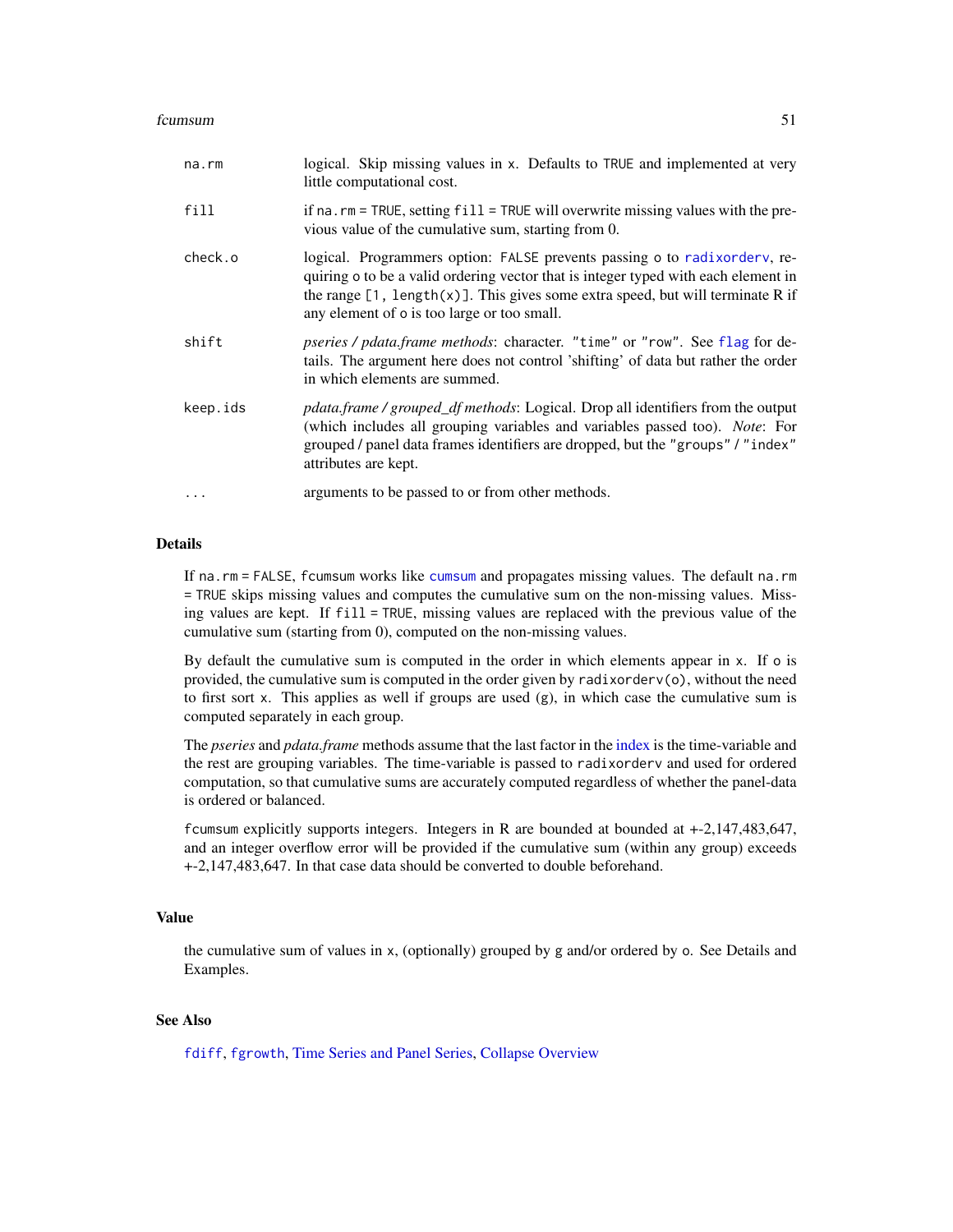| | |
|---|---|
| na.rm | logical. Skip missing values in x. Defaults to TRUE and implemented at very little computational cost. |
| fill | if na.rm = TRUE, setting fill = TRUE will overwrite missing values with the previous value of the cumulative sum, starting from 0. |
| check.o | logical. Programmers option: FALSE prevents passing o to radixorderv, requiring o to be a valid ordering vector that is integer typed with each element in the range [1, length(x)]. This gives some extra speed, but will terminate R if any element of o is too large or too small. |
| shift | *pseries / pdata.frame methods*: character. "time" or "row". See flag for details. The argument here does not control 'shifting' of data but rather the order in which elements are summed. |
| keep.ids | *pdata.frame / grouped_df methods*: Logical. Drop all identifiers from the output (which includes all grouping variables and variables passed too). *Note*: For grouped / panel data frames identifiers are dropped, but the "groups" / "index" attributes are kept. |
| ... | arguments to be passed to or from other methods. |

## Details

If na.rm = FALSE, fcumsum works like cumsum and propagates missing values. The default na.rm = TRUE skips missing values and computes the cumulative sum on the non-missing values. Missing values are kept. If fill = TRUE, missing values are replaced with the previous value of the cumulative sum (starting from 0), computed on the non-missing values.

By default the cumulative sum is computed in the order in which elements appear in x. If o is provided, the cumulative sum is computed in the order given by radixorderv(o), without the need to first sort x. This applies as well if groups are used (g), in which case the cumulative sum is computed separately in each group.

The *pseries* and *pdata.frame* methods assume that the last factor in the index is the time-variable and the rest are grouping variables. The time-variable is passed to radixorderv and used for ordered computation, so that cumulative sums are accurately computed regardless of whether the panel-data is ordered or balanced.

fcumsum explicitly supports integers. Integers in R are bounded at bounded at +-2,147,483,647, and an integer overflow error will be provided if the cumulative sum (within any group) exceeds +-2,147,483,647. In that case data should be converted to double beforehand.

## Value

the cumulative sum of values in x, (optionally) grouped by g and/or ordered by o. See Details and Examples.

## See Also

fdiff, fgrowth, Time Series and Panel Series, Collapse Overview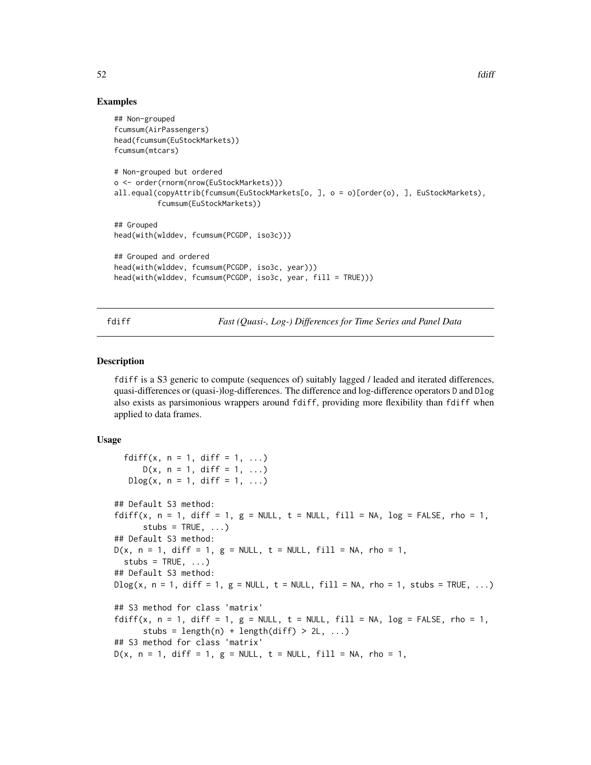### Examples

```
## Non-grouped
fcumsum(AirPassengers)
head(fcumsum(EuStockMarkets))
fcumsum(mtcars)

# Non-grouped but ordered
o <- order(rnorm(nrow(EuStockMarkets)))
all.equal(copyAttrib(fcumsum(EuStockMarkets[o, ], o = o)[order(o), ], EuStockMarkets),
          fcumsum(EuStockMarkets))

## Grouped
head(with(wlddev, fcumsum(PCGDP, iso3c)))

## Grouped and ordered
head(with(wlddev, fcumsum(PCGDP, iso3c, year)))
head(with(wlddev, fcumsum(PCGDP, iso3c, year, fill = TRUE)))
```

---

## fdiff — *Fast (Quasi-, Log-) Differences for Time Series and Panel Data*

---

### Description

`fdiff` is a S3 generic to compute (sequences of) suitably lagged / leaded and iterated differences, quasi-differences or (quasi-)log-differences. The difference and log-difference operators `D` and `Dlog` also exists as parsimonious wrappers around `fdiff`, providing more flexibility than `fdiff` when applied to data frames.

### Usage

```
  fdiff(x, n = 1, diff = 1, ...)
      D(x, n = 1, diff = 1, ...)
   Dlog(x, n = 1, diff = 1, ...)

## Default S3 method:
fdiff(x, n = 1, diff = 1, g = NULL, t = NULL, fill = NA, log = FALSE, rho = 1,
      stubs = TRUE, ...)
## Default S3 method:
D(x, n = 1, diff = 1, g = NULL, t = NULL, fill = NA, rho = 1,
  stubs = TRUE, ...)
## Default S3 method:
Dlog(x, n = 1, diff = 1, g = NULL, t = NULL, fill = NA, rho = 1, stubs = TRUE, ...)

## S3 method for class 'matrix'
fdiff(x, n = 1, diff = 1, g = NULL, t = NULL, fill = NA, log = FALSE, rho = 1,
      stubs = length(n) + length(diff) > 2L, ...)
## S3 method for class 'matrix'
D(x, n = 1, diff = 1, g = NULL, t = NULL, fill = NA, rho = 1,
```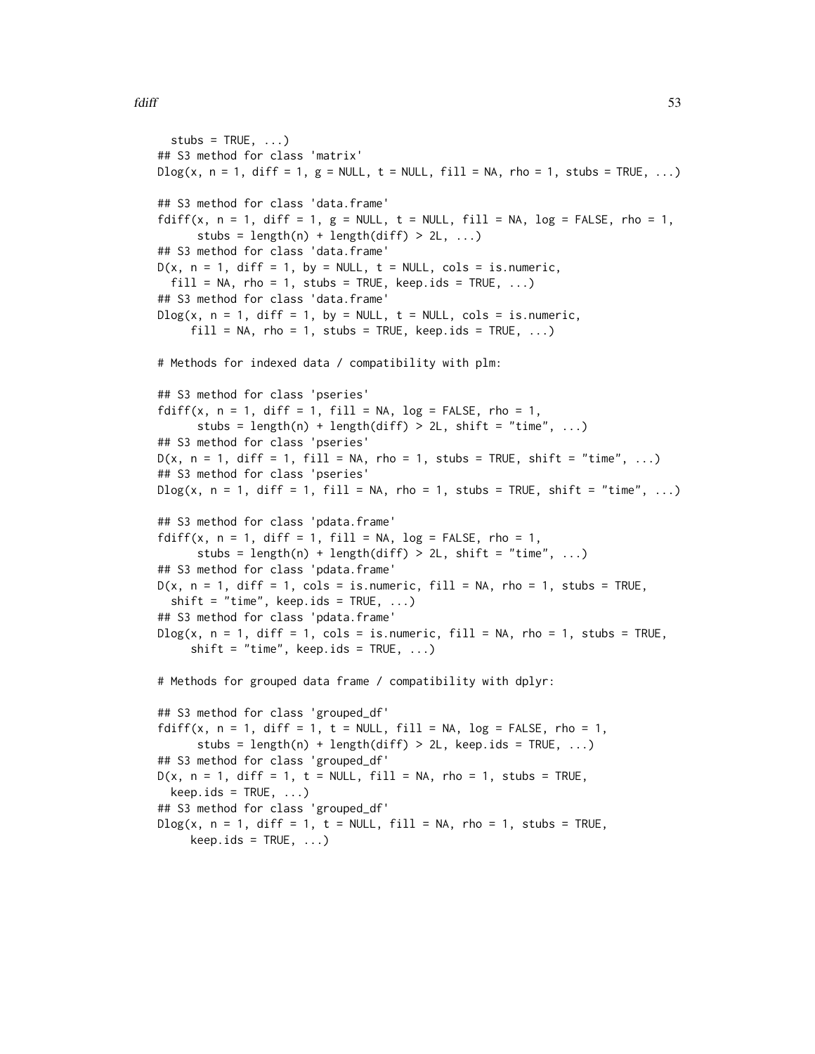```
  stubs = TRUE, ...)
## S3 method for class 'matrix'
Dlog(x, n = 1, diff = 1, g = NULL, t = NULL, fill = NA, rho = 1, stubs = TRUE, ...)

## S3 method for class 'data.frame'
fdiff(x, n = 1, diff = 1, g = NULL, t = NULL, fill = NA, log = FALSE, rho = 1,
      stubs = length(n) + length(diff) > 2L, ...)
## S3 method for class 'data.frame'
D(x, n = 1, diff = 1, by = NULL, t = NULL, cols = is.numeric,
  fill = NA, rho = 1, stubs = TRUE, keep.ids = TRUE, ...)
## S3 method for class 'data.frame'
Dlog(x, n = 1, diff = 1, by = NULL, t = NULL, cols = is.numeric,
     fill = NA, rho = 1, stubs = TRUE, keep.ids = TRUE, ...)

# Methods for indexed data / compatibility with plm:

## S3 method for class 'pseries'
fdiff(x, n = 1, diff = 1, fill = NA, log = FALSE, rho = 1,
      stubs = length(n) + length(diff) > 2L, shift = "time", ...)
## S3 method for class 'pseries'
D(x, n = 1, diff = 1, fill = NA, rho = 1, stubs = TRUE, shift = "time", ...)
## S3 method for class 'pseries'
Dlog(x, n = 1, diff = 1, fill = NA, rho = 1, stubs = TRUE, shift = "time", ...)

## S3 method for class 'pdata.frame'
fdiff(x, n = 1, diff = 1, fill = NA, log = FALSE, rho = 1,
      stubs = length(n) + length(diff) > 2L, shift = "time", ...)
## S3 method for class 'pdata.frame'
D(x, n = 1, diff = 1, cols = is.numeric, fill = NA, rho = 1, stubs = TRUE,
  shift = "time", keep.ids = TRUE, ...)
## S3 method for class 'pdata.frame'
Dlog(x, n = 1, diff = 1, cols = is.numeric, fill = NA, rho = 1, stubs = TRUE,
     shift = "time", keep.ids = TRUE, ...)

# Methods for grouped data frame / compatibility with dplyr:

## S3 method for class 'grouped_df'
fdiff(x, n = 1, diff = 1, t = NULL, fill = NA, log = FALSE, rho = 1,
      stubs = length(n) + length(diff) > 2L, keep.ids = TRUE, ...)
## S3 method for class 'grouped_df'
D(x, n = 1, diff = 1, t = NULL, fill = NA, rho = 1, stubs = TRUE,
  keep.ids = TRUE, ...)
## S3 method for class 'grouped_df'
Dlog(x, n = 1, diff = 1, t = NULL, fill = NA, rho = 1, stubs = TRUE,
     keep.ids = TRUE, ...)
```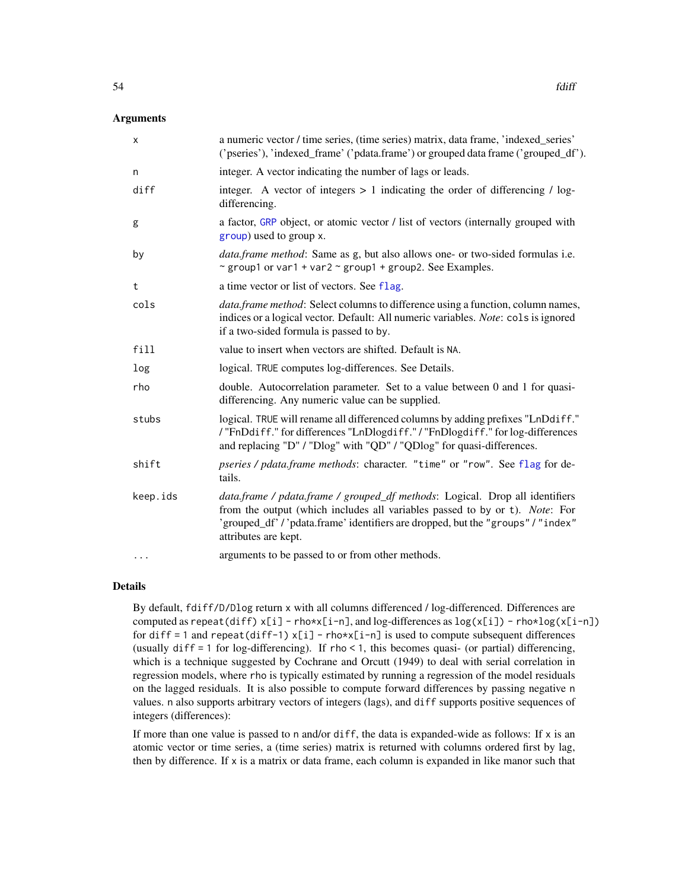## Arguments

| | |
|---|---|
| `x` | a numeric vector / time series, (time series) matrix, data frame, 'indexed_series' ('pseries'), 'indexed_frame' ('pdata.frame') or grouped data frame ('grouped_df'). |
| `n` | integer. A vector indicating the number of lags or leads. |
| `diff` | integer. A vector of integers > 1 indicating the order of differencing / log-differencing. |
| `g` | a factor, `GRP` object, or atomic vector / list of vectors (internally grouped with `group`) used to group `x`. |
| `by` | *data.frame method*: Same as `g`, but also allows one- or two-sided formulas i.e. `~ group1` or `var1 + var2 ~ group1 + group2`. See Examples. |
| `t` | a time vector or list of vectors. See `flag`. |
| `cols` | *data.frame method*: Select columns to difference using a function, column names, indices or a logical vector. Default: All numeric variables. *Note*: `cols` is ignored if a two-sided formula is passed to `by`. |
| `fill` | value to insert when vectors are shifted. Default is `NA`. |
| `log` | logical. `TRUE` computes log-differences. See Details. |
| `rho` | double. Autocorrelation parameter. Set to a value between 0 and 1 for quasi-differencing. Any numeric value can be supplied. |
| `stubs` | logical. `TRUE` will rename all differenced columns by adding prefixes "LnDdiff." / "FnDdiff." for differences "LnDlogdiff." / "FnDlogdiff." for log-differences and replacing "D" / "Dlog" with "QD" / "QDlog" for quasi-differences. |
| `shift` | *pseries / pdata.frame methods*: character. `"time"` or `"row"`. See `flag` for details. |
| `keep.ids` | *data.frame / pdata.frame / grouped_df methods*: Logical. Drop all identifiers from the output (which includes all variables passed to `by` or `t`). *Note*: For 'grouped_df' / 'pdata.frame' identifiers are dropped, but the `"groups"` / `"index"` attributes are kept. |
| `...` | arguments to be passed to or from other methods. |

## Details

By default, `fdiff`/`D`/`Dlog` return `x` with all columns differenced / log-differenced. Differences are computed as `repeat(diff) x[i] - rho*x[i-n]`, and log-differences as `log(x[i]) - rho*log(x[i-n])` for `diff = 1` and `repeat(diff-1) x[i] - rho*x[i-n]` is used to compute subsequent differences (usually `diff = 1` for log-differencing). If `rho < 1`, this becomes quasi- (or partial) differencing, which is a technique suggested by Cochrane and Orcutt (1949) to deal with serial correlation in regression models, where `rho` is typically estimated by running a regression of the model residuals on the lagged residuals. It is also possible to compute forward differences by passing negative `n` values. `n` also supports arbitrary vectors of integers (lags), and `diff` supports positive sequences of integers (differences):

If more than one value is passed to `n` and/or `diff`, the data is expanded-wide as follows: If `x` is an atomic vector or time series, a (time series) matrix is returned with columns ordered first by lag, then by difference. If `x` is a matrix or data frame, each column is expanded in like manor such that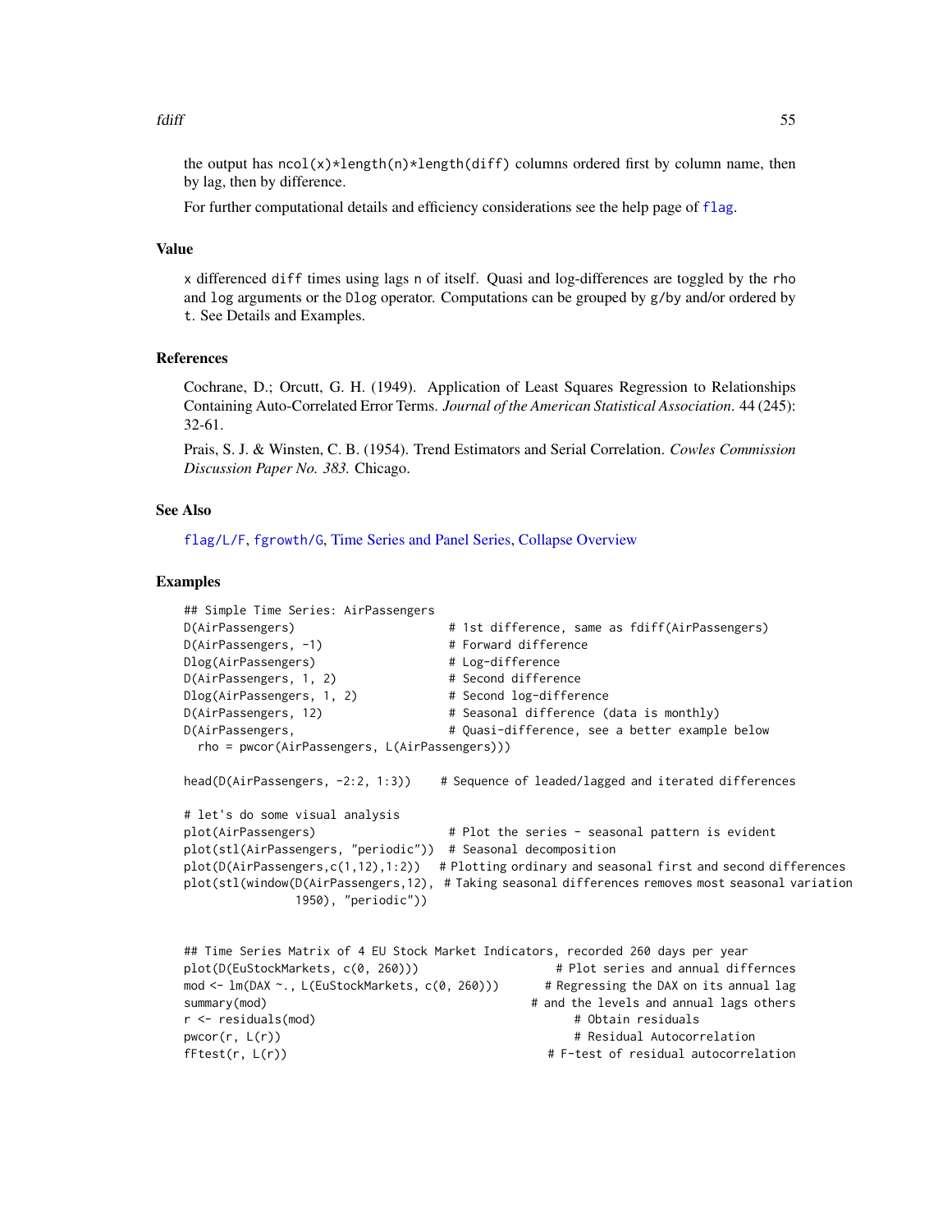the output has `ncol(x)*length(n)*length(diff)` columns ordered first by column name, then by lag, then by difference.

For further computational details and efficiency considerations see the help page of `flag`.

### Value

`x` differenced `diff` times using lags `n` of itself. Quasi and log-differences are toggled by the `rho` and `log` arguments or the `Dlog` operator. Computations can be grouped by `g`/`by` and/or ordered by `t`. See Details and Examples.

### References

Cochrane, D.; Orcutt, G. H. (1949). Application of Least Squares Regression to Relationships Containing Auto-Correlated Error Terms. *Journal of the American Statistical Association*. 44 (245): 32-61.

Prais, S. J. & Winsten, C. B. (1954). Trend Estimators and Serial Correlation. *Cowles Commission Discussion Paper No. 383.* Chicago.

### See Also

`flag/L/F`, `fgrowth/G`, Time Series and Panel Series, Collapse Overview

### Examples

```
## Simple Time Series: AirPassengers
D(AirPassengers)                      # 1st difference, same as fdiff(AirPassengers)
D(AirPassengers, -1)                  # Forward difference
Dlog(AirPassengers)                   # Log-difference
D(AirPassengers, 1, 2)                # Second difference
Dlog(AirPassengers, 1, 2)             # Second log-difference
D(AirPassengers, 12)                  # Seasonal difference (data is monthly)
D(AirPassengers,                      # Quasi-difference, see a better example below
  rho = pwcor(AirPassengers, L(AirPassengers)))

head(D(AirPassengers, -2:2, 1:3))    # Sequence of leaded/lagged and iterated differences

# let's do some visual analysis
plot(AirPassengers)                   # Plot the series - seasonal pattern is evident
plot(stl(AirPassengers, "periodic"))  # Seasonal decomposition
plot(D(AirPassengers,c(1,12),1:2))   # Plotting ordinary and seasonal first and second differences
plot(stl(window(D(AirPassengers,12),  # Taking seasonal differences removes most seasonal variation
                1950), "periodic"))


## Time Series Matrix of 4 EU Stock Market Indicators, recorded 260 days per year
plot(D(EuStockMarkets, c(0, 260)))                  # Plot series and annual differnces
mod <- lm(DAX ~., L(EuStockMarkets, c(0, 260)))       # Regressing the DAX on its annual lag
summary(mod)                                        # and the levels and annual lags others
r <- residuals(mod)                                       # Obtain residuals
pwcor(r, L(r))                                            # Residual Autocorrelation
fFtest(r, L(r))                                       # F-test of residual autocorrelation
```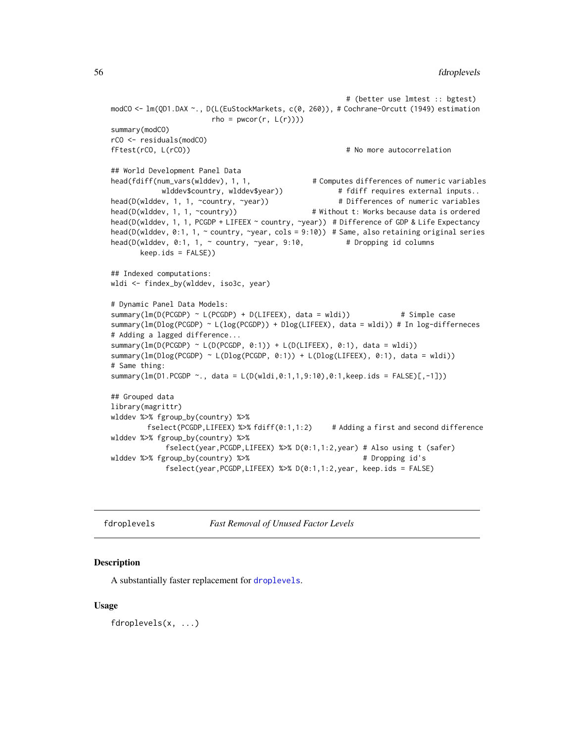```
                                                          # (better use lmtest :: bgtest)
modCO <- lm(QD1.DAX ~., D(L(EuStockMarkets, c(0, 260)), # Cochrane-Orcutt (1949) estimation
                        rho = pwcor(r, L(r))))
summary(modCO)
rCO <- residuals(modCO)
fFtest(rCO, L(rCO))                                       # No more autocorrelation

## World Development Panel Data
head(fdiff(num_vars(wlddev), 1, 1,                 # Computes differences of numeric variables
           wlddev$country, wlddev$year))            # fdiff requires external inputs..
head(D(wlddev, 1, 1, ~country, ~year))              # Differences of numeric variables
head(D(wlddev, 1, 1, ~country))                    # Without t: Works because data is ordered
head(D(wlddev, 1, 1, PCGDP + LIFEEX ~ country, ~year))  # Difference of GDP & Life Expectancy
head(D(wlddev, 0:1, 1, ~ country, ~year, cols = 9:10))  # Same, also retaining original series
head(D(wlddev, 0:1, 1, ~ country, ~year, 9:10,          # Dropping id columns
       keep.ids = FALSE))

## Indexed computations:
wldi <- findex_by(wlddev, iso3c, year)

# Dynamic Panel Data Models:
summary(lm(D(PCGDP) ~ L(PCGDP) + D(LIFEEX), data = wldi))            # Simple case
summary(lm(Dlog(PCGDP) ~ L(log(PCGDP)) + Dlog(LIFEEX), data = wldi)) # In log-differneces
# Adding a lagged difference...
summary(lm(D(PCGDP) ~ L(D(PCGDP, 0:1)) + L(D(LIFEEX), 0:1), data = wldi))
summary(lm(Dlog(PCGDP) ~ L(Dlog(PCGDP, 0:1)) + L(Dlog(LIFEEX), 0:1), data = wldi))
# Same thing:
summary(lm(D1.PCGDP ~., data = L(D(wldi,0:1,1,9:10),0:1,keep.ids = FALSE)[,-1]))

## Grouped data
library(magrittr)
wlddev %>% fgroup_by(country) %>%
         fselect(PCGDP,LIFEEX) %>% fdiff(0:1,1:2)     # Adding a first and second difference
wlddev %>% fgroup_by(country) %>%
             fselect(year,PCGDP,LIFEEX) %>% D(0:1,1:2,year) # Also using t (safer)
wlddev %>% fgroup_by(country) %>%                          # Dropping id's
             fselect(year,PCGDP,LIFEEX) %>% D(0:1,1:2,year, keep.ids = FALSE)
```

---

## fdroplevels *Fast Removal of Unused Factor Levels*

### Description

A substantially faster replacement for droplevels.

### Usage

```
fdroplevels(x, ...)
```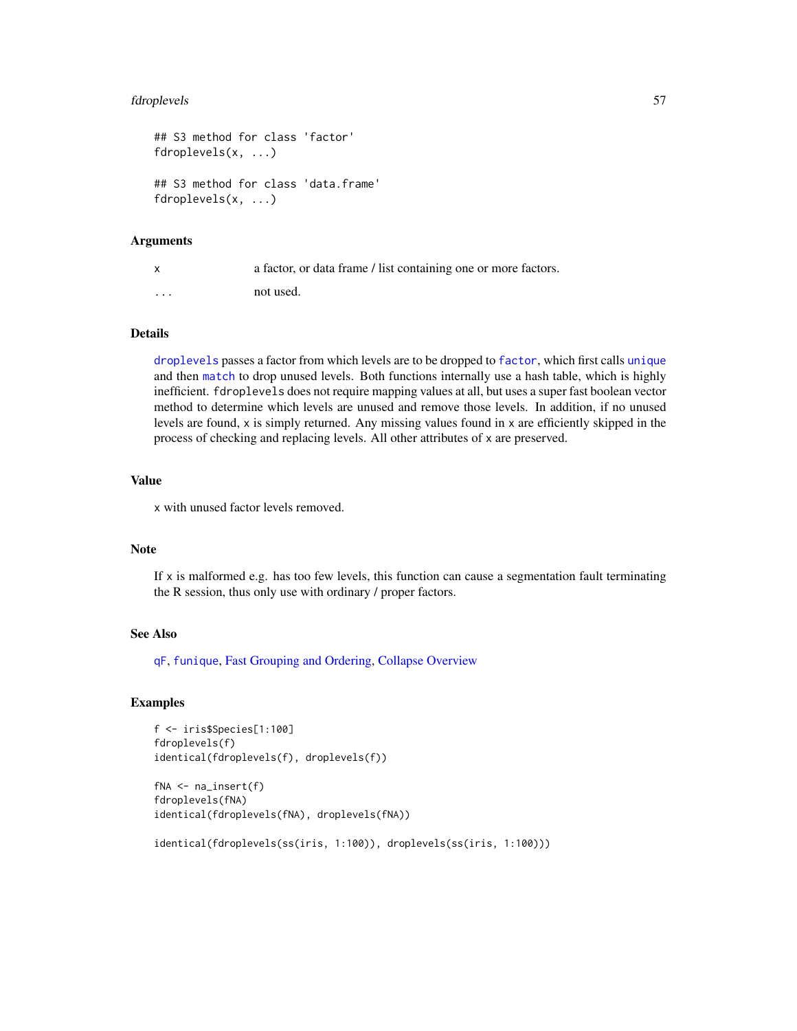```
## S3 method for class 'factor'
fdroplevels(x, ...)

## S3 method for class 'data.frame'
fdroplevels(x, ...)
```

### Arguments

| | |
|---|---|
| x | a factor, or data frame / list containing one or more factors. |
| ... | not used. |

### Details

`droplevels` passes a factor from which levels are to be dropped to `factor`, which first calls `unique` and then `match` to drop unused levels. Both functions internally use a hash table, which is highly inefficient. `fdroplevels` does not require mapping values at all, but uses a super fast boolean vector method to determine which levels are unused and remove those levels. In addition, if no unused levels are found, `x` is simply returned. Any missing values found in `x` are efficiently skipped in the process of checking and replacing levels. All other attributes of `x` are preserved.

### Value

`x` with unused factor levels removed.

### Note

If `x` is malformed e.g. has too few levels, this function can cause a segmentation fault terminating the R session, thus only use with ordinary / proper factors.

### See Also

`qF`, `funique`, Fast Grouping and Ordering, Collapse Overview

### Examples

```
f <- iris$Species[1:100]
fdroplevels(f)
identical(fdroplevels(f), droplevels(f))

fNA <- na_insert(f)
fdroplevels(fNA)
identical(fdroplevels(fNA), droplevels(fNA))

identical(fdroplevels(ss(iris, 1:100)), droplevels(ss(iris, 1:100)))
```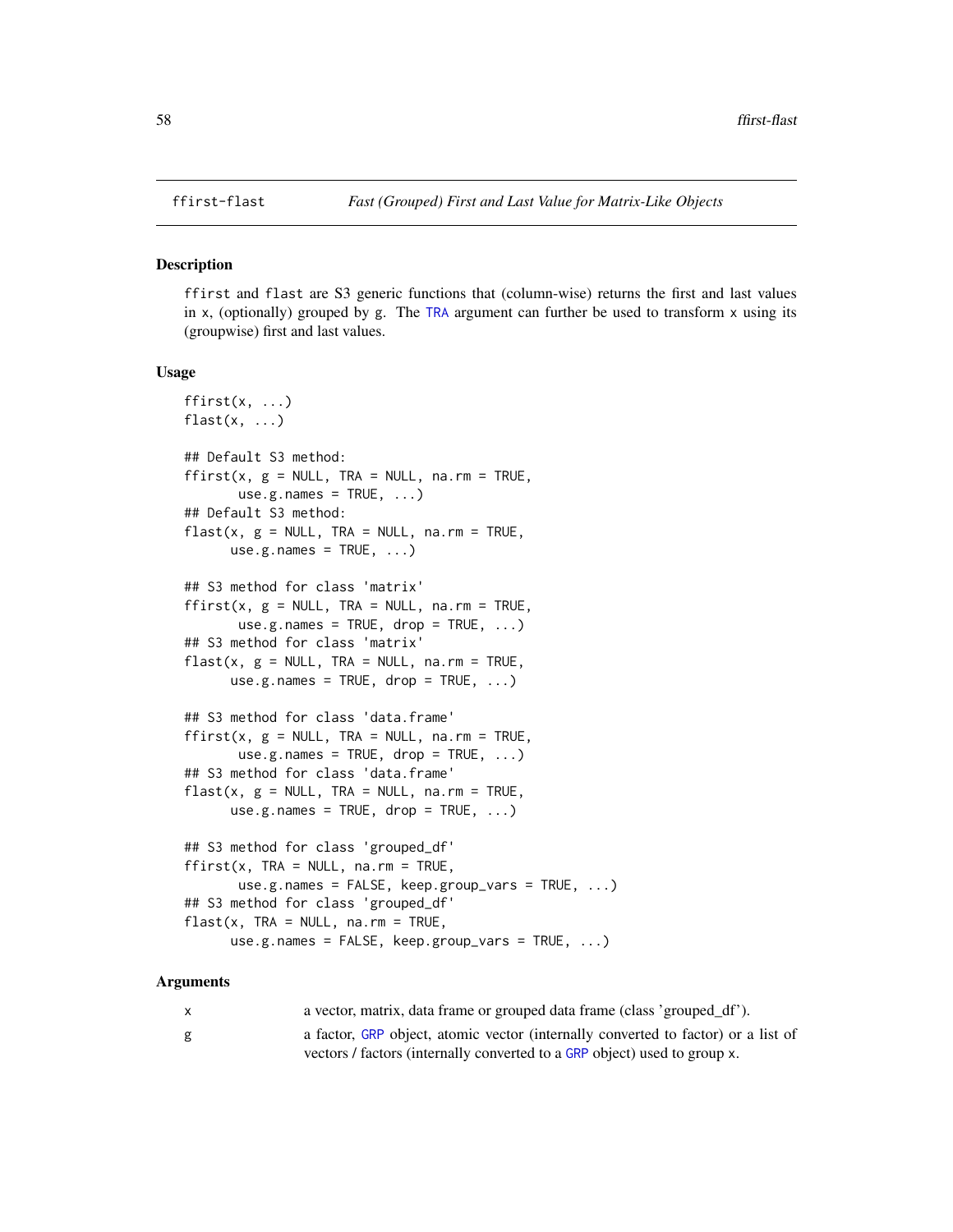ffirst-flast *Fast (Grouped) First and Last Value for Matrix-Like Objects*

## Description

ffirst and flast are S3 generic functions that (column-wise) returns the first and last values in x, (optionally) grouped by g. The TRA argument can further be used to transform x using its (groupwise) first and last values.

## Usage

```
ffirst(x, ...)
flast(x, ...)

## Default S3 method:
ffirst(x, g = NULL, TRA = NULL, na.rm = TRUE,
       use.g.names = TRUE, ...)
## Default S3 method:
flast(x, g = NULL, TRA = NULL, na.rm = TRUE,
      use.g.names = TRUE, ...)

## S3 method for class 'matrix'
ffirst(x, g = NULL, TRA = NULL, na.rm = TRUE,
       use.g.names = TRUE, drop = TRUE, ...)
## S3 method for class 'matrix'
flast(x, g = NULL, TRA = NULL, na.rm = TRUE,
      use.g.names = TRUE, drop = TRUE, ...)

## S3 method for class 'data.frame'
ffirst(x, g = NULL, TRA = NULL, na.rm = TRUE,
       use.g.names = TRUE, drop = TRUE, ...)
## S3 method for class 'data.frame'
flast(x, g = NULL, TRA = NULL, na.rm = TRUE,
      use.g.names = TRUE, drop = TRUE, ...)

## S3 method for class 'grouped_df'
ffirst(x, TRA = NULL, na.rm = TRUE,
       use.g.names = FALSE, keep.group_vars = TRUE, ...)
## S3 method for class 'grouped_df'
flast(x, TRA = NULL, na.rm = TRUE,
      use.g.names = FALSE, keep.group_vars = TRUE, ...)
```

## Arguments

| | |
|---|---|
| x | a vector, matrix, data frame or grouped data frame (class 'grouped_df'). |
| g | a factor, GRP object, atomic vector (internally converted to factor) or a list of vectors / factors (internally converted to a GRP object) used to group x. |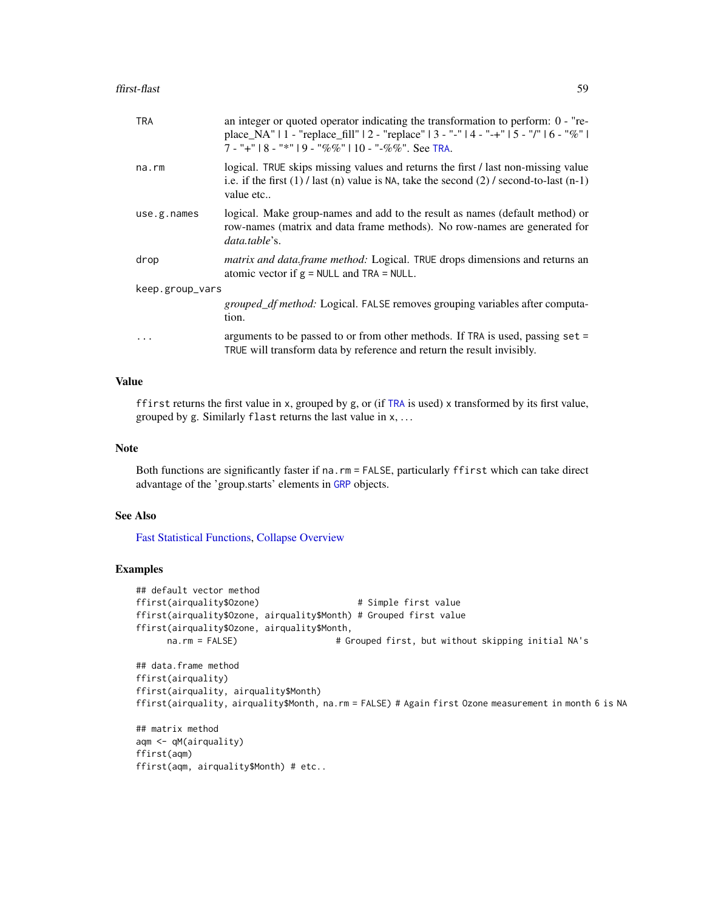| | |
|---|---|
| TRA | an integer or quoted operator indicating the transformation to perform: 0 - "replace_NA" \| 1 - "replace_fill" \| 2 - "replace" \| 3 - "-" \| 4 - "-+" \| 5 - "/" \| 6 - "%" \| 7 - "+" \| 8 - "*" \| 9 - "%%" \| 10 - "-%%". See TRA. |
| na.rm | logical. TRUE skips missing values and returns the first / last non-missing value i.e. if the first (1) / last (n) value is NA, take the second (2) / second-to-last (n-1) value etc.. |
| use.g.names | logical. Make group-names and add to the result as names (default method) or row-names (matrix and data frame methods). No row-names are generated for *data.table*'s. |
| drop | *matrix and data.frame method:* Logical. TRUE drops dimensions and returns an atomic vector if g = NULL and TRA = NULL. |
| keep.group_vars | *grouped_df method:* Logical. FALSE removes grouping variables after computation. |
| ... | arguments to be passed to or from other methods. If TRA is used, passing set = TRUE will transform data by reference and return the result invisibly. |

## Value

ffirst returns the first value in x, grouped by g, or (if TRA is used) x transformed by its first value, grouped by g. Similarly flast returns the last value in x, ...

## Note

Both functions are significantly faster if na.rm = FALSE, particularly ffirst which can take direct advantage of the 'group.starts' elements in GRP objects.

## See Also

Fast Statistical Functions, Collapse Overview

## Examples

```
## default vector method
ffirst(airquality$Ozone)                   # Simple first value
ffirst(airquality$Ozone, airquality$Month) # Grouped first value
ffirst(airquality$Ozone, airquality$Month,
      na.rm = FALSE)                   # Grouped first, but without skipping initial NA's

## data.frame method
ffirst(airquality)
ffirst(airquality, airquality$Month)
ffirst(airquality, airquality$Month, na.rm = FALSE) # Again first Ozone measurement in month 6 is NA

## matrix method
aqm <- qM(airquality)
ffirst(aqm)
ffirst(aqm, airquality$Month) # etc..
```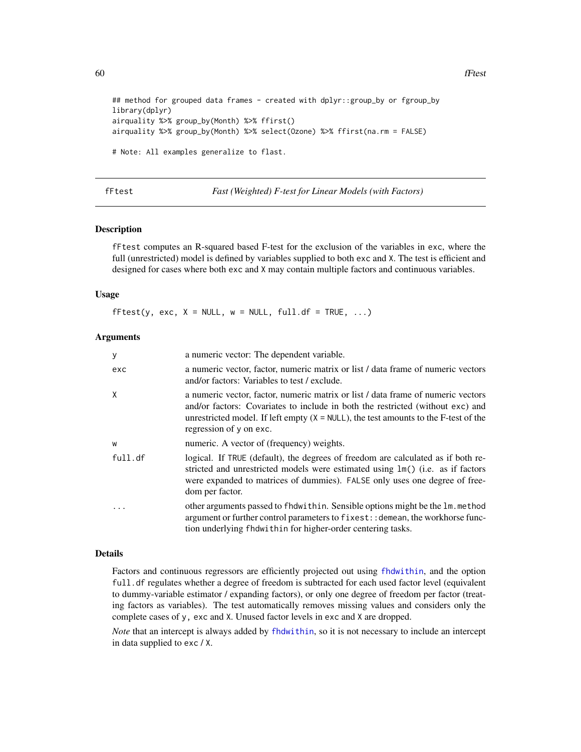```
## method for grouped data frames - created with dplyr::group_by or fgroup_by
library(dplyr)
airquality %>% group_by(Month) %>% ffirst()
airquality %>% group_by(Month) %>% select(Ozone) %>% ffirst(na.rm = FALSE)

# Note: All examples generalize to flast.
```

## fFtest — *Fast (Weighted) F-test for Linear Models (with Factors)*

### Description

`fFtest` computes an R-squared based F-test for the exclusion of the variables in `exc`, where the full (unrestricted) model is defined by variables supplied to both `exc` and `X`. The test is efficient and designed for cases where both `exc` and `X` may contain multiple factors and continuous variables.

### Usage

```
fFtest(y, exc, X = NULL, w = NULL, full.df = TRUE, ...)
```

### Arguments

| Argument | Description |
| --- | --- |
| `y` | a numeric vector: The dependent variable. |
| `exc` | a numeric vector, factor, numeric matrix or list / data frame of numeric vectors and/or factors: Variables to test / exclude. |
| `X` | a numeric vector, factor, numeric matrix or list / data frame of numeric vectors and/or factors: Covariates to include in both the restricted (without `exc`) and unrestricted model. If left empty (`X = NULL`), the test amounts to the F-test of the regression of `y` on `exc`. |
| `w` | numeric. A vector of (frequency) weights. |
| `full.df` | logical. If `TRUE` (default), the degrees of freedom are calculated as if both restricted and unrestricted models were estimated using `lm()` (i.e. as if factors were expanded to matrices of dummies). `FALSE` only uses one degree of freedom per factor. |
| `...` | other arguments passed to `fhdwithin`. Sensible options might be the `lm.method` argument or further control parameters to `fixest::demean`, the workhorse function underlying `fhdwithin` for higher-order centering tasks. |

### Details

Factors and continuous regressors are efficiently projected out using `fhdwithin`, and the option `full.df` regulates whether a degree of freedom is subtracted for each used factor level (equivalent to dummy-variable estimator / expanding factors), or only one degree of freedom per factor (treating factors as variables). The test automatically removes missing values and considers only the complete cases of `y`, `exc` and `X`. Unused factor levels in `exc` and `X` are dropped.

*Note* that an intercept is always added by `fhdwithin`, so it is not necessary to include an intercept in data supplied to `exc` / `X`.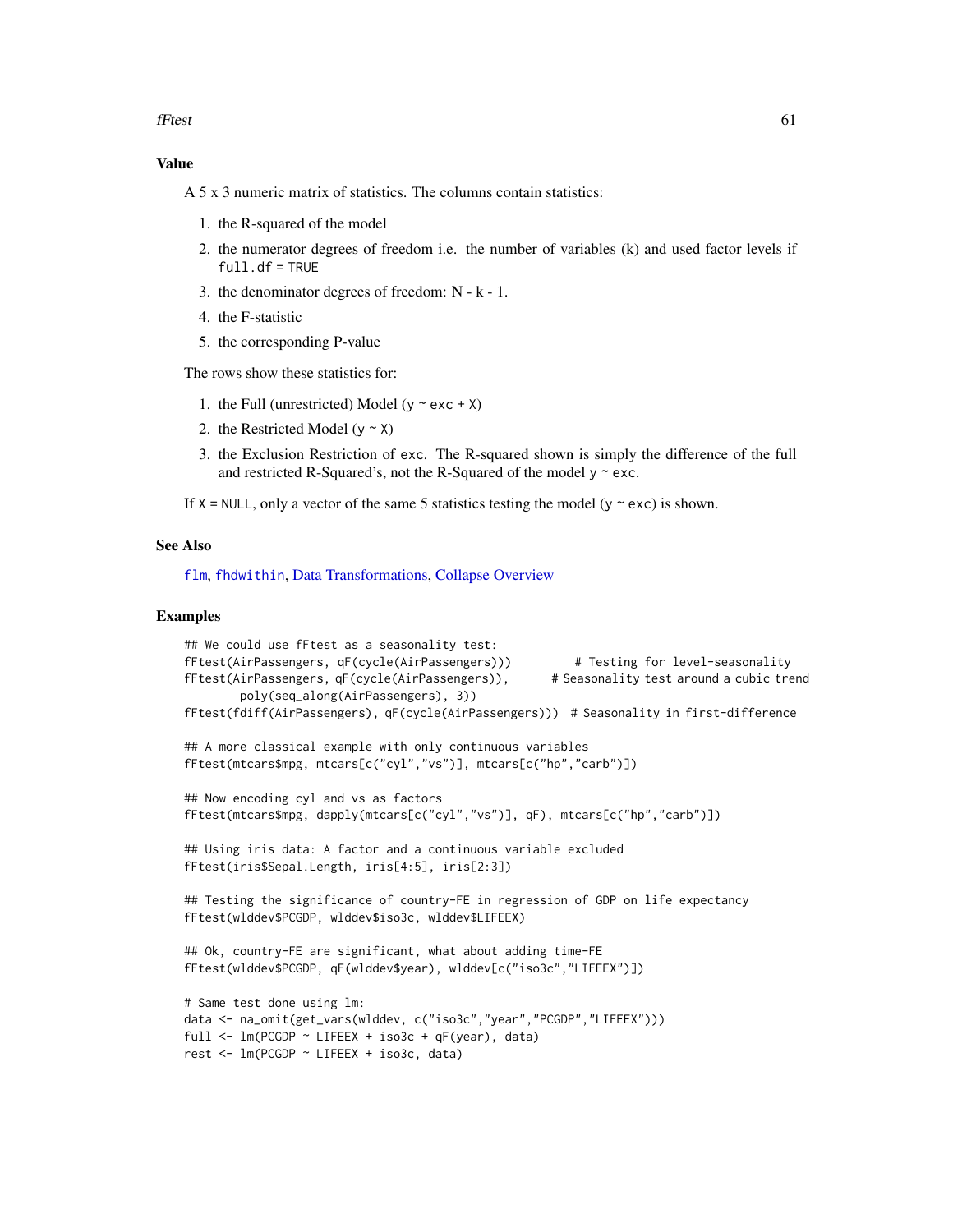### Value

A 5 x 3 numeric matrix of statistics. The columns contain statistics:

1. the R-squared of the model
2. the numerator degrees of freedom i.e. the number of variables (k) and used factor levels if `full.df = TRUE`
3. the denominator degrees of freedom: N - k - 1.
4. the F-statistic
5. the corresponding P-value

The rows show these statistics for:

1. the Full (unrestricted) Model (`y ~ exc + X`)
2. the Restricted Model (`y ~ X`)
3. the Exclusion Restriction of `exc`. The R-squared shown is simply the difference of the full and restricted R-Squared's, not the R-Squared of the model `y ~ exc`.

If `X = NULL`, only a vector of the same 5 statistics testing the model (`y ~ exc`) is shown.

### See Also

`flm`, `fhdwithin`, Data Transformations, Collapse Overview

### Examples

```
## We could use fFtest as a seasonality test:
fFtest(AirPassengers, qF(cycle(AirPassengers)))         # Testing for level-seasonality
fFtest(AirPassengers, qF(cycle(AirPassengers)),      # Seasonality test around a cubic trend
        poly(seq_along(AirPassengers), 3))
fFtest(fdiff(AirPassengers), qF(cycle(AirPassengers)))  # Seasonality in first-difference

## A more classical example with only continuous variables
fFtest(mtcars$mpg, mtcars[c("cyl","vs")], mtcars[c("hp","carb")])

## Now encoding cyl and vs as factors
fFtest(mtcars$mpg, dapply(mtcars[c("cyl","vs")], qF), mtcars[c("hp","carb")])

## Using iris data: A factor and a continuous variable excluded
fFtest(iris$Sepal.Length, iris[4:5], iris[2:3])

## Testing the significance of country-FE in regression of GDP on life expectancy
fFtest(wlddev$PCGDP, wlddev$iso3c, wlddev$LIFEEX)

## Ok, country-FE are significant, what about adding time-FE
fFtest(wlddev$PCGDP, qF(wlddev$year), wlddev[c("iso3c","LIFEEX")])

# Same test done using lm:
data <- na_omit(get_vars(wlddev, c("iso3c","year","PCGDP","LIFEEX")))
full <- lm(PCGDP ~ LIFEEX + iso3c + qF(year), data)
rest <- lm(PCGDP ~ LIFEEX + iso3c, data)
```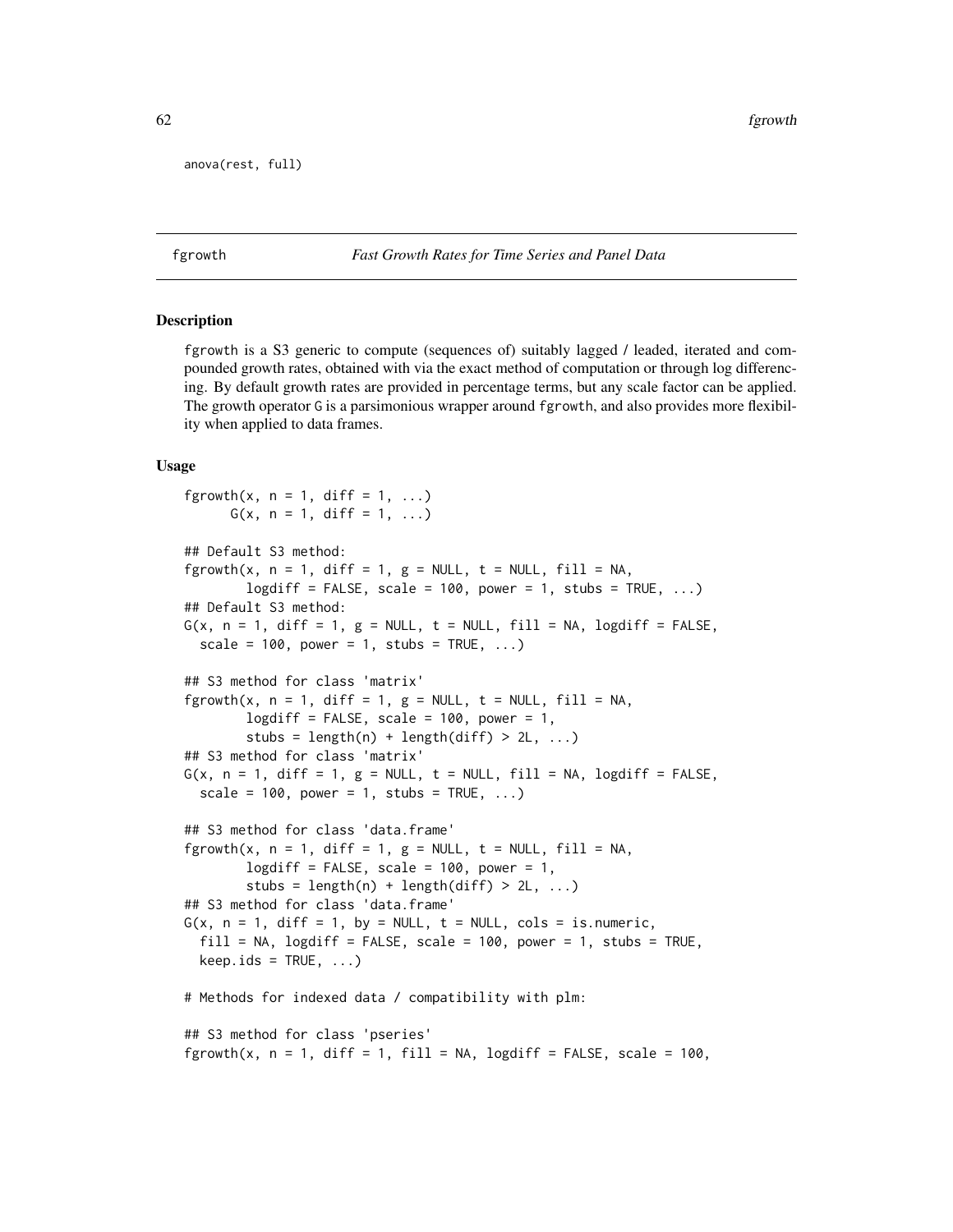```
anova(rest, full)
```

## fgrowth — *Fast Growth Rates for Time Series and Panel Data*

### Description

fgrowth is a S3 generic to compute (sequences of) suitably lagged / leaded, iterated and compounded growth rates, obtained with via the exact method of computation or through log differencing. By default growth rates are provided in percentage terms, but any scale factor can be applied. The growth operator G is a parsimonious wrapper around fgrowth, and also provides more flexibility when applied to data frames.

### Usage

```
fgrowth(x, n = 1, diff = 1, ...)
      G(x, n = 1, diff = 1, ...)

## Default S3 method:
fgrowth(x, n = 1, diff = 1, g = NULL, t = NULL, fill = NA,
        logdiff = FALSE, scale = 100, power = 1, stubs = TRUE, ...)
## Default S3 method:
G(x, n = 1, diff = 1, g = NULL, t = NULL, fill = NA, logdiff = FALSE,
  scale = 100, power = 1, stubs = TRUE, ...)

## S3 method for class 'matrix'
fgrowth(x, n = 1, diff = 1, g = NULL, t = NULL, fill = NA,
        logdiff = FALSE, scale = 100, power = 1,
        stubs = length(n) + length(diff) > 2L, ...)
## S3 method for class 'matrix'
G(x, n = 1, diff = 1, g = NULL, t = NULL, fill = NA, logdiff = FALSE,
  scale = 100, power = 1, stubs = TRUE, ...)

## S3 method for class 'data.frame'
fgrowth(x, n = 1, diff = 1, g = NULL, t = NULL, fill = NA,
        logdiff = FALSE, scale = 100, power = 1,
        stubs = length(n) + length(diff) > 2L, ...)
## S3 method for class 'data.frame'
G(x, n = 1, diff = 1, by = NULL, t = NULL, cols = is.numeric,
  fill = NA, logdiff = FALSE, scale = 100, power = 1, stubs = TRUE,
  keep.ids = TRUE, ...)

# Methods for indexed data / compatibility with plm:

## S3 method for class 'pseries'
fgrowth(x, n = 1, diff = 1, fill = NA, logdiff = FALSE, scale = 100,
```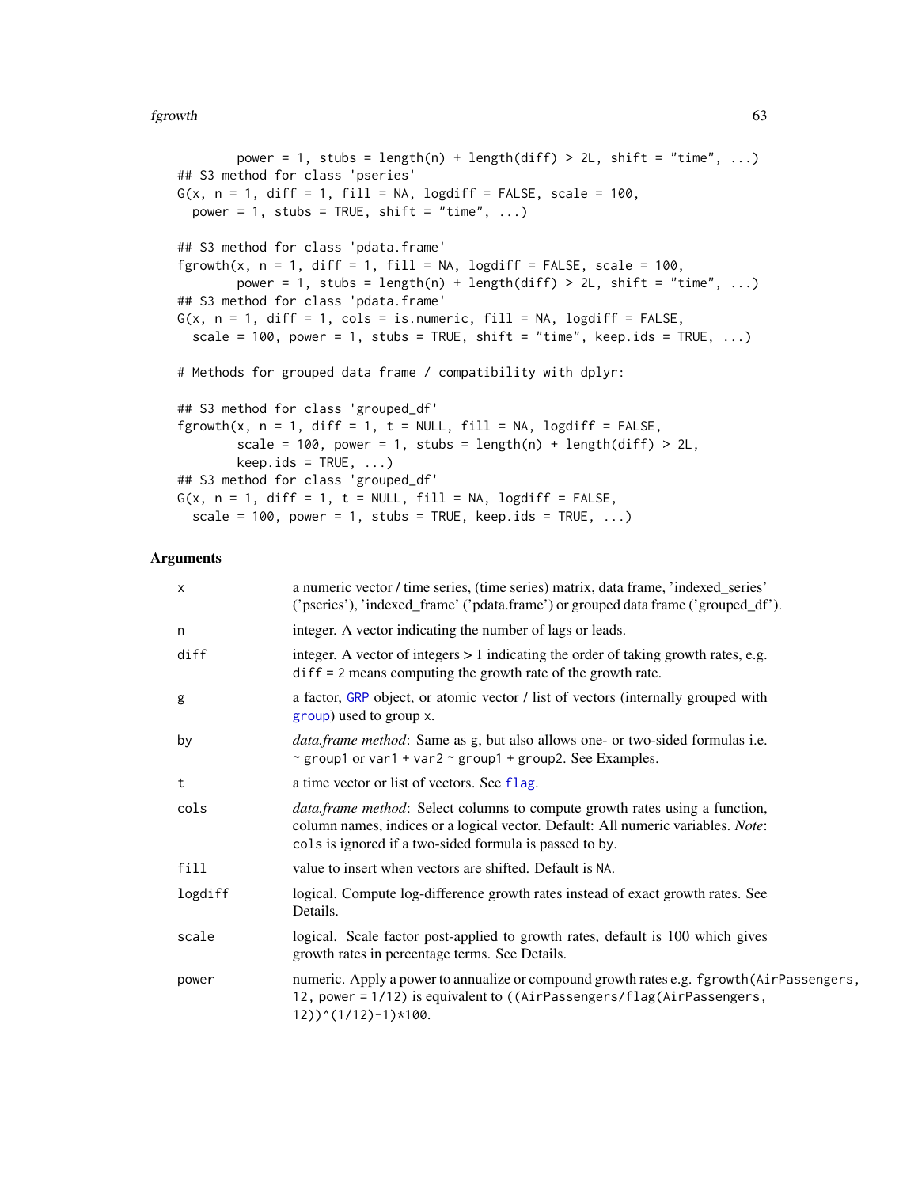```
        power = 1, stubs = length(n) + length(diff) > 2L, shift = "time", ...)
## S3 method for class 'pseries'
G(x, n = 1, diff = 1, fill = NA, logdiff = FALSE, scale = 100,
  power = 1, stubs = TRUE, shift = "time", ...)

## S3 method for class 'pdata.frame'
fgrowth(x, n = 1, diff = 1, fill = NA, logdiff = FALSE, scale = 100,
        power = 1, stubs = length(n) + length(diff) > 2L, shift = "time", ...)
## S3 method for class 'pdata.frame'
G(x, n = 1, diff = 1, cols = is.numeric, fill = NA, logdiff = FALSE,
  scale = 100, power = 1, stubs = TRUE, shift = "time", keep.ids = TRUE, ...)

# Methods for grouped data frame / compatibility with dplyr:

## S3 method for class 'grouped_df'
fgrowth(x, n = 1, diff = 1, t = NULL, fill = NA, logdiff = FALSE,
        scale = 100, power = 1, stubs = length(n) + length(diff) > 2L,
        keep.ids = TRUE, ...)
## S3 method for class 'grouped_df'
G(x, n = 1, diff = 1, t = NULL, fill = NA, logdiff = FALSE,
  scale = 100, power = 1, stubs = TRUE, keep.ids = TRUE, ...)
```

## Arguments

| | |
|---|---|
| x | a numeric vector / time series, (time series) matrix, data frame, 'indexed_series' ('pseries'), 'indexed_frame' ('pdata.frame') or grouped data frame ('grouped_df'). |
| n | integer. A vector indicating the number of lags or leads. |
| diff | integer. A vector of integers > 1 indicating the order of taking growth rates, e.g. `diff = 2` means computing the growth rate of the growth rate. |
| g | a factor, `GRP` object, or atomic vector / list of vectors (internally grouped with `group`) used to group `x`. |
| by | *data.frame method*: Same as `g`, but also allows one- or two-sided formulas i.e. `~ group1` or `var1 + var2 ~ group1 + group2`. See Examples. |
| t | a time vector or list of vectors. See `flag`. |
| cols | *data.frame method*: Select columns to compute growth rates using a function, column names, indices or a logical vector. Default: All numeric variables. *Note*: `cols` is ignored if a two-sided formula is passed to `by`. |
| fill | value to insert when vectors are shifted. Default is `NA`. |
| logdiff | logical. Compute log-difference growth rates instead of exact growth rates. See Details. |
| scale | logical. Scale factor post-applied to growth rates, default is 100 which gives growth rates in percentage terms. See Details. |
| power | numeric. Apply a power to annualize or compound growth rates e.g. `fgrowth(AirPassengers, 12, power = 1/12)` is equivalent to `((AirPassengers/flag(AirPassengers, 12))^(1/12)-1)*100`. |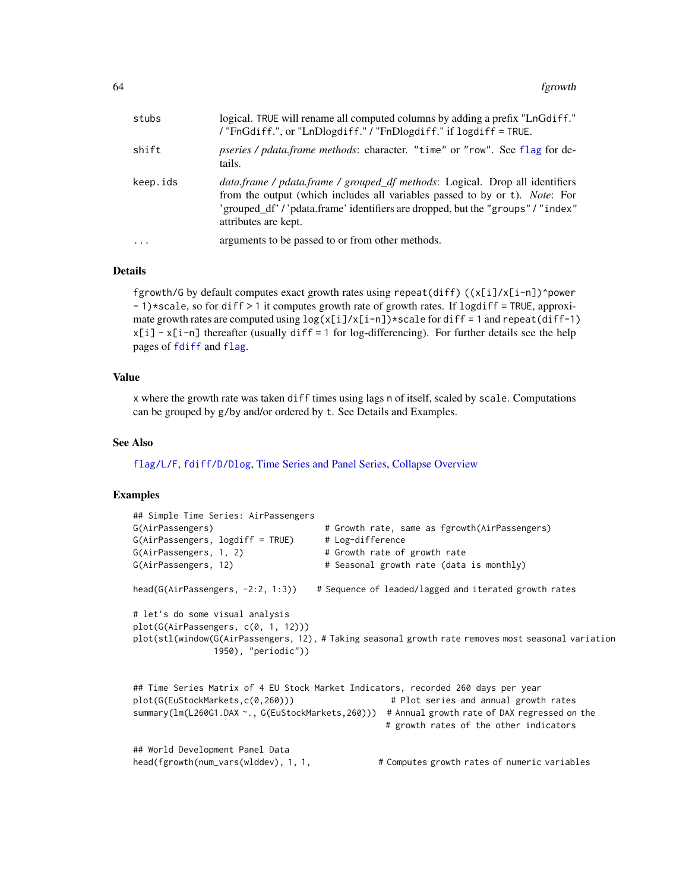| | |
|---|---|
| stubs | logical. TRUE will rename all computed columns by adding a prefix "LnGdiff." / "FnGdiff.", or "LnDlogdiff." / "FnDlogdiff." if logdiff = TRUE. |
| shift | *pseries / pdata.frame methods*: character. "time" or "row". See flag for details. |
| keep.ids | *data.frame / pdata.frame / grouped_df methods*: Logical. Drop all identifiers from the output (which includes all variables passed to by or t). *Note*: For 'grouped_df' / 'pdata.frame' identifiers are dropped, but the "groups" / "index" attributes are kept. |
| ... | arguments to be passed to or from other methods. |

## Details

fgrowth/G by default computes exact growth rates using repeat(diff) ((x[i]/x[i-n])^power - 1)*scale, so for diff > 1 it computes growth rate of growth rates. If logdiff = TRUE, approximate growth rates are computed using log(x[i]/x[i-n])*scale for diff = 1 and repeat(diff-1) x[i] - x[i-n] thereafter (usually diff = 1 for log-differencing). For further details see the help pages of fdiff and flag.

## Value

x where the growth rate was taken diff times using lags n of itself, scaled by scale. Computations can be grouped by g/by and/or ordered by t. See Details and Examples.

## See Also

flag/L/F, fdiff/D/Dlog, Time Series and Panel Series, Collapse Overview

## Examples

```
## Simple Time Series: AirPassengers
G(AirPassengers)                    # Growth rate, same as fgrowth(AirPassengers)
G(AirPassengers, logdiff = TRUE)    # Log-difference
G(AirPassengers, 1, 2)              # Growth rate of growth rate
G(AirPassengers, 12)                # Seasonal growth rate (data is monthly)

head(G(AirPassengers, -2:2, 1:3))   # Sequence of leaded/lagged and iterated growth rates

# let's do some visual analysis
plot(G(AirPassengers, c(0, 1, 12)))
plot(stl(window(G(AirPassengers, 12), # Taking seasonal growth rate removes most seasonal variation
                1950), "periodic"))


## Time Series Matrix of 4 EU Stock Market Indicators, recorded 260 days per year
plot(G(EuStockMarkets,c(0,260)))                   # Plot series and annual growth rates
summary(lm(L260G1.DAX ~., G(EuStockMarkets,260)))  # Annual growth rate of DAX regressed on the
                                                   # growth rates of the other indicators

## World Development Panel Data
head(fgrowth(num_vars(wlddev), 1, 1,             # Computes growth rates of numeric variables
```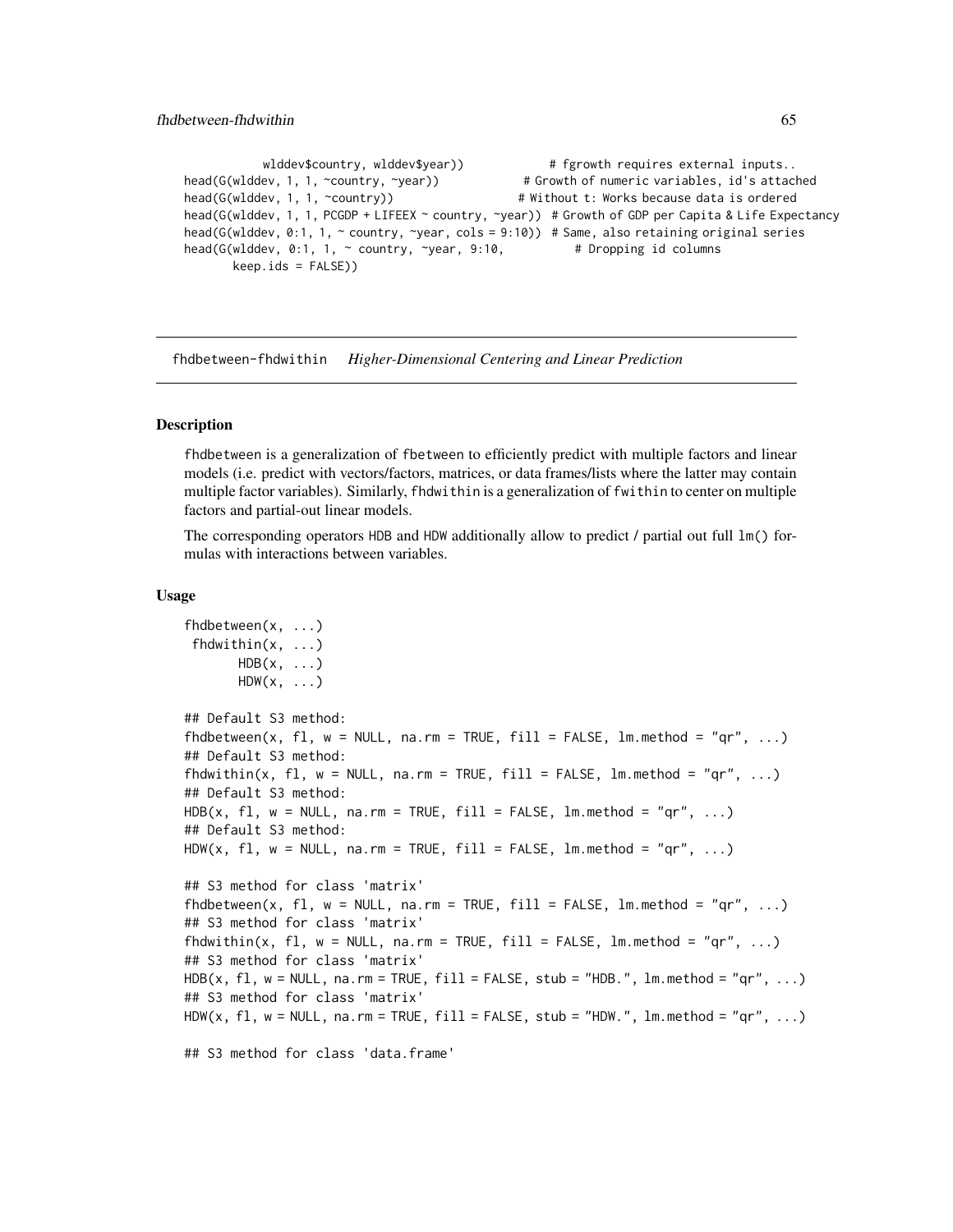```
        wlddev$country, wlddev$year))            # fgrowth requires external inputs..
head(G(wlddev, 1, 1, ~country, ~year))            # Growth of numeric variables, id's attached
head(G(wlddev, 1, 1, ~country))                   # Without t: Works because data is ordered
head(G(wlddev, 1, 1, PCGDP + LIFEEX ~ country, ~year))  # Growth of GDP per Capita & Life Expectancy
head(G(wlddev, 0:1, 1, ~ country, ~year, cols = 9:10))  # Same, also retaining original series
head(G(wlddev, 0:1, 1, ~ country, ~year, 9:10,          # Dropping id columns
       keep.ids = FALSE))
```

---

## fhdbetween-fhdwithin *Higher-Dimensional Centering and Linear Prediction*

---

### Description

fhdbetween is a generalization of fbetween to efficiently predict with multiple factors and linear models (i.e. predict with vectors/factors, matrices, or data frames/lists where the latter may contain multiple factor variables). Similarly, fhdwithin is a generalization of fwithin to center on multiple factors and partial-out linear models.

The corresponding operators HDB and HDW additionally allow to predict / partial out full lm() formulas with interactions between variables.

### Usage

```
fhdbetween(x, ...)
 fhdwithin(x, ...)
       HDB(x, ...)
       HDW(x, ...)

## Default S3 method:
fhdbetween(x, fl, w = NULL, na.rm = TRUE, fill = FALSE, lm.method = "qr", ...)
## Default S3 method:
fhdwithin(x, fl, w = NULL, na.rm = TRUE, fill = FALSE, lm.method = "qr", ...)
## Default S3 method:
HDB(x, fl, w = NULL, na.rm = TRUE, fill = FALSE, lm.method = "qr", ...)
## Default S3 method:
HDW(x, fl, w = NULL, na.rm = TRUE, fill = FALSE, lm.method = "qr", ...)

## S3 method for class 'matrix'
fhdbetween(x, fl, w = NULL, na.rm = TRUE, fill = FALSE, lm.method = "qr", ...)
## S3 method for class 'matrix'
fhdwithin(x, fl, w = NULL, na.rm = TRUE, fill = FALSE, lm.method = "qr", ...)
## S3 method for class 'matrix'
HDB(x, fl, w = NULL, na.rm = TRUE, fill = FALSE, stub = "HDB.", lm.method = "qr", ...)
## S3 method for class 'matrix'
HDW(x, fl, w = NULL, na.rm = TRUE, fill = FALSE, stub = "HDW.", lm.method = "qr", ...)

## S3 method for class 'data.frame'
```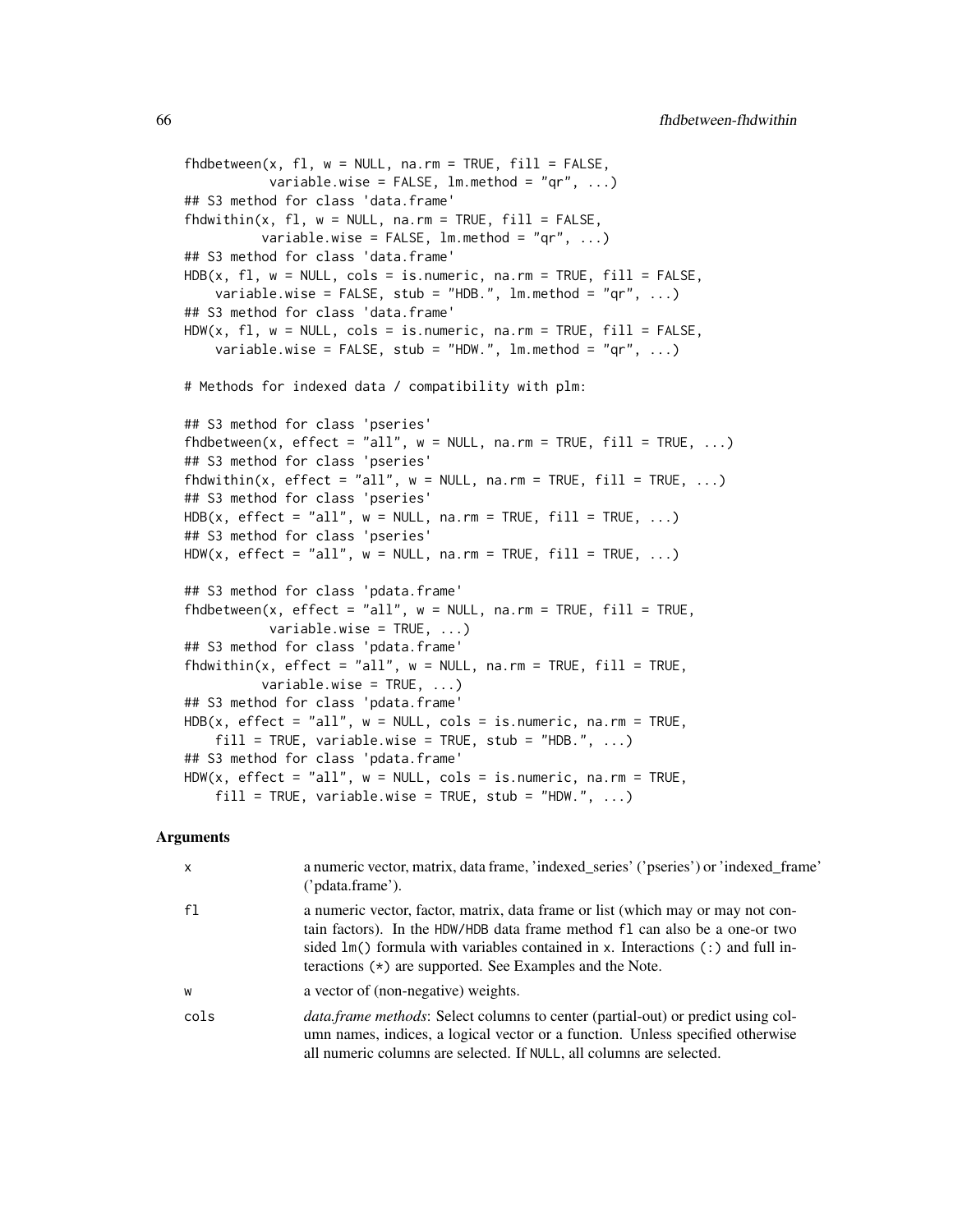```
fhdbetween(x, fl, w = NULL, na.rm = TRUE, fill = FALSE,
           variable.wise = FALSE, lm.method = "qr", ...)
## S3 method for class 'data.frame'
fhdwithin(x, fl, w = NULL, na.rm = TRUE, fill = FALSE,
          variable.wise = FALSE, lm.method = "qr", ...)
## S3 method for class 'data.frame'
HDB(x, fl, w = NULL, cols = is.numeric, na.rm = TRUE, fill = FALSE,
    variable.wise = FALSE, stub = "HDB.", lm.method = "qr", ...)
## S3 method for class 'data.frame'
HDW(x, fl, w = NULL, cols = is.numeric, na.rm = TRUE, fill = FALSE,
    variable.wise = FALSE, stub = "HDW.", lm.method = "qr", ...)

# Methods for indexed data / compatibility with plm:

## S3 method for class 'pseries'
fhdbetween(x, effect = "all", w = NULL, na.rm = TRUE, fill = TRUE, ...)
## S3 method for class 'pseries'
fhdwithin(x, effect = "all", w = NULL, na.rm = TRUE, fill = TRUE, ...)
## S3 method for class 'pseries'
HDB(x, effect = "all", w = NULL, na.rm = TRUE, fill = TRUE, ...)
## S3 method for class 'pseries'
HDW(x, effect = "all", w = NULL, na.rm = TRUE, fill = TRUE, ...)

## S3 method for class 'pdata.frame'
fhdbetween(x, effect = "all", w = NULL, na.rm = TRUE, fill = TRUE,
           variable.wise = TRUE, ...)
## S3 method for class 'pdata.frame'
fhdwithin(x, effect = "all", w = NULL, na.rm = TRUE, fill = TRUE,
          variable.wise = TRUE, ...)
## S3 method for class 'pdata.frame'
HDB(x, effect = "all", w = NULL, cols = is.numeric, na.rm = TRUE,
    fill = TRUE, variable.wise = TRUE, stub = "HDB.", ...)
## S3 method for class 'pdata.frame'
HDW(x, effect = "all", w = NULL, cols = is.numeric, na.rm = TRUE,
    fill = TRUE, variable.wise = TRUE, stub = "HDW.", ...)
```

## Arguments

| | |
|---|---|
| x | a numeric vector, matrix, data frame, 'indexed_series' ('pseries') or 'indexed_frame' ('pdata.frame'). |
| fl | a numeric vector, factor, matrix, data frame or list (which may or may not contain factors). In the HDW/HDB data frame method fl can also be a one-or two sided lm() formula with variables contained in x. Interactions (:) and full interactions (*) are supported. See Examples and the Note. |
| w | a vector of (non-negative) weights. |
| cols | *data.frame methods*: Select columns to center (partial-out) or predict using column names, indices, a logical vector or a function. Unless specified otherwise all numeric columns are selected. If NULL, all columns are selected. |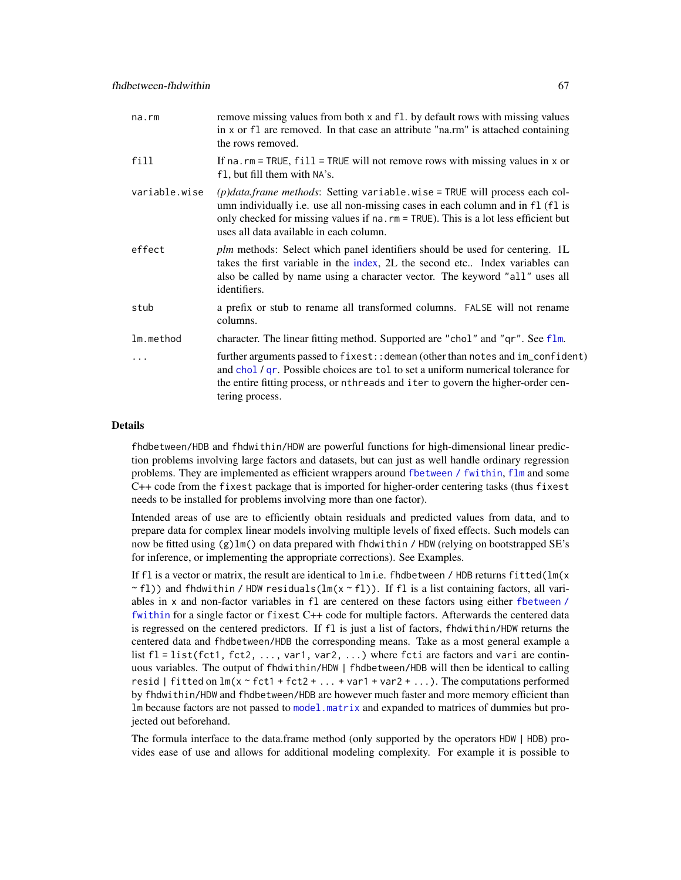| | |
|---|---|
| `na.rm` | remove missing values from both `x` and `fl`. by default rows with missing values in `x` or `fl` are removed. In that case an attribute "na.rm" is attached containing the rows removed. |
| `fill` | If `na.rm = TRUE`, `fill = TRUE` will not remove rows with missing values in `x` or `fl`, but fill them with `NA`'s. |
| `variable.wise` | *(p)data.frame methods*: Setting `variable.wise = TRUE` will process each column individually i.e. use all non-missing cases in each column and in `fl` (`fl` is only checked for missing values if `na.rm = TRUE`). This is a lot less efficient but uses all data available in each column. |
| `effect` | *plm* methods: Select which panel identifiers should be used for centering. 1L takes the first variable in the index, 2L the second etc.. Index variables can also be called by name using a character vector. The keyword `"all"` uses all identifiers. |
| `stub` | a prefix or stub to rename all transformed columns. `FALSE` will not rename columns. |
| `lm.method` | character. The linear fitting method. Supported are `"chol"` and `"qr"`. See `flm`. |
| `...` | further arguments passed to `fixest::demean` (other than `notes` and `im_confident`) and `chol` / `qr`. Possible choices are `tol` to set a uniform numerical tolerance for the entire fitting process, or `nthreads` and `iter` to govern the higher-order centering process. |

## Details

`fhdbetween/HDB` and `fhdwithin/HDW` are powerful functions for high-dimensional linear prediction problems involving large factors and datasets, but can just as well handle ordinary regression problems. They are implemented as efficient wrappers around `fbetween / fwithin`, `flm` and some C++ code from the `fixest` package that is imported for higher-order centering tasks (thus `fixest` needs to be installed for problems involving more than one factor).

Intended areas of use are to efficiently obtain residuals and predicted values from data, and to prepare data for complex linear models involving multiple levels of fixed effects. Such models can now be fitted using `(g)lm()` on data prepared with `fhdwithin / HDW` (relying on bootstrapped SE's for inference, or implementing the appropriate corrections). See Examples.

If `fl` is a vector or matrix, the result are identical to `lm` i.e. `fhdbetween / HDB` returns `fitted(lm(x ~ fl))` and `fhdwithin / HDW` `residuals(lm(x ~ fl))`. If `fl` is a list containing factors, all variables in `x` and non-factor variables in `fl` are centered on these factors using either `fbetween / fwithin` for a single factor or `fixest` C++ code for multiple factors. Afterwards the centered data is regressed on the centered predictors. If `fl` is just a list of factors, `fhdwithin/HDW` returns the centered data and `fhdbetween/HDB` the corresponding means. Take as a most general example a list `fl = list(fct1, fct2, ..., var1, var2, ...)` where `fcti` are factors and `vari` are continuous variables. The output of `fhdwithin/HDW | fhdbetween/HDB` will then be identical to calling `resid | fitted` on `lm(x ~ fct1 + fct2 + ... + var1 + var2 + ...)`. The computations performed by `fhdwithin/HDW` and `fhdbetween/HDB` are however much faster and more memory efficient than `lm` because factors are not passed to `model.matrix` and expanded to matrices of dummies but projected out beforehand.

The formula interface to the data.frame method (only supported by the operators `HDW | HDB`) provides ease of use and allows for additional modeling complexity. For example it is possible to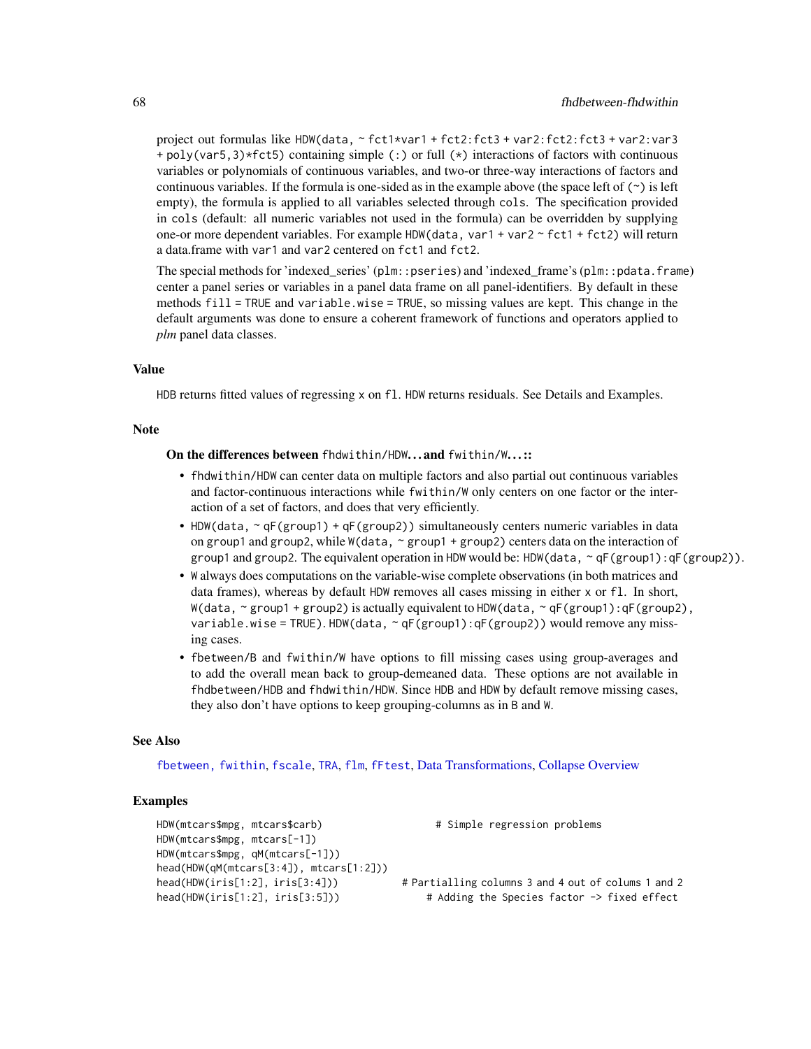project out formulas like `HDW(data, ~ fct1*var1 + fct2:fct3 + var2:fct2:fct3 + var2:var3 + poly(var5,3)*fct5)` containing simple (`:`) or full (`*`) interactions of factors with continuous variables or polynomials of continuous variables, and two-or three-way interactions of factors and continuous variables. If the formula is one-sided as in the example above (the space left of (`~`) is left empty), the formula is applied to all variables selected through `cols`. The specification provided in `cols` (default: all numeric variables not used in the formula) can be overridden by supplying one-or more dependent variables. For example `HDW(data, var1 + var2 ~ fct1 + fct2)` will return a data.frame with `var1` and `var2` centered on `fct1` and `fct2`.

The special methods for 'indexed_series' (`plm::pseries`) and 'indexed_frame's (`plm::pdata.frame`) center a panel series or variables in a panel data frame on all panel-identifiers. By default in these methods `fill = TRUE` and `variable.wise = TRUE`, so missing values are kept. This change in the default arguments was done to ensure a coherent framework of functions and operators applied to *plm* panel data classes.

## Value

`HDB` returns fitted values of regressing `x` on `fl`. `HDW` returns residuals. See Details and Examples.

## Note

**On the differences between `fhdwithin/HDW...` and `fwithin/W...`:**

- `fhdwithin/HDW` can center data on multiple factors and also partial out continuous variables and factor-continuous interactions while `fwithin/W` only centers on one factor or the interaction of a set of factors, and does that very efficiently.
- `HDW(data, ~ qF(group1) + qF(group2))` simultaneously centers numeric variables in data on `group1` and `group2`, while `W(data, ~ group1 + group2)` centers data on the interaction of `group1` and `group2`. The equivalent operation in `HDW` would be: `HDW(data, ~ qF(group1):qF(group2))`.
- `W` always does computations on the variable-wise complete observations (in both matrices and data frames), whereas by default `HDW` removes all cases missing in either `x` or `fl`. In short, `W(data, ~ group1 + group2)` is actually equivalent to `HDW(data, ~ qF(group1):qF(group2), variable.wise = TRUE)`. `HDW(data, ~ qF(group1):qF(group2))` would remove any missing cases.
- `fbetween/B` and `fwithin/W` have options to fill missing cases using group-averages and to add the overall mean back to group-demeaned data. These options are not available in `fhdbetween/HDB` and `fhdwithin/HDW`. Since `HDB` and `HDW` by default remove missing cases, they also don't have options to keep grouping-columns as in `B` and `W`.

## See Also

`fbetween, fwithin`, `fscale`, `TRA`, `flm`, `fFtest`, Data Transformations, Collapse Overview

## Examples

```
HDW(mtcars$mpg, mtcars$carb)                   # Simple regression problems
HDW(mtcars$mpg, mtcars[-1])
HDW(mtcars$mpg, qM(mtcars[-1]))
head(HDW(qM(mtcars[3:4]), mtcars[1:2]))
head(HDW(iris[1:2], iris[3:4]))           # Partialling columns 3 and 4 out of colums 1 and 2
head(HDW(iris[1:2], iris[3:5]))               # Adding the Species factor -> fixed effect
```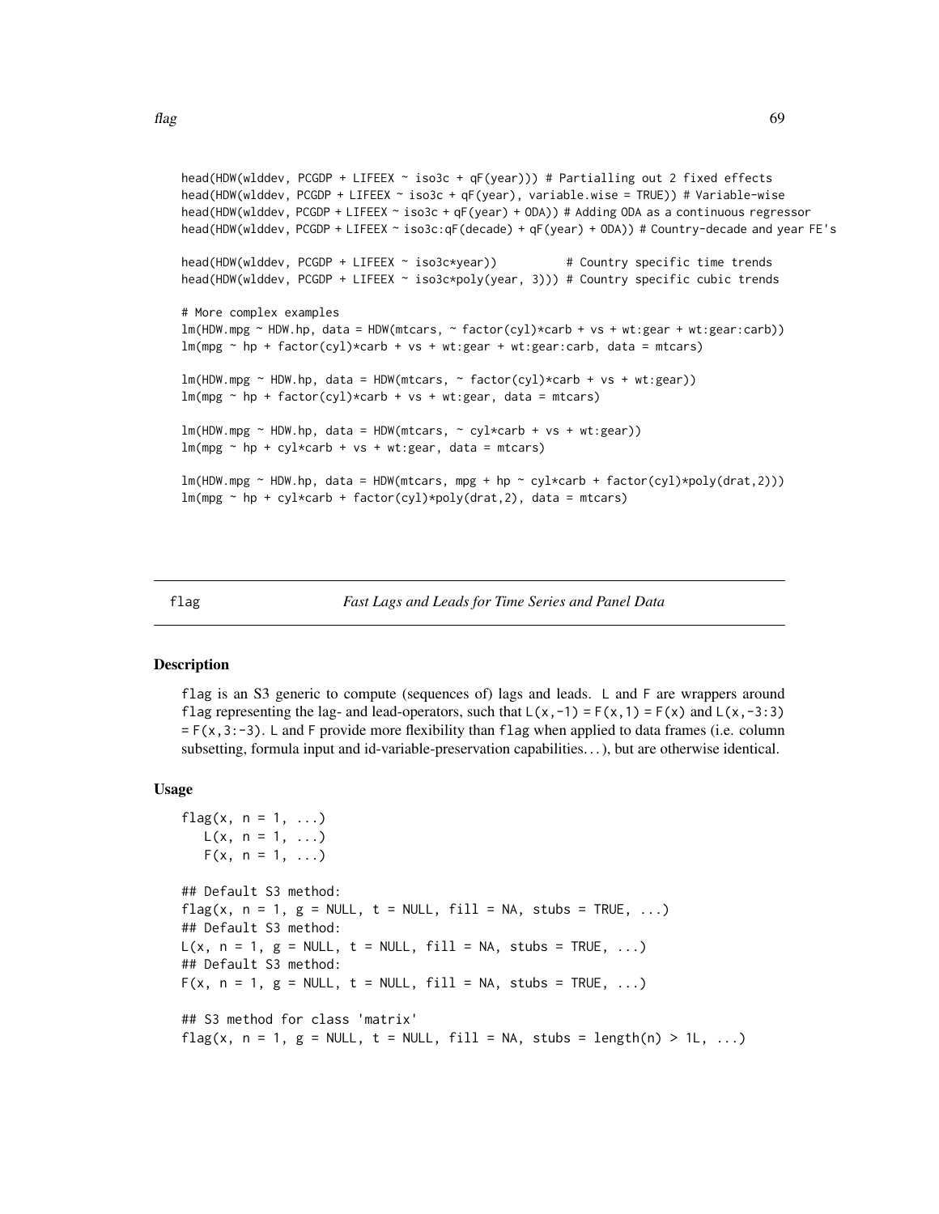```
head(HDW(wlddev, PCGDP + LIFEEX ~ iso3c + qF(year))) # Partialling out 2 fixed effects
head(HDW(wlddev, PCGDP + LIFEEX ~ iso3c + qF(year), variable.wise = TRUE)) # Variable-wise
head(HDW(wlddev, PCGDP + LIFEEX ~ iso3c + qF(year) + ODA)) # Adding ODA as a continuous regressor
head(HDW(wlddev, PCGDP + LIFEEX ~ iso3c:qF(decade) + qF(year) + ODA)) # Country-decade and year FE's

head(HDW(wlddev, PCGDP + LIFEEX ~ iso3c*year))          # Country specific time trends
head(HDW(wlddev, PCGDP + LIFEEX ~ iso3c*poly(year, 3))) # Country specific cubic trends

# More complex examples
lm(HDW.mpg ~ HDW.hp, data = HDW(mtcars, ~ factor(cyl)*carb + vs + wt:gear + wt:gear:carb))
lm(mpg ~ hp + factor(cyl)*carb + vs + wt:gear + wt:gear:carb, data = mtcars)

lm(HDW.mpg ~ HDW.hp, data = HDW(mtcars, ~ factor(cyl)*carb + vs + wt:gear))
lm(mpg ~ hp + factor(cyl)*carb + vs + wt:gear, data = mtcars)

lm(HDW.mpg ~ HDW.hp, data = HDW(mtcars, ~ cyl*carb + vs + wt:gear))
lm(mpg ~ hp + cyl*carb + vs + wt:gear, data = mtcars)

lm(HDW.mpg ~ HDW.hp, data = HDW(mtcars, mpg + hp ~ cyl*carb + factor(cyl)*poly(drat,2)))
lm(mpg ~ hp + cyl*carb + factor(cyl)*poly(drat,2), data = mtcars)
```

# flag — *Fast Lags and Leads for Time Series and Panel Data*

## Description

flag is an S3 generic to compute (sequences of) lags and leads. L and F are wrappers around flag representing the lag- and lead-operators, such that L(x,-1) = F(x,1) = F(x) and L(x,-3:3) = F(x,3:-3). L and F provide more flexibility than flag when applied to data frames (i.e. column subsetting, formula input and id-variable-preservation capabilities...), but are otherwise identical.

## Usage

```
flag(x, n = 1, ...)
   L(x, n = 1, ...)
   F(x, n = 1, ...)

## Default S3 method:
flag(x, n = 1, g = NULL, t = NULL, fill = NA, stubs = TRUE, ...)
## Default S3 method:
L(x, n = 1, g = NULL, t = NULL, fill = NA, stubs = TRUE, ...)
## Default S3 method:
F(x, n = 1, g = NULL, t = NULL, fill = NA, stubs = TRUE, ...)

## S3 method for class 'matrix'
flag(x, n = 1, g = NULL, t = NULL, fill = NA, stubs = length(n) > 1L, ...)
```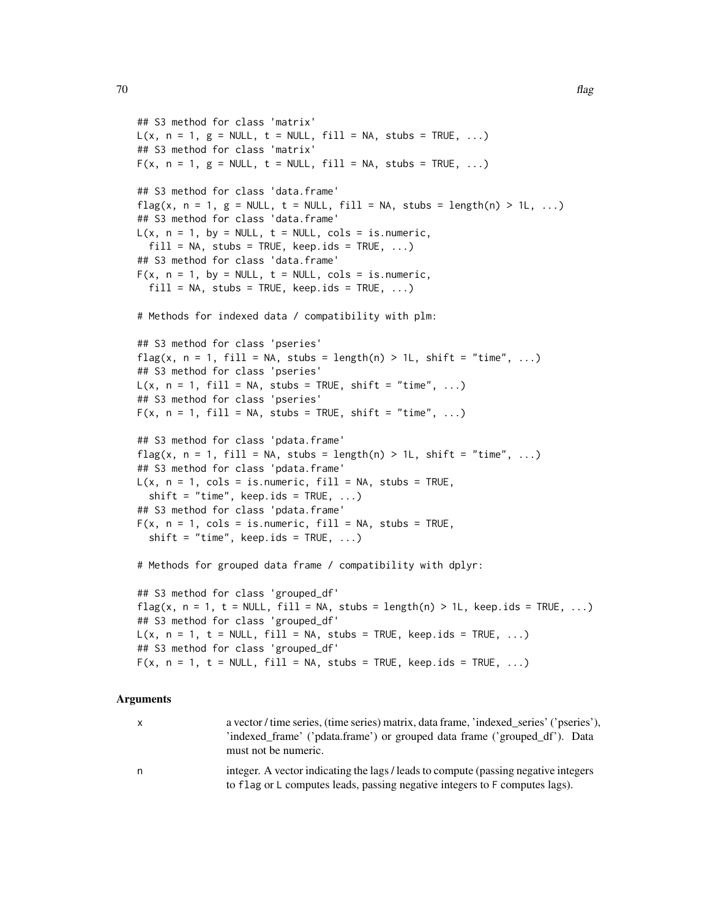```
## S3 method for class 'matrix'
L(x, n = 1, g = NULL, t = NULL, fill = NA, stubs = TRUE, ...)
## S3 method for class 'matrix'
F(x, n = 1, g = NULL, t = NULL, fill = NA, stubs = TRUE, ...)

## S3 method for class 'data.frame'
flag(x, n = 1, g = NULL, t = NULL, fill = NA, stubs = length(n) > 1L, ...)
## S3 method for class 'data.frame'
L(x, n = 1, by = NULL, t = NULL, cols = is.numeric,
  fill = NA, stubs = TRUE, keep.ids = TRUE, ...)
## S3 method for class 'data.frame'
F(x, n = 1, by = NULL, t = NULL, cols = is.numeric,
  fill = NA, stubs = TRUE, keep.ids = TRUE, ...)

# Methods for indexed data / compatibility with plm:

## S3 method for class 'pseries'
flag(x, n = 1, fill = NA, stubs = length(n) > 1L, shift = "time", ...)
## S3 method for class 'pseries'
L(x, n = 1, fill = NA, stubs = TRUE, shift = "time", ...)
## S3 method for class 'pseries'
F(x, n = 1, fill = NA, stubs = TRUE, shift = "time", ...)

## S3 method for class 'pdata.frame'
flag(x, n = 1, fill = NA, stubs = length(n) > 1L, shift = "time", ...)
## S3 method for class 'pdata.frame'
L(x, n = 1, cols = is.numeric, fill = NA, stubs = TRUE,
  shift = "time", keep.ids = TRUE, ...)
## S3 method for class 'pdata.frame'
F(x, n = 1, cols = is.numeric, fill = NA, stubs = TRUE,
  shift = "time", keep.ids = TRUE, ...)

# Methods for grouped data frame / compatibility with dplyr:

## S3 method for class 'grouped_df'
flag(x, n = 1, t = NULL, fill = NA, stubs = length(n) > 1L, keep.ids = TRUE, ...)
## S3 method for class 'grouped_df'
L(x, n = 1, t = NULL, fill = NA, stubs = TRUE, keep.ids = TRUE, ...)
## S3 method for class 'grouped_df'
F(x, n = 1, t = NULL, fill = NA, stubs = TRUE, keep.ids = TRUE, ...)
```

### Arguments

| | |
|---|---|
| x | a vector / time series, (time series) matrix, data frame, 'indexed_series' ('pseries'), 'indexed_frame' ('pdata.frame') or grouped data frame ('grouped_df'). Data must not be numeric. |
| n | integer. A vector indicating the lags / leads to compute (passing negative integers to `flag` or `L` computes leads, passing negative integers to `F` computes lags). |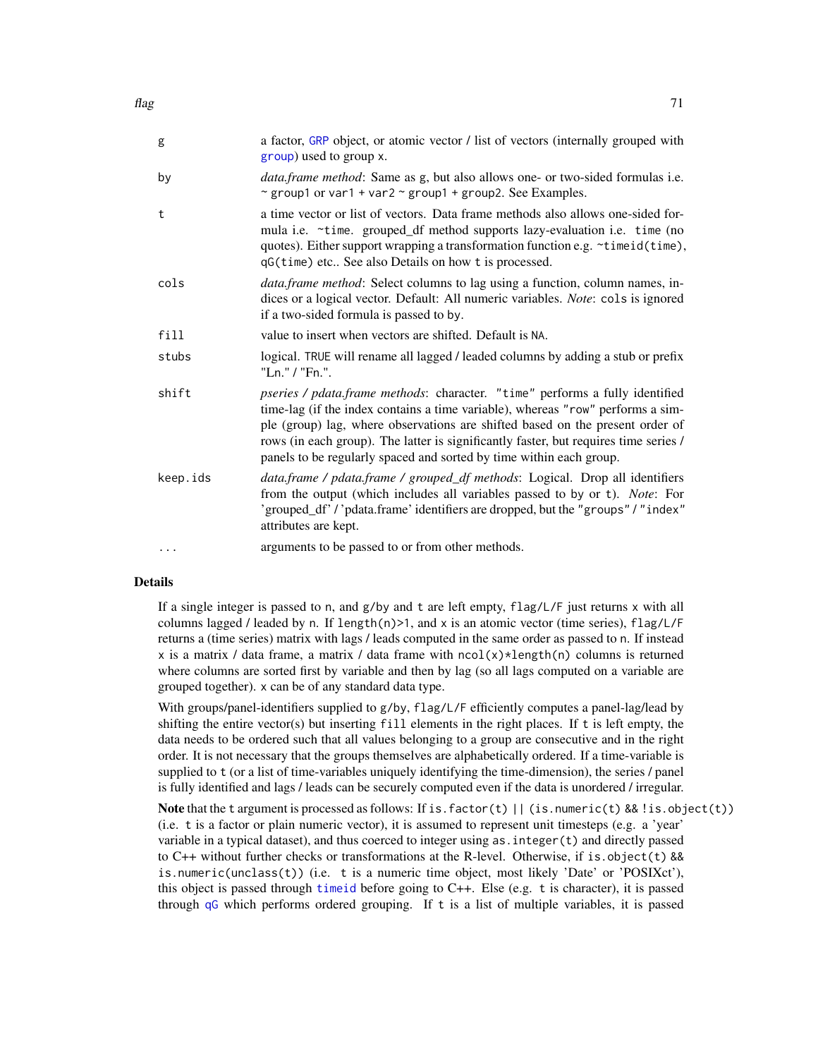| | |
|---|---|
| g | a factor, GRP object, or atomic vector / list of vectors (internally grouped with group) used to group x. |
| by | *data.frame method*: Same as g, but also allows one- or two-sided formulas i.e. ~ group1 or var1 + var2 ~ group1 + group2. See Examples. |
| t | a time vector or list of vectors. Data frame methods also allows one-sided formula i.e. ~time. grouped_df method supports lazy-evaluation i.e. time (no quotes). Either support wrapping a transformation function e.g. ~timeid(time), qG(time) etc.. See also Details on how t is processed. |
| cols | *data.frame method*: Select columns to lag using a function, column names, indices or a logical vector. Default: All numeric variables. *Note*: cols is ignored if a two-sided formula is passed to by. |
| fill | value to insert when vectors are shifted. Default is NA. |
| stubs | logical. TRUE will rename all lagged / leaded columns by adding a stub or prefix "Ln." / "Fn.". |
| shift | *pseries / pdata.frame methods*: character. "time" performs a fully identified time-lag (if the index contains a time variable), whereas "row" performs a simple (group) lag, where observations are shifted based on the present order of rows (in each group). The latter is significantly faster, but requires time series / panels to be regularly spaced and sorted by time within each group. |
| keep.ids | *data.frame / pdata.frame / grouped_df methods*: Logical. Drop all identifiers from the output (which includes all variables passed to by or t). *Note*: For 'grouped_df' / 'pdata.frame' identifiers are dropped, but the "groups" / "index" attributes are kept. |
| ... | arguments to be passed to or from other methods. |

## Details

If a single integer is passed to n, and g/by and t are left empty, flag/L/F just returns x with all columns lagged / leaded by n. If length(n)>1, and x is an atomic vector (time series), flag/L/F returns a (time series) matrix with lags / leads computed in the same order as passed to n. If instead x is a matrix / data frame, a matrix / data frame with ncol(x)*length(n) columns is returned where columns are sorted first by variable and then by lag (so all lags computed on a variable are grouped together). x can be of any standard data type.

With groups/panel-identifiers supplied to g/by, flag/L/F efficiently computes a panel-lag/lead by shifting the entire vector(s) but inserting fill elements in the right places. If t is left empty, the data needs to be ordered such that all values belonging to a group are consecutive and in the right order. It is not necessary that the groups themselves are alphabetically ordered. If a time-variable is supplied to t (or a list of time-variables uniquely identifying the time-dimension), the series / panel is fully identified and lags / leads can be securely computed even if the data is unordered / irregular.

**Note** that the t argument is processed as follows: If is.factor(t) || (is.numeric(t) && !is.object(t)) (i.e. t is a factor or plain numeric vector), it is assumed to represent unit timesteps (e.g. a 'year' variable in a typical dataset), and thus coerced to integer using as.integer(t) and directly passed to C++ without further checks or transformations at the R-level. Otherwise, if is.object(t) && is.numeric(unclass(t)) (i.e. t is a numeric time object, most likely 'Date' or 'POSIXct'), this object is passed through timeid before going to C++. Else (e.g. t is character), it is passed through qG which performs ordered grouping. If t is a list of multiple variables, it is passed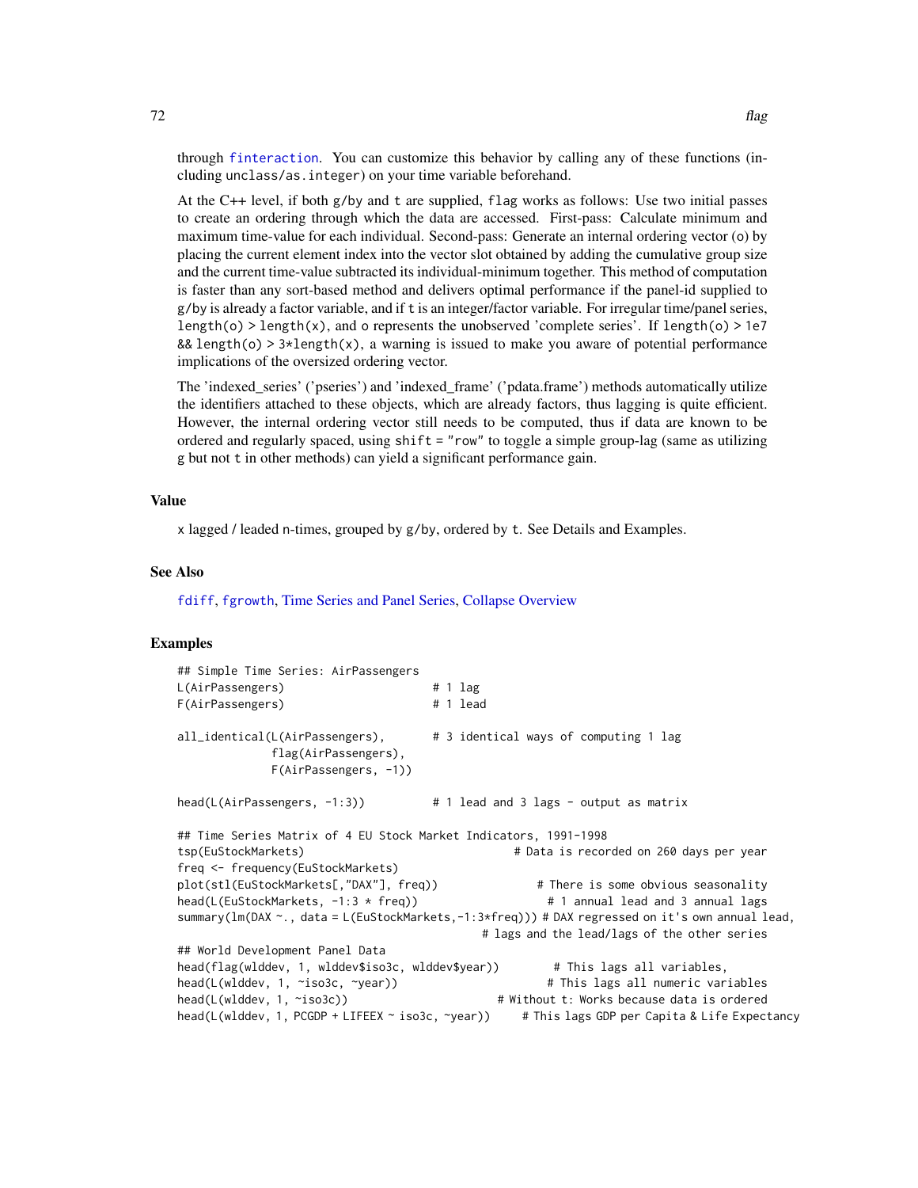through `finteraction`. You can customize this behavior by calling any of these functions (including `unclass`/`as.integer`) on your time variable beforehand.

At the C++ level, if both `g`/`by` and `t` are supplied, `flag` works as follows: Use two initial passes to create an ordering through which the data are accessed. First-pass: Calculate minimum and maximum time-value for each individual. Second-pass: Generate an internal ordering vector (`o`) by placing the current element index into the vector slot obtained by adding the cumulative group size and the current time-value subtracted its individual-minimum together. This method of computation is faster than any sort-based method and delivers optimal performance if the panel-id supplied to `g`/`by` is already a factor variable, and if `t` is an integer/factor variable. For irregular time/panel series, `length(o) > length(x)`, and `o` represents the unobserved 'complete series'. If `length(o) > 1e7 && length(o) > 3*length(x)`, a warning is issued to make you aware of potential performance implications of the oversized ordering vector.

The 'indexed_series' ('pseries') and 'indexed_frame' ('pdata.frame') methods automatically utilize the identifiers attached to these objects, which are already factors, thus lagging is quite efficient. However, the internal ordering vector still needs to be computed, thus if data are known to be ordered and regularly spaced, using `shift = "row"` to toggle a simple group-lag (same as utilizing `g` but not `t` in other methods) can yield a significant performance gain.

## Value

`x` lagged / leaded `n`-times, grouped by `g`/`by`, ordered by `t`. See Details and Examples.

## See Also

`fdiff`, `fgrowth`, Time Series and Panel Series, Collapse Overview

## Examples

```
## Simple Time Series: AirPassengers
L(AirPassengers)                      # 1 lag
F(AirPassengers)                      # 1 lead

all_identical(L(AirPassengers),       # 3 identical ways of computing 1 lag
              flag(AirPassengers),
              F(AirPassengers, -1))

head(L(AirPassengers, -1:3))          # 1 lead and 3 lags - output as matrix

## Time Series Matrix of 4 EU Stock Market Indicators, 1991-1998
tsp(EuStockMarkets)                                     # Data is recorded on 260 days per year
freq <- frequency(EuStockMarkets)
plot(stl(EuStockMarkets[,"DAX"], freq))                 # There is some obvious seasonality
head(L(EuStockMarkets, -1:3 * freq))                    # 1 annual lead and 3 annual lags
summary(lm(DAX ~., data = L(EuStockMarkets,-1:3*freq))) # DAX regressed on it's own annual lead,
                                                        # lags and the lead/lags of the other series
## World Development Panel Data
head(flag(wlddev, 1, wlddev$iso3c, wlddev$year))        # This lags all variables,
head(L(wlddev, 1, ~iso3c, ~year))                       # This lags all numeric variables
head(L(wlddev, 1, ~iso3c))                              # Without t: Works because data is ordered
head(L(wlddev, 1, PCGDP + LIFEEX ~ iso3c, ~year))       # This lags GDP per Capita & Life Expectancy
```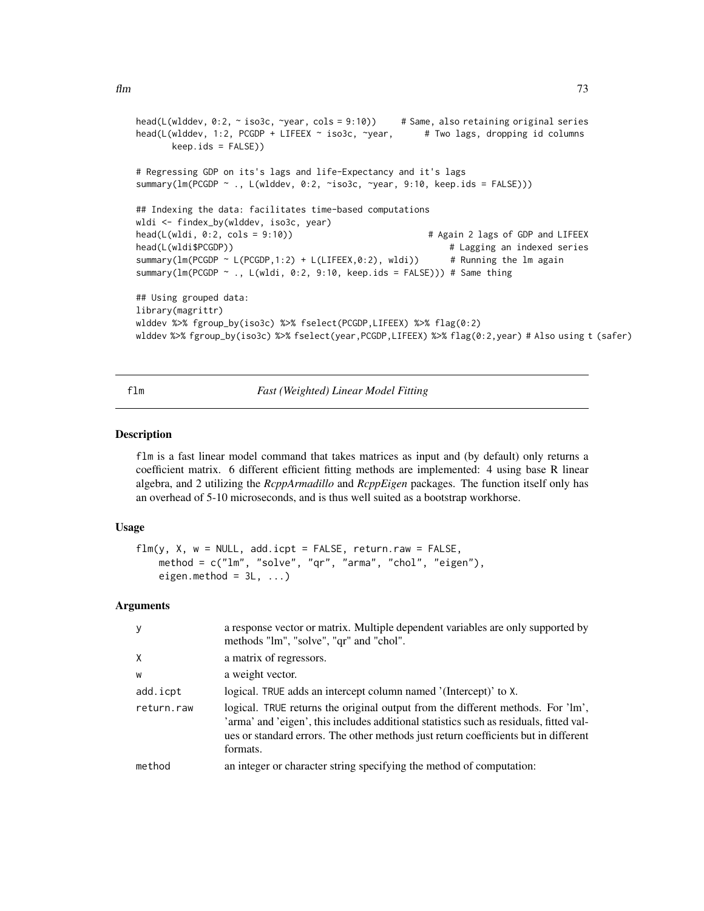```
head(L(wlddev, 0:2, ~ iso3c, ~year, cols = 9:10))     # Same, also retaining original series
head(L(wlddev, 1:2, PCGDP + LIFEEX ~ iso3c, ~year,      # Two lags, dropping id columns
       keep.ids = FALSE))

# Regressing GDP on its's lags and life-Expectancy and it's lags
summary(lm(PCGDP ~ ., L(wlddev, 0:2, ~iso3c, ~year, 9:10, keep.ids = FALSE)))

## Indexing the data: facilitates time-based computations
wldi <- findex_by(wlddev, iso3c, year)
head(L(wldi, 0:2, cols = 9:10))                        # Again 2 lags of GDP and LIFEEX
head(L(wldi$PCGDP))                                         # Lagging an indexed series
summary(lm(PCGDP ~ L(PCGDP,1:2) + L(LIFEEX,0:2), wldi))      # Running the lm again
summary(lm(PCGDP ~ ., L(wldi, 0:2, 9:10, keep.ids = FALSE))) # Same thing

## Using grouped data:
library(magrittr)
wlddev %>% fgroup_by(iso3c) %>% fselect(PCGDP,LIFEEX) %>% flag(0:2)
wlddev %>% fgroup_by(iso3c) %>% fselect(year,PCGDP,LIFEEX) %>% flag(0:2,year) # Also using t (safer)
```

## flm — *Fast (Weighted) Linear Model Fitting*

### Description

flm is a fast linear model command that takes matrices as input and (by default) only returns a coefficient matrix. 6 different efficient fitting methods are implemented: 4 using base R linear algebra, and 2 utilizing the *RcppArmadillo* and *RcppEigen* packages. The function itself only has an overhead of 5-10 microseconds, and is thus well suited as a bootstrap workhorse.

### Usage

```
flm(y, X, w = NULL, add.icpt = FALSE, return.raw = FALSE,
    method = c("lm", "solve", "qr", "arma", "chol", "eigen"),
    eigen.method = 3L, ...)
```

### Arguments

| | |
|---|---|
| y | a response vector or matrix. Multiple dependent variables are only supported by methods "lm", "solve", "qr" and "chol". |
| X | a matrix of regressors. |
| w | a weight vector. |
| add.icpt | logical. TRUE adds an intercept column named '(Intercept)' to X. |
| return.raw | logical. TRUE returns the original output from the different methods. For 'lm', 'arma' and 'eigen', this includes additional statistics such as residuals, fitted values or standard errors. The other methods just return coefficients but in different formats. |
| method | an integer or character string specifying the method of computation: |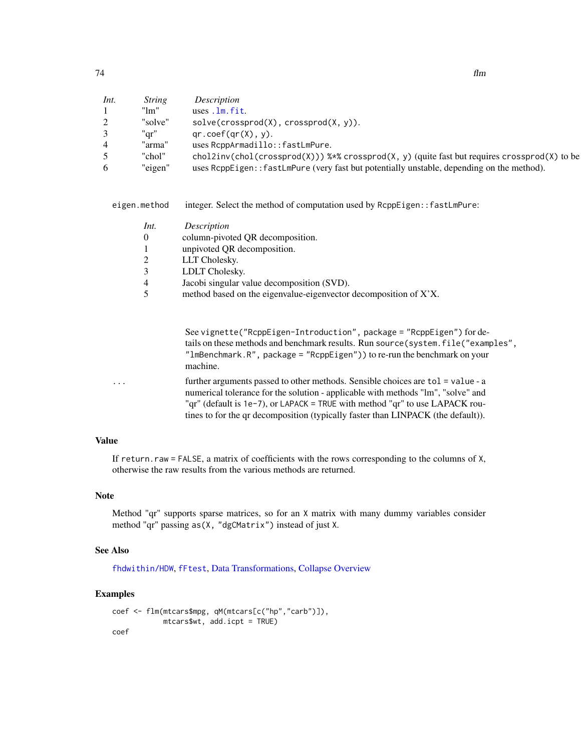| *Int.* | *String* | *Description* |
|---|---|---|
| 1 | "lm" | uses `.lm.fit`. |
| 2 | "solve" | `solve(crossprod(X), crossprod(X, y))`. |
| 3 | "qr" | `qr.coef(qr(X), y)`. |
| 4 | "arma" | uses `RcppArmadillo::fastLmPure`. |
| 5 | "chol" | `chol2inv(chol(crossprod(X))) %*% crossprod(X, y)` (quite fast but requires `crossprod(X)` to be |
| 6 | "eigen" | uses `RcppEigen::fastLmPure` (very fast but potentially unstable, depending on the method). |

`eigen.method` integer. Select the method of computation used by `RcppEigen::fastLmPure`:

| *Int.* | *Description* |
|---|---|
| 0 | column-pivoted QR decomposition. |
| 1 | unpivoted QR decomposition. |
| 2 | LLT Cholesky. |
| 3 | LDLT Cholesky. |
| 4 | Jacobi singular value decomposition (SVD). |
| 5 | method based on the eigenvalue-eigenvector decomposition of X'X. |

See `vignette("RcppEigen-Introduction", package = "RcppEigen")` for details on these methods and benchmark results. Run `source(system.file("examples", "lmBenchmark.R", package = "RcppEigen"))` to re-run the benchmark on your machine.

`...` further arguments passed to other methods. Sensible choices are `tol = value` - a numerical tolerance for the solution - applicable with methods "lm", "solve" and "qr" (default is `1e-7`), or `LAPACK = TRUE` with method "qr" to use LAPACK routines to for the qr decomposition (typically faster than LINPACK (the default)).

## Value

If `return.raw = FALSE`, a matrix of coefficients with the rows corresponding to the columns of `X`, otherwise the raw results from the various methods are returned.

## Note

Method "qr" supports sparse matrices, so for an `X` matrix with many dummy variables consider method "qr" passing `as(X, "dgCMatrix")` instead of just `X`.

## See Also

`fhdwithin/HDW`, `fFtest`, Data Transformations, Collapse Overview

## Examples

```
coef <- flm(mtcars$mpg, qM(mtcars[c("hp","carb")]),
            mtcars$wt, add.icpt = TRUE)
coef
```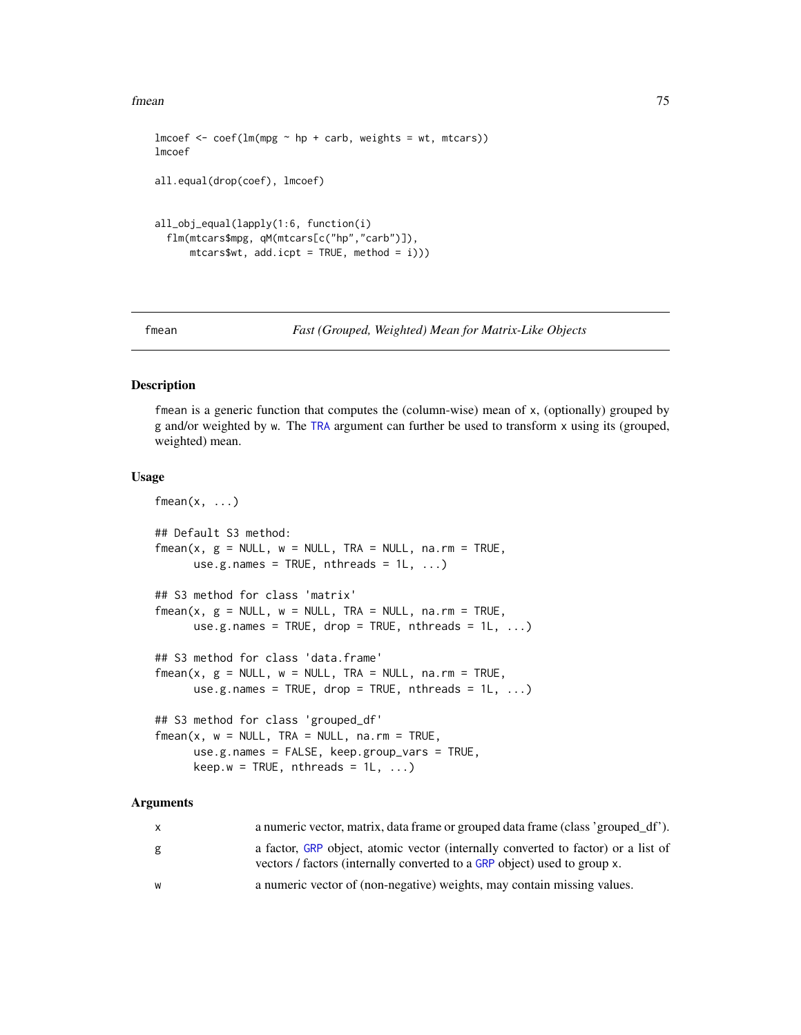```
lmcoef <- coef(lm(mpg ~ hp + carb, weights = wt, mtcars))
lmcoef

all.equal(drop(coef), lmcoef)


all_obj_equal(lapply(1:6, function(i)
  flm(mtcars$mpg, qM(mtcars[c("hp","carb")]),
      mtcars$wt, add.icpt = TRUE, method = i)))
```

---

fmean *Fast (Grouped, Weighted) Mean for Matrix-Like Objects*

---

## Description

fmean is a generic function that computes the (column-wise) mean of x, (optionally) grouped by g and/or weighted by w. The TRA argument can further be used to transform x using its (grouped, weighted) mean.

## Usage

```
fmean(x, ...)

## Default S3 method:
fmean(x, g = NULL, w = NULL, TRA = NULL, na.rm = TRUE,
      use.g.names = TRUE, nthreads = 1L, ...)

## S3 method for class 'matrix'
fmean(x, g = NULL, w = NULL, TRA = NULL, na.rm = TRUE,
      use.g.names = TRUE, drop = TRUE, nthreads = 1L, ...)

## S3 method for class 'data.frame'
fmean(x, g = NULL, w = NULL, TRA = NULL, na.rm = TRUE,
      use.g.names = TRUE, drop = TRUE, nthreads = 1L, ...)

## S3 method for class 'grouped_df'
fmean(x, w = NULL, TRA = NULL, na.rm = TRUE,
      use.g.names = FALSE, keep.group_vars = TRUE,
      keep.w = TRUE, nthreads = 1L, ...)
```

## Arguments

| | |
|---|---|
| x | a numeric vector, matrix, data frame or grouped data frame (class 'grouped_df'). |
| g | a factor, GRP object, atomic vector (internally converted to factor) or a list of vectors / factors (internally converted to a GRP object) used to group x. |
| w | a numeric vector of (non-negative) weights, may contain missing values. |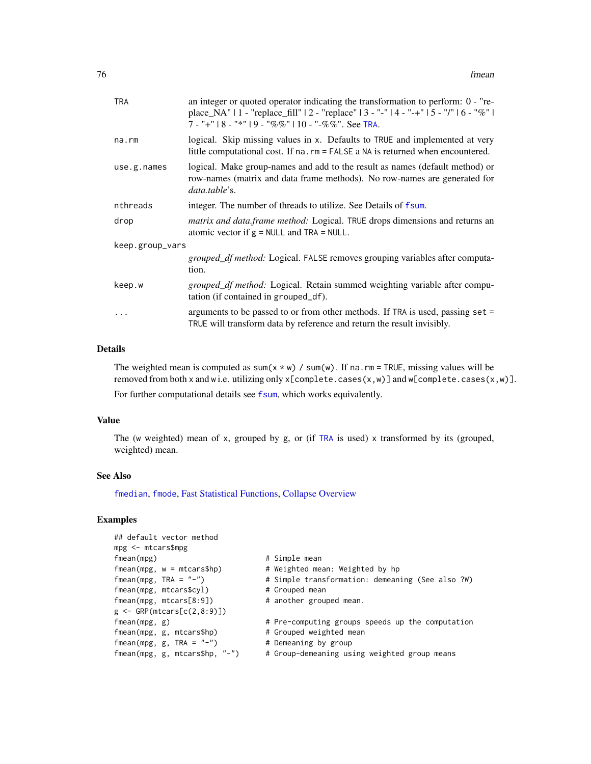| | |
|---|---|
| TRA | an integer or quoted operator indicating the transformation to perform: 0 - "replace_NA" \| 1 - "replace_fill" \| 2 - "replace" \| 3 - "-" \| 4 - "-+" \| 5 - "/" \| 6 - "%" \| 7 - "+" \| 8 - "*" \| 9 - "%%" \| 10 - "-%%". See TRA. |
| na.rm | logical. Skip missing values in x. Defaults to TRUE and implemented at very little computational cost. If na.rm = FALSE a NA is returned when encountered. |
| use.g.names | logical. Make group-names and add to the result as names (default method) or row-names (matrix and data frame methods). No row-names are generated for *data.table*'s. |
| nthreads | integer. The number of threads to utilize. See Details of fsum. |
| drop | *matrix and data.frame method:* Logical. TRUE drops dimensions and returns an atomic vector if g = NULL and TRA = NULL. |
| keep.group_vars | *grouped_df method:* Logical. FALSE removes grouping variables after computation. |
| keep.w | *grouped_df method:* Logical. Retain summed weighting variable after computation (if contained in grouped_df). |
| ... | arguments to be passed to or from other methods. If TRA is used, passing set = TRUE will transform data by reference and return the result invisibly. |

## Details

The weighted mean is computed as sum(x * w) / sum(w). If na.rm = TRUE, missing values will be removed from both x and w i.e. utilizing only x[complete.cases(x,w)] and w[complete.cases(x,w)].

For further computational details see fsum, which works equivalently.

## Value

The (w weighted) mean of x, grouped by g, or (if TRA is used) x transformed by its (grouped, weighted) mean.

## See Also

fmedian, fmode, Fast Statistical Functions, Collapse Overview

## Examples

```
## default vector method
mpg <- mtcars$mpg
fmean(mpg)                          # Simple mean
fmean(mpg, w = mtcars$hp)           # Weighted mean: Weighted by hp
fmean(mpg, TRA = "-")               # Simple transformation: demeaning (See also ?W)
fmean(mpg, mtcars$cyl)              # Grouped mean
fmean(mpg, mtcars[8:9])             # another grouped mean.
g <- GRP(mtcars[c(2,8:9)])
fmean(mpg, g)                       # Pre-computing groups speeds up the computation
fmean(mpg, g, mtcars$hp)            # Grouped weighted mean
fmean(mpg, g, TRA = "-")            # Demeaning by group
fmean(mpg, g, mtcars$hp, "-")       # Group-demeaning using weighted group means
```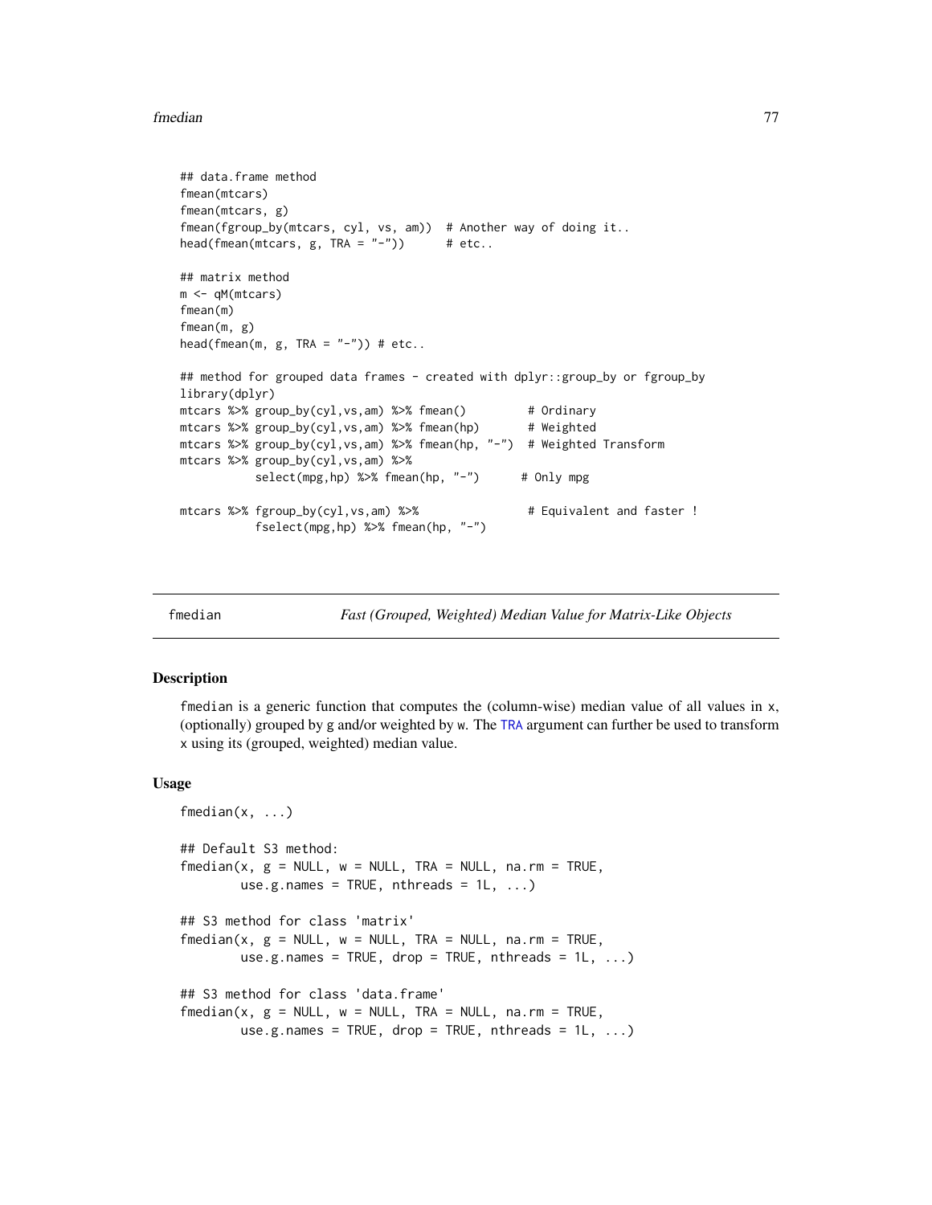```
## data.frame method
fmean(mtcars)
fmean(mtcars, g)
fmean(fgroup_by(mtcars, cyl, vs, am))  # Another way of doing it..
head(fmean(mtcars, g, TRA = "-"))      # etc..

## matrix method
m <- qM(mtcars)
fmean(m)
fmean(m, g)
head(fmean(m, g, TRA = "-")) # etc..

## method for grouped data frames - created with dplyr::group_by or fgroup_by
library(dplyr)
mtcars %>% group_by(cyl,vs,am) %>% fmean()         # Ordinary
mtcars %>% group_by(cyl,vs,am) %>% fmean(hp)       # Weighted
mtcars %>% group_by(cyl,vs,am) %>% fmean(hp, "-")  # Weighted Transform
mtcars %>% group_by(cyl,vs,am) %>%
           select(mpg,hp) %>% fmean(hp, "-")      # Only mpg

mtcars %>% fgroup_by(cyl,vs,am) %>%                # Equivalent and faster !
           fselect(mpg,hp) %>% fmean(hp, "-")
```

---

fmedian    *Fast (Grouped, Weighted) Median Value for Matrix-Like Objects*

---

## Description

fmedian is a generic function that computes the (column-wise) median value of all values in x, (optionally) grouped by g and/or weighted by w. The TRA argument can further be used to transform x using its (grouped, weighted) median value.

## Usage

```
fmedian(x, ...)

## Default S3 method:
fmedian(x, g = NULL, w = NULL, TRA = NULL, na.rm = TRUE,
        use.g.names = TRUE, nthreads = 1L, ...)

## S3 method for class 'matrix'
fmedian(x, g = NULL, w = NULL, TRA = NULL, na.rm = TRUE,
        use.g.names = TRUE, drop = TRUE, nthreads = 1L, ...)

## S3 method for class 'data.frame'
fmedian(x, g = NULL, w = NULL, TRA = NULL, na.rm = TRUE,
        use.g.names = TRUE, drop = TRUE, nthreads = 1L, ...)
```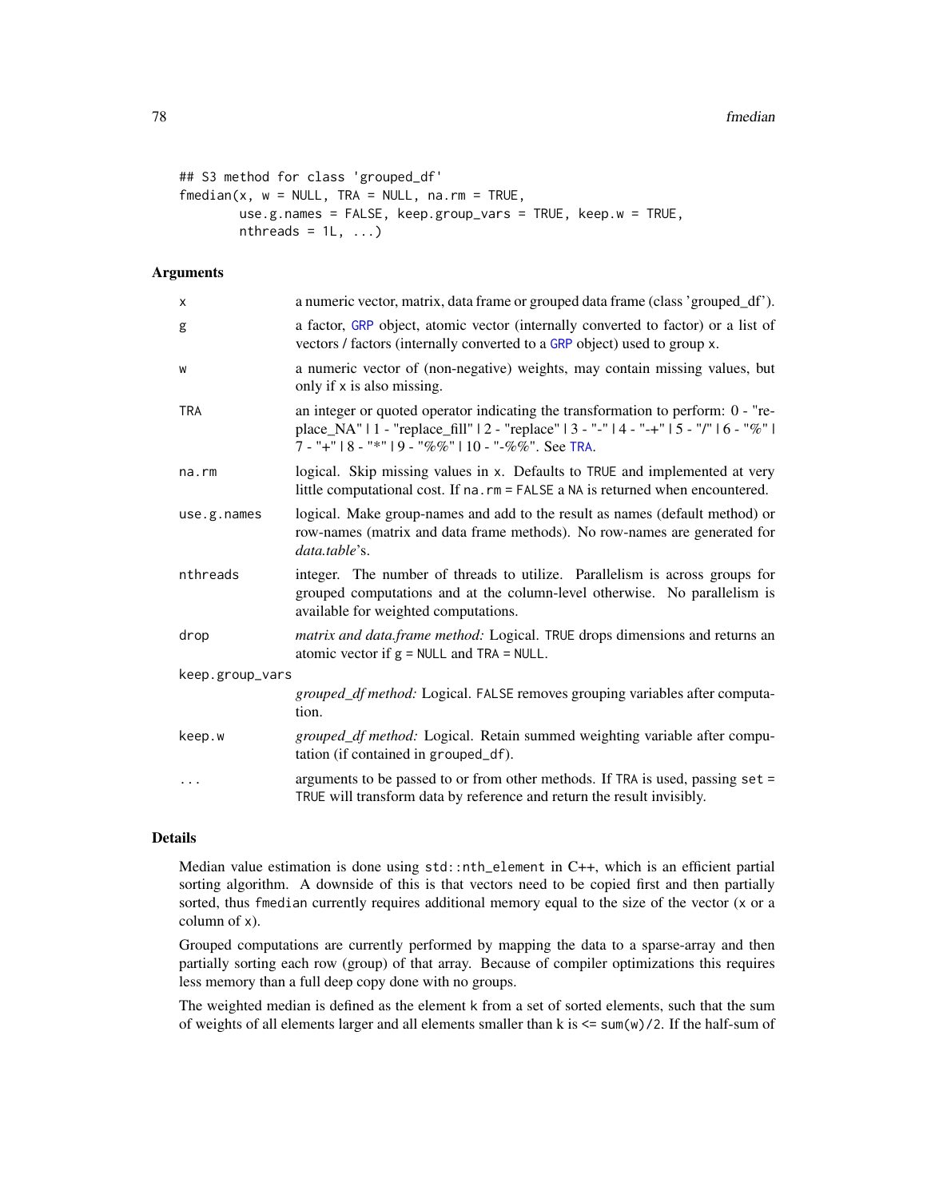```
## S3 method for class 'grouped_df'
fmedian(x, w = NULL, TRA = NULL, na.rm = TRUE,
        use.g.names = FALSE, keep.group_vars = TRUE, keep.w = TRUE,
        nthreads = 1L, ...)
```

## Arguments

| | |
|---|---|
| x | a numeric vector, matrix, data frame or grouped data frame (class 'grouped_df'). |
| g | a factor, GRP object, atomic vector (internally converted to factor) or a list of vectors / factors (internally converted to a GRP object) used to group x. |
| w | a numeric vector of (non-negative) weights, may contain missing values, but only if x is also missing. |
| TRA | an integer or quoted operator indicating the transformation to perform: 0 - "replace_NA" \| 1 - "replace_fill" \| 2 - "replace" \| 3 - "-" \| 4 - "-+" \| 5 - "/" \| 6 - "%" \| 7 - "+" \| 8 - "*" \| 9 - "%%" \| 10 - "-%%". See TRA. |
| na.rm | logical. Skip missing values in x. Defaults to TRUE and implemented at very little computational cost. If na.rm = FALSE a NA is returned when encountered. |
| use.g.names | logical. Make group-names and add to the result as names (default method) or row-names (matrix and data frame methods). No row-names are generated for *data.table*'s. |
| nthreads | integer. The number of threads to utilize. Parallelism is across groups for grouped computations and at the column-level otherwise. No parallelism is available for weighted computations. |
| drop | *matrix and data.frame method:* Logical. TRUE drops dimensions and returns an atomic vector if g = NULL and TRA = NULL. |
| keep.group_vars | *grouped_df method:* Logical. FALSE removes grouping variables after computation. |
| keep.w | *grouped_df method:* Logical. Retain summed weighting variable after computation (if contained in grouped_df). |
| ... | arguments to be passed to or from other methods. If TRA is used, passing set = TRUE will transform data by reference and return the result invisibly. |

## Details

Median value estimation is done using std::nth_element in C++, which is an efficient partial sorting algorithm. A downside of this is that vectors need to be copied first and then partially sorted, thus fmedian currently requires additional memory equal to the size of the vector (x or a column of x).

Grouped computations are currently performed by mapping the data to a sparse-array and then partially sorting each row (group) of that array. Because of compiler optimizations this requires less memory than a full deep copy done with no groups.

The weighted median is defined as the element k from a set of sorted elements, such that the sum of weights of all elements larger and all elements smaller than k is <= sum(w)/2. If the half-sum of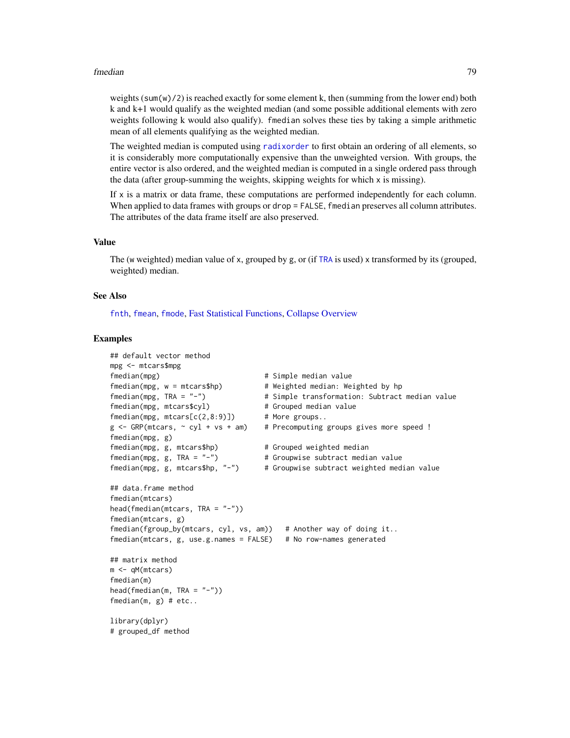weights (`sum(w)/2`) is reached exactly for some element k, then (summing from the lower end) both k and k+1 would qualify as the weighted median (and some possible additional elements with zero weights following k would also qualify). `fmedian` solves these ties by taking a simple arithmetic mean of all elements qualifying as the weighted median.

The weighted median is computed using `radixorder` to first obtain an ordering of all elements, so it is considerably more computationally expensive than the unweighted version. With groups, the entire vector is also ordered, and the weighted median is computed in a single ordered pass through the data (after group-summing the weights, skipping weights for which `x` is missing).

If `x` is a matrix or data frame, these computations are performed independently for each column. When applied to data frames with groups or `drop = FALSE`, `fmedian` preserves all column attributes. The attributes of the data frame itself are also preserved.

## Value

The (`w` weighted) median value of `x`, grouped by `g`, or (if `TRA` is used) `x` transformed by its (grouped, weighted) median.

## See Also

`fnth`, `fmean`, `fmode`, Fast Statistical Functions, Collapse Overview

## Examples

```
## default vector method
mpg <- mtcars$mpg
fmedian(mpg)                         # Simple median value
fmedian(mpg, w = mtcars$hp)          # Weighted median: Weighted by hp
fmedian(mpg, TRA = "-")              # Simple transformation: Subtract median value
fmedian(mpg, mtcars$cyl)             # Grouped median value
fmedian(mpg, mtcars[c(2,8:9)])       # More groups..
g <- GRP(mtcars, ~ cyl + vs + am)    # Precomputing groups gives more speed !
fmedian(mpg, g)
fmedian(mpg, g, mtcars$hp)           # Grouped weighted median
fmedian(mpg, g, TRA = "-")           # Groupwise subtract median value
fmedian(mpg, g, mtcars$hp, "-")      # Groupwise subtract weighted median value

## data.frame method
fmedian(mtcars)
head(fmedian(mtcars, TRA = "-"))
fmedian(mtcars, g)
fmedian(fgroup_by(mtcars, cyl, vs, am))   # Another way of doing it..
fmedian(mtcars, g, use.g.names = FALSE)   # No row-names generated

## matrix method
m <- qM(mtcars)
fmedian(m)
head(fmedian(m, TRA = "-"))
fmedian(m, g) # etc..

library(dplyr)
# grouped_df method
```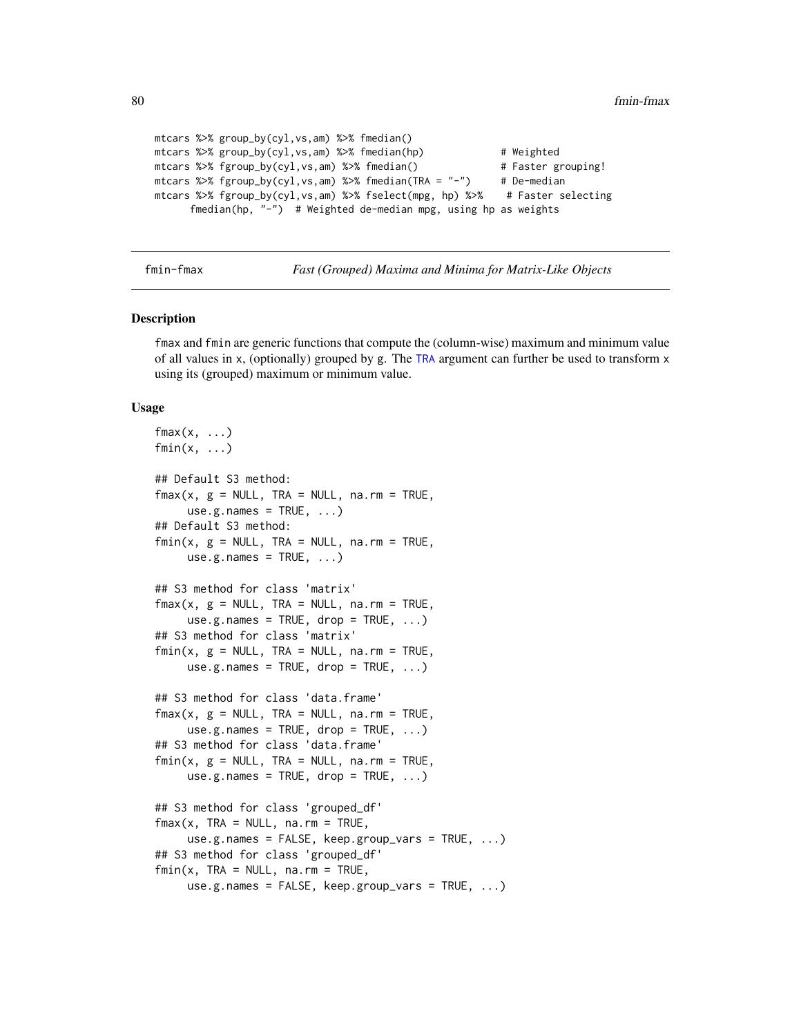```
mtcars %>% group_by(cyl,vs,am) %>% fmedian()
mtcars %>% group_by(cyl,vs,am) %>% fmedian(hp)             # Weighted
mtcars %>% fgroup_by(cyl,vs,am) %>% fmedian()              # Faster grouping!
mtcars %>% fgroup_by(cyl,vs,am) %>% fmedian(TRA = "-")     # De-median
mtcars %>% fgroup_by(cyl,vs,am) %>% fselect(mpg, hp) %>%    # Faster selecting
      fmedian(hp, "-")  # Weighted de-median mpg, using hp as weights
```

## fmin-fmax *Fast (Grouped) Maxima and Minima for Matrix-Like Objects*

### Description

fmax and fmin are generic functions that compute the (column-wise) maximum and minimum value of all values in x, (optionally) grouped by g. The TRA argument can further be used to transform x using its (grouped) maximum or minimum value.

### Usage

```
fmax(x, ...)
fmin(x, ...)

## Default S3 method:
fmax(x, g = NULL, TRA = NULL, na.rm = TRUE,
     use.g.names = TRUE, ...)
## Default S3 method:
fmin(x, g = NULL, TRA = NULL, na.rm = TRUE,
     use.g.names = TRUE, ...)

## S3 method for class 'matrix'
fmax(x, g = NULL, TRA = NULL, na.rm = TRUE,
     use.g.names = TRUE, drop = TRUE, ...)
## S3 method for class 'matrix'
fmin(x, g = NULL, TRA = NULL, na.rm = TRUE,
     use.g.names = TRUE, drop = TRUE, ...)

## S3 method for class 'data.frame'
fmax(x, g = NULL, TRA = NULL, na.rm = TRUE,
     use.g.names = TRUE, drop = TRUE, ...)
## S3 method for class 'data.frame'
fmin(x, g = NULL, TRA = NULL, na.rm = TRUE,
     use.g.names = TRUE, drop = TRUE, ...)

## S3 method for class 'grouped_df'
fmax(x, TRA = NULL, na.rm = TRUE,
     use.g.names = FALSE, keep.group_vars = TRUE, ...)
## S3 method for class 'grouped_df'
fmin(x, TRA = NULL, na.rm = TRUE,
     use.g.names = FALSE, keep.group_vars = TRUE, ...)
```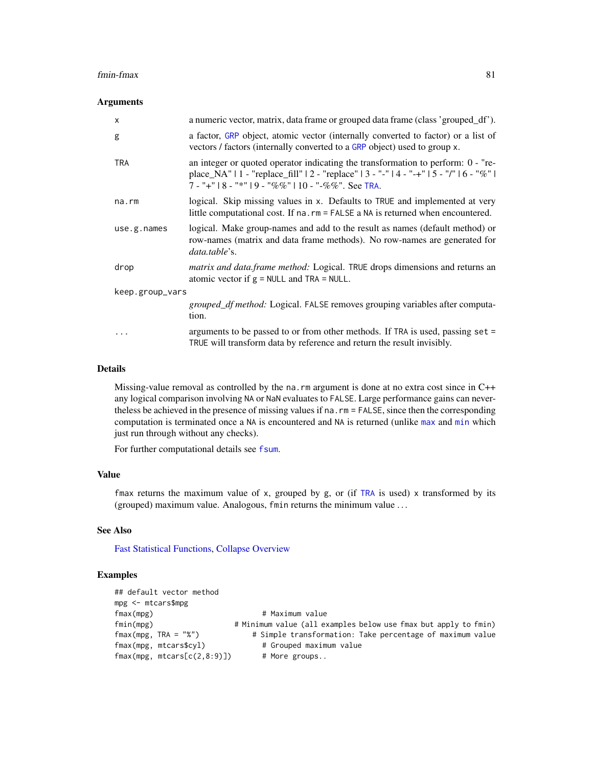## Arguments

| | |
|---|---|
| x | a numeric vector, matrix, data frame or grouped data frame (class 'grouped_df'). |
| g | a factor, GRP object, atomic vector (internally converted to factor) or a list of vectors / factors (internally converted to a GRP object) used to group x. |
| TRA | an integer or quoted operator indicating the transformation to perform: 0 - "replace_NA" \| 1 - "replace_fill" \| 2 - "replace" \| 3 - "-" \| 4 - "-+" \| 5 - "/" \| 6 - "%" \| 7 - "+" \| 8 - "*" \| 9 - "%%" \| 10 - "-%%". See TRA. |
| na.rm | logical. Skip missing values in x. Defaults to TRUE and implemented at very little computational cost. If na.rm = FALSE a NA is returned when encountered. |
| use.g.names | logical. Make group-names and add to the result as names (default method) or row-names (matrix and data frame methods). No row-names are generated for *data.table*'s. |
| drop | *matrix and data.frame method:* Logical. TRUE drops dimensions and returns an atomic vector if g = NULL and TRA = NULL. |
| keep.group_vars | *grouped_df method:* Logical. FALSE removes grouping variables after computation. |
| ... | arguments to be passed to or from other methods. If TRA is used, passing set = TRUE will transform data by reference and return the result invisibly. |

## Details

Missing-value removal as controlled by the na.rm argument is done at no extra cost since in C++ any logical comparison involving NA or NaN evaluates to FALSE. Large performance gains can nevertheless be achieved in the presence of missing values if na.rm = FALSE, since then the corresponding computation is terminated once a NA is encountered and NA is returned (unlike max and min which just run through without any checks).

For further computational details see fsum.

## Value

fmax returns the maximum value of x, grouped by g, or (if TRA is used) x transformed by its (grouped) maximum value. Analogous, fmin returns the minimum value ...

## See Also

Fast Statistical Functions, Collapse Overview

## Examples

```
## default vector method
mpg <- mtcars$mpg
fmax(mpg)                         # Maximum value
fmin(mpg)                     # Minimum value (all examples below use fmax but apply to fmin)
fmax(mpg, TRA = "%")              # Simple transformation: Take percentage of maximum value
fmax(mpg, mtcars$cyl)             # Grouped maximum value
fmax(mpg, mtcars[c(2,8:9)])       # More groups..
```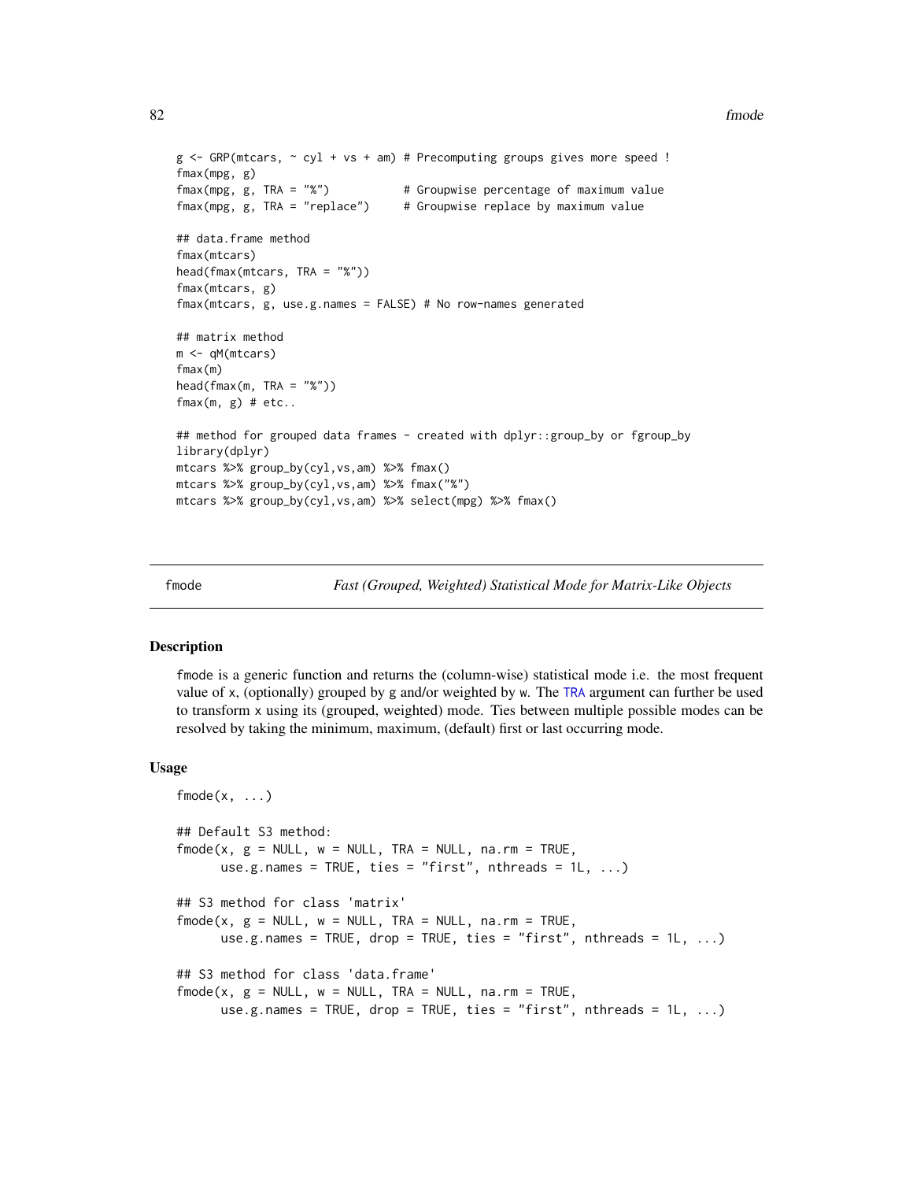```
g <- GRP(mtcars, ~ cyl + vs + am) # Precomputing groups gives more speed !
fmax(mpg, g)
fmax(mpg, g, TRA = "%")           # Groupwise percentage of maximum value
fmax(mpg, g, TRA = "replace")     # Groupwise replace by maximum value

## data.frame method
fmax(mtcars)
head(fmax(mtcars, TRA = "%"))
fmax(mtcars, g)
fmax(mtcars, g, use.g.names = FALSE) # No row-names generated

## matrix method
m <- qM(mtcars)
fmax(m)
head(fmax(m, TRA = "%"))
fmax(m, g) # etc..

## method for grouped data frames - created with dplyr::group_by or fgroup_by
library(dplyr)
mtcars %>% group_by(cyl,vs,am) %>% fmax()
mtcars %>% group_by(cyl,vs,am) %>% fmax("%")
mtcars %>% group_by(cyl,vs,am) %>% select(mpg) %>% fmax()
```

---

fmode *Fast (Grouped, Weighted) Statistical Mode for Matrix-Like Objects*

---

## Description

fmode is a generic function and returns the (column-wise) statistical mode i.e. the most frequent value of x, (optionally) grouped by g and/or weighted by w. The TRA argument can further be used to transform x using its (grouped, weighted) mode. Ties between multiple possible modes can be resolved by taking the minimum, maximum, (default) first or last occurring mode.

## Usage

```
fmode(x, ...)

## Default S3 method:
fmode(x, g = NULL, w = NULL, TRA = NULL, na.rm = TRUE,
      use.g.names = TRUE, ties = "first", nthreads = 1L, ...)

## S3 method for class 'matrix'
fmode(x, g = NULL, w = NULL, TRA = NULL, na.rm = TRUE,
      use.g.names = TRUE, drop = TRUE, ties = "first", nthreads = 1L, ...)

## S3 method for class 'data.frame'
fmode(x, g = NULL, w = NULL, TRA = NULL, na.rm = TRUE,
      use.g.names = TRUE, drop = TRUE, ties = "first", nthreads = 1L, ...)
```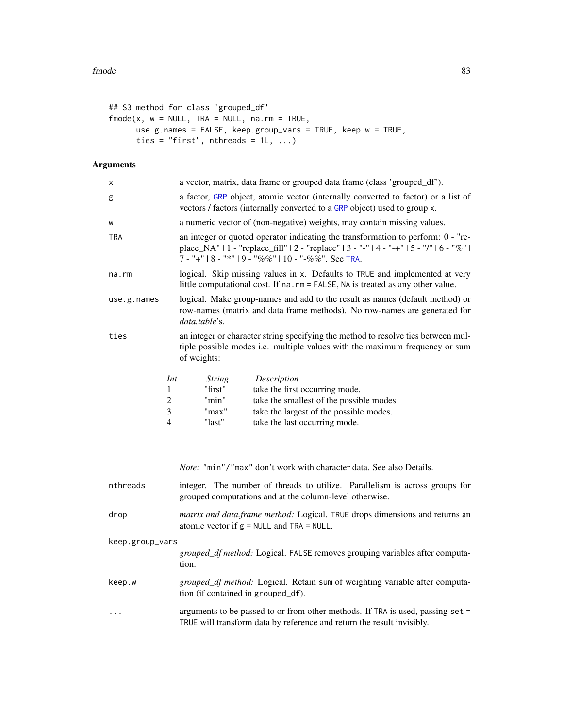```
## S3 method for class 'grouped_df'
fmode(x, w = NULL, TRA = NULL, na.rm = TRUE,
      use.g.names = FALSE, keep.group_vars = TRUE, keep.w = TRUE,
      ties = "first", nthreads = 1L, ...)
```

## Arguments

- `x` — a vector, matrix, data frame or grouped data frame (class 'grouped_df').
- `g` — a factor, GRP object, atomic vector (internally converted to factor) or a list of vectors / factors (internally converted to a GRP object) used to group x.
- `w` — a numeric vector of (non-negative) weights, may contain missing values.
- `TRA` — an integer or quoted operator indicating the transformation to perform: 0 - "replace_NA" | 1 - "replace_fill" | 2 - "replace" | 3 - "-" | 4 - "-+" | 5 - "/" | 6 - "%" | 7 - "+" | 8 - "*" | 9 - "%%" | 10 - "-%%". See TRA.
- `na.rm` — logical. Skip missing values in x. Defaults to TRUE and implemented at very little computational cost. If `na.rm = FALSE`, NA is treated as any other value.
- `use.g.names` — logical. Make group-names and add to the result as names (default method) or row-names (matrix and data frame methods). No row-names are generated for *data.table*'s.
- `ties` — an integer or character string specifying the method to resolve ties between multiple possible modes i.e. multiple values with the maximum frequency or sum of weights:

| *Int.* | *String* | *Description* |
|---|---|---|
| 1 | "first" | take the first occurring mode. |
| 2 | "min" | take the smallest of the possible modes. |
| 3 | "max" | take the largest of the possible modes. |
| 4 | "last" | take the last occurring mode. |

  *Note:* "min"/"max" don't work with character data. See also Details.
- `nthreads` — integer. The number of threads to utilize. Parallelism is across groups for grouped computations and at the column-level otherwise.
- `drop` — *matrix and data.frame method:* Logical. TRUE drops dimensions and returns an atomic vector if `g = NULL` and `TRA = NULL`.
- `keep.group_vars` — *grouped_df method:* Logical. FALSE removes grouping variables after computation.
- `keep.w` — *grouped_df method:* Logical. Retain sum of weighting variable after computation (if contained in grouped_df).
- `...` — arguments to be passed to or from other methods. If TRA is used, passing `set = TRUE` will transform data by reference and return the result invisibly.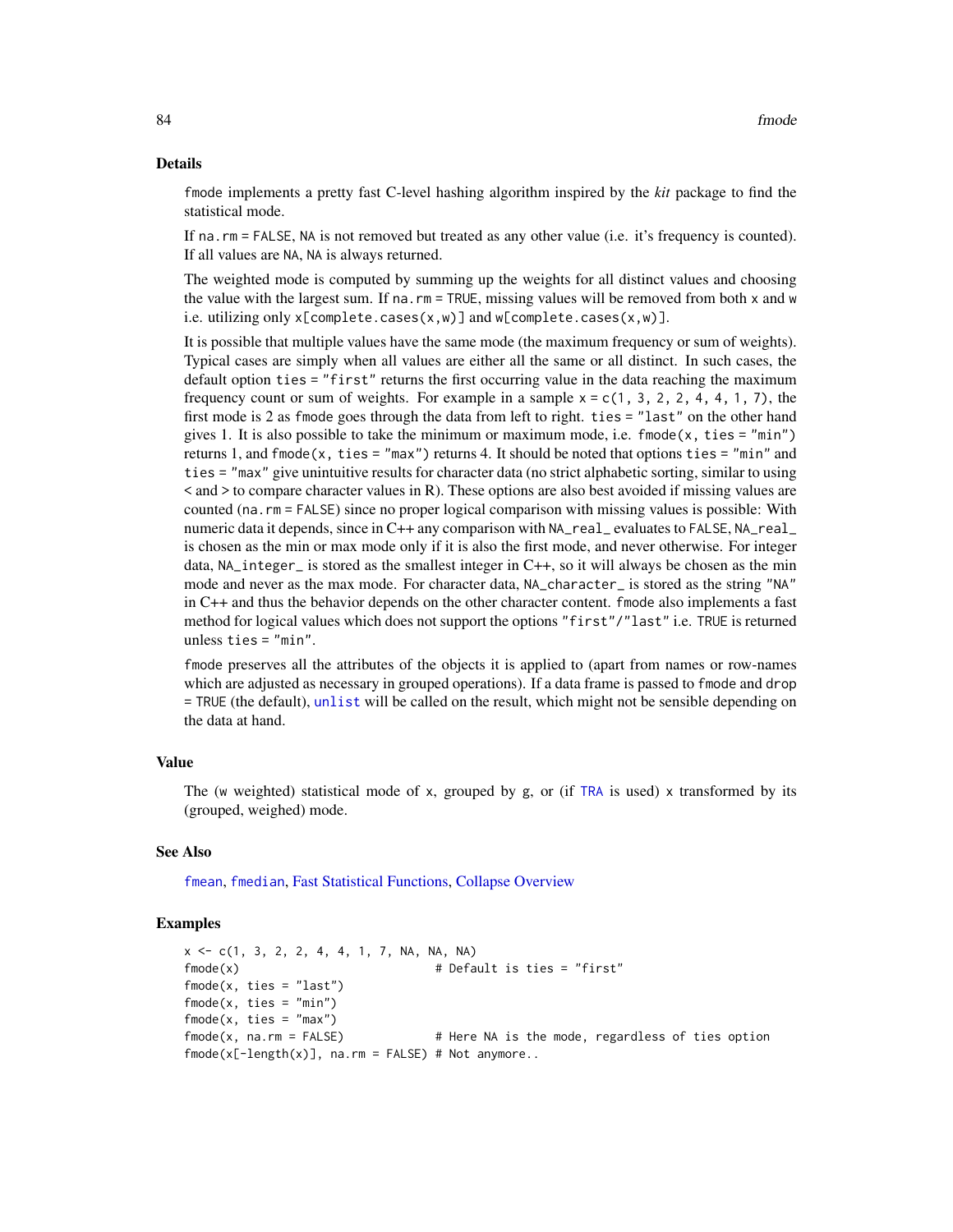## Details

fmode implements a pretty fast C-level hashing algorithm inspired by the *kit* package to find the statistical mode.

If na.rm = FALSE, NA is not removed but treated as any other value (i.e. it's frequency is counted). If all values are NA, NA is always returned.

The weighted mode is computed by summing up the weights for all distinct values and choosing the value with the largest sum. If na.rm = TRUE, missing values will be removed from both x and w i.e. utilizing only x[complete.cases(x,w)] and w[complete.cases(x,w)].

It is possible that multiple values have the same mode (the maximum frequency or sum of weights). Typical cases are simply when all values are either all the same or all distinct. In such cases, the default option ties = "first" returns the first occurring value in the data reaching the maximum frequency count or sum of weights. For example in a sample x = c(1, 3, 2, 2, 4, 4, 1, 7), the first mode is 2 as fmode goes through the data from left to right. ties = "last" on the other hand gives 1. It is also possible to take the minimum or maximum mode, i.e. fmode(x, ties = "min") returns 1, and fmode(x, ties = "max") returns 4. It should be noted that options ties = "min" and ties = "max" give unintuitive results for character data (no strict alphabetic sorting, similar to using < and > to compare character values in R). These options are also best avoided if missing values are counted (na.rm = FALSE) since no proper logical comparison with missing values is possible: With numeric data it depends, since in C++ any comparison with NA_real_ evaluates to FALSE, NA_real_ is chosen as the min or max mode only if it is also the first mode, and never otherwise. For integer data, NA_integer_ is stored as the smallest integer in C++, so it will always be chosen as the min mode and never as the max mode. For character data, NA_character_ is stored as the string "NA" in C++ and thus the behavior depends on the other character content. fmode also implements a fast method for logical values which does not support the options "first"/"last" i.e. TRUE is returned unless ties = "min".

fmode preserves all the attributes of the objects it is applied to (apart from names or row-names which are adjusted as necessary in grouped operations). If a data frame is passed to fmode and drop = TRUE (the default), unlist will be called on the result, which might not be sensible depending on the data at hand.

## Value

The (w weighted) statistical mode of x, grouped by g, or (if TRA is used) x transformed by its (grouped, weighed) mode.

## See Also

fmean, fmedian, Fast Statistical Functions, Collapse Overview

## Examples

```
x <- c(1, 3, 2, 2, 4, 4, 1, 7, NA, NA, NA)
fmode(x)                            # Default is ties = "first"
fmode(x, ties = "last")
fmode(x, ties = "min")
fmode(x, ties = "max")
fmode(x, na.rm = FALSE)             # Here NA is the mode, regardless of ties option
fmode(x[-length(x)], na.rm = FALSE) # Not anymore..
```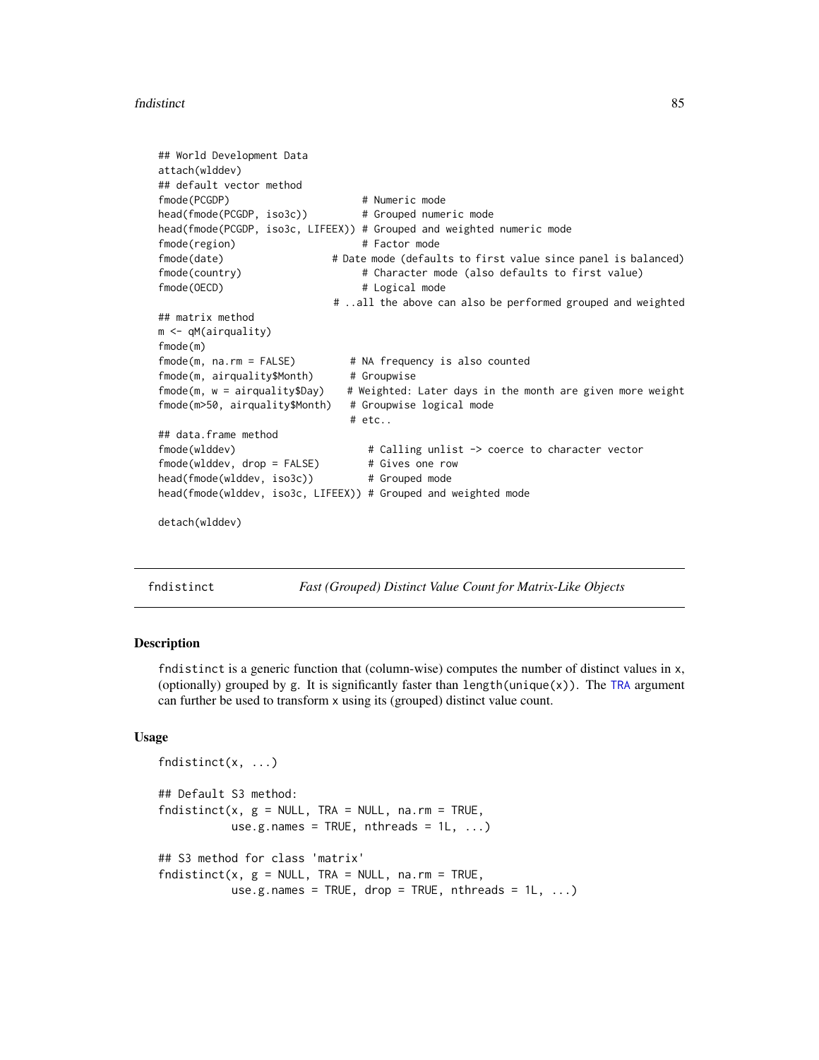```
## World Development Data
attach(wlddev)
## default vector method
fmode(PCGDP)                      # Numeric mode
head(fmode(PCGDP, iso3c))         # Grouped numeric mode
head(fmode(PCGDP, iso3c, LIFEEX)) # Grouped and weighted numeric mode
fmode(region)                     # Factor mode
fmode(date)                  # Date mode (defaults to first value since panel is balanced)
fmode(country)                    # Character mode (also defaults to first value)
fmode(OECD)                       # Logical mode
                             # ..all the above can also be performed grouped and weighted
## matrix method
m <- qM(airquality)
fmode(m)
fmode(m, na.rm = FALSE)         # NA frequency is also counted
fmode(m, airquality$Month)      # Groupwise
fmode(m, w = airquality$Day)    # Weighted: Later days in the month are given more weight
fmode(m>50, airquality$Month)   # Groupwise logical mode
                                # etc..
## data.frame method
fmode(wlddev)                      # Calling unlist -> coerce to character vector
fmode(wlddev, drop = FALSE)        # Gives one row
head(fmode(wlddev, iso3c))         # Grouped mode
head(fmode(wlddev, iso3c, LIFEEX)) # Grouped and weighted mode

detach(wlddev)
```

## fndistinct — *Fast (Grouped) Distinct Value Count for Matrix-Like Objects*

### Description

fndistinct is a generic function that (column-wise) computes the number of distinct values in x, (optionally) grouped by g. It is significantly faster than length(unique(x)). The TRA argument can further be used to transform x using its (grouped) distinct value count.

### Usage

```
fndistinct(x, ...)

## Default S3 method:
fndistinct(x, g = NULL, TRA = NULL, na.rm = TRUE,
           use.g.names = TRUE, nthreads = 1L, ...)

## S3 method for class 'matrix'
fndistinct(x, g = NULL, TRA = NULL, na.rm = TRUE,
           use.g.names = TRUE, drop = TRUE, nthreads = 1L, ...)
```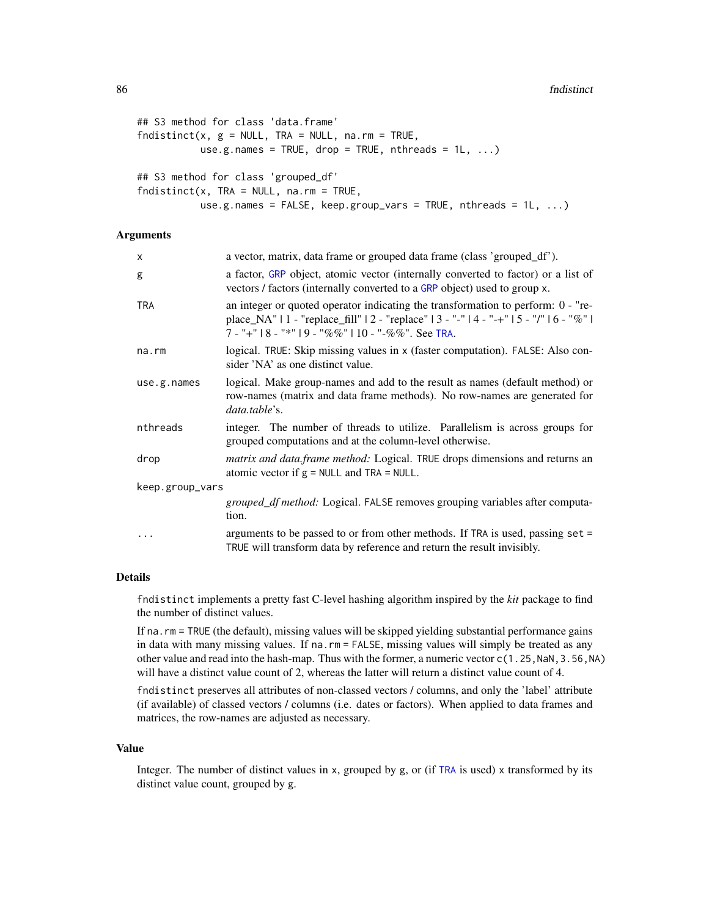```
## S3 method for class 'data.frame'
fndistinct(x, g = NULL, TRA = NULL, na.rm = TRUE,
           use.g.names = TRUE, drop = TRUE, nthreads = 1L, ...)

## S3 method for class 'grouped_df'
fndistinct(x, TRA = NULL, na.rm = TRUE,
           use.g.names = FALSE, keep.group_vars = TRUE, nthreads = 1L, ...)
```

## Arguments

| | |
|---|---|
| x | a vector, matrix, data frame or grouped data frame (class 'grouped_df'). |
| g | a factor, GRP object, atomic vector (internally converted to factor) or a list of vectors / factors (internally converted to a GRP object) used to group x. |
| TRA | an integer or quoted operator indicating the transformation to perform: 0 - "replace_NA" \| 1 - "replace_fill" \| 2 - "replace" \| 3 - "-" \| 4 - "-+" \| 5 - "/" \| 6 - "%" \| 7 - "+" \| 8 - "*" \| 9 - "%%" \| 10 - "-%%". See TRA. |
| na.rm | logical. TRUE: Skip missing values in x (faster computation). FALSE: Also consider 'NA' as one distinct value. |
| use.g.names | logical. Make group-names and add to the result as names (default method) or row-names (matrix and data frame methods). No row-names are generated for *data.table*'s. |
| nthreads | integer. The number of threads to utilize. Parallelism is across groups for grouped computations and at the column-level otherwise. |
| drop | *matrix and data.frame method:* Logical. TRUE drops dimensions and returns an atomic vector if g = NULL and TRA = NULL. |
| keep.group_vars | *grouped_df method:* Logical. FALSE removes grouping variables after computation. |
| ... | arguments to be passed to or from other methods. If TRA is used, passing set = TRUE will transform data by reference and return the result invisibly. |

## Details

fndistinct implements a pretty fast C-level hashing algorithm inspired by the *kit* package to find the number of distinct values.

If na.rm = TRUE (the default), missing values will be skipped yielding substantial performance gains in data with many missing values. If na.rm = FALSE, missing values will simply be treated as any other value and read into the hash-map. Thus with the former, a numeric vector c(1.25,NaN,3.56,NA) will have a distinct value count of 2, whereas the latter will return a distinct value count of 4.

fndistinct preserves all attributes of non-classed vectors / columns, and only the 'label' attribute (if available) of classed vectors / columns (i.e. dates or factors). When applied to data frames and matrices, the row-names are adjusted as necessary.

## Value

Integer. The number of distinct values in x, grouped by g, or (if TRA is used) x transformed by its distinct value count, grouped by g.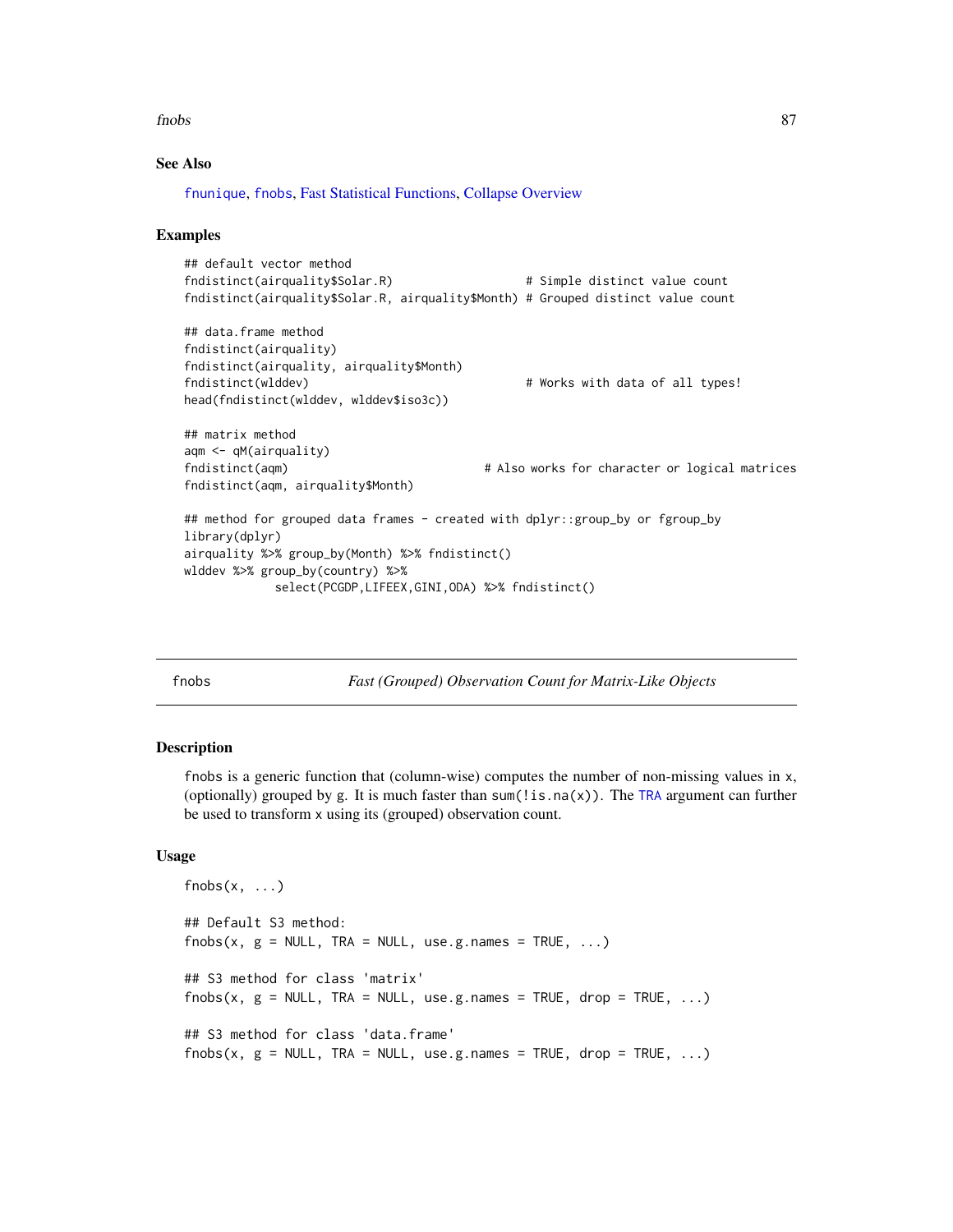### See Also

fnunique, fnobs, Fast Statistical Functions, Collapse Overview

### Examples

```
## default vector method
fndistinct(airquality$Solar.R)                   # Simple distinct value count
fndistinct(airquality$Solar.R, airquality$Month) # Grouped distinct value count

## data.frame method
fndistinct(airquality)
fndistinct(airquality, airquality$Month)
fndistinct(wlddev)                               # Works with data of all types!
head(fndistinct(wlddev, wlddev$iso3c))

## matrix method
aqm <- qM(airquality)
fndistinct(aqm)                           # Also works for character or logical matrices
fndistinct(aqm, airquality$Month)

## method for grouped data frames - created with dplyr::group_by or fgroup_by
library(dplyr)
airquality %>% group_by(Month) %>% fndistinct()
wlddev %>% group_by(country) %>%
             select(PCGDP,LIFEEX,GINI,ODA) %>% fndistinct()
```

---

## fnobs *Fast (Grouped) Observation Count for Matrix-Like Objects*

### Description

fnobs is a generic function that (column-wise) computes the number of non-missing values in x, (optionally) grouped by g. It is much faster than sum(!is.na(x)). The TRA argument can further be used to transform x using its (grouped) observation count.

### Usage

```
fnobs(x, ...)

## Default S3 method:
fnobs(x, g = NULL, TRA = NULL, use.g.names = TRUE, ...)

## S3 method for class 'matrix'
fnobs(x, g = NULL, TRA = NULL, use.g.names = TRUE, drop = TRUE, ...)

## S3 method for class 'data.frame'
fnobs(x, g = NULL, TRA = NULL, use.g.names = TRUE, drop = TRUE, ...)
```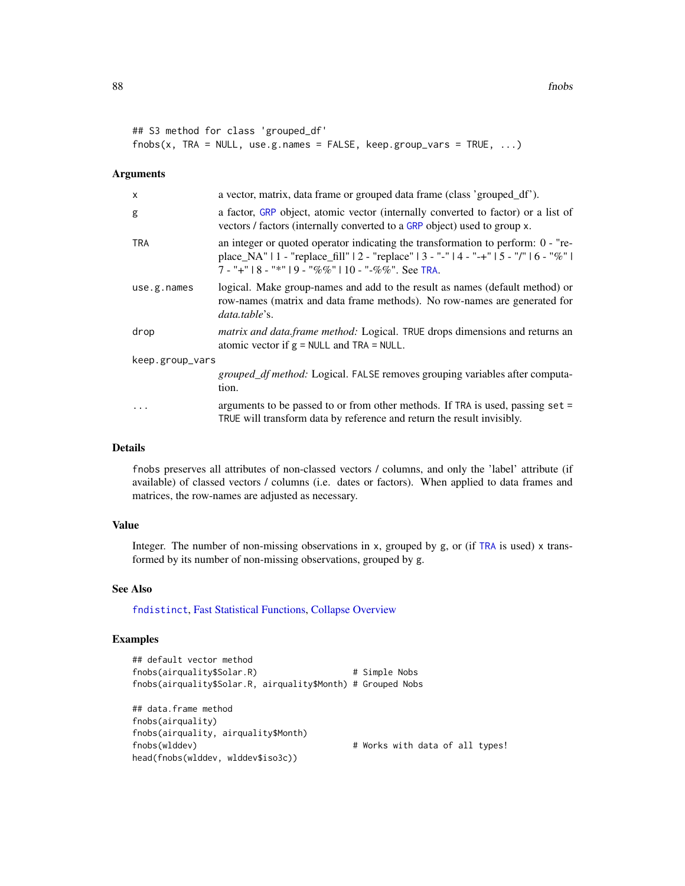```
## S3 method for class 'grouped_df'
fnobs(x, TRA = NULL, use.g.names = FALSE, keep.group_vars = TRUE, ...)
```

### Arguments

| | |
|---|---|
| x | a vector, matrix, data frame or grouped data frame (class 'grouped_df'). |
| g | a factor, GRP object, atomic vector (internally converted to factor) or a list of vectors / factors (internally converted to a GRP object) used to group x. |
| TRA | an integer or quoted operator indicating the transformation to perform: 0 - "replace_NA" \| 1 - "replace_fill" \| 2 - "replace" \| 3 - "-" \| 4 - "-+" \| 5 - "/" \| 6 - "%" \| 7 - "+" \| 8 - "*" \| 9 - "%%" \| 10 - "-%%". See TRA. |
| use.g.names | logical. Make group-names and add to the result as names (default method) or row-names (matrix and data frame methods). No row-names are generated for *data.table*'s. |
| drop | *matrix and data.frame method:* Logical. TRUE drops dimensions and returns an atomic vector if g = NULL and TRA = NULL. |
| keep.group_vars | *grouped_df method:* Logical. FALSE removes grouping variables after computation. |
| ... | arguments to be passed to or from other methods. If TRA is used, passing set = TRUE will transform data by reference and return the result invisibly. |

### Details

fnobs preserves all attributes of non-classed vectors / columns, and only the 'label' attribute (if available) of classed vectors / columns (i.e. dates or factors). When applied to data frames and matrices, the row-names are adjusted as necessary.

### Value

Integer. The number of non-missing observations in x, grouped by g, or (if TRA is used) x transformed by its number of non-missing observations, grouped by g.

### See Also

fndistinct, Fast Statistical Functions, Collapse Overview

### Examples

```
## default vector method
fnobs(airquality$Solar.R)                   # Simple Nobs
fnobs(airquality$Solar.R, airquality$Month) # Grouped Nobs

## data.frame method
fnobs(airquality)
fnobs(airquality, airquality$Month)
fnobs(wlddev)                               # Works with data of all types!
head(fnobs(wlddev, wlddev$iso3c))
```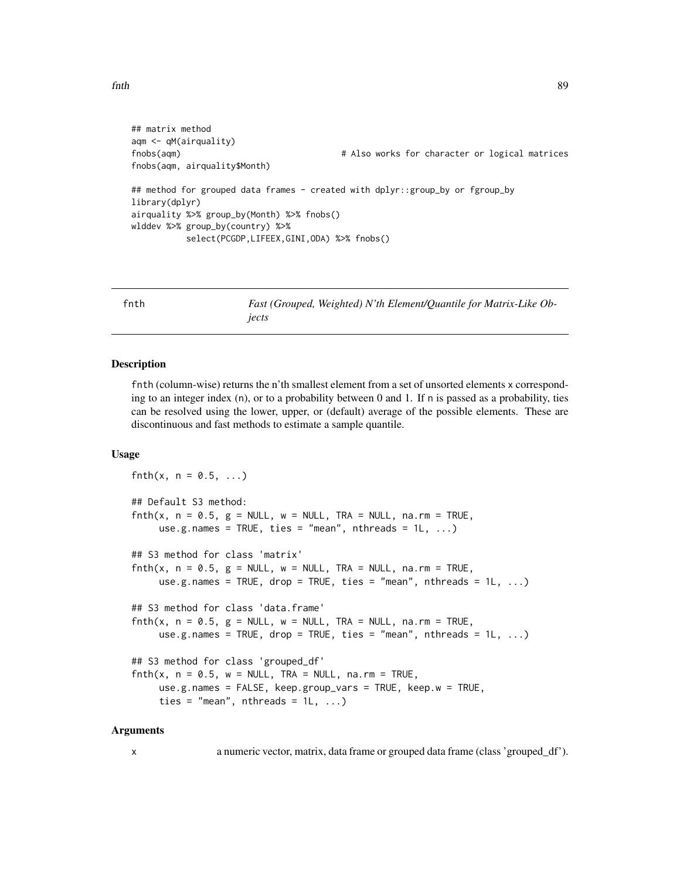```
## matrix method
aqm <- qM(airquality)
fnobs(aqm)                                # Also works for character or logical matrices
fnobs(aqm, airquality$Month)

## method for grouped data frames - created with dplyr::group_by or fgroup_by
library(dplyr)
airquality %>% group_by(Month) %>% fnobs()
wlddev %>% group_by(country) %>%
           select(PCGDP,LIFEEX,GINI,ODA) %>% fnobs()
```

## fnth — *Fast (Grouped, Weighted) N'th Element/Quantile for Matrix-Like Objects*

### Description

`fnth` (column-wise) returns the n'th smallest element from a set of unsorted elements `x` corresponding to an integer index (`n`), or to a probability between 0 and 1. If `n` is passed as a probability, ties can be resolved using the lower, upper, or (default) average of the possible elements. These are discontinuous and fast methods to estimate a sample quantile.

### Usage

```
fnth(x, n = 0.5, ...)

## Default S3 method:
fnth(x, n = 0.5, g = NULL, w = NULL, TRA = NULL, na.rm = TRUE,
     use.g.names = TRUE, ties = "mean", nthreads = 1L, ...)

## S3 method for class 'matrix'
fnth(x, n = 0.5, g = NULL, w = NULL, TRA = NULL, na.rm = TRUE,
     use.g.names = TRUE, drop = TRUE, ties = "mean", nthreads = 1L, ...)

## S3 method for class 'data.frame'
fnth(x, n = 0.5, g = NULL, w = NULL, TRA = NULL, na.rm = TRUE,
     use.g.names = TRUE, drop = TRUE, ties = "mean", nthreads = 1L, ...)

## S3 method for class 'grouped_df'
fnth(x, n = 0.5, w = NULL, TRA = NULL, na.rm = TRUE,
     use.g.names = FALSE, keep.group_vars = TRUE, keep.w = TRUE,
     ties = "mean", nthreads = 1L, ...)
```

### Arguments

| | |
|---|---|
| `x` | a numeric vector, matrix, data frame or grouped data frame (class 'grouped_df'). |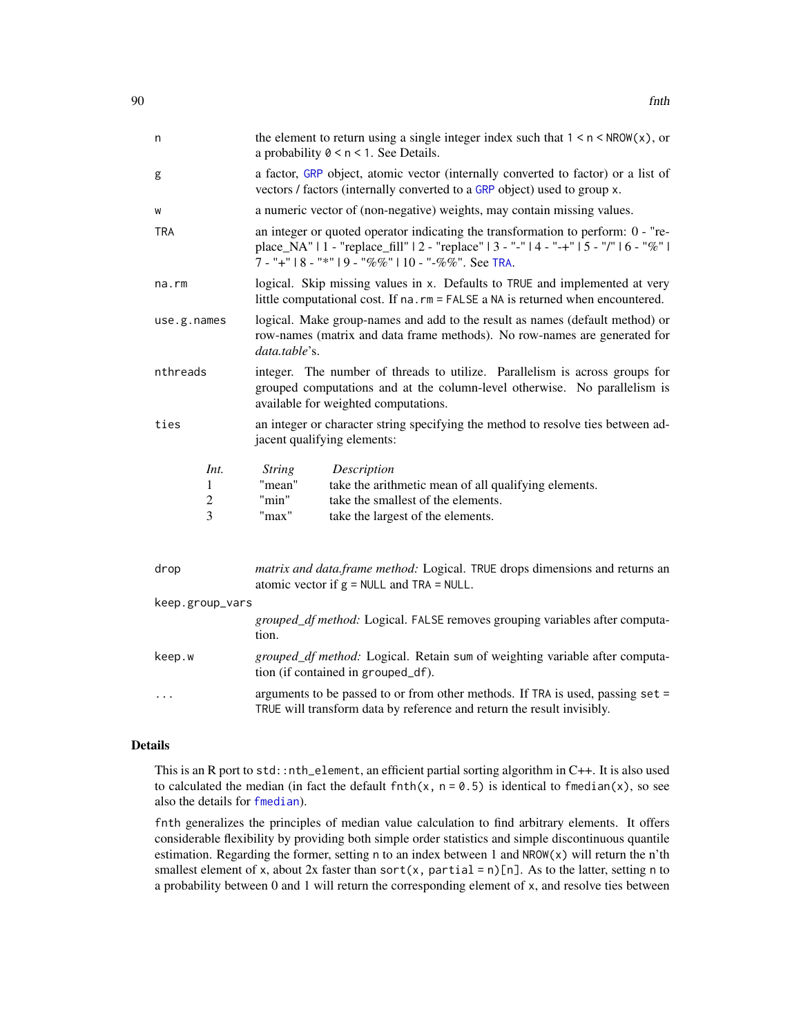| | |
|---|---|
| `n` | the element to return using a single integer index such that `1 < n < NROW(x)`, or a probability `0 < n < 1`. See Details. |
| `g` | a factor, `GRP` object, atomic vector (internally converted to factor) or a list of vectors / factors (internally converted to a `GRP` object) used to group `x`. |
| `w` | a numeric vector of (non-negative) weights, may contain missing values. |
| `TRA` | an integer or quoted operator indicating the transformation to perform: 0 - "replace_NA" \| 1 - "replace_fill" \| 2 - "replace" \| 3 - "-" \| 4 - "-+" \| 5 - "/" \| 6 - "%" \| 7 - "+" \| 8 - "*" \| 9 - "%%" \| 10 - "-%%". See `TRA`. |
| `na.rm` | logical. Skip missing values in `x`. Defaults to `TRUE` and implemented at very little computational cost. If `na.rm = FALSE` a `NA` is returned when encountered. |
| `use.g.names` | logical. Make group-names and add to the result as names (default method) or row-names (matrix and data frame methods). No row-names are generated for *data.table*'s. |
| `nthreads` | integer. The number of threads to utilize. Parallelism is across groups for grouped computations and at the column-level otherwise. No parallelism is available for weighted computations. |
| `ties` | an integer or character string specifying the method to resolve ties between adjacent qualifying elements: |

| *Int.* | *String* | *Description* |
|---|---|---|
| 1 | "mean" | take the arithmetic mean of all qualifying elements. |
| 2 | "min" | take the smallest of the elements. |
| 3 | "max" | take the largest of the elements. |

| | |
|---|---|
| `drop` | *matrix and data.frame method:* Logical. `TRUE` drops dimensions and returns an atomic vector if `g = NULL` and `TRA = NULL`. |
| `keep.group_vars` | *grouped_df method:* Logical. `FALSE` removes grouping variables after computation. |
| `keep.w` | *grouped_df method:* Logical. Retain sum of weighting variable after computation (if contained in `grouped_df`). |
| `...` | arguments to be passed to or from other methods. If `TRA` is used, passing `set = TRUE` will transform data by reference and return the result invisibly. |

## Details

This is an R port to `std::nth_element`, an efficient partial sorting algorithm in C++. It is also used to calculated the median (in fact the default `fnth(x, n = 0.5)` is identical to `fmedian(x)`, so see also the details for `fmedian`).

`fnth` generalizes the principles of median value calculation to find arbitrary elements. It offers considerable flexibility by providing both simple order statistics and simple discontinuous quantile estimation. Regarding the former, setting `n` to an index between 1 and `NROW(x)` will return the n'th smallest element of `x`, about 2x faster than `sort(x, partial = n)[n]`. As to the latter, setting `n` to a probability between 0 and 1 will return the corresponding element of `x`, and resolve ties between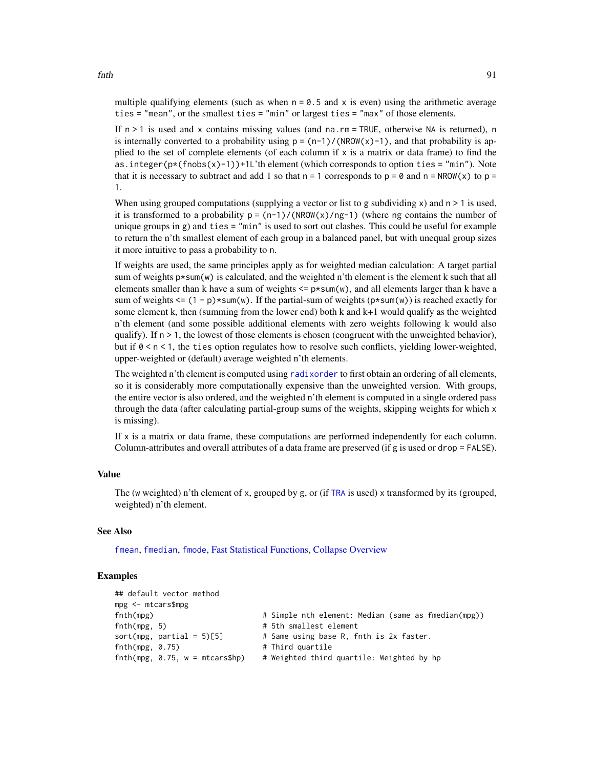multiple qualifying elements (such as when `n = 0.5` and `x` is even) using the arithmetic average `ties = "mean"`, or the smallest `ties = "min"` or largest `ties = "max"` of those elements.

If `n > 1` is used and `x` contains missing values (and `na.rm = TRUE`, otherwise `NA` is returned), `n` is internally converted to a probability using `p = (n-1)/(NROW(x)-1)`, and that probability is applied to the set of complete elements (of each column if `x` is a matrix or data frame) to find the `as.integer(p*(fnobs(x)-1))+1L`'th element (which corresponds to option `ties = "min"`). Note that it is necessary to subtract and add 1 so that `n = 1` corresponds to `p = 0` and `n = NROW(x)` to `p = 1`.

When using grouped computations (supplying a vector or list to `g` subdividing `x`) and `n > 1` is used, it is transformed to a probability `p = (n-1)/(NROW(x)/ng-1)` (where `ng` contains the number of unique groups in `g`) and `ties = "min"` is used to sort out clashes. This could be useful for example to return the n'th smallest element of each group in a balanced panel, but with unequal group sizes it more intuitive to pass a probability to `n`.

If weights are used, the same principles apply as for weighted median calculation: A target partial sum of weights `p*sum(w)` is calculated, and the weighted n'th element is the element k such that all elements smaller than k have a sum of weights `<= p*sum(w)`, and all elements larger than k have a sum of weights `<= (1 - p)*sum(w)`. If the partial-sum of weights (`p*sum(w)`) is reached exactly for some element k, then (summing from the lower end) both k and k+1 would qualify as the weighted n'th element (and some possible additional elements with zero weights following k would also qualify). If `n > 1`, the lowest of those elements is chosen (congruent with the unweighted behavior), but if `0 < n < 1`, the `ties` option regulates how to resolve such conflicts, yielding lower-weighted, upper-weighted or (default) average weighted n'th elements.

The weighted n'th element is computed using `radixorder` to first obtain an ordering of all elements, so it is considerably more computationally expensive than the unweighted version. With groups, the entire vector is also ordered, and the weighted n'th element is computed in a single ordered pass through the data (after calculating partial-group sums of the weights, skipping weights for which `x` is missing).

If `x` is a matrix or data frame, these computations are performed independently for each column. Column-attributes and overall attributes of a data frame are preserved (if `g` is used or `drop = FALSE`).

## Value

The (`w` weighted) n'th element of `x`, grouped by `g`, or (if `TRA` is used) `x` transformed by its (grouped, weighted) n'th element.

## See Also

`fmean`, `fmedian`, `fmode`, Fast Statistical Functions, Collapse Overview

## Examples

```
## default vector method
mpg <- mtcars$mpg
fnth(mpg)                          # Simple nth element: Median (same as fmedian(mpg))
fnth(mpg, 5)                       # 5th smallest element
sort(mpg, partial = 5)[5]          # Same using base R, fnth is 2x faster.
fnth(mpg, 0.75)                    # Third quartile
fnth(mpg, 0.75, w = mtcars$hp)     # Weighted third quartile: Weighted by hp
```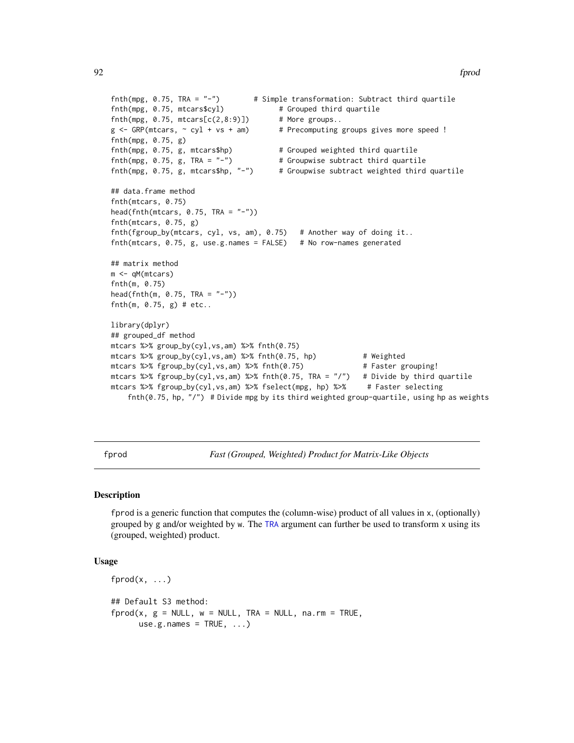```
fnth(mpg, 0.75, TRA = "-")        # Simple transformation: Subtract third quartile
fnth(mpg, 0.75, mtcars$cyl)             # Grouped third quartile
fnth(mpg, 0.75, mtcars[c(2,8:9)])       # More groups..
g <- GRP(mtcars, ~ cyl + vs + am)       # Precomputing groups gives more speed !
fnth(mpg, 0.75, g)
fnth(mpg, 0.75, g, mtcars$hp)           # Grouped weighted third quartile
fnth(mpg, 0.75, g, TRA = "-")           # Groupwise subtract third quartile
fnth(mpg, 0.75, g, mtcars$hp, "-")      # Groupwise subtract weighted third quartile

## data.frame method
fnth(mtcars, 0.75)
head(fnth(mtcars, 0.75, TRA = "-"))
fnth(mtcars, 0.75, g)
fnth(fgroup_by(mtcars, cyl, vs, am), 0.75)   # Another way of doing it..
fnth(mtcars, 0.75, g, use.g.names = FALSE)   # No row-names generated

## matrix method
m <- qM(mtcars)
fnth(m, 0.75)
head(fnth(m, 0.75, TRA = "-"))
fnth(m, 0.75, g) # etc..

library(dplyr)
## grouped_df method
mtcars %>% group_by(cyl,vs,am) %>% fnth(0.75)
mtcars %>% group_by(cyl,vs,am) %>% fnth(0.75, hp)           # Weighted
mtcars %>% fgroup_by(cyl,vs,am) %>% fnth(0.75)              # Faster grouping!
mtcars %>% fgroup_by(cyl,vs,am) %>% fnth(0.75, TRA = "/")   # Divide by third quartile
mtcars %>% fgroup_by(cyl,vs,am) %>% fselect(mpg, hp) %>%     # Faster selecting
    fnth(0.75, hp, "/")  # Divide mpg by its third weighted group-quartile, using hp as weights
```

---

fprod — *Fast (Grouped, Weighted) Product for Matrix-Like Objects*

---

## Description

fprod is a generic function that computes the (column-wise) product of all values in x, (optionally) grouped by g and/or weighted by w. The TRA argument can further be used to transform x using its (grouped, weighted) product.

## Usage

```
fprod(x, ...)

## Default S3 method:
fprod(x, g = NULL, w = NULL, TRA = NULL, na.rm = TRUE,
      use.g.names = TRUE, ...)
```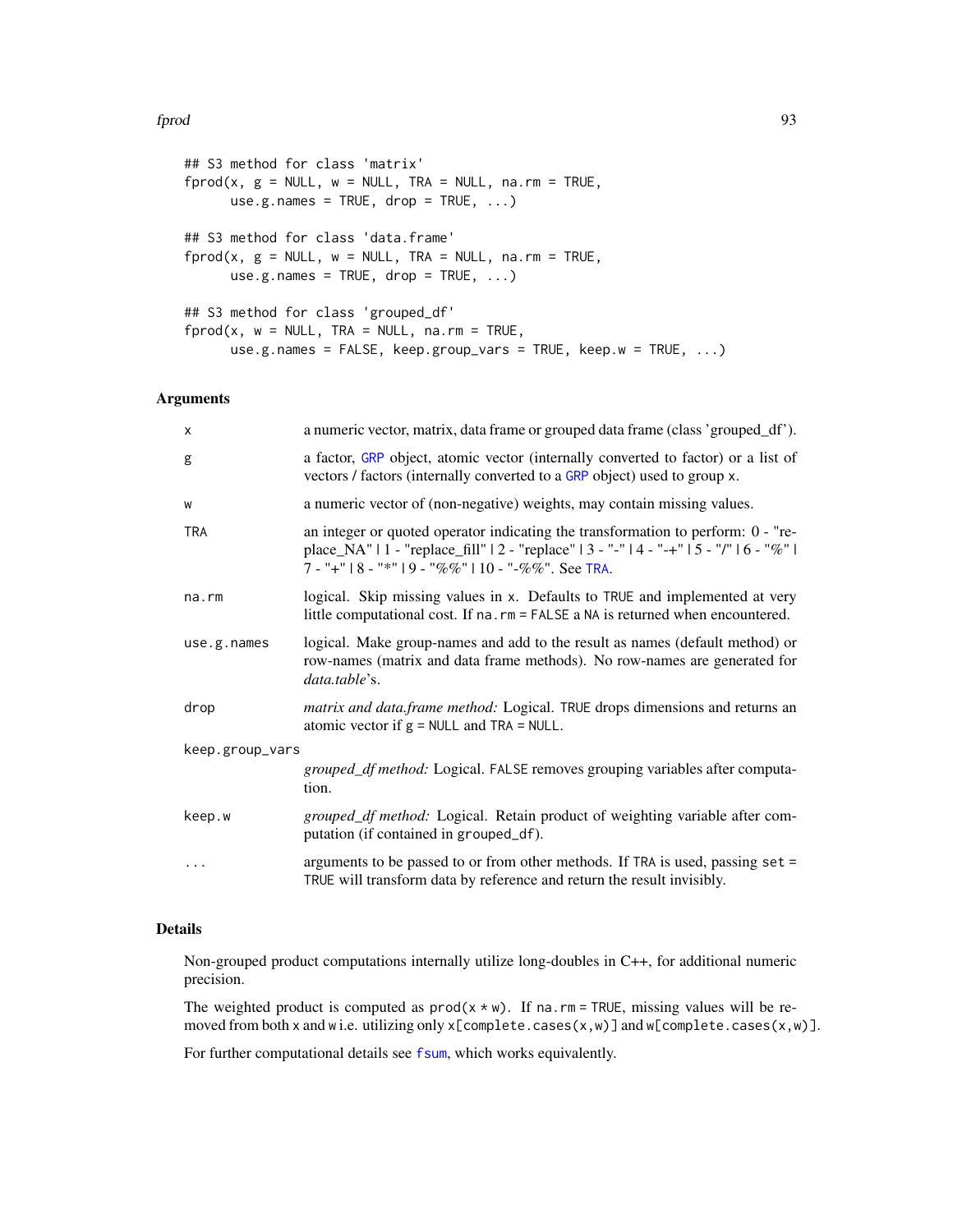```
## S3 method for class 'matrix'
fprod(x, g = NULL, w = NULL, TRA = NULL, na.rm = TRUE,
      use.g.names = TRUE, drop = TRUE, ...)

## S3 method for class 'data.frame'
fprod(x, g = NULL, w = NULL, TRA = NULL, na.rm = TRUE,
      use.g.names = TRUE, drop = TRUE, ...)

## S3 method for class 'grouped_df'
fprod(x, w = NULL, TRA = NULL, na.rm = TRUE,
      use.g.names = FALSE, keep.group_vars = TRUE, keep.w = TRUE, ...)
```

### Arguments

| | |
|---|---|
| `x` | a numeric vector, matrix, data frame or grouped data frame (class 'grouped_df'). |
| `g` | a factor, `GRP` object, atomic vector (internally converted to factor) or a list of vectors / factors (internally converted to a `GRP` object) used to group `x`. |
| `w` | a numeric vector of (non-negative) weights, may contain missing values. |
| `TRA` | an integer or quoted operator indicating the transformation to perform: 0 - "replace_NA" \| 1 - "replace_fill" \| 2 - "replace" \| 3 - "-" \| 4 - "-+" \| 5 - "/" \| 6 - "%" \| 7 - "+" \| 8 - "*" \| 9 - "%%" \| 10 - "-%%". See `TRA`. |
| `na.rm` | logical. Skip missing values in `x`. Defaults to `TRUE` and implemented at very little computational cost. If `na.rm = FALSE` a `NA` is returned when encountered. |
| `use.g.names` | logical. Make group-names and add to the result as names (default method) or row-names (matrix and data frame methods). No row-names are generated for *data.table*'s. |
| `drop` | *matrix and data.frame method:* Logical. `TRUE` drops dimensions and returns an atomic vector if `g = NULL` and `TRA = NULL`. |
| `keep.group_vars` | *grouped_df method:* Logical. `FALSE` removes grouping variables after computation. |
| `keep.w` | *grouped_df method:* Logical. Retain product of weighting variable after computation (if contained in `grouped_df`). |
| `...` | arguments to be passed to or from other methods. If `TRA` is used, passing `set = TRUE` will transform data by reference and return the result invisibly. |

### Details

Non-grouped product computations internally utilize long-doubles in C++, for additional numeric precision.

The weighted product is computed as `prod(x * w)`. If `na.rm = TRUE`, missing values will be removed from both `x` and `w` i.e. utilizing only `x[complete.cases(x,w)]` and `w[complete.cases(x,w)]`.

For further computational details see `fsum`, which works equivalently.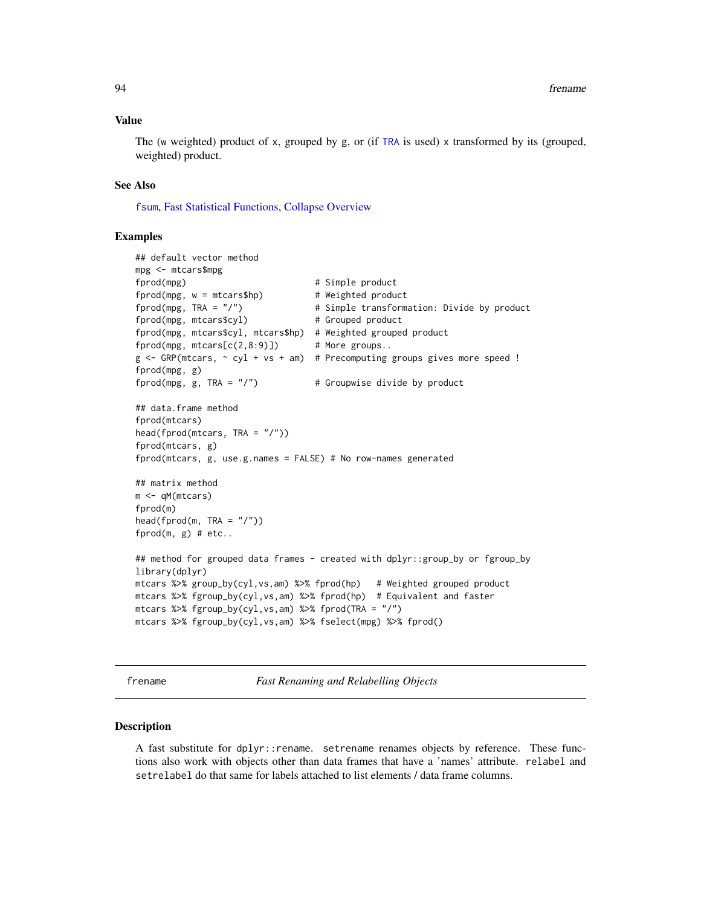## Value

The (w weighted) product of x, grouped by g, or (if TRA is used) x transformed by its (grouped, weighted) product.

## See Also

fsum, Fast Statistical Functions, Collapse Overview

## Examples

```
## default vector method
mpg <- mtcars$mpg
fprod(mpg)                          # Simple product
fprod(mpg, w = mtcars$hp)           # Weighted product
fprod(mpg, TRA = "/")               # Simple transformation: Divide by product
fprod(mpg, mtcars$cyl)              # Grouped product
fprod(mpg, mtcars$cyl, mtcars$hp)   # Weighted grouped product
fprod(mpg, mtcars[c(2,8:9)])        # More groups..
g <- GRP(mtcars, ~ cyl + vs + am)   # Precomputing groups gives more speed !
fprod(mpg, g)
fprod(mpg, g, TRA = "/")            # Groupwise divide by product

## data.frame method
fprod(mtcars)
head(fprod(mtcars, TRA = "/"))
fprod(mtcars, g)
fprod(mtcars, g, use.g.names = FALSE) # No row-names generated

## matrix method
m <- qM(mtcars)
fprod(m)
head(fprod(m, TRA = "/"))
fprod(m, g) # etc..

## method for grouped data frames - created with dplyr::group_by or fgroup_by
library(dplyr)
mtcars %>% group_by(cyl,vs,am) %>% fprod(hp)   # Weighted grouped product
mtcars %>% fgroup_by(cyl,vs,am) %>% fprod(hp)  # Equivalent and faster
mtcars %>% fgroup_by(cyl,vs,am) %>% fprod(TRA = "/")
mtcars %>% fgroup_by(cyl,vs,am) %>% fselect(mpg) %>% fprod()
```

---

# frename — *Fast Renaming and Relabelling Objects*

## Description

A fast substitute for `dplyr::rename`. `setrename` renames objects by reference. These functions also work with objects other than data frames that have a 'names' attribute. `relabel` and `setrelabel` do that same for labels attached to list elements / data frame columns.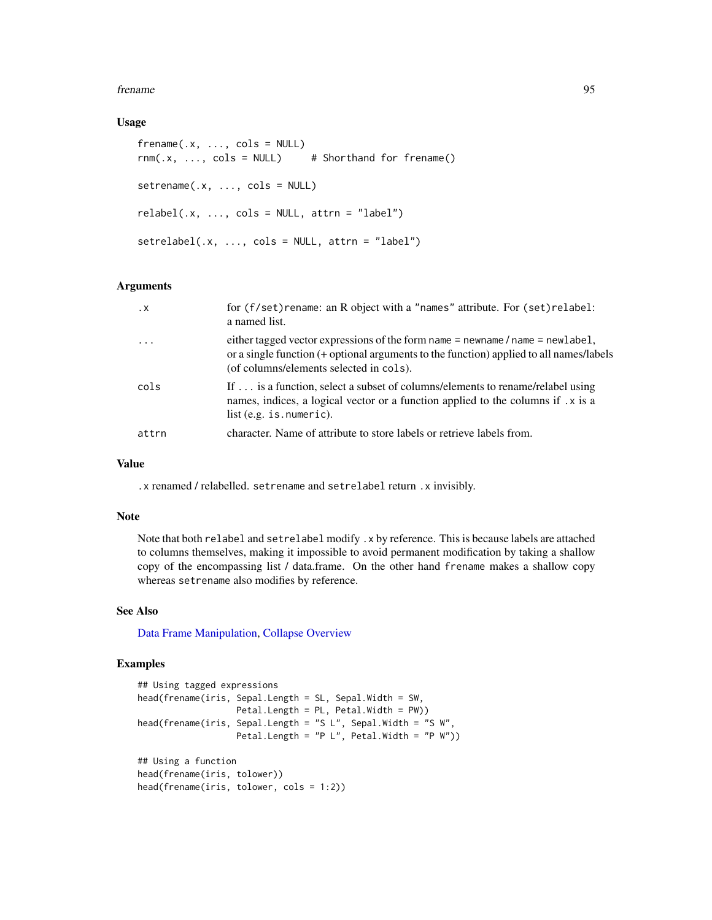## Usage

```
frename(.x, ..., cols = NULL)
rnm(.x, ..., cols = NULL)     # Shorthand for frename()

setrename(.x, ..., cols = NULL)

relabel(.x, ..., cols = NULL, attrn = "label")

setrelabel(.x, ..., cols = NULL, attrn = "label")
```

## Arguments

| | |
|---|---|
| `.x` | for `(f/set)rename`: an R object with a `"names"` attribute. For `(set)relabel`: a named list. |
| `...` | either tagged vector expressions of the form `name = newname` / `name = newlabel`, or a single function (+ optional arguments to the function) applied to all names/labels (of columns/elements selected in `cols`). |
| `cols` | If `...` is a function, select a subset of columns/elements to rename/relabel using names, indices, a logical vector or a function applied to the columns if `.x` is a list (e.g. `is.numeric`). |
| `attrn` | character. Name of attribute to store labels or retrieve labels from. |

## Value

`.x` renamed / relabelled. `setrename` and `setrelabel` return `.x` invisibly.

## Note

Note that both `relabel` and `setrelabel` modify `.x` by reference. This is because labels are attached to columns themselves, making it impossible to avoid permanent modification by taking a shallow copy of the encompassing list / data.frame. On the other hand `frename` makes a shallow copy whereas `setrename` also modifies by reference.

## See Also

Data Frame Manipulation, Collapse Overview

## Examples

```
## Using tagged expressions
head(frename(iris, Sepal.Length = SL, Sepal.Width = SW,
                   Petal.Length = PL, Petal.Width = PW))
head(frename(iris, Sepal.Length = "S L", Sepal.Width = "S W",
                   Petal.Length = "P L", Petal.Width = "P W"))

## Using a function
head(frename(iris, tolower))
head(frename(iris, tolower, cols = 1:2))
```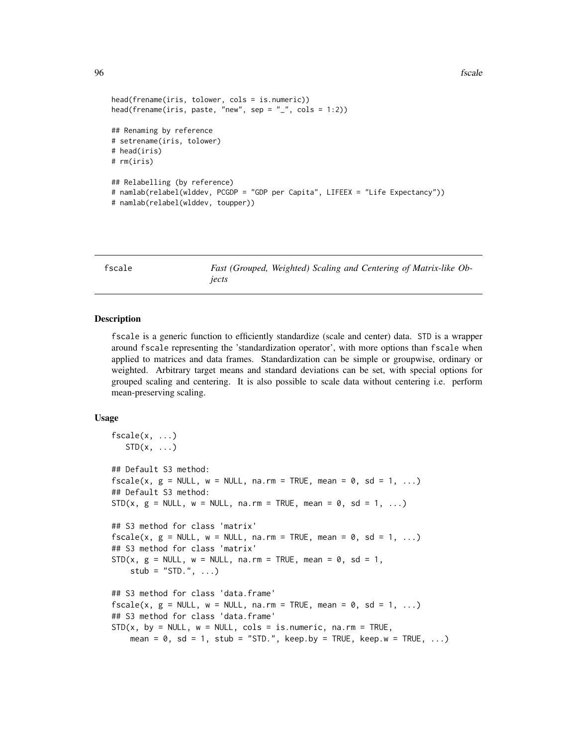```
head(frename(iris, tolower, cols = is.numeric))
head(frename(iris, paste, "new", sep = "_", cols = 1:2))

## Renaming by reference
# setrename(iris, tolower)
# head(iris)
# rm(iris)

## Relabelling (by reference)
# namlab(relabel(wlddev, PCGDP = "GDP per Capita", LIFEEX = "Life Expectancy"))
# namlab(relabel(wlddev, toupper))
```

---

## fscale — *Fast (Grouped, Weighted) Scaling and Centering of Matrix-like Objects*

---

### Description

fscale is a generic function to efficiently standardize (scale and center) data. STD is a wrapper around fscale representing the 'standardization operator', with more options than fscale when applied to matrices and data frames. Standardization can be simple or groupwise, ordinary or weighted. Arbitrary target means and standard deviations can be set, with special options for grouped scaling and centering. It is also possible to scale data without centering i.e. perform mean-preserving scaling.

### Usage

```
fscale(x, ...)
   STD(x, ...)

## Default S3 method:
fscale(x, g = NULL, w = NULL, na.rm = TRUE, mean = 0, sd = 1, ...)
## Default S3 method:
STD(x, g = NULL, w = NULL, na.rm = TRUE, mean = 0, sd = 1, ...)

## S3 method for class 'matrix'
fscale(x, g = NULL, w = NULL, na.rm = TRUE, mean = 0, sd = 1, ...)
## S3 method for class 'matrix'
STD(x, g = NULL, w = NULL, na.rm = TRUE, mean = 0, sd = 1,
    stub = "STD.", ...)

## S3 method for class 'data.frame'
fscale(x, g = NULL, w = NULL, na.rm = TRUE, mean = 0, sd = 1, ...)
## S3 method for class 'data.frame'
STD(x, by = NULL, w = NULL, cols = is.numeric, na.rm = TRUE,
    mean = 0, sd = 1, stub = "STD.", keep.by = TRUE, keep.w = TRUE, ...)
```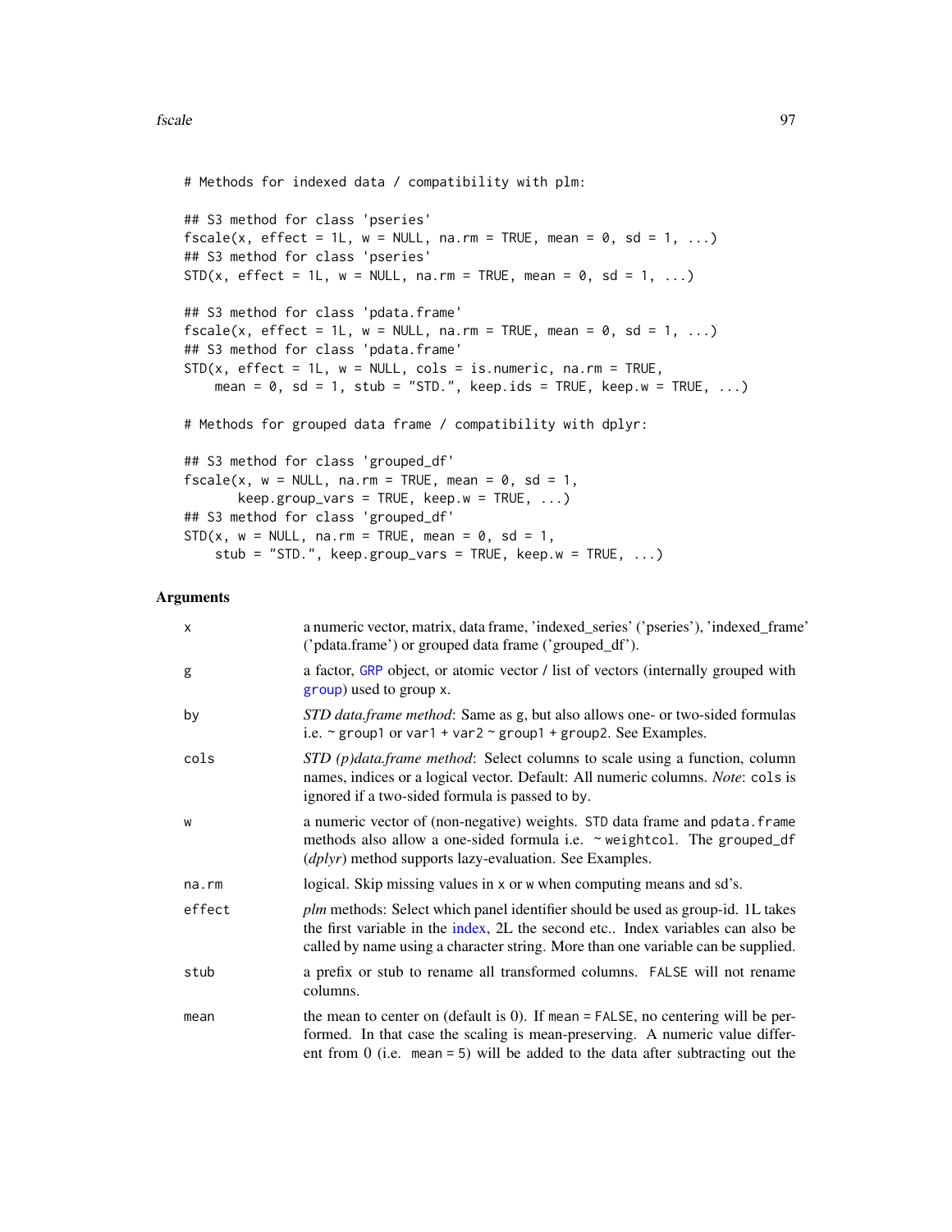```
# Methods for indexed data / compatibility with plm:

## S3 method for class 'pseries'
fscale(x, effect = 1L, w = NULL, na.rm = TRUE, mean = 0, sd = 1, ...)
## S3 method for class 'pseries'
STD(x, effect = 1L, w = NULL, na.rm = TRUE, mean = 0, sd = 1, ...)

## S3 method for class 'pdata.frame'
fscale(x, effect = 1L, w = NULL, na.rm = TRUE, mean = 0, sd = 1, ...)
## S3 method for class 'pdata.frame'
STD(x, effect = 1L, w = NULL, cols = is.numeric, na.rm = TRUE,
    mean = 0, sd = 1, stub = "STD.", keep.ids = TRUE, keep.w = TRUE, ...)

# Methods for grouped data frame / compatibility with dplyr:

## S3 method for class 'grouped_df'
fscale(x, w = NULL, na.rm = TRUE, mean = 0, sd = 1,
       keep.group_vars = TRUE, keep.w = TRUE, ...)
## S3 method for class 'grouped_df'
STD(x, w = NULL, na.rm = TRUE, mean = 0, sd = 1,
    stub = "STD.", keep.group_vars = TRUE, keep.w = TRUE, ...)
```

## Arguments

| | |
|---|---|
| `x` | a numeric vector, matrix, data frame, 'indexed_series' ('pseries'), 'indexed_frame' ('pdata.frame') or grouped data frame ('grouped_df'). |
| `g` | a factor, `GRP` object, or atomic vector / list of vectors (internally grouped with `group`) used to group `x`. |
| `by` | *STD data.frame method*: Same as `g`, but also allows one- or two-sided formulas i.e. `~ group1` or `var1 + var2 ~ group1 + group2`. See Examples. |
| `cols` | *STD (p)data.frame method*: Select columns to scale using a function, column names, indices or a logical vector. Default: All numeric columns. *Note*: `cols` is ignored if a two-sided formula is passed to `by`. |
| `w` | a numeric vector of (non-negative) weights. `STD` data frame and `pdata.frame` methods also allow a one-sided formula i.e. `~ weightcol`. The `grouped_df` (*dplyr*) method supports lazy-evaluation. See Examples. |
| `na.rm` | logical. Skip missing values in `x` or `w` when computing means and sd's. |
| `effect` | *plm* methods: Select which panel identifier should be used as group-id. 1L takes the first variable in the index, 2L the second etc.. Index variables can also be called by name using a character string. More than one variable can be supplied. |
| `stub` | a prefix or stub to rename all transformed columns. `FALSE` will not rename columns. |
| `mean` | the mean to center on (default is 0). If `mean = FALSE`, no centering will be performed. In that case the scaling is mean-preserving. A numeric value different from 0 (i.e. `mean = 5`) will be added to the data after subtracting out the |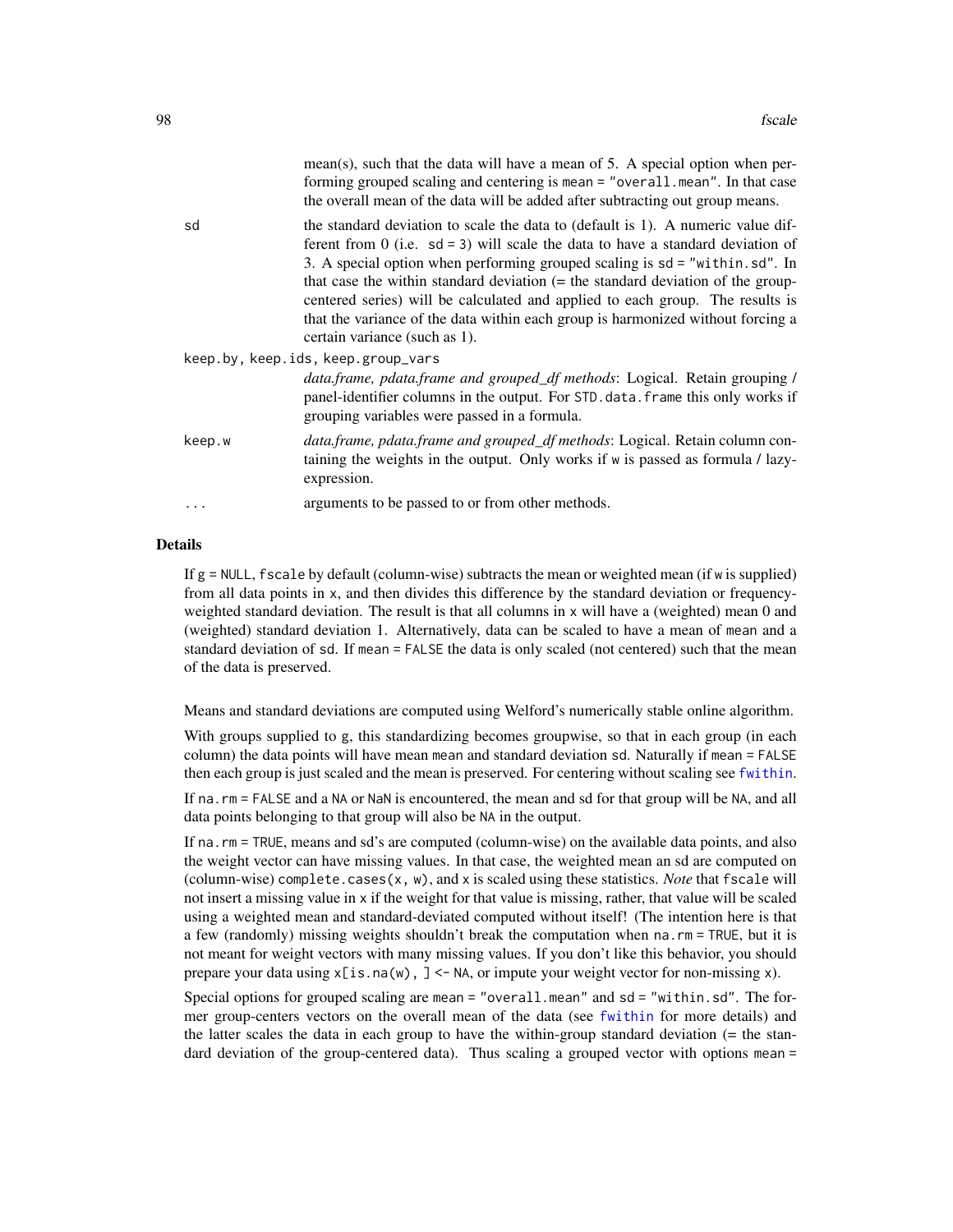mean(s), such that the data will have a mean of 5. A special option when performing grouped scaling and centering is `mean = "overall.mean"`. In that case the overall mean of the data will be added after subtracting out group means.

`sd`
: the standard deviation to scale the data to (default is 1). A numeric value different from 0 (i.e. `sd = 3`) will scale the data to have a standard deviation of 3. A special option when performing grouped scaling is `sd = "within.sd"`. In that case the within standard deviation (= the standard deviation of the group-centered series) will be calculated and applied to each group. The results is that the variance of the data within each group is harmonized without forcing a certain variance (such as 1).

`keep.by, keep.ids, keep.group_vars`
: *data.frame, pdata.frame and grouped_df methods*: Logical. Retain grouping / panel-identifier columns in the output. For `STD.data.frame` this only works if grouping variables were passed in a formula.

`keep.w`
: *data.frame, pdata.frame and grouped_df methods*: Logical. Retain column containing the weights in the output. Only works if `w` is passed as formula / lazy-expression.

`...`
: arguments to be passed to or from other methods.

## Details

If `g = NULL`, `fscale` by default (column-wise) subtracts the mean or weighted mean (if `w` is supplied) from all data points in `x`, and then divides this difference by the standard deviation or frequency-weighted standard deviation. The result is that all columns in `x` will have a (weighted) mean 0 and (weighted) standard deviation 1. Alternatively, data can be scaled to have a mean of `mean` and a standard deviation of `sd`. If `mean = FALSE` the data is only scaled (not centered) such that the mean of the data is preserved.

Means and standard deviations are computed using Welford's numerically stable online algorithm.

With groups supplied to `g`, this standardizing becomes groupwise, so that in each group (in each column) the data points will have mean `mean` and standard deviation `sd`. Naturally if `mean = FALSE` then each group is just scaled and the mean is preserved. For centering without scaling see `fwithin`.

If `na.rm = FALSE` and a `NA` or `NaN` is encountered, the mean and sd for that group will be `NA`, and all data points belonging to that group will also be `NA` in the output.

If `na.rm = TRUE`, means and sd's are computed (column-wise) on the available data points, and also the weight vector can have missing values. In that case, the weighted mean an sd are computed on (column-wise) `complete.cases(x, w)`, and `x` is scaled using these statistics. *Note* that `fscale` will not insert a missing value in `x` if the weight for that value is missing, rather, that value will be scaled using a weighted mean and standard-deviated computed without itself! (The intention here is that a few (randomly) missing weights shouldn't break the computation when `na.rm = TRUE`, but it is not meant for weight vectors with many missing values. If you don't like this behavior, you should prepare your data using `x[is.na(w), ] <- NA`, or impute your weight vector for non-missing `x`).

Special options for grouped scaling are `mean = "overall.mean"` and `sd = "within.sd"`. The former group-centers vectors on the overall mean of the data (see `fwithin` for more details) and the latter scales the data in each group to have the within-group standard deviation (= the standard deviation of the group-centered data). Thus scaling a grouped vector with options `mean =`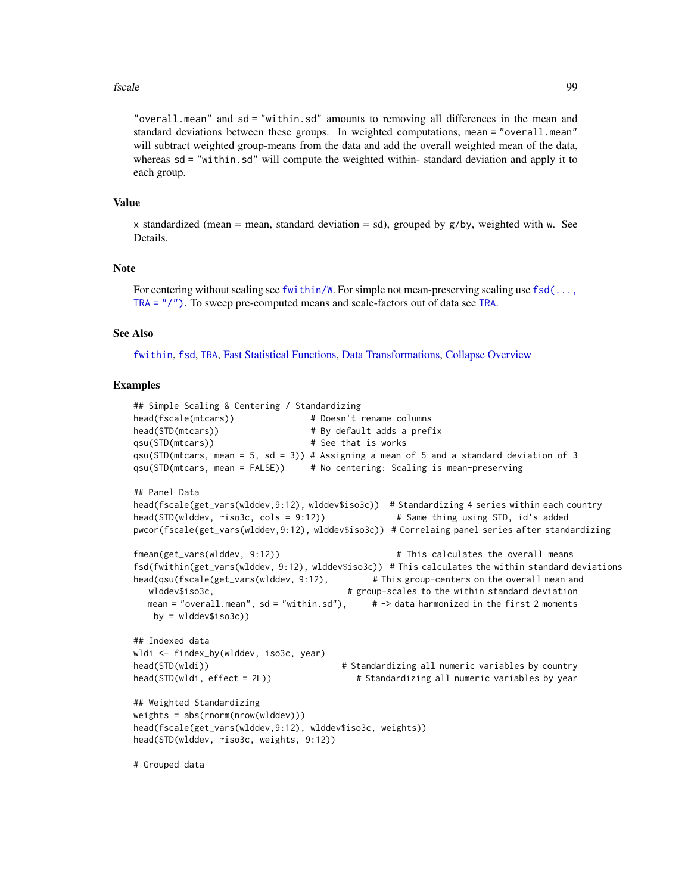"overall.mean" and sd = "within.sd" amounts to removing all differences in the mean and standard deviations between these groups. In weighted computations, mean = "overall.mean" will subtract weighted group-means from the data and add the overall weighted mean of the data, whereas sd = "within.sd" will compute the weighted within- standard deviation and apply it to each group.

## Value

x standardized (mean = mean, standard deviation = sd), grouped by g/by, weighted with w. See Details.

## Note

For centering without scaling see fwithin/W. For simple not mean-preserving scaling use fsd(..., TRA = "/"). To sweep pre-computed means and scale-factors out of data see TRA.

## See Also

fwithin, fsd, TRA, Fast Statistical Functions, Data Transformations, Collapse Overview

## Examples

```
## Simple Scaling & Centering / Standardizing
head(fscale(mtcars))              # Doesn't rename columns
head(STD(mtcars))                 # By default adds a prefix
qsu(STD(mtcars))                  # See that is works
qsu(STD(mtcars, mean = 5, sd = 3)) # Assigning a mean of 5 and a standard deviation of 3
qsu(STD(mtcars, mean = FALSE))     # No centering: Scaling is mean-preserving

## Panel Data
head(fscale(get_vars(wlddev,9:12), wlddev$iso3c))  # Standardizing 4 series within each country
head(STD(wlddev, ~iso3c, cols = 9:12))             # Same thing using STD, id's added
pwcor(fscale(get_vars(wlddev,9:12), wlddev$iso3c)) # Correlaing panel series after standardizing

fmean(get_vars(wlddev, 9:12))                      # This calculates the overall means
fsd(fwithin(get_vars(wlddev, 9:12), wlddev$iso3c)) # This calculates the within standard deviations
head(qsu(fscale(get_vars(wlddev, 9:12),         # This group-centers on the overall mean and
   wlddev$iso3c,                              # group-scales to the within standard deviation
   mean = "overall.mean", sd = "within.sd"),     # -> data harmonized in the first 2 moments
    by = wlddev$iso3c))

## Indexed data
wldi <- findex_by(wlddev, iso3c, year)
head(STD(wldi))                            # Standardizing all numeric variables by country
head(STD(wldi, effect = 2L))                  # Standardizing all numeric variables by year

## Weighted Standardizing
weights = abs(rnorm(nrow(wlddev)))
head(fscale(get_vars(wlddev,9:12), wlddev$iso3c, weights))
head(STD(wlddev, ~iso3c, weights, 9:12))

# Grouped data
```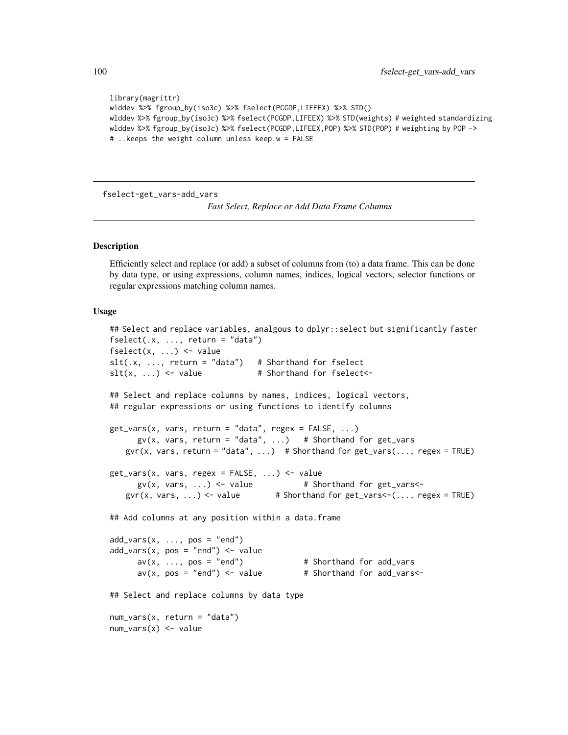```
library(magrittr)
wlddev %>% fgroup_by(iso3c) %>% fselect(PCGDP,LIFEEX) %>% STD()
wlddev %>% fgroup_by(iso3c) %>% fselect(PCGDP,LIFEEX) %>% STD(weights) # weighted standardizing
wlddev %>% fgroup_by(iso3c) %>% fselect(PCGDP,LIFEEX,POP) %>% STD(POP) # weighting by POP ->
# ..keeps the weight column unless keep.w = FALSE
```

---

fselect-get_vars-add_vars

*Fast Select, Replace or Add Data Frame Columns*

---

## Description

Efficiently select and replace (or add) a subset of columns from (to) a data frame. This can be done by data type, or using expressions, column names, indices, logical vectors, selector functions or regular expressions matching column names.

## Usage

```
## Select and replace variables, analgous to dplyr::select but significantly faster
fselect(.x, ..., return = "data")
fselect(x, ...) <- value
slt(.x, ..., return = "data")   # Shorthand for fselect
slt(x, ...) <- value            # Shorthand for fselect<-

## Select and replace columns by names, indices, logical vectors,
## regular expressions or using functions to identify columns

get_vars(x, vars, return = "data", regex = FALSE, ...)
      gv(x, vars, return = "data", ...)   # Shorthand for get_vars
   gvr(x, vars, return = "data", ...)  # Shorthand for get_vars(..., regex = TRUE)

get_vars(x, vars, regex = FALSE, ...) <- value
      gv(x, vars, ...) <- value           # Shorthand for get_vars<-
    gvr(x, vars, ...) <- value        # Shorthand for get_vars<-(..., regex = TRUE)

## Add columns at any position within a data.frame

add_vars(x, ..., pos = "end")
add_vars(x, pos = "end") <- value
      av(x, ..., pos = "end")             # Shorthand for add_vars
      av(x, pos = "end") <- value         # Shorthand for add_vars<-

## Select and replace columns by data type

num_vars(x, return = "data")
num_vars(x) <- value
```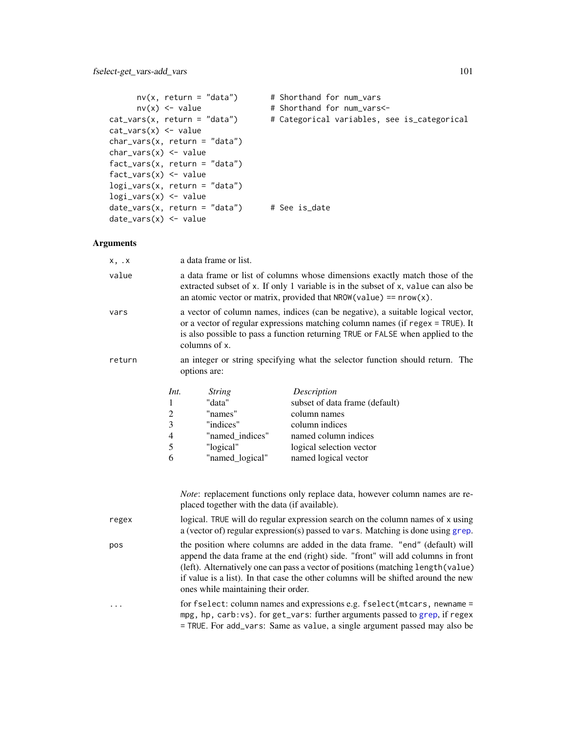```
      nv(x, return = "data")       # Shorthand for num_vars
      nv(x) <- value               # Shorthand for num_vars<-
cat_vars(x, return = "data")       # Categorical variables, see is_categorical
cat_vars(x) <- value
char_vars(x, return = "data")
char_vars(x) <- value
fact_vars(x, return = "data")
fact_vars(x) <- value
logi_vars(x, return = "data")
logi_vars(x) <- value
date_vars(x, return = "data")      # See is_date
date_vars(x) <- value
```

### Arguments

`x, .x` a data frame or list.

`value` a data frame or list of columns whose dimensions exactly match those of the extracted subset of `x`. If only 1 variable is in the subset of `x`, `value` can also be an atomic vector or matrix, provided that `NROW(value) == nrow(x)`.

`vars` a vector of column names, indices (can be negative), a suitable logical vector, or a vector of regular expressions matching column names (if `regex = TRUE`). It is also possible to pass a function returning `TRUE` or `FALSE` when applied to the columns of `x`.

`return` an integer or string specifying what the selector function should return. The options are:

| *Int.* | *String* | *Description* |
|---|---|---|
| 1 | "data" | subset of data frame (default) |
| 2 | "names" | column names |
| 3 | "indices" | column indices |
| 4 | "named_indices" | named column indices |
| 5 | "logical" | logical selection vector |
| 6 | "named_logical" | named logical vector |

*Note*: replacement functions only replace data, however column names are replaced together with the data (if available).

`regex` logical. `TRUE` will do regular expression search on the column names of `x` using a (vector of) regular expression(s) passed to `vars`. Matching is done using `grep`.

`pos` the position where columns are added in the data frame. `"end"` (default) will append the data frame at the end (right) side. "front" will add columns in front (left). Alternatively one can pass a vector of positions (matching `length(value)` if value is a list). In that case the other columns will be shifted around the new ones while maintaining their order.

`...` for `fselect`: column names and expressions e.g. `fselect(mtcars, newname = mpg, hp, carb:vs)`. for `get_vars`: further arguments passed to `grep`, if `regex = TRUE`. For `add_vars`: Same as `value`, a single argument passed may also be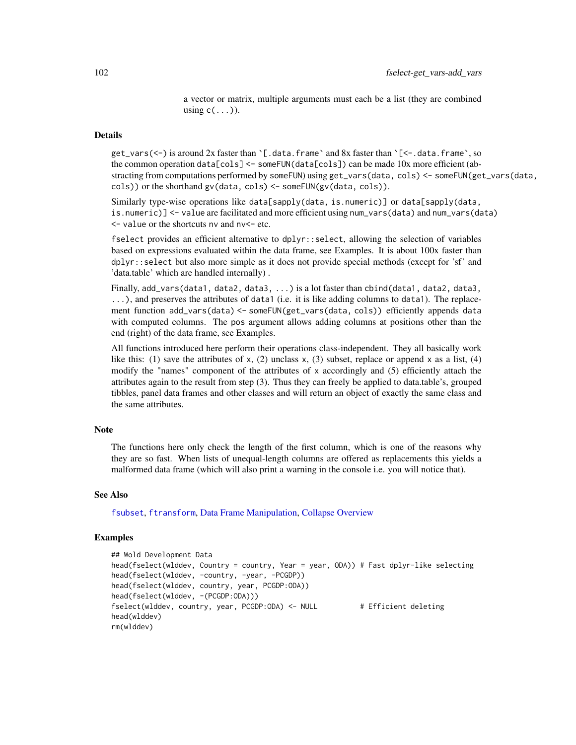a vector or matrix, multiple arguments must each be a list (they are combined using c(...)).

## Details

get_vars(<-) is around 2x faster than `[.data.frame` and 8x faster than `[<-.data.frame`, so the common operation data[cols] <- someFUN(data[cols]) can be made 10x more efficient (abstracting from computations performed by someFUN) using get_vars(data, cols) <- someFUN(get_vars(data, cols)) or the shorthand gv(data, cols) <- someFUN(gv(data, cols)).

Similarly type-wise operations like data[sapply(data, is.numeric)] or data[sapply(data, is.numeric)] <- value are facilitated and more efficient using num_vars(data) and num_vars(data) <- value or the shortcuts nv and nv<- etc.

fselect provides an efficient alternative to dplyr::select, allowing the selection of variables based on expressions evaluated within the data frame, see Examples. It is about 100x faster than dplyr::select but also more simple as it does not provide special methods (except for 'sf' and 'data.table' which are handled internally) .

Finally, add_vars(data1, data2, data3, ...) is a lot faster than cbind(data1, data2, data3, ...), and preserves the attributes of data1 (i.e. it is like adding columns to data1). The replacement function add_vars(data) <- someFUN(get_vars(data, cols)) efficiently appends data with computed columns. The pos argument allows adding columns at positions other than the end (right) of the data frame, see Examples.

All functions introduced here perform their operations class-independent. They all basically work like this: (1) save the attributes of x, (2) unclass x, (3) subset, replace or append x as a list, (4) modify the "names" component of the attributes of x accordingly and (5) efficiently attach the attributes again to the result from step (3). Thus they can freely be applied to data.table's, grouped tibbles, panel data frames and other classes and will return an object of exactly the same class and the same attributes.

## Note

The functions here only check the length of the first column, which is one of the reasons why they are so fast. When lists of unequal-length columns are offered as replacements this yields a malformed data frame (which will also print a warning in the console i.e. you will notice that).

## See Also

fsubset, ftransform, Data Frame Manipulation, Collapse Overview

## Examples

```
## Wold Development Data
head(fselect(wlddev, Country = country, Year = year, ODA)) # Fast dplyr-like selecting
head(fselect(wlddev, -country, -year, -PCGDP))
head(fselect(wlddev, country, year, PCGDP:ODA))
head(fselect(wlddev, -(PCGDP:ODA)))
fselect(wlddev, country, year, PCGDP:ODA) <- NULL          # Efficient deleting
head(wlddev)
rm(wlddev)
```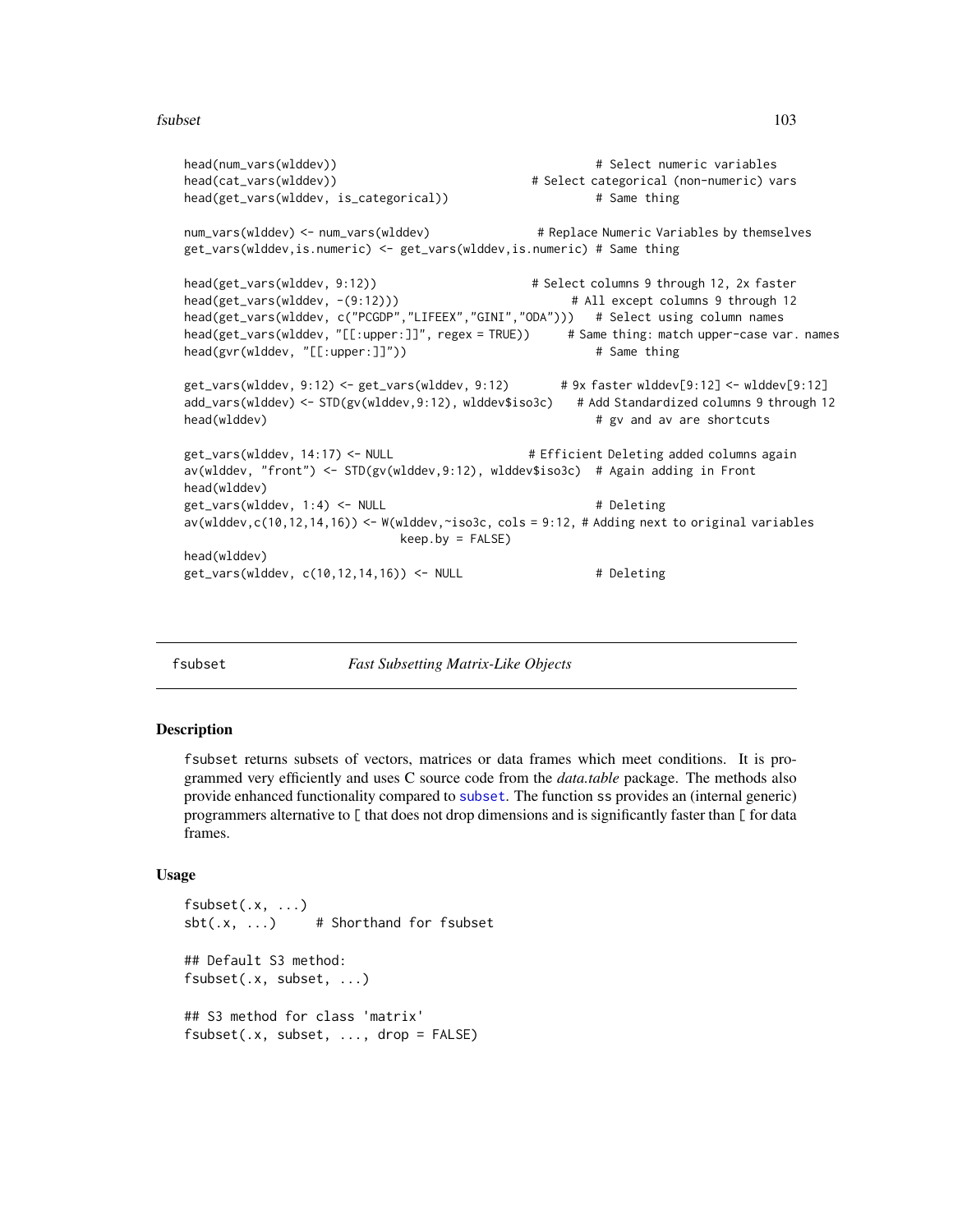```
head(num_vars(wlddev))                                    # Select numeric variables
head(cat_vars(wlddev))                           # Select categorical (non-numeric) vars
head(get_vars(wlddev, is_categorical))                    # Same thing

num_vars(wlddev) <- num_vars(wlddev)              # Replace Numeric Variables by themselves
get_vars(wlddev,is.numeric) <- get_vars(wlddev,is.numeric) # Same thing

head(get_vars(wlddev, 9:12))                      # Select columns 9 through 12, 2x faster
head(get_vars(wlddev, -(9:12)))                        # All except columns 9 through 12
head(get_vars(wlddev, c("PCGDP","LIFEEX","GINI","ODA")))   # Select using column names
head(get_vars(wlddev, "[[:upper:]]", regex = TRUE))      # Same thing: match upper-case var. names
head(gvr(wlddev, "[[:upper:]]"))                          # Same thing

get_vars(wlddev, 9:12) <- get_vars(wlddev, 9:12)       # 9x faster wlddev[9:12] <- wlddev[9:12]
add_vars(wlddev) <- STD(gv(wlddev,9:12), wlddev$iso3c)    # Add Standardized columns 9 through 12
head(wlddev)                                              # gv and av are shortcuts

get_vars(wlddev, 14:17) <- NULL                   # Efficient Deleting added columns again
av(wlddev, "front") <- STD(gv(wlddev,9:12), wlddev$iso3c)  # Again adding in Front
head(wlddev)
get_vars(wlddev, 1:4) <- NULL                             # Deleting
av(wlddev,c(10,12,14,16)) <- W(wlddev,~iso3c, cols = 9:12, # Adding next to original variables
                              keep.by = FALSE)
head(wlddev)
get_vars(wlddev, c(10,12,14,16)) <- NULL                  # Deleting
```

## fsubset — *Fast Subsetting Matrix-Like Objects*

### Description

fsubset returns subsets of vectors, matrices or data frames which meet conditions. It is programmed very efficiently and uses C source code from the *data.table* package. The methods also provide enhanced functionality compared to subset. The function ss provides an (internal generic) programmers alternative to [ that does not drop dimensions and is significantly faster than [ for data frames.

### Usage

```
fsubset(.x, ...)
sbt(.x, ...)     # Shorthand for fsubset

## Default S3 method:
fsubset(.x, subset, ...)

## S3 method for class 'matrix'
fsubset(.x, subset, ..., drop = FALSE)
```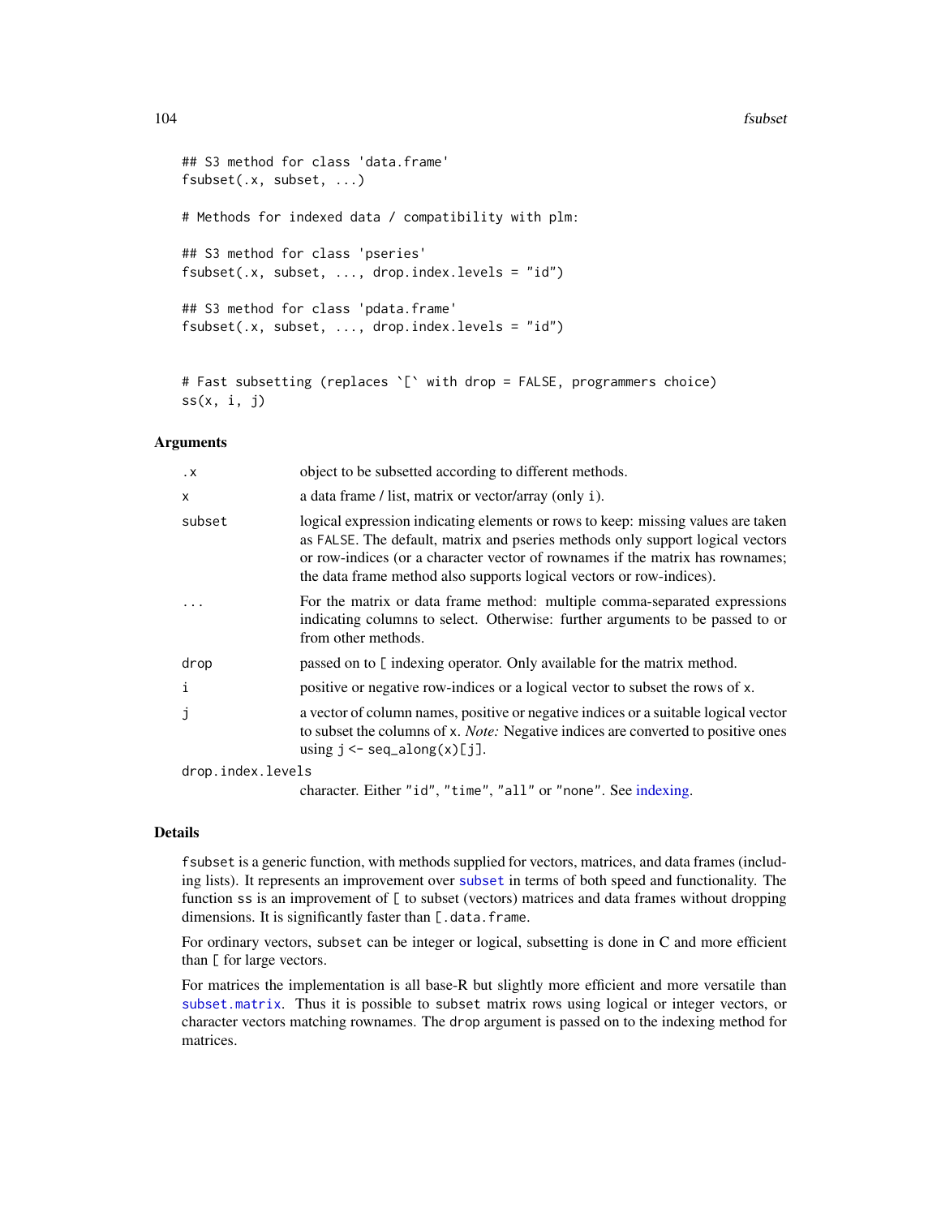```
## S3 method for class 'data.frame'
fsubset(.x, subset, ...)

# Methods for indexed data / compatibility with plm:

## S3 method for class 'pseries'
fsubset(.x, subset, ..., drop.index.levels = "id")

## S3 method for class 'pdata.frame'
fsubset(.x, subset, ..., drop.index.levels = "id")


# Fast subsetting (replaces `[` with drop = FALSE, programmers choice)
ss(x, i, j)
```

### Arguments

| | |
|---|---|
| `.x` | object to be subsetted according to different methods. |
| `x` | a data frame / list, matrix or vector/array (only `i`). |
| `subset` | logical expression indicating elements or rows to keep: missing values are taken as `FALSE`. The default, matrix and pseries methods only support logical vectors or row-indices (or a character vector of rownames if the matrix has rownames; the data frame method also supports logical vectors or row-indices). |
| `...` | For the matrix or data frame method: multiple comma-separated expressions indicating columns to select. Otherwise: further arguments to be passed to or from other methods. |
| `drop` | passed on to `[` indexing operator. Only available for the matrix method. |
| `i` | positive or negative row-indices or a logical vector to subset the rows of `x`. |
| `j` | a vector of column names, positive or negative indices or a suitable logical vector to subset the columns of `x`. *Note:* Negative indices are converted to positive ones using `j <- seq_along(x)[j]`. |
| `drop.index.levels` | character. Either `"id"`, `"time"`, `"all"` or `"none"`. See indexing. |

### Details

`fsubset` is a generic function, with methods supplied for vectors, matrices, and data frames (including lists). It represents an improvement over `subset` in terms of both speed and functionality. The function `ss` is an improvement of `[` to subset (vectors) matrices and data frames without dropping dimensions. It is significantly faster than `[.data.frame`.

For ordinary vectors, `subset` can be integer or logical, subsetting is done in C and more efficient than `[` for large vectors.

For matrices the implementation is all base-R but slightly more efficient and more versatile than `subset.matrix`. Thus it is possible to `subset` matrix rows using logical or integer vectors, or character vectors matching rownames. The `drop` argument is passed on to the indexing method for matrices.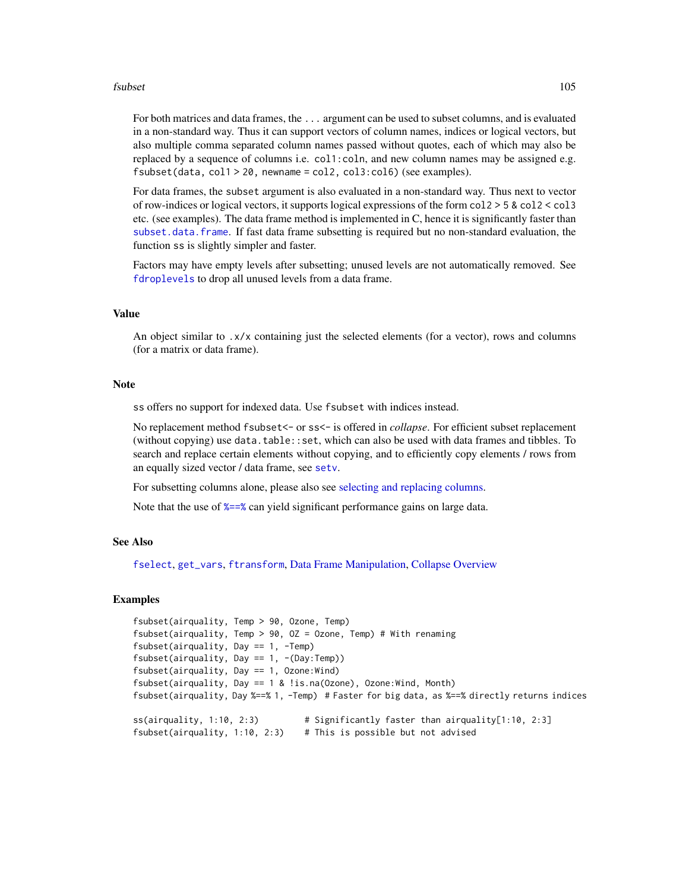For both matrices and data frames, the `...` argument can be used to subset columns, and is evaluated in a non-standard way. Thus it can support vectors of column names, indices or logical vectors, but also multiple comma separated column names passed without quotes, each of which may also be replaced by a sequence of columns i.e. `col1:coln`, and new column names may be assigned e.g. `fsubset(data, col1 > 20, newname = col2, col3:col6)` (see examples).

For data frames, the `subset` argument is also evaluated in a non-standard way. Thus next to vector of row-indices or logical vectors, it supports logical expressions of the form `col2 > 5 & col2 < col3` etc. (see examples). The data frame method is implemented in C, hence it is significantly faster than `subset.data.frame`. If fast data frame subsetting is required but no non-standard evaluation, the function `ss` is slightly simpler and faster.

Factors may have empty levels after subsetting; unused levels are not automatically removed. See `fdroplevels` to drop all unused levels from a data frame.

## Value

An object similar to `.x/x` containing just the selected elements (for a vector), rows and columns (for a matrix or data frame).

## Note

`ss` offers no support for indexed data. Use `fsubset` with indices instead.

No replacement method `fsubset<-` or `ss<-` is offered in *collapse*. For efficient subset replacement (without copying) use `data.table::set`, which can also be used with data frames and tibbles. To search and replace certain elements without copying, and to efficiently copy elements / rows from an equally sized vector / data frame, see `setv`.

For subsetting columns alone, please also see selecting and replacing columns.

Note that the use of `%==%` can yield significant performance gains on large data.

## See Also

`fselect`, `get_vars`, `ftransform`, Data Frame Manipulation, Collapse Overview

## Examples

```
fsubset(airquality, Temp > 90, Ozone, Temp)
fsubset(airquality, Temp > 90, OZ = Ozone, Temp) # With renaming
fsubset(airquality, Day == 1, -Temp)
fsubset(airquality, Day == 1, -(Day:Temp))
fsubset(airquality, Day == 1, Ozone:Wind)
fsubset(airquality, Day == 1 & !is.na(Ozone), Ozone:Wind, Month)
fsubset(airquality, Day %==% 1, -Temp)  # Faster for big data, as %==% directly returns indices

ss(airquality, 1:10, 2:3)         # Significantly faster than airquality[1:10, 2:3]
fsubset(airquality, 1:10, 2:3)    # This is possible but not advised
```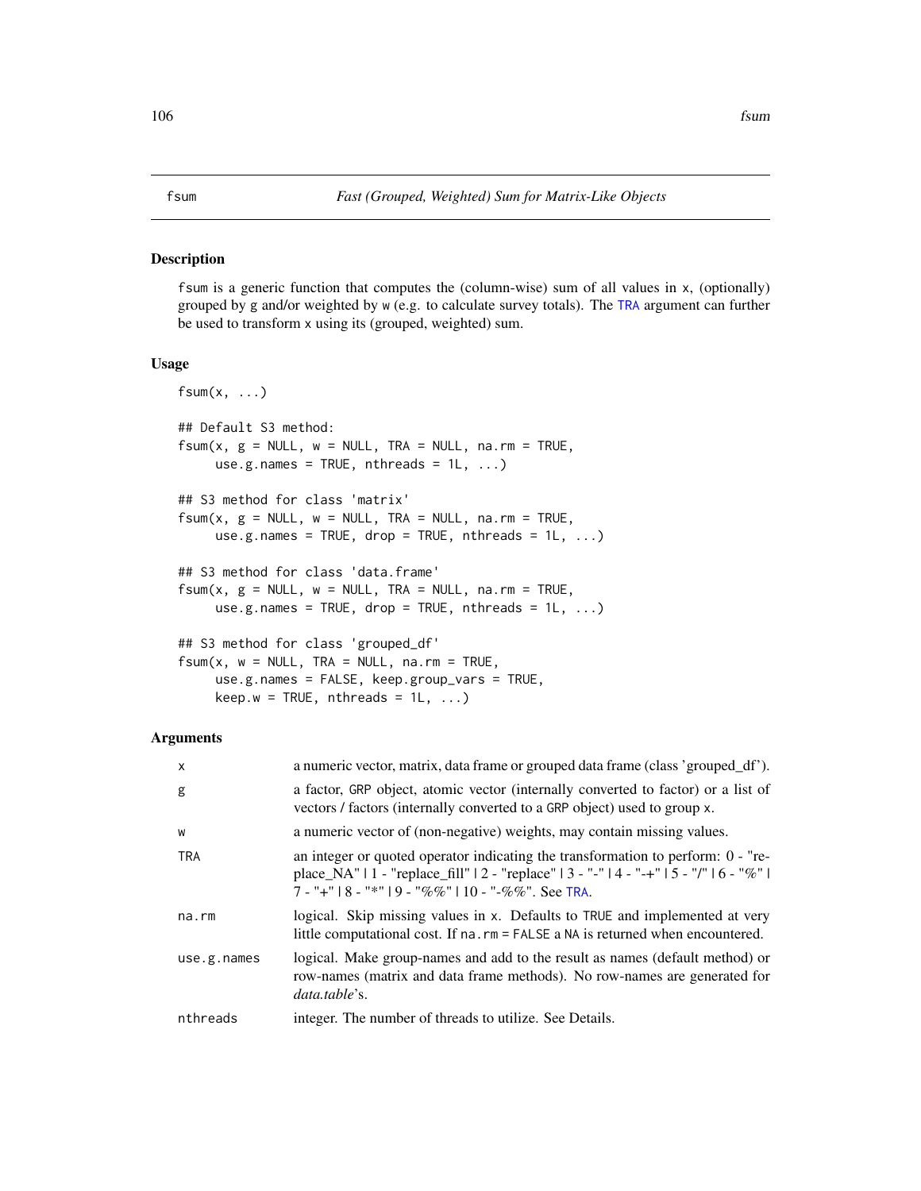# fsum — *Fast (Grouped, Weighted) Sum for Matrix-Like Objects*

## Description

fsum is a generic function that computes the (column-wise) sum of all values in x, (optionally) grouped by g and/or weighted by w (e.g. to calculate survey totals). The TRA argument can further be used to transform x using its (grouped, weighted) sum.

## Usage

```
fsum(x, ...)

## Default S3 method:
fsum(x, g = NULL, w = NULL, TRA = NULL, na.rm = TRUE,
     use.g.names = TRUE, nthreads = 1L, ...)

## S3 method for class 'matrix'
fsum(x, g = NULL, w = NULL, TRA = NULL, na.rm = TRUE,
     use.g.names = TRUE, drop = TRUE, nthreads = 1L, ...)

## S3 method for class 'data.frame'
fsum(x, g = NULL, w = NULL, TRA = NULL, na.rm = TRUE,
     use.g.names = TRUE, drop = TRUE, nthreads = 1L, ...)

## S3 method for class 'grouped_df'
fsum(x, w = NULL, TRA = NULL, na.rm = TRUE,
     use.g.names = FALSE, keep.group_vars = TRUE,
     keep.w = TRUE, nthreads = 1L, ...)
```

## Arguments

| | |
|---|---|
| x | a numeric vector, matrix, data frame or grouped data frame (class 'grouped_df'). |
| g | a factor, GRP object, atomic vector (internally converted to factor) or a list of vectors / factors (internally converted to a GRP object) used to group x. |
| w | a numeric vector of (non-negative) weights, may contain missing values. |
| TRA | an integer or quoted operator indicating the transformation to perform: 0 - "replace_NA" \| 1 - "replace_fill" \| 2 - "replace" \| 3 - "-" \| 4 - "-+" \| 5 - "/" \| 6 - "%" \| 7 - "+" \| 8 - "*" \| 9 - "%%" \| 10 - "-%%". See TRA. |
| na.rm | logical. Skip missing values in x. Defaults to TRUE and implemented at very little computational cost. If na.rm = FALSE a NA is returned when encountered. |
| use.g.names | logical. Make group-names and add to the result as names (default method) or row-names (matrix and data frame methods). No row-names are generated for *data.table*'s. |
| nthreads | integer. The number of threads to utilize. See Details. |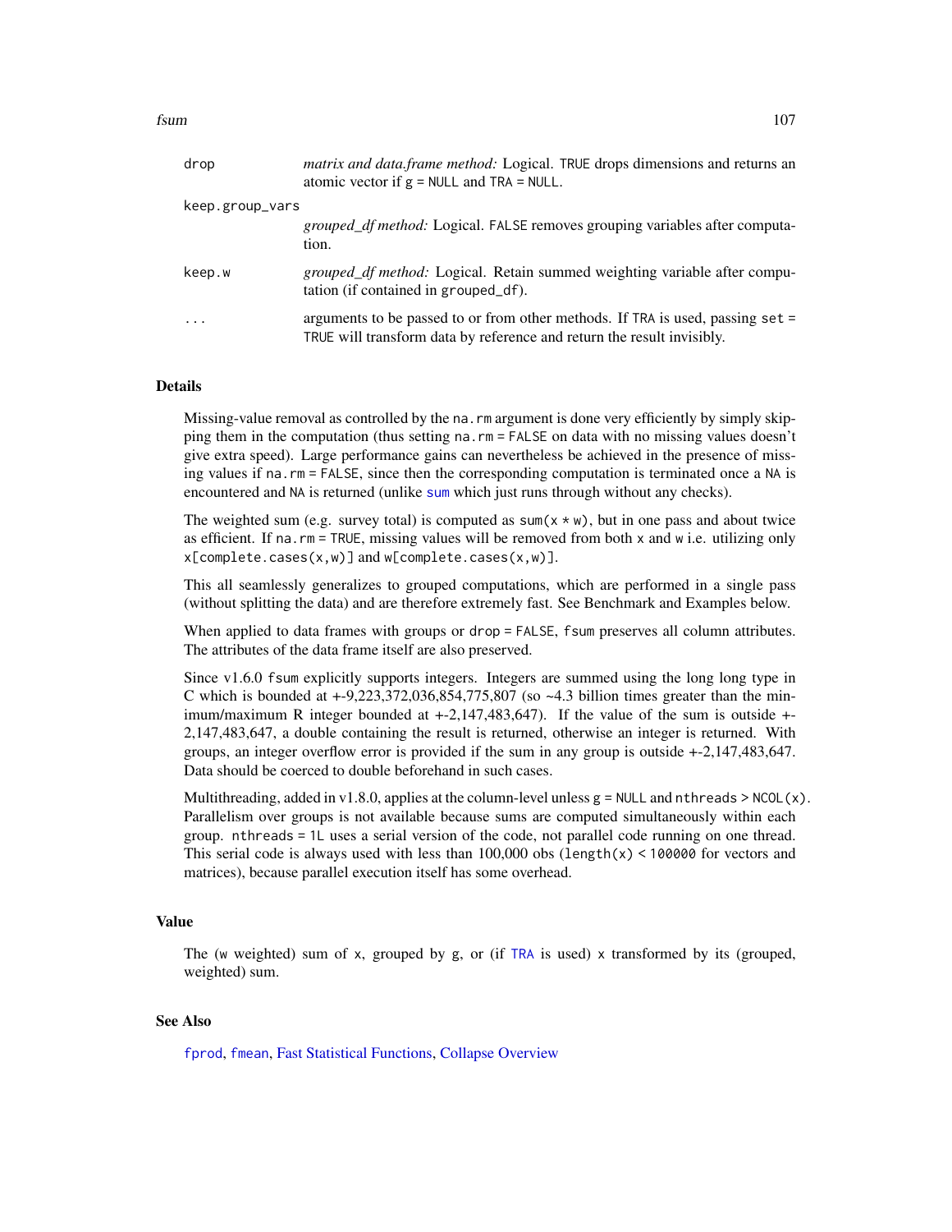| | |
|---|---|
| drop | *matrix and data.frame method:* Logical. TRUE drops dimensions and returns an atomic vector if g = NULL and TRA = NULL. |
| keep.group_vars | *grouped_df method:* Logical. FALSE removes grouping variables after computation. |
| keep.w | *grouped_df method:* Logical. Retain summed weighting variable after computation (if contained in grouped_df). |
| ... | arguments to be passed to or from other methods. If TRA is used, passing set = TRUE will transform data by reference and return the result invisibly. |

## Details

Missing-value removal as controlled by the na.rm argument is done very efficiently by simply skipping them in the computation (thus setting na.rm = FALSE on data with no missing values doesn't give extra speed). Large performance gains can nevertheless be achieved in the presence of missing values if na.rm = FALSE, since then the corresponding computation is terminated once a NA is encountered and NA is returned (unlike sum which just runs through without any checks).

The weighted sum (e.g. survey total) is computed as sum(x * w), but in one pass and about twice as efficient. If na.rm = TRUE, missing values will be removed from both x and w i.e. utilizing only x[complete.cases(x,w)] and w[complete.cases(x,w)].

This all seamlessly generalizes to grouped computations, which are performed in a single pass (without splitting the data) and are therefore extremely fast. See Benchmark and Examples below.

When applied to data frames with groups or drop = FALSE, fsum preserves all column attributes. The attributes of the data frame itself are also preserved.

Since v1.6.0 fsum explicitly supports integers. Integers are summed using the long long type in C which is bounded at +-9,223,372,036,854,775,807 (so ~4.3 billion times greater than the minimum/maximum R integer bounded at +-2,147,483,647). If the value of the sum is outside +-2,147,483,647, a double containing the result is returned, otherwise an integer is returned. With groups, an integer overflow error is provided if the sum in any group is outside +-2,147,483,647. Data should be coerced to double beforehand in such cases.

Multithreading, added in v1.8.0, applies at the column-level unless g = NULL and nthreads > NCOL(x). Parallelism over groups is not available because sums are computed simultaneously within each group. nthreads = 1L uses a serial version of the code, not parallel code running on one thread. This serial code is always used with less than 100,000 obs (length(x) < 100000 for vectors and matrices), because parallel execution itself has some overhead.

## Value

The (w weighted) sum of x, grouped by g, or (if TRA is used) x transformed by its (grouped, weighted) sum.

## See Also

fprod, fmean, Fast Statistical Functions, Collapse Overview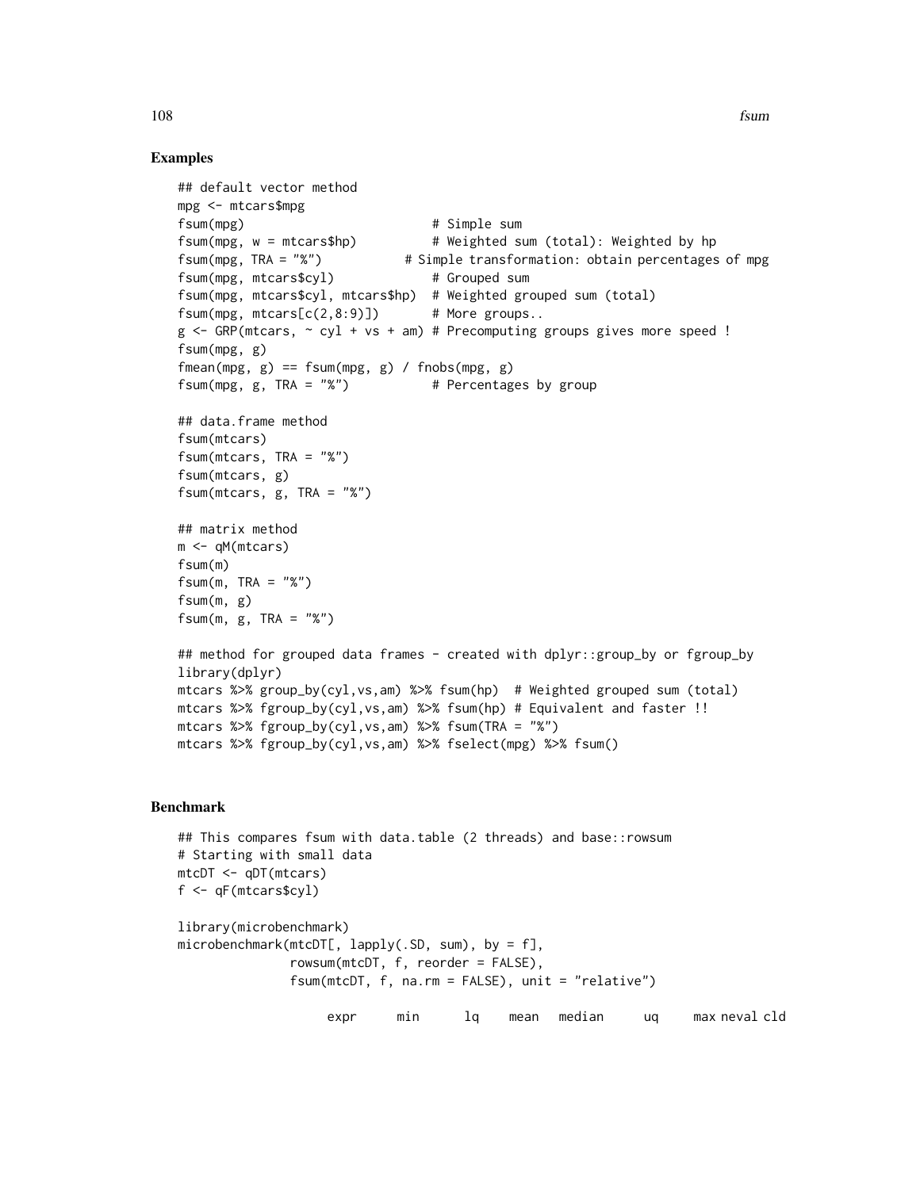## Examples

```
## default vector method
mpg <- mtcars$mpg
fsum(mpg)                         # Simple sum
fsum(mpg, w = mtcars$hp)          # Weighted sum (total): Weighted by hp
fsum(mpg, TRA = "%")           # Simple transformation: obtain percentages of mpg
fsum(mpg, mtcars$cyl)             # Grouped sum
fsum(mpg, mtcars$cyl, mtcars$hp)  # Weighted grouped sum (total)
fsum(mpg, mtcars[c(2,8:9)])       # More groups..
g <- GRP(mtcars, ~ cyl + vs + am) # Precomputing groups gives more speed !
fsum(mpg, g)
fmean(mpg, g) == fsum(mpg, g) / fnobs(mpg, g)
fsum(mpg, g, TRA = "%")           # Percentages by group

## data.frame method
fsum(mtcars)
fsum(mtcars, TRA = "%")
fsum(mtcars, g)
fsum(mtcars, g, TRA = "%")

## matrix method
m <- qM(mtcars)
fsum(m)
fsum(m, TRA = "%")
fsum(m, g)
fsum(m, g, TRA = "%")

## method for grouped data frames - created with dplyr::group_by or fgroup_by
library(dplyr)
mtcars %>% group_by(cyl,vs,am) %>% fsum(hp)  # Weighted grouped sum (total)
mtcars %>% fgroup_by(cyl,vs,am) %>% fsum(hp) # Equivalent and faster !!
mtcars %>% fgroup_by(cyl,vs,am) %>% fsum(TRA = "%")
mtcars %>% fgroup_by(cyl,vs,am) %>% fselect(mpg) %>% fsum()
```

## Benchmark

```
## This compares fsum with data.table (2 threads) and base::rowsum
# Starting with small data
mtcDT <- qDT(mtcars)
f <- qF(mtcars$cyl)

library(microbenchmark)
microbenchmark(mtcDT[, lapply(.SD, sum), by = f],
               rowsum(mtcDT, f, reorder = FALSE),
               fsum(mtcDT, f, na.rm = FALSE), unit = "relative")

                    expr      min       lq     mean   median       uq      max neval cld
```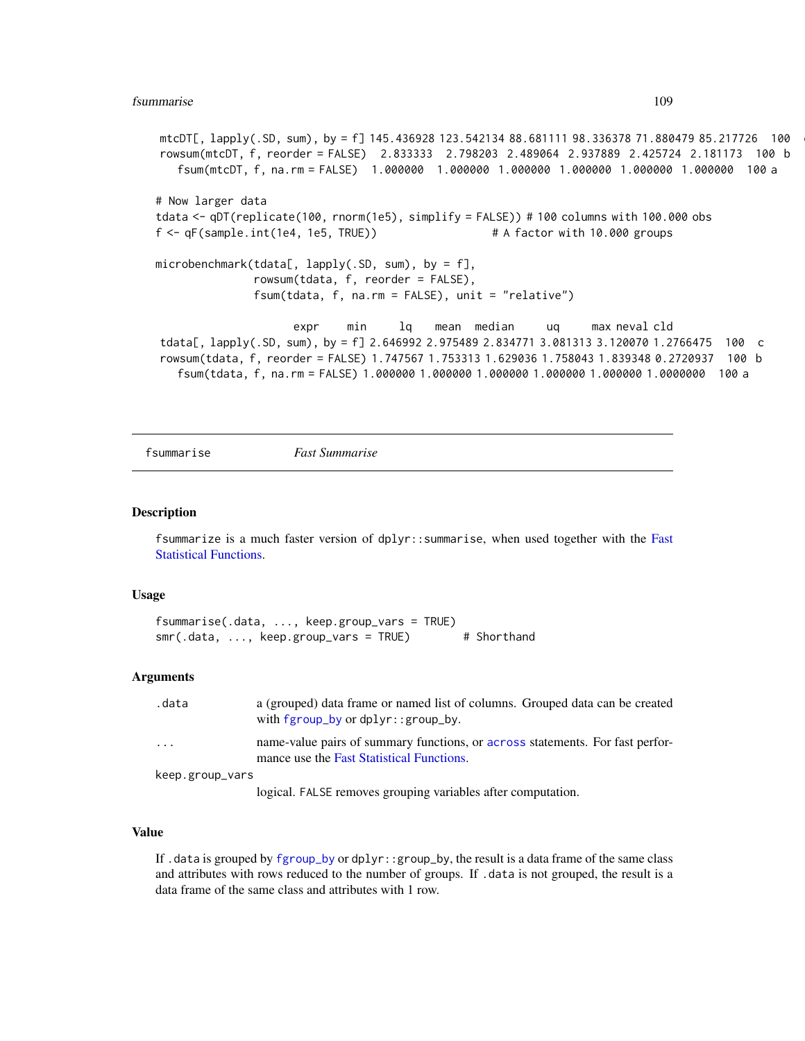```
 mtcDT[, lapply(.SD, sum), by = f] 145.436928 123.542134 88.681111 98.336378 71.880479 85.217726  100  c
 rowsum(mtcDT, f, reorder = FALSE)   2.833333   2.798203  2.489064  2.937889  2.425724  2.181173  100  b
    fsum(mtcDT, f, na.rm = FALSE)   1.000000   1.000000  1.000000  1.000000  1.000000  1.000000  100 a

# Now larger data
tdata <- qDT(replicate(100, rnorm(1e5), simplify = FALSE)) # 100 columns with 100.000 obs
f <- qF(sample.int(1e4, 1e5, TRUE))                  # A factor with 10.000 groups

microbenchmark(tdata[, lapply(.SD, sum), by = f],
               rowsum(tdata, f, reorder = FALSE),
               fsum(tdata, f, na.rm = FALSE), unit = "relative")

                      expr      min       lq     mean   median       uq       max neval cld
 tdata[, lapply(.SD, sum), by = f] 2.646992 2.975489 2.834771 3.081313 3.120070 1.2766475   100   c
 rowsum(tdata, f, reorder = FALSE) 1.747567 1.753313 1.629036 1.758043 1.839348 0.2720937   100  b
    fsum(tdata, f, na.rm = FALSE) 1.000000 1.000000 1.000000 1.000000 1.000000 1.0000000   100 a
```

## fsummarise — *Fast Summarise*

### Description

`fsummarize` is a much faster version of `dplyr::summarise`, when used together with the Fast Statistical Functions.

### Usage

```
fsummarise(.data, ..., keep.group_vars = TRUE)
smr(.data, ..., keep.group_vars = TRUE)        # Shorthand
```

### Arguments

| | |
|---|---|
| `.data` | a (grouped) data frame or named list of columns. Grouped data can be created with `fgroup_by` or `dplyr::group_by`. |
| `...` | name-value pairs of summary functions, or `across` statements. For fast performance use the Fast Statistical Functions. |
| `keep.group_vars` | logical. `FALSE` removes grouping variables after computation. |

### Value

If `.data` is grouped by `fgroup_by` or `dplyr::group_by`, the result is a data frame of the same class and attributes with rows reduced to the number of groups. If `.data` is not grouped, the result is a data frame of the same class and attributes with 1 row.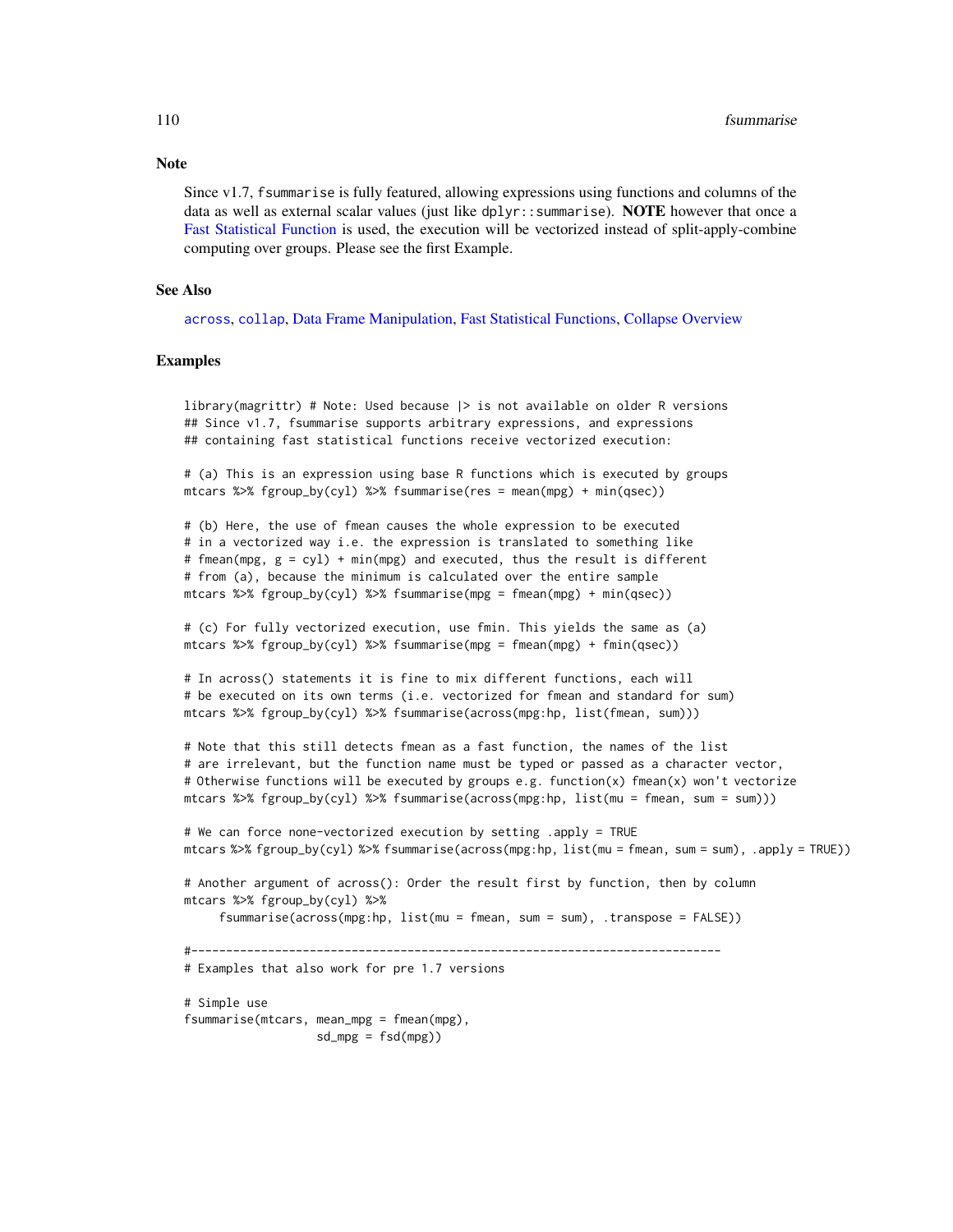## Note

Since v1.7, `fsummarise` is fully featured, allowing expressions using functions and columns of the data as well as external scalar values (just like `dplyr::summarise`). **NOTE** however that once a Fast Statistical Function is used, the execution will be vectorized instead of split-apply-combine computing over groups. Please see the first Example.

## See Also

`across`, `collap`, Data Frame Manipulation, Fast Statistical Functions, Collapse Overview

## Examples

```
library(magrittr) # Note: Used because |> is not available on older R versions
## Since v1.7, fsummarise supports arbitrary expressions, and expressions
## containing fast statistical functions receive vectorized execution:

# (a) This is an expression using base R functions which is executed by groups
mtcars %>% fgroup_by(cyl) %>% fsummarise(res = mean(mpg) + min(qsec))

# (b) Here, the use of fmean causes the whole expression to be executed
# in a vectorized way i.e. the expression is translated to something like
# fmean(mpg, g = cyl) + min(mpg) and executed, thus the result is different
# from (a), because the minimum is calculated over the entire sample
mtcars %>% fgroup_by(cyl) %>% fsummarise(mpg = fmean(mpg) + min(qsec))

# (c) For fully vectorized execution, use fmin. This yields the same as (a)
mtcars %>% fgroup_by(cyl) %>% fsummarise(mpg = fmean(mpg) + fmin(qsec))

# In across() statements it is fine to mix different functions, each will
# be executed on its own terms (i.e. vectorized for fmean and standard for sum)
mtcars %>% fgroup_by(cyl) %>% fsummarise(across(mpg:hp, list(fmean, sum)))

# Note that this still detects fmean as a fast function, the names of the list
# are irrelevant, but the function name must be typed or passed as a character vector,
# Otherwise functions will be executed by groups e.g. function(x) fmean(x) won't vectorize
mtcars %>% fgroup_by(cyl) %>% fsummarise(across(mpg:hp, list(mu = fmean, sum = sum)))

# We can force none-vectorized execution by setting .apply = TRUE
mtcars %>% fgroup_by(cyl) %>% fsummarise(across(mpg:hp, list(mu = fmean, sum = sum), .apply = TRUE))

# Another argument of across(): Order the result first by function, then by column
mtcars %>% fgroup_by(cyl) %>%
     fsummarise(across(mpg:hp, list(mu = fmean, sum = sum), .transpose = FALSE))

#----------------------------------------------------------------------------
# Examples that also work for pre 1.7 versions

# Simple use
fsummarise(mtcars, mean_mpg = fmean(mpg),
                   sd_mpg = fsd(mpg))
```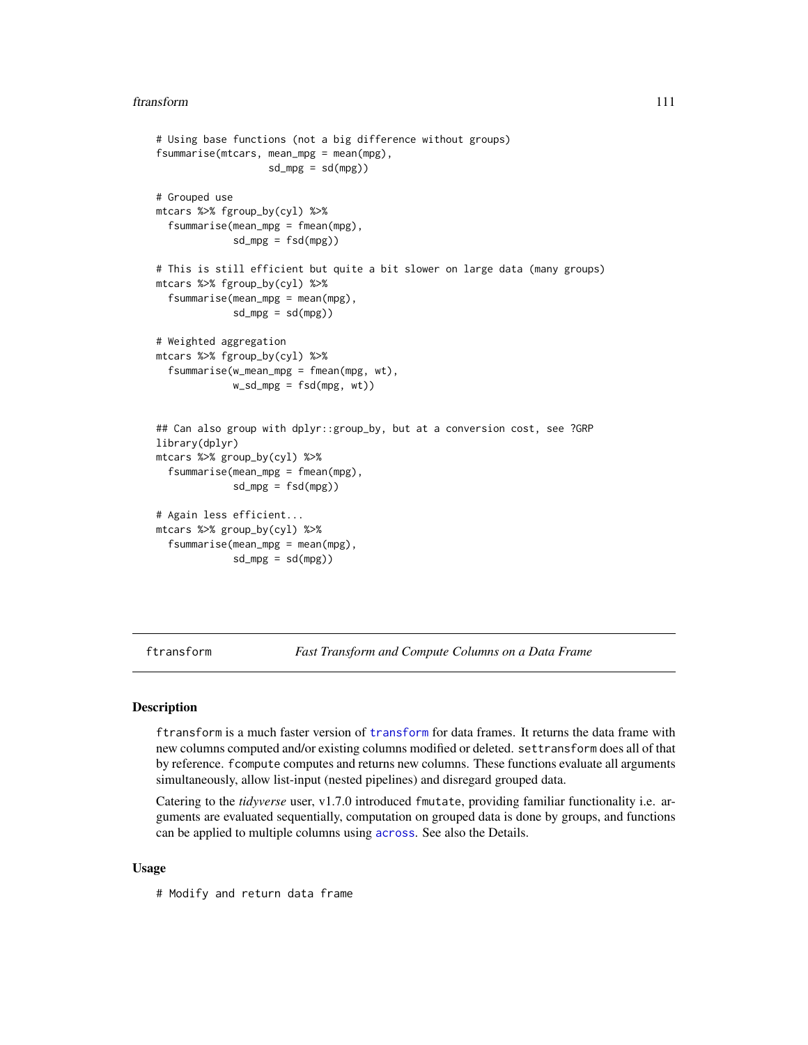```
# Using base functions (not a big difference without groups)
fsummarise(mtcars, mean_mpg = mean(mpg),
                   sd_mpg = sd(mpg))

# Grouped use
mtcars %>% fgroup_by(cyl) %>%
  fsummarise(mean_mpg = fmean(mpg),
             sd_mpg = fsd(mpg))

# This is still efficient but quite a bit slower on large data (many groups)
mtcars %>% fgroup_by(cyl) %>%
  fsummarise(mean_mpg = mean(mpg),
             sd_mpg = sd(mpg))

# Weighted aggregation
mtcars %>% fgroup_by(cyl) %>%
  fsummarise(w_mean_mpg = fmean(mpg, wt),
             w_sd_mpg = fsd(mpg, wt))


## Can also group with dplyr::group_by, but at a conversion cost, see ?GRP
library(dplyr)
mtcars %>% group_by(cyl) %>%
  fsummarise(mean_mpg = fmean(mpg),
             sd_mpg = fsd(mpg))

# Again less efficient...
mtcars %>% group_by(cyl) %>%
  fsummarise(mean_mpg = mean(mpg),
             sd_mpg = sd(mpg))
```

## ftransform — *Fast Transform and Compute Columns on a Data Frame*

### Description

ftransform is a much faster version of transform for data frames. It returns the data frame with new columns computed and/or existing columns modified or deleted. settransform does all of that by reference. fcompute computes and returns new columns. These functions evaluate all arguments simultaneously, allow list-input (nested pipelines) and disregard grouped data.

Catering to the *tidyverse* user, v1.7.0 introduced fmutate, providing familiar functionality i.e. arguments are evaluated sequentially, computation on grouped data is done by groups, and functions can be applied to multiple columns using across. See also the Details.

### Usage

```
# Modify and return data frame
```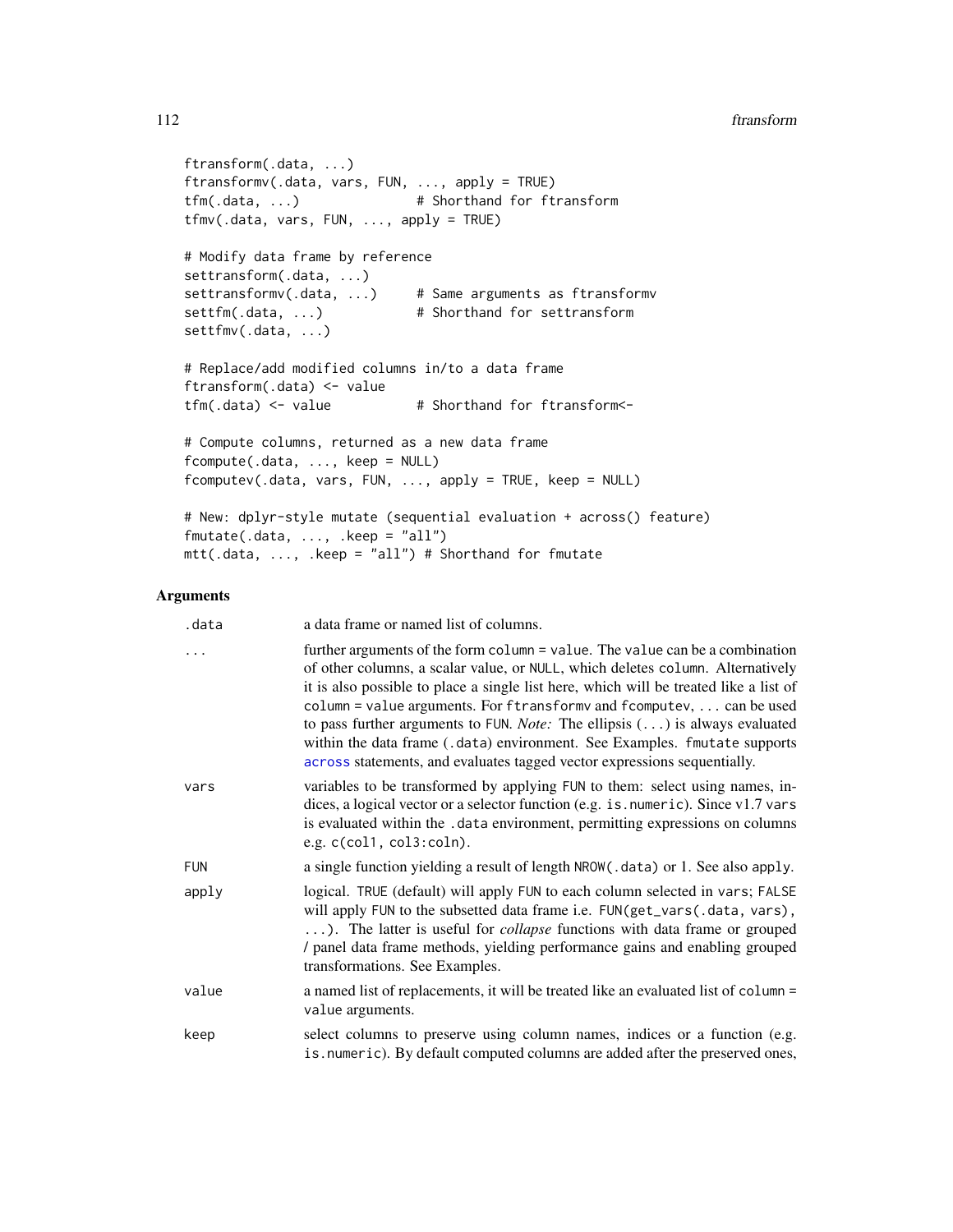```
ftransform(.data, ...)
ftransformv(.data, vars, FUN, ..., apply = TRUE)
tfm(.data, ...)              # Shorthand for ftransform
tfmv(.data, vars, FUN, ..., apply = TRUE)

# Modify data frame by reference
settransform(.data, ...)
settransformv(.data, ...)     # Same arguments as ftransformv
settfm(.data, ...)            # Shorthand for settransform
settfmv(.data, ...)

# Replace/add modified columns in/to a data frame
ftransform(.data) <- value
tfm(.data) <- value           # Shorthand for ftransform<-

# Compute columns, returned as a new data frame
fcompute(.data, ..., keep = NULL)
fcomputev(.data, vars, FUN, ..., apply = TRUE, keep = NULL)

# New: dplyr-style mutate (sequential evaluation + across() feature)
fmutate(.data, ..., .keep = "all")
mtt(.data, ..., .keep = "all") # Shorthand for fmutate
```

### Arguments

| | |
|---|---|
| `.data` | a data frame or named list of columns. |
| `...` | further arguments of the form `column = value`. The `value` can be a combination of other columns, a scalar value, or `NULL`, which deletes `column`. Alternatively it is also possible to place a single list here, which will be treated like a list of `column = value` arguments. For `ftransformv` and `fcomputev`, `...` can be used to pass further arguments to `FUN`. *Note:* The ellipsis (`...`) is always evaluated within the data frame (`.data`) environment. See Examples. `fmutate` supports `across` statements, and evaluates tagged vector expressions sequentially. |
| `vars` | variables to be transformed by applying `FUN` to them: select using names, indices, a logical vector or a selector function (e.g. `is.numeric`). Since v1.7 `vars` is evaluated within the `.data` environment, permitting expressions on columns e.g. `c(col1, col3:coln)`. |
| `FUN` | a single function yielding a result of length `NROW(.data)` or 1. See also `apply`. |
| `apply` | logical. `TRUE` (default) will apply `FUN` to each column selected in `vars`; `FALSE` will apply `FUN` to the subsetted data frame i.e. `FUN(get_vars(.data, vars), ...)`. The latter is useful for *collapse* functions with data frame or grouped / panel data frame methods, yielding performance gains and enabling grouped transformations. See Examples. |
| `value` | a named list of replacements, it will be treated like an evaluated list of `column = value` arguments. |
| `keep` | select columns to preserve using column names, indices or a function (e.g. `is.numeric`). By default computed columns are added after the preserved ones, |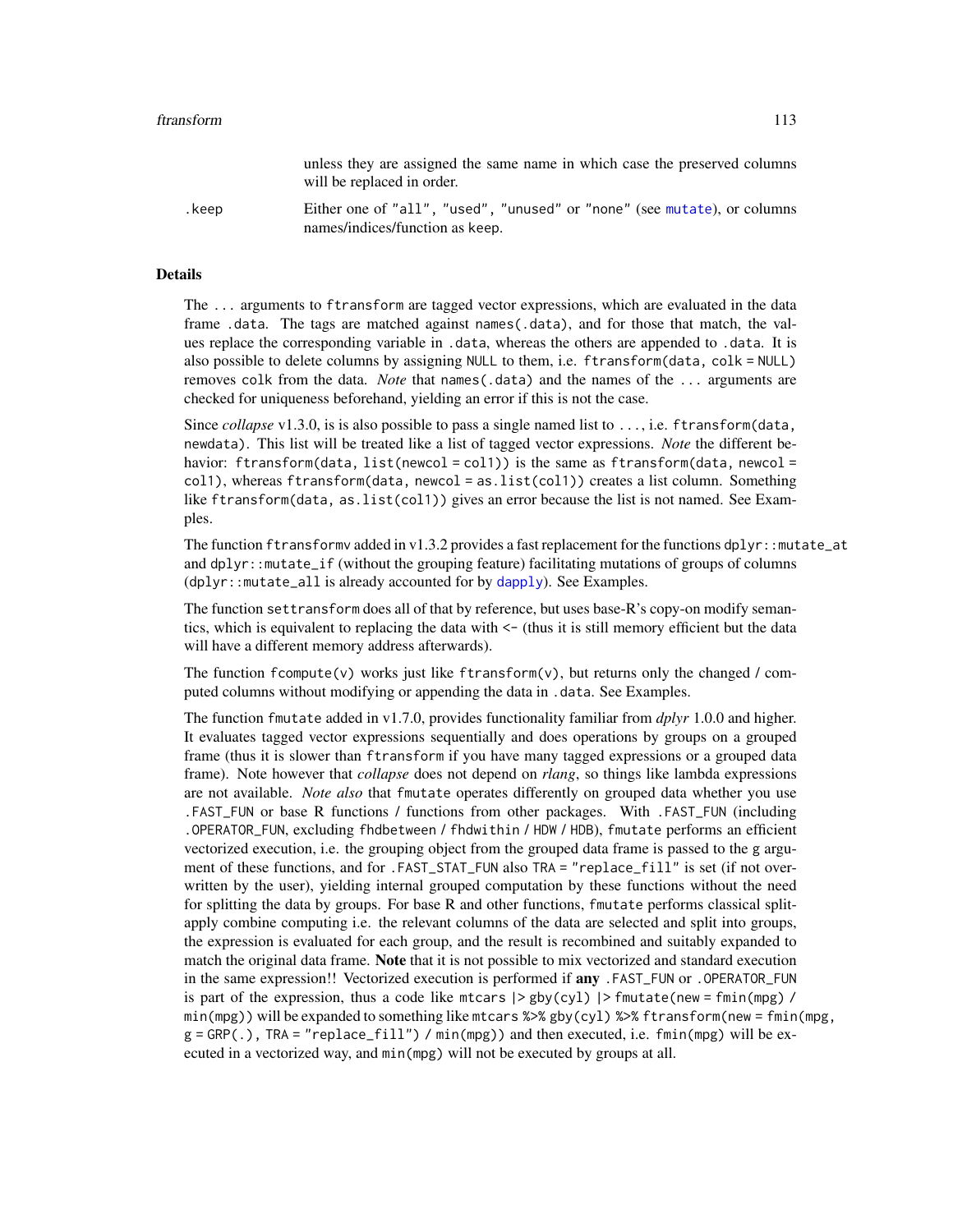unless they are assigned the same name in which case the preserved columns will be replaced in order.

`.keep` Either one of `"all"`, `"used"`, `"unused"` or `"none"` (see mutate), or columns names/indices/function as keep.

## Details

The `...` arguments to `ftransform` are tagged vector expressions, which are evaluated in the data frame `.data`. The tags are matched against `names(.data)`, and for those that match, the values replace the corresponding variable in `.data`, whereas the others are appended to `.data`. It is also possible to delete columns by assigning `NULL` to them, i.e. `ftransform(data, colk = NULL)` removes `colk` from the data. *Note* that `names(.data)` and the names of the `...` arguments are checked for uniqueness beforehand, yielding an error if this is not the case.

Since *collapse* v1.3.0, is is also possible to pass a single named list to `...`, i.e. `ftransform(data, newdata)`. This list will be treated like a list of tagged vector expressions. *Note* the different behavior: `ftransform(data, list(newcol = col1))` is the same as `ftransform(data, newcol = col1)`, whereas `ftransform(data, newcol = as.list(col1))` creates a list column. Something like `ftransform(data, as.list(col1))` gives an error because the list is not named. See Examples.

The function `ftransformv` added in v1.3.2 provides a fast replacement for the functions `dplyr::mutate_at` and `dplyr::mutate_if` (without the grouping feature) facilitating mutations of groups of columns (`dplyr::mutate_all` is already accounted for by dapply). See Examples.

The function `settransform` does all of that by reference, but uses base-R's copy-on modify semantics, which is equivalent to replacing the data with `<-` (thus it is still memory efficient but the data will have a different memory address afterwards).

The function `fcompute(v)` works just like `ftransform(v)`, but returns only the changed / computed columns without modifying or appending the data in `.data`. See Examples.

The function `fmutate` added in v1.7.0, provides functionality familiar from *dplyr* 1.0.0 and higher. It evaluates tagged vector expressions sequentially and does operations by groups on a grouped frame (thus it is slower than `ftransform` if you have many tagged expressions or a grouped data frame). Note however that *collapse* does not depend on *rlang*, so things like lambda expressions are not available. *Note also* that `fmutate` operates differently on grouped data whether you use `.FAST_FUN` or base R functions / functions from other packages. With `.FAST_FUN` (including `.OPERATOR_FUN`, excluding `fhdbetween` / `fhdwithin` / `HDW` / `HDB`), `fmutate` performs an efficient vectorized execution, i.e. the grouping object from the grouped data frame is passed to the `g` argument of these functions, and for `.FAST_STAT_FUN` also `TRA = "replace_fill"` is set (if not overwritten by the user), yielding internal grouped computation by these functions without the need for splitting the data by groups. For base R and other functions, `fmutate` performs classical split-apply combine computing i.e. the relevant columns of the data are selected and split into groups, the expression is evaluated for each group, and the result is recombined and suitably expanded to match the original data frame. **Note** that it is not possible to mix vectorized and standard execution in the same expression!! Vectorized execution is performed if **any** `.FAST_FUN` or `.OPERATOR_FUN` is part of the expression, thus a code like `mtcars |> gby(cyl) |> fmutate(new = fmin(mpg) / min(mpg))` will be expanded to something like `mtcars %>% gby(cyl) %>% ftransform(new = fmin(mpg, g = GRP(.), TRA = "replace_fill") / min(mpg))` and then executed, i.e. `fmin(mpg)` will be executed in a vectorized way, and `min(mpg)` will not be executed by groups at all.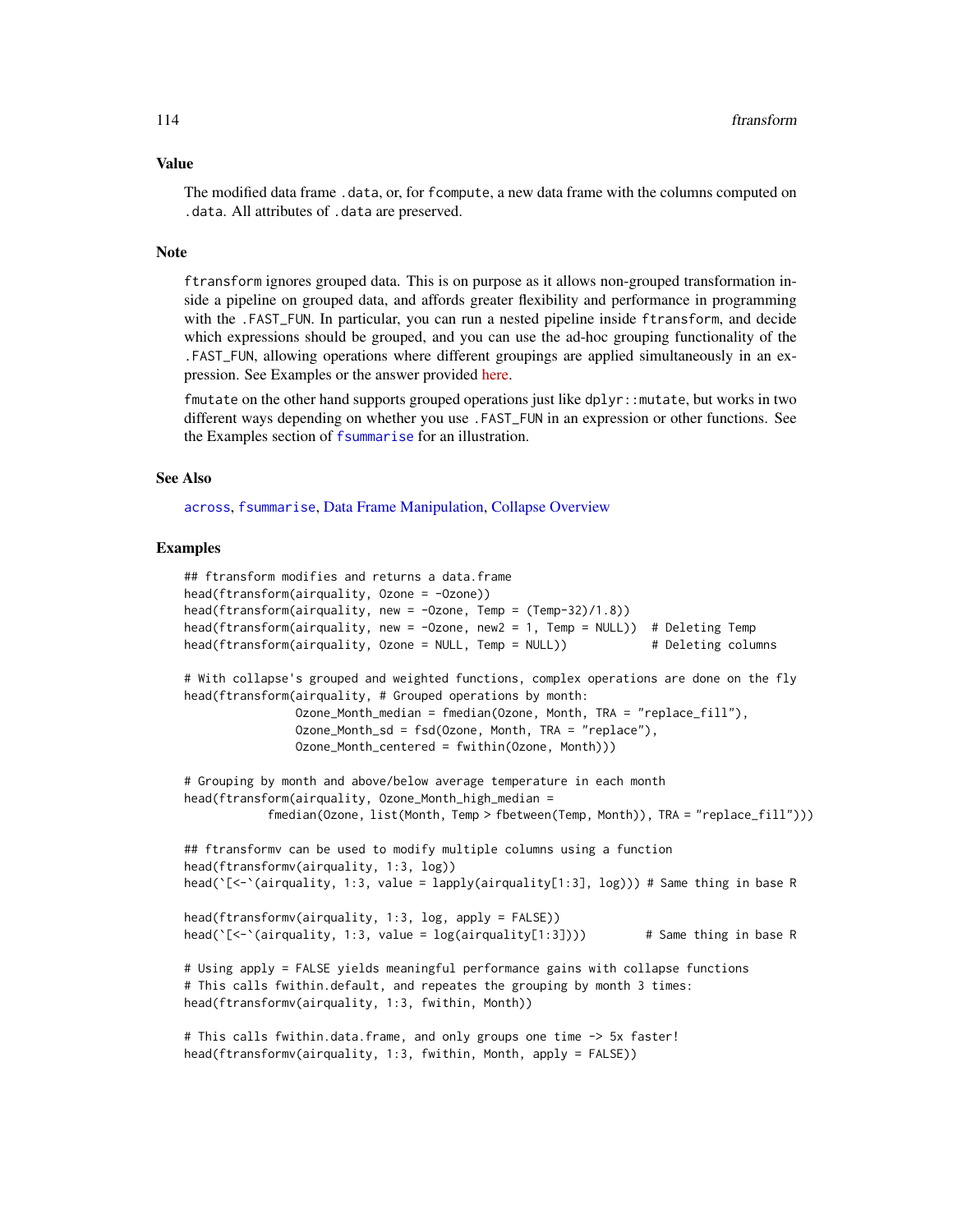## Value

The modified data frame `.data`, or, for `fcompute`, a new data frame with the columns computed on `.data`. All attributes of `.data` are preserved.

## Note

`ftransform` ignores grouped data. This is on purpose as it allows non-grouped transformation inside a pipeline on grouped data, and affords greater flexibility and performance in programming with the `.FAST_FUN`. In particular, you can run a nested pipeline inside `ftransform`, and decide which expressions should be grouped, and you can use the ad-hoc grouping functionality of the `.FAST_FUN`, allowing operations where different groupings are applied simultaneously in an expression. See Examples or the answer provided here.

`fmutate` on the other hand supports grouped operations just like `dplyr::mutate`, but works in two different ways depending on whether you use `.FAST_FUN` in an expression or other functions. See the Examples section of `fsummarise` for an illustration.

## See Also

`across`, `fsummarise`, Data Frame Manipulation, Collapse Overview

## Examples

```
## ftransform modifies and returns a data.frame
head(ftransform(airquality, Ozone = -Ozone))
head(ftransform(airquality, new = -Ozone, Temp = (Temp-32)/1.8))
head(ftransform(airquality, new = -Ozone, new2 = 1, Temp = NULL))  # Deleting Temp
head(ftransform(airquality, Ozone = NULL, Temp = NULL))            # Deleting columns

# With collapse's grouped and weighted functions, complex operations are done on the fly
head(ftransform(airquality, # Grouped operations by month:
                Ozone_Month_median = fmedian(Ozone, Month, TRA = "replace_fill"),
                Ozone_Month_sd = fsd(Ozone, Month, TRA = "replace"),
                Ozone_Month_centered = fwithin(Ozone, Month)))

# Grouping by month and above/below average temperature in each month
head(ftransform(airquality, Ozone_Month_high_median =
            fmedian(Ozone, list(Month, Temp > fbetween(Temp, Month)), TRA = "replace_fill")))

## ftransformv can be used to modify multiple columns using a function
head(ftransformv(airquality, 1:3, log))
head(`[<-`(airquality, 1:3, value = lapply(airquality[1:3], log))) # Same thing in base R

head(ftransformv(airquality, 1:3, log, apply = FALSE))
head(`[<-`(airquality, 1:3, value = log(airquality[1:3])))        # Same thing in base R

# Using apply = FALSE yields meaningful performance gains with collapse functions
# This calls fwithin.default, and repeates the grouping by month 3 times:
head(ftransformv(airquality, 1:3, fwithin, Month))

# This calls fwithin.data.frame, and only groups one time -> 5x faster!
head(ftransformv(airquality, 1:3, fwithin, Month, apply = FALSE))
```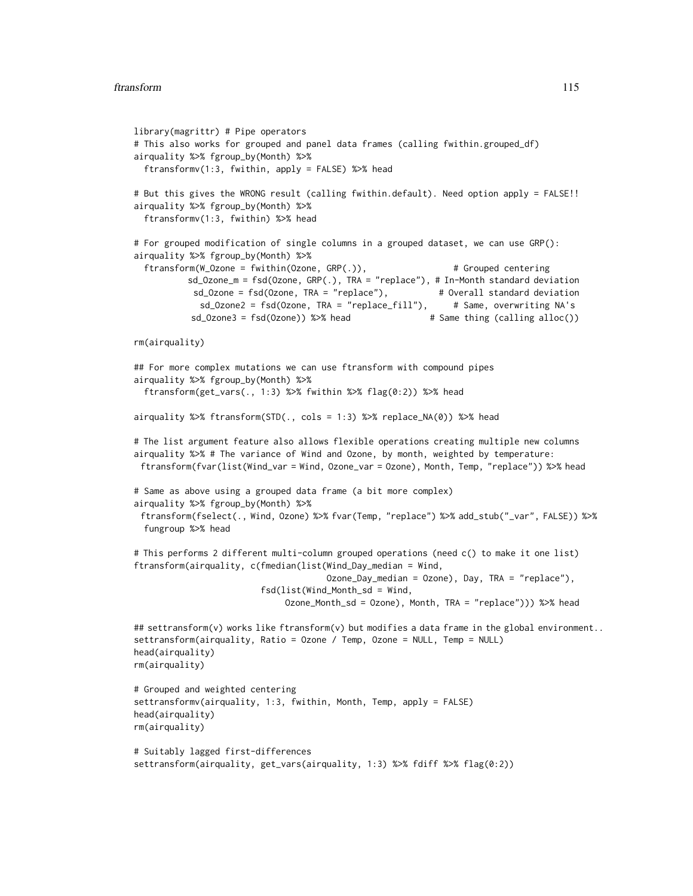```
library(magrittr) # Pipe operators
# This also works for grouped and panel data frames (calling fwithin.grouped_df)
airquality %>% fgroup_by(Month) %>%
  ftransformv(1:3, fwithin, apply = FALSE) %>% head

# But this gives the WRONG result (calling fwithin.default). Need option apply = FALSE!!
airquality %>% fgroup_by(Month) %>%
  ftransformv(1:3, fwithin) %>% head

# For grouped modification of single columns in a grouped dataset, we can use GRP():
airquality %>% fgroup_by(Month) %>%
  ftransform(W_Ozone = fwithin(Ozone, GRP(.)),                 # Grouped centering
           sd_Ozone_m = fsd(Ozone, GRP(.), TRA = "replace"), # In-Month standard deviation
            sd_Ozone = fsd(Ozone, TRA = "replace"),          # Overall standard deviation
             sd_Ozone2 = fsd(Ozone, TRA = "replace_fill"),     # Same, overwriting NA's
            sd_Ozone3 = fsd(Ozone)) %>% head                # Same thing (calling alloc())

rm(airquality)

## For more complex mutations we can use ftransform with compound pipes
airquality %>% fgroup_by(Month) %>%
  ftransform(get_vars(., 1:3) %>% fwithin %>% flag(0:2)) %>% head

airquality %>% ftransform(STD(., cols = 1:3) %>% replace_NA(0)) %>% head

# The list argument feature also allows flexible operations creating multiple new columns
airquality %>% # The variance of Wind and Ozone, by month, weighted by temperature:
 ftransform(fvar(list(Wind_var = Wind, Ozone_var = Ozone), Month, Temp, "replace")) %>% head

# Same as above using a grouped data frame (a bit more complex)
airquality %>% fgroup_by(Month) %>%
 ftransform(fselect(., Wind, Ozone) %>% fvar(Temp, "replace") %>% add_stub("_var", FALSE)) %>%
  fungroup %>% head

# This performs 2 different multi-column grouped operations (need c() to make it one list)
ftransform(airquality, c(fmedian(list(Wind_Day_median = Wind,
                                      Ozone_Day_median = Ozone), Day, TRA = "replace"),
                         fsd(list(Wind_Month_sd = Wind,
                              Ozone_Month_sd = Ozone), Month, TRA = "replace"))) %>% head

## settransform(v) works like ftransform(v) but modifies a data frame in the global environment..
settransform(airquality, Ratio = Ozone / Temp, Ozone = NULL, Temp = NULL)
head(airquality)
rm(airquality)

# Grouped and weighted centering
settransformv(airquality, 1:3, fwithin, Month, Temp, apply = FALSE)
head(airquality)
rm(airquality)

# Suitably lagged first-differences
settransform(airquality, get_vars(airquality, 1:3) %>% fdiff %>% flag(0:2))
```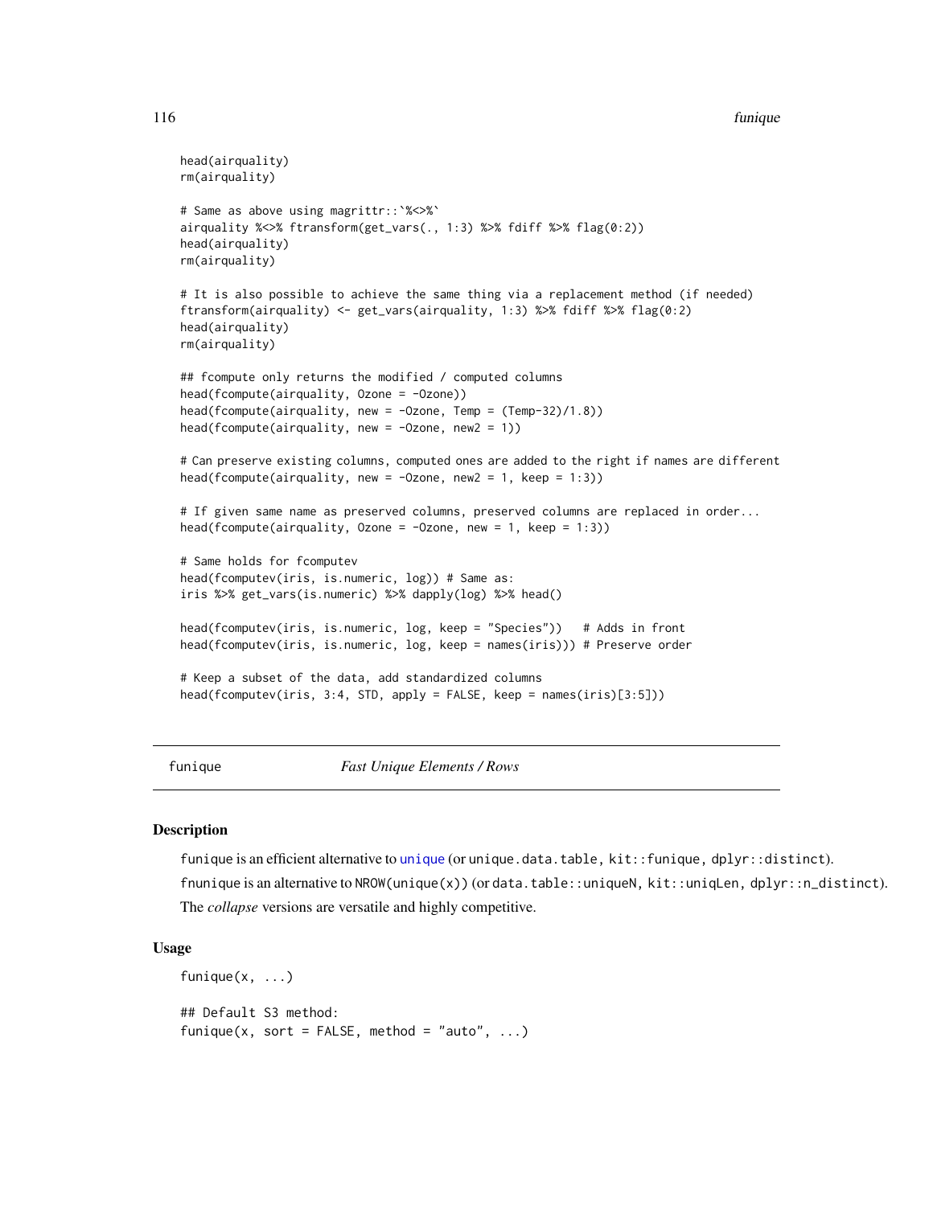```
head(airquality)
rm(airquality)

# Same as above using magrittr::`%<>%`
airquality %<>% ftransform(get_vars(., 1:3) %>% fdiff %>% flag(0:2))
head(airquality)
rm(airquality)

# It is also possible to achieve the same thing via a replacement method (if needed)
ftransform(airquality) <- get_vars(airquality, 1:3) %>% fdiff %>% flag(0:2)
head(airquality)
rm(airquality)

## fcompute only returns the modified / computed columns
head(fcompute(airquality, Ozone = -Ozone))
head(fcompute(airquality, new = -Ozone, Temp = (Temp-32)/1.8))
head(fcompute(airquality, new = -Ozone, new2 = 1))

# Can preserve existing columns, computed ones are added to the right if names are different
head(fcompute(airquality, new = -Ozone, new2 = 1, keep = 1:3))

# If given same name as preserved columns, preserved columns are replaced in order...
head(fcompute(airquality, Ozone = -Ozone, new = 1, keep = 1:3))

# Same holds for fcomputev
head(fcomputev(iris, is.numeric, log)) # Same as:
iris %>% get_vars(is.numeric) %>% dapply(log) %>% head()

head(fcomputev(iris, is.numeric, log, keep = "Species"))   # Adds in front
head(fcomputev(iris, is.numeric, log, keep = names(iris))) # Preserve order

# Keep a subset of the data, add standardized columns
head(fcomputev(iris, 3:4, STD, apply = FALSE, keep = names(iris)[3:5]))
```

---

## funique — *Fast Unique Elements / Rows*

### Description

`funique` is an efficient alternative to `unique` (or `unique.data.table`, `kit::funique`, `dplyr::distinct`).

`fnunique` is an alternative to `NROW(unique(x))` (or `data.table::uniqueN`, `kit::uniqLen`, `dplyr::n_distinct`).

The *collapse* versions are versatile and highly competitive.

### Usage

```
funique(x, ...)

## Default S3 method:
funique(x, sort = FALSE, method = "auto", ...)
```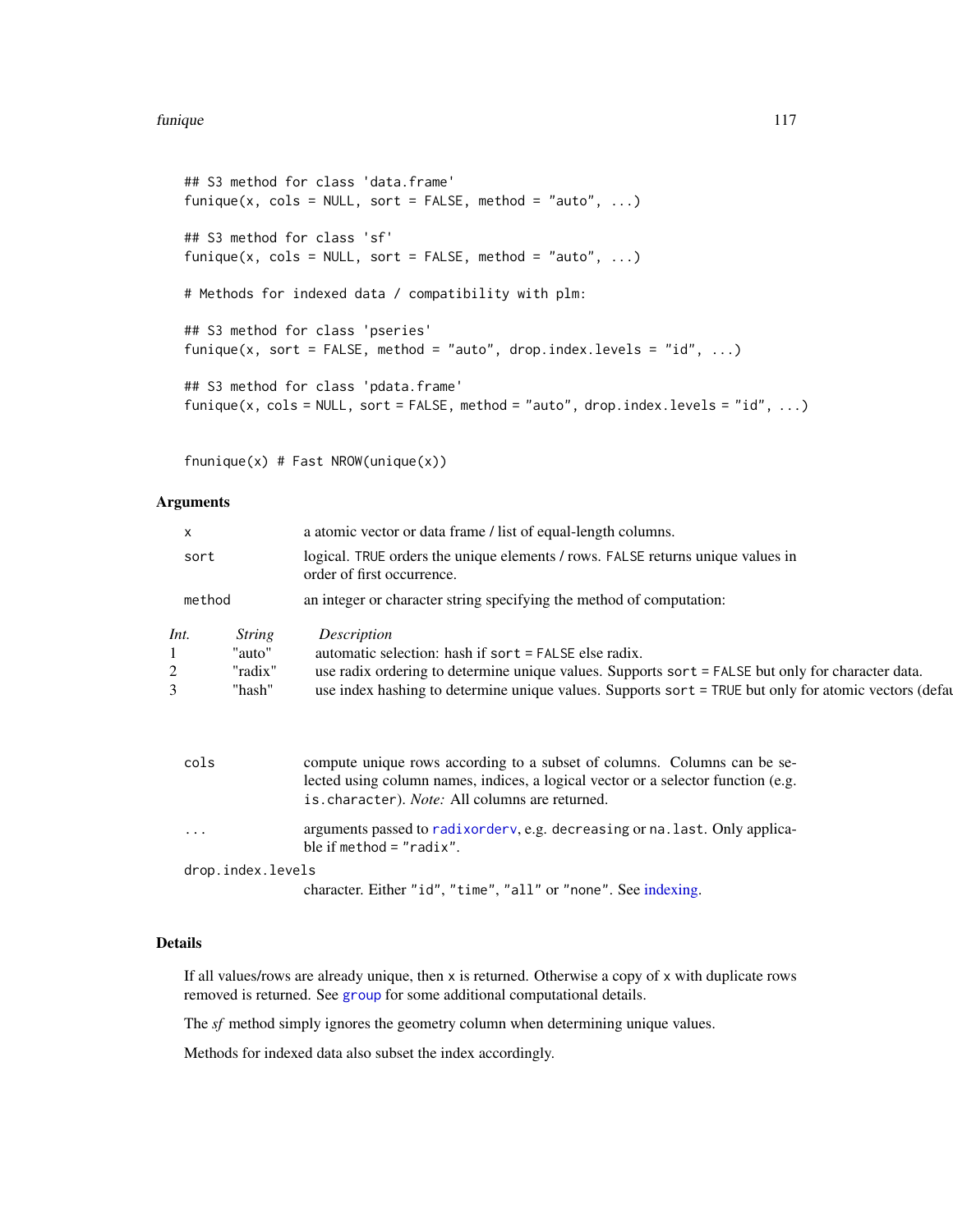```
## S3 method for class 'data.frame'
funique(x, cols = NULL, sort = FALSE, method = "auto", ...)

## S3 method for class 'sf'
funique(x, cols = NULL, sort = FALSE, method = "auto", ...)

# Methods for indexed data / compatibility with plm:

## S3 method for class 'pseries'
funique(x, sort = FALSE, method = "auto", drop.index.levels = "id", ...)

## S3 method for class 'pdata.frame'
funique(x, cols = NULL, sort = FALSE, method = "auto", drop.index.levels = "id", ...)


fnunique(x) # Fast NROW(unique(x))
```

## Arguments

`x` a atomic vector or data frame / list of equal-length columns.

`sort` logical. TRUE orders the unique elements / rows. FALSE returns unique values in order of first occurrence.

`method` an integer or character string specifying the method of computation:

| *Int.* | *String* | *Description* |
|---|---|---|
| 1 | "auto" | automatic selection: hash if sort = FALSE else radix. |
| 2 | "radix" | use radix ordering to determine unique values. Supports sort = FALSE but only for character data. |
| 3 | "hash" | use index hashing to determine unique values. Supports sort = TRUE but only for atomic vectors (defau |

`cols` compute unique rows according to a subset of columns. Columns can be selected using column names, indices, a logical vector or a selector function (e.g. is.character). *Note:* All columns are returned.

`...` arguments passed to radixorderv, e.g. decreasing or na.last. Only applicable if method = "radix".

`drop.index.levels` character. Either "id", "time", "all" or "none". See indexing.

## Details

If all values/rows are already unique, then x is returned. Otherwise a copy of x with duplicate rows removed is returned. See group for some additional computational details.

The *sf* method simply ignores the geometry column when determining unique values.

Methods for indexed data also subset the index accordingly.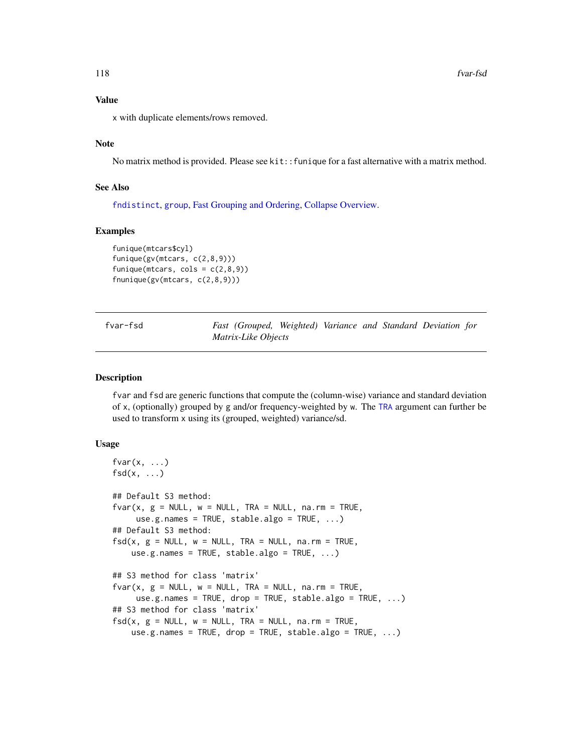### Value

x with duplicate elements/rows removed.

### Note

No matrix method is provided. Please see kit::funique for a fast alternative with a matrix method.

### See Also

fndistinct, group, Fast Grouping and Ordering, Collapse Overview.

### Examples

```
funique(mtcars$cyl)
funique(gv(mtcars, c(2,8,9)))
funique(mtcars, cols = c(2,8,9))
fnunique(gv(mtcars, c(2,8,9)))
```

---

## fvar-fsd — *Fast (Grouped, Weighted) Variance and Standard Deviation for Matrix-Like Objects*

---

### Description

fvar and fsd are generic functions that compute the (column-wise) variance and standard deviation of x, (optionally) grouped by g and/or frequency-weighted by w. The TRA argument can further be used to transform x using its (grouped, weighted) variance/sd.

### Usage

```
fvar(x, ...)
fsd(x, ...)

## Default S3 method:
fvar(x, g = NULL, w = NULL, TRA = NULL, na.rm = TRUE,
     use.g.names = TRUE, stable.algo = TRUE, ...)
## Default S3 method:
fsd(x, g = NULL, w = NULL, TRA = NULL, na.rm = TRUE,
    use.g.names = TRUE, stable.algo = TRUE, ...)

## S3 method for class 'matrix'
fvar(x, g = NULL, w = NULL, TRA = NULL, na.rm = TRUE,
     use.g.names = TRUE, drop = TRUE, stable.algo = TRUE, ...)
## S3 method for class 'matrix'
fsd(x, g = NULL, w = NULL, TRA = NULL, na.rm = TRUE,
    use.g.names = TRUE, drop = TRUE, stable.algo = TRUE, ...)
```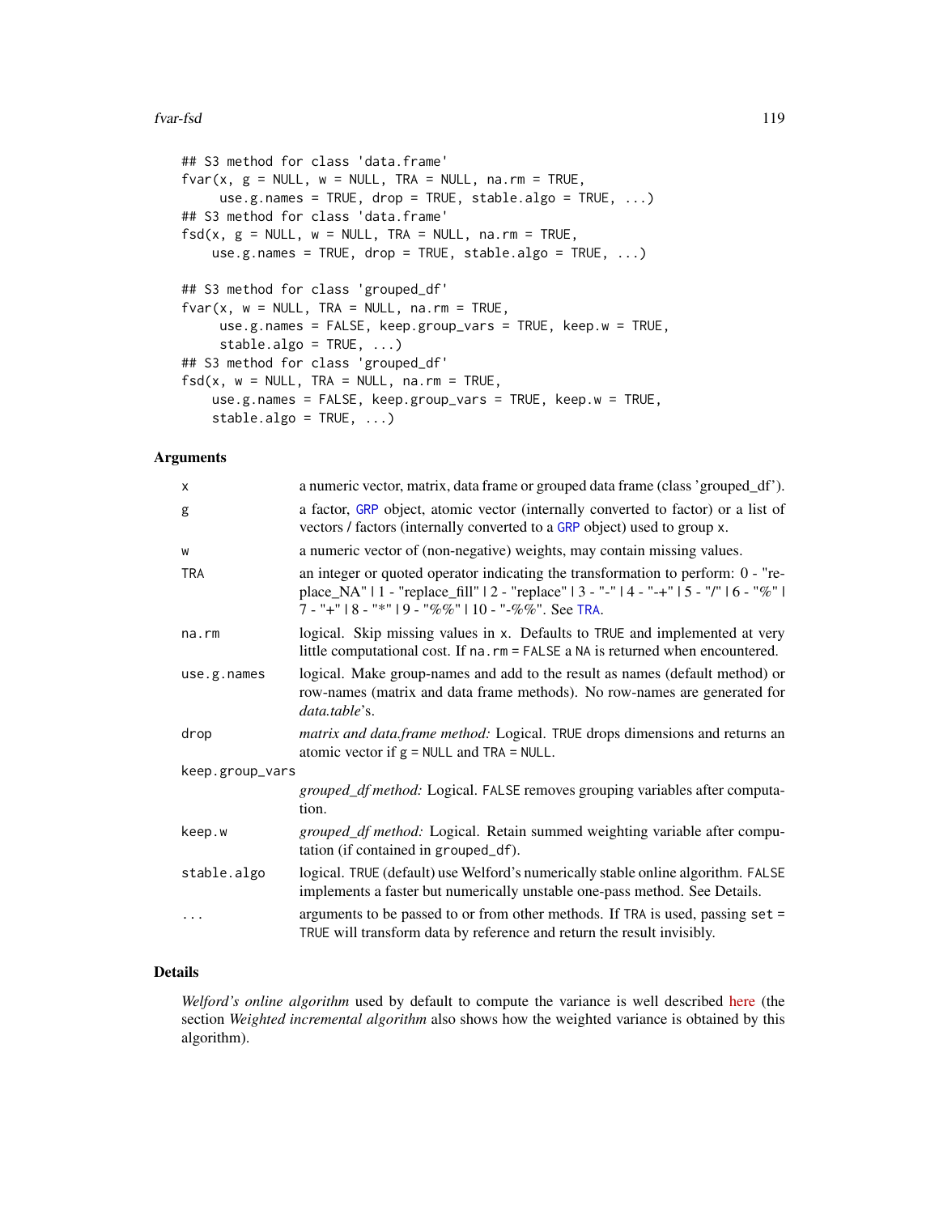```
## S3 method for class 'data.frame'
fvar(x, g = NULL, w = NULL, TRA = NULL, na.rm = TRUE,
     use.g.names = TRUE, drop = TRUE, stable.algo = TRUE, ...)
## S3 method for class 'data.frame'
fsd(x, g = NULL, w = NULL, TRA = NULL, na.rm = TRUE,
    use.g.names = TRUE, drop = TRUE, stable.algo = TRUE, ...)

## S3 method for class 'grouped_df'
fvar(x, w = NULL, TRA = NULL, na.rm = TRUE,
     use.g.names = FALSE, keep.group_vars = TRUE, keep.w = TRUE,
     stable.algo = TRUE, ...)
## S3 method for class 'grouped_df'
fsd(x, w = NULL, TRA = NULL, na.rm = TRUE,
    use.g.names = FALSE, keep.group_vars = TRUE, keep.w = TRUE,
    stable.algo = TRUE, ...)
```

### Arguments

| | |
|---|---|
| `x` | a numeric vector, matrix, data frame or grouped data frame (class 'grouped_df'). |
| `g` | a factor, `GRP` object, atomic vector (internally converted to factor) or a list of vectors / factors (internally converted to a `GRP` object) used to group `x`. |
| `w` | a numeric vector of (non-negative) weights, may contain missing values. |
| `TRA` | an integer or quoted operator indicating the transformation to perform: 0 - "replace_NA" \| 1 - "replace_fill" \| 2 - "replace" \| 3 - "-" \| 4 - "-+" \| 5 - "/" \| 6 - "%" \| 7 - "+" \| 8 - "*" \| 9 - "%%" \| 10 - "-%%". See `TRA`. |
| `na.rm` | logical. Skip missing values in `x`. Defaults to `TRUE` and implemented at very little computational cost. If `na.rm = FALSE` a `NA` is returned when encountered. |
| `use.g.names` | logical. Make group-names and add to the result as names (default method) or row-names (matrix and data frame methods). No row-names are generated for *data.table*'s. |
| `drop` | *matrix and data.frame method:* Logical. `TRUE` drops dimensions and returns an atomic vector if `g = NULL` and `TRA = NULL`. |
| `keep.group_vars` | *grouped_df method:* Logical. `FALSE` removes grouping variables after computation. |
| `keep.w` | *grouped_df method:* Logical. Retain summed weighting variable after computation (if contained in `grouped_df`). |
| `stable.algo` | logical. `TRUE` (default) use Welford's numerically stable online algorithm. `FALSE` implements a faster but numerically unstable one-pass method. See Details. |
| `...` | arguments to be passed to or from other methods. If `TRA` is used, passing `set = TRUE` will transform data by reference and return the result invisibly. |

### Details

*Welford's online algorithm* used by default to compute the variance is well described here (the section *Weighted incremental algorithm* also shows how the weighted variance is obtained by this algorithm).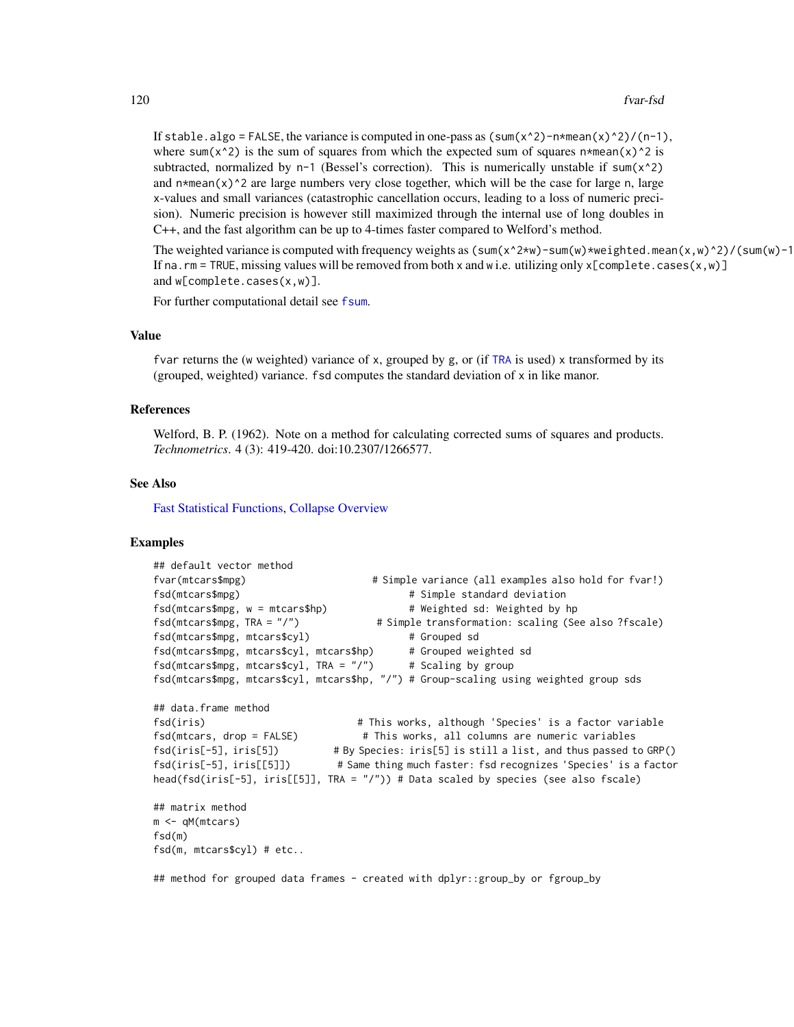If stable.algo = FALSE, the variance is computed in one-pass as (sum(x^2)-n*mean(x)^2)/(n-1), where sum(x^2) is the sum of squares from which the expected sum of squares n*mean(x)^2 is subtracted, normalized by n-1 (Bessel's correction). This is numerically unstable if sum(x^2) and n*mean(x)^2 are large numbers very close together, which will be the case for large n, large x-values and small variances (catastrophic cancellation occurs, leading to a loss of numeric precision). Numeric precision is however still maximized through the internal use of long doubles in C++, and the fast algorithm can be up to 4-times faster compared to Welford's method.

The weighted variance is computed with frequency weights as (sum(x^2*w)-sum(w)*weighted.mean(x,w)^2)/(sum(w)-1 If na.rm = TRUE, missing values will be removed from both x and w i.e. utilizing only x[complete.cases(x,w)] and w[complete.cases(x,w)].

For further computational detail see fsum.

## Value

fvar returns the (w weighted) variance of x, grouped by g, or (if TRA is used) x transformed by its (grouped, weighted) variance. fsd computes the standard deviation of x in like manor.

## References

Welford, B. P. (1962). Note on a method for calculating corrected sums of squares and products. *Technometrics*. 4 (3): 419-420. doi:10.2307/1266577.

## See Also

Fast Statistical Functions, Collapse Overview

## Examples

```
## default vector method
fvar(mtcars$mpg)                      # Simple variance (all examples also hold for fvar!)
fsd(mtcars$mpg)                              # Simple standard deviation
fsd(mtcars$mpg, w = mtcars$hp)               # Weighted sd: Weighted by hp
fsd(mtcars$mpg, TRA = "/")             # Simple transformation: scaling (See also ?fscale)
fsd(mtcars$mpg, mtcars$cyl)                  # Grouped sd
fsd(mtcars$mpg, mtcars$cyl, mtcars$hp)       # Grouped weighted sd
fsd(mtcars$mpg, mtcars$cyl, TRA = "/")       # Scaling by group
fsd(mtcars$mpg, mtcars$cyl, mtcars$hp, "/") # Group-scaling using weighted group sds

## data.frame method
fsd(iris)                          # This works, although 'Species' is a factor variable
fsd(mtcars, drop = FALSE)           # This works, all columns are numeric variables
fsd(iris[-5], iris[5])          # By Species: iris[5] is still a list, and thus passed to GRP()
fsd(iris[-5], iris[[5]])        # Same thing much faster: fsd recognizes 'Species' is a factor
head(fsd(iris[-5], iris[[5]], TRA = "/")) # Data scaled by species (see also fscale)

## matrix method
m <- qM(mtcars)
fsd(m)
fsd(m, mtcars$cyl) # etc..

## method for grouped data frames - created with dplyr::group_by or fgroup_by
```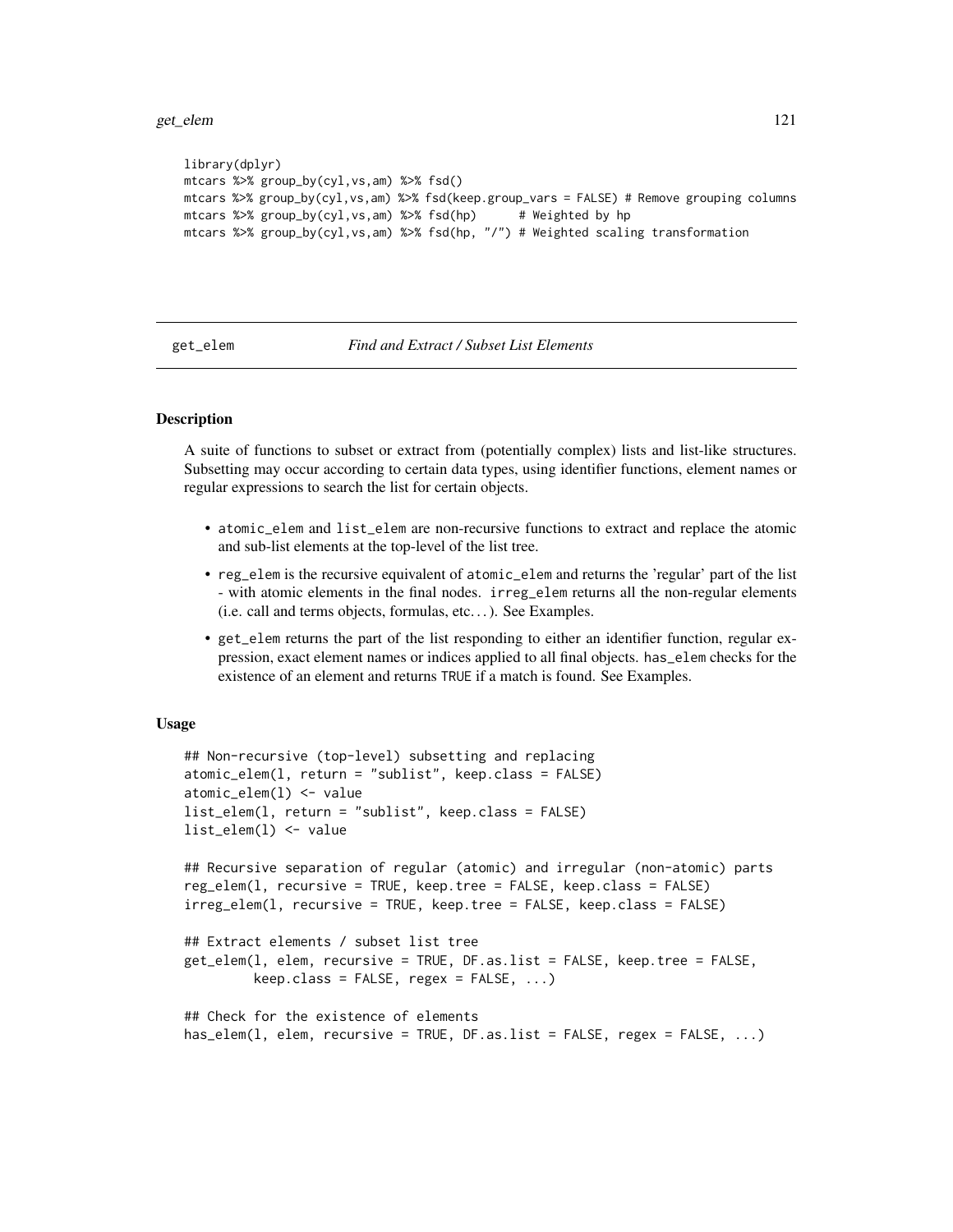```
library(dplyr)
mtcars %>% group_by(cyl,vs,am) %>% fsd()
mtcars %>% group_by(cyl,vs,am) %>% fsd(keep.group_vars = FALSE) # Remove grouping columns
mtcars %>% group_by(cyl,vs,am) %>% fsd(hp)      # Weighted by hp
mtcars %>% group_by(cyl,vs,am) %>% fsd(hp, "/") # Weighted scaling transformation
```

## get_elem — *Find and Extract / Subset List Elements*

### Description

A suite of functions to subset or extract from (potentially complex) lists and list-like structures. Subsetting may occur according to certain data types, using identifier functions, element names or regular expressions to search the list for certain objects.

- `atomic_elem` and `list_elem` are non-recursive functions to extract and replace the atomic and sub-list elements at the top-level of the list tree.
- `reg_elem` is the recursive equivalent of `atomic_elem` and returns the 'regular' part of the list - with atomic elements in the final nodes. `irreg_elem` returns all the non-regular elements (i.e. call and terms objects, formulas, etc. . . ). See Examples.
- `get_elem` returns the part of the list responding to either an identifier function, regular expression, exact element names or indices applied to all final objects. `has_elem` checks for the existence of an element and returns `TRUE` if a match is found. See Examples.

### Usage

```
## Non-recursive (top-level) subsetting and replacing
atomic_elem(l, return = "sublist", keep.class = FALSE)
atomic_elem(l) <- value
list_elem(l, return = "sublist", keep.class = FALSE)
list_elem(l) <- value

## Recursive separation of regular (atomic) and irregular (non-atomic) parts
reg_elem(l, recursive = TRUE, keep.tree = FALSE, keep.class = FALSE)
irreg_elem(l, recursive = TRUE, keep.tree = FALSE, keep.class = FALSE)

## Extract elements / subset list tree
get_elem(l, elem, recursive = TRUE, DF.as.list = FALSE, keep.tree = FALSE,
         keep.class = FALSE, regex = FALSE, ...)

## Check for the existence of elements
has_elem(l, elem, recursive = TRUE, DF.as.list = FALSE, regex = FALSE, ...)
```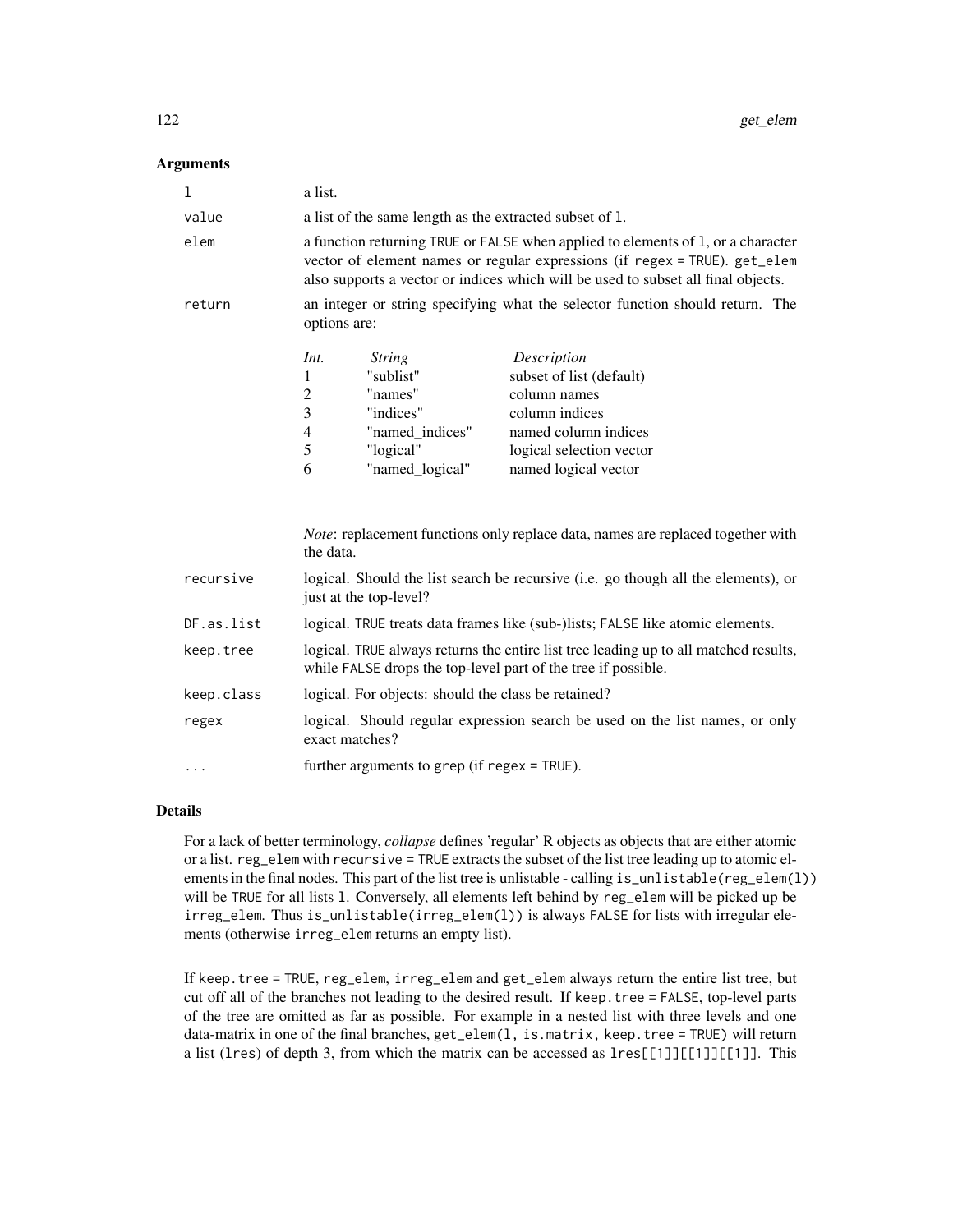## Arguments

| | |
|---|---|
| `l` | a list. |
| `value` | a list of the same length as the extracted subset of `l`. |
| `elem` | a function returning `TRUE` or `FALSE` when applied to elements of `l`, or a character vector of element names or regular expressions (if `regex = TRUE`). `get_elem` also supports a vector or indices which will be used to subset all final objects. |
| `return` | an integer or string specifying what the selector function should return. The options are: |

| *Int.* | *String* | *Description* |
|---|---|---|
| 1 | "sublist" | subset of list (default) |
| 2 | "names" | column names |
| 3 | "indices" | column indices |
| 4 | "named_indices" | named column indices |
| 5 | "logical" | logical selection vector |
| 6 | "named_logical" | named logical vector |

*Note*: replacement functions only replace data, names are replaced together with the data.

| | |
|---|---|
| `recursive` | logical. Should the list search be recursive (i.e. go though all the elements), or just at the top-level? |
| `DF.as.list` | logical. `TRUE` treats data frames like (sub-)lists; `FALSE` like atomic elements. |
| `keep.tree` | logical. `TRUE` always returns the entire list tree leading up to all matched results, while `FALSE` drops the top-level part of the tree if possible. |
| `keep.class` | logical. For objects: should the class be retained? |
| `regex` | logical. Should regular expression search be used on the list names, or only exact matches? |
| `...` | further arguments to `grep` (if `regex = TRUE`). |

## Details

For a lack of better terminology, *collapse* defines 'regular' R objects as objects that are either atomic or a list. `reg_elem` with `recursive = TRUE` extracts the subset of the list tree leading up to atomic elements in the final nodes. This part of the list tree is unlistable - calling `is_unlistable(reg_elem(l))` will be `TRUE` for all lists `l`. Conversely, all elements left behind by `reg_elem` will be picked up be `irreg_elem`. Thus `is_unlistable(irreg_elem(l))` is always `FALSE` for lists with irregular elements (otherwise `irreg_elem` returns an empty list).

If `keep.tree = TRUE`, `reg_elem`, `irreg_elem` and `get_elem` always return the entire list tree, but cut off all of the branches not leading to the desired result. If `keep.tree = FALSE`, top-level parts of the tree are omitted as far as possible. For example in a nested list with three levels and one data-matrix in one of the final branches, `get_elem(l, is.matrix, keep.tree = TRUE)` will return a list (`lres`) of depth 3, from which the matrix can be accessed as `lres[[1]][[1]][[1]]`. This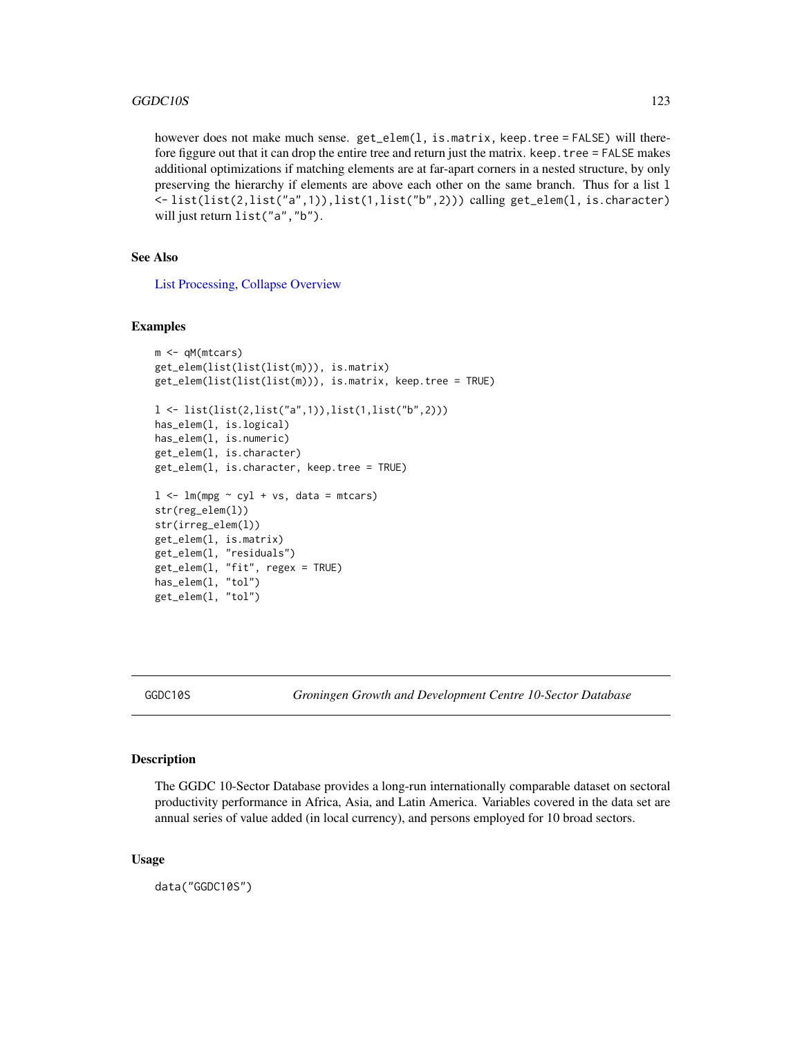however does not make much sense. `get_elem(l, is.matrix, keep.tree = FALSE)` will therefore figgure out that it can drop the entire tree and return just the matrix. `keep.tree = FALSE` makes additional optimizations if matching elements are at far-apart corners in a nested structure, by only preserving the hierarchy if elements are above each other on the same branch. Thus for a list `l <- list(list(2,list("a",1)),list(1,list("b",2)))` calling `get_elem(l, is.character)` will just return `list("a","b")`.

### See Also

List Processing, Collapse Overview

### Examples

```
m <- qM(mtcars)
get_elem(list(list(list(m))), is.matrix)
get_elem(list(list(list(m))), is.matrix, keep.tree = TRUE)

l <- list(list(2,list("a",1)),list(1,list("b",2)))
has_elem(l, is.logical)
has_elem(l, is.numeric)
get_elem(l, is.character)
get_elem(l, is.character, keep.tree = TRUE)

l <- lm(mpg ~ cyl + vs, data = mtcars)
str(reg_elem(l))
str(irreg_elem(l))
get_elem(l, is.matrix)
get_elem(l, "residuals")
get_elem(l, "fit", regex = TRUE)
has_elem(l, "tol")
get_elem(l, "tol")
```

---

## GGDC10S — *Groningen Growth and Development Centre 10-Sector Database*

### Description

The GGDC 10-Sector Database provides a long-run internationally comparable dataset on sectoral productivity performance in Africa, Asia, and Latin America. Variables covered in the data set are annual series of value added (in local currency), and persons employed for 10 broad sectors.

### Usage

```
data("GGDC10S")
```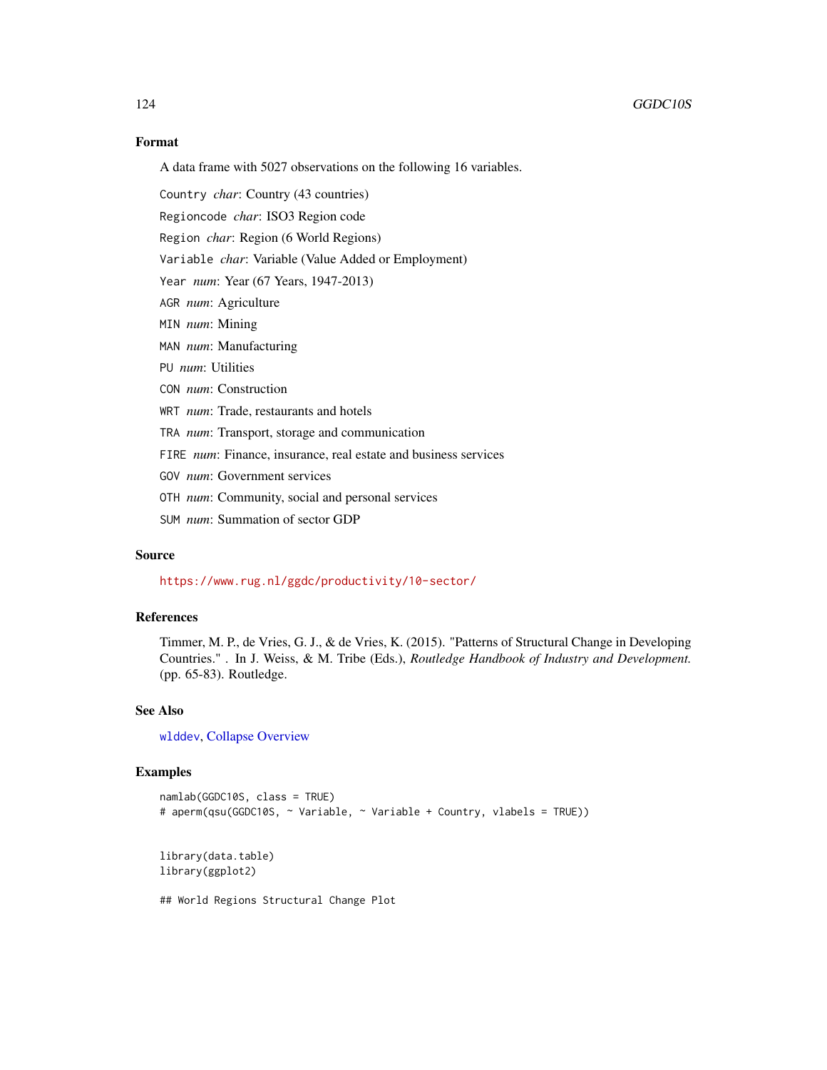### Format

A data frame with 5027 observations on the following 16 variables.

- `Country` *char*: Country (43 countries)
- `Regioncode` *char*: ISO3 Region code
- `Region` *char*: Region (6 World Regions)
- `Variable` *char*: Variable (Value Added or Employment)
- `Year` *num*: Year (67 Years, 1947-2013)
- `AGR` *num*: Agriculture
- `MIN` *num*: Mining
- `MAN` *num*: Manufacturing
- `PU` *num*: Utilities
- `CON` *num*: Construction
- `WRT` *num*: Trade, restaurants and hotels
- `TRA` *num*: Transport, storage and communication
- `FIRE` *num*: Finance, insurance, real estate and business services
- `GOV` *num*: Government services
- `OTH` *num*: Community, social and personal services
- `SUM` *num*: Summation of sector GDP

### Source

https://www.rug.nl/ggdc/productivity/10-sector/

### References

Timmer, M. P., de Vries, G. J., & de Vries, K. (2015). "Patterns of Structural Change in Developing Countries." . In J. Weiss, & M. Tribe (Eds.), *Routledge Handbook of Industry and Development.* (pp. 65-83). Routledge.

### See Also

`wlddev`, Collapse Overview

### Examples

```
namlab(GGDC10S, class = TRUE)
# aperm(qsu(GGDC10S, ~ Variable, ~ Variable + Country, vlabels = TRUE))


library(data.table)
library(ggplot2)

## World Regions Structural Change Plot
```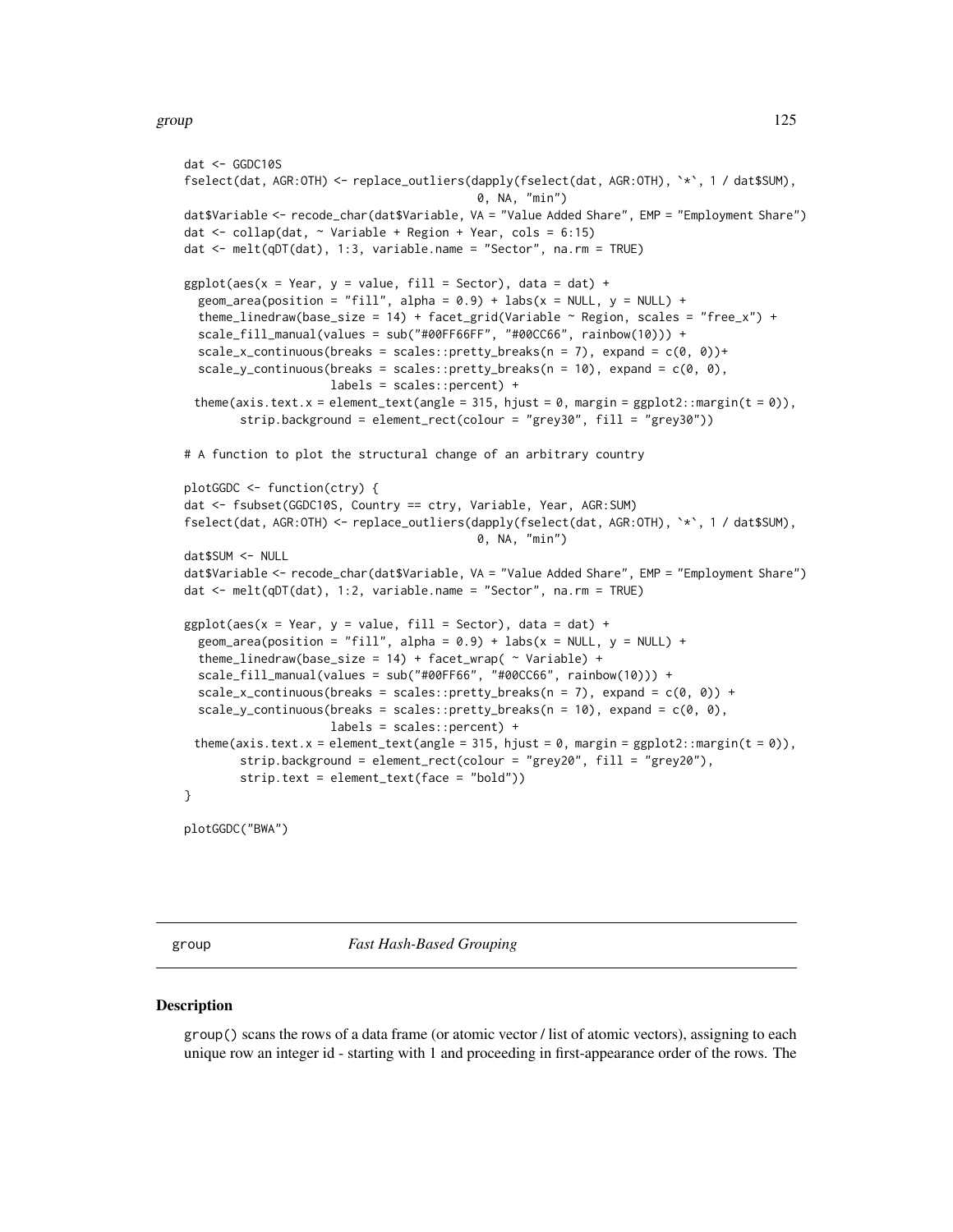```
dat <- GGDC10S
fselect(dat, AGR:OTH) <- replace_outliers(dapply(fselect(dat, AGR:OTH), `*`, 1 / dat$SUM),
                                          0, NA, "min")
dat$Variable <- recode_char(dat$Variable, VA = "Value Added Share", EMP = "Employment Share")
dat <- collap(dat, ~ Variable + Region + Year, cols = 6:15)
dat <- melt(qDT(dat), 1:3, variable.name = "Sector", na.rm = TRUE)

ggplot(aes(x = Year, y = value, fill = Sector), data = dat) +
  geom_area(position = "fill", alpha = 0.9) + labs(x = NULL, y = NULL) +
  theme_linedraw(base_size = 14) + facet_grid(Variable ~ Region, scales = "free_x") +
  scale_fill_manual(values = sub("#00FF66FF", "#00CC66", rainbow(10))) +
  scale_x_continuous(breaks = scales::pretty_breaks(n = 7), expand = c(0, 0))+
  scale_y_continuous(breaks = scales::pretty_breaks(n = 10), expand = c(0, 0),
                     labels = scales::percent) +
 theme(axis.text.x = element_text(angle = 315, hjust = 0, margin = ggplot2::margin(t = 0)),
       strip.background = element_rect(colour = "grey30", fill = "grey30"))

# A function to plot the structural change of an arbitrary country

plotGGDC <- function(ctry) {
dat <- fsubset(GGDC10S, Country == ctry, Variable, Year, AGR:SUM)
fselect(dat, AGR:OTH) <- replace_outliers(dapply(fselect(dat, AGR:OTH), `*`, 1 / dat$SUM),
                                          0, NA, "min")
dat$SUM <- NULL
dat$Variable <- recode_char(dat$Variable, VA = "Value Added Share", EMP = "Employment Share")
dat <- melt(qDT(dat), 1:2, variable.name = "Sector", na.rm = TRUE)

ggplot(aes(x = Year, y = value, fill = Sector), data = dat) +
  geom_area(position = "fill", alpha = 0.9) + labs(x = NULL, y = NULL) +
  theme_linedraw(base_size = 14) + facet_wrap( ~ Variable) +
  scale_fill_manual(values = sub("#00FF66", "#00CC66", rainbow(10))) +
  scale_x_continuous(breaks = scales::pretty_breaks(n = 7), expand = c(0, 0)) +
  scale_y_continuous(breaks = scales::pretty_breaks(n = 10), expand = c(0, 0),
                     labels = scales::percent) +
 theme(axis.text.x = element_text(angle = 315, hjust = 0, margin = ggplot2::margin(t = 0)),
       strip.background = element_rect(colour = "grey20", fill = "grey20"),
       strip.text = element_text(face = "bold"))
}

plotGGDC("BWA")
```

## group *Fast Hash-Based Grouping*

### Description

group() scans the rows of a data frame (or atomic vector / list of atomic vectors), assigning to each unique row an integer id - starting with 1 and proceeding in first-appearance order of the rows. The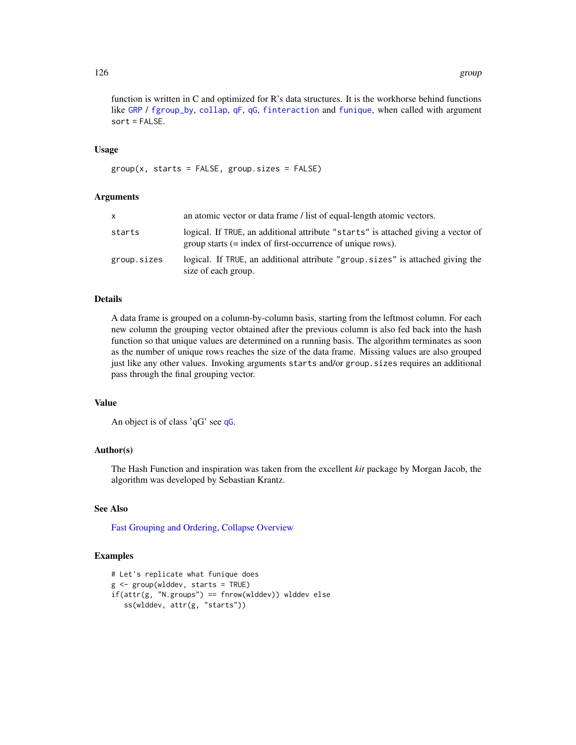function is written in C and optimized for R's data structures. It is the workhorse behind functions like GRP / fgroup_by, collap, qF, qG, finteraction and funique, when called with argument sort = FALSE.

### Usage

```
group(x, starts = FALSE, group.sizes = FALSE)
```

### Arguments

| | |
|---|---|
| x | an atomic vector or data frame / list of equal-length atomic vectors. |
| starts | logical. If TRUE, an additional attribute "starts" is attached giving a vector of group starts (= index of first-occurrence of unique rows). |
| group.sizes | logical. If TRUE, an additional attribute "group.sizes" is attached giving the size of each group. |

### Details

A data frame is grouped on a column-by-column basis, starting from the leftmost column. For each new column the grouping vector obtained after the previous column is also fed back into the hash function so that unique values are determined on a running basis. The algorithm terminates as soon as the number of unique rows reaches the size of the data frame. Missing values are also grouped just like any other values. Invoking arguments starts and/or group.sizes requires an additional pass through the final grouping vector.

### Value

An object is of class 'qG' see qG.

### Author(s)

The Hash Function and inspiration was taken from the excellent *kit* package by Morgan Jacob, the algorithm was developed by Sebastian Krantz.

### See Also

Fast Grouping and Ordering, Collapse Overview

### Examples

```
# Let's replicate what funique does
g <- group(wlddev, starts = TRUE)
if(attr(g, "N.groups") == fnrow(wlddev)) wlddev else
   ss(wlddev, attr(g, "starts"))
```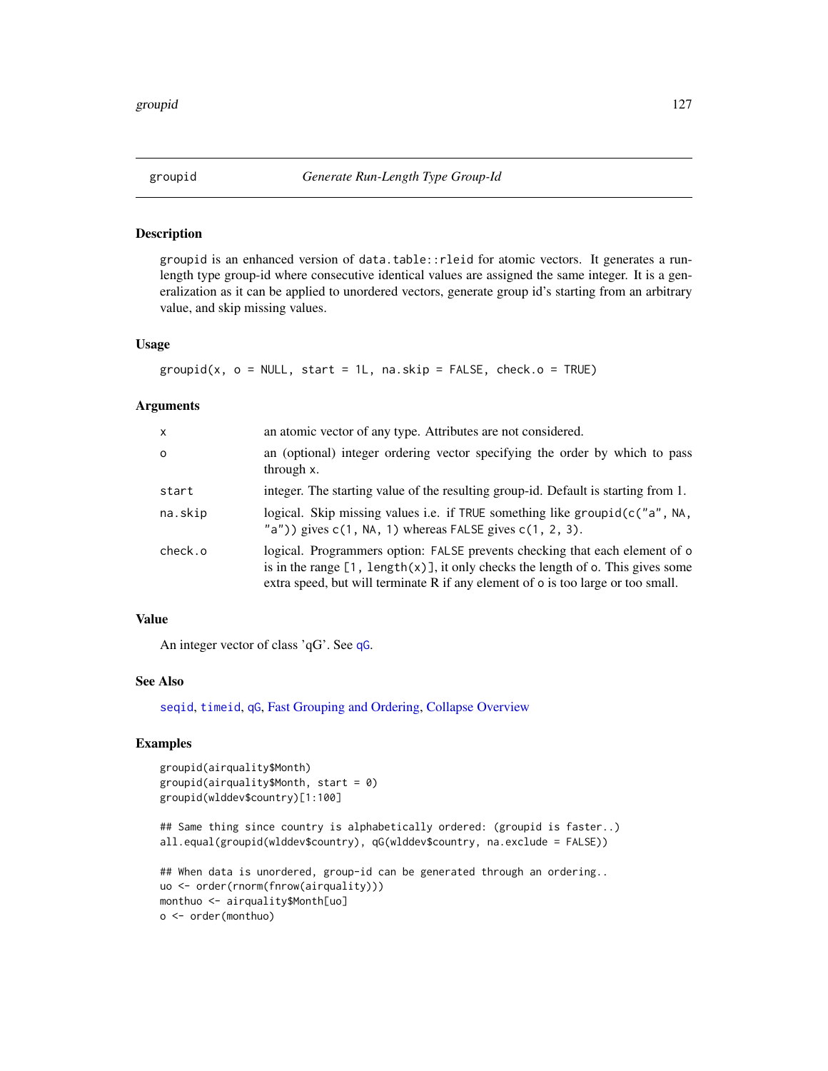## groupid — *Generate Run-Length Type Group-Id*

### Description

groupid is an enhanced version of data.table::rleid for atomic vectors. It generates a run-length type group-id where consecutive identical values are assigned the same integer. It is a generalization as it can be applied to unordered vectors, generate group id's starting from an arbitrary value, and skip missing values.

### Usage

```
groupid(x, o = NULL, start = 1L, na.skip = FALSE, check.o = TRUE)
```

### Arguments

| | |
|---|---|
| x | an atomic vector of any type. Attributes are not considered. |
| o | an (optional) integer ordering vector specifying the order by which to pass through x. |
| start | integer. The starting value of the resulting group-id. Default is starting from 1. |
| na.skip | logical. Skip missing values i.e. if TRUE something like groupid(c("a", NA, "a")) gives c(1, NA, 1) whereas FALSE gives c(1, 2, 3). |
| check.o | logical. Programmers option: FALSE prevents checking that each element of o is in the range [1, length(x)], it only checks the length of o. This gives some extra speed, but will terminate R if any element of o is too large or too small. |

### Value

An integer vector of class 'qG'. See qG.

### See Also

seqid, timeid, qG, Fast Grouping and Ordering, Collapse Overview

### Examples

```
groupid(airquality$Month)
groupid(airquality$Month, start = 0)
groupid(wlddev$country)[1:100]

## Same thing since country is alphabetically ordered: (groupid is faster..)
all.equal(groupid(wlddev$country), qG(wlddev$country, na.exclude = FALSE))

## When data is unordered, group-id can be generated through an ordering..
uo <- order(rnorm(fnrow(airquality)))
monthuo <- airquality$Month[uo]
o <- order(monthuo)
```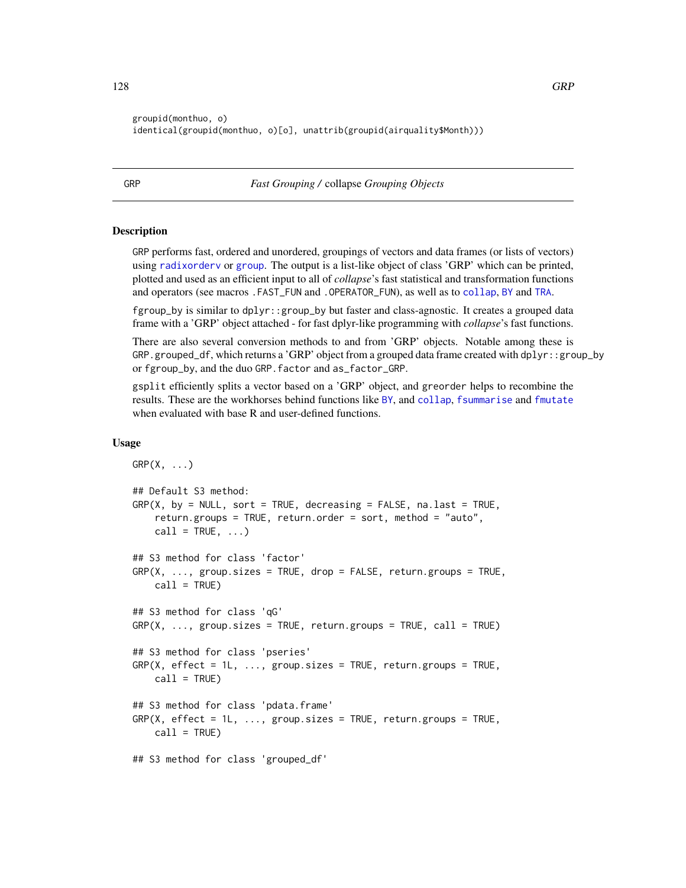```
groupid(monthuo, o)
identical(groupid(monthuo, o)[o], unattrib(groupid(airquality$Month)))
```

## GRP — *Fast Grouping /* collapse *Grouping Objects*

### Description

GRP performs fast, ordered and unordered, groupings of vectors and data frames (or lists of vectors) using radixorderv or group. The output is a list-like object of class 'GRP' which can be printed, plotted and used as an efficient input to all of *collapse*'s fast statistical and transformation functions and operators (see macros .FAST_FUN and .OPERATOR_FUN), as well as to collap, BY and TRA.

fgroup_by is similar to dplyr::group_by but faster and class-agnostic. It creates a grouped data frame with a 'GRP' object attached - for fast dplyr-like programming with *collapse*'s fast functions.

There are also several conversion methods to and from 'GRP' objects. Notable among these is GRP.grouped_df, which returns a 'GRP' object from a grouped data frame created with dplyr::group_by or fgroup_by, and the duo GRP.factor and as_factor_GRP.

gsplit efficiently splits a vector based on a 'GRP' object, and greorder helps to recombine the results. These are the workhorses behind functions like BY, and collap, fsummarise and fmutate when evaluated with base R and user-defined functions.

### Usage

```
GRP(X, ...)

## Default S3 method:
GRP(X, by = NULL, sort = TRUE, decreasing = FALSE, na.last = TRUE,
    return.groups = TRUE, return.order = sort, method = "auto",
    call = TRUE, ...)

## S3 method for class 'factor'
GRP(X, ..., group.sizes = TRUE, drop = FALSE, return.groups = TRUE,
    call = TRUE)

## S3 method for class 'qG'
GRP(X, ..., group.sizes = TRUE, return.groups = TRUE, call = TRUE)

## S3 method for class 'pseries'
GRP(X, effect = 1L, ..., group.sizes = TRUE, return.groups = TRUE,
    call = TRUE)

## S3 method for class 'pdata.frame'
GRP(X, effect = 1L, ..., group.sizes = TRUE, return.groups = TRUE,
    call = TRUE)

## S3 method for class 'grouped_df'
```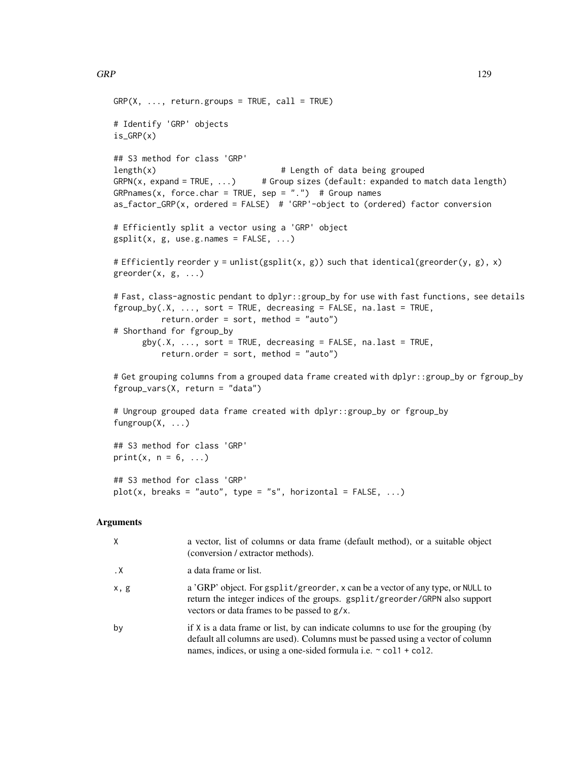```
GRP(X, ..., return.groups = TRUE, call = TRUE)

# Identify 'GRP' objects
is_GRP(x)

## S3 method for class 'GRP'
length(x)                          # Length of data being grouped
GRPN(x, expand = TRUE, ...)      # Group sizes (default: expanded to match data length)
GRPnames(x, force.char = TRUE, sep = ".")  # Group names
as_factor_GRP(x, ordered = FALSE)  # 'GRP'-object to (ordered) factor conversion

# Efficiently split a vector using a 'GRP' object
gsplit(x, g, use.g.names = FALSE, ...)

# Efficiently reorder y = unlist(gsplit(x, g)) such that identical(greorder(y, g), x)
greorder(x, g, ...)

# Fast, class-agnostic pendant to dplyr::group_by for use with fast functions, see details
fgroup_by(.X, ..., sort = TRUE, decreasing = FALSE, na.last = TRUE,
          return.order = sort, method = "auto")
# Shorthand for fgroup_by
      gby(.X, ..., sort = TRUE, decreasing = FALSE, na.last = TRUE,
          return.order = sort, method = "auto")

# Get grouping columns from a grouped data frame created with dplyr::group_by or fgroup_by
fgroup_vars(X, return = "data")

# Ungroup grouped data frame created with dplyr::group_by or fgroup_by
fungroup(X, ...)

## S3 method for class 'GRP'
print(x, n = 6, ...)

## S3 method for class 'GRP'
plot(x, breaks = "auto", type = "s", horizontal = FALSE, ...)
```

## Arguments

| | |
|---|---|
| X | a vector, list of columns or data frame (default method), or a suitable object (conversion / extractor methods). |
| .X | a data frame or list. |
| x, g | a 'GRP' object. For `gsplit/greorder`, `x` can be a vector of any type, or `NULL` to return the integer indices of the groups. `gsplit/greorder/GRPN` also support vectors or data frames to be passed to `g/x`. |
| by | if `X` is a data frame or list, `by` can indicate columns to use for the grouping (by default all columns are used). Columns must be passed using a vector of column names, indices, or using a one-sided formula i.e. `~ col1 + col2`. |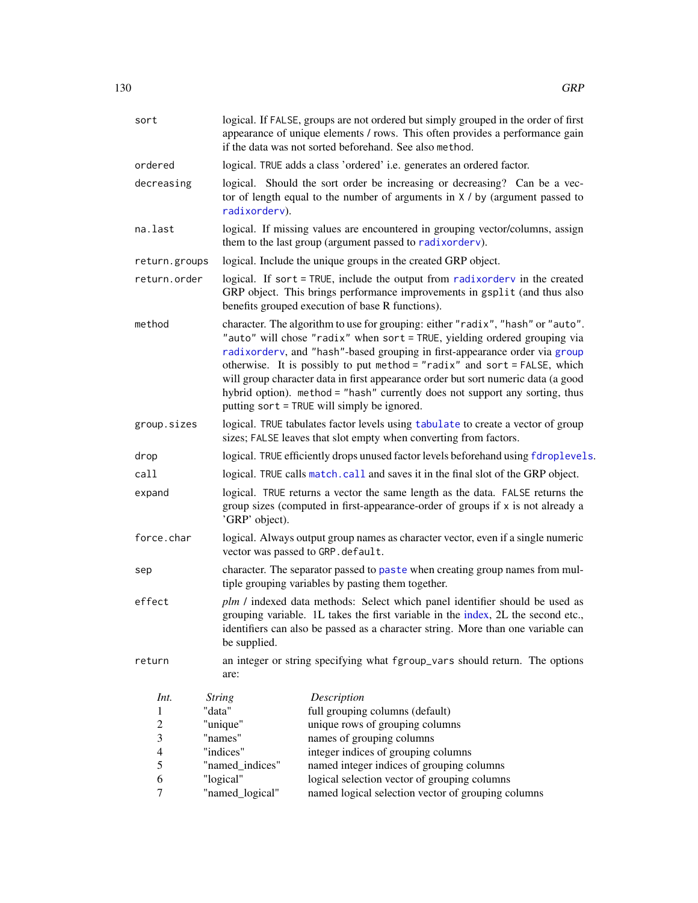| | |
|---|---|
| `sort` | logical. If `FALSE`, groups are not ordered but simply grouped in the order of first appearance of unique elements / rows. This often provides a performance gain if the data was not sorted beforehand. See also `method`. |
| `ordered` | logical. `TRUE` adds a class 'ordered' i.e. generates an ordered factor. |
| `decreasing` | logical. Should the sort order be increasing or decreasing? Can be a vector of length equal to the number of arguments in `X` / `by` (argument passed to `radixorderv`). |
| `na.last` | logical. If missing values are encountered in grouping vector/columns, assign them to the last group (argument passed to `radixorderv`). |
| `return.groups` | logical. Include the unique groups in the created GRP object. |
| `return.order` | logical. If `sort = TRUE`, include the output from `radixorderv` in the created GRP object. This brings performance improvements in `gsplit` (and thus also benefits grouped execution of base R functions). |
| `method` | character. The algorithm to use for grouping: either `"radix"`, `"hash"` or `"auto"`. `"auto"` will chose `"radix"` when `sort = TRUE`, yielding ordered grouping via `radixorderv`, and `"hash"`-based grouping in first-appearance order via `group` otherwise. It is possibly to put `method = "radix"` and `sort = FALSE`, which will group character data in first appearance order but sort numeric data (a good hybrid option). `method = "hash"` currently does not support any sorting, thus putting `sort = TRUE` will simply be ignored. |
| `group.sizes` | logical. `TRUE` tabulates factor levels using `tabulate` to create a vector of group sizes; `FALSE` leaves that slot empty when converting from factors. |
| `drop` | logical. `TRUE` efficiently drops unused factor levels beforehand using `fdroplevels`. |
| `call` | logical. `TRUE` calls `match.call` and saves it in the final slot of the GRP object. |
| `expand` | logical. `TRUE` returns a vector the same length as the data. `FALSE` returns the group sizes (computed in first-appearance-order of groups if `x` is not already a 'GRP' object). |
| `force.char` | logical. Always output group names as character vector, even if a single numeric vector was passed to `GRP.default`. |
| `sep` | character. The separator passed to `paste` when creating group names from multiple grouping variables by pasting them together. |
| `effect` | *plm* / indexed data methods: Select which panel identifier should be used as grouping variable. 1L takes the first variable in the index, 2L the second etc., identifiers can also be passed as a character string. More than one variable can be supplied. |
| `return` | an integer or string specifying what `fgroup_vars` should return. The options are: |

| *Int.* | *String* | *Description* |
|---|---|---|
| 1 | "data" | full grouping columns (default) |
| 2 | "unique" | unique rows of grouping columns |
| 3 | "names" | names of grouping columns |
| 4 | "indices" | integer indices of grouping columns |
| 5 | "named_indices" | named integer indices of grouping columns |
| 6 | "logical" | logical selection vector of grouping columns |
| 7 | "named_logical" | named logical selection vector of grouping columns |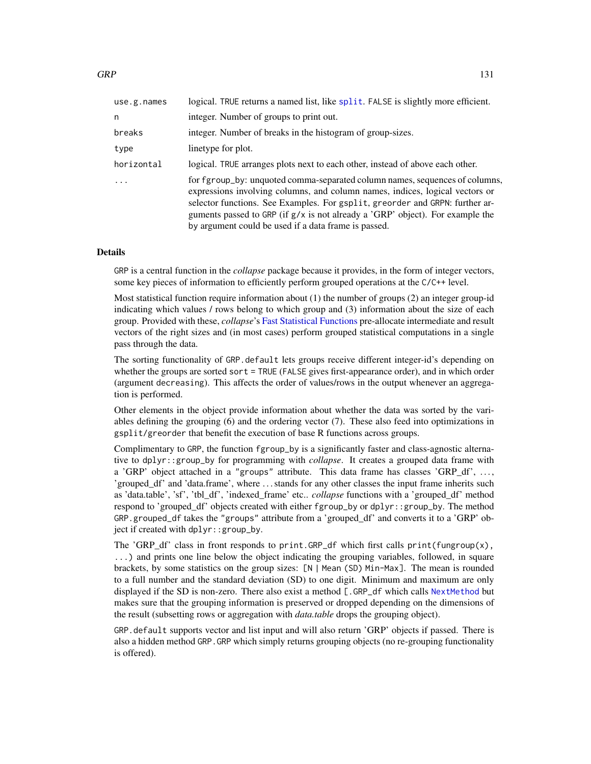| | |
|---|---|
| `use.g.names` | logical. `TRUE` returns a named list, like `split`. `FALSE` is slightly more efficient. |
| `n` | integer. Number of groups to print out. |
| `breaks` | integer. Number of breaks in the histogram of group-sizes. |
| `type` | linetype for plot. |
| `horizontal` | logical. `TRUE` arranges plots next to each other, instead of above each other. |
| `...` | for `fgroup_by`: unquoted comma-separated column names, sequences of columns, expressions involving columns, and column names, indices, logical vectors or selector functions. See Examples. For `gsplit`, `greorder` and `GRPN`: further arguments passed to `GRP` (if `g/x` is not already a 'GRP' object). For example the `by` argument could be used if a data frame is passed. |

## Details

`GRP` is a central function in the *collapse* package because it provides, in the form of integer vectors, some key pieces of information to efficiently perform grouped operations at the `C/C++` level.

Most statistical function require information about (1) the number of groups (2) an integer group-id indicating which values / rows belong to which group and (3) information about the size of each group. Provided with these, *collapse*'s Fast Statistical Functions pre-allocate intermediate and result vectors of the right sizes and (in most cases) perform grouped statistical computations in a single pass through the data.

The sorting functionality of `GRP.default` lets groups receive different integer-id's depending on whether the groups are sorted `sort = TRUE` (`FALSE` gives first-appearance order), and in which order (argument `decreasing`). This affects the order of values/rows in the output whenever an aggregation is performed.

Other elements in the object provide information about whether the data was sorted by the variables defining the grouping (6) and the ordering vector (7). These also feed into optimizations in `gsplit`/`greorder` that benefit the execution of base R functions across groups.

Complimentary to `GRP`, the function `fgroup_by` is a significantly faster and class-agnostic alternative to `dplyr::group_by` for programming with *collapse*. It creates a grouped data frame with a 'GRP' object attached in a `"groups"` attribute. This data frame has classes 'GRP_df', ..., 'grouped_df' and 'data.frame', where ... stands for any other classes the input frame inherits such as 'data.table', 'sf', 'tbl_df', 'indexed_frame' etc.. *collapse* functions with a 'grouped_df' method respond to 'grouped_df' objects created with either `fgroup_by` or `dplyr::group_by`. The method `GRP.grouped_df` takes the `"groups"` attribute from a 'grouped_df' and converts it to a 'GRP' object if created with `dplyr::group_by`.

The 'GRP_df' class in front responds to `print.GRP_df` which first calls `print(fungroup(x), ...)` and prints one line below the object indicating the grouping variables, followed, in square brackets, by some statistics on the group sizes: `[N | Mean (SD) Min-Max]`. The mean is rounded to a full number and the standard deviation (SD) to one digit. Minimum and maximum are only displayed if the SD is non-zero. There also exist a method `[.GRP_df` which calls `NextMethod` but makes sure that the grouping information is preserved or dropped depending on the dimensions of the result (subsetting rows or aggregation with *data.table* drops the grouping object).

`GRP.default` supports vector and list input and will also return 'GRP' objects if passed. There is also a hidden method `GRP.GRP` which simply returns grouping objects (no re-grouping functionality is offered).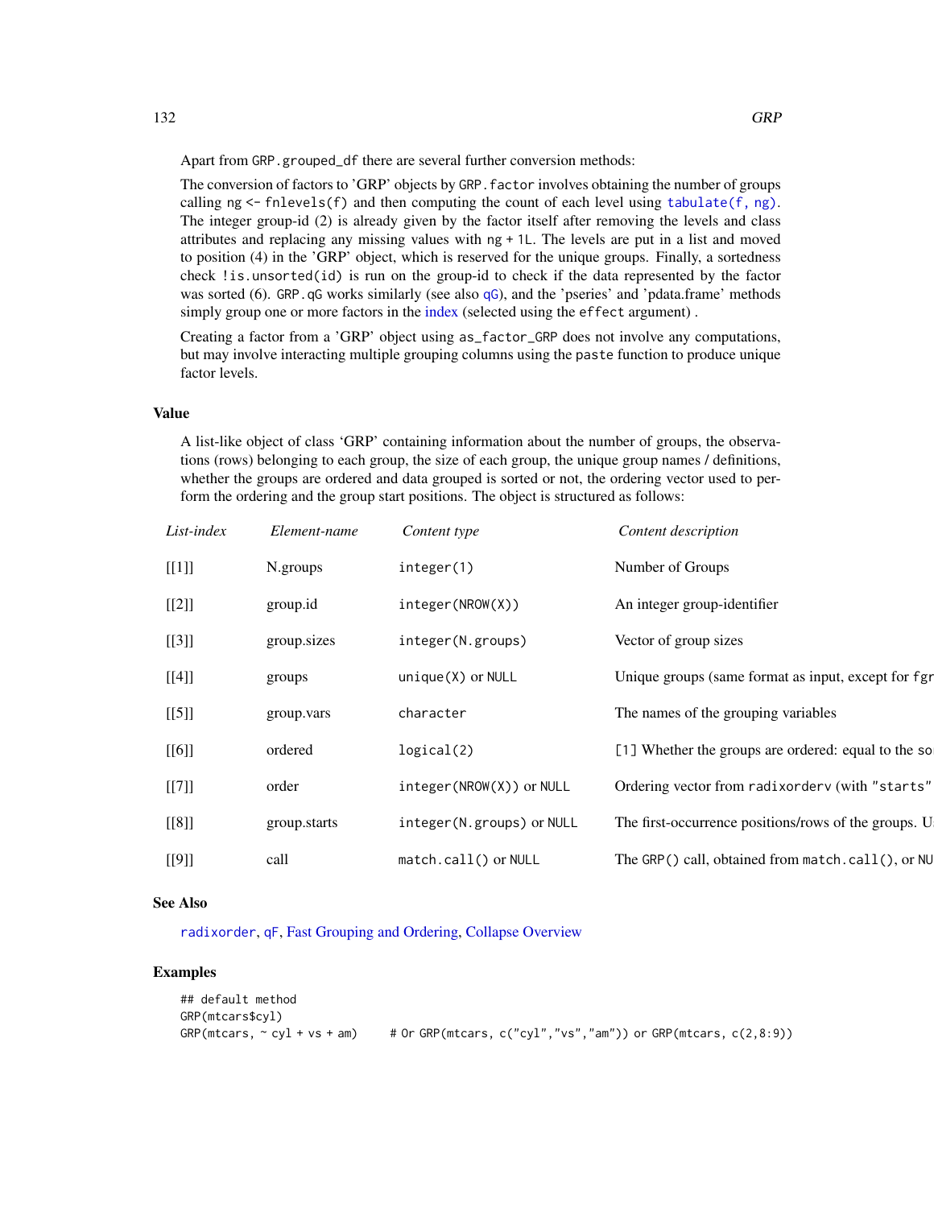Apart from `GRP.grouped_df` there are several further conversion methods:

The conversion of factors to 'GRP' objects by `GRP.factor` involves obtaining the number of groups calling `ng <- fnlevels(f)` and then computing the count of each level using `tabulate(f, ng)`. The integer group-id (2) is already given by the factor itself after removing the levels and class attributes and replacing any missing values with `ng + 1L`. The levels are put in a list and moved to position (4) in the 'GRP' object, which is reserved for the unique groups. Finally, a sortedness check `!is.unsorted(id)` is run on the group-id to check if the data represented by the factor was sorted (6). `GRP.qG` works similarly (see also `qG`), and the 'pseries' and 'pdata.frame' methods simply group one or more factors in the index (selected using the `effect` argument) .

Creating a factor from a 'GRP' object using `as_factor_GRP` does not involve any computations, but may involve interacting multiple grouping columns using the `paste` function to produce unique factor levels.

## Value

A list-like object of class 'GRP' containing information about the number of groups, the observations (rows) belonging to each group, the size of each group, the unique group names / definitions, whether the groups are ordered and data grouped is sorted or not, the ordering vector used to perform the ordering and the group start positions. The object is structured as follows:

| *List-index* | *Element-name* | *Content type* | *Content description* |
|---|---|---|---|
| [[1]] | N.groups | `integer(1)` | Number of Groups |
| [[2]] | group.id | `integer(NROW(X))` | An integer group-identifier |
| [[3]] | group.sizes | `integer(N.groups)` | Vector of group sizes |
| [[4]] | groups | `unique(X)` or `NULL` | Unique groups (same format as input, except for `fgr` |
| [[5]] | group.vars | `character` | The names of the grouping variables |
| [[6]] | ordered | `logical(2)` | `[1]` Whether the groups are ordered: equal to the so |
| [[7]] | order | `integer(NROW(X))` or `NULL` | Ordering vector from `radixorderv` (with `"starts"` |
| [[8]] | group.starts | `integer(N.groups)` or `NULL` | The first-occurrence positions/rows of the groups. U |
| [[9]] | call | `match.call()` or `NULL` | The `GRP()` call, obtained from `match.call()`, or NU |

## See Also

`radixorder`, `qF`, Fast Grouping and Ordering, Collapse Overview

## Examples

```
## default method
GRP(mtcars$cyl)
GRP(mtcars, ~ cyl + vs + am)     # Or GRP(mtcars, c("cyl","vs","am")) or GRP(mtcars, c(2,8:9))
```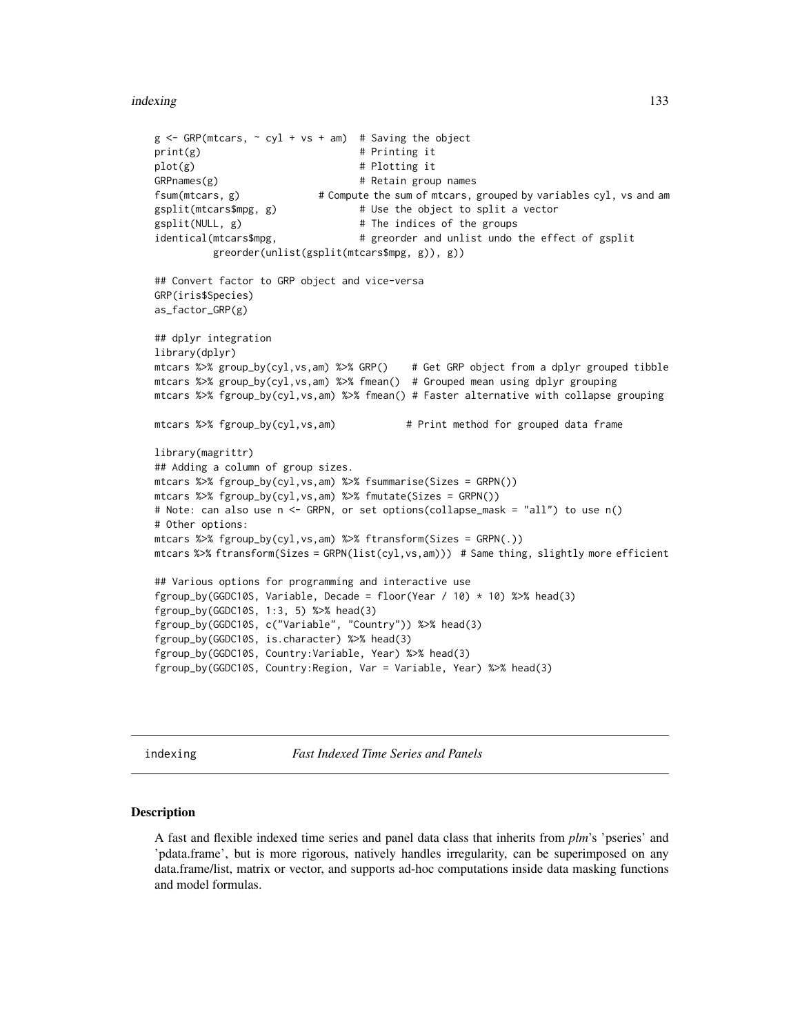```
g <- GRP(mtcars, ~ cyl + vs + am)  # Saving the object
print(g)                           # Printing it
plot(g)                            # Plotting it
GRPnames(g)                        # Retain group names
fsum(mtcars, g)              # Compute the sum of mtcars, grouped by variables cyl, vs and am
gsplit(mtcars$mpg, g)              # Use the object to split a vector
gsplit(NULL, g)                    # The indices of the groups
identical(mtcars$mpg,              # greorder and unlist undo the effect of gsplit
          greorder(unlist(gsplit(mtcars$mpg, g)), g))

## Convert factor to GRP object and vice-versa
GRP(iris$Species)
as_factor_GRP(g)

## dplyr integration
library(dplyr)
mtcars %>% group_by(cyl,vs,am) %>% GRP()    # Get GRP object from a dplyr grouped tibble
mtcars %>% group_by(cyl,vs,am) %>% fmean()  # Grouped mean using dplyr grouping
mtcars %>% fgroup_by(cyl,vs,am) %>% fmean() # Faster alternative with collapse grouping

mtcars %>% fgroup_by(cyl,vs,am)            # Print method for grouped data frame

library(magrittr)
## Adding a column of group sizes.
mtcars %>% fgroup_by(cyl,vs,am) %>% fsummarise(Sizes = GRPN())
mtcars %>% fgroup_by(cyl,vs,am) %>% fmutate(Sizes = GRPN())
# Note: can also use n <- GRPN, or set options(collapse_mask = "all") to use n()
# Other options:
mtcars %>% fgroup_by(cyl,vs,am) %>% ftransform(Sizes = GRPN(.))
mtcars %>% ftransform(Sizes = GRPN(list(cyl,vs,am)))  # Same thing, slightly more efficient

## Various options for programming and interactive use
fgroup_by(GGDC10S, Variable, Decade = floor(Year / 10) * 10) %>% head(3)
fgroup_by(GGDC10S, 1:3, 5) %>% head(3)
fgroup_by(GGDC10S, c("Variable", "Country")) %>% head(3)
fgroup_by(GGDC10S, is.character) %>% head(3)
fgroup_by(GGDC10S, Country:Variable, Year) %>% head(3)
fgroup_by(GGDC10S, Country:Region, Var = Variable, Year) %>% head(3)
```

---

## indexing — *Fast Indexed Time Series and Panels*

---

### Description

A fast and flexible indexed time series and panel data class that inherits from *plm*'s 'pseries' and 'pdata.frame', but is more rigorous, natively handles irregularity, can be superimposed on any data.frame/list, matrix or vector, and supports ad-hoc computations inside data masking functions and model formulas.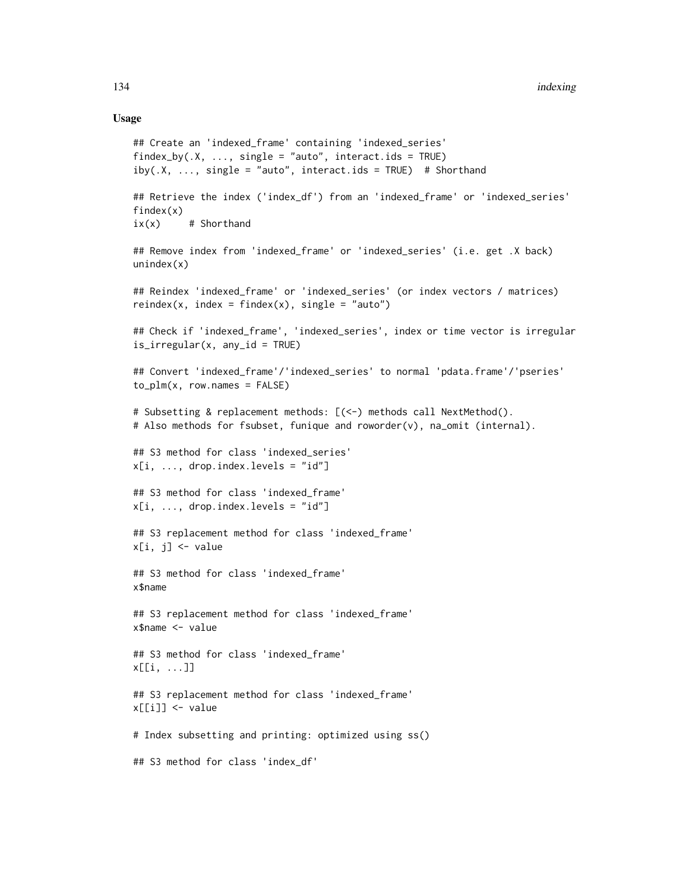### Usage

```
## Create an 'indexed_frame' containing 'indexed_series'
findex_by(.X, ..., single = "auto", interact.ids = TRUE)
iby(.X, ..., single = "auto", interact.ids = TRUE)  # Shorthand

## Retrieve the index ('index_df') from an 'indexed_frame' or 'indexed_series'
findex(x)
ix(x)     # Shorthand

## Remove index from 'indexed_frame' or 'indexed_series' (i.e. get .X back)
unindex(x)

## Reindex 'indexed_frame' or 'indexed_series' (or index vectors / matrices)
reindex(x, index = findex(x), single = "auto")

## Check if 'indexed_frame', 'indexed_series', index or time vector is irregular
is_irregular(x, any_id = TRUE)

## Convert 'indexed_frame'/'indexed_series' to normal 'pdata.frame'/'pseries'
to_plm(x, row.names = FALSE)

# Subsetting & replacement methods: [(<-) methods call NextMethod().
# Also methods for fsubset, funique and roworder(v), na_omit (internal).

## S3 method for class 'indexed_series'
x[i, ..., drop.index.levels = "id"]

## S3 method for class 'indexed_frame'
x[i, ..., drop.index.levels = "id"]

## S3 replacement method for class 'indexed_frame'
x[i, j] <- value

## S3 method for class 'indexed_frame'
x$name

## S3 replacement method for class 'indexed_frame'
x$name <- value

## S3 method for class 'indexed_frame'
x[[i, ...]]

## S3 replacement method for class 'indexed_frame'
x[[i]] <- value

# Index subsetting and printing: optimized using ss()

## S3 method for class 'index_df'
```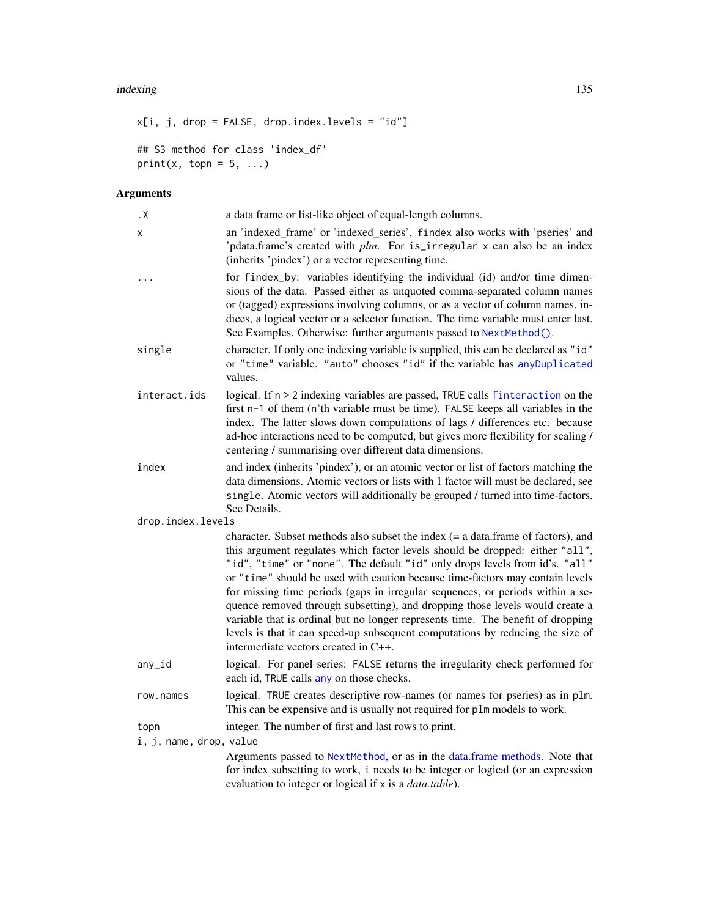```
x[i, j, drop = FALSE, drop.index.levels = "id"]

## S3 method for class 'index_df'
print(x, topn = 5, ...)
```

## Arguments

| Argument | Description |
|---|---|
| `.X` | a data frame or list-like object of equal-length columns. |
| `x` | an 'indexed_frame' or 'indexed_series'. `findex` also works with 'pseries' and 'pdata.frame's created with *plm*. For `is_irregular` `x` can also be an index (inherits 'pindex') or a vector representing time. |
| `...` | for `findex_by`: variables identifying the individual (id) and/or time dimensions of the data. Passed either as unquoted comma-separated column names or (tagged) expressions involving columns, or as a vector of column names, indices, a logical vector or a selector function. The time variable must enter last. See Examples. Otherwise: further arguments passed to `NextMethod()`. |
| `single` | character. If only one indexing variable is supplied, this can be declared as `"id"` or `"time"` variable. `"auto"` chooses `"id"` if the variable has `anyDuplicated` values. |
| `interact.ids` | logical. If `n > 2` indexing variables are passed, `TRUE` calls `finteraction` on the first `n-1` of them (n'th variable must be time). `FALSE` keeps all variables in the index. The latter slows down computations of lags / differences etc. because ad-hoc interactions need to be computed, but gives more flexibility for scaling / centering / summarising over different data dimensions. |
| `index` | and index (inherits 'pindex'), or an atomic vector or list of factors matching the data dimensions. Atomic vectors or lists with 1 factor will must be declared, see `single`. Atomic vectors will additionally be grouped / turned into time-factors. See Details. |
| `drop.index.levels` | character. Subset methods also subset the index (= a data.frame of factors), and this argument regulates which factor levels should be dropped: either `"all"`, `"id"`, `"time"` or `"none"`. The default `"id"` only drops levels from id's. `"all"` or `"time"` should be used with caution because time-factors may contain levels for missing time periods (gaps in irregular sequences, or periods within a sequence removed through subsetting), and dropping those levels would create a variable that is ordinal but no longer represents time. The benefit of dropping levels is that it can speed-up subsequent computations by reducing the size of intermediate vectors created in C++. |
| `any_id` | logical. For panel series: `FALSE` returns the irregularity check performed for each id, `TRUE` calls `any` on those checks. |
| `row.names` | logical. `TRUE` creates descriptive row-names (or names for pseries) as in `plm`. This can be expensive and is usually not required for `plm` models to work. |
| `topn` | integer. The number of first and last rows to print. |
| `i, j, name, drop, value` | Arguments passed to `NextMethod`, or as in the data.frame methods. Note that for index subsetting to work, `i` needs to be integer or logical (or an expression evaluation to integer or logical if `x` is a *data.table*). |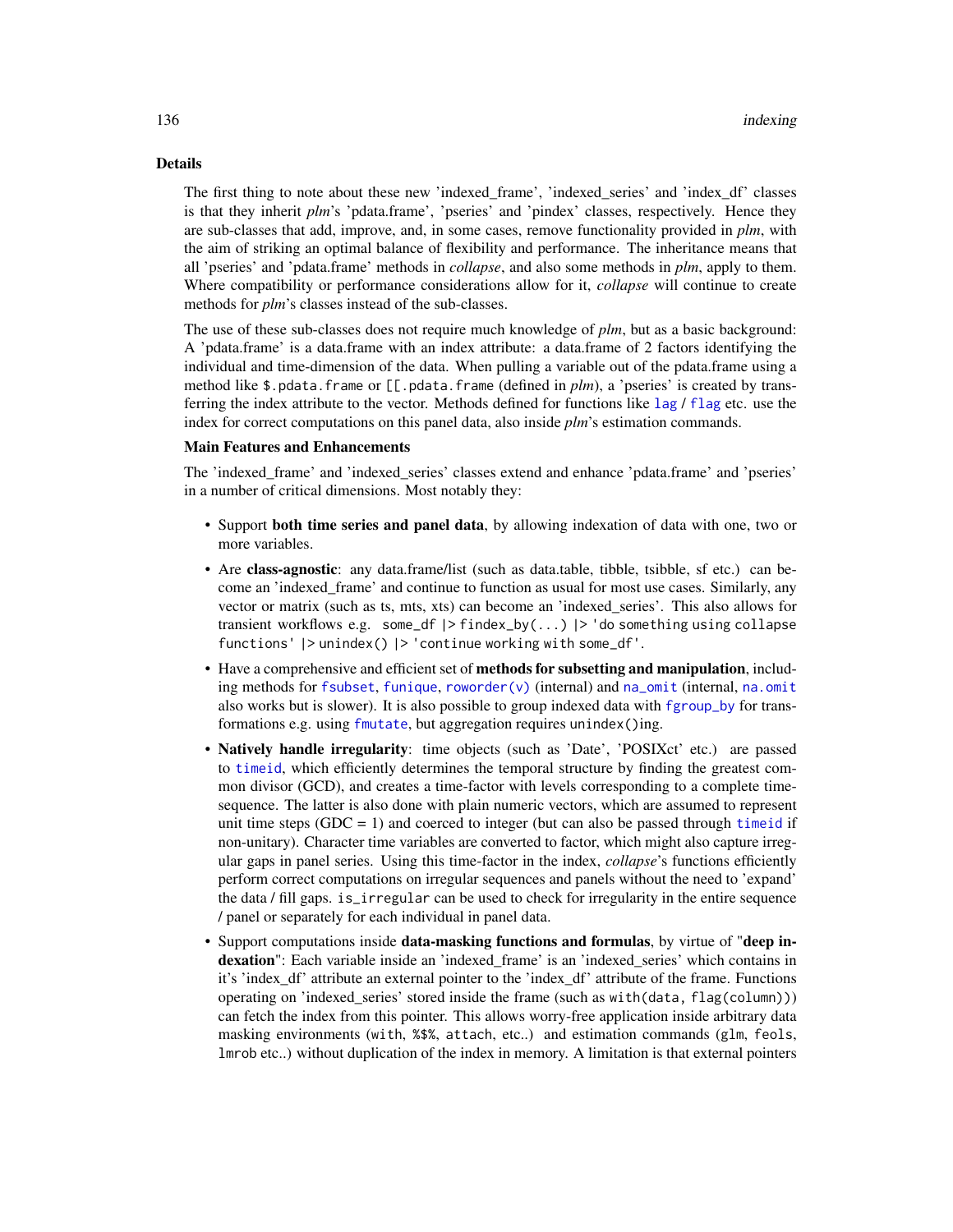## Details

The first thing to note about these new 'indexed_frame', 'indexed_series' and 'index_df' classes is that they inherit *plm*'s 'pdata.frame', 'pseries' and 'pindex' classes, respectively. Hence they are sub-classes that add, improve, and, in some cases, remove functionality provided in *plm*, with the aim of striking an optimal balance of flexibility and performance. The inheritance means that all 'pseries' and 'pdata.frame' methods in *collapse*, and also some methods in *plm*, apply to them. Where compatibility or performance considerations allow for it, *collapse* will continue to create methods for *plm*'s classes instead of the sub-classes.

The use of these sub-classes does not require much knowledge of *plm*, but as a basic background: A 'pdata.frame' is a data.frame with an index attribute: a data.frame of 2 factors identifying the individual and time-dimension of the data. When pulling a variable out of the pdata.frame using a method like `$.pdata.frame` or `[[.pdata.frame` (defined in *plm*), a 'pseries' is created by transferring the index attribute to the vector. Methods defined for functions like `lag` / `flag` etc. use the index for correct computations on this panel data, also inside *plm*'s estimation commands.

### Main Features and Enhancements

The 'indexed_frame' and 'indexed_series' classes extend and enhance 'pdata.frame' and 'pseries' in a number of critical dimensions. Most notably they:

- Support **both time series and panel data**, by allowing indexation of data with one, two or more variables.
- Are **class-agnostic**: any data.frame/list (such as data.table, tibble, tsibble, sf etc.) can become an 'indexed_frame' and continue to function as usual for most use cases. Similarly, any vector or matrix (such as ts, mts, xts) can become an 'indexed_series'. This also allows for transient workflows e.g. `some_df |> findex_by(...) |> 'do something using collapse functions' |> unindex() |> 'continue working with some_df'`.
- Have a comprehensive and efficient set of **methods for subsetting and manipulation**, including methods for `fsubset`, `funique`, `roworder(v)` (internal) and `na_omit` (internal, `na.omit` also works but is slower). It is also possible to group indexed data with `fgroup_by` for transformations e.g. using `fmutate`, but aggregation requires `unindex()`ing.
- **Natively handle irregularity**: time objects (such as 'Date', 'POSIXct' etc.) are passed to `timeid`, which efficiently determines the temporal structure by finding the greatest common divisor (GCD), and creates a time-factor with levels corresponding to a complete time-sequence. The latter is also done with plain numeric vectors, which are assumed to represent unit time steps (GDC = 1) and coerced to integer (but can also be passed through `timeid` if non-unitary). Character time variables are converted to factor, which might also capture irregular gaps in panel series. Using this time-factor in the index, *collapse*'s functions efficiently perform correct computations on irregular sequences and panels without the need to 'expand' the data / fill gaps. `is_irregular` can be used to check for irregularity in the entire sequence / panel or separately for each individual in panel data.
- Support computations inside **data-masking functions and formulas**, by virtue of "**deep indexation**": Each variable inside an 'indexed_frame' is an 'indexed_series' which contains in it's 'index_df' attribute an external pointer to the 'index_df' attribute of the frame. Functions operating on 'indexed_series' stored inside the frame (such as `with(data, flag(column))`) can fetch the index from this pointer. This allows worry-free application inside arbitrary data masking environments (`with`, `%$%`, `attach`, etc..) and estimation commands (`glm`, `feols`, `lmrob` etc..) without duplication of the index in memory. A limitation is that external pointers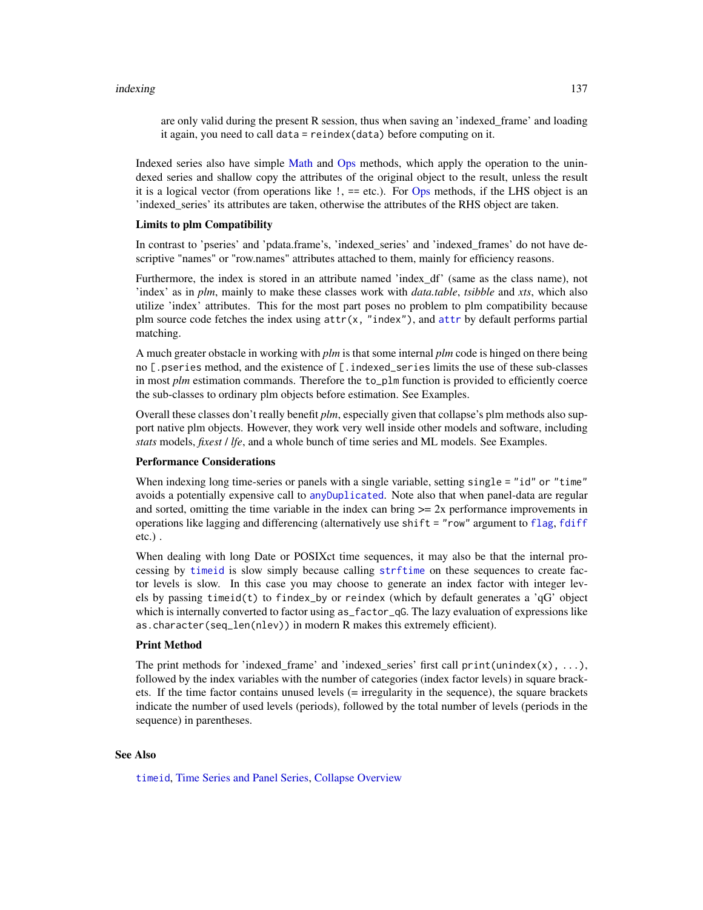are only valid during the present R session, thus when saving an 'indexed_frame' and loading it again, you need to call `data = reindex(data)` before computing on it.

Indexed series also have simple Math and Ops methods, which apply the operation to the unindexed series and shallow copy the attributes of the original object to the result, unless the result it is a logical vector (from operations like `!`, `==` etc.). For Ops methods, if the LHS object is an 'indexed_series' its attributes are taken, otherwise the attributes of the RHS object are taken.

**Limits to plm Compatibility**

In contrast to 'pseries' and 'pdata.frame's, 'indexed_series' and 'indexed_frames' do not have descriptive "names" or "row.names" attributes attached to them, mainly for efficiency reasons.

Furthermore, the index is stored in an attribute named 'index_df' (same as the class name), not 'index' as in *plm*, mainly to make these classes work with *data.table*, *tsibble* and *xts*, which also utilize 'index' attributes. This for the most part poses no problem to plm compatibility because plm source code fetches the index using `attr(x, "index")`, and `attr` by default performs partial matching.

A much greater obstacle in working with *plm* is that some internal *plm* code is hinged on there being no `[.pseries` method, and the existence of `[.indexed_series` limits the use of these sub-classes in most *plm* estimation commands. Therefore the `to_plm` function is provided to efficiently coerce the sub-classes to ordinary plm objects before estimation. See Examples.

Overall these classes don't really benefit *plm*, especially given that collapse's plm methods also support native plm objects. However, they work very well inside other models and software, including *stats* models, *fixest* / *lfe*, and a whole bunch of time series and ML models. See Examples.

**Performance Considerations**

When indexing long time-series or panels with a single variable, setting `single = "id"` or `"time"` avoids a potentially expensive call to `anyDuplicated`. Note also that when panel-data are regular and sorted, omitting the time variable in the index can bring >= 2x performance improvements in operations like lagging and differencing (alternatively use `shift = "row"` argument to `flag`, `fdiff` etc.) .

When dealing with long Date or POSIXct time sequences, it may also be that the internal processing by `timeid` is slow simply because calling `strftime` on these sequences to create factor levels is slow. In this case you may choose to generate an index factor with integer levels by passing `timeid(t)` to `findex_by` or `reindex` (which by default generates a 'qG' object which is internally converted to factor using `as_factor_qG`. The lazy evaluation of expressions like `as.character(seq_len(nlev))` in modern R makes this extremely efficient).

**Print Method**

The print methods for 'indexed_frame' and 'indexed_series' first call `print(unindex(x), ...)`, followed by the index variables with the number of categories (index factor levels) in square brackets. If the time factor contains unused levels (= irregularity in the sequence), the square brackets indicate the number of used levels (periods), followed by the total number of levels (periods in the sequence) in parentheses.

## See Also

`timeid`, Time Series and Panel Series, Collapse Overview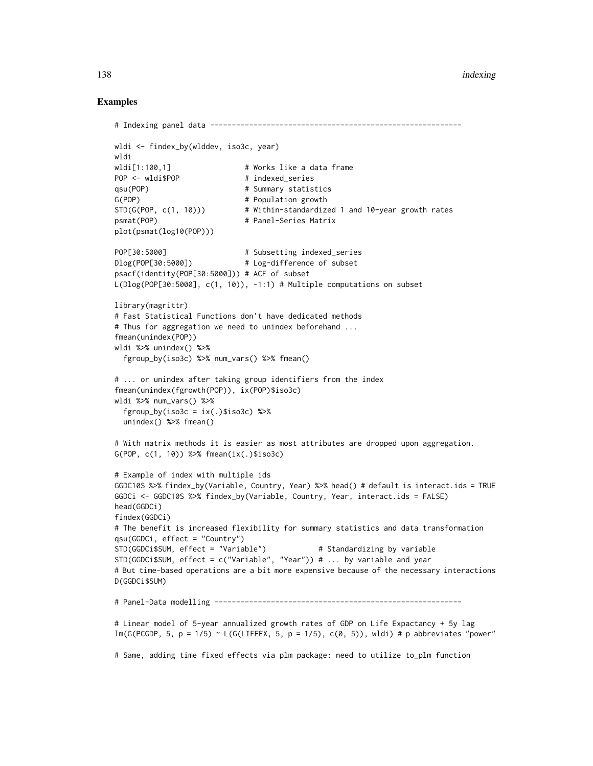## Examples

```
# Indexing panel data ----------------------------------------------------------

wldi <- findex_by(wlddev, iso3c, year)
wldi
wldi[1:100,1]                # Works like a data frame
POP <- wldi$POP              # indexed_series
qsu(POP)                     # Summary statistics
G(POP)                       # Population growth
STD(G(POP, c(1, 10)))        # Within-standardized 1 and 10-year growth rates
psmat(POP)                   # Panel-Series Matrix
plot(psmat(log10(POP)))

POP[30:5000]                 # Subsetting indexed_series
Dlog(POP[30:5000])           # Log-difference of subset
psacf(identity(POP[30:5000])) # ACF of subset
L(Dlog(POP[30:5000], c(1, 10)), -1:1) # Multiple computations on subset

library(magrittr)
# Fast Statistical Functions don't have dedicated methods
# Thus for aggregation we need to unindex beforehand ...
fmean(unindex(POP))
wldi %>% unindex() %>%
  fgroup_by(iso3c) %>% num_vars() %>% fmean()

# ... or unindex after taking group identifiers from the index
fmean(unindex(fgrowth(POP)), ix(POP)$iso3c)
wldi %>% num_vars() %>%
  fgroup_by(iso3c = ix(.)$iso3c) %>%
  unindex() %>% fmean()

# With matrix methods it is easier as most attributes are dropped upon aggregation.
G(POP, c(1, 10)) %>% fmean(ix(.)$iso3c)

# Example of index with multiple ids
GGDC10S %>% findex_by(Variable, Country, Year) %>% head() # default is interact.ids = TRUE
GGDCi <- GGDC10S %>% findex_by(Variable, Country, Year, interact.ids = FALSE)
head(GGDCi)
findex(GGDCi)
# The benefit is increased flexibility for summary statistics and data transformation
qsu(GGDCi, effect = "Country")
STD(GGDCi$SUM, effect = "Variable")            # Standardizing by variable
STD(GGDCi$SUM, effect = c("Variable", "Year")) # ... by variable and year
# But time-based operations are a bit more expensive because of the necessary interactions
D(GGDCi$SUM)

# Panel-Data modelling ---------------------------------------------------------

# Linear model of 5-year annualized growth rates of GDP on Life Expactancy + 5y lag
lm(G(PCGDP, 5, p = 1/5) ~ L(G(LIFEEX, 5, p = 1/5), c(0, 5)), wldi) # p abbreviates "power"

# Same, adding time fixed effects via plm package: need to utilize to_plm function
```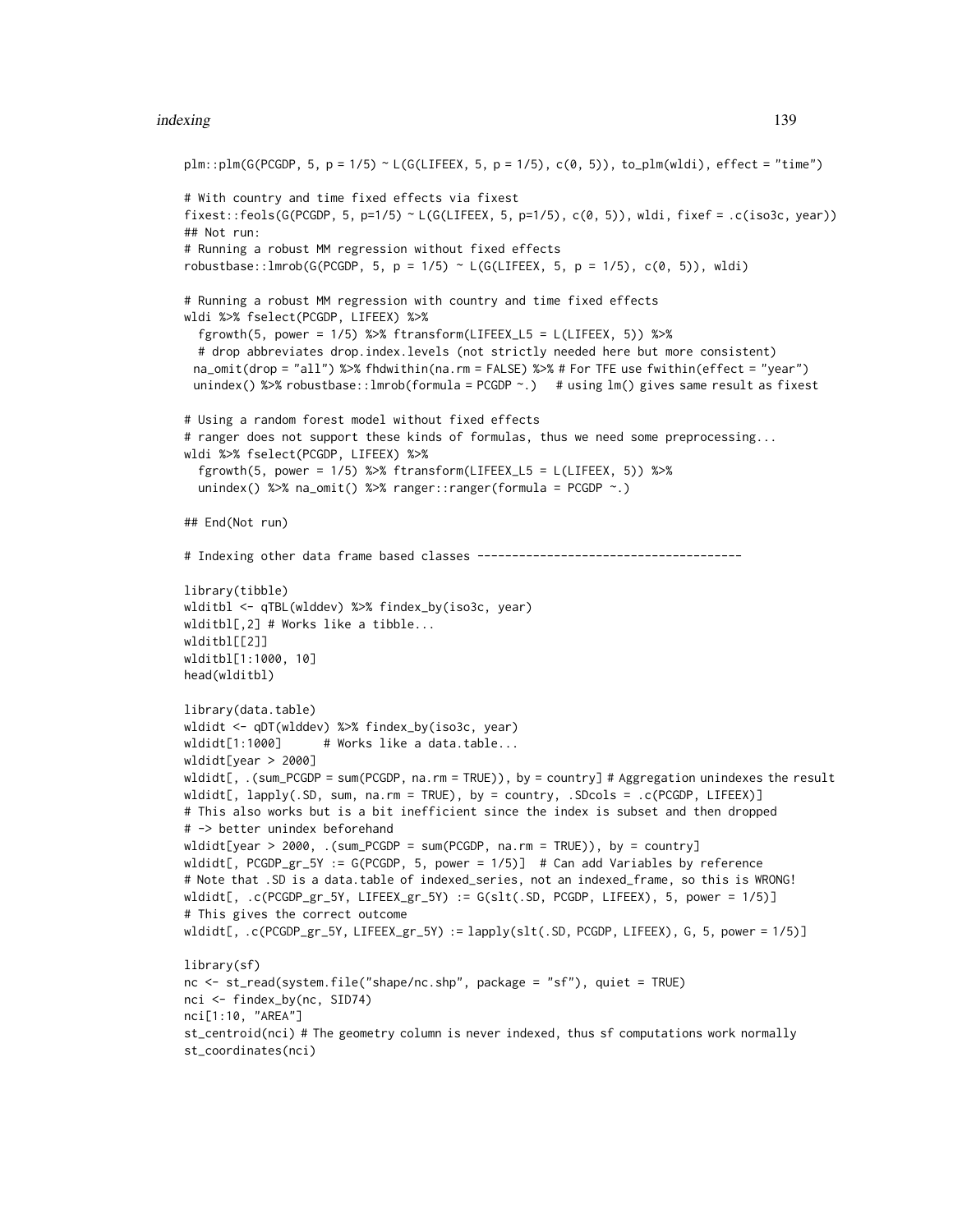```
plm::plm(G(PCGDP, 5, p = 1/5) ~ L(G(LIFEEX, 5, p = 1/5), c(0, 5)), to_plm(wldi), effect = "time")

# With country and time fixed effects via fixest
fixest::feols(G(PCGDP, 5, p=1/5) ~ L(G(LIFEEX, 5, p=1/5), c(0, 5)), wldi, fixef = .c(iso3c, year))
## Not run:
# Running a robust MM regression without fixed effects
robustbase::lmrob(G(PCGDP, 5, p = 1/5) ~ L(G(LIFEEX, 5, p = 1/5), c(0, 5)), wldi)

# Running a robust MM regression with country and time fixed effects
wldi %>% fselect(PCGDP, LIFEEX) %>%
  fgrowth(5, power = 1/5) %>% ftransform(LIFEEX_L5 = L(LIFEEX, 5)) %>%
  # drop abbreviates drop.index.levels (not strictly needed here but more consistent)
 na_omit(drop = "all") %>% fhdwithin(na.rm = FALSE) %>% # For TFE use fwithin(effect = "year")
 unindex() %>% robustbase::lmrob(formula = PCGDP ~.)   # using lm() gives same result as fixest

# Using a random forest model without fixed effects
# ranger does not support these kinds of formulas, thus we need some preprocessing...
wldi %>% fselect(PCGDP, LIFEEX) %>%
  fgrowth(5, power = 1/5) %>% ftransform(LIFEEX_L5 = L(LIFEEX, 5)) %>%
  unindex() %>% na_omit() %>% ranger::ranger(formula = PCGDP ~.)

## End(Not run)

# Indexing other data frame based classes ---------------------------------------

library(tibble)
wlditbl <- qTBL(wlddev) %>% findex_by(iso3c, year)
wlditbl[,2] # Works like a tibble...
wlditbl[[2]]
wlditbl[1:1000, 10]
head(wlditbl)

library(data.table)
wldidt <- qDT(wlddev) %>% findex_by(iso3c, year)
wldidt[1:1000]      # Works like a data.table...
wldidt[year > 2000]
wldidt[, .(sum_PCGDP = sum(PCGDP, na.rm = TRUE)), by = country] # Aggregation unindexes the result
wldidt[, lapply(.SD, sum, na.rm = TRUE), by = country, .SDcols = .c(PCGDP, LIFEEX)]
# This also works but is a bit inefficient since the index is subset and then dropped
# -> better unindex beforehand
wldidt[year > 2000, .(sum_PCGDP = sum(PCGDP, na.rm = TRUE)), by = country]
wldidt[, PCGDP_gr_5Y := G(PCGDP, 5, power = 1/5)]  # Can add Variables by reference
# Note that .SD is a data.table of indexed_series, not an indexed_frame, so this is WRONG!
wldidt[, .c(PCGDP_gr_5Y, LIFEEX_gr_5Y) := G(slt(.SD, PCGDP, LIFEEX), 5, power = 1/5)]
# This gives the correct outcome
wldidt[, .c(PCGDP_gr_5Y, LIFEEX_gr_5Y) := lapply(slt(.SD, PCGDP, LIFEEX), G, 5, power = 1/5)]

library(sf)
nc <- st_read(system.file("shape/nc.shp", package = "sf"), quiet = TRUE)
nci <- findex_by(nc, SID74)
nci[1:10, "AREA"]
st_centroid(nci) # The geometry column is never indexed, thus sf computations work normally
st_coordinates(nci)
```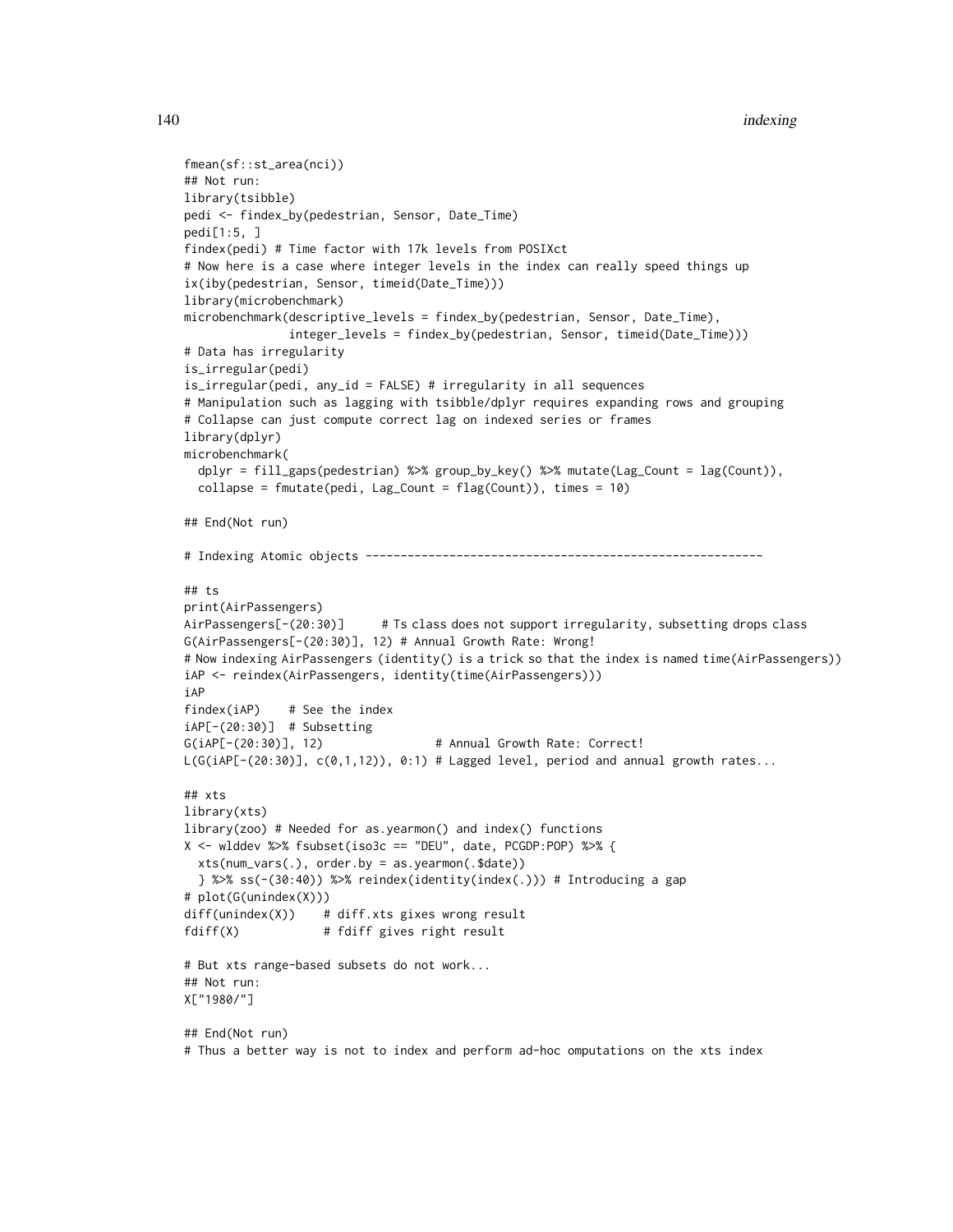```
fmean(sf::st_area(nci))
## Not run:
library(tsibble)
pedi <- findex_by(pedestrian, Sensor, Date_Time)
pedi[1:5, ]
findex(pedi) # Time factor with 17k levels from POSIXct
# Now here is a case where integer levels in the index can really speed things up
ix(iby(pedestrian, Sensor, timeid(Date_Time)))
library(microbenchmark)
microbenchmark(descriptive_levels = findex_by(pedestrian, Sensor, Date_Time),
               integer_levels = findex_by(pedestrian, Sensor, timeid(Date_Time)))
# Data has irregularity
is_irregular(pedi)
is_irregular(pedi, any_id = FALSE) # irregularity in all sequences
# Manipulation such as lagging with tsibble/dplyr requires expanding rows and grouping
# Collapse can just compute correct lag on indexed series or frames
library(dplyr)
microbenchmark(
  dplyr = fill_gaps(pedestrian) %>% group_by_key() %>% mutate(Lag_Count = lag(Count)),
  collapse = fmutate(pedi, Lag_Count = flag(Count)), times = 10)

## End(Not run)

# Indexing Atomic objects ---------------------------------------------------------

## ts
print(AirPassengers)
AirPassengers[-(20:30)]      # Ts class does not support irregularity, subsetting drops class
G(AirPassengers[-(20:30)], 12) # Annual Growth Rate: Wrong!
# Now indexing AirPassengers (identity() is a trick so that the index is named time(AirPassengers))
iAP <- reindex(AirPassengers, identity(time(AirPassengers)))
iAP
findex(iAP)    # See the index
iAP[-(20:30)]  # Subsetting
G(iAP[-(20:30)], 12)                # Annual Growth Rate: Correct!
L(G(iAP[-(20:30)], c(0,1,12)), 0:1) # Lagged level, period and annual growth rates...

## xts
library(xts)
library(zoo) # Needed for as.yearmon() and index() functions
X <- wlddev %>% fsubset(iso3c == "DEU", date, PCGDP:POP) %>% {
  xts(num_vars(.), order.by = as.yearmon(.$date))
  } %>% ss(-(30:40)) %>% reindex(identity(index(.))) # Introducing a gap
# plot(G(unindex(X)))
diff(unindex(X))    # diff.xts gixes wrong result
fdiff(X)            # fdiff gives right result

# But xts range-based subsets do not work...
## Not run:
X["1980/"]

## End(Not run)
# Thus a better way is not to index and perform ad-hoc omputations on the xts index
```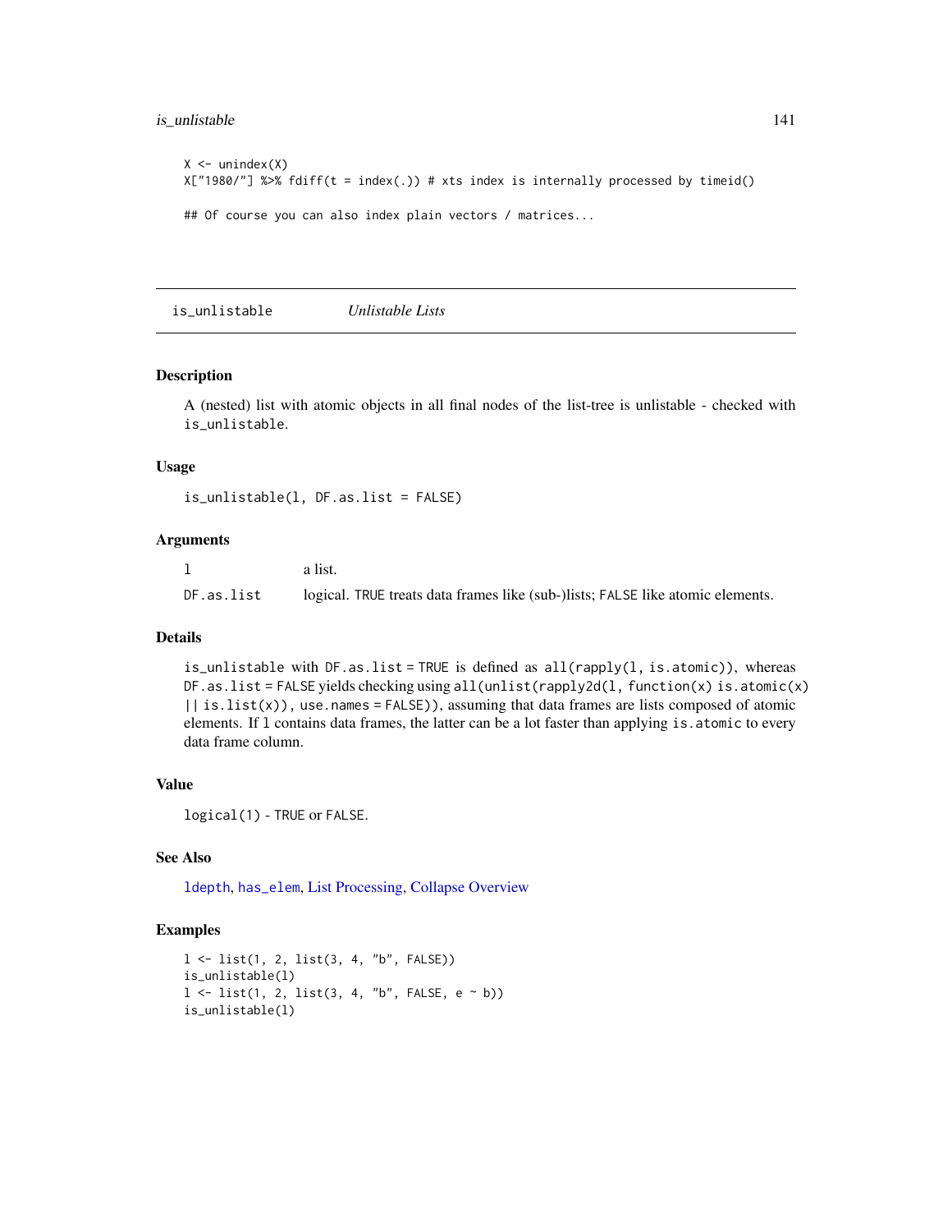```
X <- unindex(X)
X["1980/"] %>% fdiff(t = index(.)) # xts index is internally processed by timeid()

## Of course you can also index plain vectors / matrices...
```

---

## is_unlistable *Unlistable Lists*

---

### Description

A (nested) list with atomic objects in all final nodes of the list-tree is unlistable - checked with `is_unlistable`.

### Usage

```
is_unlistable(l, DF.as.list = FALSE)
```

### Arguments

| | |
|---|---|
| `l` | a list. |
| `DF.as.list` | logical. `TRUE` treats data frames like (sub-)lists; `FALSE` like atomic elements. |

### Details

`is_unlistable` with `DF.as.list = TRUE` is defined as `all(rapply(l, is.atomic))`, whereas `DF.as.list = FALSE` yields checking using `all(unlist(rapply2d(l, function(x) is.atomic(x) || is.list(x)), use.names = FALSE))`, assuming that data frames are lists composed of atomic elements. If `l` contains data frames, the latter can be a lot faster than applying `is.atomic` to every data frame column.

### Value

`logical(1)` - `TRUE` or `FALSE`.

### See Also

`ldepth`, `has_elem`, List Processing, Collapse Overview

### Examples

```
l <- list(1, 2, list(3, 4, "b", FALSE))
is_unlistable(l)
l <- list(1, 2, list(3, 4, "b", FALSE, e ~ b))
is_unlistable(l)
```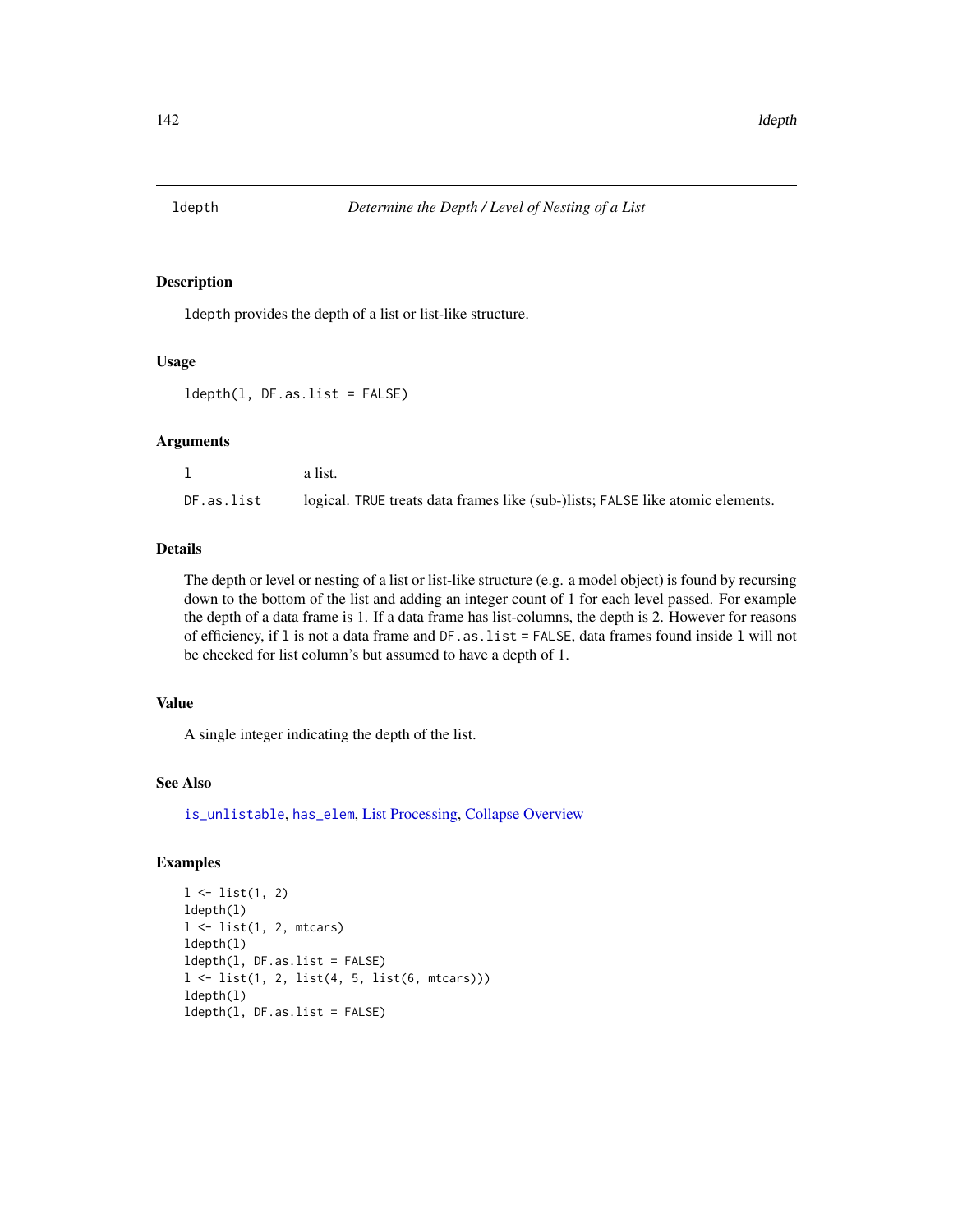## ldepth — *Determine the Depth / Level of Nesting of a List*

### Description

`ldepth` provides the depth of a list or list-like structure.

### Usage

```
ldepth(l, DF.as.list = FALSE)
```

### Arguments

| | |
|---|---|
| `l` | a list. |
| `DF.as.list` | logical. `TRUE` treats data frames like (sub-)lists; `FALSE` like atomic elements. |

### Details

The depth or level or nesting of a list or list-like structure (e.g. a model object) is found by recursing down to the bottom of the list and adding an integer count of 1 for each level passed. For example the depth of a data frame is 1. If a data frame has list-columns, the depth is 2. However for reasons of efficiency, if `l` is not a data frame and `DF.as.list = FALSE`, data frames found inside `l` will not be checked for list column's but assumed to have a depth of 1.

### Value

A single integer indicating the depth of the list.

### See Also

`is_unlistable`, `has_elem`, List Processing, Collapse Overview

### Examples

```
l <- list(1, 2)
ldepth(l)
l <- list(1, 2, mtcars)
ldepth(l)
ldepth(l, DF.as.list = FALSE)
l <- list(1, 2, list(4, 5, list(6, mtcars)))
ldepth(l)
ldepth(l, DF.as.list = FALSE)
```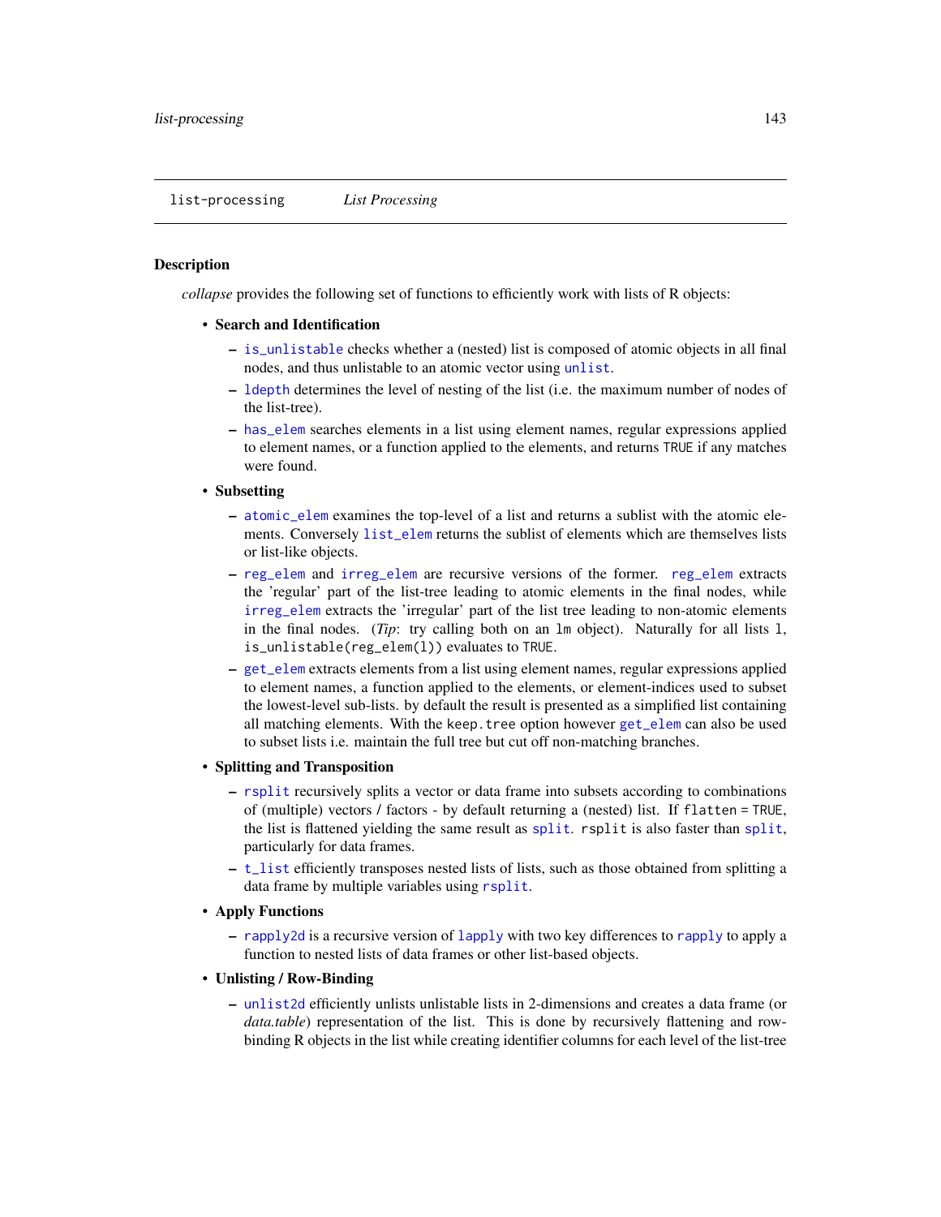list-processing    *List Processing*

## Description

*collapse* provides the following set of functions to efficiently work with lists of R objects:

- **Search and Identification**
  - `is_unlistable` checks whether a (nested) list is composed of atomic objects in all final nodes, and thus unlistable to an atomic vector using `unlist`.
  - `ldepth` determines the level of nesting of the list (i.e. the maximum number of nodes of the list-tree).
  - `has_elem` searches elements in a list using element names, regular expressions applied to element names, or a function applied to the elements, and returns `TRUE` if any matches were found.
- **Subsetting**
  - `atomic_elem` examines the top-level of a list and returns a sublist with the atomic elements. Conversely `list_elem` returns the sublist of elements which are themselves lists or list-like objects.
  - `reg_elem` and `irreg_elem` are recursive versions of the former. `reg_elem` extracts the 'regular' part of the list-tree leading to atomic elements in the final nodes, while `irreg_elem` extracts the 'irregular' part of the list tree leading to non-atomic elements in the final nodes. (*Tip*: try calling both on an `lm` object). Naturally for all lists `l`, `is_unlistable(reg_elem(l))` evaluates to `TRUE`.
  - `get_elem` extracts elements from a list using element names, regular expressions applied to element names, a function applied to the elements, or element-indices used to subset the lowest-level sub-lists. by default the result is presented as a simplified list containing all matching elements. With the `keep.tree` option however `get_elem` can also be used to subset lists i.e. maintain the full tree but cut off non-matching branches.
- **Splitting and Transposition**
  - `rsplit` recursively splits a vector or data frame into subsets according to combinations of (multiple) vectors / factors - by default returning a (nested) list. If `flatten = TRUE`, the list is flattened yielding the same result as `split`. `rsplit` is also faster than `split`, particularly for data frames.
  - `t_list` efficiently transposes nested lists of lists, such as those obtained from splitting a data frame by multiple variables using `rsplit`.
- **Apply Functions**
  - `rapply2d` is a recursive version of `lapply` with two key differences to `rapply` to apply a function to nested lists of data frames or other list-based objects.
- **Unlisting / Row-Binding**
  - `unlist2d` efficiently unlists unlistable lists in 2-dimensions and creates a data frame (or *data.table*) representation of the list. This is done by recursively flattening and row-binding R objects in the list while creating identifier columns for each level of the list-tree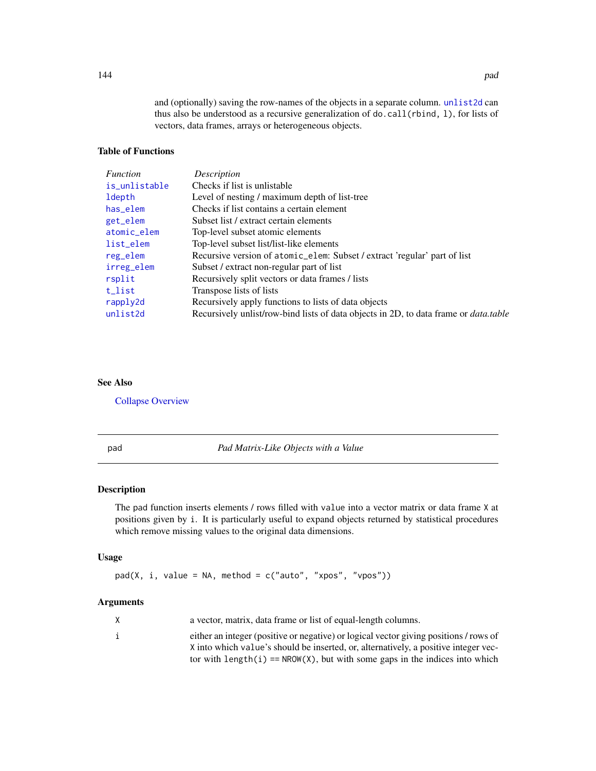and (optionally) saving the row-names of the objects in a separate column. unlist2d can thus also be understood as a recursive generalization of do.call(rbind, l), for lists of vectors, data frames, arrays or heterogeneous objects.

### Table of Functions

| *Function* | *Description* |
|---|---|
| is_unlistable | Checks if list is unlistable |
| ldepth | Level of nesting / maximum depth of list-tree |
| has_elem | Checks if list contains a certain element |
| get_elem | Subset list / extract certain elements |
| atomic_elem | Top-level subset atomic elements |
| list_elem | Top-level subset list/list-like elements |
| reg_elem | Recursive version of atomic_elem: Subset / extract 'regular' part of list |
| irreg_elem | Subset / extract non-regular part of list |
| rsplit | Recursively split vectors or data frames / lists |
| t_list | Transpose lists of lists |
| rapply2d | Recursively apply functions to lists of data objects |
| unlist2d | Recursively unlist/row-bind lists of data objects in 2D, to data frame or *data.table* |

### See Also

Collapse Overview

---

## pad — *Pad Matrix-Like Objects with a Value*

### Description

The pad function inserts elements / rows filled with value into a vector matrix or data frame X at positions given by i. It is particularly useful to expand objects returned by statistical procedures which remove missing values to the original data dimensions.

### Usage

```
pad(X, i, value = NA, method = c("auto", "xpos", "vpos"))
```

### Arguments

| | |
|---|---|
| X | a vector, matrix, data frame or list of equal-length columns. |
| i | either an integer (positive or negative) or logical vector giving positions / rows of X into which value's should be inserted, or, alternatively, a positive integer vector with length(i) == NROW(X), but with some gaps in the indices into which |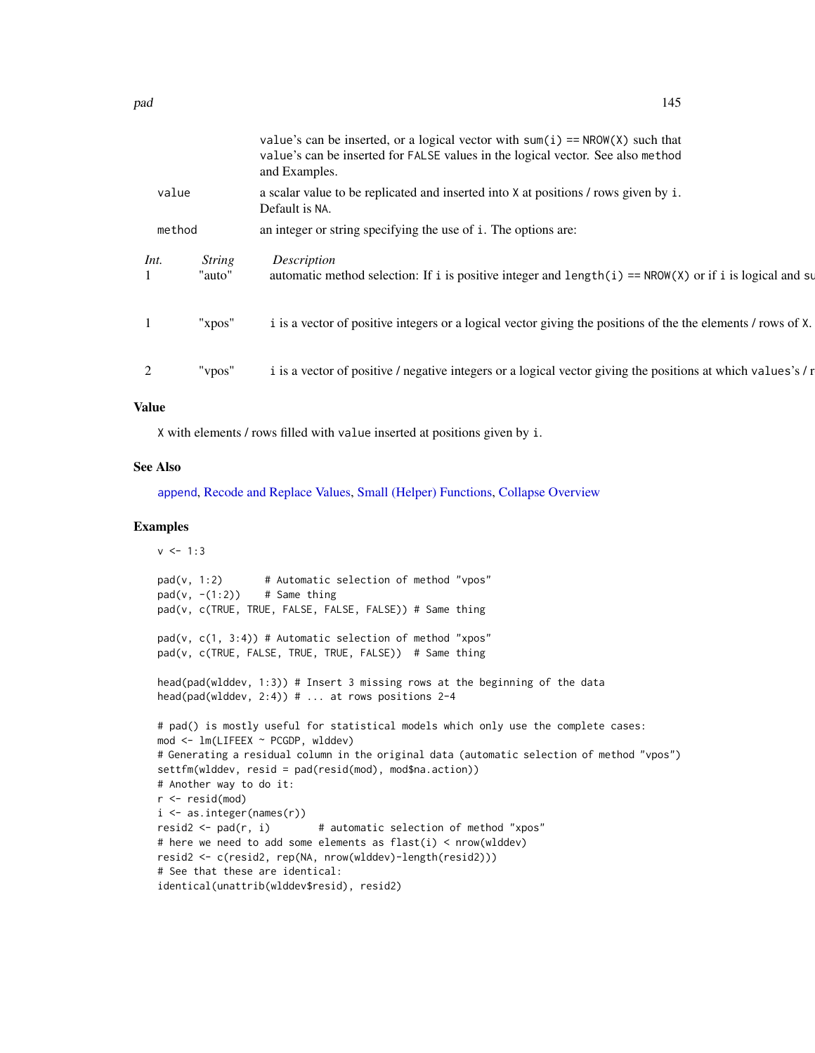value's can be inserted, or a logical vector with `sum(i) == NROW(X)` such that value's can be inserted for `FALSE` values in the logical vector. See also `method` and Examples.

`value` a scalar value to be replicated and inserted into `X` at positions / rows given by `i`. Default is `NA`.

`method` an integer or string specifying the use of `i`. The options are:

| *Int.* | *String* | *Description* |
|---|---|---|
| 1 | "auto" | automatic method selection: If `i` is positive integer and `length(i) == NROW(X)` or if `i` is logical and su |
| 1 | "xpos" | `i` is a vector of positive integers or a logical vector giving the positions of the the elements / rows of `X`. |
| 2 | "vpos" | `i` is a vector of positive / negative integers or a logical vector giving the positions at which `values`'s / r |

## Value

`X` with elements / rows filled with `value` inserted at positions given by `i`.

## See Also

append, Recode and Replace Values, Small (Helper) Functions, Collapse Overview

## Examples

```
v <- 1:3

pad(v, 1:2)       # Automatic selection of method "vpos"
pad(v, -(1:2))    # Same thing
pad(v, c(TRUE, TRUE, FALSE, FALSE, FALSE)) # Same thing

pad(v, c(1, 3:4)) # Automatic selection of method "xpos"
pad(v, c(TRUE, FALSE, TRUE, TRUE, FALSE))  # Same thing

head(pad(wlddev, 1:3)) # Insert 3 missing rows at the beginning of the data
head(pad(wlddev, 2:4)) # ... at rows positions 2-4

# pad() is mostly useful for statistical models which only use the complete cases:
mod <- lm(LIFEEX ~ PCGDP, wlddev)
# Generating a residual column in the original data (automatic selection of method "vpos")
settfm(wlddev, resid = pad(resid(mod), mod$na.action))
# Another way to do it:
r <- resid(mod)
i <- as.integer(names(r))
resid2 <- pad(r, i)        # automatic selection of method "xpos"
# here we need to add some elements as flast(i) < nrow(wlddev)
resid2 <- c(resid2, rep(NA, nrow(wlddev)-length(resid2)))
# See that these are identical:
identical(unattrib(wlddev$resid), resid2)
```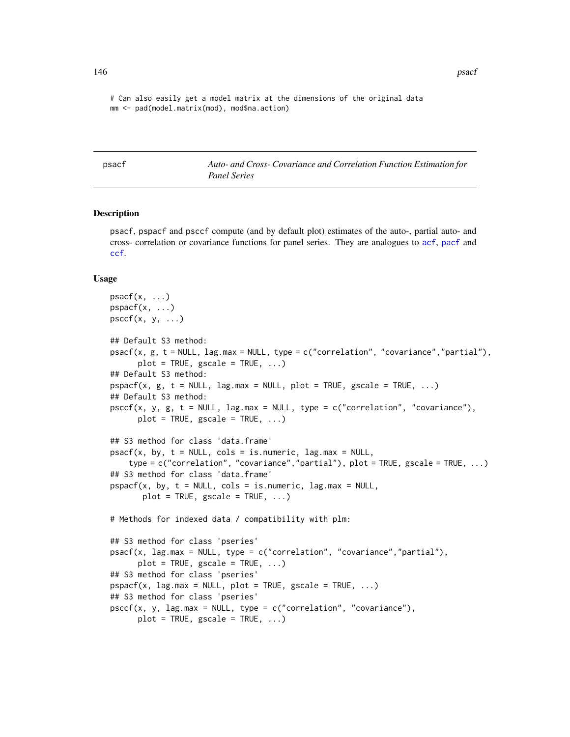```
# Can also easily get a model matrix at the dimensions of the original data
mm <- pad(model.matrix(mod), mod$na.action)
```

## psacf — *Auto- and Cross- Covariance and Correlation Function Estimation for Panel Series*

### Description

psacf, pspacf and psccf compute (and by default plot) estimates of the auto-, partial auto- and cross- correlation or covariance functions for panel series. They are analogues to acf, pacf and ccf.

### Usage

```
psacf(x, ...)
pspacf(x, ...)
psccf(x, y, ...)

## Default S3 method:
psacf(x, g, t = NULL, lag.max = NULL, type = c("correlation", "covariance","partial"),
      plot = TRUE, gscale = TRUE, ...)
## Default S3 method:
pspacf(x, g, t = NULL, lag.max = NULL, plot = TRUE, gscale = TRUE, ...)
## Default S3 method:
psccf(x, y, g, t = NULL, lag.max = NULL, type = c("correlation", "covariance"),
      plot = TRUE, gscale = TRUE, ...)

## S3 method for class 'data.frame'
psacf(x, by, t = NULL, cols = is.numeric, lag.max = NULL,
    type = c("correlation", "covariance","partial"), plot = TRUE, gscale = TRUE, ...)
## S3 method for class 'data.frame'
pspacf(x, by, t = NULL, cols = is.numeric, lag.max = NULL,
       plot = TRUE, gscale = TRUE, ...)

# Methods for indexed data / compatibility with plm:

## S3 method for class 'pseries'
psacf(x, lag.max = NULL, type = c("correlation", "covariance","partial"),
      plot = TRUE, gscale = TRUE, ...)
## S3 method for class 'pseries'
pspacf(x, lag.max = NULL, plot = TRUE, gscale = TRUE, ...)
## S3 method for class 'pseries'
psccf(x, y, lag.max = NULL, type = c("correlation", "covariance"),
      plot = TRUE, gscale = TRUE, ...)
```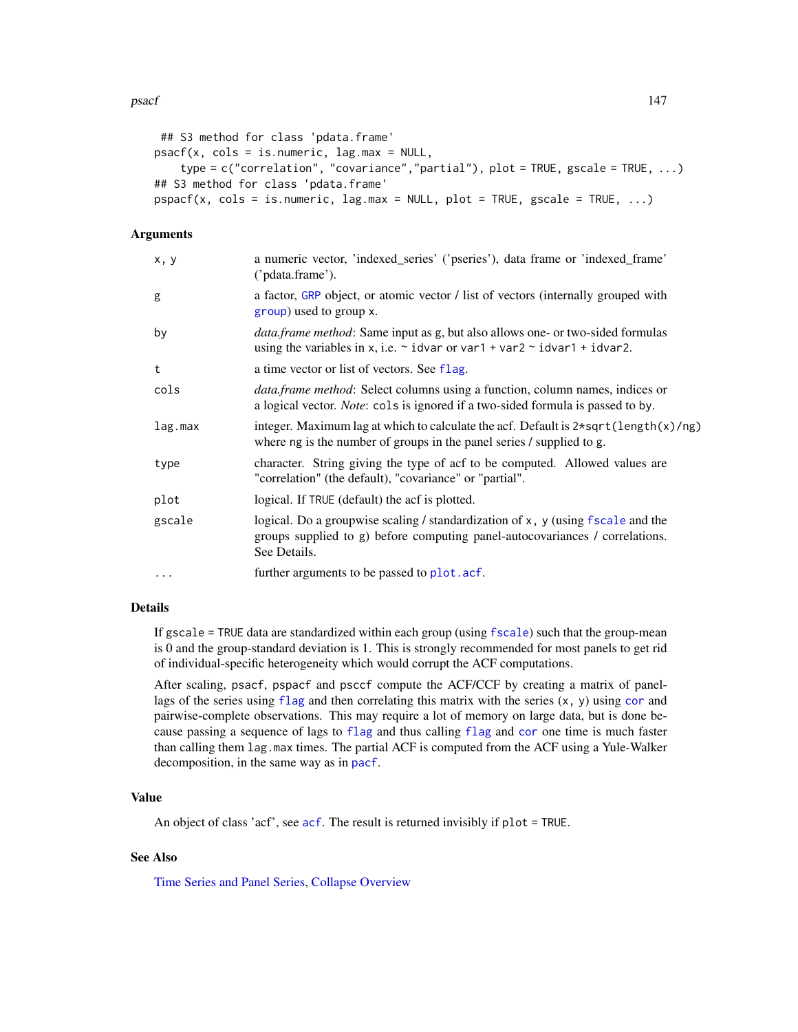```
## S3 method for class 'pdata.frame'
psacf(x, cols = is.numeric, lag.max = NULL,
    type = c("correlation", "covariance","partial"), plot = TRUE, gscale = TRUE, ...)
## S3 method for class 'pdata.frame'
pspacf(x, cols = is.numeric, lag.max = NULL, plot = TRUE, gscale = TRUE, ...)
```

## Arguments

| | |
|---|---|
| `x, y` | a numeric vector, 'indexed_series' ('pseries'), data frame or 'indexed_frame' ('pdata.frame'). |
| `g` | a factor, `GRP` object, or atomic vector / list of vectors (internally grouped with `group`) used to group `x`. |
| `by` | *data.frame method*: Same input as `g`, but also allows one- or two-sided formulas using the variables in `x`, i.e. `~ idvar` or `var1 + var2 ~ idvar1 + idvar2`. |
| `t` | a time vector or list of vectors. See `flag`. |
| `cols` | *data.frame method*: Select columns using a function, column names, indices or a logical vector. *Note*: `cols` is ignored if a two-sided formula is passed to `by`. |
| `lag.max` | integer. Maximum lag at which to calculate the acf. Default is `2*sqrt(length(x)/ng)` where `ng` is the number of groups in the panel series / supplied to `g`. |
| `type` | character. String giving the type of acf to be computed. Allowed values are "correlation" (the default), "covariance" or "partial". |
| `plot` | logical. If `TRUE` (default) the acf is plotted. |
| `gscale` | logical. Do a groupwise scaling / standardization of `x, y` (using `fscale` and the groups supplied to `g`) before computing panel-autocovariances / correlations. See Details. |
| `...` | further arguments to be passed to `plot.acf`. |

## Details

If `gscale = TRUE` data are standardized within each group (using `fscale`) such that the group-mean is 0 and the group-standard deviation is 1. This is strongly recommended for most panels to get rid of individual-specific heterogeneity which would corrupt the ACF computations.

After scaling, `psacf`, `pspacf` and `psccf` compute the ACF/CCF by creating a matrix of panel-lags of the series using `flag` and then correlating this matrix with the series (`x, y`) using `cor` and pairwise-complete observations. This may require a lot of memory on large data, but is done because passing a sequence of lags to `flag` and thus calling `flag` and `cor` one time is much faster than calling them `lag.max` times. The partial ACF is computed from the ACF using a Yule-Walker decomposition, in the same way as in `pacf`.

## Value

An object of class 'acf', see `acf`. The result is returned invisibly if `plot = TRUE`.

## See Also

Time Series and Panel Series, Collapse Overview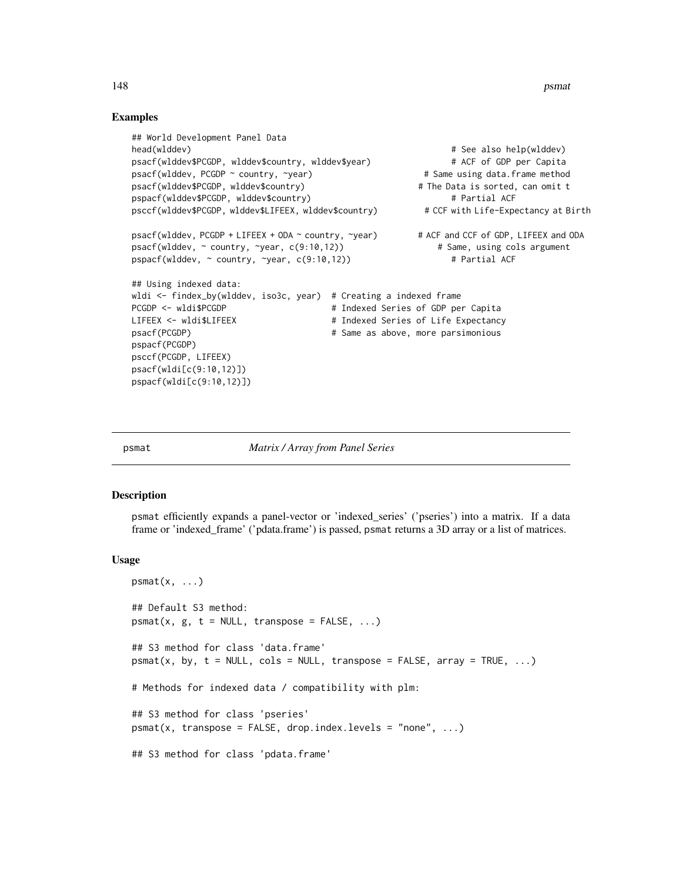## Examples

```
## World Development Panel Data
head(wlddev)                                                  # See also help(wlddev)
psacf(wlddev$PCGDP, wlddev$country, wlddev$year)              # ACF of GDP per Capita
psacf(wlddev, PCGDP ~ country, ~year)                       # Same using data.frame method
psacf(wlddev$PCGDP, wlddev$country)                        # The Data is sorted, can omit t
pspacf(wlddev$PCGDP, wlddev$country)                          # Partial ACF
psccf(wlddev$PCGDP, wlddev$LIFEEX, wlddev$country)          # CCF with Life-Expectancy at Birth

psacf(wlddev, PCGDP + LIFEEX + ODA ~ country, ~year)       # ACF and CCF of GDP, LIFEEX and ODA
psacf(wlddev, ~ country, ~year, c(9:10,12))                  # Same, using cols argument
pspacf(wlddev, ~ country, ~year, c(9:10,12))                  # Partial ACF

## Using indexed data:
wldi <- findex_by(wlddev, iso3c, year)  # Creating a indexed frame
PCGDP <- wldi$PCGDP                     # Indexed Series of GDP per Capita
LIFEEX <- wldi$LIFEEX                   # Indexed Series of Life Expectancy
psacf(PCGDP)                            # Same as above, more parsimonious
pspacf(PCGDP)
psccf(PCGDP, LIFEEX)
psacf(wldi[c(9:10,12)])
pspacf(wldi[c(9:10,12)])
```

---

# psmat — *Matrix / Array from Panel Series*

## Description

psmat efficiently expands a panel-vector or 'indexed_series' ('pseries') into a matrix. If a data frame or 'indexed_frame' ('pdata.frame') is passed, psmat returns a 3D array or a list of matrices.

## Usage

```
psmat(x, ...)

## Default S3 method:
psmat(x, g, t = NULL, transpose = FALSE, ...)

## S3 method for class 'data.frame'
psmat(x, by, t = NULL, cols = NULL, transpose = FALSE, array = TRUE, ...)

# Methods for indexed data / compatibility with plm:

## S3 method for class 'pseries'
psmat(x, transpose = FALSE, drop.index.levels = "none", ...)

## S3 method for class 'pdata.frame'
```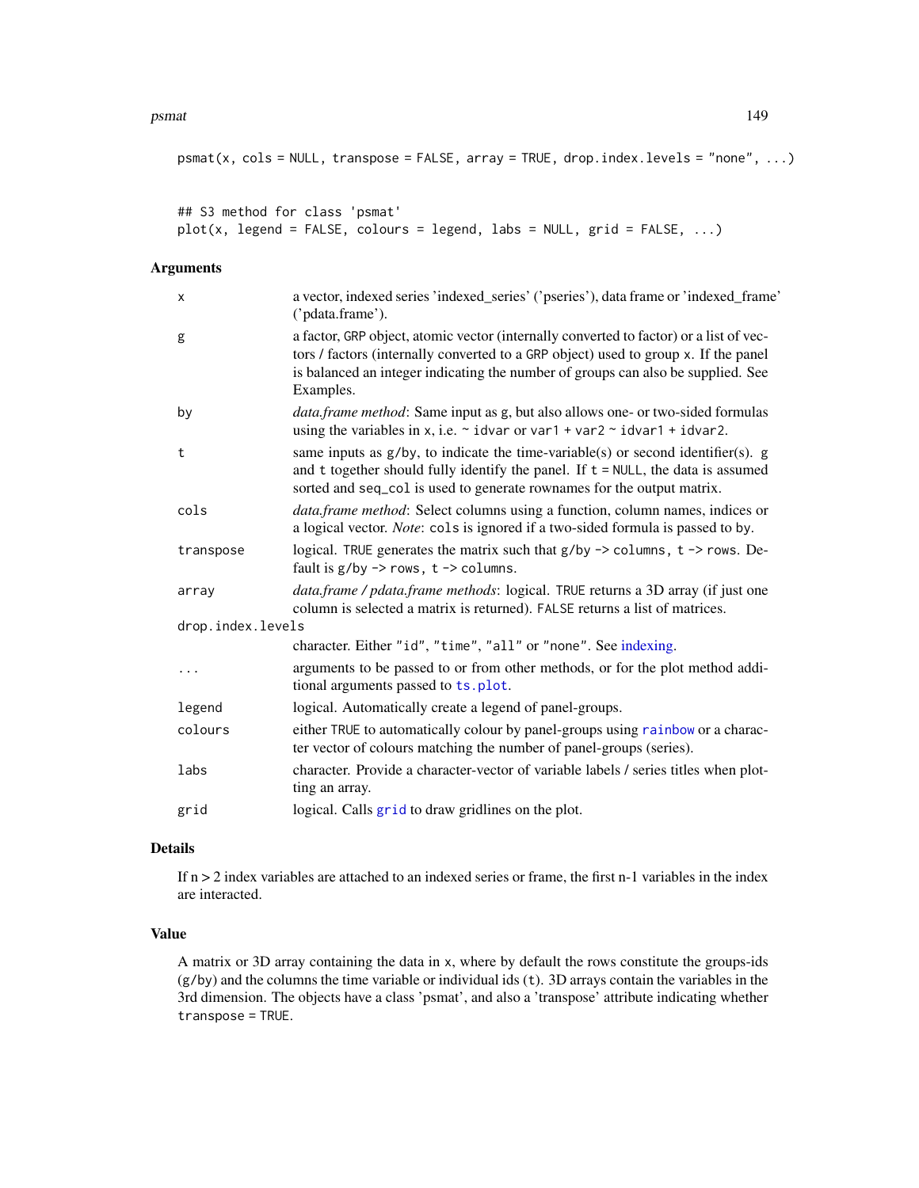```
psmat(x, cols = NULL, transpose = FALSE, array = TRUE, drop.index.levels = "none", ...)


## S3 method for class 'psmat'
plot(x, legend = FALSE, colours = legend, labs = NULL, grid = FALSE, ...)
```

### Arguments

| | |
|---|---|
| `x` | a vector, indexed series 'indexed_series' ('pseries'), data frame or 'indexed_frame' ('pdata.frame'). |
| `g` | a factor, GRP object, atomic vector (internally converted to factor) or a list of vectors / factors (internally converted to a GRP object) used to group x. If the panel is balanced an integer indicating the number of groups can also be supplied. See Examples. |
| `by` | *data.frame method*: Same input as g, but also allows one- or two-sided formulas using the variables in x, i.e. `~ idvar` or `var1 + var2 ~ idvar1 + idvar2`. |
| `t` | same inputs as g/by, to indicate the time-variable(s) or second identifier(s). g and t together should fully identify the panel. If `t = NULL`, the data is assumed sorted and `seq_col` is used to generate rownames for the output matrix. |
| `cols` | *data.frame method*: Select columns using a function, column names, indices or a logical vector. *Note*: `cols` is ignored if a two-sided formula is passed to by. |
| `transpose` | logical. `TRUE` generates the matrix such that `g/by -> columns, t -> rows`. Default is `g/by -> rows, t -> columns`. |
| `array` | *data.frame / pdata.frame methods*: logical. `TRUE` returns a 3D array (if just one column is selected a matrix is returned). `FALSE` returns a list of matrices. |
| `drop.index.levels` | character. Either `"id"`, `"time"`, `"all"` or `"none"`. See indexing. |
| `...` | arguments to be passed to or from other methods, or for the plot method additional arguments passed to `ts.plot`. |
| `legend` | logical. Automatically create a legend of panel-groups. |
| `colours` | either `TRUE` to automatically colour by panel-groups using `rainbow` or a character vector of colours matching the number of panel-groups (series). |
| `labs` | character. Provide a character-vector of variable labels / series titles when plotting an array. |
| `grid` | logical. Calls `grid` to draw gridlines on the plot. |

### Details

If n > 2 index variables are attached to an indexed series or frame, the first n-1 variables in the index are interacted.

### Value

A matrix or 3D array containing the data in x, where by default the rows constitute the groups-ids (g/by) and the columns the time variable or individual ids (t). 3D arrays contain the variables in the 3rd dimension. The objects have a class 'psmat', and also a 'transpose' attribute indicating whether `transpose = TRUE`.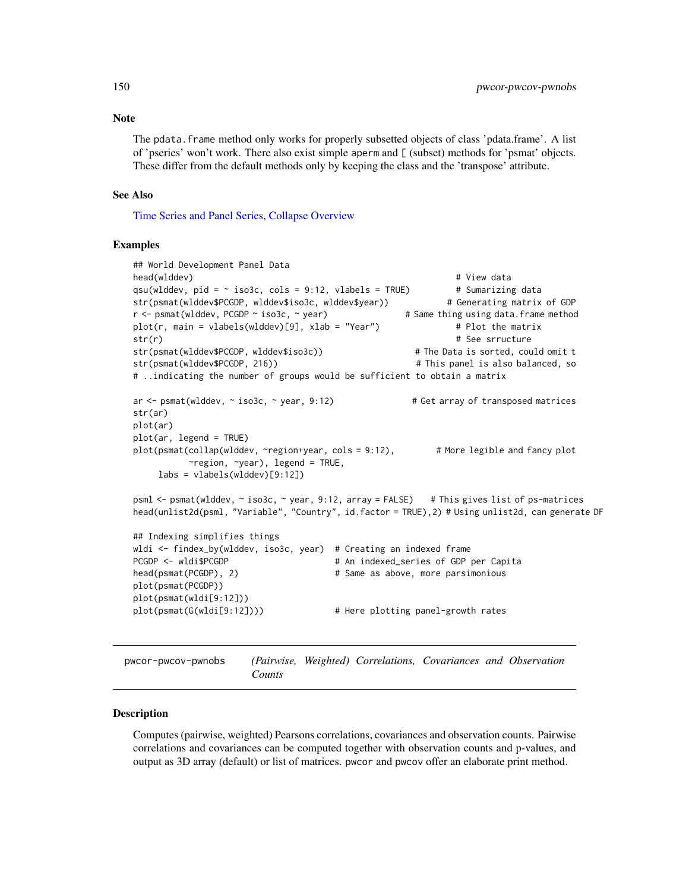### Note

The pdata.frame method only works for properly subsetted objects of class 'pdata.frame'. A list of 'pseries' won't work. There also exist simple aperm and [ (subset) methods for 'psmat' objects. These differ from the default methods only by keeping the class and the 'transpose' attribute.

### See Also

Time Series and Panel Series, Collapse Overview

### Examples

```
## World Development Panel Data
head(wlddev)                                                     # View data
qsu(wlddev, pid = ~ iso3c, cols = 9:12, vlabels = TRUE)          # Sumarizing data
str(psmat(wlddev$PCGDP, wlddev$iso3c, wlddev$year))            # Generating matrix of GDP
r <- psmat(wlddev, PCGDP ~ iso3c, ~ year)                  # Same thing using data.frame method
plot(r, main = vlabels(wlddev)[9], xlab = "Year")                # Plot the matrix
str(r)                                                           # See srructure
str(psmat(wlddev$PCGDP, wlddev$iso3c))                      # The Data is sorted, could omit t
str(psmat(wlddev$PCGDP, 216))                               # This panel is also balanced, so
# ..indicating the number of groups would be sufficient to obtain a matrix

ar <- psmat(wlddev, ~ iso3c, ~ year, 9:12)                # Get array of transposed matrices
str(ar)
plot(ar)
plot(ar, legend = TRUE)
plot(psmat(collap(wlddev, ~region+year, cols = 9:12),         # More legible and fancy plot
           ~region, ~year), legend = TRUE,
     labs = vlabels(wlddev)[9:12])

psml <- psmat(wlddev, ~ iso3c, ~ year, 9:12, array = FALSE)    # This gives list of ps-matrices
head(unlist2d(psml, "Variable", "Country", id.factor = TRUE),2) # Using unlist2d, can generate DF

## Indexing simplifies things
wldi <- findex_by(wlddev, iso3c, year)  # Creating an indexed frame
PCGDP <- wldi$PCGDP                     # An indexed_series of GDP per Capita
head(psmat(PCGDP), 2)                   # Same as above, more parsimonious
plot(psmat(PCGDP))
plot(psmat(wldi[9:12]))
plot(psmat(G(wldi[9:12])))              # Here plotting panel-growth rates
```

---

## pwcor-pwcov-pwnobs &nbsp;&nbsp;&nbsp; *(Pairwise, Weighted) Correlations, Covariances and Observation Counts*

---

### Description

Computes (pairwise, weighted) Pearsons correlations, covariances and observation counts. Pairwise correlations and covariances can be computed together with observation counts and p-values, and output as 3D array (default) or list of matrices. pwcor and pwcov offer an elaborate print method.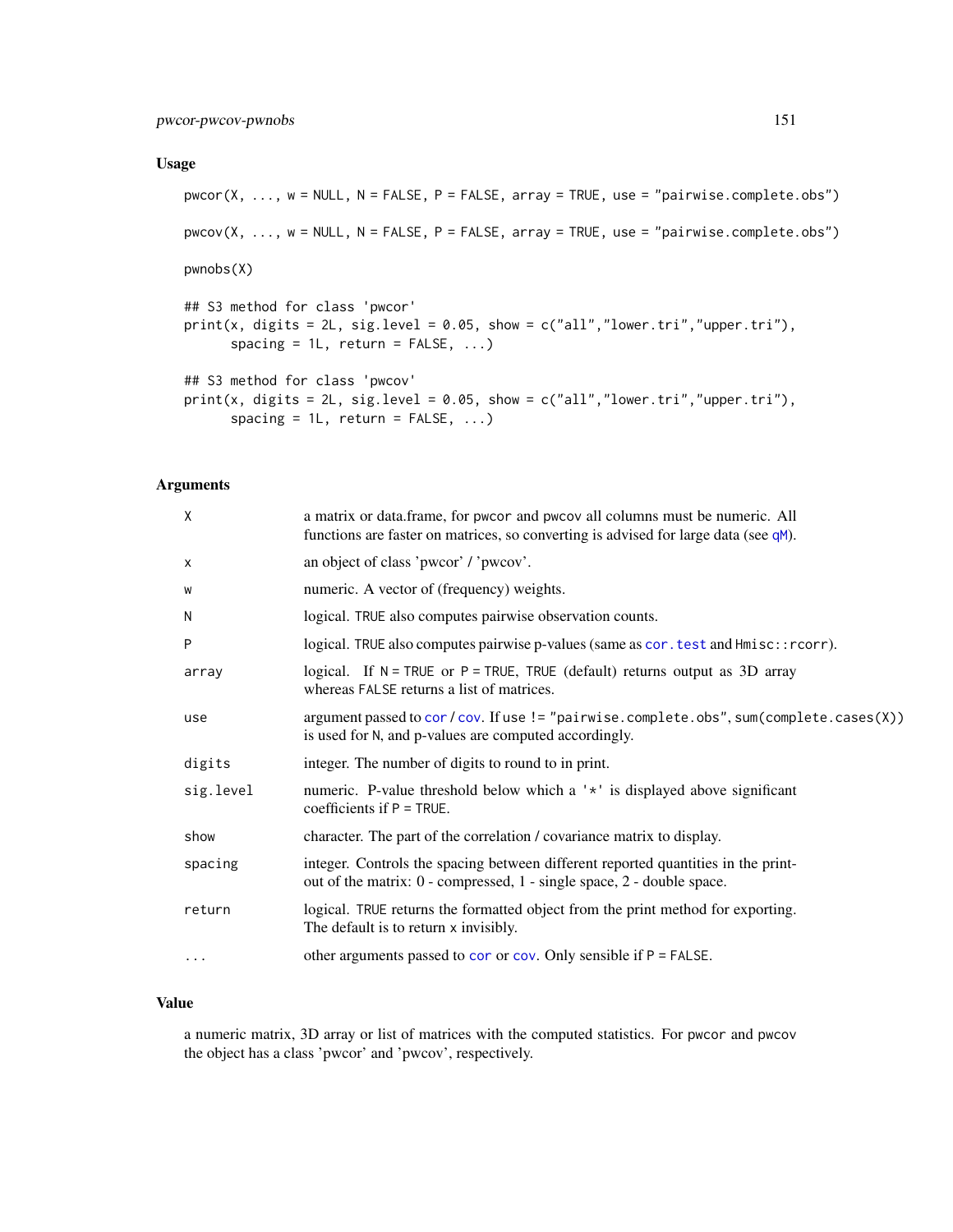## Usage

```
pwcor(X, ..., w = NULL, N = FALSE, P = FALSE, array = TRUE, use = "pairwise.complete.obs")

pwcov(X, ..., w = NULL, N = FALSE, P = FALSE, array = TRUE, use = "pairwise.complete.obs")

pwnobs(X)

## S3 method for class 'pwcor'
print(x, digits = 2L, sig.level = 0.05, show = c("all","lower.tri","upper.tri"),
      spacing = 1L, return = FALSE, ...)

## S3 method for class 'pwcov'
print(x, digits = 2L, sig.level = 0.05, show = c("all","lower.tri","upper.tri"),
      spacing = 1L, return = FALSE, ...)
```

## Arguments

| | |
|---|---|
| `X` | a matrix or data.frame, for `pwcor` and `pwcov` all columns must be numeric. All functions are faster on matrices, so converting is advised for large data (see `qM`). |
| `x` | an object of class 'pwcor' / 'pwcov'. |
| `w` | numeric. A vector of (frequency) weights. |
| `N` | logical. `TRUE` also computes pairwise observation counts. |
| `P` | logical. `TRUE` also computes pairwise p-values (same as `cor.test` and `Hmisc::rcorr`). |
| `array` | logical. If `N = TRUE` or `P = TRUE`, `TRUE` (default) returns output as 3D array whereas `FALSE` returns a list of matrices. |
| `use` | argument passed to `cor` / `cov`. If `use != "pairwise.complete.obs"`, `sum(complete.cases(X))` is used for `N`, and p-values are computed accordingly. |
| `digits` | integer. The number of digits to round to in print. |
| `sig.level` | numeric. P-value threshold below which a `'*'` is displayed above significant coefficients if `P = TRUE`. |
| `show` | character. The part of the correlation / covariance matrix to display. |
| `spacing` | integer. Controls the spacing between different reported quantities in the printout of the matrix: 0 - compressed, 1 - single space, 2 - double space. |
| `return` | logical. `TRUE` returns the formatted object from the print method for exporting. The default is to return `x` invisibly. |
| `...` | other arguments passed to `cor` or `cov`. Only sensible if `P = FALSE`. |

## Value

a numeric matrix, 3D array or list of matrices with the computed statistics. For `pwcor` and `pwcov` the object has a class 'pwcor' and 'pwcov', respectively.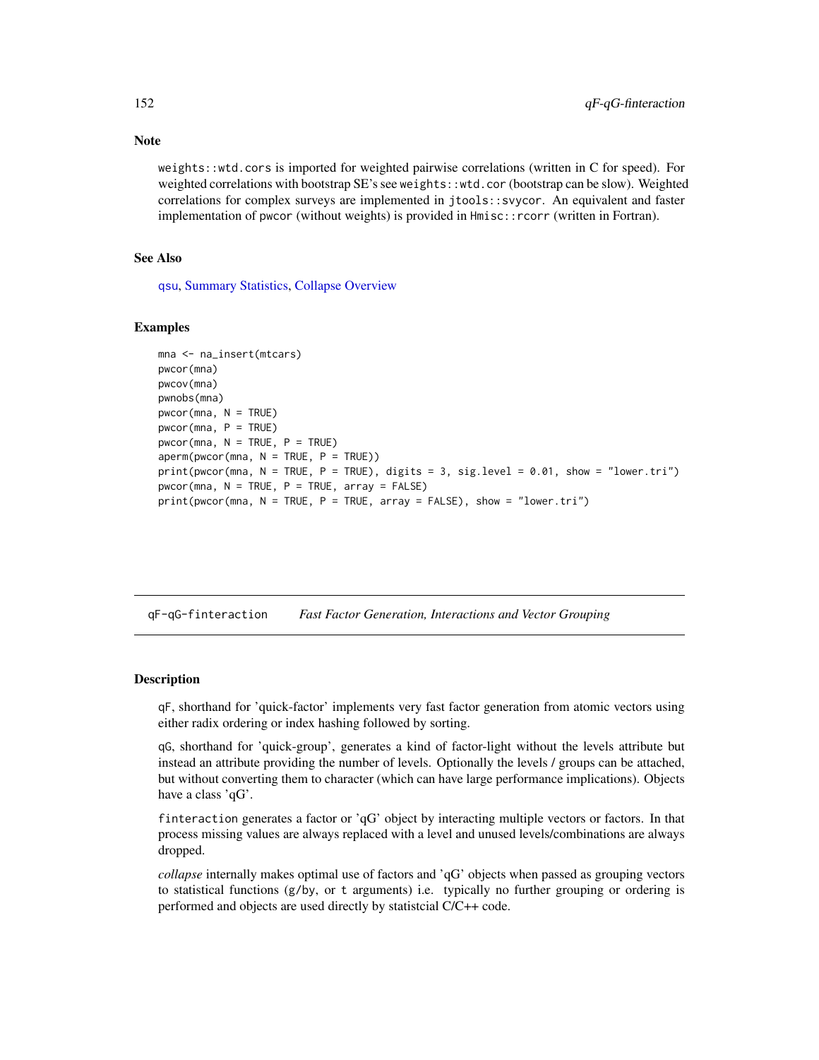## Note

`weights::wtd.cors` is imported for weighted pairwise correlations (written in C for speed). For weighted correlations with bootstrap SE's see `weights::wtd.cor` (bootstrap can be slow). Weighted correlations for complex surveys are implemented in `jtools::svycor`. An equivalent and faster implementation of `pwcor` (without weights) is provided in `Hmisc::rcorr` (written in Fortran).

## See Also

qsu, Summary Statistics, Collapse Overview

## Examples

```
mna <- na_insert(mtcars)
pwcor(mna)
pwcov(mna)
pwnobs(mna)
pwcor(mna, N = TRUE)
pwcor(mna, P = TRUE)
pwcor(mna, N = TRUE, P = TRUE)
aperm(pwcor(mna, N = TRUE, P = TRUE))
print(pwcor(mna, N = TRUE, P = TRUE), digits = 3, sig.level = 0.01, show = "lower.tri")
pwcor(mna, N = TRUE, P = TRUE, array = FALSE)
print(pwcor(mna, N = TRUE, P = TRUE, array = FALSE), show = "lower.tri")
```

---

# qF-qG-finteraction — *Fast Factor Generation, Interactions and Vector Grouping*

## Description

`qF`, shorthand for 'quick-factor' implements very fast factor generation from atomic vectors using either radix ordering or index hashing followed by sorting.

`qG`, shorthand for 'quick-group', generates a kind of factor-light without the levels attribute but instead an attribute providing the number of levels. Optionally the levels / groups can be attached, but without converting them to character (which can have large performance implications). Objects have a class 'qG'.

`finteraction` generates a factor or 'qG' object by interacting multiple vectors or factors. In that process missing values are always replaced with a level and unused levels/combinations are always dropped.

*collapse* internally makes optimal use of factors and 'qG' objects when passed as grouping vectors to statistical functions (`g/by`, or `t` arguments) i.e. typically no further grouping or ordering is performed and objects are used directly by statistcial C/C++ code.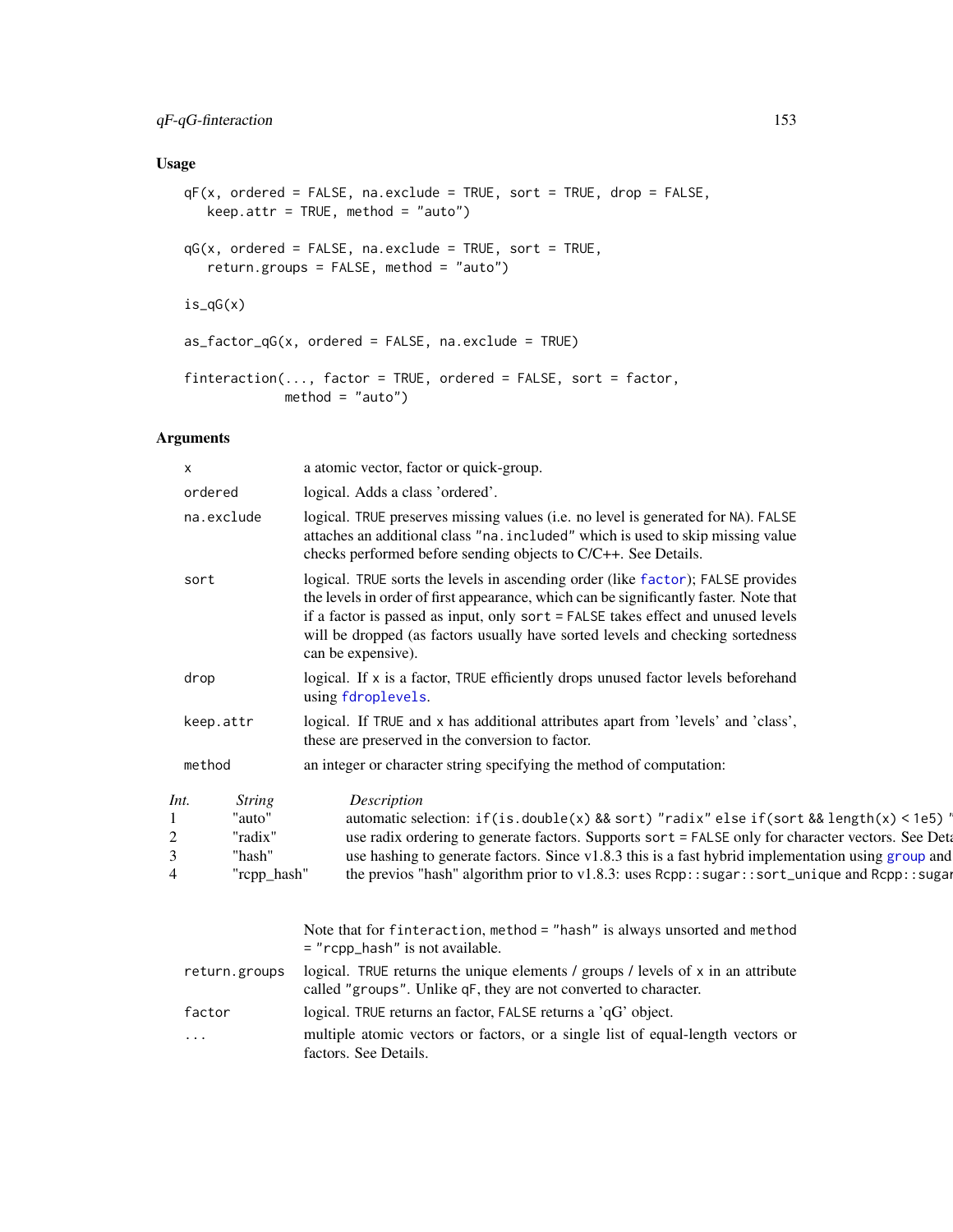## Usage

```
qF(x, ordered = FALSE, na.exclude = TRUE, sort = TRUE, drop = FALSE,
   keep.attr = TRUE, method = "auto")

qG(x, ordered = FALSE, na.exclude = TRUE, sort = TRUE,
   return.groups = FALSE, method = "auto")

is_qG(x)

as_factor_qG(x, ordered = FALSE, na.exclude = TRUE)

finteraction(..., factor = TRUE, ordered = FALSE, sort = factor,
             method = "auto")
```

## Arguments

| | |
|---|---|
| `x` | a atomic vector, factor or quick-group. |
| `ordered` | logical. Adds a class 'ordered'. |
| `na.exclude` | logical. `TRUE` preserves missing values (i.e. no level is generated for `NA`). `FALSE` attaches an additional class `"na.included"` which is used to skip missing value checks performed before sending objects to C/C++. See Details. |
| `sort` | logical. `TRUE` sorts the levels in ascending order (like `factor`); `FALSE` provides the levels in order of first appearance, which can be significantly faster. Note that if a factor is passed as input, only `sort = FALSE` takes effect and unused levels will be dropped (as factors usually have sorted levels and checking sortedness can be expensive). |
| `drop` | logical. If `x` is a factor, `TRUE` efficiently drops unused factor levels beforehand using `fdroplevels`. |
| `keep.attr` | logical. If `TRUE` and `x` has additional attributes apart from 'levels' and 'class', these are preserved in the conversion to factor. |
| `method` | an integer or character string specifying the method of computation: |

| *Int.* | *String* | *Description* |
|---|---|---|
| 1 | "auto" | automatic selection: `if(is.double(x) && sort) "radix" else if(sort && length(x) < 1e5) "` |
| 2 | "radix" | use radix ordering to generate factors. Supports `sort = FALSE` only for character vectors. See Deta |
| 3 | "hash" | use hashing to generate factors. Since v1.8.3 this is a fast hybrid implementation using `group` and |
| 4 | "rcpp_hash" | the previos "hash" algorithm prior to v1.8.3: uses `Rcpp::sugar::sort_unique` and `Rcpp::sugar` |

| | |
|---|---|
| | Note that for `finteraction`, `method = "hash"` is always unsorted and `method = "rcpp_hash"` is not available. |
| `return.groups` | logical. `TRUE` returns the unique elements / groups / levels of `x` in an attribute called `"groups"`. Unlike `qF`, they are not converted to character. |
| `factor` | logical. `TRUE` returns an factor, `FALSE` returns a 'qG' object. |
| `...` | multiple atomic vectors or factors, or a single list of equal-length vectors or factors. See Details. |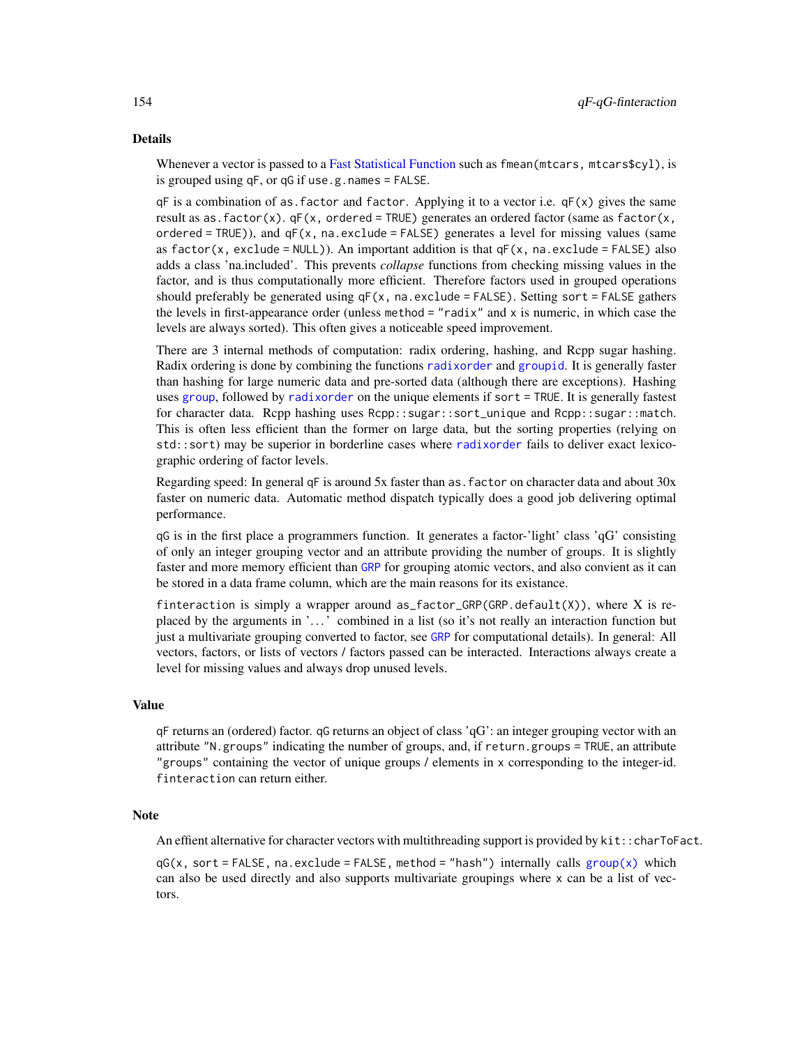## Details

Whenever a vector is passed to a Fast Statistical Function such as `fmean(mtcars, mtcars$cyl)`, is is grouped using `qF`, or `qG` if `use.g.names = FALSE`.

`qF` is a combination of `as.factor` and `factor`. Applying it to a vector i.e. `qF(x)` gives the same result as `as.factor(x)`. `qF(x, ordered = TRUE)` generates an ordered factor (same as `factor(x, ordered = TRUE)`), and `qF(x, na.exclude = FALSE)` generates a level for missing values (same as `factor(x, exclude = NULL)`). An important addition is that `qF(x, na.exclude = FALSE)` also adds a class 'na.included'. This prevents *collapse* functions from checking missing values in the factor, and is thus computationally more efficient. Therefore factors used in grouped operations should preferably be generated using `qF(x, na.exclude = FALSE)`. Setting `sort = FALSE` gathers the levels in first-appearance order (unless `method = "radix"` and `x` is numeric, in which case the levels are always sorted). This often gives a noticeable speed improvement.

There are 3 internal methods of computation: radix ordering, hashing, and Rcpp sugar hashing. Radix ordering is done by combining the functions `radixorder` and `groupid`. It is generally faster than hashing for large numeric data and pre-sorted data (although there are exceptions). Hashing uses `group`, followed by `radixorder` on the unique elements if `sort = TRUE`. It is generally fastest for character data. Rcpp hashing uses `Rcpp::sugar::sort_unique` and `Rcpp::sugar::match`. This is often less efficient than the former on large data, but the sorting properties (relying on `std::sort`) may be superior in borderline cases where `radixorder` fails to deliver exact lexicographic ordering of factor levels.

Regarding speed: In general `qF` is around 5x faster than `as.factor` on character data and about 30x faster on numeric data. Automatic method dispatch typically does a good job delivering optimal performance.

`qG` is in the first place a programmers function. It generates a factor-'light' class 'qG' consisting of only an integer grouping vector and an attribute providing the number of groups. It is slightly faster and more memory efficient than `GRP` for grouping atomic vectors, and also convient as it can be stored in a data frame column, which are the main reasons for its existance.

`finteraction` is simply a wrapper around `as_factor_GRP(GRP.default(X))`, where X is replaced by the arguments in '...' combined in a list (so it's not really an interaction function but just a multivariate grouping converted to factor, see `GRP` for computational details). In general: All vectors, factors, or lists of vectors / factors passed can be interacted. Interactions always create a level for missing values and always drop unused levels.

## Value

`qF` returns an (ordered) factor. `qG` returns an object of class 'qG': an integer grouping vector with an attribute `"N.groups"` indicating the number of groups, and, if `return.groups = TRUE`, an attribute `"groups"` containing the vector of unique groups / elements in `x` corresponding to the integer-id. `finteraction` can return either.

## Note

An effient alternative for character vectors with multithreading support is provided by `kit::charToFact`.

`qG(x, sort = FALSE, na.exclude = FALSE, method = "hash")` internally calls `group(x)` which can also be used directly and also supports multivariate groupings where `x` can be a list of vectors.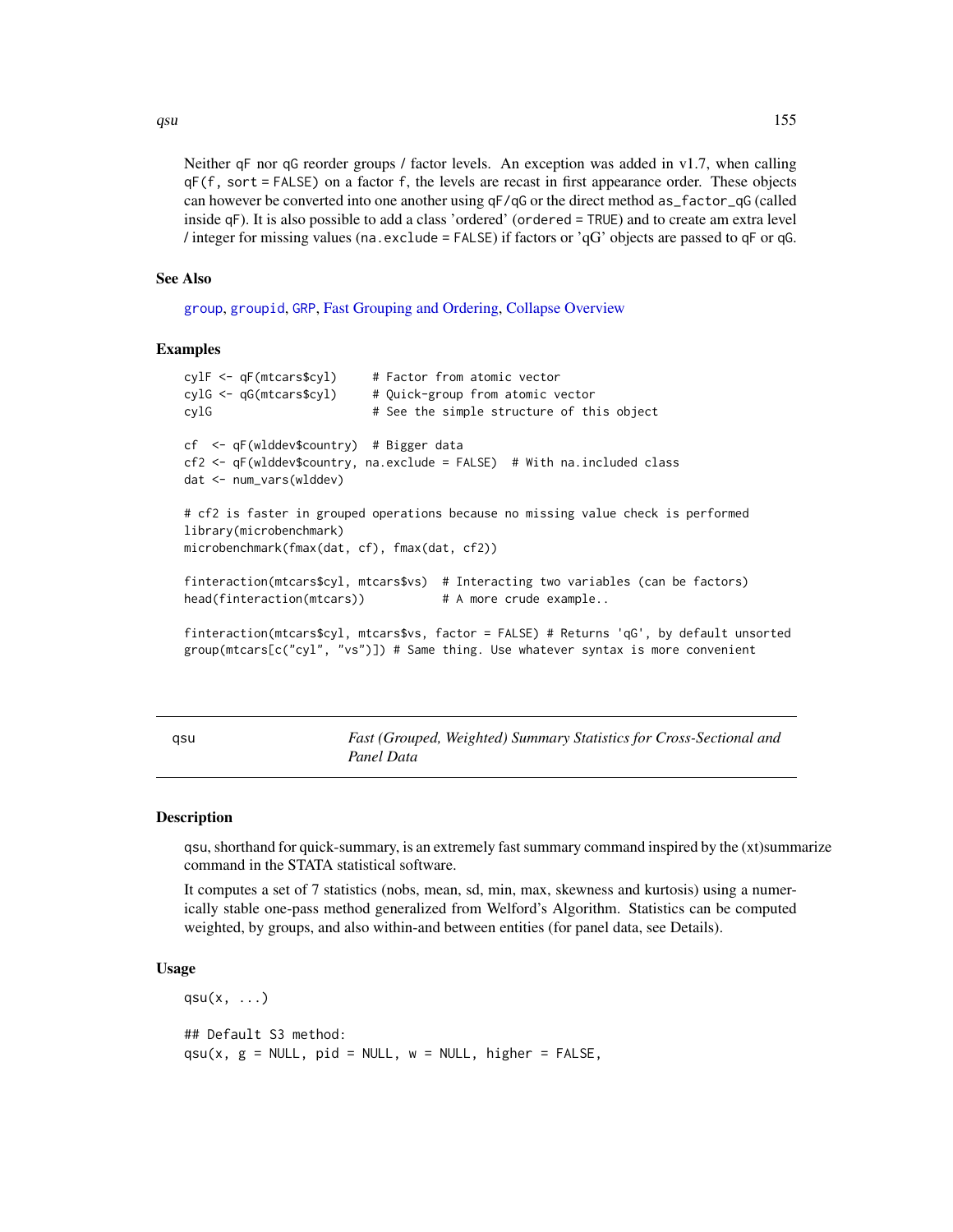Neither `qF` nor `qG` reorder groups / factor levels. An exception was added in v1.7, when calling `qF(f, sort = FALSE)` on a factor `f`, the levels are recast in first appearance order. These objects can however be converted into one another using `qF`/`qG` or the direct method `as_factor_qG` (called inside `qF`). It is also possible to add a class 'ordered' (`ordered = TRUE`) and to create am extra level / integer for missing values (`na.exclude = FALSE`) if factors or 'qG' objects are passed to `qF` or `qG`.

### See Also

`group`, `groupid`, `GRP`, Fast Grouping and Ordering, Collapse Overview

### Examples

```
cylF <- qF(mtcars$cyl)     # Factor from atomic vector
cylG <- qG(mtcars$cyl)     # Quick-group from atomic vector
cylG                       # See the simple structure of this object

cf  <- qF(wlddev$country)  # Bigger data
cf2 <- qF(wlddev$country, na.exclude = FALSE)  # With na.included class
dat <- num_vars(wlddev)

# cf2 is faster in grouped operations because no missing value check is performed
library(microbenchmark)
microbenchmark(fmax(dat, cf), fmax(dat, cf2))

finteraction(mtcars$cyl, mtcars$vs)  # Interacting two variables (can be factors)
head(finteraction(mtcars))           # A more crude example..

finteraction(mtcars$cyl, mtcars$vs, factor = FALSE) # Returns 'qG', by default unsorted
group(mtcars[c("cyl", "vs")]) # Same thing. Use whatever syntax is more convenient
```

---

## qsu — *Fast (Grouped, Weighted) Summary Statistics for Cross-Sectional and Panel Data*

### Description

qsu, shorthand for quick-summary, is an extremely fast summary command inspired by the (xt)summarize command in the STATA statistical software.

It computes a set of 7 statistics (nobs, mean, sd, min, max, skewness and kurtosis) using a numerically stable one-pass method generalized from Welford's Algorithm. Statistics can be computed weighted, by groups, and also within-and between entities (for panel data, see Details).

### Usage

```
qsu(x, ...)

## Default S3 method:
qsu(x, g = NULL, pid = NULL, w = NULL, higher = FALSE,
```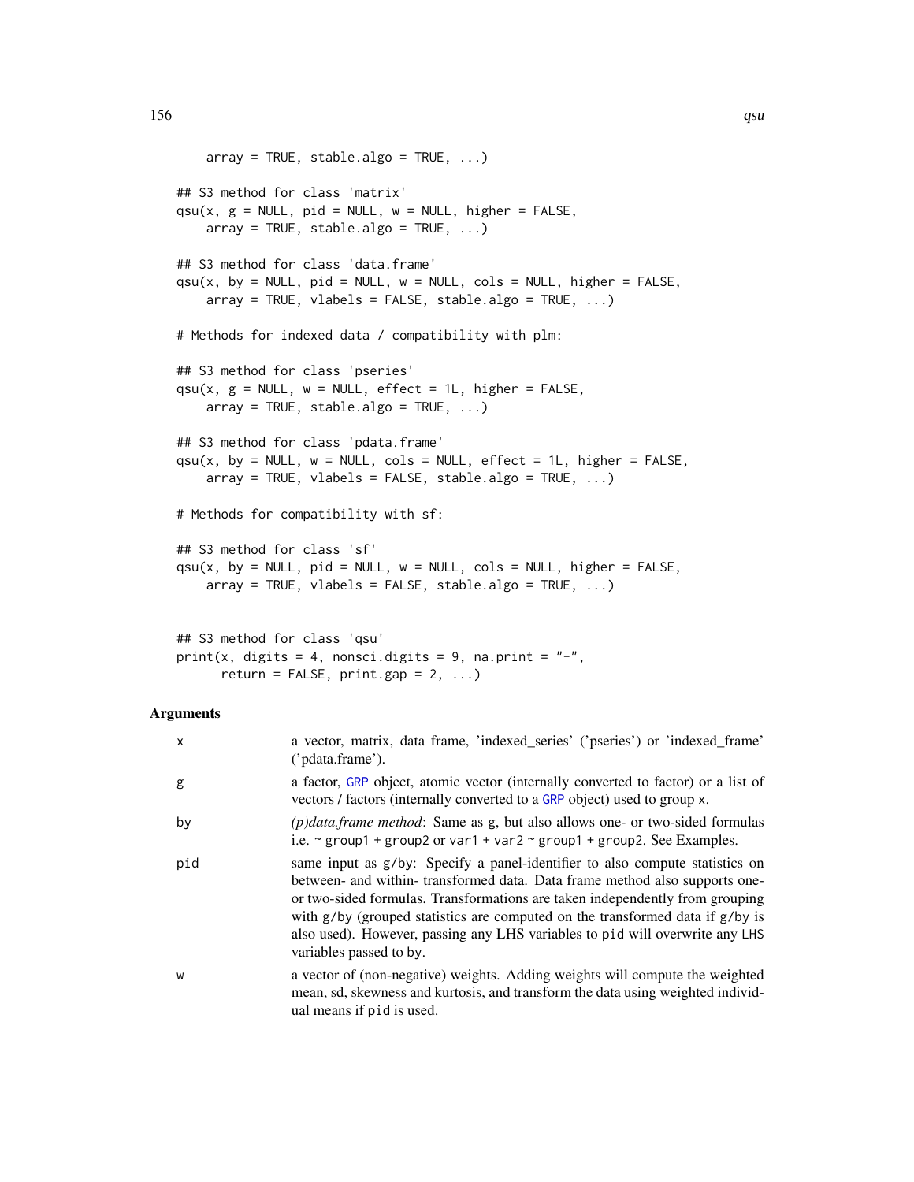```
    array = TRUE, stable.algo = TRUE, ...)

## S3 method for class 'matrix'
qsu(x, g = NULL, pid = NULL, w = NULL, higher = FALSE,
    array = TRUE, stable.algo = TRUE, ...)

## S3 method for class 'data.frame'
qsu(x, by = NULL, pid = NULL, w = NULL, cols = NULL, higher = FALSE,
    array = TRUE, vlabels = FALSE, stable.algo = TRUE, ...)

# Methods for indexed data / compatibility with plm:

## S3 method for class 'pseries'
qsu(x, g = NULL, w = NULL, effect = 1L, higher = FALSE,
    array = TRUE, stable.algo = TRUE, ...)

## S3 method for class 'pdata.frame'
qsu(x, by = NULL, w = NULL, cols = NULL, effect = 1L, higher = FALSE,
    array = TRUE, vlabels = FALSE, stable.algo = TRUE, ...)

# Methods for compatibility with sf:

## S3 method for class 'sf'
qsu(x, by = NULL, pid = NULL, w = NULL, cols = NULL, higher = FALSE,
    array = TRUE, vlabels = FALSE, stable.algo = TRUE, ...)


## S3 method for class 'qsu'
print(x, digits = 4, nonsci.digits = 9, na.print = "-",
      return = FALSE, print.gap = 2, ...)
```

## Arguments

| | |
|---|---|
| x | a vector, matrix, data frame, 'indexed_series' ('pseries') or 'indexed_frame' ('pdata.frame'). |
| g | a factor, GRP object, atomic vector (internally converted to factor) or a list of vectors / factors (internally converted to a GRP object) used to group x. |
| by | *(p)data.frame method*: Same as g, but also allows one- or two-sided formulas i.e. ~ group1 + group2 or var1 + var2 ~ group1 + group2. See Examples. |
| pid | same input as g/by: Specify a panel-identifier to also compute statistics on between- and within- transformed data. Data frame method also supports one- or two-sided formulas. Transformations are taken independently from grouping with g/by (grouped statistics are computed on the transformed data if g/by is also used). However, passing any LHS variables to pid will overwrite any LHS variables passed to by. |
| w | a vector of (non-negative) weights. Adding weights will compute the weighted mean, sd, skewness and kurtosis, and transform the data using weighted individual means if pid is used. |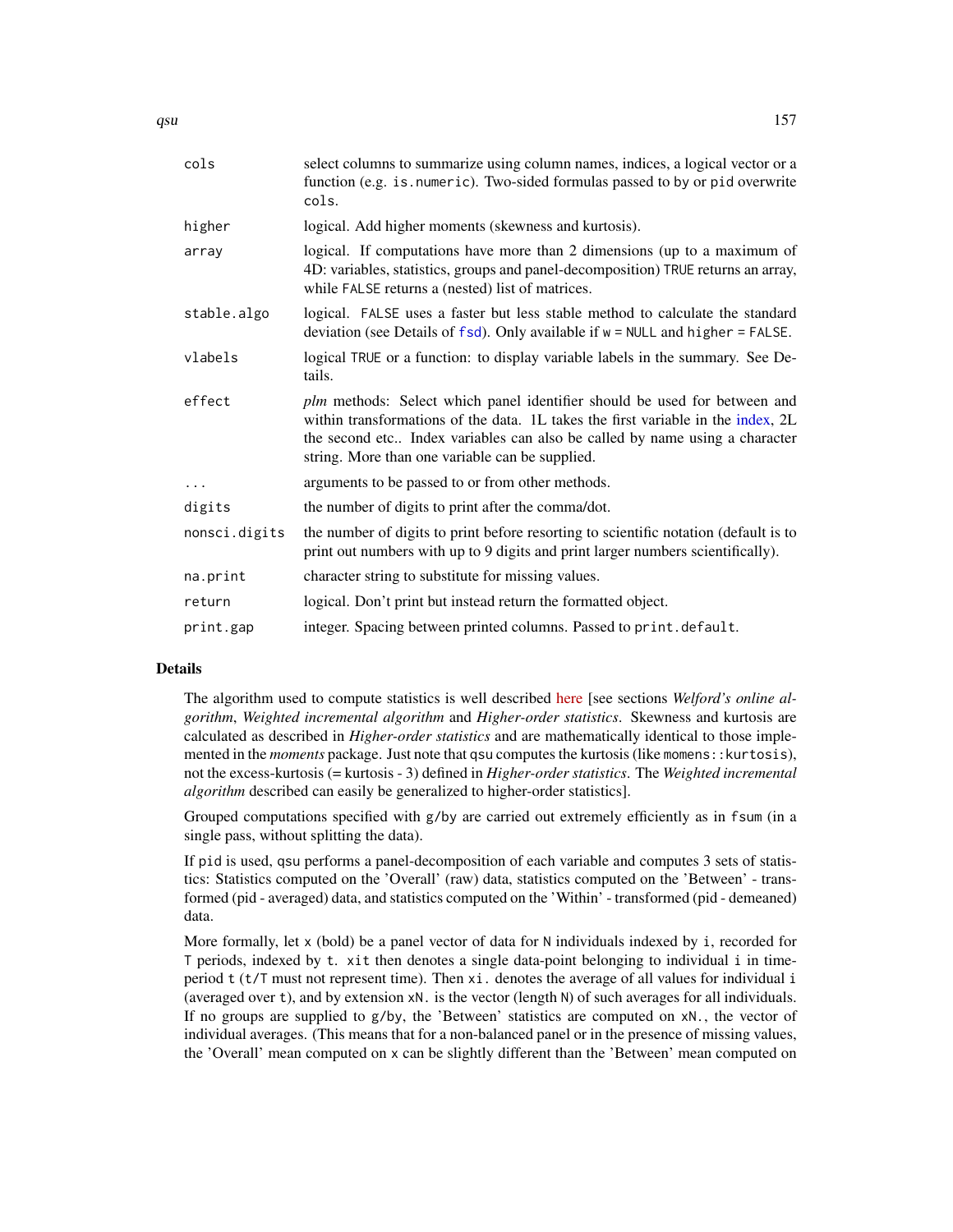| | |
|---|---|
| cols | select columns to summarize using column names, indices, a logical vector or a function (e.g. `is.numeric`). Two-sided formulas passed to `by` or `pid` overwrite `cols`. |
| higher | logical. Add higher moments (skewness and kurtosis). |
| array | logical. If computations have more than 2 dimensions (up to a maximum of 4D: variables, statistics, groups and panel-decomposition) `TRUE` returns an array, while `FALSE` returns a (nested) list of matrices. |
| stable.algo | logical. `FALSE` uses a faster but less stable method to calculate the standard deviation (see Details of `fsd`). Only available if `w = NULL` and `higher = FALSE`. |
| vlabels | logical `TRUE` or a function: to display variable labels in the summary. See Details. |
| effect | *plm* methods: Select which panel identifier should be used for between and within transformations of the data. 1L takes the first variable in the index, 2L the second etc.. Index variables can also be called by name using a character string. More than one variable can be supplied. |
| ... | arguments to be passed to or from other methods. |
| digits | the number of digits to print after the comma/dot. |
| nonsci.digits | the number of digits to print before resorting to scientific notation (default is to print out numbers with up to 9 digits and print larger numbers scientifically). |
| na.print | character string to substitute for missing values. |
| return | logical. Don't print but instead return the formatted object. |
| print.gap | integer. Spacing between printed columns. Passed to `print.default`. |

## Details

The algorithm used to compute statistics is well described here [see sections *Welford's online algorithm*, *Weighted incremental algorithm* and *Higher-order statistics*. Skewness and kurtosis are calculated as described in *Higher-order statistics* and are mathematically identical to those implemented in the *moments* package. Just note that `qsu` computes the kurtosis (like `momens::kurtosis`), not the excess-kurtosis (= kurtosis - 3) defined in *Higher-order statistics*. The *Weighted incremental algorithm* described can easily be generalized to higher-order statistics].

Grouped computations specified with `g`/`by` are carried out extremely efficiently as in `fsum` (in a single pass, without splitting the data).

If `pid` is used, `qsu` performs a panel-decomposition of each variable and computes 3 sets of statistics: Statistics computed on the 'Overall' (raw) data, statistics computed on the 'Between' - transformed (pid - averaged) data, and statistics computed on the 'Within' - transformed (pid - demeaned) data.

More formally, let `x` (bold) be a panel vector of data for `N` individuals indexed by `i`, recorded for `T` periods, indexed by `t`. `xit` then denotes a single data-point belonging to individual `i` in time-period `t` (`t`/`T` must not represent time). Then `xi.` denotes the average of all values for individual `i` (averaged over `t`), and by extension `xN.` is the vector (length `N`) of such averages for all individuals. If no groups are supplied to `g`/`by`, the 'Between' statistics are computed on `xN.`, the vector of individual averages. (This means that for a non-balanced panel or in the presence of missing values, the 'Overall' mean computed on `x` can be slightly different than the 'Between' mean computed on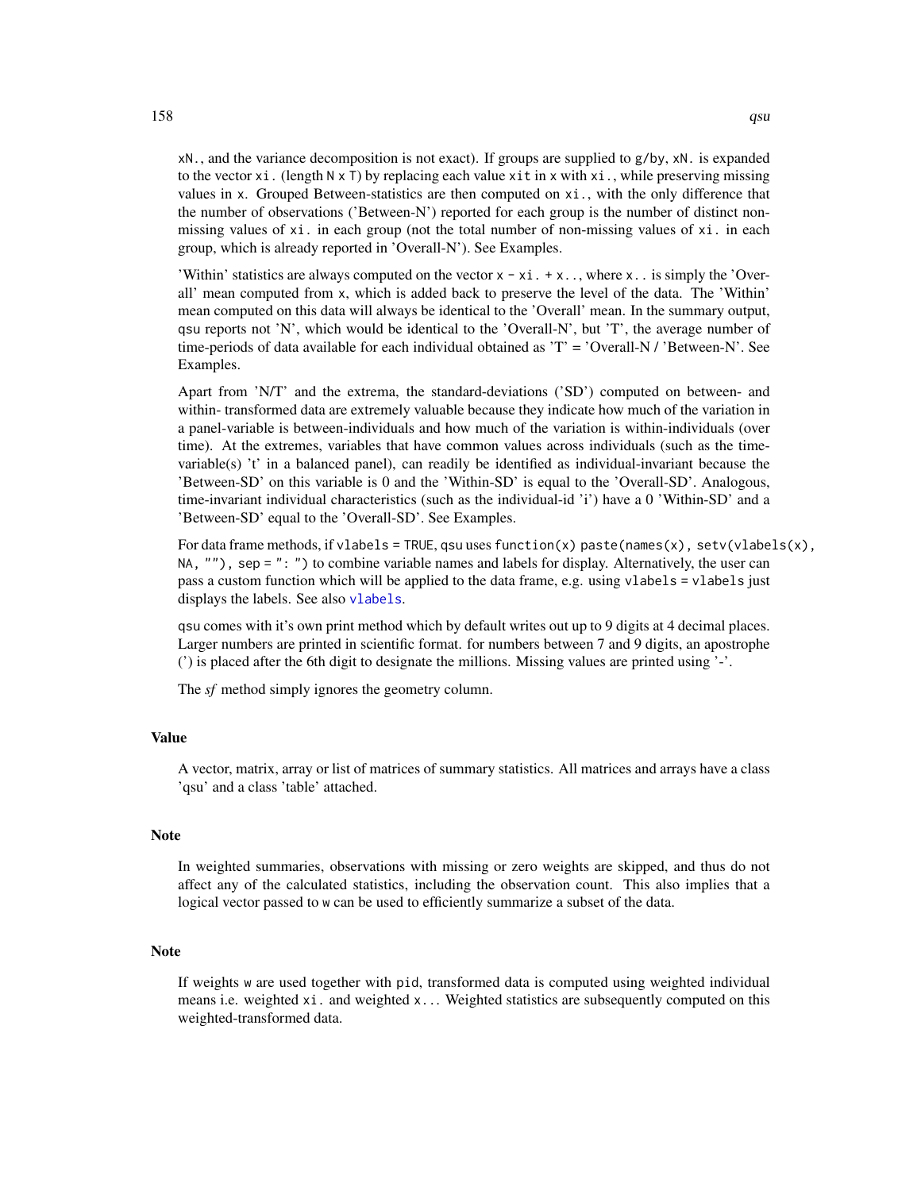xN., and the variance decomposition is not exact). If groups are supplied to g/by, xN. is expanded to the vector xi. (length N x T) by replacing each value xit in x with xi., while preserving missing values in x. Grouped Between-statistics are then computed on xi., with the only difference that the number of observations ('Between-N') reported for each group is the number of distinct non-missing values of xi. in each group (not the total number of non-missing values of xi. in each group, which is already reported in 'Overall-N'). See Examples.

'Within' statistics are always computed on the vector x - xi. + x.., where x.. is simply the 'Overall' mean computed from x, which is added back to preserve the level of the data. The 'Within' mean computed on this data will always be identical to the 'Overall' mean. In the summary output, qsu reports not 'N', which would be identical to the 'Overall-N', but 'T', the average number of time-periods of data available for each individual obtained as 'T' = 'Overall-N / 'Between-N'. See Examples.

Apart from 'N/T' and the extrema, the standard-deviations ('SD') computed on between- and within- transformed data are extremely valuable because they indicate how much of the variation in a panel-variable is between-individuals and how much of the variation is within-individuals (over time). At the extremes, variables that have common values across individuals (such as the time-variable(s) 't' in a balanced panel), can readily be identified as individual-invariant because the 'Between-SD' on this variable is 0 and the 'Within-SD' is equal to the 'Overall-SD'. Analogous, time-invariant individual characteristics (such as the individual-id 'i') have a 0 'Within-SD' and a 'Between-SD' equal to the 'Overall-SD'. See Examples.

For data frame methods, if vlabels = TRUE, qsu uses function(x) paste(names(x), setv(vlabels(x), NA, ""), sep = ": ") to combine variable names and labels for display. Alternatively, the user can pass a custom function which will be applied to the data frame, e.g. using vlabels = vlabels just displays the labels. See also vlabels.

qsu comes with it's own print method which by default writes out up to 9 digits at 4 decimal places. Larger numbers are printed in scientific format. for numbers between 7 and 9 digits, an apostrophe (') is placed after the 6th digit to designate the millions. Missing values are printed using '-'.

The *sf* method simply ignores the geometry column.

## Value

A vector, matrix, array or list of matrices of summary statistics. All matrices and arrays have a class 'qsu' and a class 'table' attached.

## Note

In weighted summaries, observations with missing or zero weights are skipped, and thus do not affect any of the calculated statistics, including the observation count. This also implies that a logical vector passed to w can be used to efficiently summarize a subset of the data.

## Note

If weights w are used together with pid, transformed data is computed using weighted individual means i.e. weighted xi. and weighted x... Weighted statistics are subsequently computed on this weighted-transformed data.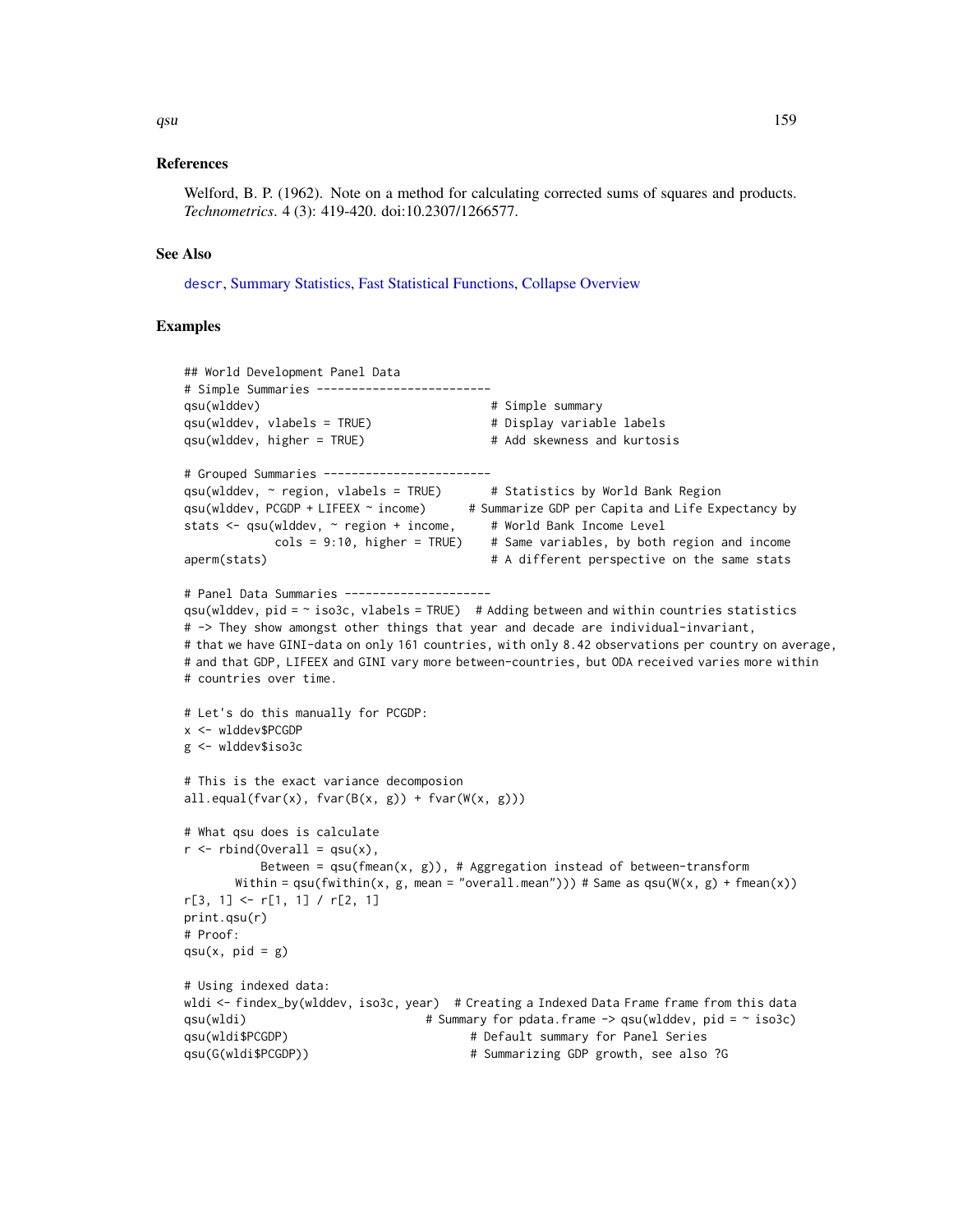### References

Welford, B. P. (1962). Note on a method for calculating corrected sums of squares and products. *Technometrics*. 4 (3): 419-420. doi:10.2307/1266577.

### See Also

descr, Summary Statistics, Fast Statistical Functions, Collapse Overview

### Examples

```
## World Development Panel Data
# Simple Summaries -------------------------
qsu(wlddev)                                 # Simple summary
qsu(wlddev, vlabels = TRUE)                 # Display variable labels
qsu(wlddev, higher = TRUE)                  # Add skewness and kurtosis

# Grouped Summaries ------------------------
qsu(wlddev, ~ region, vlabels = TRUE)       # Statistics by World Bank Region
qsu(wlddev, PCGDP + LIFEEX ~ income)      # Summarize GDP per Capita and Life Expectancy by
stats <- qsu(wlddev, ~ region + income,     # World Bank Income Level
             cols = 9:10, higher = TRUE)    # Same variables, by both region and income
aperm(stats)                                # A different perspective on the same stats

# Panel Data Summaries ---------------------
qsu(wlddev, pid = ~ iso3c, vlabels = TRUE)   # Adding between and within countries statistics
# -> They show amongst other things that year and decade are individual-invariant,
# that we have GINI-data on only 161 countries, with only 8.42 observations per country on average,
# and that GDP, LIFEEX and GINI vary more between-countries, but ODA received varies more within
# countries over time.

# Let's do this manually for PCGDP:
x <- wlddev$PCGDP
g <- wlddev$iso3c

# This is the exact variance decomposion
all.equal(fvar(x), fvar(B(x, g)) + fvar(W(x, g)))

# What qsu does is calculate
r <- rbind(Overall = qsu(x),
           Between = qsu(fmean(x, g)), # Aggregation instead of between-transform
       Within = qsu(fwithin(x, g, mean = "overall.mean"))) # Same as qsu(W(x, g) + fmean(x))
r[3, 1] <- r[1, 1] / r[2, 1]
print.qsu(r)
# Proof:
qsu(x, pid = g)

# Using indexed data:
wldi <- findex_by(wlddev, iso3c, year)  # Creating a Indexed Data Frame frame from this data
qsu(wldi)                           # Summary for pdata.frame -> qsu(wlddev, pid = ~ iso3c)
qsu(wldi$PCGDP)                         # Default summary for Panel Series
qsu(G(wldi$PCGDP))                      # Summarizing GDP growth, see also ?G
```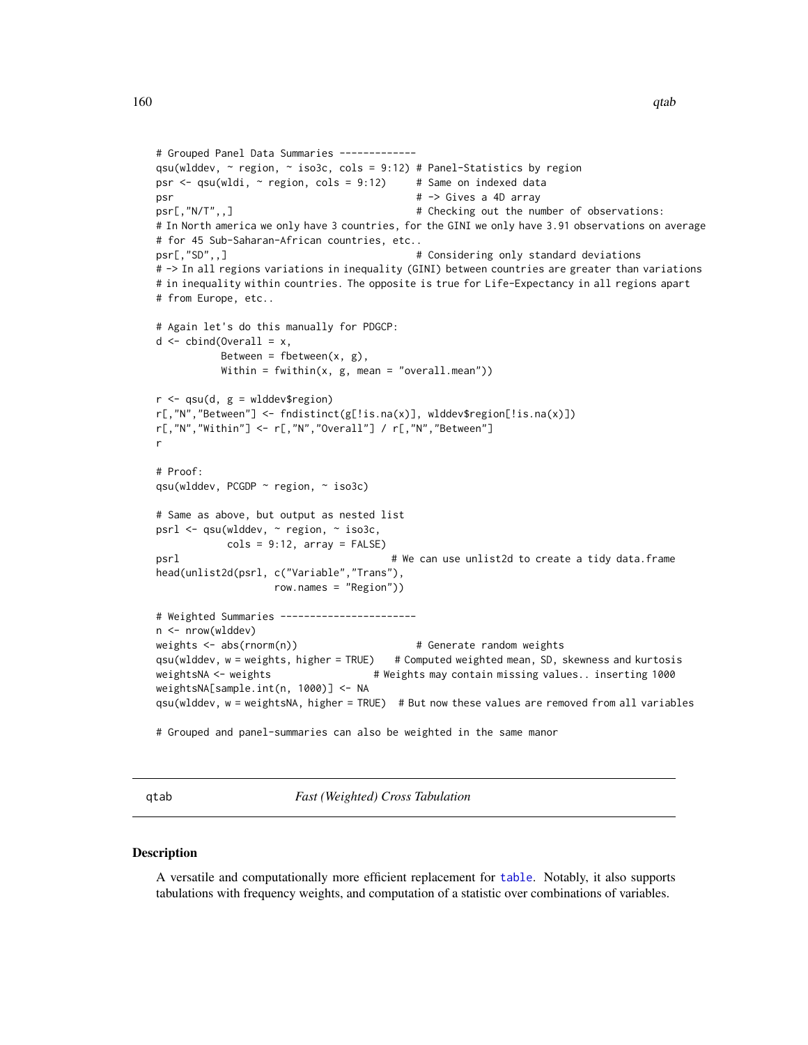```
# Grouped Panel Data Summaries -------------
qsu(wlddev, ~ region, ~ iso3c, cols = 9:12) # Panel-Statistics by region
psr <- qsu(wldi, ~ region, cols = 9:12)     # Same on indexed data
psr                                         # -> Gives a 4D array
psr[,"N/T",,]                               # Checking out the number of observations:
# In North america we only have 3 countries, for the GINI we only have 3.91 observations on average
# for 45 Sub-Saharan-African countries, etc..
psr[,"SD",,]                                # Considering only standard deviations
# -> In all regions variations in inequality (GINI) between countries are greater than variations
# in inequality within countries. The opposite is true for Life-Expectancy in all regions apart
# from Europe, etc..

# Again let's do this manually for PDGCP:
d <- cbind(Overall = x,
           Between = fbetween(x, g),
           Within = fwithin(x, g, mean = "overall.mean"))

r <- qsu(d, g = wlddev$region)
r[,"N","Between"] <- fndistinct(g[!is.na(x)], wlddev$region[!is.na(x)])
r[,"N","Within"] <- r[,"N","Overall"] / r[,"N","Between"]
r

# Proof:
qsu(wlddev, PCGDP ~ region, ~ iso3c)

# Same as above, but output as nested list
psrl <- qsu(wlddev, ~ region, ~ iso3c,
            cols = 9:12, array = FALSE)
psrl                                    # We can use unlist2d to create a tidy data.frame
head(unlist2d(psrl, c("Variable","Trans"),
                    row.names = "Region"))

# Weighted Summaries -----------------------
n <- nrow(wlddev)
weights <- abs(rnorm(n))                    # Generate random weights
qsu(wlddev, w = weights, higher = TRUE)    # Computed weighted mean, SD, skewness and kurtosis
weightsNA <- weights                   # Weights may contain missing values.. inserting 1000
weightsNA[sample.int(n, 1000)] <- NA
qsu(wlddev, w = weightsNA, higher = TRUE)  # But now these values are removed from all variables

# Grouped and panel-summaries can also be weighted in the same manor
```

## qtab *Fast (Weighted) Cross Tabulation*

### Description

A versatile and computationally more efficient replacement for `table`. Notably, it also supports tabulations with frequency weights, and computation of a statistic over combinations of variables.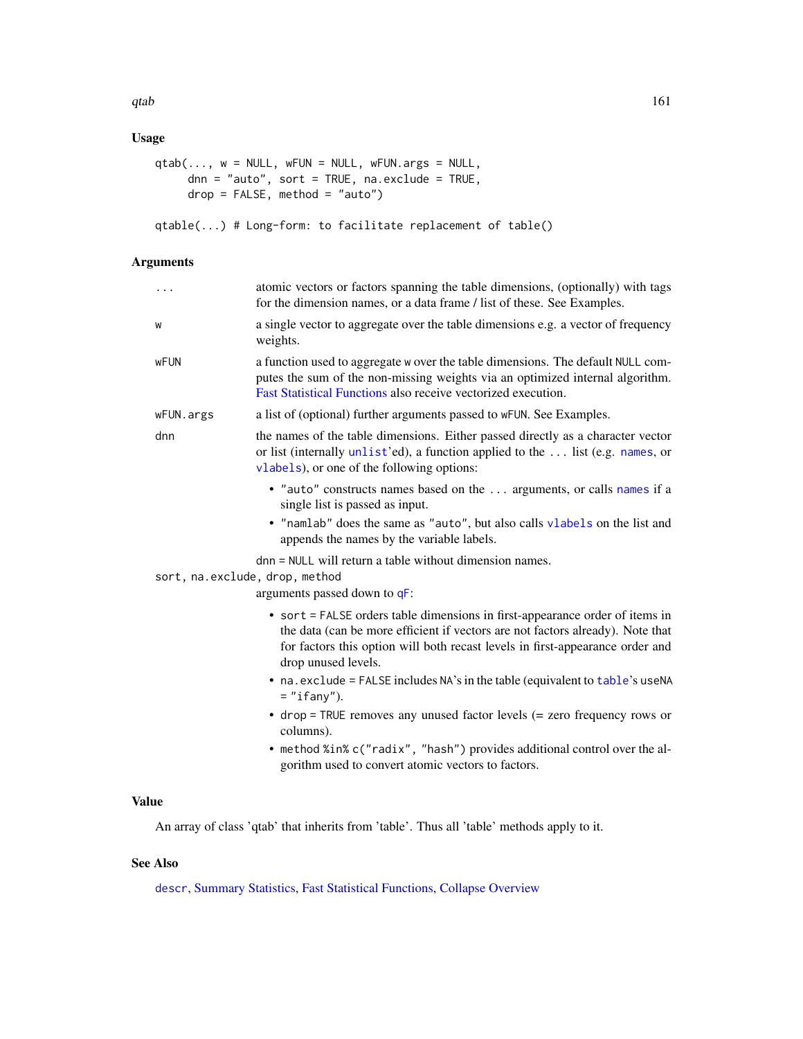## Usage

```
qtab(..., w = NULL, wFUN = NULL, wFUN.args = NULL,
     dnn = "auto", sort = TRUE, na.exclude = TRUE,
     drop = FALSE, method = "auto")

qtable(...) # Long-form: to facilitate replacement of table()
```

## Arguments

| | |
|---|---|
| `...` | atomic vectors or factors spanning the table dimensions, (optionally) with tags for the dimension names, or a data frame / list of these. See Examples. |
| `w` | a single vector to aggregate over the table dimensions e.g. a vector of frequency weights. |
| `wFUN` | a function used to aggregate `w` over the table dimensions. The default `NULL` computes the sum of the non-missing weights via an optimized internal algorithm. Fast Statistical Functions also receive vectorized execution. |
| `wFUN.args` | a list of (optional) further arguments passed to `wFUN`. See Examples. |
| `dnn` | the names of the table dimensions. Either passed directly as a character vector or list (internally `unlist`'ed), a function applied to the `...` list (e.g. `names`, or `vlabels`), or one of the following options:<br>• `"auto"` constructs names based on the `...` arguments, or calls `names` if a single list is passed as input.<br>• `"namlab"` does the same as `"auto"`, but also calls `vlabels` on the list and appends the names by the variable labels.<br><br>`dnn = NULL` will return a table without dimension names. |
| `sort, na.exclude, drop, method` | arguments passed down to `qF`:<br>• `sort = FALSE` orders table dimensions in first-appearance order of items in the data (can be more efficient if vectors are not factors already). Note that for factors this option will both recast levels in first-appearance order and drop unused levels.<br>• `na.exclude = FALSE` includes `NA`'s in the table (equivalent to `table`'s `useNA = "ifany"`).<br>• `drop = TRUE` removes any unused factor levels (= zero frequency rows or columns).<br>• `method %in% c("radix", "hash")` provides additional control over the algorithm used to convert atomic vectors to factors. |

## Value

An array of class 'qtab' that inherits from 'table'. Thus all 'table' methods apply to it.

## See Also

`descr`, Summary Statistics, Fast Statistical Functions, Collapse Overview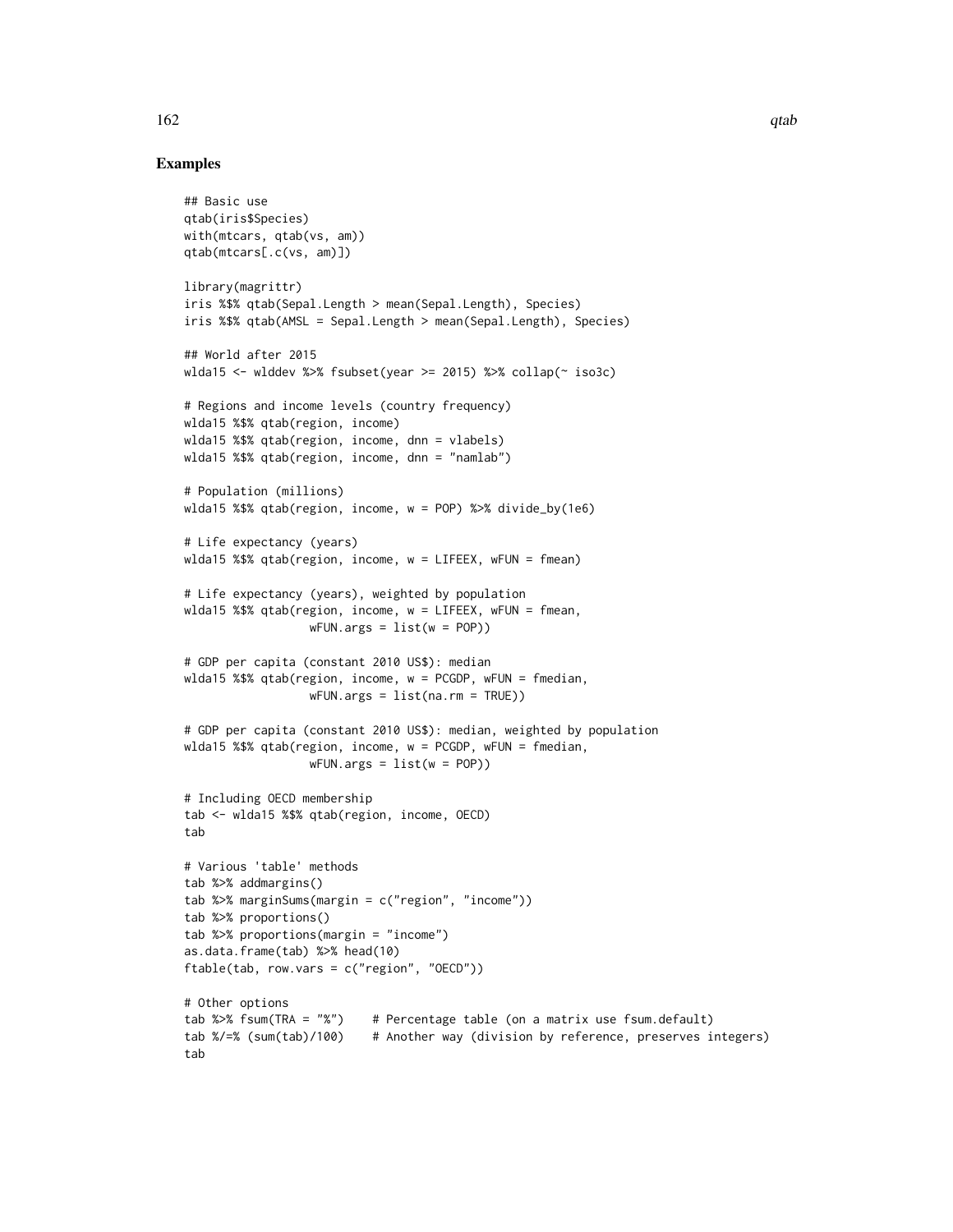## Examples

```
## Basic use
qtab(iris$Species)
with(mtcars, qtab(vs, am))
qtab(mtcars[.c(vs, am)])

library(magrittr)
iris %$% qtab(Sepal.Length > mean(Sepal.Length), Species)
iris %$% qtab(AMSL = Sepal.Length > mean(Sepal.Length), Species)

## World after 2015
wlda15 <- wlddev %>% fsubset(year >= 2015) %>% collap(~ iso3c)

# Regions and income levels (country frequency)
wlda15 %$% qtab(region, income)
wlda15 %$% qtab(region, income, dnn = vlabels)
wlda15 %$% qtab(region, income, dnn = "namlab")

# Population (millions)
wlda15 %$% qtab(region, income, w = POP) %>% divide_by(1e6)

# Life expectancy (years)
wlda15 %$% qtab(region, income, w = LIFEEX, wFUN = fmean)

# Life expectancy (years), weighted by population
wlda15 %$% qtab(region, income, w = LIFEEX, wFUN = fmean,
                  wFUN.args = list(w = POP))

# GDP per capita (constant 2010 US$): median
wlda15 %$% qtab(region, income, w = PCGDP, wFUN = fmedian,
                  wFUN.args = list(na.rm = TRUE))

# GDP per capita (constant 2010 US$): median, weighted by population
wlda15 %$% qtab(region, income, w = PCGDP, wFUN = fmedian,
                  wFUN.args = list(w = POP))

# Including OECD membership
tab <- wlda15 %$% qtab(region, income, OECD)
tab

# Various 'table' methods
tab %>% addmargins()
tab %>% marginSums(margin = c("region", "income"))
tab %>% proportions()
tab %>% proportions(margin = "income")
as.data.frame(tab) %>% head(10)
ftable(tab, row.vars = c("region", "OECD"))

# Other options
tab %>% fsum(TRA = "%")    # Percentage table (on a matrix use fsum.default)
tab %/=% (sum(tab)/100)    # Another way (division by reference, preserves integers)
tab
```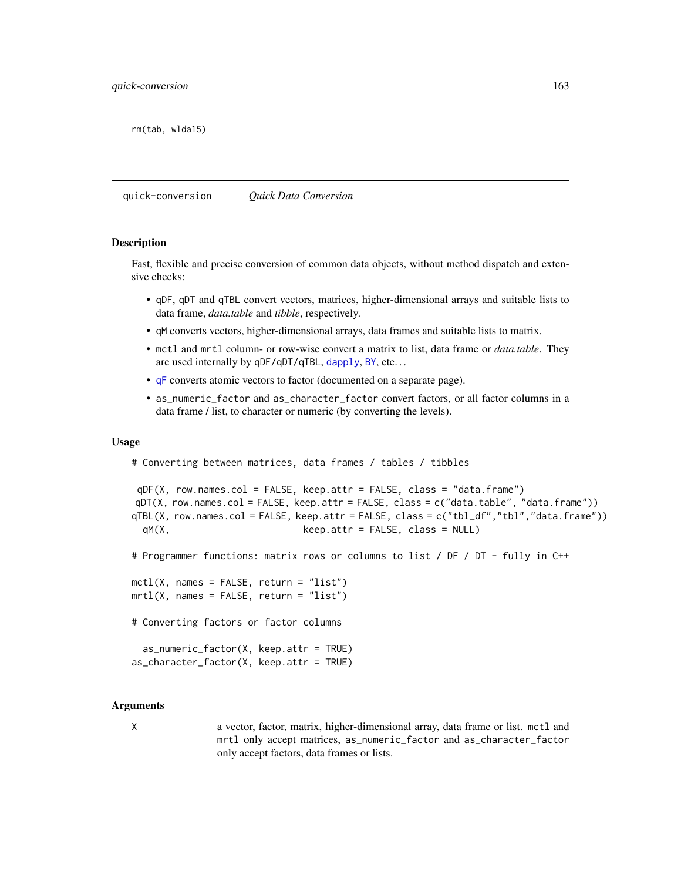```
rm(tab, wlda15)
```

## quick-conversion *Quick Data Conversion*

### Description

Fast, flexible and precise conversion of common data objects, without method dispatch and extensive checks:

- `qDF`, `qDT` and `qTBL` convert vectors, matrices, higher-dimensional arrays and suitable lists to data frame, *data.table* and *tibble*, respectively.
- `qM` converts vectors, higher-dimensional arrays, data frames and suitable lists to matrix.
- `mctl` and `mrtl` column- or row-wise convert a matrix to list, data frame or *data.table*. They are used internally by `qDF`/`qDT`/`qTBL`, `dapply`, `BY`, etc...
- `qF` converts atomic vectors to factor (documented on a separate page).
- `as_numeric_factor` and `as_character_factor` convert factors, or all factor columns in a data frame / list, to character or numeric (by converting the levels).

### Usage

```
# Converting between matrices, data frames / tables / tibbles

 qDF(X, row.names.col = FALSE, keep.attr = FALSE, class = "data.frame")
 qDT(X, row.names.col = FALSE, keep.attr = FALSE, class = c("data.table", "data.frame"))
qTBL(X, row.names.col = FALSE, keep.attr = FALSE, class = c("tbl_df","tbl","data.frame"))
  qM(X,                        keep.attr = FALSE, class = NULL)

# Programmer functions: matrix rows or columns to list / DF / DT - fully in C++

mctl(X, names = FALSE, return = "list")
mrtl(X, names = FALSE, return = "list")

# Converting factors or factor columns

  as_numeric_factor(X, keep.attr = TRUE)
as_character_factor(X, keep.attr = TRUE)
```

### Arguments

| | |
|---|---|
| X | a vector, factor, matrix, higher-dimensional array, data frame or list. `mctl` and `mrtl` only accept matrices, `as_numeric_factor` and `as_character_factor` only accept factors, data frames or lists. |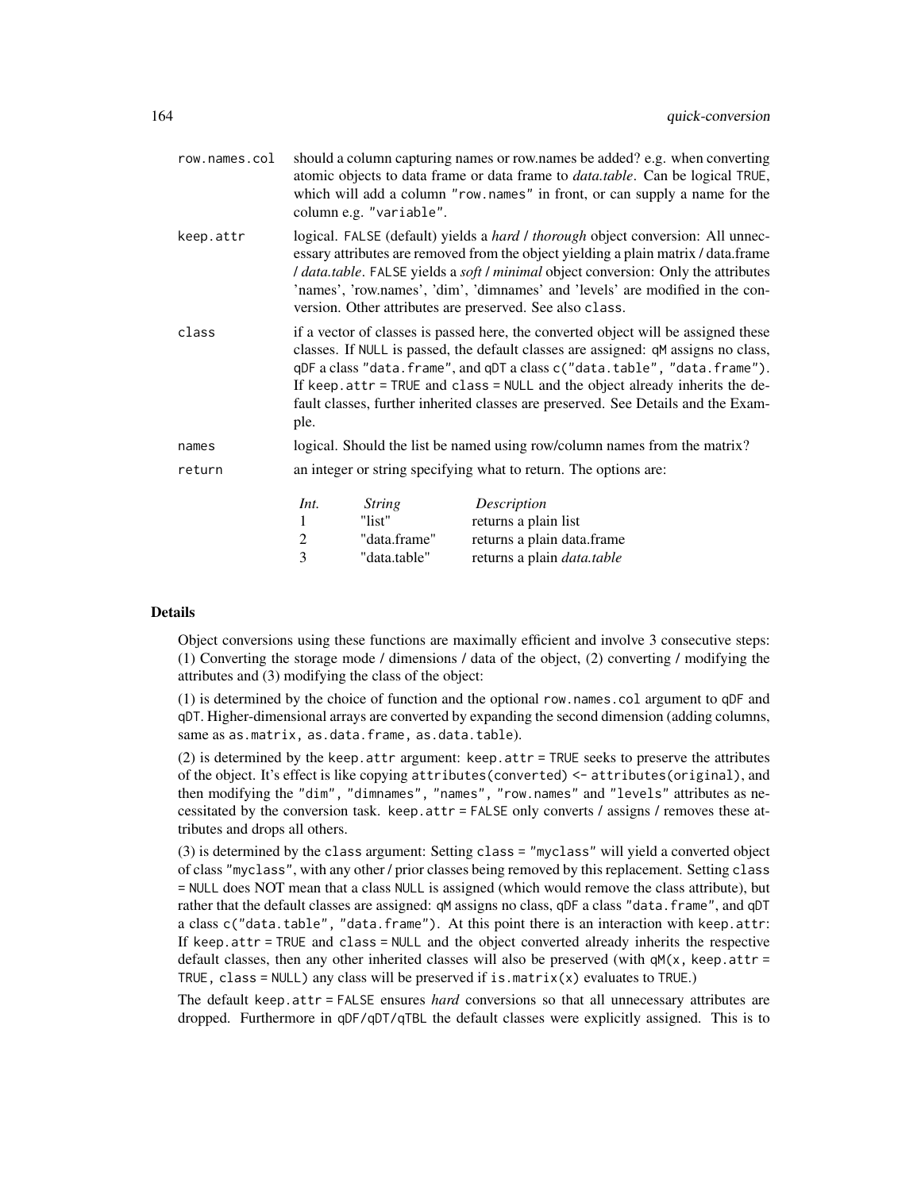| | |
|---|---|
| row.names.col | should a column capturing names or row.names be added? e.g. when converting atomic objects to data frame or data frame to *data.table*. Can be logical TRUE, which will add a column "row.names" in front, or can supply a name for the column e.g. "variable". |
| keep.attr | logical. FALSE (default) yields a *hard* / *thorough* object conversion: All unnecessary attributes are removed from the object yielding a plain matrix / data.frame / *data.table*. FALSE yields a *soft* / *minimal* object conversion: Only the attributes 'names', 'row.names', 'dim', 'dimnames' and 'levels' are modified in the conversion. Other attributes are preserved. See also class. |
| class | if a vector of classes is passed here, the converted object will be assigned these classes. If NULL is passed, the default classes are assigned: qM assigns no class, qDF a class "data.frame", and qDT a class c("data.table", "data.frame"). If keep.attr = TRUE and class = NULL and the object already inherits the default classes, further inherited classes are preserved. See Details and the Example. |
| names | logical. Should the list be named using row/column names from the matrix? |
| return | an integer or string specifying what to return. The options are: |

| *Int.* | *String* | *Description* |
|---|---|---|
| 1 | "list" | returns a plain list |
| 2 | "data.frame" | returns a plain data.frame |
| 3 | "data.table" | returns a plain *data.table* |

## Details

Object conversions using these functions are maximally efficient and involve 3 consecutive steps: (1) Converting the storage mode / dimensions / data of the object, (2) converting / modifying the attributes and (3) modifying the class of the object:

(1) is determined by the choice of function and the optional row.names.col argument to qDF and qDT. Higher-dimensional arrays are converted by expanding the second dimension (adding columns, same as as.matrix, as.data.frame, as.data.table).

(2) is determined by the keep.attr argument: keep.attr = TRUE seeks to preserve the attributes of the object. It's effect is like copying attributes(converted) <- attributes(original), and then modifying the "dim", "dimnames", "names", "row.names" and "levels" attributes as necessitated by the conversion task. keep.attr = FALSE only converts / assigns / removes these attributes and drops all others.

(3) is determined by the class argument: Setting class = "myclass" will yield a converted object of class "myclass", with any other / prior classes being removed by this replacement. Setting class = NULL does NOT mean that a class NULL is assigned (which would remove the class attribute), but rather that the default classes are assigned: qM assigns no class, qDF a class "data.frame", and qDT a class c("data.table", "data.frame"). At this point there is an interaction with keep.attr: If keep.attr = TRUE and class = NULL and the object converted already inherits the respective default classes, then any other inherited classes will also be preserved (with qM(x, keep.attr = TRUE, class = NULL) any class will be preserved if is.matrix(x) evaluates to TRUE.)

The default keep.attr = FALSE ensures *hard* conversions so that all unnecessary attributes are dropped. Furthermore in qDF/qDT/qTBL the default classes were explicitly assigned. This is to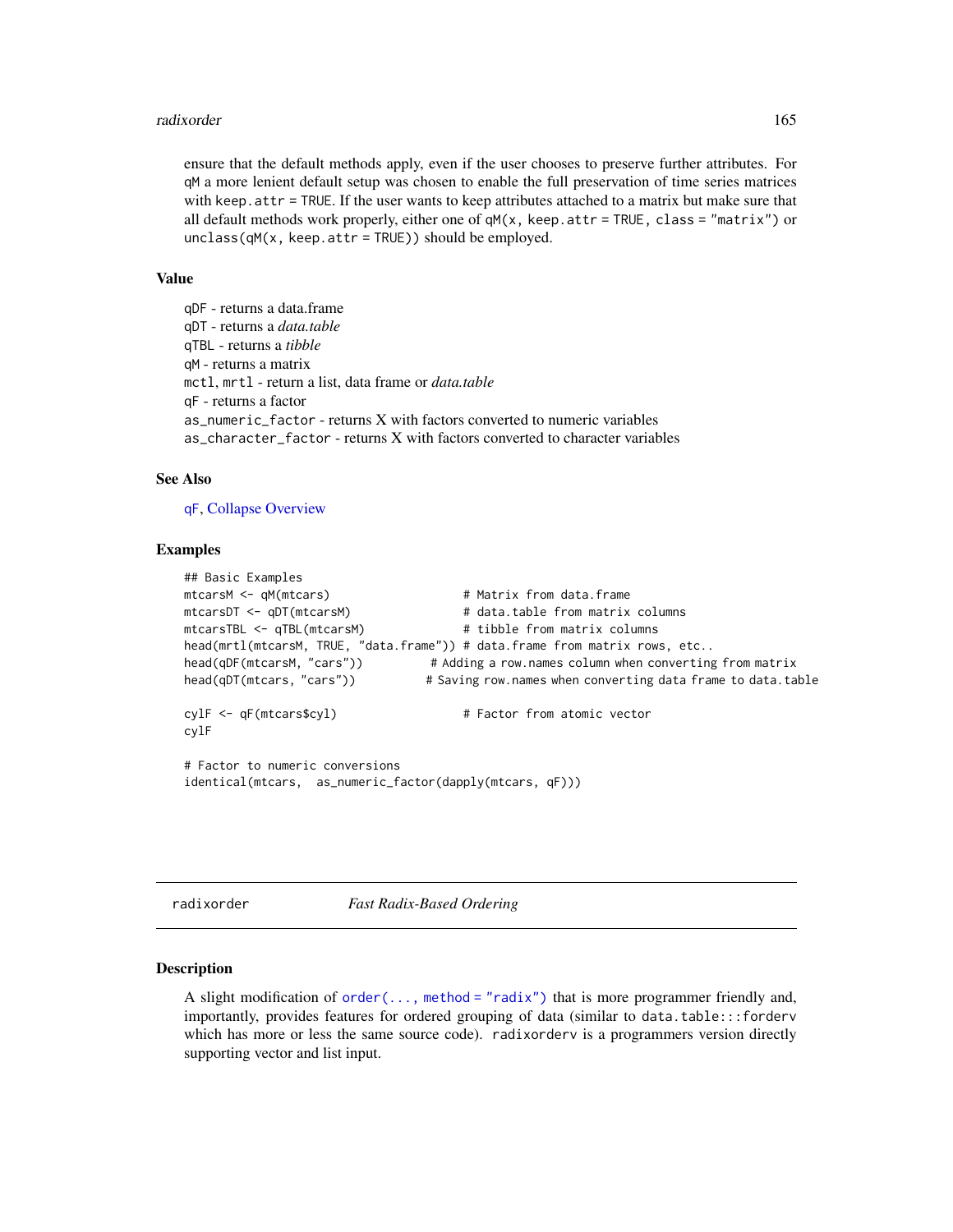ensure that the default methods apply, even if the user chooses to preserve further attributes. For `qM` a more lenient default setup was chosen to enable the full preservation of time series matrices with `keep.attr = TRUE`. If the user wants to keep attributes attached to a matrix but make sure that all default methods work properly, either one of `qM(x, keep.attr = TRUE, class = "matrix")` or `unclass(qM(x, keep.attr = TRUE))` should be employed.

### Value

`qDF` - returns a data.frame  
`qDT` - returns a *data.table*  
`qTBL` - returns a *tibble*  
`qM` - returns a matrix  
`mctl`, `mrtl` - return a list, data frame or *data.table*  
`qF` - returns a factor  
`as_numeric_factor` - returns X with factors converted to numeric variables  
`as_character_factor` - returns X with factors converted to character variables

### See Also

qF, Collapse Overview

### Examples

```
## Basic Examples
mtcarsM <- qM(mtcars)                   # Matrix from data.frame
mtcarsDT <- qDT(mtcarsM)                # data.table from matrix columns
mtcarsTBL <- qTBL(mtcarsM)              # tibble from matrix columns
head(mrtl(mtcarsM, TRUE, "data.frame")) # data.frame from matrix rows, etc..
head(qDF(mtcarsM, "cars"))          # Adding a row.names column when converting from matrix
head(qDT(mtcars, "cars"))          # Saving row.names when converting data frame to data.table

cylF <- qF(mtcars$cyl)                  # Factor from atomic vector
cylF

# Factor to numeric conversions
identical(mtcars,  as_numeric_factor(dapply(mtcars, qF)))
```

---

## radixorder *Fast Radix-Based Ordering*

### Description

A slight modification of `order(..., method = "radix")` that is more programmer friendly and, importantly, provides features for ordered grouping of data (similar to `data.table:::forderv` which has more or less the same source code). `radixorderv` is a programmers version directly supporting vector and list input.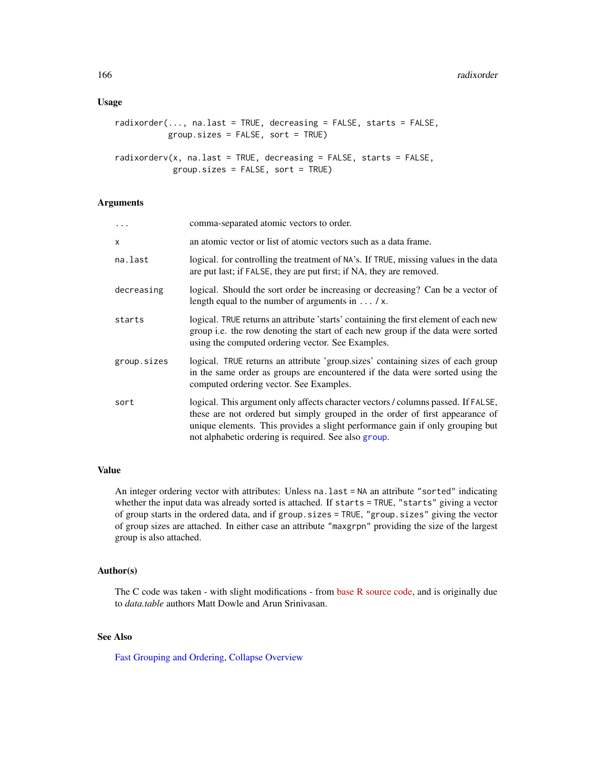## Usage

```
radixorder(..., na.last = TRUE, decreasing = FALSE, starts = FALSE,
           group.sizes = FALSE, sort = TRUE)

radixorderv(x, na.last = TRUE, decreasing = FALSE, starts = FALSE,
            group.sizes = FALSE, sort = TRUE)
```

## Arguments

| | |
|---|---|
| `...` | comma-separated atomic vectors to order. |
| `x` | an atomic vector or list of atomic vectors such as a data frame. |
| `na.last` | logical. for controlling the treatment of `NA`'s. If `TRUE`, missing values in the data are put last; if `FALSE`, they are put first; if NA, they are removed. |
| `decreasing` | logical. Should the sort order be increasing or decreasing? Can be a vector of length equal to the number of arguments in `...` / `x`. |
| `starts` | logical. `TRUE` returns an attribute 'starts' containing the first element of each new group i.e. the row denoting the start of each new group if the data were sorted using the computed ordering vector. See Examples. |
| `group.sizes` | logical. `TRUE` returns an attribute 'group.sizes' containing sizes of each group in the same order as groups are encountered if the data were sorted using the computed ordering vector. See Examples. |
| `sort` | logical. This argument only affects character vectors / columns passed. If `FALSE`, these are not ordered but simply grouped in the order of first appearance of unique elements. This provides a slight performance gain if only grouping but not alphabetic ordering is required. See also `group`. |

## Value

An integer ordering vector with attributes: Unless `na.last = NA` an attribute `"sorted"` indicating whether the input data was already sorted is attached. If `starts = TRUE`, `"starts"` giving a vector of group starts in the ordered data, and if `group.sizes = TRUE`, `"group.sizes"` giving the vector of group sizes are attached. In either case an attribute `"maxgrpn"` providing the size of the largest group is also attached.

## Author(s)

The C code was taken - with slight modifications - from base R source code, and is originally due to *data.table* authors Matt Dowle and Arun Srinivasan.

## See Also

Fast Grouping and Ordering, Collapse Overview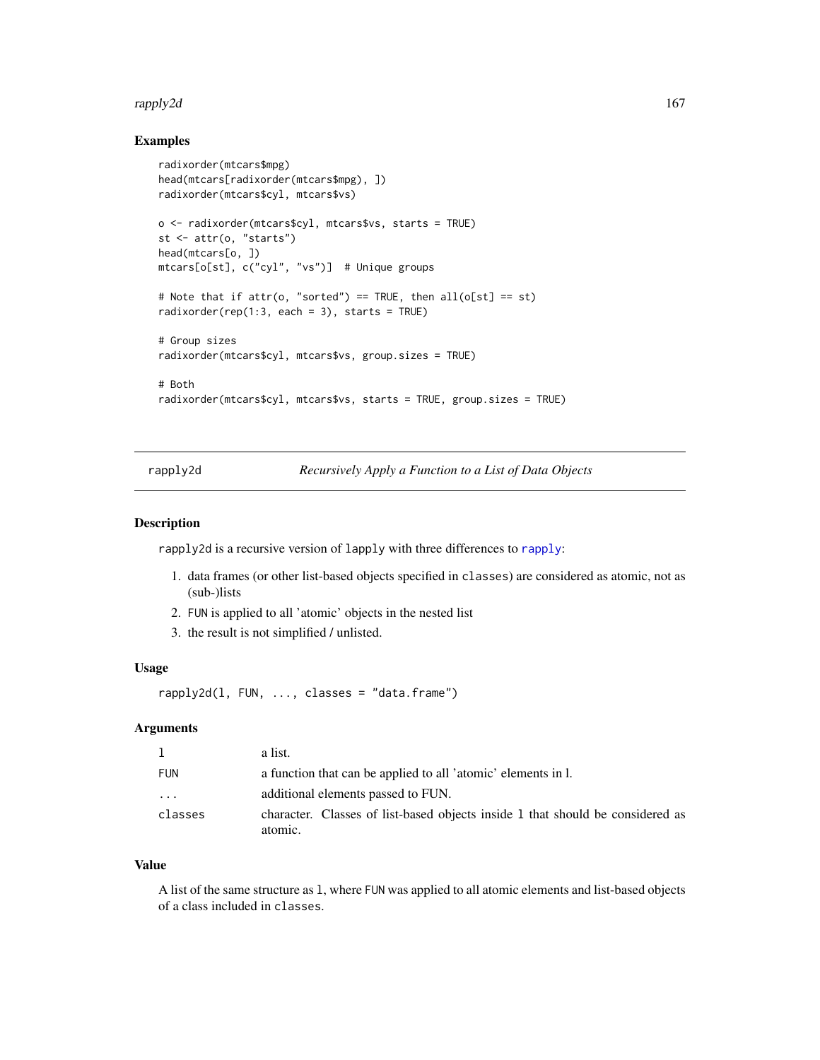## Examples

```
radixorder(mtcars$mpg)
head(mtcars[radixorder(mtcars$mpg), ])
radixorder(mtcars$cyl, mtcars$vs)

o <- radixorder(mtcars$cyl, mtcars$vs, starts = TRUE)
st <- attr(o, "starts")
head(mtcars[o, ])
mtcars[o[st], c("cyl", "vs")]  # Unique groups

# Note that if attr(o, "sorted") == TRUE, then all(o[st] == st)
radixorder(rep(1:3, each = 3), starts = TRUE)

# Group sizes
radixorder(mtcars$cyl, mtcars$vs, group.sizes = TRUE)

# Both
radixorder(mtcars$cyl, mtcars$vs, starts = TRUE, group.sizes = TRUE)
```

---

# rapply2d — *Recursively Apply a Function to a List of Data Objects*

## Description

`rapply2d` is a recursive version of `lapply` with three differences to `rapply`:

1. data frames (or other list-based objects specified in `classes`) are considered as atomic, not as (sub-)lists
2. `FUN` is applied to all 'atomic' objects in the nested list
3. the result is not simplified / unlisted.

## Usage

```
rapply2d(l, FUN, ..., classes = "data.frame")
```

## Arguments

| | |
|---|---|
| `l` | a list. |
| `FUN` | a function that can be applied to all 'atomic' elements in l. |
| `...` | additional elements passed to FUN. |
| `classes` | character. Classes of list-based objects inside `l` that should be considered as atomic. |

## Value

A list of the same structure as `l`, where `FUN` was applied to all atomic elements and list-based objects of a class included in `classes`.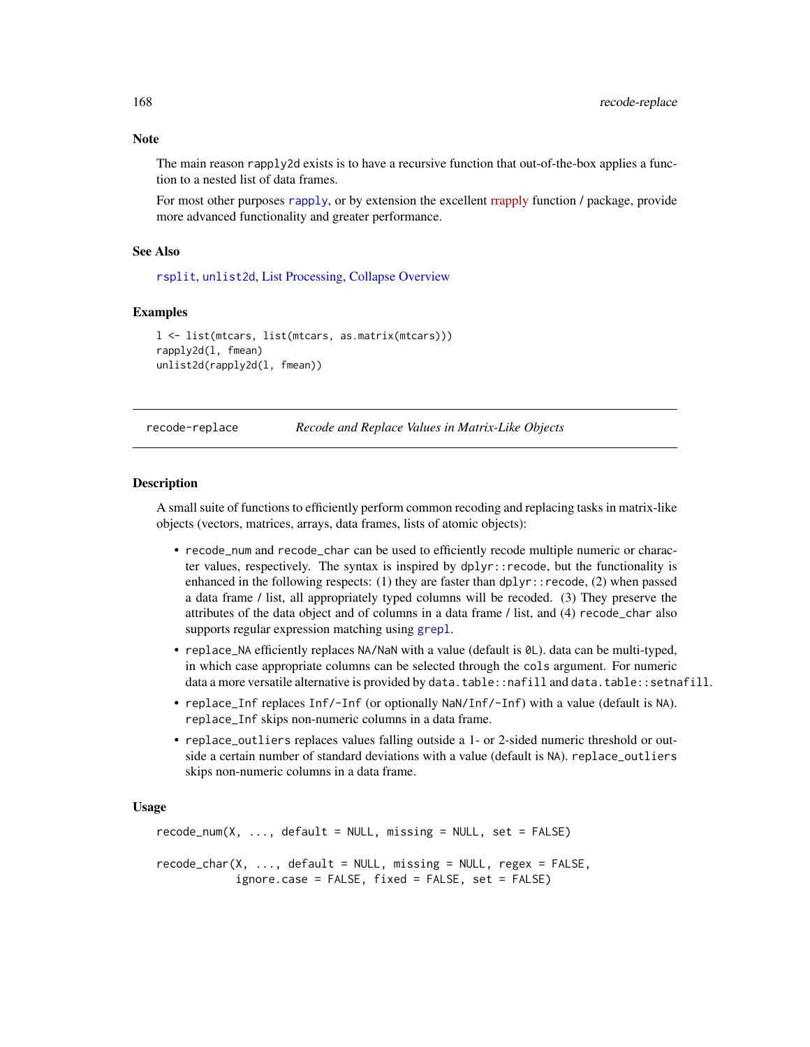### Note

The main reason rapply2d exists is to have a recursive function that out-of-the-box applies a function to a nested list of data frames.

For most other purposes rapply, or by extension the excellent rrapply function / package, provide more advanced functionality and greater performance.

### See Also

rsplit, unlist2d, List Processing, Collapse Overview

### Examples

```
l <- list(mtcars, list(mtcars, as.matrix(mtcars)))
rapply2d(l, fmean)
unlist2d(rapply2d(l, fmean))
```

---

## recode-replace *Recode and Replace Values in Matrix-Like Objects*

---

### Description

A small suite of functions to efficiently perform common recoding and replacing tasks in matrix-like objects (vectors, matrices, arrays, data frames, lists of atomic objects):

- recode_num and recode_char can be used to efficiently recode multiple numeric or character values, respectively. The syntax is inspired by dplyr::recode, but the functionality is enhanced in the following respects: (1) they are faster than dplyr::recode, (2) when passed a data frame / list, all appropriately typed columns will be recoded. (3) They preserve the attributes of the data object and of columns in a data frame / list, and (4) recode_char also supports regular expression matching using grepl.
- replace_NA efficiently replaces NA/NaN with a value (default is 0L). data can be multi-typed, in which case appropriate columns can be selected through the cols argument. For numeric data a more versatile alternative is provided by data.table::nafill and data.table::setnafill.
- replace_Inf replaces Inf/-Inf (or optionally NaN/Inf/-Inf) with a value (default is NA). replace_Inf skips non-numeric columns in a data frame.
- replace_outliers replaces values falling outside a 1- or 2-sided numeric threshold or outside a certain number of standard deviations with a value (default is NA). replace_outliers skips non-numeric columns in a data frame.

### Usage

```
recode_num(X, ..., default = NULL, missing = NULL, set = FALSE)

recode_char(X, ..., default = NULL, missing = NULL, regex = FALSE,
            ignore.case = FALSE, fixed = FALSE, set = FALSE)
```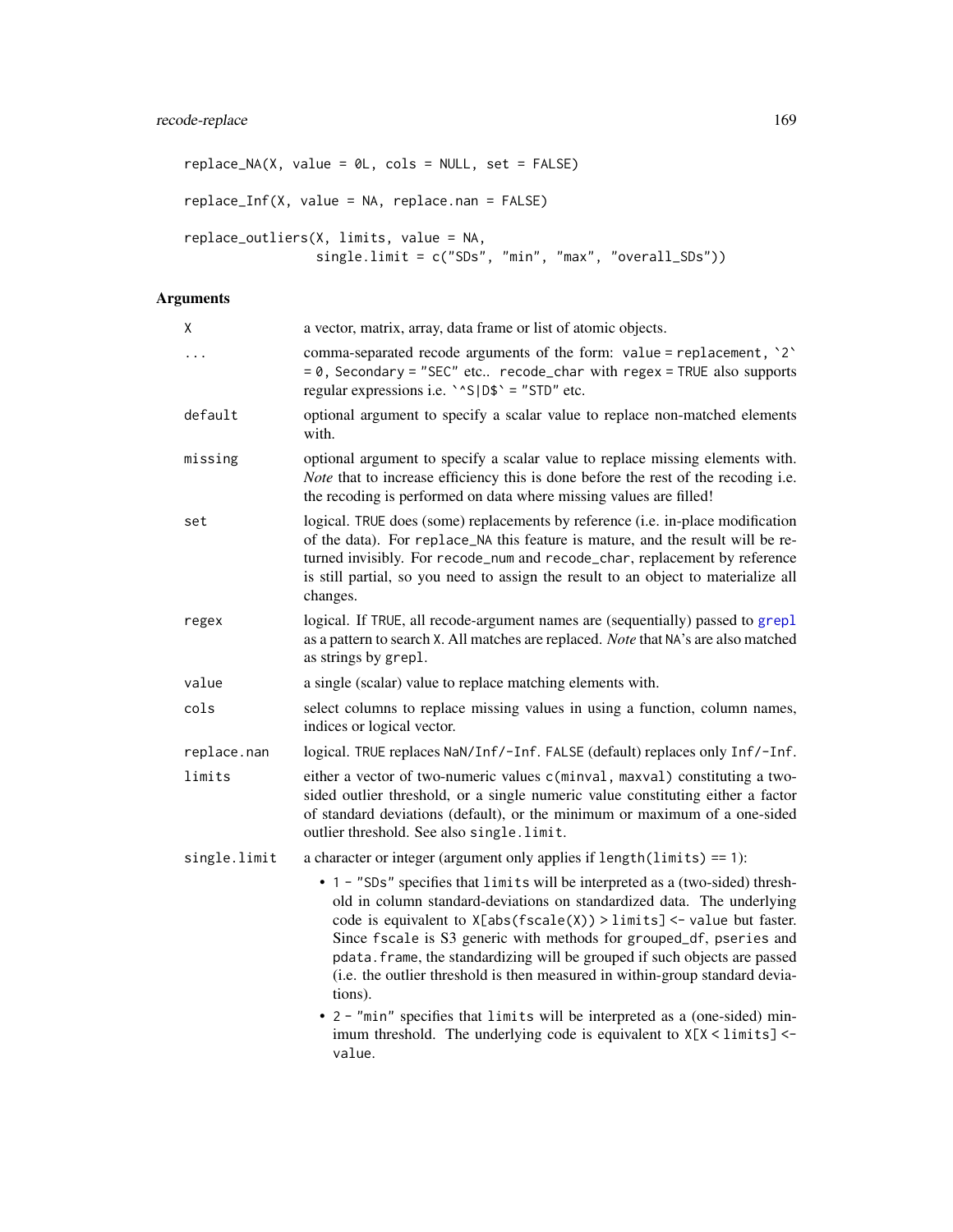```
replace_NA(X, value = 0L, cols = NULL, set = FALSE)

replace_Inf(X, value = NA, replace.nan = FALSE)

replace_outliers(X, limits, value = NA,
                 single.limit = c("SDs", "min", "max", "overall_SDs"))
```

## Arguments

| | |
|---|---|
| X | a vector, matrix, array, data frame or list of atomic objects. |
| ... | comma-separated recode arguments of the form: `value = replacement`, `` `2` = 0``, `Secondary = "SEC"` etc.. `recode_char` with `regex = TRUE` also supports regular expressions i.e. `` `^S\|D$` = "STD"`` etc. |
| default | optional argument to specify a scalar value to replace non-matched elements with. |
| missing | optional argument to specify a scalar value to replace missing elements with. *Note* that to increase efficiency this is done before the rest of the recoding i.e. the recoding is performed on data where missing values are filled! |
| set | logical. `TRUE` does (some) replacements by reference (i.e. in-place modification of the data). For `replace_NA` this feature is mature, and the result will be returned invisibly. For `recode_num` and `recode_char`, replacement by reference is still partial, so you need to assign the result to an object to materialize all changes. |
| regex | logical. If `TRUE`, all recode-argument names are (sequentially) passed to `grepl` as a pattern to search `X`. All matches are replaced. *Note* that `NA`'s are also matched as strings by `grepl`. |
| value | a single (scalar) value to replace matching elements with. |
| cols | select columns to replace missing values in using a function, column names, indices or logical vector. |
| replace.nan | logical. `TRUE` replaces `NaN/Inf/-Inf`. `FALSE` (default) replaces only `Inf/-Inf`. |
| limits | either a vector of two-numeric values `c(minval, maxval)` constituting a two-sided outlier threshold, or a single numeric value constituting either a factor of standard deviations (default), or the minimum or maximum of a one-sided outlier threshold. See also `single.limit`. |
| single.limit | a character or integer (argument only applies if `length(limits) == 1`): |

- 1 - `"SDs"` specifies that `limits` will be interpreted as a (two-sided) threshold in column standard-deviations on standardized data. The underlying code is equivalent to `X[abs(fscale(X)) > limits] <- value` but faster. Since `fscale` is S3 generic with methods for `grouped_df`, `pseries` and `pdata.frame`, the standardizing will be grouped if such objects are passed (i.e. the outlier threshold is then measured in within-group standard deviations).
- 2 - `"min"` specifies that `limits` will be interpreted as a (one-sided) minimum threshold. The underlying code is equivalent to `X[X < limits] <- value`.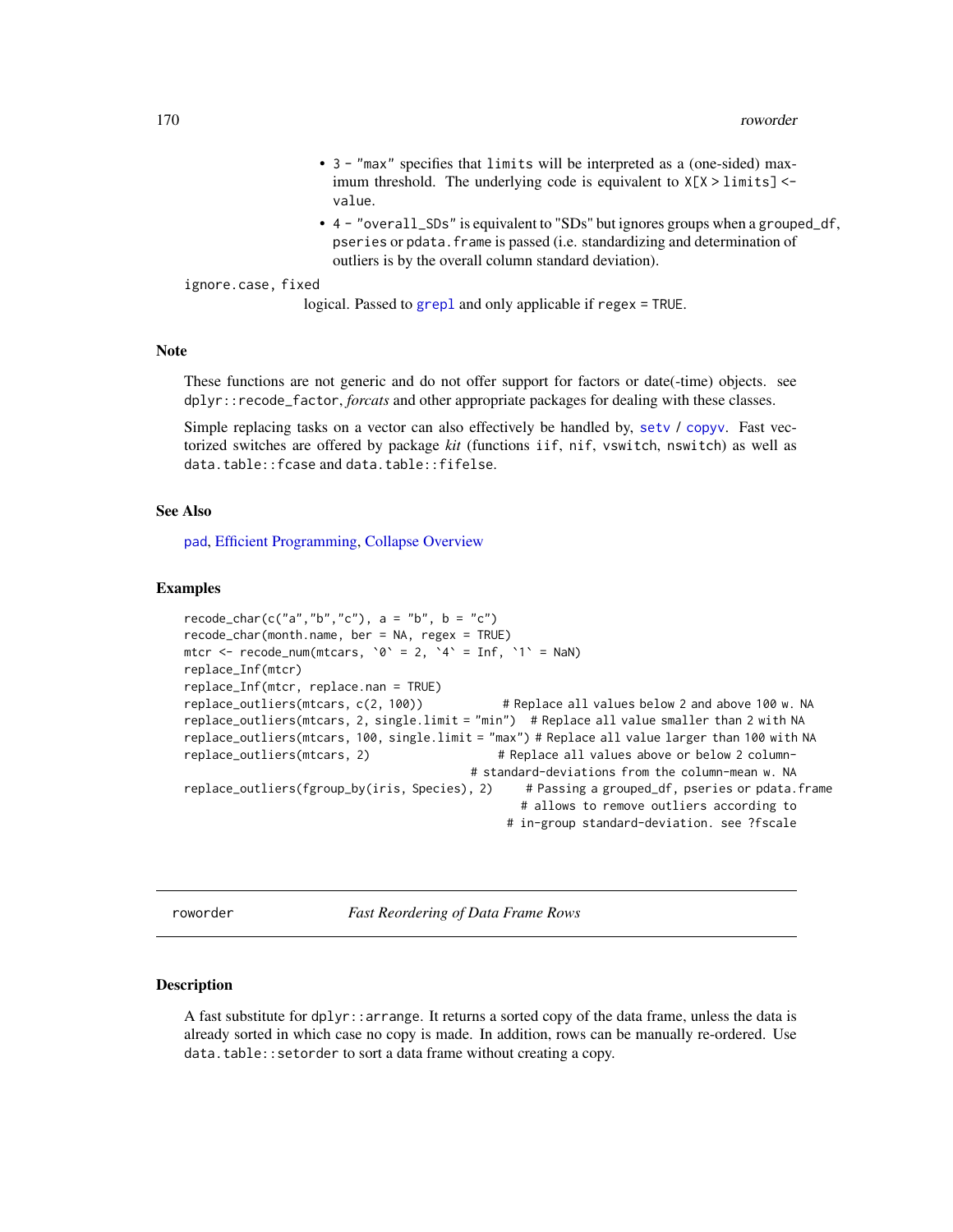- 3 - "max" specifies that limits will be interpreted as a (one-sided) maximum threshold. The underlying code is equivalent to X[X > limits] <- value.
- 4 - "overall_SDs" is equivalent to "SDs" but ignores groups when a grouped_df, pseries or pdata.frame is passed (i.e. standardizing and determination of outliers is by the overall column standard deviation).

ignore.case, fixed
: logical. Passed to grepl and only applicable if regex = TRUE.

## Note

These functions are not generic and do not offer support for factors or date(-time) objects. see dplyr::recode_factor, *forcats* and other appropriate packages for dealing with these classes.

Simple replacing tasks on a vector can also effectively be handled by, setv / copyv. Fast vectorized switches are offered by package *kit* (functions iif, nif, vswitch, nswitch) as well as data.table::fcase and data.table::fifelse.

## See Also

pad, Efficient Programming, Collapse Overview

## Examples

```
recode_char(c("a","b","c"), a = "b", b = "c")
recode_char(month.name, ber = NA, regex = TRUE)
mtcr <- recode_num(mtcars, `0` = 2, `4` = Inf, `1` = NaN)
replace_Inf(mtcr)
replace_Inf(mtcr, replace.nan = TRUE)
replace_outliers(mtcars, c(2, 100))            # Replace all values below 2 and above 100 w. NA
replace_outliers(mtcars, 2, single.limit = "min")  # Replace all value smaller than 2 with NA
replace_outliers(mtcars, 100, single.limit = "max") # Replace all value larger than 100 with NA
replace_outliers(mtcars, 2)                   # Replace all values above or below 2 column-
                                           # standard-deviations from the column-mean w. NA
replace_outliers(fgroup_by(iris, Species), 2)     # Passing a grouped_df, pseries or pdata.frame
                                               # allows to remove outliers according to
                                             # in-group standard-deviation. see ?fscale
```

# roworder — *Fast Reordering of Data Frame Rows*

## Description

A fast substitute for dplyr::arrange. It returns a sorted copy of the data frame, unless the data is already sorted in which case no copy is made. In addition, rows can be manually re-ordered. Use data.table::setorder to sort a data frame without creating a copy.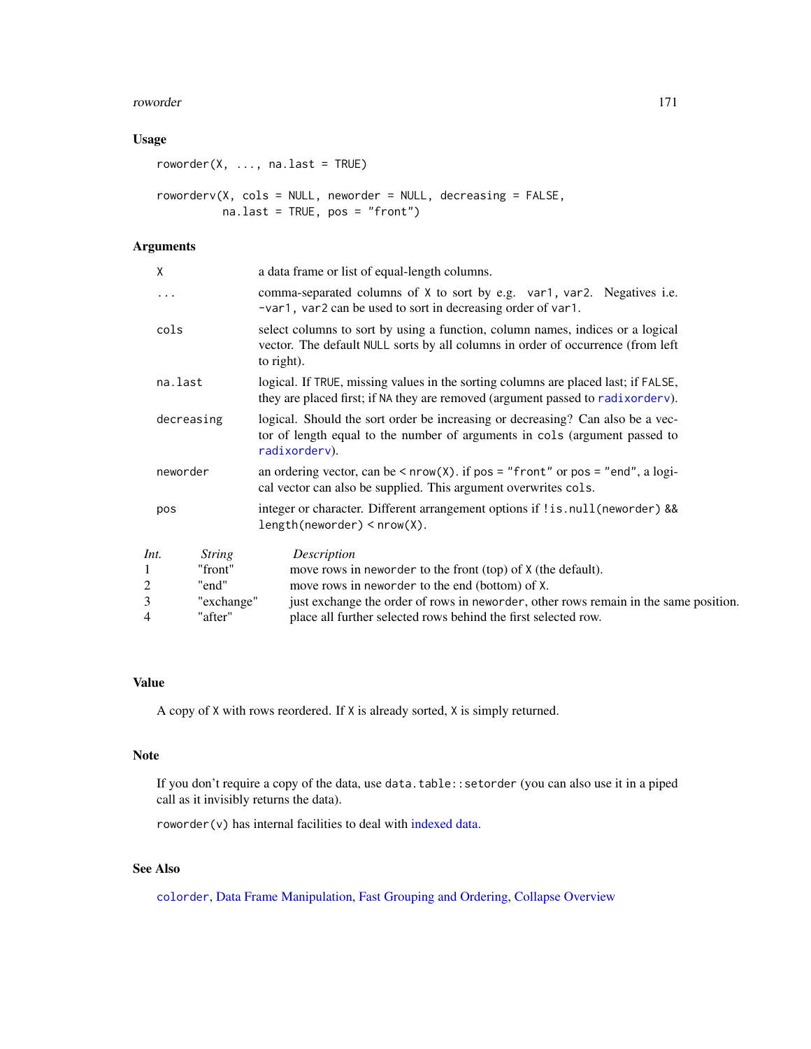## Usage

```
roworder(X, ..., na.last = TRUE)

roworderv(X, cols = NULL, neworder = NULL, decreasing = FALSE,
          na.last = TRUE, pos = "front")
```

## Arguments

| | |
|---|---|
| `X` | a data frame or list of equal-length columns. |
| `...` | comma-separated columns of `X` to sort by e.g. `var1, var2`. Negatives i.e. `-var1, var2` can be used to sort in decreasing order of `var1`. |
| `cols` | select columns to sort by using a function, column names, indices or a logical vector. The default `NULL` sorts by all columns in order of occurrence (from left to right). |
| `na.last` | logical. If `TRUE`, missing values in the sorting columns are placed last; if `FALSE`, they are placed first; if `NA` they are removed (argument passed to `radixorderv`). |
| `decreasing` | logical. Should the sort order be increasing or decreasing? Can also be a vector of length equal to the number of arguments in `cols` (argument passed to `radixorderv`). |
| `neworder` | an ordering vector, can be `< nrow(X)`. if `pos = "front"` or `pos = "end"`, a logical vector can also be supplied. This argument overwrites `cols`. |
| `pos` | integer or character. Different arrangement options if `!is.null(neworder) && length(neworder) < nrow(X)`. |

| *Int.* | *String* | *Description* |
|---|---|---|
| 1 | "front" | move rows in `neworder` to the front (top) of `X` (the default). |
| 2 | "end" | move rows in `neworder` to the end (bottom) of `X`. |
| 3 | "exchange" | just exchange the order of rows in `neworder`, other rows remain in the same position. |
| 4 | "after" | place all further selected rows behind the first selected row. |

## Value

A copy of `X` with rows reordered. If `X` is already sorted, `X` is simply returned.

## Note

If you don't require a copy of the data, use `data.table::setorder` (you can also use it in a piped call as it invisibly returns the data).

`roworder(v)` has internal facilities to deal with indexed data.

## See Also

`colorder`, Data Frame Manipulation, Fast Grouping and Ordering, Collapse Overview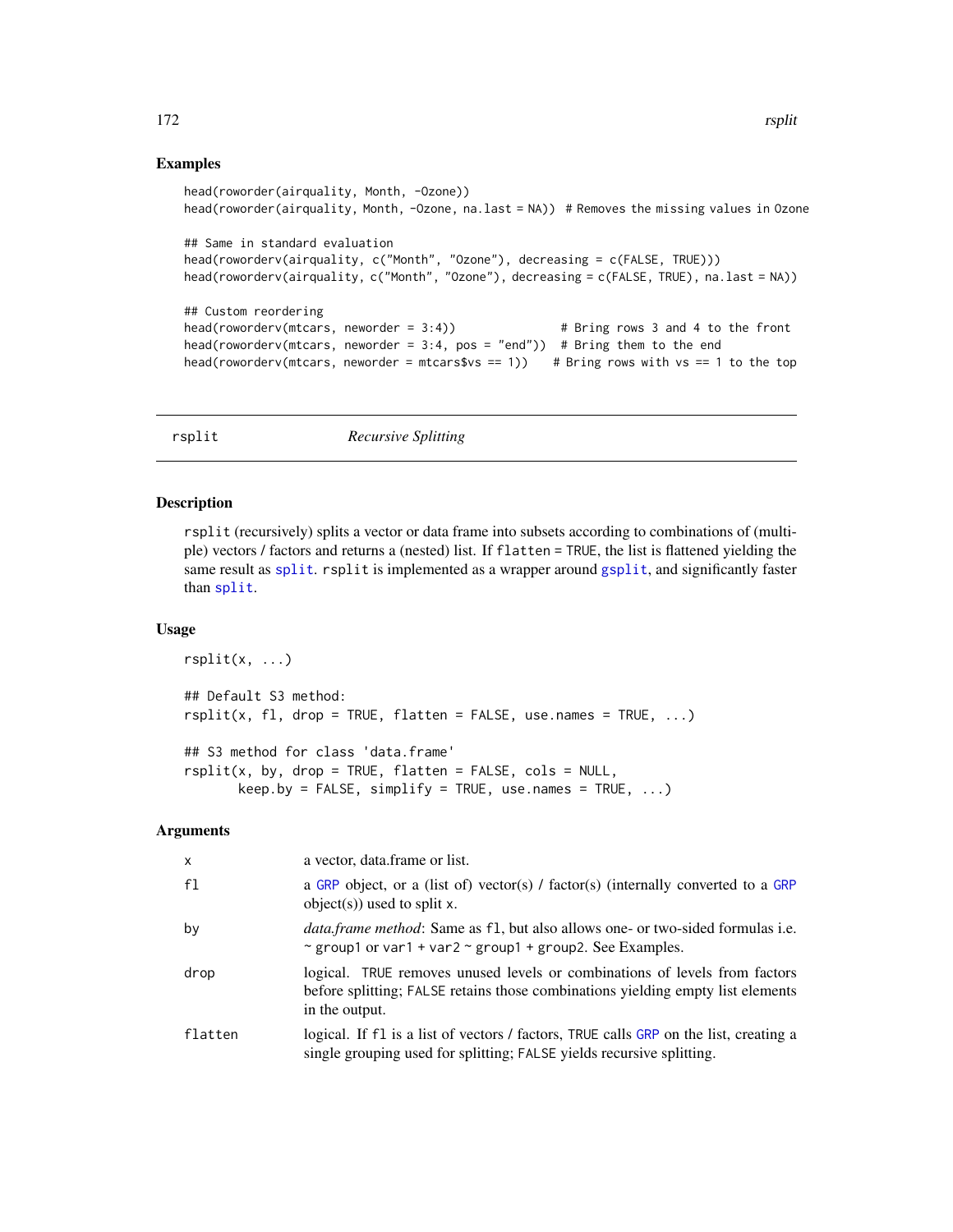## Examples

```
head(roworder(airquality, Month, -Ozone))
head(roworder(airquality, Month, -Ozone, na.last = NA)) # Removes the missing values in Ozone

## Same in standard evaluation
head(roworderv(airquality, c("Month", "Ozone"), decreasing = c(FALSE, TRUE)))
head(roworderv(airquality, c("Month", "Ozone"), decreasing = c(FALSE, TRUE), na.last = NA))

## Custom reordering
head(roworderv(mtcars, neworder = 3:4))               # Bring rows 3 and 4 to the front
head(roworderv(mtcars, neworder = 3:4, pos = "end"))  # Bring them to the end
head(roworderv(mtcars, neworder = mtcars$vs == 1))    # Bring rows with vs == 1 to the top
```

---

# rsplit — *Recursive Splitting*

## Description

rsplit (recursively) splits a vector or data frame into subsets according to combinations of (multiple) vectors / factors and returns a (nested) list. If flatten = TRUE, the list is flattened yielding the same result as split. rsplit is implemented as a wrapper around gsplit, and significantly faster than split.

## Usage

```
rsplit(x, ...)

## Default S3 method:
rsplit(x, fl, drop = TRUE, flatten = FALSE, use.names = TRUE, ...)

## S3 method for class 'data.frame'
rsplit(x, by, drop = TRUE, flatten = FALSE, cols = NULL,
       keep.by = FALSE, simplify = TRUE, use.names = TRUE, ...)
```

## Arguments

| | |
|---|---|
| x | a vector, data.frame or list. |
| fl | a GRP object, or a (list of) vector(s) / factor(s) (internally converted to a GRP object(s)) used to split x. |
| by | *data.frame method*: Same as fl, but also allows one- or two-sided formulas i.e. ~ group1 or var1 + var2 ~ group1 + group2. See Examples. |
| drop | logical. TRUE removes unused levels or combinations of levels from factors before splitting; FALSE retains those combinations yielding empty list elements in the output. |
| flatten | logical. If fl is a list of vectors / factors, TRUE calls GRP on the list, creating a single grouping used for splitting; FALSE yields recursive splitting. |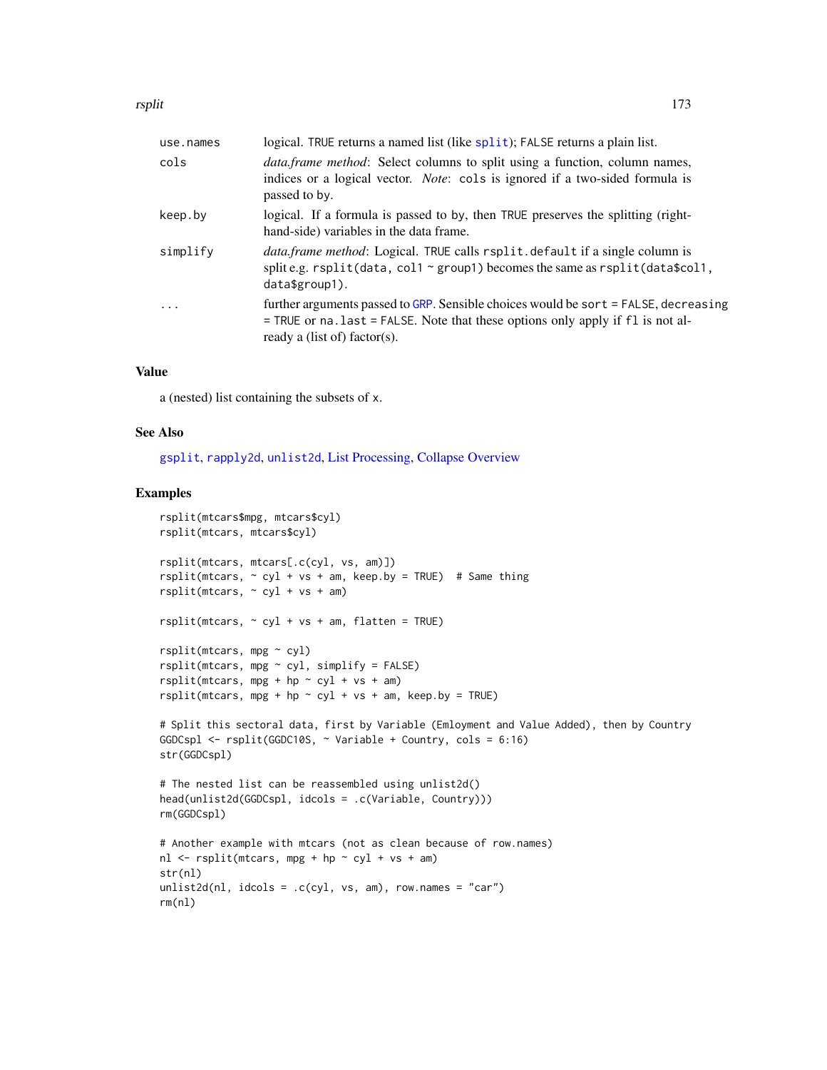| | |
|---|---|
| use.names | logical. TRUE returns a named list (like split); FALSE returns a plain list. |
| cols | *data.frame method*: Select columns to split using a function, column names, indices or a logical vector. *Note*: cols is ignored if a two-sided formula is passed to by. |
| keep.by | logical. If a formula is passed to by, then TRUE preserves the splitting (right-hand-side) variables in the data frame. |
| simplify | *data.frame method*: Logical. TRUE calls rsplit.default if a single column is split e.g. rsplit(data, col1 ~ group1) becomes the same as rsplit(data$col1, data$group1). |
| ... | further arguments passed to GRP. Sensible choices would be sort = FALSE, decreasing = TRUE or na.last = FALSE. Note that these options only apply if fl is not already a (list of) factor(s). |

## Value

a (nested) list containing the subsets of x.

## See Also

gsplit, rapply2d, unlist2d, List Processing, Collapse Overview

## Examples

```
rsplit(mtcars$mpg, mtcars$cyl)
rsplit(mtcars, mtcars$cyl)

rsplit(mtcars, mtcars[.c(cyl, vs, am)])
rsplit(mtcars, ~ cyl + vs + am, keep.by = TRUE)  # Same thing
rsplit(mtcars, ~ cyl + vs + am)

rsplit(mtcars, ~ cyl + vs + am, flatten = TRUE)

rsplit(mtcars, mpg ~ cyl)
rsplit(mtcars, mpg ~ cyl, simplify = FALSE)
rsplit(mtcars, mpg + hp ~ cyl + vs + am)
rsplit(mtcars, mpg + hp ~ cyl + vs + am, keep.by = TRUE)

# Split this sectoral data, first by Variable (Emloyment and Value Added), then by Country
GGDCspl <- rsplit(GGDC10S, ~ Variable + Country, cols = 6:16)
str(GGDCspl)

# The nested list can be reassembled using unlist2d()
head(unlist2d(GGDCspl, idcols = .c(Variable, Country)))
rm(GGDCspl)

# Another example with mtcars (not as clean because of row.names)
nl <- rsplit(mtcars, mpg + hp ~ cyl + vs + am)
str(nl)
unlist2d(nl, idcols = .c(cyl, vs, am), row.names = "car")
rm(nl)
```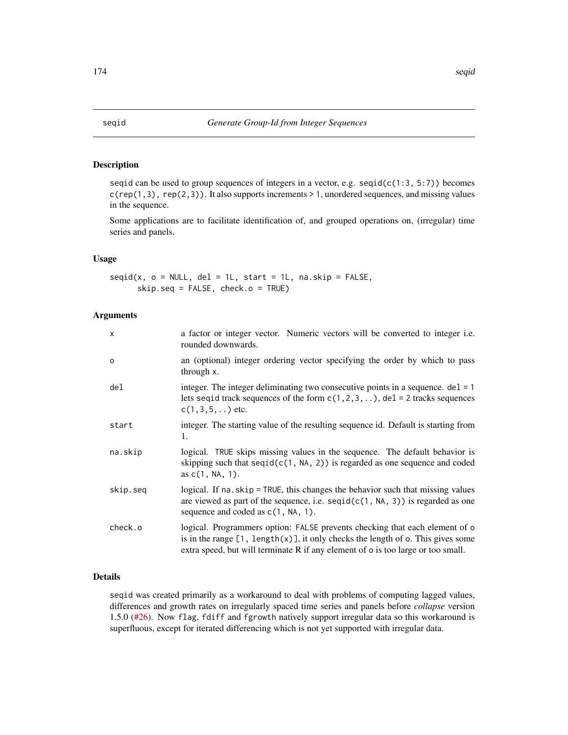## seqid — *Generate Group-Id from Integer Sequences*

### Description

`seqid` can be used to group sequences of integers in a vector, e.g. `seqid(c(1:3, 5:7))` becomes `c(rep(1,3), rep(2,3))`. It also supports increments > 1, unordered sequences, and missing values in the sequence.

Some applications are to facilitate identification of, and grouped operations on, (irregular) time series and panels.

### Usage

```
seqid(x, o = NULL, del = 1L, start = 1L, na.skip = FALSE,
      skip.seq = FALSE, check.o = TRUE)
```

### Arguments

| | |
|---|---|
| `x` | a factor or integer vector. Numeric vectors will be converted to integer i.e. rounded downwards. |
| `o` | an (optional) integer ordering vector specifying the order by which to pass through `x`. |
| `del` | integer. The integer deliminating two consecutive points in a sequence. `del = 1` lets `seqid` track sequences of the form `c(1,2,3,..)`, `del = 2` tracks sequences `c(1,3,5,..)` etc. |
| `start` | integer. The starting value of the resulting sequence id. Default is starting from 1. |
| `na.skip` | logical. `TRUE` skips missing values in the sequence. The default behavior is skipping such that `seqid(c(1, NA, 2))` is regarded as one sequence and coded as `c(1, NA, 1)`. |
| `skip.seq` | logical. If `na.skip = TRUE`, this changes the behavior such that missing values are viewed as part of the sequence, i.e. `seqid(c(1, NA, 3))` is regarded as one sequence and coded as `c(1, NA, 1)`. |
| `check.o` | logical. Programmers option: `FALSE` prevents checking that each element of `o` is in the range `[1, length(x)]`, it only checks the length of `o`. This gives some extra speed, but will terminate R if any element of `o` is too large or too small. |

### Details

`seqid` was created primarily as a workaround to deal with problems of computing lagged values, differences and growth rates on irregularly spaced time series and panels before *collapse* version 1.5.0 (#26). Now `flag`, `fdiff` and `fgrowth` natively support irregular data so this workaround is superfluous, except for iterated differencing which is not yet supported with irregular data.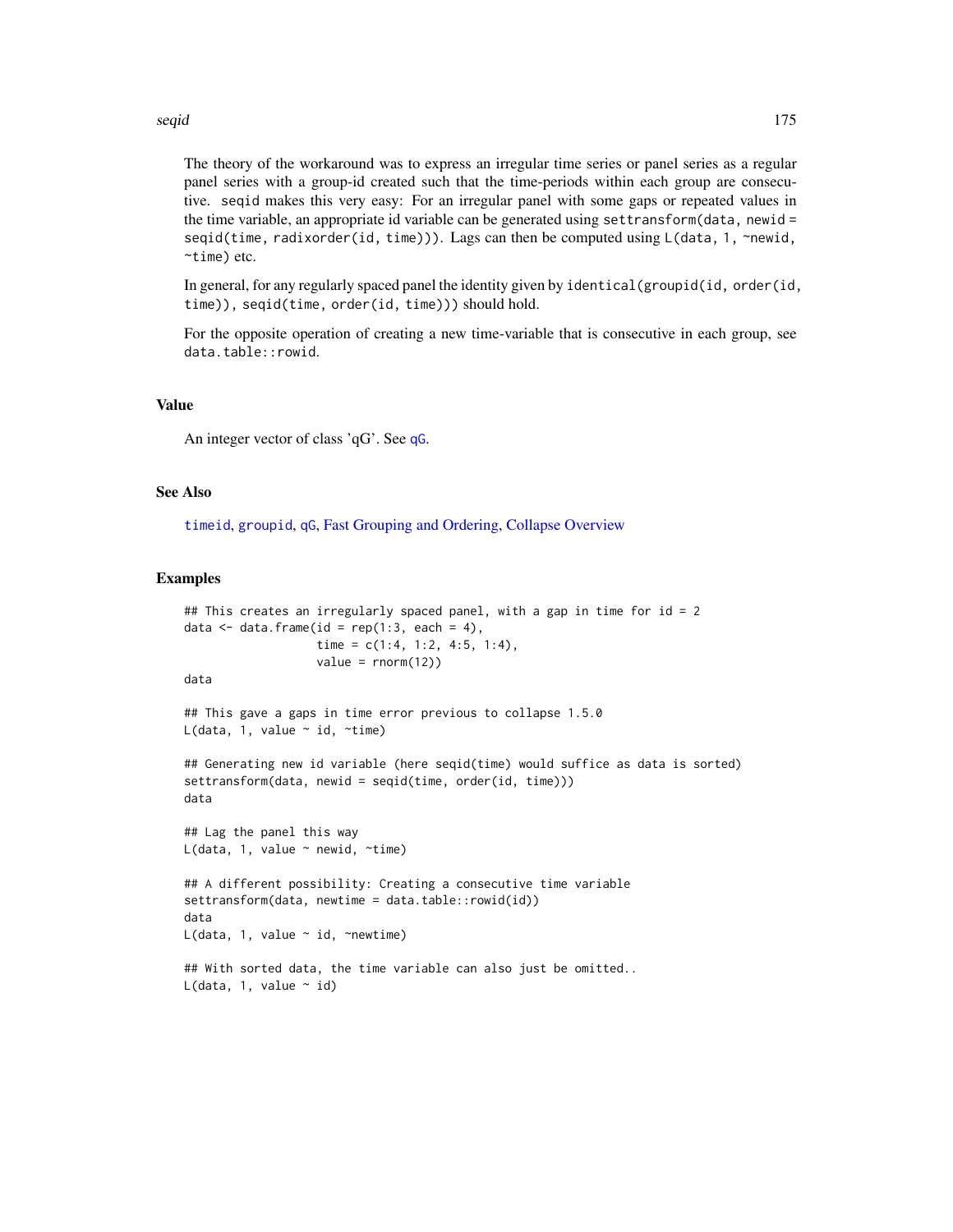The theory of the workaround was to express an irregular time series or panel series as a regular panel series with a group-id created such that the time-periods within each group are consecutive. `seqid` makes this very easy: For an irregular panel with some gaps or repeated values in the time variable, an appropriate id variable can be generated using `settransform(data, newid = seqid(time, radixorder(id, time)))`. Lags can then be computed using `L(data, 1, ~newid, ~time)` etc.

In general, for any regularly spaced panel the identity given by `identical(groupid(id, order(id, time)), seqid(time, order(id, time)))` should hold.

For the opposite operation of creating a new time-variable that is consecutive in each group, see `data.table::rowid`.

## Value

An integer vector of class 'qG'. See `qG`.

## See Also

`timeid`, `groupid`, `qG`, Fast Grouping and Ordering, Collapse Overview

## Examples

```
## This creates an irregularly spaced panel, with a gap in time for id = 2
data <- data.frame(id = rep(1:3, each = 4),
                   time = c(1:4, 1:2, 4:5, 1:4),
                   value = rnorm(12))
data

## This gave a gaps in time error previous to collapse 1.5.0
L(data, 1, value ~ id, ~time)

## Generating new id variable (here seqid(time) would suffice as data is sorted)
settransform(data, newid = seqid(time, order(id, time)))
data

## Lag the panel this way
L(data, 1, value ~ newid, ~time)

## A different possibility: Creating a consecutive time variable
settransform(data, newtime = data.table::rowid(id))
data
L(data, 1, value ~ id, ~newtime)

## With sorted data, the time variable can also just be omitted..
L(data, 1, value ~ id)
```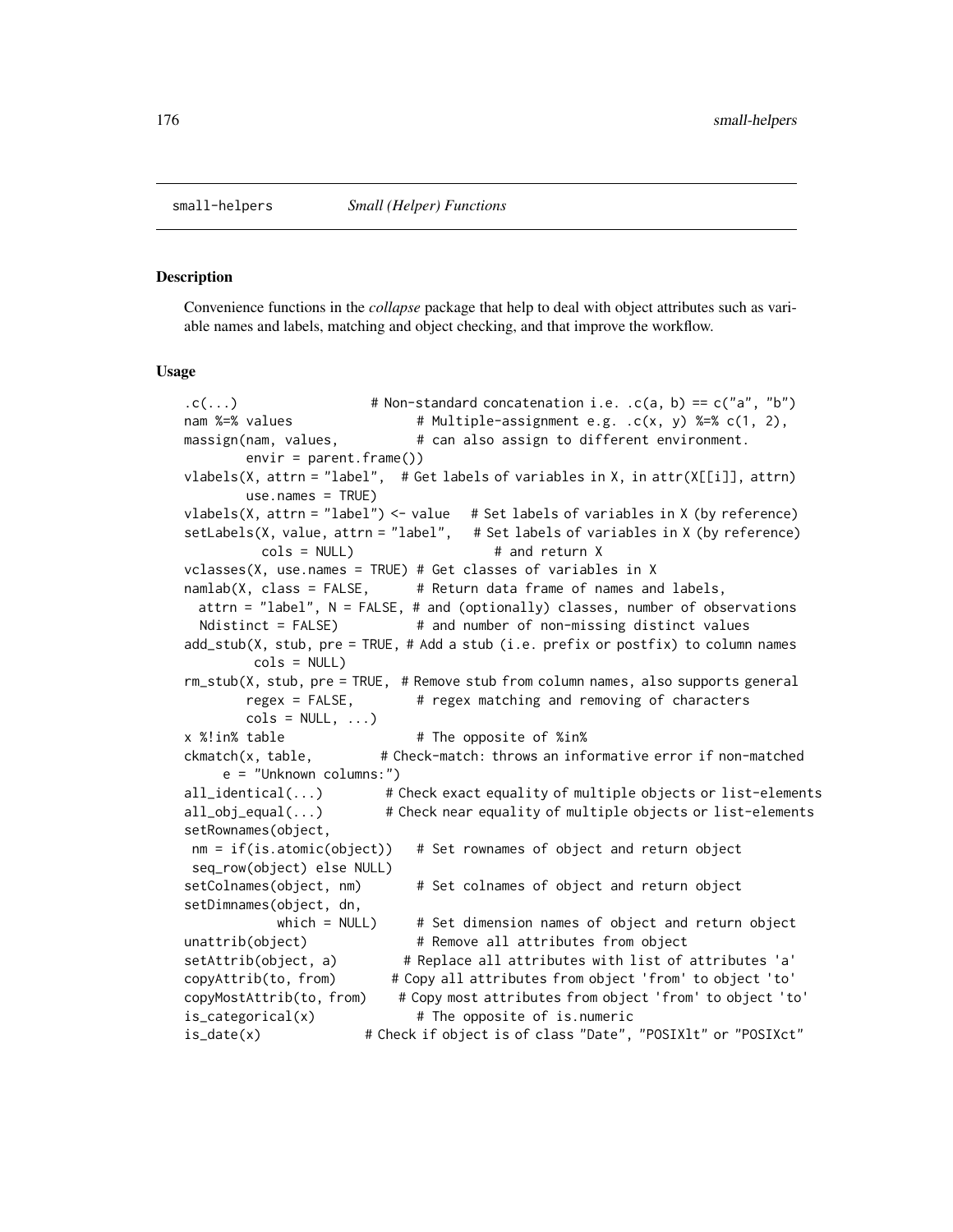# small-helpers *Small (Helper) Functions*

## Description

Convenience functions in the *collapse* package that help to deal with object attributes such as variable names and labels, matching and object checking, and that improve the workflow.

## Usage

```
.c(...)                  # Non-standard concatenation i.e. .c(a, b) == c("a", "b")
nam %=% values                # Multiple-assignment e.g. .c(x, y) %=% c(1, 2),
massign(nam, values,          # can also assign to different environment.
        envir = parent.frame())
vlabels(X, attrn = "label",  # Get labels of variables in X, in attr(X[[i]], attrn)
        use.names = TRUE)
vlabels(X, attrn = "label") <- value   # Set labels of variables in X (by reference)
setLabels(X, value, attrn = "label",   # Set labels of variables in X (by reference)
          cols = NULL)                  # and return X
vclasses(X, use.names = TRUE) # Get classes of variables in X
namlab(X, class = FALSE,      # Return data frame of names and labels,
  attrn = "label", N = FALSE, # and (optionally) classes, number of observations
  Ndistinct = FALSE)          # and number of non-missing distinct values
add_stub(X, stub, pre = TRUE, # Add a stub (i.e. prefix or postfix) to column names
         cols = NULL)
rm_stub(X, stub, pre = TRUE,  # Remove stub from column names, also supports general
        regex = FALSE,        # regex matching and removing of characters
        cols = NULL, ...)
x %!in% table                 # The opposite of %in%
ckmatch(x, table,         # Check-match: throws an informative error if non-matched
     e = "Unknown columns:")
all_identical(...)        # Check exact equality of multiple objects or list-elements
all_obj_equal(...)        # Check near equality of multiple objects or list-elements
setRownames(object,
 nm = if(is.atomic(object))   # Set rownames of object and return object
 seq_row(object) else NULL)
setColnames(object, nm)       # Set colnames of object and return object
setDimnames(object, dn,
            which = NULL)     # Set dimension names of object and return object
unattrib(object)              # Remove all attributes from object
setAttrib(object, a)         # Replace all attributes with list of attributes 'a'
copyAttrib(to, from)       # Copy all attributes from object 'from' to object 'to'
copyMostAttrib(to, from)    # Copy most attributes from object 'from' to object 'to'
is_categorical(x)             # The opposite of is.numeric
is_date(x)             # Check if object is of class "Date", "POSIXlt" or "POSIXct"
```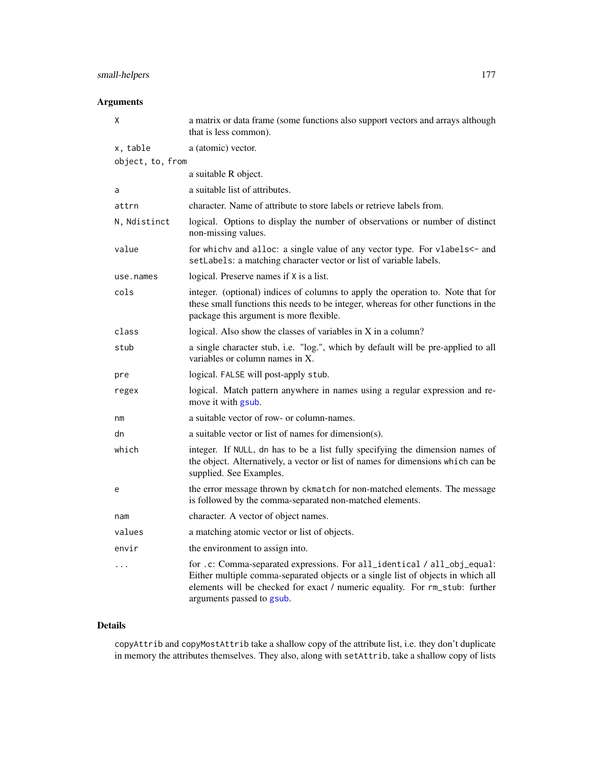## Arguments

| | |
|---|---|
| `X` | a matrix or data frame (some functions also support vectors and arrays although that is less common). |
| `x, table` | a (atomic) vector. |
| `object, to, from` | a suitable R object. |
| `a` | a suitable list of attributes. |
| `attrn` | character. Name of attribute to store labels or retrieve labels from. |
| `N, Ndistinct` | logical. Options to display the number of observations or number of distinct non-missing values. |
| `value` | for `whichv` and `alloc`: a single value of any vector type. For `vlabels<-` and `setLabels`: a matching character vector or list of variable labels. |
| `use.names` | logical. Preserve names if `X` is a list. |
| `cols` | integer. (optional) indices of columns to apply the operation to. Note that for these small functions this needs to be integer, whereas for other functions in the package this argument is more flexible. |
| `class` | logical. Also show the classes of variables in X in a column? |
| `stub` | a single character stub, i.e. "log.", which by default will be pre-applied to all variables or column names in X. |
| `pre` | logical. `FALSE` will post-apply `stub`. |
| `regex` | logical. Match pattern anywhere in names using a regular expression and remove it with `gsub`. |
| `nm` | a suitable vector of row- or column-names. |
| `dn` | a suitable vector or list of names for dimension(s). |
| `which` | integer. If `NULL`, `dn` has to be a list fully specifying the dimension names of the object. Alternatively, a vector or list of names for dimensions `which` can be supplied. See Examples. |
| `e` | the error message thrown by `ckmatch` for non-matched elements. The message is followed by the comma-separated non-matched elements. |
| `nam` | character. A vector of object names. |
| `values` | a matching atomic vector or list of objects. |
| `envir` | the environment to assign into. |
| `...` | for `.c`: Comma-separated expressions. For `all_identical` / `all_obj_equal`: Either multiple comma-separated objects or a single list of objects in which all elements will be checked for exact / numeric equality. For `rm_stub`: further arguments passed to `gsub`. |

## Details

`copyAttrib` and `copyMostAttrib` take a shallow copy of the attribute list, i.e. they don't duplicate in memory the attributes themselves. They also, along with `setAttrib`, take a shallow copy of lists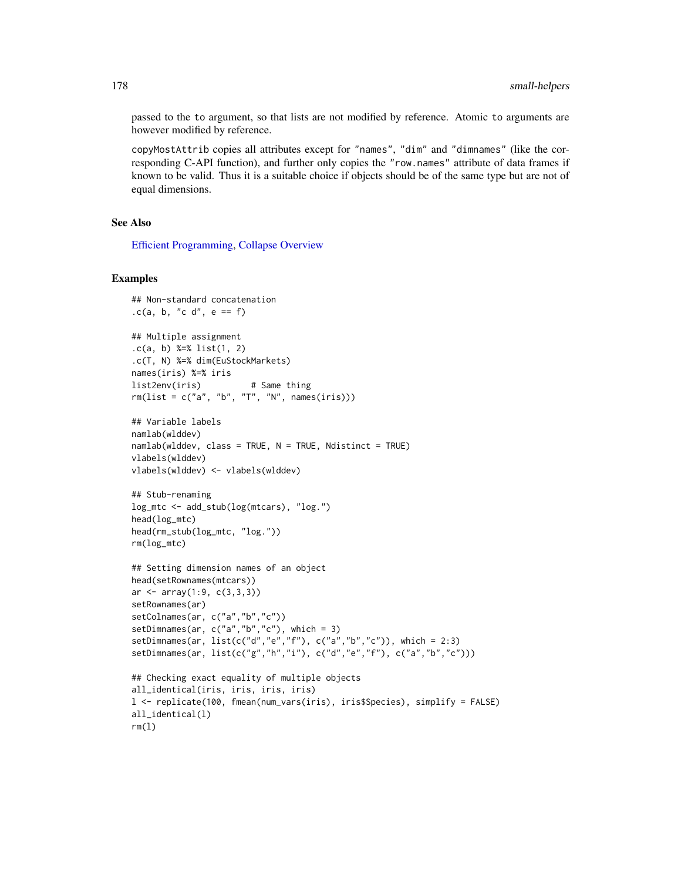passed to the `to` argument, so that lists are not modified by reference. Atomic `to` arguments are however modified by reference.

`copyMostAttrib` copies all attributes except for `"names"`, `"dim"` and `"dimnames"` (like the corresponding C-API function), and further only copies the `"row.names"` attribute of data frames if known to be valid. Thus it is a suitable choice if objects should be of the same type but are not of equal dimensions.

## See Also

Efficient Programming, Collapse Overview

## Examples

```
## Non-standard concatenation
.c(a, b, "c d", e == f)

## Multiple assignment
.c(a, b) %=% list(1, 2)
.c(T, N) %=% dim(EuStockMarkets)
names(iris) %=% iris
list2env(iris)          # Same thing
rm(list = c("a", "b", "T", "N", names(iris)))

## Variable labels
namlab(wlddev)
namlab(wlddev, class = TRUE, N = TRUE, Ndistinct = TRUE)
vlabels(wlddev)
vlabels(wlddev) <- vlabels(wlddev)

## Stub-renaming
log_mtc <- add_stub(log(mtcars), "log.")
head(log_mtc)
head(rm_stub(log_mtc, "log."))
rm(log_mtc)

## Setting dimension names of an object
head(setRownames(mtcars))
ar <- array(1:9, c(3,3,3))
setRownames(ar)
setColnames(ar, c("a","b","c"))
setDimnames(ar, c("a","b","c"), which = 3)
setDimnames(ar, list(c("d","e","f"), c("a","b","c")), which = 2:3)
setDimnames(ar, list(c("g","h","i"), c("d","e","f"), c("a","b","c")))

## Checking exact equality of multiple objects
all_identical(iris, iris, iris, iris)
l <- replicate(100, fmean(num_vars(iris), iris$Species), simplify = FALSE)
all_identical(l)
rm(l)
```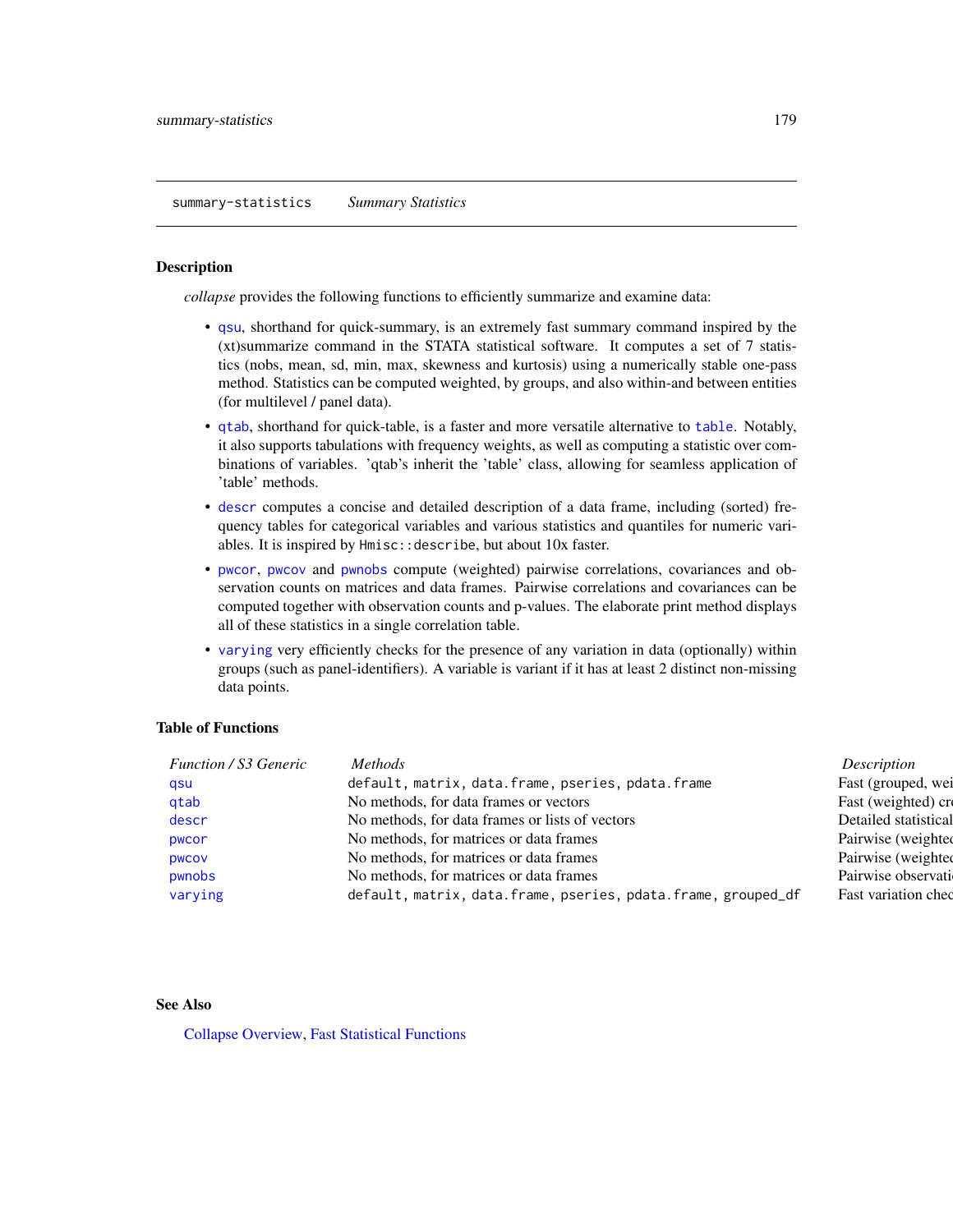## summary-statistics *Summary Statistics*

### Description

*collapse* provides the following functions to efficiently summarize and examine data:

- qsu, shorthand for quick-summary, is an extremely fast summary command inspired by the (xt)summarize command in the STATA statistical software. It computes a set of 7 statistics (nobs, mean, sd, min, max, skewness and kurtosis) using a numerically stable one-pass method. Statistics can be computed weighted, by groups, and also within-and between entities (for multilevel / panel data).
- qtab, shorthand for quick-table, is a faster and more versatile alternative to table. Notably, it also supports tabulations with frequency weights, as well as computing a statistic over combinations of variables. 'qtab's inherit the 'table' class, allowing for seamless application of 'table' methods.
- descr computes a concise and detailed description of a data frame, including (sorted) frequency tables for categorical variables and various statistics and quantiles for numeric variables. It is inspired by `Hmisc::describe`, but about 10x faster.
- pwcor, pwcov and pwnobs compute (weighted) pairwise correlations, covariances and observation counts on matrices and data frames. Pairwise correlations and covariances can be computed together with observation counts and p-values. The elaborate print method displays all of these statistics in a single correlation table.
- varying very efficiently checks for the presence of any variation in data (optionally) within groups (such as panel-identifiers). A variable is variant if it has at least 2 distinct non-missing data points.

### Table of Functions

| *Function / S3 Generic* | *Methods* | *Description* |
|---|---|---|
| qsu | `default, matrix, data.frame, pseries, pdata.frame` | Fast (grouped, wei |
| qtab | No methods, for data frames or vectors | Fast (weighted) cr |
| descr | No methods, for data frames or lists of vectors | Detailed statistical |
| pwcor | No methods, for matrices or data frames | Pairwise (weighted |
| pwcov | No methods, for matrices or data frames | Pairwise (weighted |
| pwnobs | No methods, for matrices or data frames | Pairwise observati |
| varying | `default, matrix, data.frame, pseries, pdata.frame, grouped_df` | Fast variation chec |

### See Also

Collapse Overview, Fast Statistical Functions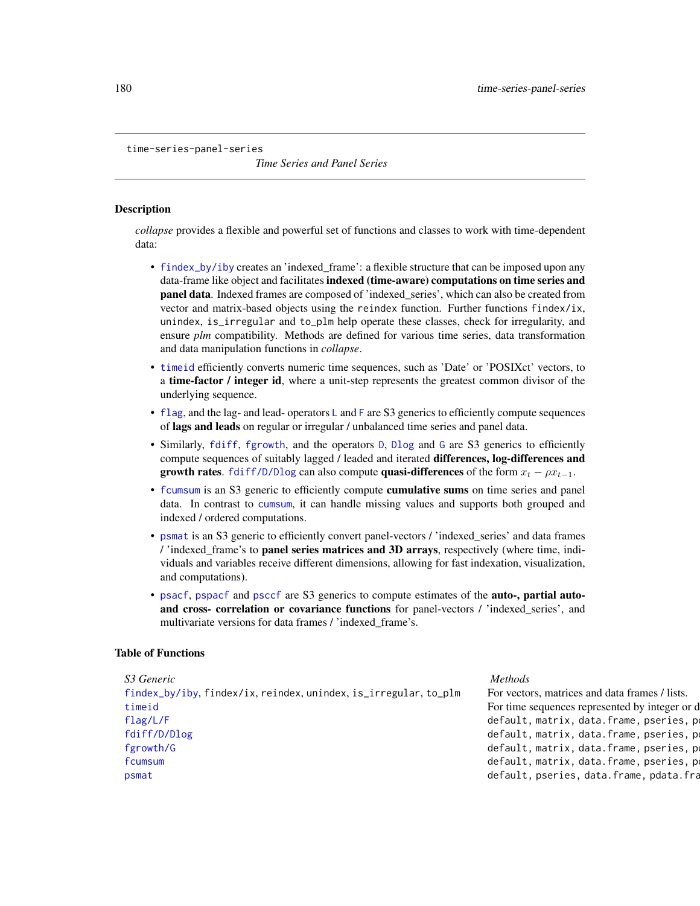time-series-panel-series

*Time Series and Panel Series*

## Description

*collapse* provides a flexible and powerful set of functions and classes to work with time-dependent data:

- findex_by/iby creates an 'indexed_frame': a flexible structure that can be imposed upon any data-frame like object and facilitates **indexed (time-aware) computations on time series and panel data**. Indexed frames are composed of 'indexed_series', which can also be created from vector and matrix-based objects using the reindex function. Further functions findex/ix, unindex, is_irregular and to_plm help operate these classes, check for irregularity, and ensure *plm* compatibility. Methods are defined for various time series, data transformation and data manipulation functions in *collapse*.
- timeid efficiently converts numeric time sequences, such as 'Date' or 'POSIXct' vectors, to a **time-factor / integer id**, where a unit-step represents the greatest common divisor of the underlying sequence.
- flag, and the lag- and lead- operators L and F are S3 generics to efficiently compute sequences of **lags and leads** on regular or irregular / unbalanced time series and panel data.
- Similarly, fdiff, fgrowth, and the operators D, Dlog and G are S3 generics to efficiently compute sequences of suitably lagged / leaded and iterated **differences, log-differences and growth rates**. fdiff/D/Dlog can also compute **quasi-differences** of the form $x_t - \rho x_{t-1}$.
- fcumsum is an S3 generic to efficiently compute **cumulative sums** on time series and panel data. In contrast to cumsum, it can handle missing values and supports both grouped and indexed / ordered computations.
- psmat is an S3 generic to efficiently convert panel-vectors / 'indexed_series' and data frames / 'indexed_frame's to **panel series matrices and 3D arrays**, respectively (where time, individuals and variables receive different dimensions, allowing for fast indexation, visualization, and computations).
- psacf, pspacf and psccf are S3 generics to compute estimates of the **auto-, partial auto- and cross- correlation or covariance functions** for panel-vectors / 'indexed_series', and multivariate versions for data frames / 'indexed_frame's.

## Table of Functions

| *S3 Generic* | *Methods* |
|---|---|
| findex_by/iby, findex/ix, reindex, unindex, is_irregular, to_plm | For vectors, matrices and data frames / lists. |
| timeid | For time sequences represented by integer or d |
| flag/L/F | default, matrix, data.frame, pseries, p |
| fdiff/D/Dlog | default, matrix, data.frame, pseries, p |
| fgrowth/G | default, matrix, data.frame, pseries, p |
| fcumsum | default, matrix, data.frame, pseries, p |
| psmat | default, pseries, data.frame, pdata.fra |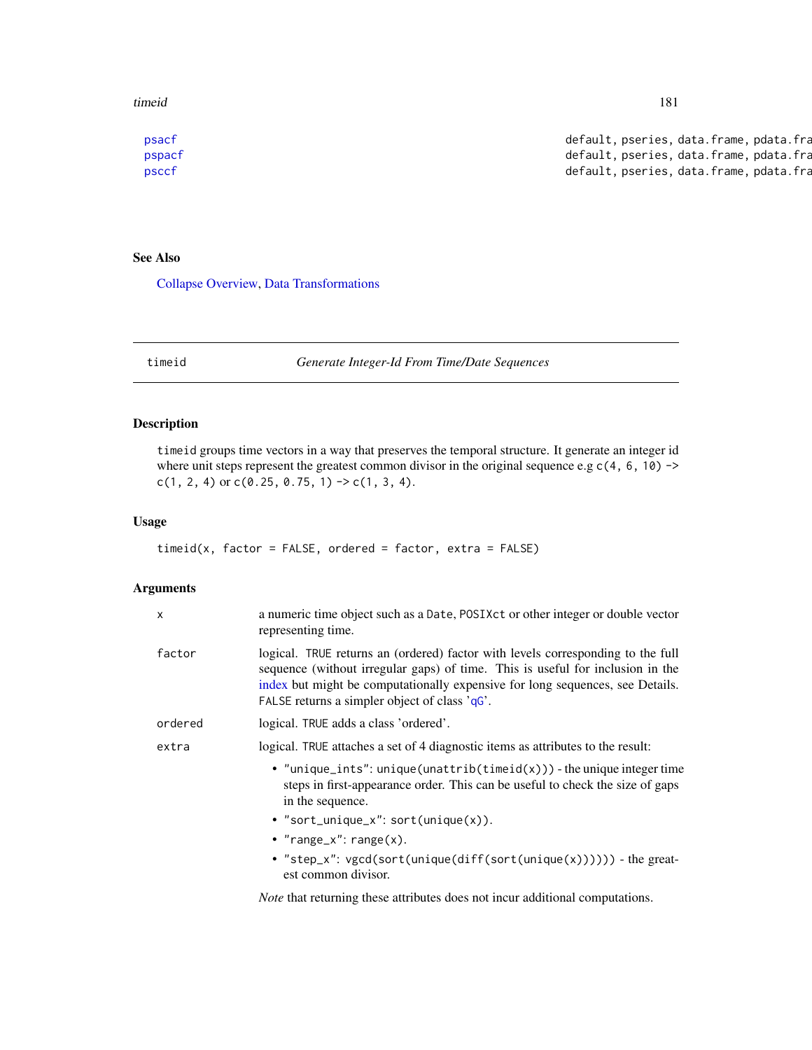| | |
|---|---|
| psacf | default, pseries, data.frame, pdata.fra |
| pspacf | default, pseries, data.frame, pdata.fra |
| psccf | default, pseries, data.frame, pdata.fra |

## See Also

Collapse Overview, Data Transformations

---

## timeid — *Generate Integer-Id From Time/Date Sequences*

### Description

`timeid` groups time vectors in a way that preserves the temporal structure. It generate an integer id where unit steps represent the greatest common divisor in the original sequence e.g `c(4, 6, 10) -> c(1, 2, 4)` or `c(0.25, 0.75, 1) -> c(1, 3, 4)`.

### Usage

```
timeid(x, factor = FALSE, ordered = factor, extra = FALSE)
```

### Arguments

| | |
|---|---|
| `x` | a numeric time object such as a `Date`, `POSIXct` or other integer or double vector representing time. |
| `factor` | logical. `TRUE` returns an (ordered) factor with levels corresponding to the full sequence (without irregular gaps) of time. This is useful for inclusion in the index but might be computationally expensive for long sequences, see Details. `FALSE` returns a simpler object of class 'qG'. |
| `ordered` | logical. `TRUE` adds a class 'ordered'. |
| `extra` | logical. `TRUE` attaches a set of 4 diagnostic items as attributes to the result:<br>• `"unique_ints"`: `unique(unattrib(timeid(x)))` - the unique integer time steps in first-appearance order. This can be useful to check the size of gaps in the sequence.<br>• `"sort_unique_x"`: `sort(unique(x))`.<br>• `"range_x"`: `range(x)`.<br>• `"step_x"`: `vgcd(sort(unique(diff(sort(unique(x))))))` - the greatest common divisor.<br><br>*Note* that returning these attributes does not incur additional computations. |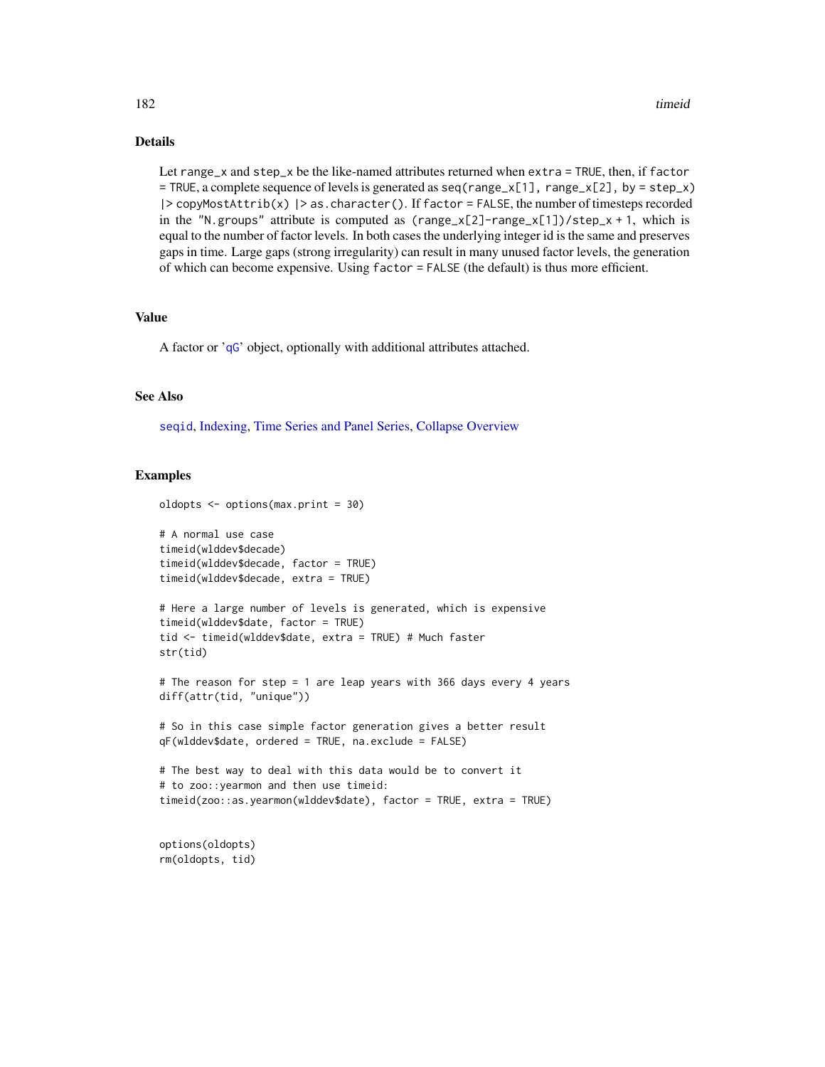### Details

Let `range_x` and `step_x` be the like-named attributes returned when `extra = TRUE`, then, if `factor = TRUE`, a complete sequence of levels is generated as `seq(range_x[1], range_x[2], by = step_x) |> copyMostAttrib(x) |> as.character()`. If `factor = FALSE`, the number of timesteps recorded in the `"N.groups"` attribute is computed as `(range_x[2]-range_x[1])/step_x + 1`, which is equal to the number of factor levels. In both cases the underlying integer id is the same and preserves gaps in time. Large gaps (strong irregularity) can result in many unused factor levels, the generation of which can become expensive. Using `factor = FALSE` (the default) is thus more efficient.

### Value

A factor or '`qG`' object, optionally with additional attributes attached.

### See Also

`seqid`, Indexing, Time Series and Panel Series, Collapse Overview

### Examples

```
oldopts <- options(max.print = 30)

# A normal use case
timeid(wlddev$decade)
timeid(wlddev$decade, factor = TRUE)
timeid(wlddev$decade, extra = TRUE)

# Here a large number of levels is generated, which is expensive
timeid(wlddev$date, factor = TRUE)
tid <- timeid(wlddev$date, extra = TRUE) # Much faster
str(tid)

# The reason for step = 1 are leap years with 366 days every 4 years
diff(attr(tid, "unique"))

# So in this case simple factor generation gives a better result
qF(wlddev$date, ordered = TRUE, na.exclude = FALSE)

# The best way to deal with this data would be to convert it
# to zoo::yearmon and then use timeid:
timeid(zoo::as.yearmon(wlddev$date), factor = TRUE, extra = TRUE)


options(oldopts)
rm(oldopts, tid)
```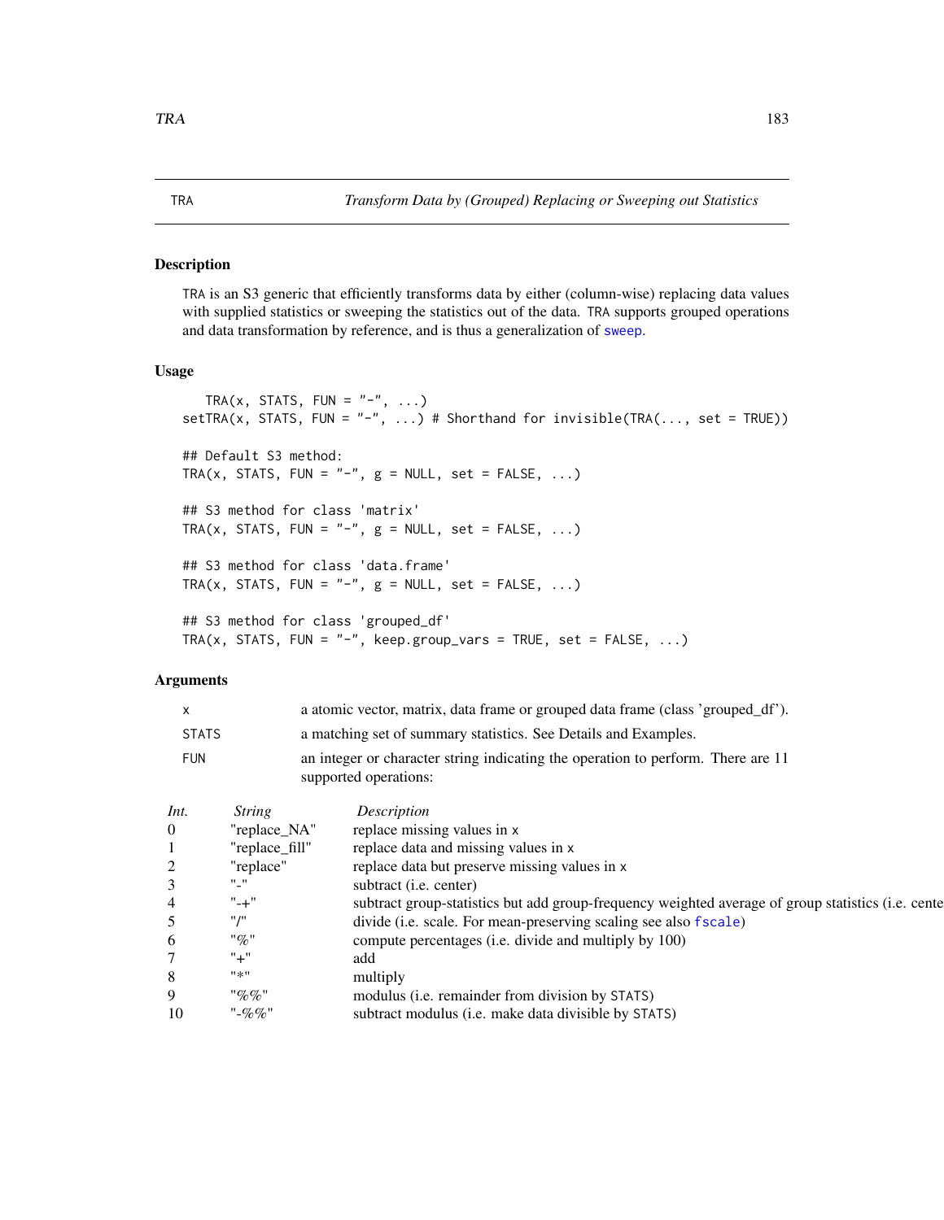## TRA — *Transform Data by (Grouped) Replacing or Sweeping out Statistics*

### Description

TRA is an S3 generic that efficiently transforms data by either (column-wise) replacing data values with supplied statistics or sweeping the statistics out of the data. TRA supports grouped operations and data transformation by reference, and is thus a generalization of sweep.

### Usage

```
   TRA(x, STATS, FUN = "-", ...)
setTRA(x, STATS, FUN = "-", ...) # Shorthand for invisible(TRA(..., set = TRUE))

## Default S3 method:
TRA(x, STATS, FUN = "-", g = NULL, set = FALSE, ...)

## S3 method for class 'matrix'
TRA(x, STATS, FUN = "-", g = NULL, set = FALSE, ...)

## S3 method for class 'data.frame'
TRA(x, STATS, FUN = "-", g = NULL, set = FALSE, ...)

## S3 method for class 'grouped_df'
TRA(x, STATS, FUN = "-", keep.group_vars = TRUE, set = FALSE, ...)
```

### Arguments

| | |
|---|---|
| x | a atomic vector, matrix, data frame or grouped data frame (class 'grouped_df'). |
| STATS | a matching set of summary statistics. See Details and Examples. |
| FUN | an integer or character string indicating the operation to perform. There are 11 supported operations: |

| *Int.* | *String* | *Description* |
|---|---|---|
| 0 | "replace_NA" | replace missing values in x |
| 1 | "replace_fill" | replace data and missing values in x |
| 2 | "replace" | replace data but preserve missing values in x |
| 3 | "-" | subtract (i.e. center) |
| 4 | "-+" | subtract group-statistics but add group-frequency weighted average of group statistics (i.e. cente |
| 5 | "/" | divide (i.e. scale. For mean-preserving scaling see also fscale) |
| 6 | "%" | compute percentages (i.e. divide and multiply by 100) |
| 7 | "+" | add |
| 8 | "*" | multiply |
| 9 | "%%" | modulus (i.e. remainder from division by STATS) |
| 10 | "-%%" | subtract modulus (i.e. make data divisible by STATS) |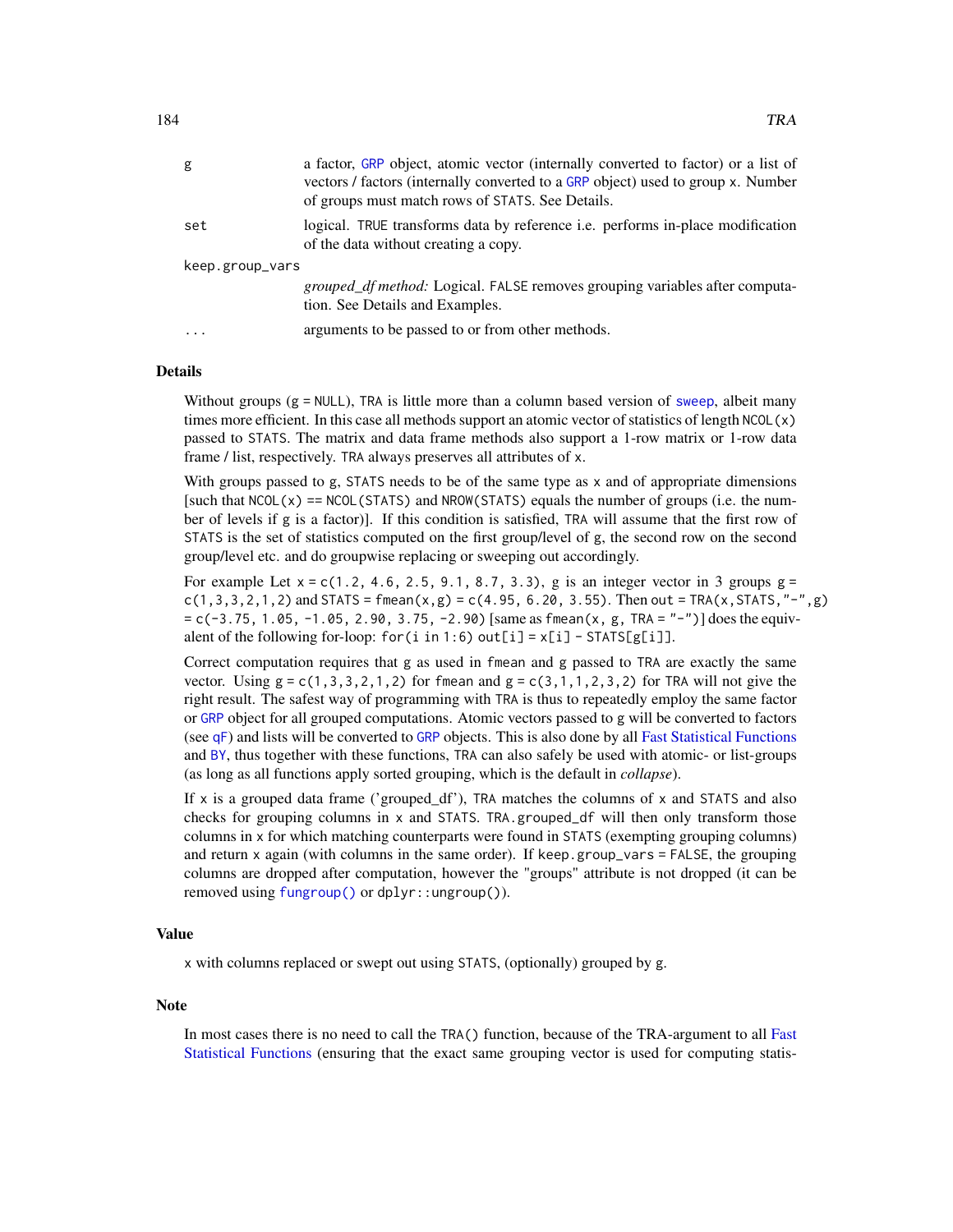| | |
|---|---|
| g | a factor, GRP object, atomic vector (internally converted to factor) or a list of vectors / factors (internally converted to a GRP object) used to group x. Number of groups must match rows of STATS. See Details. |
| set | logical. TRUE transforms data by reference i.e. performs in-place modification of the data without creating a copy. |
| keep.group_vars | *grouped_df method:* Logical. FALSE removes grouping variables after computation. See Details and Examples. |
| ... | arguments to be passed to or from other methods. |

## Details

Without groups (g = NULL), TRA is little more than a column based version of sweep, albeit many times more efficient. In this case all methods support an atomic vector of statistics of length NCOL(x) passed to STATS. The matrix and data frame methods also support a 1-row matrix or 1-row data frame / list, respectively. TRA always preserves all attributes of x.

With groups passed to g, STATS needs to be of the same type as x and of appropriate dimensions [such that NCOL(x) == NCOL(STATS) and NROW(STATS) equals the number of groups (i.e. the number of levels if g is a factor)]. If this condition is satisfied, TRA will assume that the first row of STATS is the set of statistics computed on the first group/level of g, the second row on the second group/level etc. and do groupwise replacing or sweeping out accordingly.

For example Let x = c(1.2, 4.6, 2.5, 9.1, 8.7, 3.3), g is an integer vector in 3 groups g = c(1,3,3,2,1,2) and STATS = fmean(x,g) = c(4.95, 6.20, 3.55). Then out = TRA(x,STATS,"-",g) = c(-3.75, 1.05, -1.05, 2.90, 3.75, -2.90) [same as fmean(x, g, TRA = "-")] does the equivalent of the following for-loop: for(i in 1:6) out[i] = x[i] - STATS[g[i]].

Correct computation requires that g as used in fmean and g passed to TRA are exactly the same vector. Using g = c(1,3,3,2,1,2) for fmean and g = c(3,1,1,2,3,2) for TRA will not give the right result. The safest way of programming with TRA is thus to repeatedly employ the same factor or GRP object for all grouped computations. Atomic vectors passed to g will be converted to factors (see qF) and lists will be converted to GRP objects. This is also done by all Fast Statistical Functions and BY, thus together with these functions, TRA can also safely be used with atomic- or list-groups (as long as all functions apply sorted grouping, which is the default in *collapse*).

If x is a grouped data frame ('grouped_df'), TRA matches the columns of x and STATS and also checks for grouping columns in x and STATS. TRA.grouped_df will then only transform those columns in x for which matching counterparts were found in STATS (exempting grouping columns) and return x again (with columns in the same order). If keep.group_vars = FALSE, the grouping columns are dropped after computation, however the "groups" attribute is not dropped (it can be removed using fungroup() or dplyr::ungroup()).

## Value

x with columns replaced or swept out using STATS, (optionally) grouped by g.

## Note

In most cases there is no need to call the TRA() function, because of the TRA-argument to all Fast Statistical Functions (ensuring that the exact same grouping vector is used for computing statis-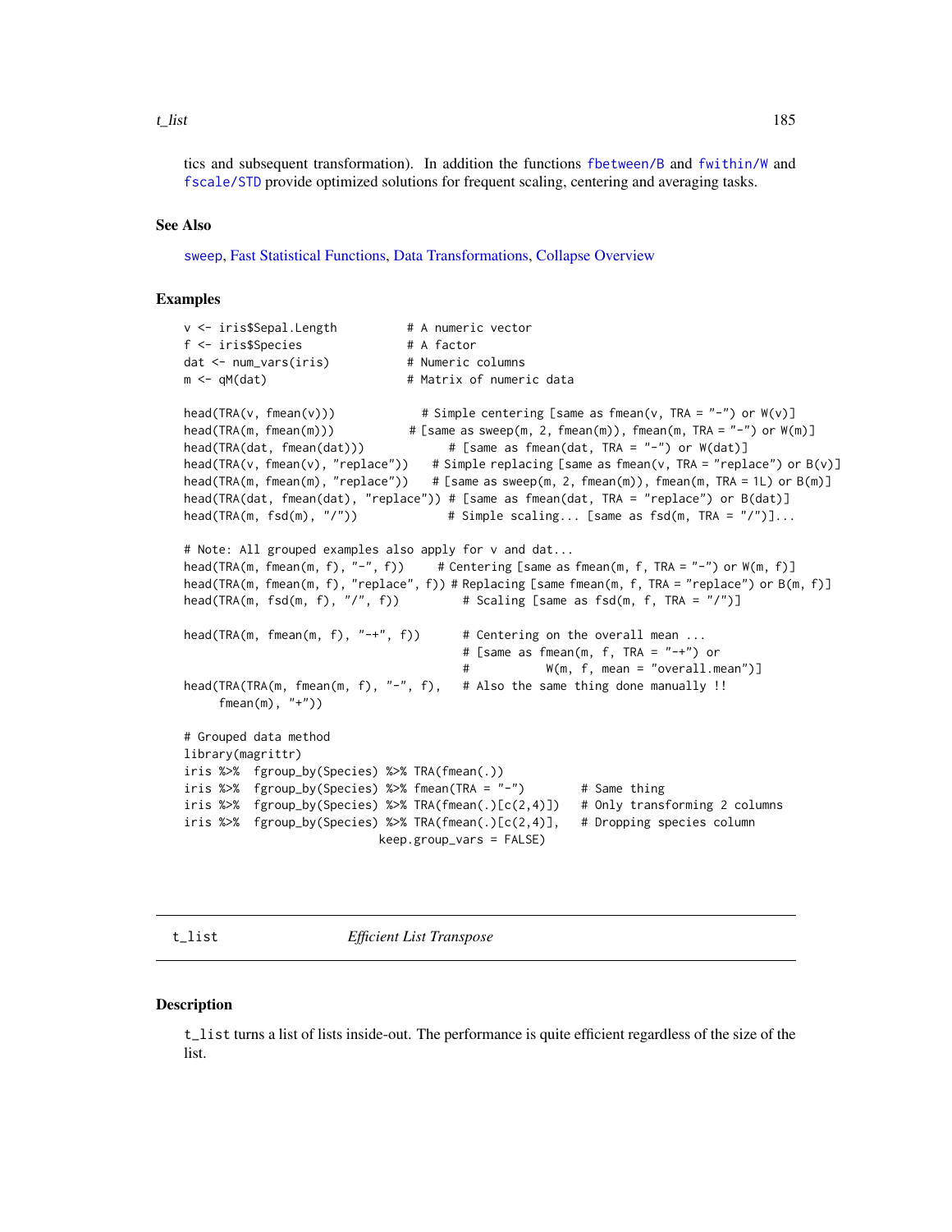tics and subsequent transformation). In addition the functions fbetween/B and fwithin/W and fscale/STD provide optimized solutions for frequent scaling, centering and averaging tasks.

### See Also

sweep, Fast Statistical Functions, Data Transformations, Collapse Overview

### Examples

```
v <- iris$Sepal.Length          # A numeric vector
f <- iris$Species               # A factor
dat <- num_vars(iris)           # Numeric columns
m <- qM(dat)                    # Matrix of numeric data

head(TRA(v, fmean(v)))            # Simple centering [same as fmean(v, TRA = "-") or W(v)]
head(TRA(m, fmean(m)))          # [same as sweep(m, 2, fmean(m)), fmean(m, TRA = "-") or W(m)]
head(TRA(dat, fmean(dat)))            # [same as fmean(dat, TRA = "-") or W(dat)]
head(TRA(v, fmean(v), "replace"))   # Simple replacing [same as fmean(v, TRA = "replace") or B(v)]
head(TRA(m, fmean(m), "replace"))   # [same as sweep(m, 2, fmean(m)), fmean(m, TRA = 1L) or B(m)]
head(TRA(dat, fmean(dat), "replace")) # [same as fmean(dat, TRA = "replace") or B(dat)]
head(TRA(m, fsd(m), "/"))             # Simple scaling... [same as fsd(m, TRA = "/")]...

# Note: All grouped examples also apply for v and dat...
head(TRA(m, fmean(m, f), "-", f))     # Centering [same as fmean(m, f, TRA = "-") or W(m, f)]
head(TRA(m, fmean(m, f), "replace", f)) # Replacing [same fmean(m, f, TRA = "replace") or B(m, f)]
head(TRA(m, fsd(m, f), "/", f))         # Scaling [same as fsd(m, f, TRA = "/")]

head(TRA(m, fmean(m, f), "-+", f))      # Centering on the overall mean ...
                                        # [same as fmean(m, f, TRA = "-+") or
                                        #           W(m, f, mean = "overall.mean")]
head(TRA(TRA(m, fmean(m, f), "-", f),   # Also the same thing done manually !!
     fmean(m), "+"))

# Grouped data method
library(magrittr)
iris %>%  fgroup_by(Species) %>% TRA(fmean(.))
iris %>%  fgroup_by(Species) %>% fmean(TRA = "-")        # Same thing
iris %>%  fgroup_by(Species) %>% TRA(fmean(.)[c(2,4)])   # Only transforming 2 columns
iris %>%  fgroup_by(Species) %>% TRA(fmean(.)[c(2,4)],   # Dropping species column
                            keep.group_vars = FALSE)
```

---

## t_list — *Efficient List Transpose*

### Description

t_list turns a list of lists inside-out. The performance is quite efficient regardless of the size of the list.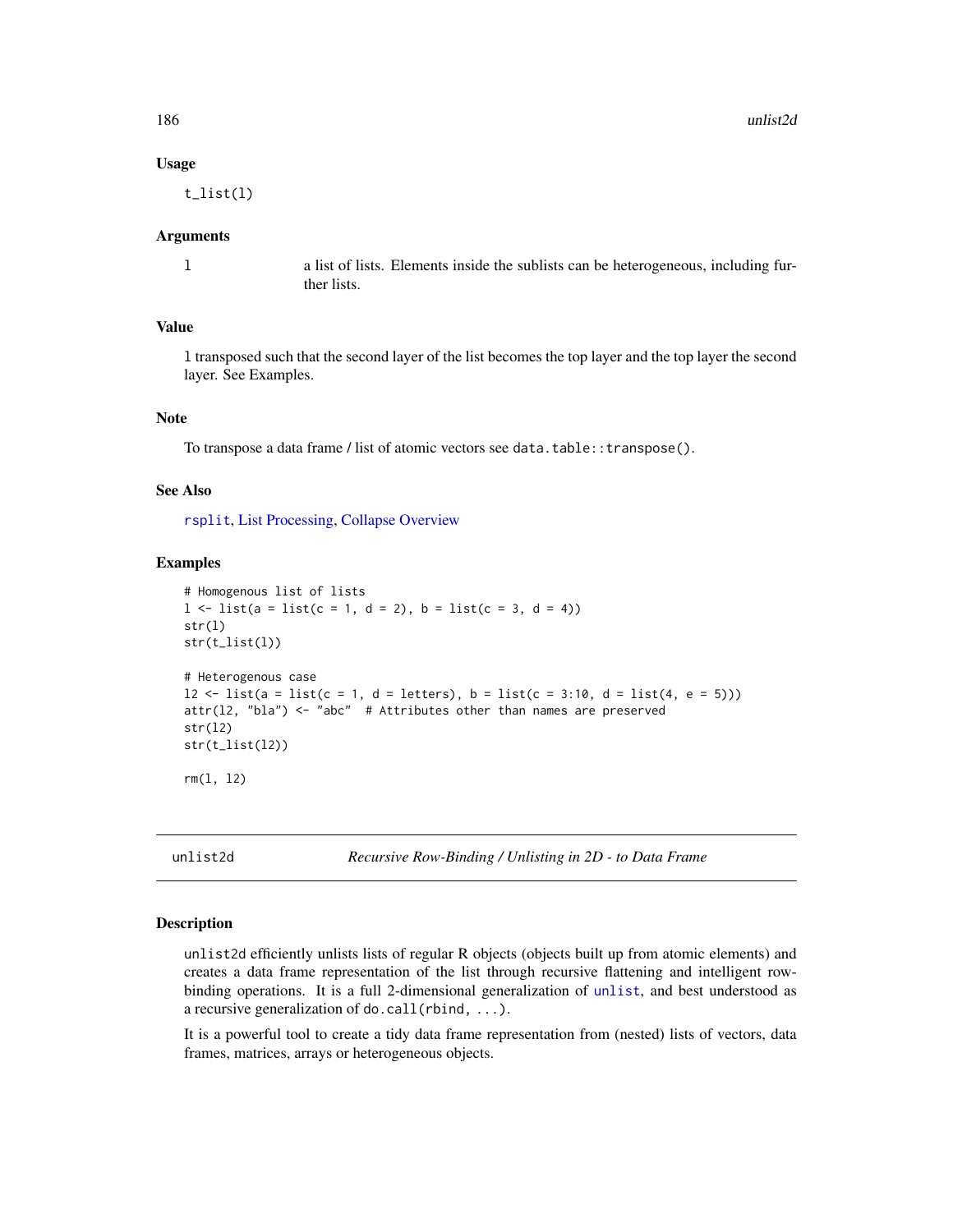### Usage

```
t_list(l)
```

### Arguments

`l` a list of lists. Elements inside the sublists can be heterogeneous, including further lists.

### Value

`l` transposed such that the second layer of the list becomes the top layer and the top layer the second layer. See Examples.

### Note

To transpose a data frame / list of atomic vectors see `data.table::transpose()`.

### See Also

`rsplit`, List Processing, Collapse Overview

### Examples

```
# Homogenous list of lists
l <- list(a = list(c = 1, d = 2), b = list(c = 3, d = 4))
str(l)
str(t_list(l))

# Heterogenous case
l2 <- list(a = list(c = 1, d = letters), b = list(c = 3:10, d = list(4, e = 5)))
attr(l2, "bla") <- "abc"  # Attributes other than names are preserved
str(l2)
str(t_list(l2))

rm(l, l2)
```

---

## unlist2d — *Recursive Row-Binding / Unlisting in 2D - to Data Frame*

### Description

`unlist2d` efficiently unlists lists of regular R objects (objects built up from atomic elements) and creates a data frame representation of the list through recursive flattening and intelligent row-binding operations. It is a full 2-dimensional generalization of `unlist`, and best understood as a recursive generalization of `do.call(rbind, ...)`.

It is a powerful tool to create a tidy data frame representation from (nested) lists of vectors, data frames, matrices, arrays or heterogeneous objects.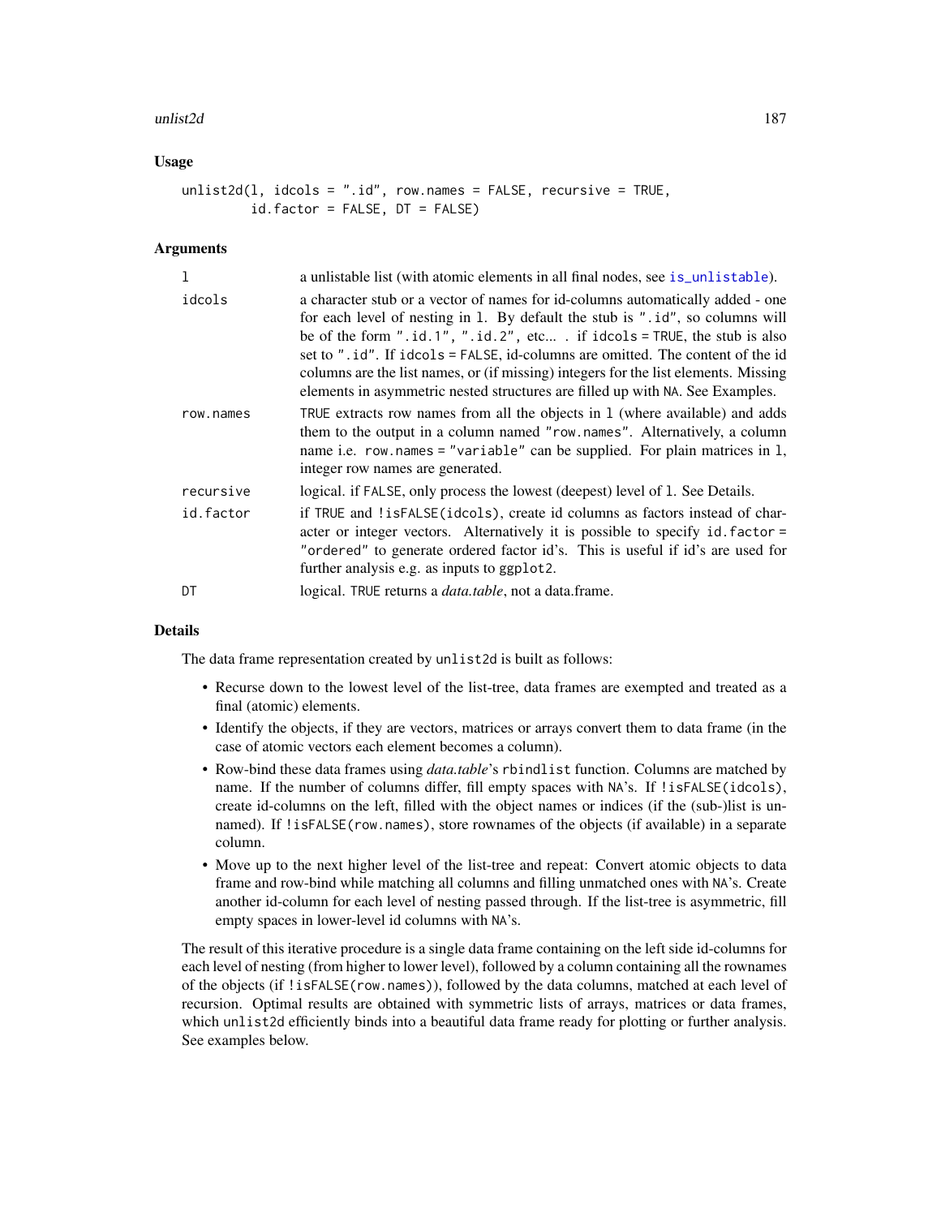## Usage

```
unlist2d(l, idcols = ".id", row.names = FALSE, recursive = TRUE,
         id.factor = FALSE, DT = FALSE)
```

## Arguments

| | |
|---|---|
| l | a unlistable list (with atomic elements in all final nodes, see is_unlistable). |
| idcols | a character stub or a vector of names for id-columns automatically added - one for each level of nesting in l. By default the stub is ".id", so columns will be of the form ".id.1", ".id.2", etc... . if idcols = TRUE, the stub is also set to ".id". If idcols = FALSE, id-columns are omitted. The content of the id columns are the list names, or (if missing) integers for the list elements. Missing elements in asymmetric nested structures are filled up with NA. See Examples. |
| row.names | TRUE extracts row names from all the objects in l (where available) and adds them to the output in a column named "row.names". Alternatively, a column name i.e. row.names = "variable" can be supplied. For plain matrices in l, integer row names are generated. |
| recursive | logical. if FALSE, only process the lowest (deepest) level of l. See Details. |
| id.factor | if TRUE and !isFALSE(idcols), create id columns as factors instead of character or integer vectors. Alternatively it is possible to specify id.factor = "ordered" to generate ordered factor id's. This is useful if id's are used for further analysis e.g. as inputs to ggplot2. |
| DT | logical. TRUE returns a *data.table*, not a data.frame. |

## Details

The data frame representation created by unlist2d is built as follows:

- Recurse down to the lowest level of the list-tree, data frames are exempted and treated as a final (atomic) elements.
- Identify the objects, if they are vectors, matrices or arrays convert them to data frame (in the case of atomic vectors each element becomes a column).
- Row-bind these data frames using *data.table*'s rbindlist function. Columns are matched by name. If the number of columns differ, fill empty spaces with NA's. If !isFALSE(idcols), create id-columns on the left, filled with the object names or indices (if the (sub-)list is unnamed). If !isFALSE(row.names), store rownames of the objects (if available) in a separate column.
- Move up to the next higher level of the list-tree and repeat: Convert atomic objects to data frame and row-bind while matching all columns and filling unmatched ones with NA's. Create another id-column for each level of nesting passed through. If the list-tree is asymmetric, fill empty spaces in lower-level id columns with NA's.

The result of this iterative procedure is a single data frame containing on the left side id-columns for each level of nesting (from higher to lower level), followed by a column containing all the rownames of the objects (if !isFALSE(row.names)), followed by the data columns, matched at each level of recursion. Optimal results are obtained with symmetric lists of arrays, matrices or data frames, which unlist2d efficiently binds into a beautiful data frame ready for plotting or further analysis. See examples below.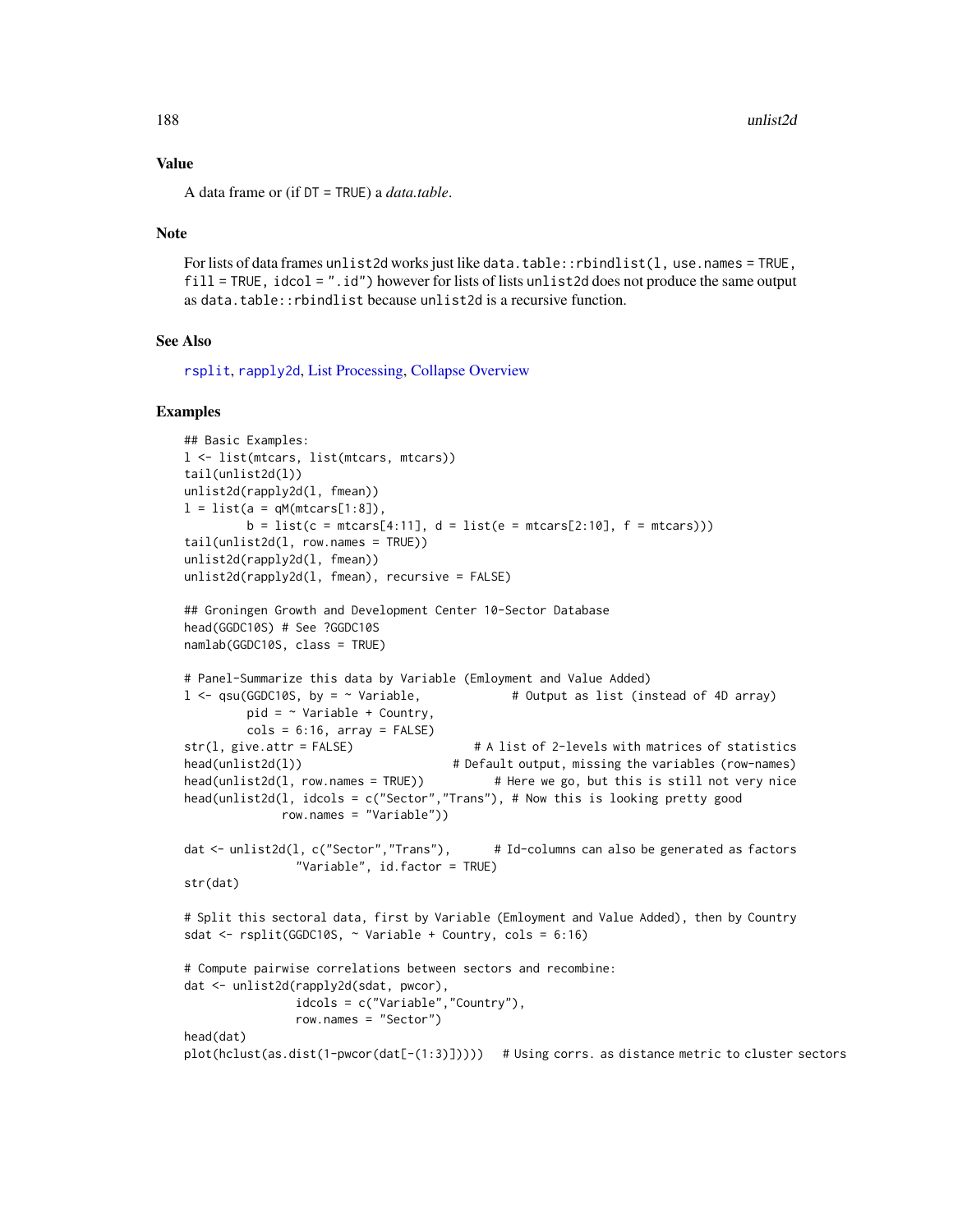## Value

A data frame or (if `DT = TRUE`) a *data.table*.

## Note

For lists of data frames `unlist2d` works just like `data.table::rbindlist(l, use.names = TRUE, fill = TRUE, idcol = ".id")` however for lists of lists `unlist2d` does not produce the same output as `data.table::rbindlist` because `unlist2d` is a recursive function.

## See Also

`rsplit`, `rapply2d`, List Processing, Collapse Overview

## Examples

```
## Basic Examples:
l <- list(mtcars, list(mtcars, mtcars))
tail(unlist2d(l))
unlist2d(rapply2d(l, fmean))
l = list(a = qM(mtcars[1:8]),
         b = list(c = mtcars[4:11], d = list(e = mtcars[2:10], f = mtcars)))
tail(unlist2d(l, row.names = TRUE))
unlist2d(rapply2d(l, fmean))
unlist2d(rapply2d(l, fmean), recursive = FALSE)

## Groningen Growth and Development Center 10-Sector Database
head(GGDC10S) # See ?GGDC10S
namlab(GGDC10S, class = TRUE)

# Panel-Summarize this data by Variable (Emloyment and Value Added)
l <- qsu(GGDC10S, by = ~ Variable,             # Output as list (instead of 4D array)
         pid = ~ Variable + Country,
         cols = 6:16, array = FALSE)
str(l, give.attr = FALSE)                  # A list of 2-levels with matrices of statistics
head(unlist2d(l))                      # Default output, missing the variables (row-names)
head(unlist2d(l, row.names = TRUE))          # Here we go, but this is still not very nice
head(unlist2d(l, idcols = c("Sector","Trans"), # Now this is looking pretty good
              row.names = "Variable"))

dat <- unlist2d(l, c("Sector","Trans"),      # Id-columns can also be generated as factors
                "Variable", id.factor = TRUE)
str(dat)

# Split this sectoral data, first by Variable (Emloyment and Value Added), then by Country
sdat <- rsplit(GGDC10S, ~ Variable + Country, cols = 6:16)

# Compute pairwise correlations between sectors and recombine:
dat <- unlist2d(rapply2d(sdat, pwcor),
                idcols = c("Variable","Country"),
                row.names = "Sector")
head(dat)
plot(hclust(as.dist(1-pwcor(dat[-(1:3)]))))   # Using corrs. as distance metric to cluster sectors
```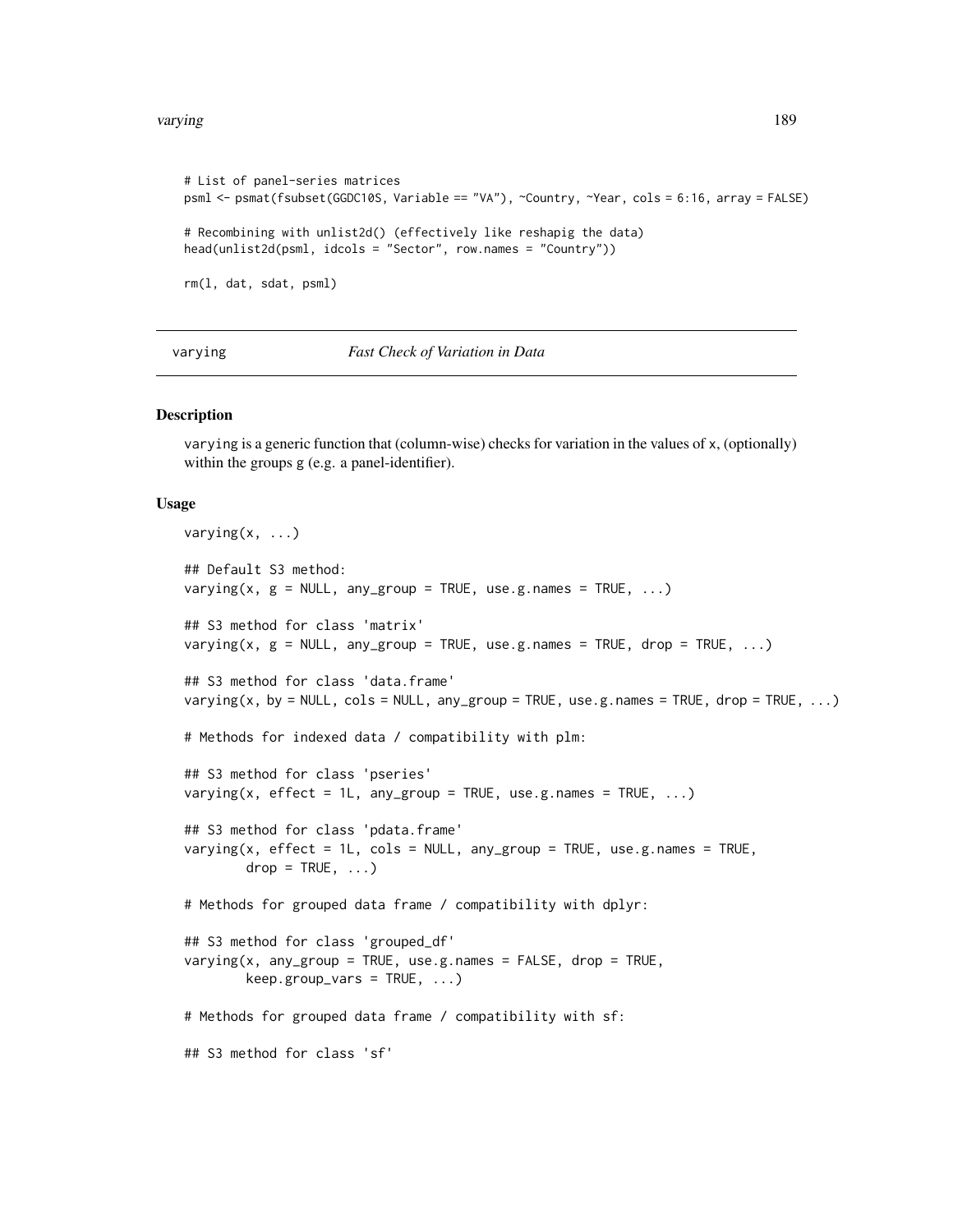```
# List of panel-series matrices
psml <- psmat(fsubset(GGDC10S, Variable == "VA"), ~Country, ~Year, cols = 6:16, array = FALSE)

# Recombining with unlist2d() (effectively like reshapig the data)
head(unlist2d(psml, idcols = "Sector", row.names = "Country"))

rm(l, dat, sdat, psml)
```

---

varying *Fast Check of Variation in Data*

---

### Description

varying is a generic function that (column-wise) checks for variation in the values of x, (optionally) within the groups g (e.g. a panel-identifier).

### Usage

```
varying(x, ...)

## Default S3 method:
varying(x, g = NULL, any_group = TRUE, use.g.names = TRUE, ...)

## S3 method for class 'matrix'
varying(x, g = NULL, any_group = TRUE, use.g.names = TRUE, drop = TRUE, ...)

## S3 method for class 'data.frame'
varying(x, by = NULL, cols = NULL, any_group = TRUE, use.g.names = TRUE, drop = TRUE, ...)

# Methods for indexed data / compatibility with plm:

## S3 method for class 'pseries'
varying(x, effect = 1L, any_group = TRUE, use.g.names = TRUE, ...)

## S3 method for class 'pdata.frame'
varying(x, effect = 1L, cols = NULL, any_group = TRUE, use.g.names = TRUE,
        drop = TRUE, ...)

# Methods for grouped data frame / compatibility with dplyr:

## S3 method for class 'grouped_df'
varying(x, any_group = TRUE, use.g.names = FALSE, drop = TRUE,
        keep.group_vars = TRUE, ...)

# Methods for grouped data frame / compatibility with sf:

## S3 method for class 'sf'
```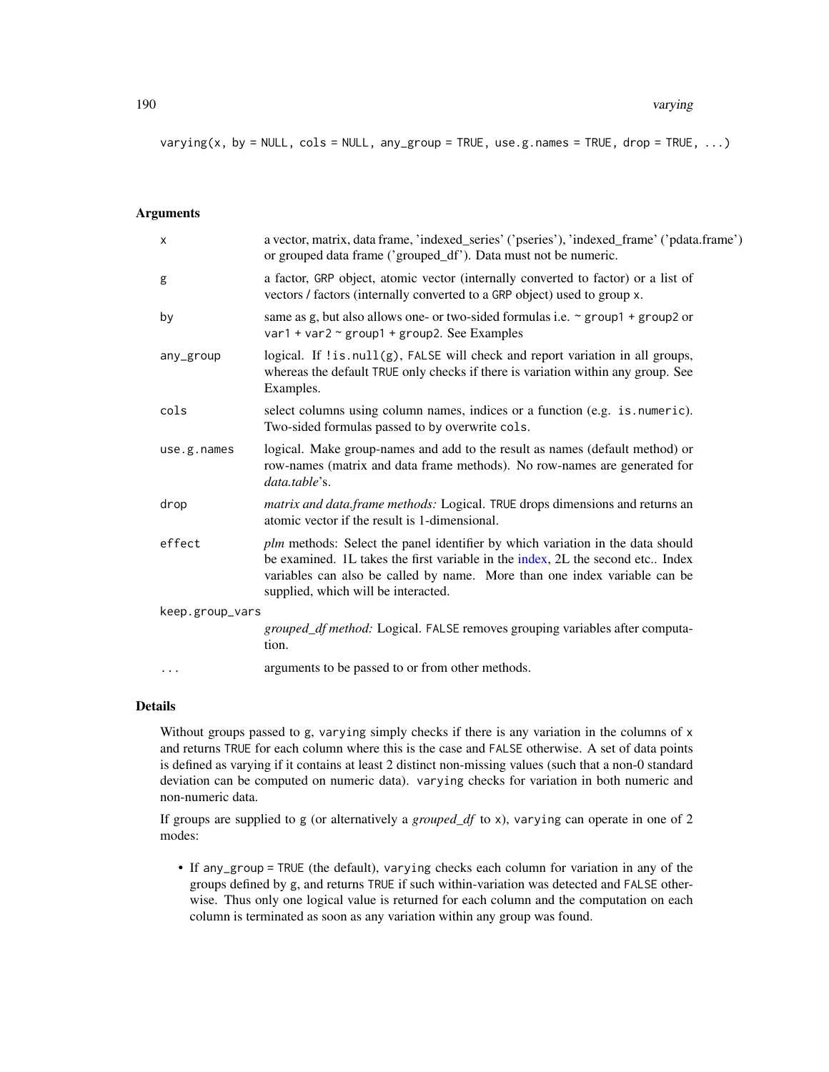```
varying(x, by = NULL, cols = NULL, any_group = TRUE, use.g.names = TRUE, drop = TRUE, ...)
```

## Arguments

| | |
|---|---|
| `x` | a vector, matrix, data frame, 'indexed_series' ('pseries'), 'indexed_frame' ('pdata.frame') or grouped data frame ('grouped_df'). Data must not be numeric. |
| `g` | a factor, `GRP` object, atomic vector (internally converted to factor) or a list of vectors / factors (internally converted to a `GRP` object) used to group `x`. |
| `by` | same as `g`, but also allows one- or two-sided formulas i.e. `~ group1 + group2` or `var1 + var2 ~ group1 + group2`. See Examples |
| `any_group` | logical. If `!is.null(g)`, `FALSE` will check and report variation in all groups, whereas the default `TRUE` only checks if there is variation within any group. See Examples. |
| `cols` | select columns using column names, indices or a function (e.g. `is.numeric`). Two-sided formulas passed to `by` overwrite `cols`. |
| `use.g.names` | logical. Make group-names and add to the result as names (default method) or row-names (matrix and data frame methods). No row-names are generated for *data.table*'s. |
| `drop` | *matrix and data.frame methods:* Logical. `TRUE` drops dimensions and returns an atomic vector if the result is 1-dimensional. |
| `effect` | *plm* methods: Select the panel identifier by which variation in the data should be examined. 1L takes the first variable in the index, 2L the second etc.. Index variables can also be called by name. More than one index variable can be supplied, which will be interacted. |
| `keep.group_vars` | *grouped_df method:* Logical. `FALSE` removes grouping variables after computation. |
| `...` | arguments to be passed to or from other methods. |

## Details

Without groups passed to `g`, `varying` simply checks if there is any variation in the columns of `x` and returns `TRUE` for each column where this is the case and `FALSE` otherwise. A set of data points is defined as varying if it contains at least 2 distinct non-missing values (such that a non-0 standard deviation can be computed on numeric data). `varying` checks for variation in both numeric and non-numeric data.

If groups are supplied to `g` (or alternatively a *grouped_df* to `x`), `varying` can operate in one of 2 modes:

- If `any_group = TRUE` (the default), `varying` checks each column for variation in any of the groups defined by `g`, and returns `TRUE` if such within-variation was detected and `FALSE` otherwise. Thus only one logical value is returned for each column and the computation on each column is terminated as soon as any variation within any group was found.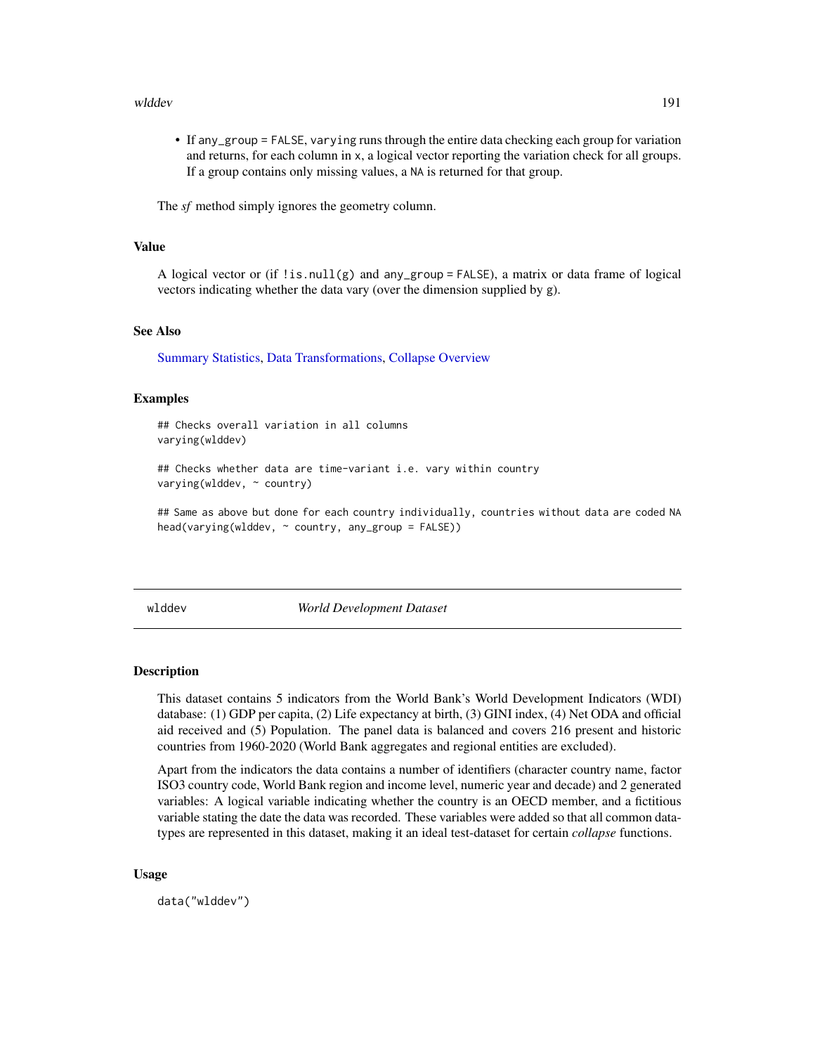- If `any_group = FALSE`, `varying` runs through the entire data checking each group for variation and returns, for each column in `x`, a logical vector reporting the variation check for all groups. If a group contains only missing values, a `NA` is returned for that group.

The *sf* method simply ignores the geometry column.

## Value

A logical vector or (if `!is.null(g)` and `any_group = FALSE`), a matrix or data frame of logical vectors indicating whether the data vary (over the dimension supplied by `g`).

## See Also

Summary Statistics, Data Transformations, Collapse Overview

## Examples

```
## Checks overall variation in all columns
varying(wlddev)

## Checks whether data are time-variant i.e. vary within country
varying(wlddev, ~ country)

## Same as above but done for each country individually, countries without data are coded NA
head(varying(wlddev, ~ country, any_group = FALSE))
```

---

# wlddev — *World Development Dataset*

## Description

This dataset contains 5 indicators from the World Bank's World Development Indicators (WDI) database: (1) GDP per capita, (2) Life expectancy at birth, (3) GINI index, (4) Net ODA and official aid received and (5) Population. The panel data is balanced and covers 216 present and historic countries from 1960-2020 (World Bank aggregates and regional entities are excluded).

Apart from the indicators the data contains a number of identifiers (character country name, factor ISO3 country code, World Bank region and income level, numeric year and decade) and 2 generated variables: A logical variable indicating whether the country is an OECD member, and a fictitious variable stating the date the data was recorded. These variables were added so that all common data-types are represented in this dataset, making it an ideal test-dataset for certain *collapse* functions.

## Usage

```
data("wlddev")
```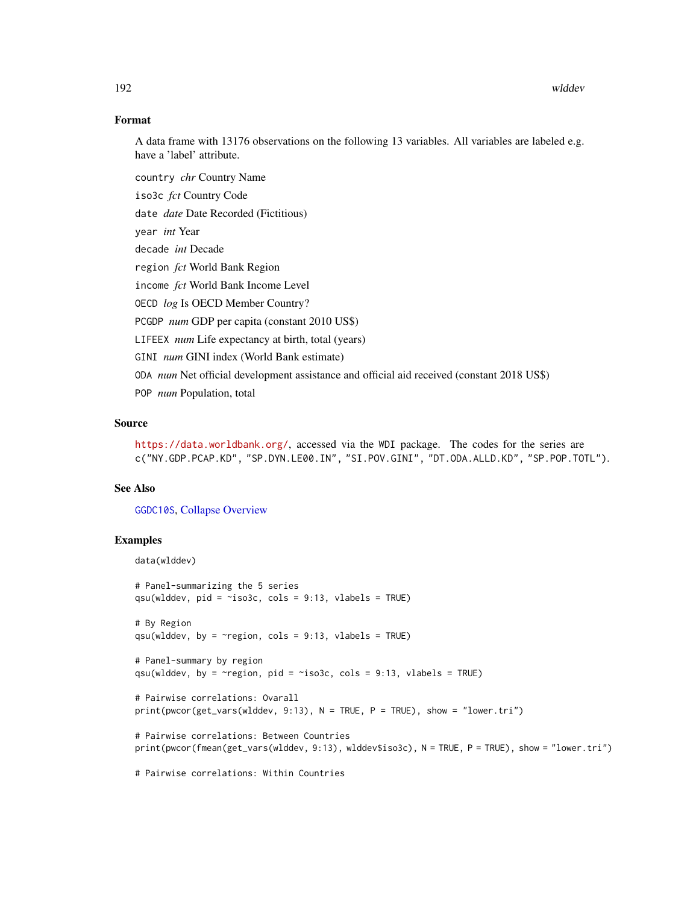### Format

A data frame with 13176 observations on the following 13 variables. All variables are labeled e.g. have a 'label' attribute.

`country` *chr* Country Name

`iso3c` *fct* Country Code

`date` *date* Date Recorded (Fictitious)

`year` *int* Year

`decade` *int* Decade

`region` *fct* World Bank Region

`income` *fct* World Bank Income Level

`OECD` *log* Is OECD Member Country?

`PCGDP` *num* GDP per capita (constant 2010 US$)

`LIFEEX` *num* Life expectancy at birth, total (years)

`GINI` *num* GINI index (World Bank estimate)

`ODA` *num* Net official development assistance and official aid received (constant 2018 US$)

`POP` *num* Population, total

### Source

https://data.worldbank.org/, accessed via the `WDI` package. The codes for the series are `c("NY.GDP.PCAP.KD", "SP.DYN.LE00.IN", "SI.POV.GINI", "DT.ODA.ALLD.KD", "SP.POP.TOTL")`.

### See Also

`GGDC10S`, Collapse Overview

### Examples

```
data(wlddev)

# Panel-summarizing the 5 series
qsu(wlddev, pid = ~iso3c, cols = 9:13, vlabels = TRUE)

# By Region
qsu(wlddev, by = ~region, cols = 9:13, vlabels = TRUE)

# Panel-summary by region
qsu(wlddev, by = ~region, pid = ~iso3c, cols = 9:13, vlabels = TRUE)

# Pairwise correlations: Ovarall
print(pwcor(get_vars(wlddev, 9:13), N = TRUE, P = TRUE), show = "lower.tri")

# Pairwise correlations: Between Countries
print(pwcor(fmean(get_vars(wlddev, 9:13), wlddev$iso3c), N = TRUE, P = TRUE), show = "lower.tri")

# Pairwise correlations: Within Countries
```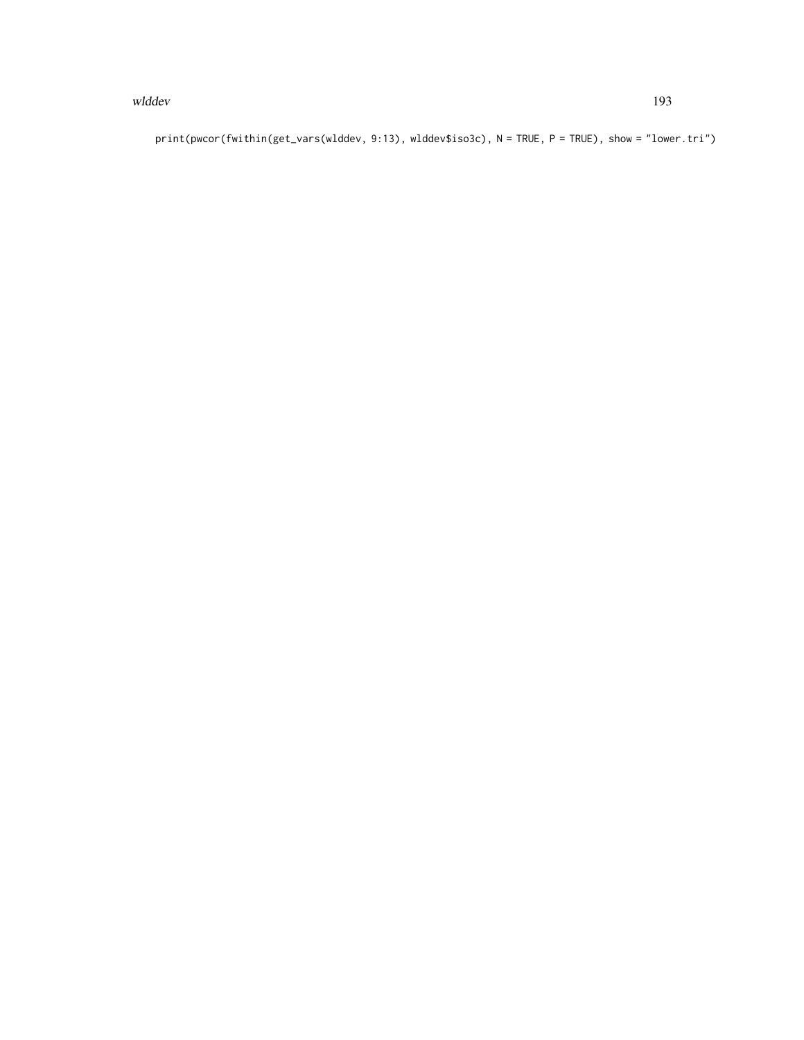```
print(pwcor(fwithin(get_vars(wlddev, 9:13), wlddev$iso3c), N = TRUE, P = TRUE), show = "lower.tri")
```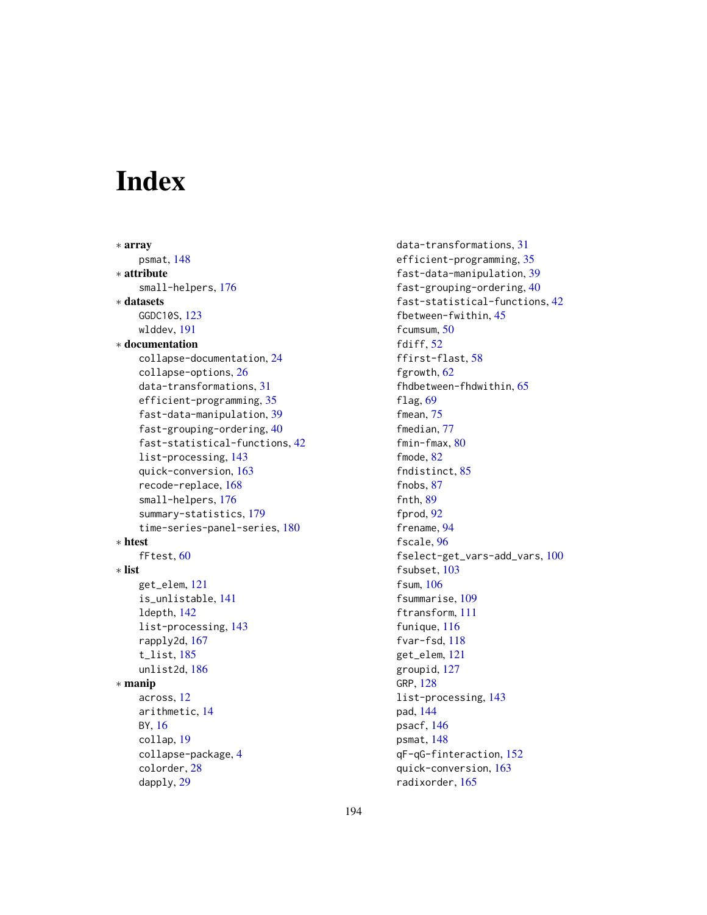# Index

∗ **array**
  psmat, 148
∗ **attribute**
  small-helpers, 176
∗ **datasets**
  GGDC10S, 123
  wlddev, 191
∗ **documentation**
  collapse-documentation, 24
  collapse-options, 26
  data-transformations, 31
  efficient-programming, 35
  fast-data-manipulation, 39
  fast-grouping-ordering, 40
  fast-statistical-functions, 42
  list-processing, 143
  quick-conversion, 163
  recode-replace, 168
  small-helpers, 176
  summary-statistics, 179
  time-series-panel-series, 180
∗ **htest**
  fFtest, 60
∗ **list**
  get_elem, 121
  is_unlistable, 141
  ldepth, 142
  list-processing, 143
  rapply2d, 167
  t_list, 185
  unlist2d, 186
∗ **manip**
  across, 12
  arithmetic, 14
  BY, 16
  collap, 19
  collapse-package, 4
  colorder, 28
  dapply, 29
  data-transformations, 31
  efficient-programming, 35
  fast-data-manipulation, 39
  fast-grouping-ordering, 40
  fast-statistical-functions, 42
  fbetween-fwithin, 45
  fcumsum, 50
  fdiff, 52
  ffirst-flast, 58
  fgrowth, 62
  fhdbetween-fhdwithin, 65
  flag, 69
  fmean, 75
  fmedian, 77
  fmin-fmax, 80
  fmode, 82
  fndistinct, 85
  fnobs, 87
  fnth, 89
  fprod, 92
  frename, 94
  fscale, 96
  fselect-get_vars-add_vars, 100
  fsubset, 103
  fsum, 106
  fsummarise, 109
  ftransform, 111
  funique, 116
  fvar-fsd, 118
  get_elem, 121
  groupid, 127
  GRP, 128
  list-processing, 143
  pad, 144
  psacf, 146
  psmat, 148
  qF-qG-finteraction, 152
  quick-conversion, 163
  radixorder, 165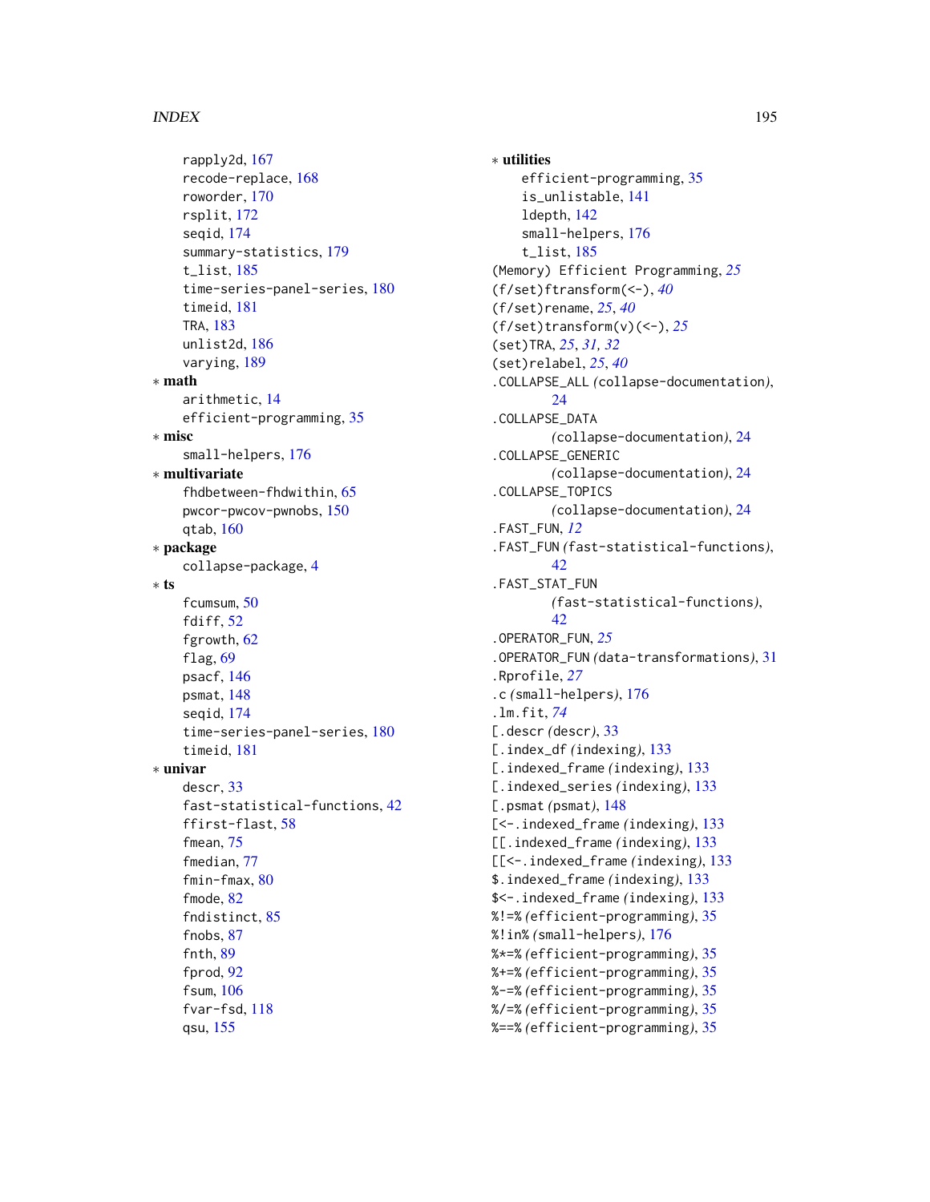rapply2d, 167
recode-replace, 168
roworder, 170
rsplit, 172
seqid, 174
summary-statistics, 179
t_list, 185
time-series-panel-series, 180
timeid, 181
TRA, 183
unlist2d, 186
varying, 189

∗ **math**

arithmetic, 14
efficient-programming, 35

∗ **misc**

small-helpers, 176

∗ **multivariate**

fhdbetween-fhdwithin, 65
pwcor-pwcov-pwnobs, 150
qtab, 160

∗ **package**

collapse-package, 4

∗ **ts**

fcumsum, 50
fdiff, 52
fgrowth, 62
flag, 69
psacf, 146
psmat, 148
seqid, 174
time-series-panel-series, 180
timeid, 181

∗ **univar**

descr, 33
fast-statistical-functions, 42
ffirst-flast, 58
fmean, 75
fmedian, 77
fmin-fmax, 80
fmode, 82
fndistinct, 85
fnobs, 87
fnth, 89
fprod, 92
fsum, 106
fvar-fsd, 118
qsu, 155

∗ **utilities**

efficient-programming, 35
is_unlistable, 141
ldepth, 142
small-helpers, 176
t_list, 185

(Memory) Efficient Programming, *25*
(f/set)ftransform(<-), *40*
(f/set)rename, *25*, *40*
(f/set)transform(v)(<-), *25*
(set)TRA, *25*, *31*, *32*
(set)relabel, *25*, *40*
.COLLAPSE_ALL *(collapse-documentation)*, 24
.COLLAPSE_DATA *(collapse-documentation)*, 24
.COLLAPSE_GENERIC *(collapse-documentation)*, 24
.COLLAPSE_TOPICS *(collapse-documentation)*, 24
.FAST_FUN, *12*
.FAST_FUN *(fast-statistical-functions)*, 42
.FAST_STAT_FUN *(fast-statistical-functions)*, 42
.OPERATOR_FUN, *25*
.OPERATOR_FUN *(data-transformations)*, 31
.Rprofile, *27*
.c *(small-helpers)*, 176
.lm.fit, *74*
[.descr *(descr)*, 33
[.index_df *(indexing)*, 133
[.indexed_frame *(indexing)*, 133
[.indexed_series *(indexing)*, 133
[.psmat *(psmat)*, 148
[<-.indexed_frame *(indexing)*, 133
[[.indexed_frame *(indexing)*, 133
[[<-.indexed_frame *(indexing)*, 133
$.indexed_frame *(indexing)*, 133
$<-.indexed_frame *(indexing)*, 133
%!=% *(efficient-programming)*, 35
%!in% *(small-helpers)*, 176
%*=% *(efficient-programming)*, 35
%+=% *(efficient-programming)*, 35
%-=% *(efficient-programming)*, 35
%/=% *(efficient-programming)*, 35
%==% *(efficient-programming)*, 35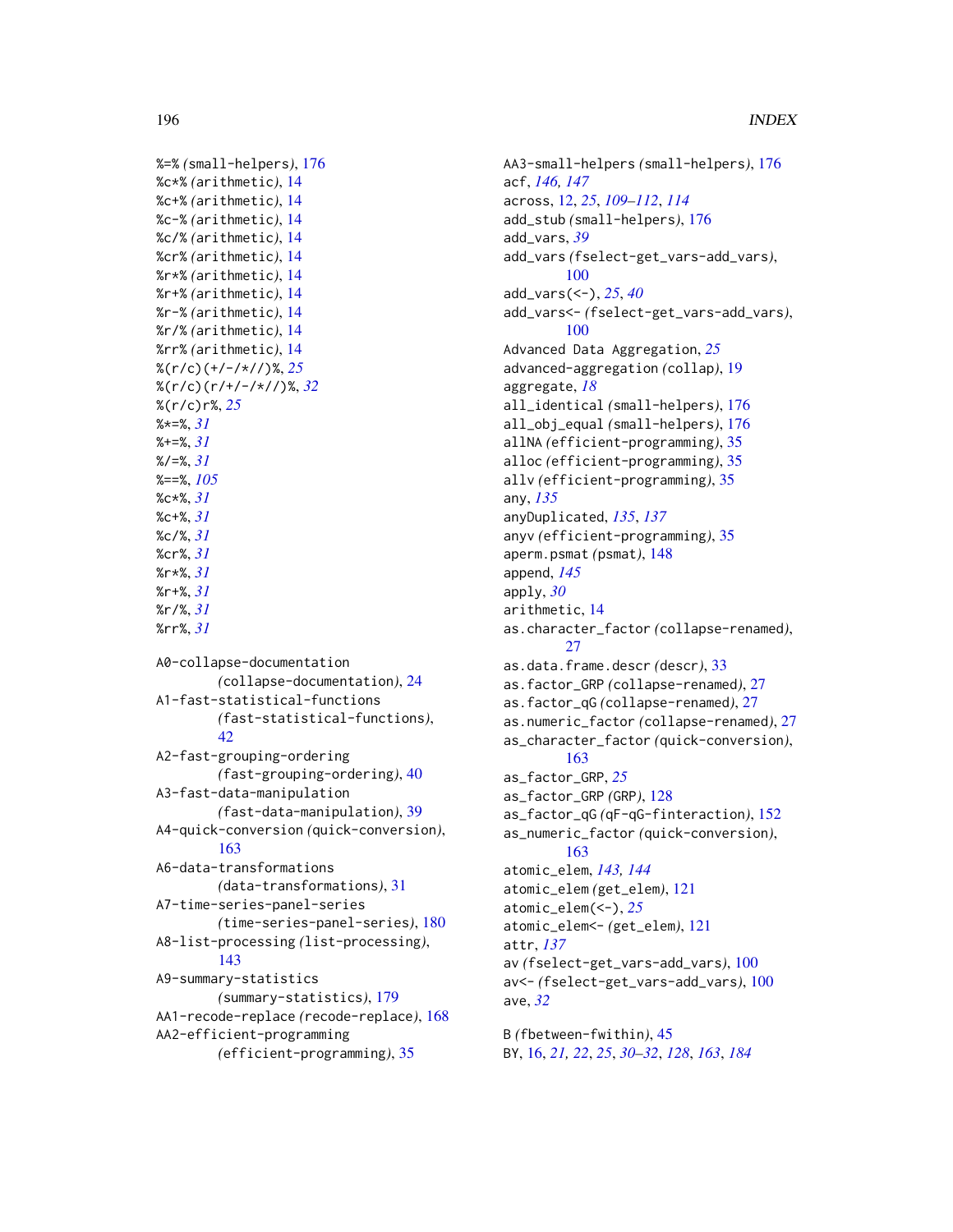%=% (small-helpers), 176
%c*% (arithmetic), 14
%c+% (arithmetic), 14
%c-% (arithmetic), 14
%c/% (arithmetic), 14
%cr% (arithmetic), 14
%r*% (arithmetic), 14
%r+% (arithmetic), 14
%r-% (arithmetic), 14
%r/% (arithmetic), 14
%rr% (arithmetic), 14
%(r/c)(+/-/*//)%, *25*
%(r/c)(r/+/-/*//)%, *32*
%(r/c)r%, *25*
%*=%, *31*
%+=%, *31*
%/=%, *31*
%==%, *105*
%c*%, *31*
%c+%, *31*
%c/%, *31*
%cr%, *31*
%r*%, *31*
%r+%, *31*
%r/%, *31*
%rr%, *31*

A0-collapse-documentation (collapse-documentation), 24
A1-fast-statistical-functions (fast-statistical-functions), 42
A2-fast-grouping-ordering (fast-grouping-ordering), 40
A3-fast-data-manipulation (fast-data-manipulation), 39
A4-quick-conversion (quick-conversion), 163
A6-data-transformations (data-transformations), 31
A7-time-series-panel-series (time-series-panel-series), 180
A8-list-processing (list-processing), 143
A9-summary-statistics (summary-statistics), 179
AA1-recode-replace (recode-replace), 168
AA2-efficient-programming (efficient-programming), 35
AA3-small-helpers (small-helpers), 176
acf, *146*, *147*
across, 12, *25*, *109–112*, *114*
add_stub (small-helpers), 176
add_vars, *39*
add_vars (fselect-get_vars-add_vars), 100
add_vars(<-), *25*, *40*
add_vars<- (fselect-get_vars-add_vars), 100
Advanced Data Aggregation, *25*
advanced-aggregation (collap), 19
aggregate, *18*
all_identical (small-helpers), 176
all_obj_equal (small-helpers), 176
allNA (efficient-programming), 35
alloc (efficient-programming), 35
allv (efficient-programming), 35
any, *135*
anyDuplicated, *135*, *137*
anyv (efficient-programming), 35
aperm.psmat (psmat), 148
append, *145*
apply, *30*
arithmetic, 14
as.character_factor (collapse-renamed), 27
as.data.frame.descr (descr), 33
as.factor_GRP (collapse-renamed), 27
as.factor_qG (collapse-renamed), 27
as.numeric_factor (collapse-renamed), 27
as_character_factor (quick-conversion), 163
as_factor_GRP, *25*
as_factor_GRP (GRP), 128
as_factor_qG (qF-qG-finteraction), 152
as_numeric_factor (quick-conversion), 163
atomic_elem, *143*, *144*
atomic_elem (get_elem), 121
atomic_elem(<-), *25*
atomic_elem<- (get_elem), 121
attr, *137*
av (fselect-get_vars-add_vars), 100
av<- (fselect-get_vars-add_vars), 100
ave, *32*

B (fbetween-fwithin), 45
BY, 16, *21*, *22*, *25*, *30–32*, *128*, *163*, *184*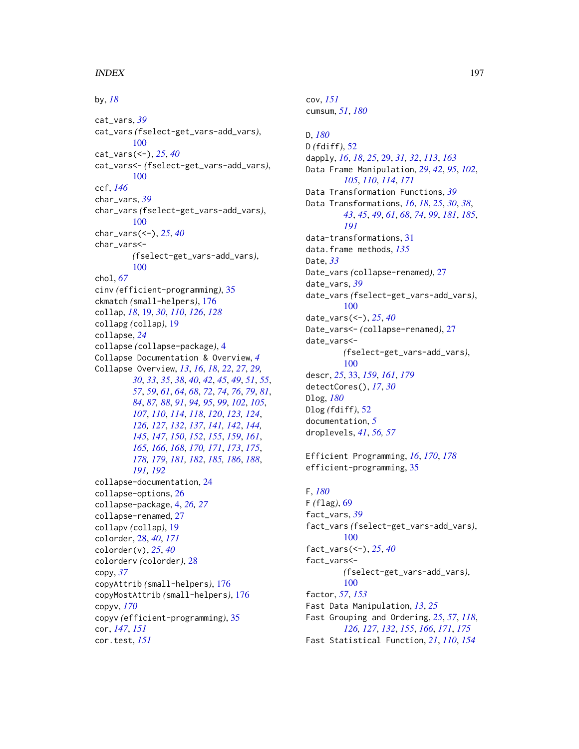by, *18*

cat_vars, *39*
cat_vars *(fselect-get_vars-add_vars)*, 100
cat_vars(<-), *25*, *40*
cat_vars<- *(fselect-get_vars-add_vars)*, 100
ccf, *146*
char_vars, *39*
char_vars *(fselect-get_vars-add_vars)*, 100
char_vars(<-), *25*, *40*
char_vars<- *(fselect-get_vars-add_vars)*, 100
chol, *67*
cinv *(efficient-programming)*, 35
ckmatch *(small-helpers)*, 176
collap, *18*, 19, *30*, *110*, *126*, *128*
collapg *(collap)*, 19
collapse, *24*
collapse *(collapse-package)*, 4
Collapse Documentation & Overview, *4*
Collapse Overview, *13*, *16*, *18*, *22*, *27*, *29*, *30*, *33*, *35*, *38*, *40*, *42*, *45*, *49*, *51*, *55*, *57*, *59*, *61*, *64*, *68*, *72*, *74*, *76*, *79*, *81*, *84*, *87*, *88*, *91*, *94*, *95*, *99*, *102*, *105*, *107*, *110*, *114*, *118*, *120*, *123*, *124*, *126*, *127*, *132*, *137*, *141*, *142*, *144*, *145*, *147*, *150*, *152*, *155*, *159*, *161*, *165*, *166*, *168*, *170*, *171*, *173*, *175*, *178*, *179*, *181*, *182*, *185*, *186*, *188*, *191*, *192*
collapse-documentation, 24
collapse-options, 26
collapse-package, 4, *26*, *27*
collapse-renamed, 27
collapv *(collap)*, 19
colorder, 28, *40*, *171*
colorder(v), *25*, *40*
colorderv *(colorder)*, 28
copy, *37*
copyAttrib *(small-helpers)*, 176
copyMostAttrib *(small-helpers)*, 176
copyv, *170*
copyv *(efficient-programming)*, 35
cor, *147*, *151*
cor.test, *151*
cov, *151*
cumsum, *51*, *180*

D, *180*
D *(fdiff)*, 52
dapply, *16*, *18*, *25*, 29, *31*, *32*, *113*, *163*
Data Frame Manipulation, *29*, *42*, *95*, *102*, *105*, *110*, *114*, *171*
Data Transformation Functions, *39*
Data Transformations, *16*, *18*, *25*, *30*, *38*, *43*, *45*, *49*, *61*, *68*, *74*, *99*, *181*, *185*, *191*
data-transformations, 31
data.frame methods, *135*
Date, *33*
Date_vars *(collapse-renamed)*, 27
date_vars, *39*
date_vars *(fselect-get_vars-add_vars)*, 100
date_vars(<-), *25*, *40*
Date_vars<- *(collapse-renamed)*, 27
date_vars<- *(fselect-get_vars-add_vars)*, 100
descr, *25*, 33, *159*, *161*, *179*
detectCores(), *17*, *30*
Dlog, *180*
Dlog *(fdiff)*, 52
documentation, *5*
droplevels, *41*, *56*, *57*

Efficient Programming, *16*, *170*, *178*
efficient-programming, 35

F, *180*
F *(flag)*, 69
fact_vars, *39*
fact_vars *(fselect-get_vars-add_vars)*, 100
fact_vars(<-), *25*, *40*
fact_vars<- *(fselect-get_vars-add_vars)*, 100
factor, *57*, *153*
Fast Data Manipulation, *13*, *25*
Fast Grouping and Ordering, *25*, *57*, *118*, *126*, *127*, *132*, *155*, *166*, *171*, *175*
Fast Statistical Function, *21*, *110*, *154*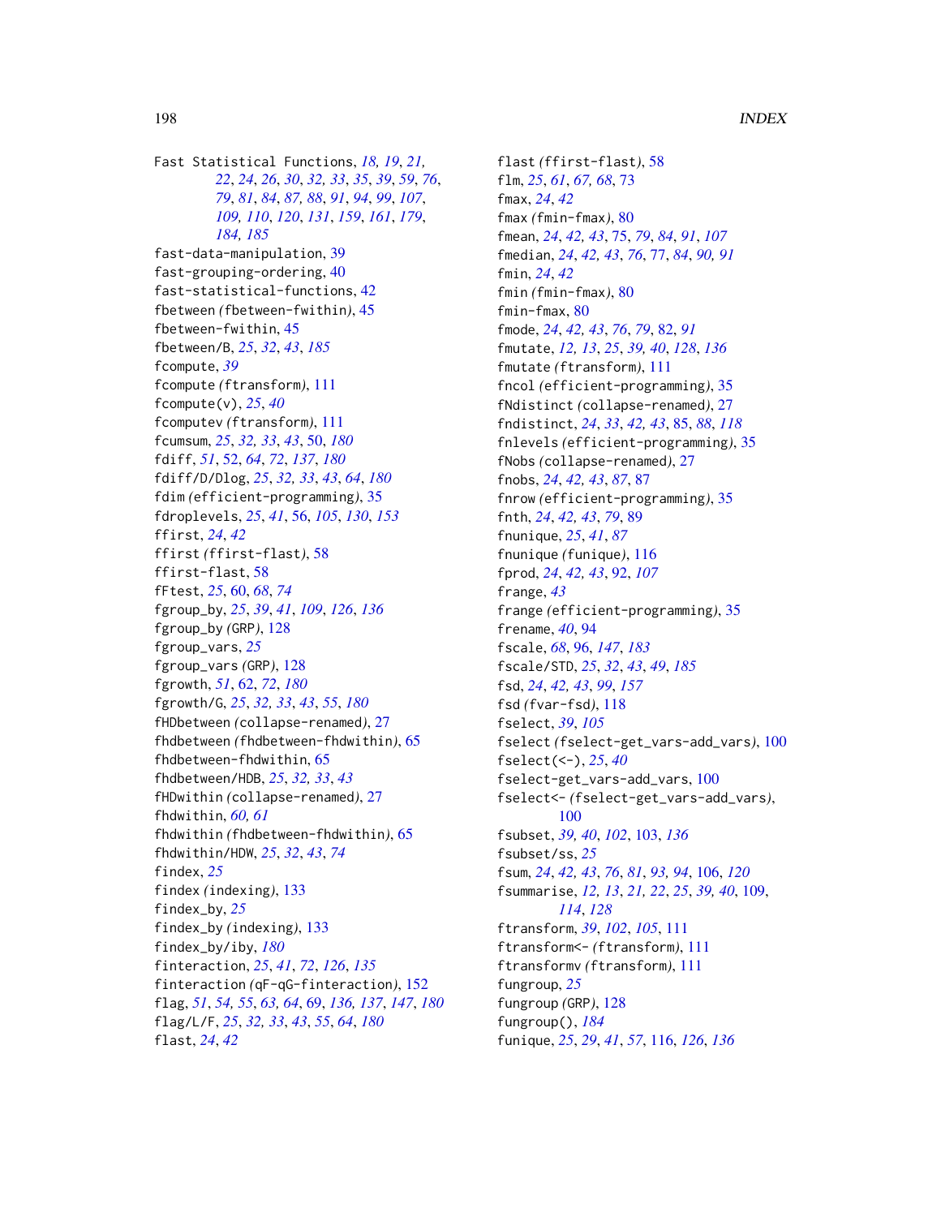Fast Statistical Functions, *18, 19*, *21, 22*, *24*, *26*, *30*, *32, 33*, *35*, *39*, *59*, *76*, *79*, *81*, *84*, *87, 88*, *91*, *94*, *99*, *107*, *109, 110*, *120*, *131*, *159*, *161*, *179*, *184, 185*
fast-data-manipulation, 39
fast-grouping-ordering, 40
fast-statistical-functions, 42
fbetween *(fbetween-fwithin)*, 45
fbetween-fwithin, 45
fbetween/B, *25*, *32*, *43*, *185*
fcompute, *39*
fcompute *(ftransform)*, 111
fcompute(v), *25*, *40*
fcomputev *(ftransform)*, 111
fcumsum, *25*, *32, 33*, *43*, 50, *180*
fdiff, *51*, 52, *64*, *72*, *137*, *180*
fdiff/D/Dlog, *25*, *32, 33*, *43*, *64*, *180*
fdim *(efficient-programming)*, 35
fdroplevels, *25*, *41*, 56, *105*, *130*, *153*
ffirst, *24*, *42*
ffirst *(ffirst-flast)*, 58
ffirst-flast, 58
fFtest, *25*, 60, *68*, *74*
fgroup_by, *25*, *39*, *41*, *109*, *126*, *136*
fgroup_by *(GRP)*, 128
fgroup_vars, *25*
fgroup_vars *(GRP)*, 128
fgrowth, *51*, 62, *72*, *180*
fgrowth/G, *25*, *32, 33*, *43*, *55*, *180*
fHDbetween *(collapse-renamed)*, 27
fhdbetween *(fhdbetween-fhdwithin)*, 65
fhdbetween-fhdwithin, 65
fhdbetween/HDB, *25*, *32, 33*, *43*
fHDwithin *(collapse-renamed)*, 27
fhdwithin, *60, 61*
fhdwithin *(fhdbetween-fhdwithin)*, 65
fhdwithin/HDW, *25*, *32*, *43*, *74*
findex, *25*
findex *(indexing)*, 133
findex_by, *25*
findex_by *(indexing)*, 133
findex_by/iby, *180*
finteraction, *25*, *41*, *72*, *126*, *135*
finteraction *(qF-qG-finteraction)*, 152
flag, *51*, *54, 55*, *63, 64*, 69, *136, 137*, *147*, *180*
flag/L/F, *25*, *32, 33*, *43*, *55*, *64*, *180*
flast, *24*, *42*
flast *(ffirst-flast)*, 58
flm, *25*, *61*, *67, 68*, 73
fmax, *24*, *42*
fmax *(fmin-fmax)*, 80
fmean, *24*, *42, 43*, 75, *79*, *84*, *91*, *107*
fmedian, *24*, *42, 43*, *76*, 77, *84*, *90, 91*
fmin, *24*, *42*
fmin *(fmin-fmax)*, 80
fmin-fmax, 80
fmode, *24*, *42, 43*, *76*, *79*, 82, *91*
fmutate, *12, 13*, *25*, *39, 40*, *128*, *136*
fmutate *(ftransform)*, 111
fncol *(efficient-programming)*, 35
fNdistinct *(collapse-renamed)*, 27
fndistinct, *24*, *33*, *42, 43*, 85, *88*, *118*
fnlevels *(efficient-programming)*, 35
fNobs *(collapse-renamed)*, 27
fnobs, *24*, *42, 43*, *87*, 87
fnrow *(efficient-programming)*, 35
fnth, *24*, *42, 43*, *79*, 89
fnunique, *25*, *41*, *87*
fnunique *(funique)*, 116
fprod, *24*, *42, 43*, 92, *107*
frange, *43*
frange *(efficient-programming)*, 35
frename, *40*, 94
fscale, *68*, 96, *147*, *183*
fscale/STD, *25*, *32*, *43*, *49*, *185*
fsd, *24*, *42, 43*, *99*, *157*
fsd *(fvar-fsd)*, 118
fselect, *39*, *105*
fselect *(fselect-get_vars-add_vars)*, 100
fselect(<-), *25*, *40*
fselect-get_vars-add_vars, 100
fselect<- *(fselect-get_vars-add_vars)*, 100
fsubset, *39, 40*, *102*, 103, *136*
fsubset/ss, *25*
fsum, *24*, *42, 43*, *76*, *81*, *93, 94*, 106, *120*
fsummarise, *12, 13*, *21, 22*, *25*, *39, 40*, 109, *114*, *128*
ftransform, *39*, *102*, *105*, 111
ftransform<- *(ftransform)*, 111
ftransformv *(ftransform)*, 111
fungroup, *25*
fungroup *(GRP)*, 128
fungroup(), *184*
funique, *25*, *29*, *41*, *57*, 116, *126*, *136*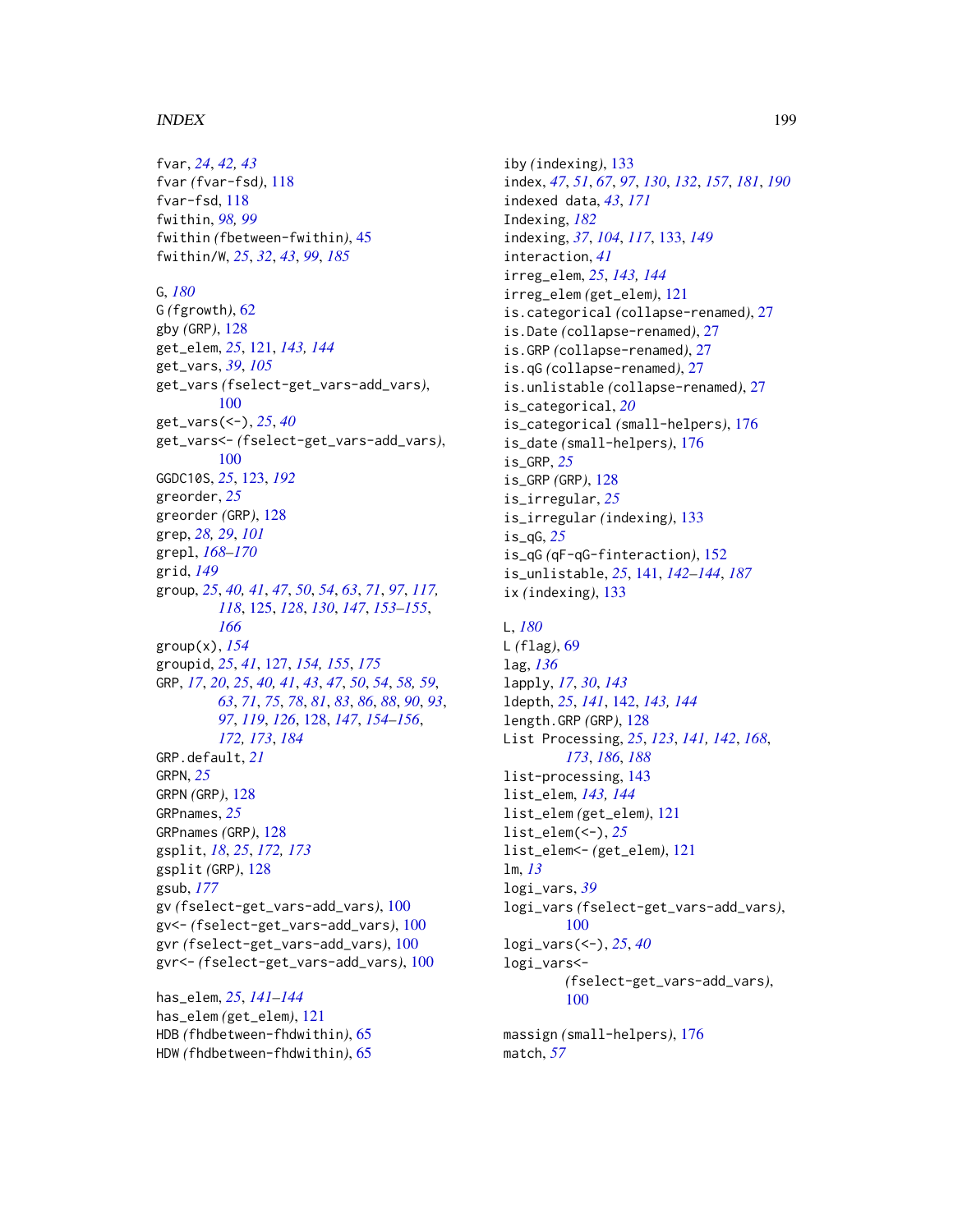fvar, *24*, *42, 43*
fvar *(fvar-fsd)*, 118
fvar-fsd, 118
fwithin, *98, 99*
fwithin *(fbetween-fwithin)*, 45
fwithin/W, *25*, *32*, *43*, *99*, *185*

G, *180*
G *(fgrowth)*, 62
gby *(GRP)*, 128
get_elem, *25*, 121, *143, 144*
get_vars, *39*, *105*
get_vars *(fselect-get_vars-add_vars)*, 100
get_vars(<-), *25*, *40*
get_vars<- *(fselect-get_vars-add_vars)*, 100
GGDC10S, *25*, 123, *192*
greorder, *25*
greorder *(GRP)*, 128
grep, *28, 29*, *101*
grepl, *168–170*
grid, *149*
group, *25*, *40, 41*, *47*, *50*, *54*, *63*, *71*, *97*, *117, 118*, 125, *128*, *130*, *147*, *153–155*, *166*
group(x), *154*
groupid, *25*, *41*, 127, *154, 155*, *175*
GRP, *17*, *20*, *25*, *40, 41*, *43*, *47*, *50*, *54*, *58, 59*, *63*, *71*, *75*, *78*, *81*, *83*, *86*, *88*, *90*, *93*, *97*, *119*, *126*, 128, *147*, *154–156*, *172, 173*, *184*
GRP.default, *21*
GRPN, *25*
GRPN *(GRP)*, 128
GRPnames, *25*
GRPnames *(GRP)*, 128
gsplit, *18*, *25*, *172, 173*
gsplit *(GRP)*, 128
gsub, *177*
gv *(fselect-get_vars-add_vars)*, 100
gv<- *(fselect-get_vars-add_vars)*, 100
gvr *(fselect-get_vars-add_vars)*, 100
gvr<- *(fselect-get_vars-add_vars)*, 100

has_elem, *25*, *141–144*
has_elem *(get_elem)*, 121
HDB *(fhdbetween-fhdwithin)*, 65
HDW *(fhdbetween-fhdwithin)*, 65

iby *(indexing)*, 133
index, *47*, *51*, *67*, *97*, *130*, *132*, *157*, *181*, *190*
indexed data, *43*, *171*
Indexing, *182*
indexing, *37*, *104*, *117*, 133, *149*
interaction, *41*
irreg_elem, *25*, *143, 144*
irreg_elem *(get_elem)*, 121
is.categorical *(collapse-renamed)*, 27
is.Date *(collapse-renamed)*, 27
is.GRP *(collapse-renamed)*, 27
is.qG *(collapse-renamed)*, 27
is.unlistable *(collapse-renamed)*, 27
is_categorical, *20*
is_categorical *(small-helpers)*, 176
is_date *(small-helpers)*, 176
is_GRP, *25*
is_GRP *(GRP)*, 128
is_irregular, *25*
is_irregular *(indexing)*, 133
is_qG, *25*
is_qG *(qF-qG-finteraction)*, 152
is_unlistable, *25*, 141, *142–144*, *187*
ix *(indexing)*, 133

L, *180*
L *(flag)*, 69
lag, *136*
lapply, *17*, *30*, *143*
ldepth, *25*, *141*, 142, *143, 144*
length.GRP *(GRP)*, 128
List Processing, *25*, *123*, *141, 142*, *168*, *173*, *186*, *188*
list-processing, 143
list_elem, *143, 144*
list_elem *(get_elem)*, 121
list_elem(<-), *25*
list_elem<- *(get_elem)*, 121
lm, *13*
logi_vars, *39*
logi_vars *(fselect-get_vars-add_vars)*, 100
logi_vars(<-), *25*, *40*
logi_vars<- *(fselect-get_vars-add_vars)*, 100

massign *(small-helpers)*, 176
match, *57*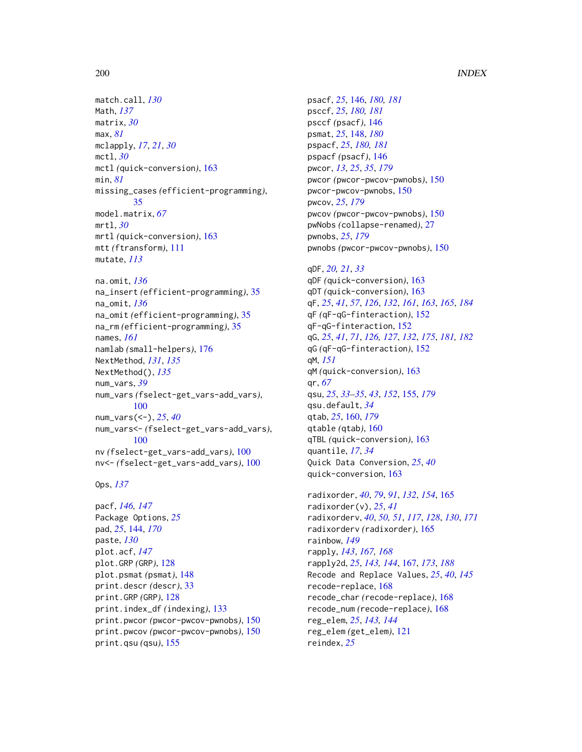match.call, *130*
Math, *137*
matrix, *30*
max, *81*
mclapply, *17*, *21*, *30*
mctl, *30*
mctl *(quick-conversion)*, 163
min, *81*
missing_cases *(efficient-programming)*, 35
model.matrix, *67*
mrtl, *30*
mrtl *(quick-conversion)*, 163
mtt *(ftransform)*, 111
mutate, *113*

na.omit, *136*
na_insert *(efficient-programming)*, 35
na_omit, *136*
na_omit *(efficient-programming)*, 35
na_rm *(efficient-programming)*, 35
names, *161*
namlab *(small-helpers)*, 176
NextMethod, *131*, *135*
NextMethod(), *135*
num_vars, *39*
num_vars *(fselect-get_vars-add_vars)*, 100
num_vars(<-), *25*, *40*
num_vars<- *(fselect-get_vars-add_vars)*, 100
nv *(fselect-get_vars-add_vars)*, 100
nv<- *(fselect-get_vars-add_vars)*, 100

Ops, *137*

pacf, *146, 147*
Package Options, *25*
pad, *25*, 144, *170*
paste, *130*
plot.acf, *147*
plot.GRP *(GRP)*, 128
plot.psmat *(psmat)*, 148
print.descr *(descr)*, 33
print.GRP *(GRP)*, 128
print.index_df *(indexing)*, 133
print.pwcor *(pwcor-pwcov-pwnobs)*, 150
print.pwcov *(pwcor-pwcov-pwnobs)*, 150
print.qsu *(qsu)*, 155

psacf, *25*, 146, *180, 181*
psccf, *25*, *180, 181*
psccf *(psacf)*, 146
psmat, *25*, 148, *180*
pspacf, *25*, *180, 181*
pspacf *(psacf)*, 146
pwcor, *13*, *25*, *35*, *179*
pwcor *(pwcor-pwcov-pwnobs)*, 150
pwcor-pwcov-pwnobs, 150
pwcov, *25*, *179*
pwcov *(pwcor-pwcov-pwnobs)*, 150
pwNobs *(collapse-renamed)*, 27
pwnobs, *25*, *179*
pwnobs *(pwcor-pwcov-pwnobs)*, 150

qDF, *20, 21*, *33*
qDF *(quick-conversion)*, 163
qDT *(quick-conversion)*, 163
qF, *25*, *41*, *57*, *126*, *132*, *161*, *163*, *165*, *184*
qF *(qF-qG-finteraction)*, 152
qF-qG-finteraction, 152
qG, *25*, *41*, *71*, *126, 127*, *132*, *175*, *181, 182*
qG *(qF-qG-finteraction)*, 152
qM, *151*
qM *(quick-conversion)*, 163
qr, *67*
qsu, *25*, *33–35*, *43*, *152*, 155, *179*
qsu.default, *34*
qtab, *25*, 160, *179*
qtable *(qtab)*, 160
qTBL *(quick-conversion)*, 163
quantile, *17*, *34*
Quick Data Conversion, *25*, *40*
quick-conversion, 163

radixorder, *40*, *79*, *91*, *132*, *154*, 165
radixorder(v), *25*, *41*
radixorderv, *40*, *50, 51*, *117*, *128*, *130*, *171*
radixorderv *(radixorder)*, 165
rainbow, *149*
rapply, *143*, *167, 168*
rapply2d, *25*, *143, 144*, 167, *173*, *188*
Recode and Replace Values, *25*, *40*, *145*
recode-replace, 168
recode_char *(recode-replace)*, 168
recode_num *(recode-replace)*, 168
reg_elem, *25*, *143, 144*
reg_elem *(get_elem)*, 121
reindex, *25*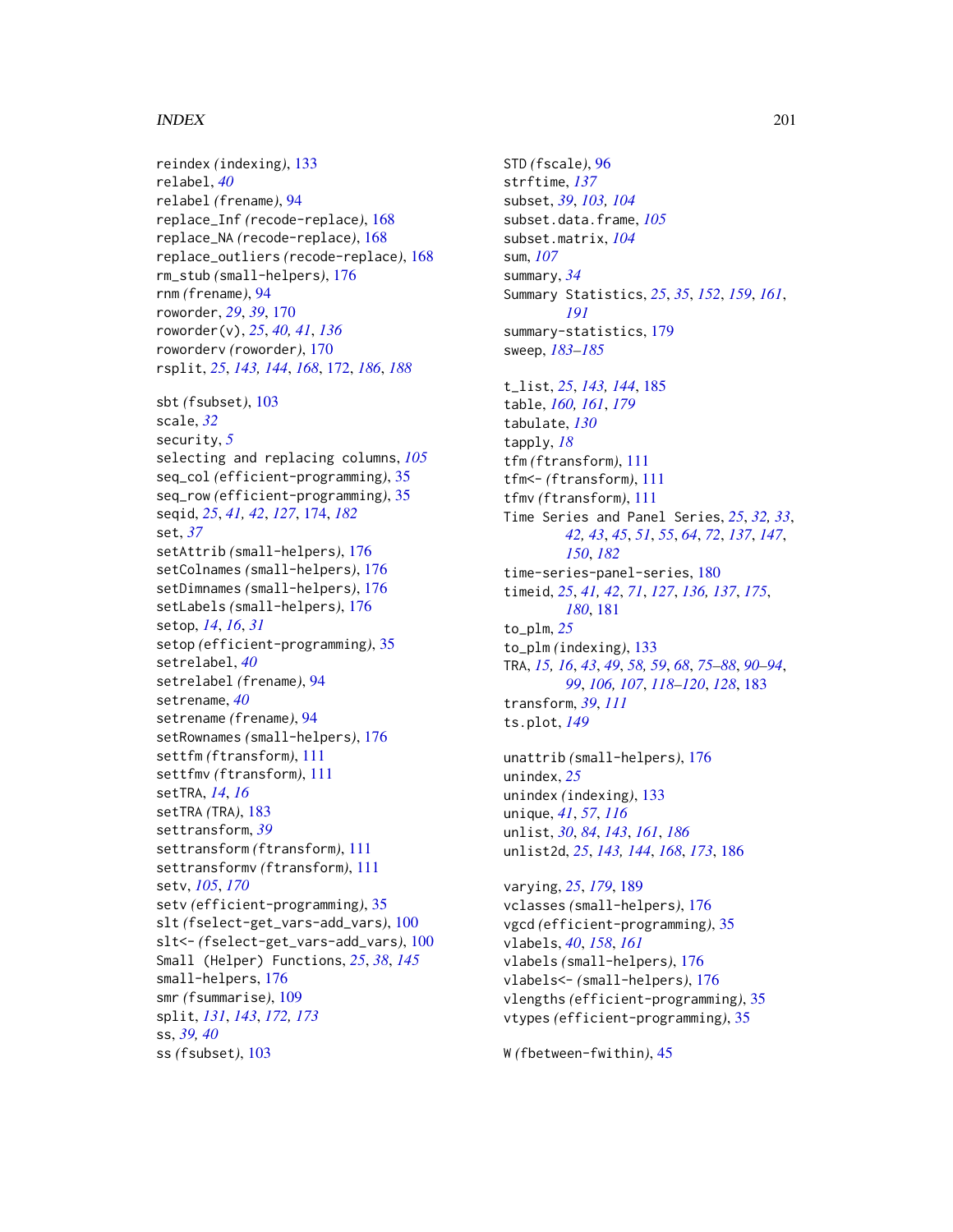reindex *(indexing)*, 133
relabel, *40*
relabel *(frename)*, 94
replace_Inf *(recode-replace)*, 168
replace_NA *(recode-replace)*, 168
replace_outliers *(recode-replace)*, 168
rm_stub *(small-helpers)*, 176
rnm *(frename)*, 94
roworder, *29*, *39*, 170
roworder(v), *25*, *40, 41*, *136*
roworderv *(roworder)*, 170
rsplit, *25*, *143, 144*, *168*, 172, *186*, *188*

sbt *(fsubset)*, 103
scale, *32*
security, *5*
selecting and replacing columns, *105*
seq_col *(efficient-programming)*, 35
seq_row *(efficient-programming)*, 35
seqid, *25*, *41, 42*, *127*, 174, *182*
set, *37*
setAttrib *(small-helpers)*, 176
setColnames *(small-helpers)*, 176
setDimnames *(small-helpers)*, 176
setLabels *(small-helpers)*, 176
setop, *14*, *16*, *31*
setop *(efficient-programming)*, 35
setrelabel, *40*
setrelabel *(frename)*, 94
setrename, *40*
setrename *(frename)*, 94
setRownames *(small-helpers)*, 176
settfm *(ftransform)*, 111
settfmv *(ftransform)*, 111
setTRA, *14*, *16*
setTRA *(TRA)*, 183
settransform, *39*
settransform *(ftransform)*, 111
settransformv *(ftransform)*, 111
setv, *105*, *170*
setv *(efficient-programming)*, 35
slt *(fselect-get_vars-add_vars)*, 100
slt<- *(fselect-get_vars-add_vars)*, 100
Small (Helper) Functions, *25*, *38*, *145*
small-helpers, 176
smr *(fsummarise)*, 109
split, *131*, *143*, *172, 173*
ss, *39, 40*
ss *(fsubset)*, 103

STD *(fscale)*, 96
strftime, *137*
subset, *39*, *103, 104*
subset.data.frame, *105*
subset.matrix, *104*
sum, *107*
summary, *34*
Summary Statistics, *25*, *35*, *152*, *159*, *161*, *191*
summary-statistics, 179
sweep, *183–185*

t_list, *25*, *143, 144*, 185
table, *160, 161*, *179*
tabulate, *130*
tapply, *18*
tfm *(ftransform)*, 111
tfm<- *(ftransform)*, 111
tfmv *(ftransform)*, 111
Time Series and Panel Series, *25*, *32, 33*, *42, 43*, *45*, *51*, *55*, *64*, *72*, *137*, *147*, *150*, *182*
time-series-panel-series, 180
timeid, *25*, *41, 42*, *71*, *127*, *136, 137*, *175*, *180*, 181
to_plm, *25*
to_plm *(indexing)*, 133
TRA, *15, 16*, *43*, *49*, *58, 59*, *68*, *75–88*, *90–94*, *99*, *106, 107*, *118–120*, *128*, 183
transform, *39*, *111*
ts.plot, *149*

unattrib *(small-helpers)*, 176
unindex, *25*
unindex *(indexing)*, 133
unique, *41*, *57*, *116*
unlist, *30*, *84*, *143*, *161*, *186*
unlist2d, *25*, *143, 144*, *168*, *173*, 186

varying, *25*, *179*, 189
vclasses *(small-helpers)*, 176
vgcd *(efficient-programming)*, 35
vlabels, *40*, *158*, *161*
vlabels *(small-helpers)*, 176
vlabels<- *(small-helpers)*, 176
vlengths *(efficient-programming)*, 35
vtypes *(efficient-programming)*, 35

W *(fbetween-fwithin)*, 45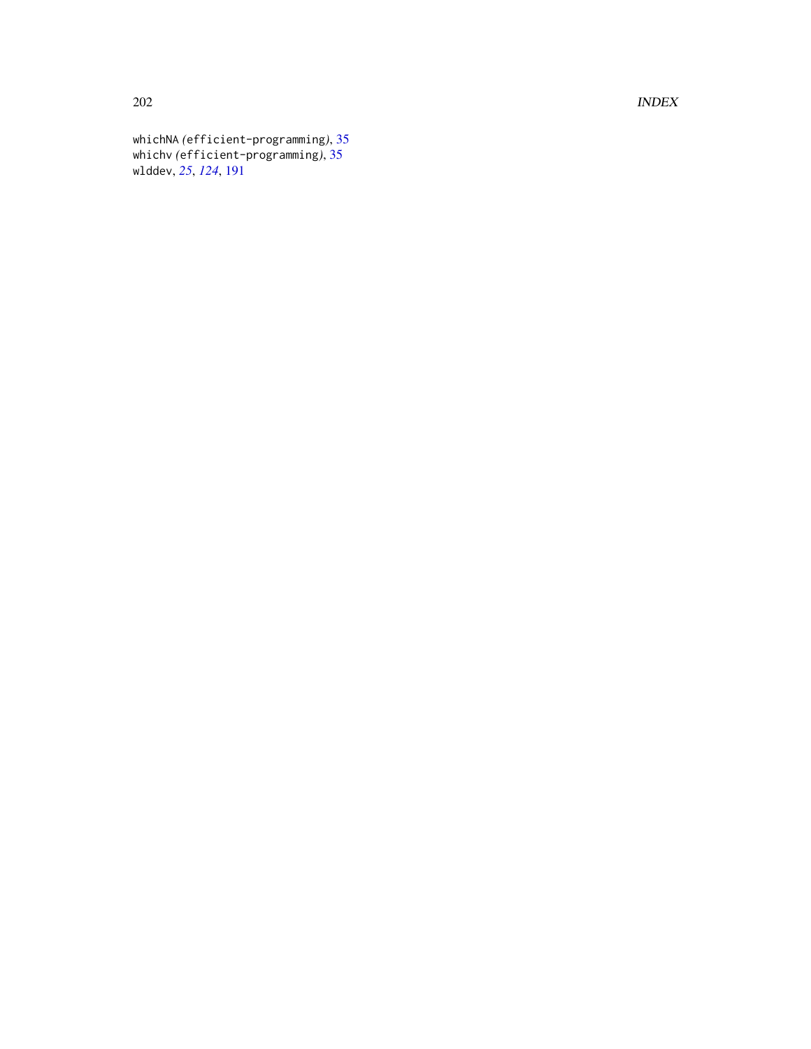whichNA *(*efficient-programming*)*, 35
whichv *(*efficient-programming*)*, 35
wlddev, *25*, *124*, 191